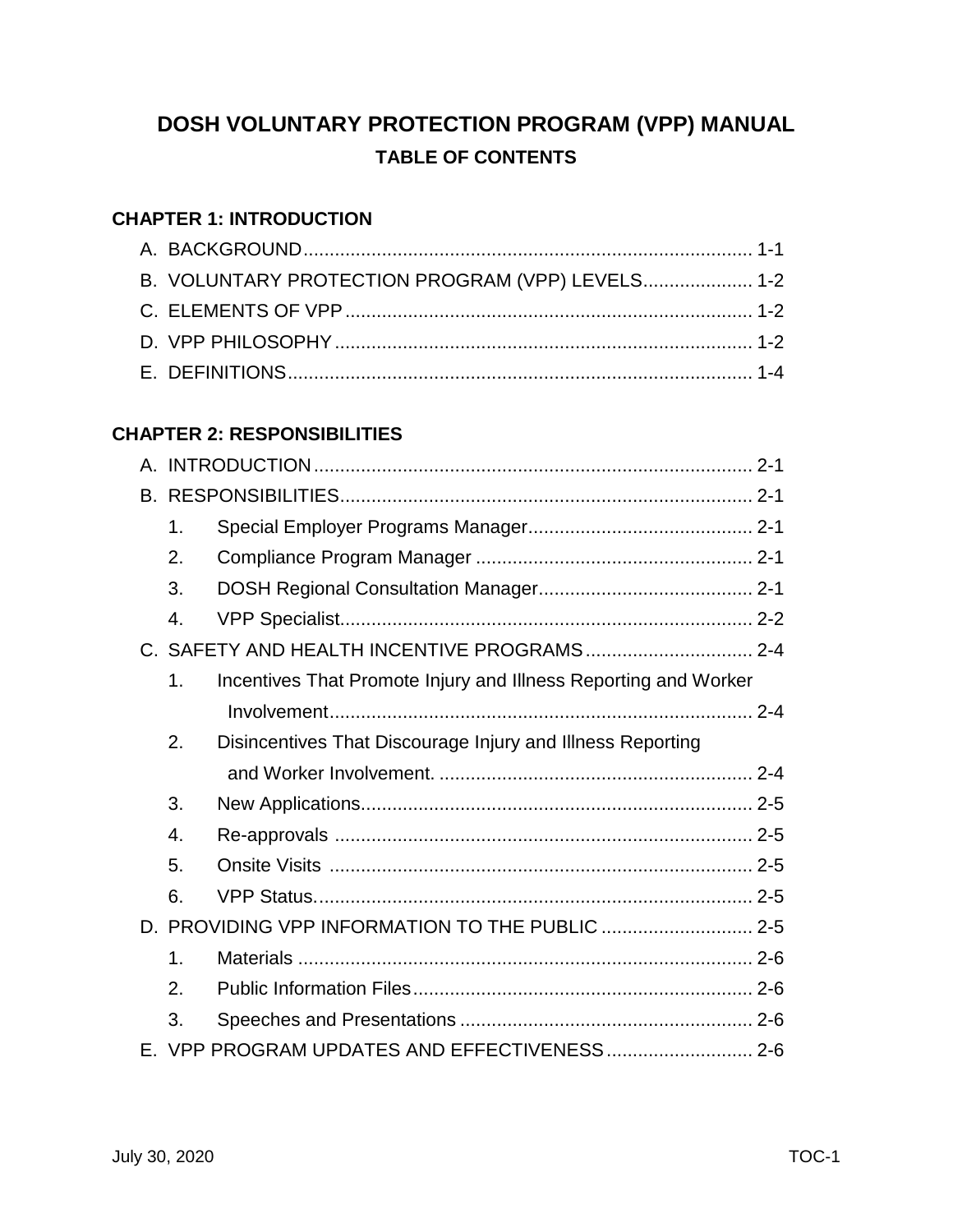# DOSH VOLUNTARY PROTECTION PROGRAM (VPP) MANUAL

## TABLE OF CONTENTS

### CHAPTER 1: INTRODUCTION

- A. BACKGROUND ..... 1-1
- B. VOLUNTARY PROTECTION PROGRAM (VPP) LEVELS ..... 1-2
- C. ELEMENTS OF VPP ..... 1-2
- D. VPP PHILOSOPHY ..... 1-2
- E. DEFINITIONS ..... 1-4

### CHAPTER 2: RESPONSIBILITIES

- A. INTRODUCTION ..... 2-1
- B. RESPONSIBILITIES ..... 2-1
  1. Special Employer Programs Manager ..... 2-1
  2. Compliance Program Manager ..... 2-1
  3. DOSH Regional Consultation Manager ..... 2-1
  4. VPP Specialist ..... 2-2
- C. SAFETY AND HEALTH INCENTIVE PROGRAMS ..... 2-4
  1. Incentives That Promote Injury and Illness Reporting and Worker Involvement ..... 2-4
  2. Disincentives That Discourage Injury and Illness Reporting and Worker Involvement. ..... 2-4
  3. New Applications ..... 2-5
  4. Re-approvals ..... 2-5
  5. Onsite Visits ..... 2-5
  6. VPP Status ..... 2-5
- D. PROVIDING VPP INFORMATION TO THE PUBLIC ..... 2-5
  1. Materials ..... 2-6
  2. Public Information Files ..... 2-6
  3. Speeches and Presentations ..... 2-6
- E. VPP PROGRAM UPDATES AND EFFECTIVENESS ..... 2-6

July 30, 2020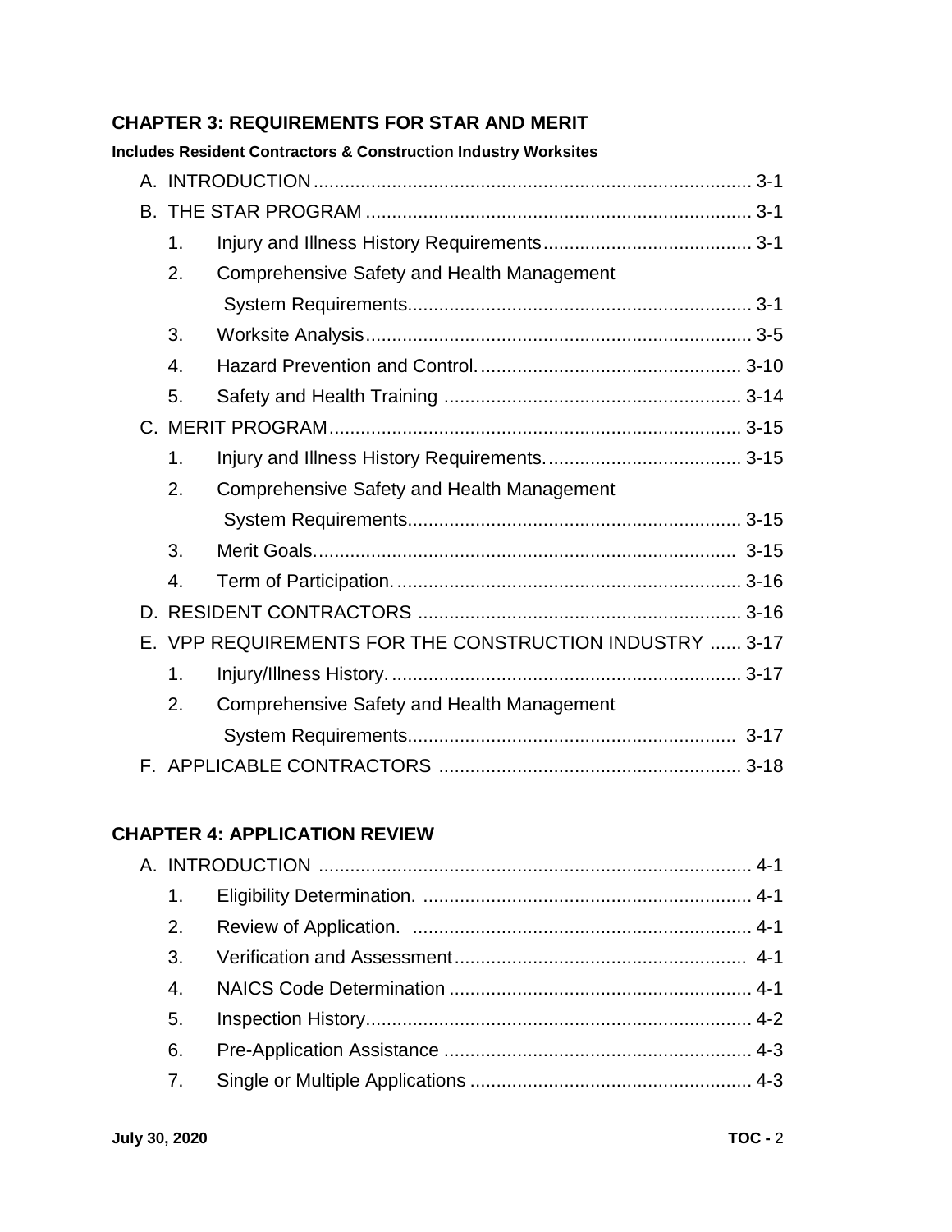**CHAPTER 3: REQUIREMENTS FOR STAR AND MERIT**

**Includes Resident Contractors & Construction Industry Worksites**

A. INTRODUCTION .................................................................................... 3-1

B. THE STAR PROGRAM ......................................................................... 3-1

1. Injury and Illness History Requirements....................................... 3-1
2. Comprehensive Safety and Health Management System Requirements................................................................. 3-1
3. Worksite Analysis......................................................................... 3-5
4. Hazard Prevention and Control.................................................. 3-10
5. Safety and Health Training ......................................................... 3-14

C. MERIT PROGRAM............................................................................... 3-15

1. Injury and Illness History Requirements...................................... 3-15
2. Comprehensive Safety and Health Management System Requirements................................................................ 3-15
3. Merit Goals................................................................................. 3-15
4. Term of Participation.................................................................. 3-16

D. RESIDENT CONTRACTORS ............................................................. 3-16

E. VPP REQUIREMENTS FOR THE CONSTRUCTION INDUSTRY ...... 3-17

1. Injury/Illness History.................................................................... 3-17
2. Comprehensive Safety and Health Management System Requirements............................................................... 3-17

F. APPLICABLE CONTRACTORS .......................................................... 3-18

**CHAPTER 4: APPLICATION REVIEW**

A. INTRODUCTION .................................................................................. 4-1

1. Eligibility Determination. .............................................................. 4-1
2. Review of Application. ................................................................ 4-1
3. Verification and Assessment....................................................... 4-1
4. NAICS Code Determination ......................................................... 4-1
5. Inspection History......................................................................... 4-2
6. Pre-Application Assistance .......................................................... 4-3
7. Single or Multiple Applications ..................................................... 4-3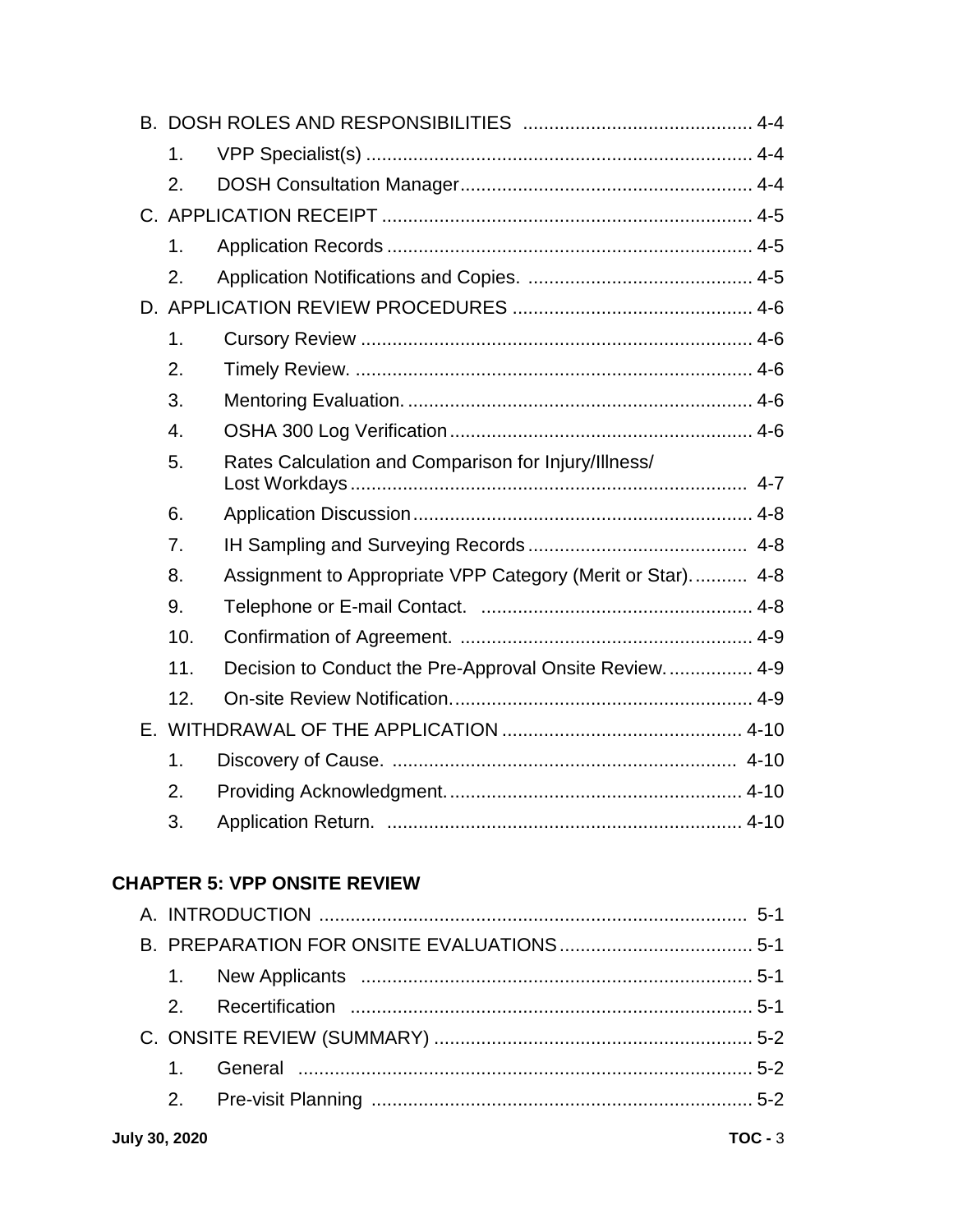B. DOSH ROLES AND RESPONSIBILITIES ........................................... 4-4

1. VPP Specialist(s) ........................................................................ 4-4
2. DOSH Consultation Manager....................................................... 4-4

C. APPLICATION RECEIPT ...................................................................... 4-5

1. Application Records ..................................................................... 4-5
2. Application Notifications and Copies. ........................................... 4-5

D. APPLICATION REVIEW PROCEDURES ............................................. 4-6

1. Cursory Review .......................................................................... 4-6
2. Timely Review. ........................................................................... 4-6
3. Mentoring Evaluation. ................................................................. 4-6
4. OSHA 300 Log Verification ......................................................... 4-6
5. Rates Calculation and Comparison for Injury/Illness/ Lost Workdays ........................................................................... 4-7
6. Application Discussion ................................................................ 4-8
7. IH Sampling and Surveying Records .......................................... 4-8
8. Assignment to Appropriate VPP Category (Merit or Star). .......... 4-8
9. Telephone or E-mail Contact. ..................................................... 4-8
10. Confirmation of Agreement. ........................................................ 4-9
11. Decision to Conduct the Pre-Approval Onsite Review. ................ 4-9
12. On-site Review Notification. ........................................................ 4-9

E. WITHDRAWAL OF THE APPLICATION ............................................. 4-10

1. Discovery of Cause. ................................................................. 4-10
2. Providing Acknowledgment. ....................................................... 4-10
3. Application Return. ................................................................... 4-10

**CHAPTER 5: VPP ONSITE REVIEW**

A. INTRODUCTION ................................................................................. 5-1

B. PREPARATION FOR ONSITE EVALUATIONS .................................... 5-1

1. New Applicants .......................................................................... 5-1
2. Recertification ............................................................................ 5-1

C. ONSITE REVIEW (SUMMARY) ............................................................ 5-2

1. General ...................................................................................... 5-2
2. Pre-visit Planning ........................................................................ 5-2

July 30, 2020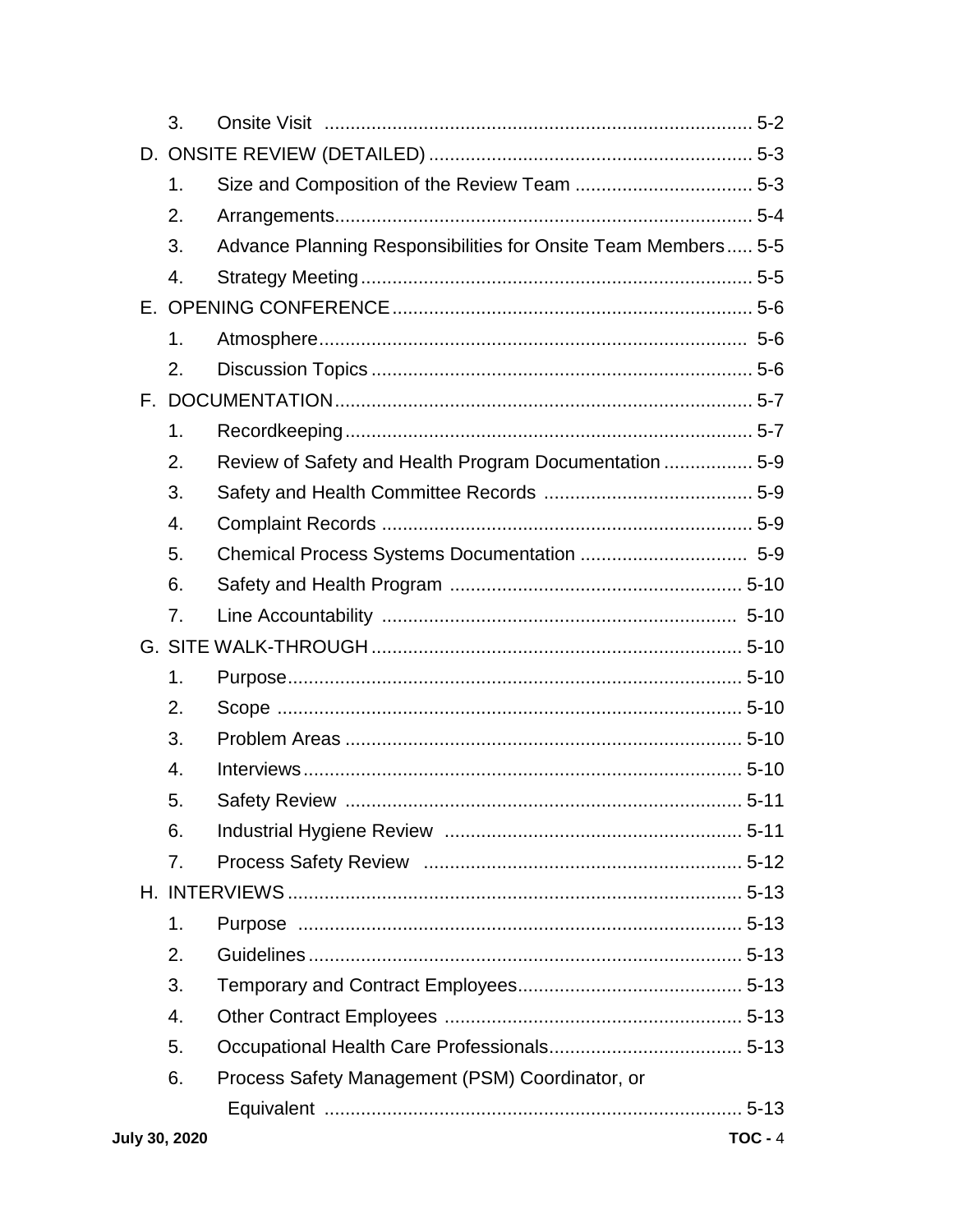3. Onsite Visit .................................................................................. 5-2

D. ONSITE REVIEW (DETAILED) ............................................................. 5-3

1. Size and Composition of the Review Team .................................. 5-3
2. Arrangements............................................................................... 5-4
3. Advance Planning Responsibilities for Onsite Team Members..... 5-5
4. Strategy Meeting.......................................................................... 5-5

E. OPENING CONFERENCE.................................................................... 5-6

1. Atmosphere................................................................................. 5-6
2. Discussion Topics ........................................................................ 5-6

F. DOCUMENTATION............................................................................... 5-7

1. Recordkeeping............................................................................. 5-7
2. Review of Safety and Health Program Documentation ................. 5-9
3. Safety and Health Committee Records ........................................ 5-9
4. Complaint Records ...................................................................... 5-9
5. Chemical Process Systems Documentation ................................ 5-9
6. Safety and Health Program ....................................................... 5-10
7. Line Accountability .................................................................... 5-10

G. SITE WALK-THROUGH ...................................................................... 5-10

1. Purpose...................................................................................... 5-10
2. Scope ........................................................................................ 5-10
3. Problem Areas ........................................................................... 5-10
4. Interviews................................................................................... 5-10
5. Safety Review ........................................................................... 5-11
6. Industrial Hygiene Review ......................................................... 5-11
7. Process Safety Review ............................................................ 5-12

H. INTERVIEWS...................................................................................... 5-13

1. Purpose ..................................................................................... 5-13
2. Guidelines .................................................................................. 5-13
3. Temporary and Contract Employees........................................... 5-13
4. Other Contract Employees ......................................................... 5-13
5. Occupational Health Care Professionals..................................... 5-13
6. Process Safety Management (PSM) Coordinator, or Equivalent ................................................................................ 5-13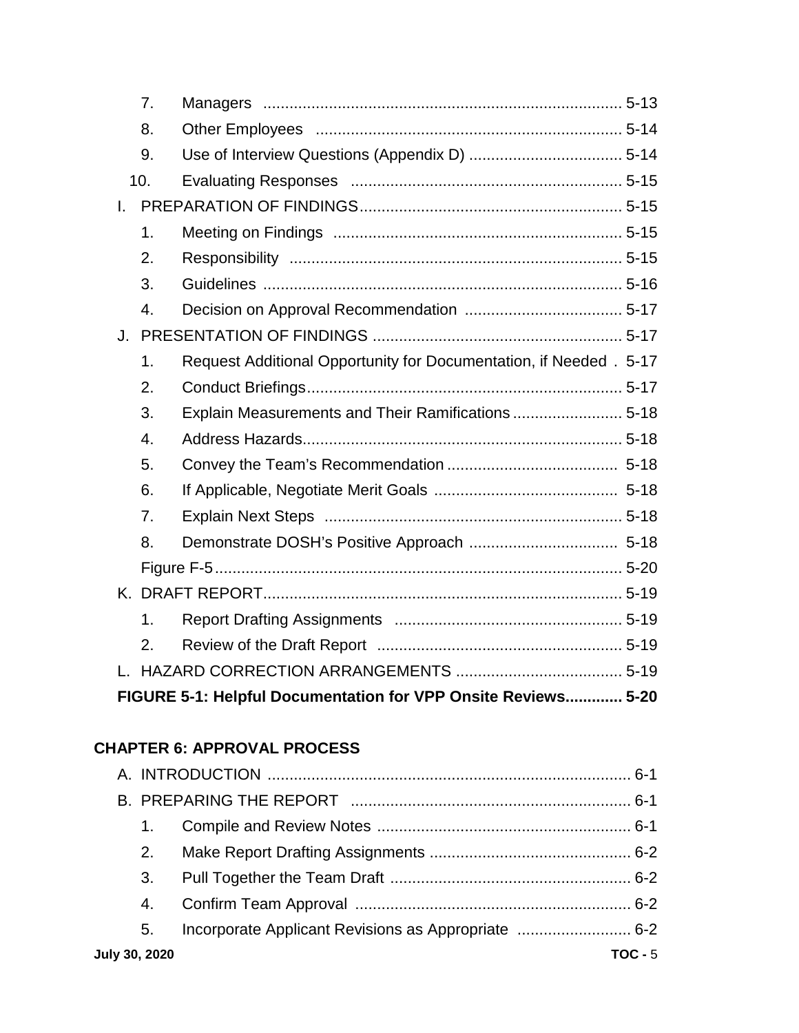7. Managers ........ 5-13
8. Other Employees ........ 5-14
9. Use of Interview Questions (Appendix D) ........ 5-14
10. Evaluating Responses ........ 5-15

I. PREPARATION OF FINDINGS ........ 5-15
1. Meeting on Findings ........ 5-15
2. Responsibility ........ 5-15
3. Guidelines ........ 5-16
4. Decision on Approval Recommendation ........ 5-17

J. PRESENTATION OF FINDINGS ........ 5-17
1. Request Additional Opportunity for Documentation, if Needed . 5-17
2. Conduct Briefings ........ 5-17
3. Explain Measurements and Their Ramifications ........ 5-18
4. Address Hazards ........ 5-18
5. Convey the Team's Recommendation ........ 5-18
6. If Applicable, Negotiate Merit Goals ........ 5-18
7. Explain Next Steps ........ 5-18
8. Demonstrate DOSH's Positive Approach ........ 5-18

Figure F-5 ........ 5-20

K. DRAFT REPORT ........ 5-19
1. Report Drafting Assignments ........ 5-19
2. Review of the Draft Report ........ 5-19

L. HAZARD CORRECTION ARRANGEMENTS ........ 5-19

**FIGURE 5-1: Helpful Documentation for VPP Onsite Reviews ........ 5-20**

**CHAPTER 6: APPROVAL PROCESS**

A. INTRODUCTION ........ 6-1

B. PREPARING THE REPORT ........ 6-1
1. Compile and Review Notes ........ 6-1
2. Make Report Drafting Assignments ........ 6-2
3. Pull Together the Team Draft ........ 6-2
4. Confirm Team Approval ........ 6-2
5. Incorporate Applicant Revisions as Appropriate ........ 6-2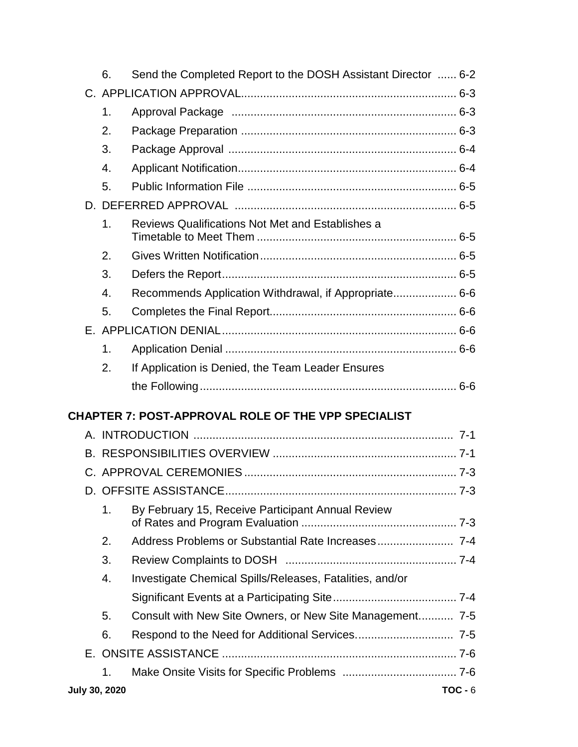6. Send the Completed Report to the DOSH Assistant Director ...... 6-2

C. APPLICATION APPROVAL................................................................... 6-3

1. Approval Package ...................................................................... 6-3
2. Package Preparation ................................................................... 6-3
3. Package Approval ....................................................................... 6-4
4. Applicant Notification.................................................................... 6-4
5. Public Information File ................................................................. 6-5

D. DEFERRED APPROVAL ..................................................................... 6-5

1. Reviews Qualifications Not Met and Establishes a Timetable to Meet Them .............................................................. 6-5
2. Gives Written Notification............................................................. 6-5
3. Defers the Report......................................................................... 6-5
4. Recommends Application Withdrawal, if Appropriate.................... 6-6
5. Completes the Final Report.......................................................... 6-6

E. APPLICATION DENIAL......................................................................... 6-6

1. Application Denial ........................................................................ 6-6
2. If Application is Denied, the Team Leader Ensures the Following................................................................................ 6-6

**CHAPTER 7: POST-APPROVAL ROLE OF THE VPP SPECIALIST**

A. INTRODUCTION ................................................................................. 7-1

B. RESPONSIBILITIES OVERVIEW ......................................................... 7-1

C. APPROVAL CEREMONIES .................................................................. 7-3

D. OFFSITE ASSISTANCE........................................................................ 7-3

1. By February 15, Receive Participant Annual Review of Rates and Program Evaluation ................................................ 7-3
2. Address Problems or Substantial Rate Increases........................ 7-4
3. Review Complaints to DOSH ..................................................... 7-4
4. Investigate Chemical Spills/Releases, Fatalities, and/or Significant Events at a Participating Site....................................... 7-4
5. Consult with New Site Owners, or New Site Management........... 7-5
6. Respond to the Need for Additional Services.............................. 7-5

E. ONSITE ASSISTANCE ......................................................................... 7-6

1. Make Onsite Visits for Specific Problems ................................... 7-6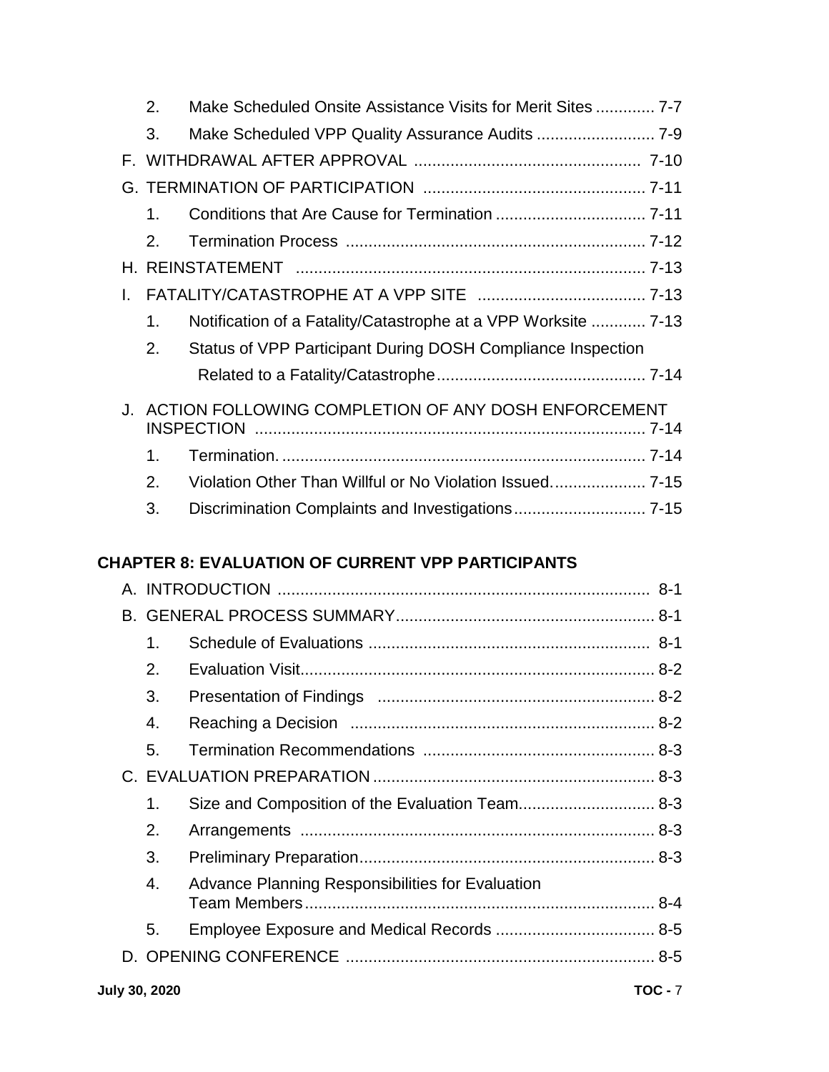2. Make Scheduled Onsite Assistance Visits for Merit Sites ............. 7-7
3. Make Scheduled VPP Quality Assurance Audits .......................... 7-9

F. WITHDRAWAL AFTER APPROVAL .................................................. 7-10

G. TERMINATION OF PARTICIPATION ................................................ 7-11

1. Conditions that Are Cause for Termination ................................. 7-11
2. Termination Process ................................................................. 7-12

H. REINSTATEMENT ............................................................................ 7-13

I. FATALITY/CATASTROPHE AT A VPP SITE ..................................... 7-13

1. Notification of a Fatality/Catastrophe at a VPP Worksite ............ 7-13
2. Status of VPP Participant During DOSH Compliance Inspection Related to a Fatality/Catastrophe .............................................. 7-14

J. ACTION FOLLOWING COMPLETION OF ANY DOSH ENFORCEMENT INSPECTION ..................................................................................... 7-14

1. Termination. ................................................................................ 7-14
2. Violation Other Than Willful or No Violation Issued. .................... 7-15
3. Discrimination Complaints and Investigations ............................. 7-15

**CHAPTER 8: EVALUATION OF CURRENT VPP PARTICIPANTS**

A. INTRODUCTION ................................................................................ 8-1

B. GENERAL PROCESS SUMMARY ........................................................ 8-1

1. Schedule of Evaluations ............................................................. 8-1
2. Evaluation Visit ............................................................................ 8-2
3. Presentation of Findings ............................................................ 8-2
4. Reaching a Decision .................................................................. 8-2
5. Termination Recommendations .................................................. 8-3

C. EVALUATION PREPARATION ............................................................. 8-3

1. Size and Composition of the Evaluation Team ............................. 8-3
2. Arrangements ............................................................................. 8-3
3. Preliminary Preparation ................................................................ 8-3
4. Advance Planning Responsibilities for Evaluation Team Members ............................................................................ 8-4
5. Employee Exposure and Medical Records .................................. 8-5

D. OPENING CONFERENCE ................................................................... 8-5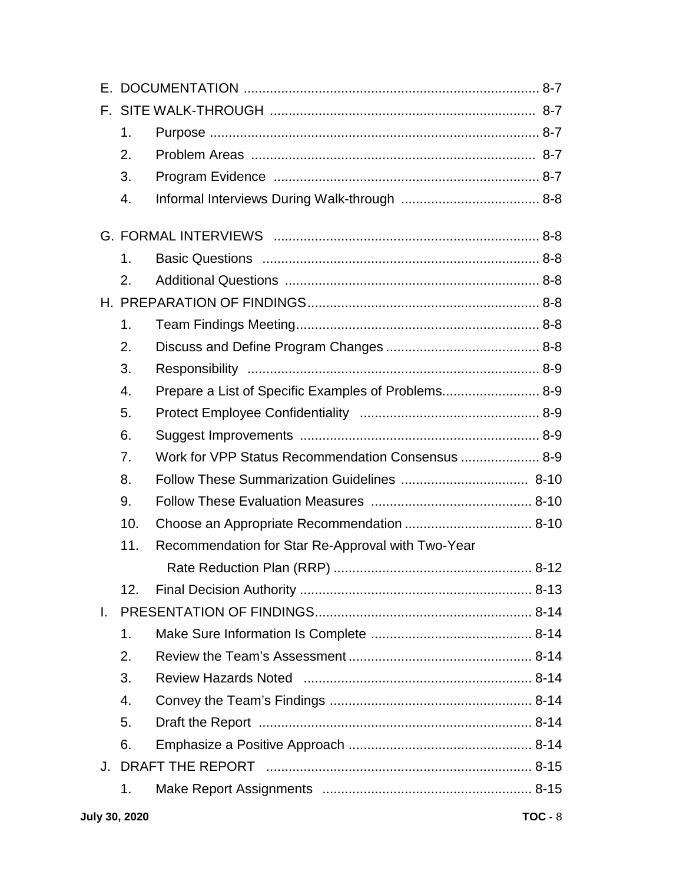E. DOCUMENTATION ............................................................................ 8-7

F. SITE WALK-THROUGH ...................................................................... 8-7

1. Purpose ....................................................................................... 8-7
2. Problem Areas ........................................................................... 8-7
3. Program Evidence ...................................................................... 8-7
4. Informal Interviews During Walk-through .................................... 8-8

G. FORMAL INTERVIEWS ...................................................................... 8-8

1. Basic Questions ......................................................................... 8-8
2. Additional Questions ................................................................... 8-8

H. PREPARATION OF FINDINGS ............................................................ 8-8

1. Team Findings Meeting ................................................................ 8-8
2. Discuss and Define Program Changes ........................................ 8-8
3. Responsibility ............................................................................. 8-9
4. Prepare a List of Specific Examples of Problems.......................... 8-9
5. Protect Employee Confidentiality ............................................... 8-9
6. Suggest Improvements ............................................................... 8-9
7. Work for VPP Status Recommendation Consensus ..................... 8-9
8. Follow These Summarization Guidelines .................................. 8-10
9. Follow These Evaluation Measures ........................................... 8-10
10. Choose an Appropriate Recommendation .................................. 8-10
11. Recommendation for Star Re-Approval with Two-Year Rate Reduction Plan (RRP) ..................................................... 8-12
12. Final Decision Authority .............................................................. 8-13

I. PRESENTATION OF FINDINGS.......................................................... 8-14

1. Make Sure Information Is Complete ........................................... 8-14
2. Review the Team's Assessment ................................................. 8-14
3. Review Hazards Noted ............................................................. 8-14
4. Convey the Team's Findings ...................................................... 8-14
5. Draft the Report ......................................................................... 8-14
6. Emphasize a Positive Approach ................................................. 8-14

J. DRAFT THE REPORT ....................................................................... 8-15

1. Make Report Assignments ........................................................ 8-15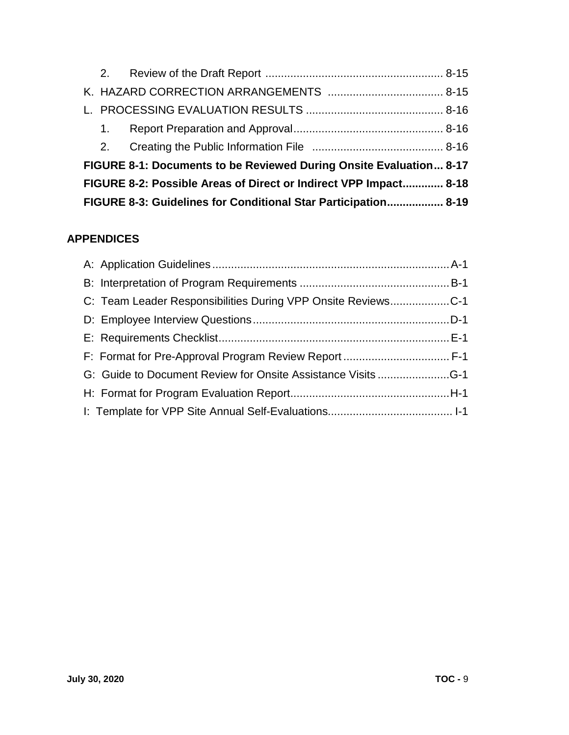2. Review of the Draft Report ........................................................ 8-15

K. HAZARD CORRECTION ARRANGEMENTS .................................... 8-15

L. PROCESSING EVALUATION RESULTS ........................................... 8-16

1. Report Preparation and Approval ................................................ 8-16

2. Creating the Public Information File .......................................... 8-16

**FIGURE 8-1: Documents to be Reviewed During Onsite Evaluation ... 8-17**

**FIGURE 8-2: Possible Areas of Direct or Indirect VPP Impact ............ 8-18**

**FIGURE 8-3: Guidelines for Conditional Star Participation ................. 8-19**

## APPENDICES

A: Application Guidelines ........................................................................... A-1

B: Interpretation of Program Requirements ............................................... B-1

C: Team Leader Responsibilities During VPP Onsite Reviews .................. C-1

D: Employee Interview Questions .............................................................. D-1

E: Requirements Checklist ......................................................................... E-1

F: Format for Pre-Approval Program Review Report ................................. F-1

G: Guide to Document Review for Onsite Assistance Visits ....................... G-1

H: Format for Program Evaluation Report .................................................. H-1

I: Template for VPP Site Annual Self-Evaluations ....................................... I-1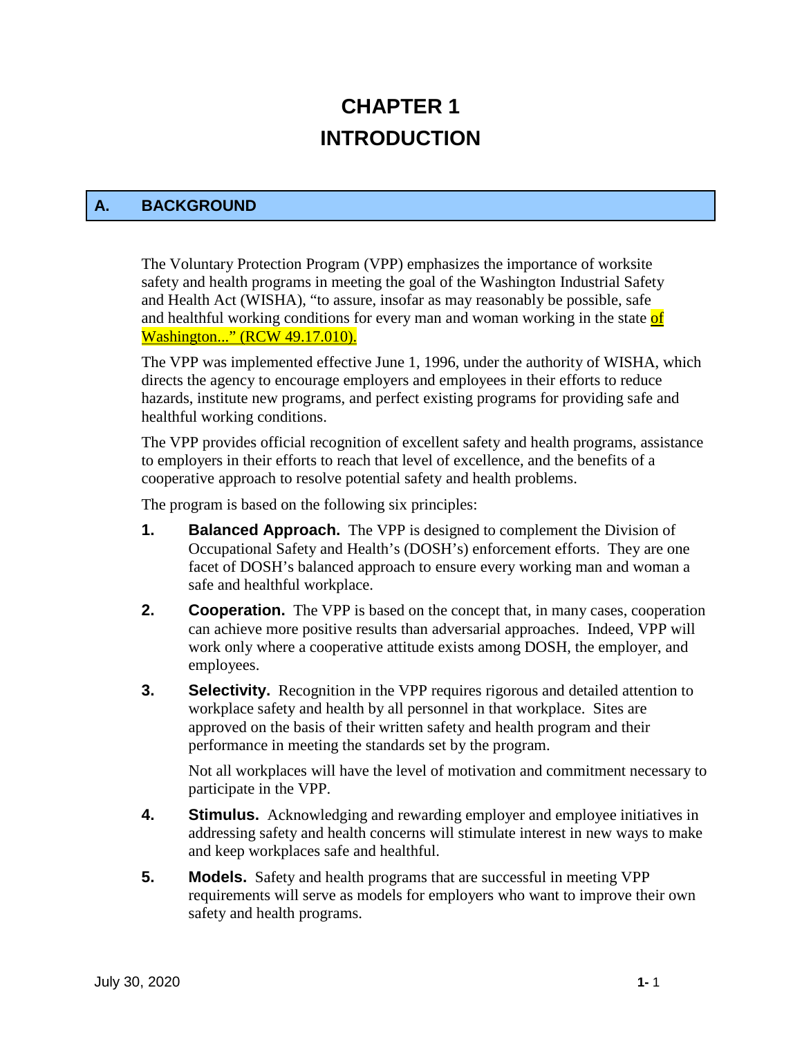# CHAPTER 1
# INTRODUCTION

## A. BACKGROUND

The Voluntary Protection Program (VPP) emphasizes the importance of worksite safety and health programs in meeting the goal of the Washington Industrial Safety and Health Act (WISHA), "to assure, insofar as may reasonably be possible, safe and healthful working conditions for every man and woman working in the state of Washington..." (RCW 49.17.010).

The VPP was implemented effective June 1, 1996, under the authority of WISHA, which directs the agency to encourage employers and employees in their efforts to reduce hazards, institute new programs, and perfect existing programs for providing safe and healthful working conditions.

The VPP provides official recognition of excellent safety and health programs, assistance to employers in their efforts to reach that level of excellence, and the benefits of a cooperative approach to resolve potential safety and health problems.

The program is based on the following six principles:

1. **Balanced Approach.** The VPP is designed to complement the Division of Occupational Safety and Health's (DOSH's) enforcement efforts. They are one facet of DOSH's balanced approach to ensure every working man and woman a safe and healthful workplace.

2. **Cooperation.** The VPP is based on the concept that, in many cases, cooperation can achieve more positive results than adversarial approaches. Indeed, VPP will work only where a cooperative attitude exists among DOSH, the employer, and employees.

3. **Selectivity.** Recognition in the VPP requires rigorous and detailed attention to workplace safety and health by all personnel in that workplace. Sites are approved on the basis of their written safety and health program and their performance in meeting the standards set by the program.

   Not all workplaces will have the level of motivation and commitment necessary to participate in the VPP.

4. **Stimulus.** Acknowledging and rewarding employer and employee initiatives in addressing safety and health concerns will stimulate interest in new ways to make and keep workplaces safe and healthful.

5. **Models.** Safety and health programs that are successful in meeting VPP requirements will serve as models for employers who want to improve their own safety and health programs.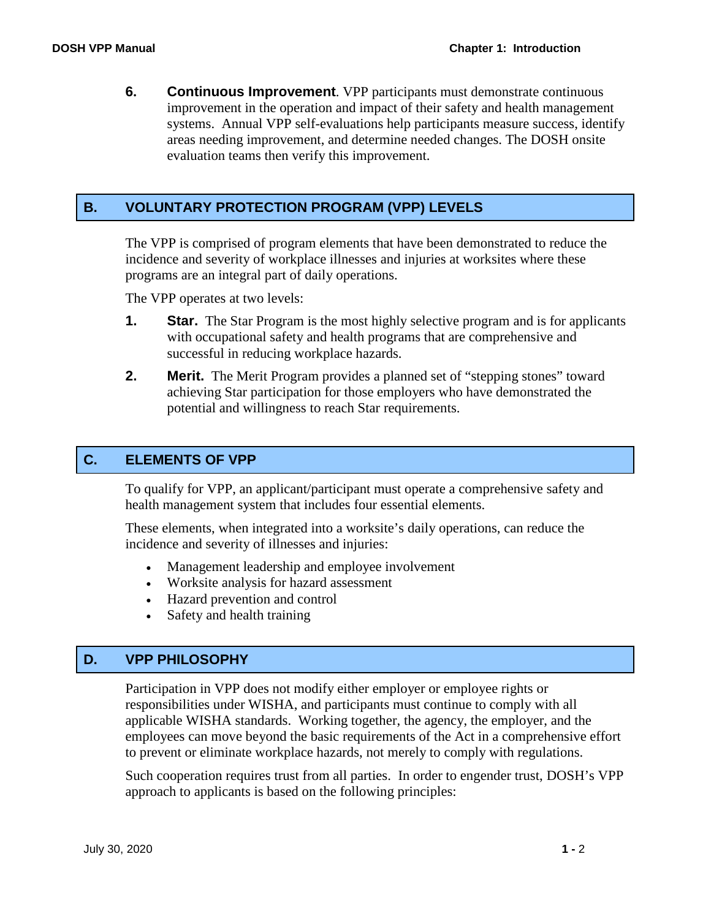6. **Continuous Improvement**. VPP participants must demonstrate continuous improvement in the operation and impact of their safety and health management systems. Annual VPP self-evaluations help participants measure success, identify areas needing improvement, and determine needed changes. The DOSH onsite evaluation teams then verify this improvement.

## B. VOLUNTARY PROTECTION PROGRAM (VPP) LEVELS

The VPP is comprised of program elements that have been demonstrated to reduce the incidence and severity of workplace illnesses and injuries at worksites where these programs are an integral part of daily operations.

The VPP operates at two levels:

1. **Star.** The Star Program is the most highly selective program and is for applicants with occupational safety and health programs that are comprehensive and successful in reducing workplace hazards.

2. **Merit.** The Merit Program provides a planned set of "stepping stones" toward achieving Star participation for those employers who have demonstrated the potential and willingness to reach Star requirements.

## C. ELEMENTS OF VPP

To qualify for VPP, an applicant/participant must operate a comprehensive safety and health management system that includes four essential elements.

These elements, when integrated into a worksite's daily operations, can reduce the incidence and severity of illnesses and injuries:

- Management leadership and employee involvement
- Worksite analysis for hazard assessment
- Hazard prevention and control
- Safety and health training

## D. VPP PHILOSOPHY

Participation in VPP does not modify either employer or employee rights or responsibilities under WISHA, and participants must continue to comply with all applicable WISHA standards. Working together, the agency, the employer, and the employees can move beyond the basic requirements of the Act in a comprehensive effort to prevent or eliminate workplace hazards, not merely to comply with regulations.

Such cooperation requires trust from all parties. In order to engender trust, DOSH's VPP approach to applicants is based on the following principles: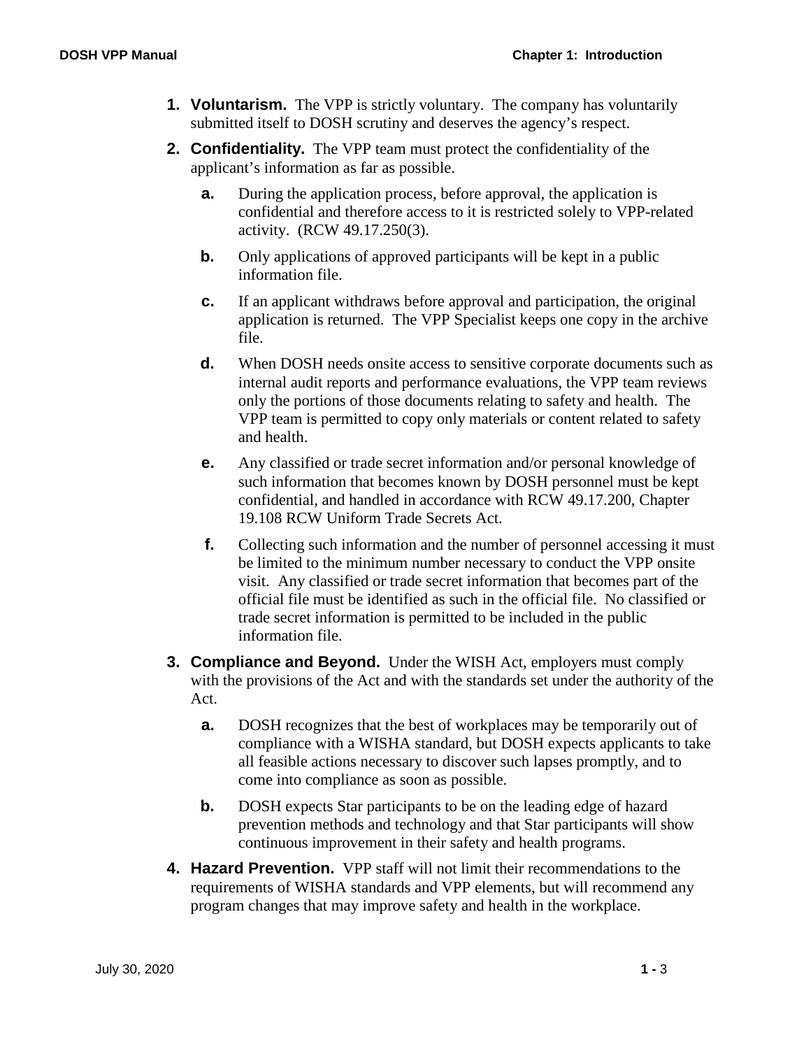1. **Voluntarism.** The VPP is strictly voluntary. The company has voluntarily submitted itself to DOSH scrutiny and deserves the agency's respect.

2. **Confidentiality.** The VPP team must protect the confidentiality of the applicant's information as far as possible.

   a. During the application process, before approval, the application is confidential and therefore access to it is restricted solely to VPP-related activity. (RCW 49.17.250(3).

   b. Only applications of approved participants will be kept in a public information file.

   c. If an applicant withdraws before approval and participation, the original application is returned. The VPP Specialist keeps one copy in the archive file.

   d. When DOSH needs onsite access to sensitive corporate documents such as internal audit reports and performance evaluations, the VPP team reviews only the portions of those documents relating to safety and health. The VPP team is permitted to copy only materials or content related to safety and health.

   e. Any classified or trade secret information and/or personal knowledge of such information that becomes known by DOSH personnel must be kept confidential, and handled in accordance with RCW 49.17.200, Chapter 19.108 RCW Uniform Trade Secrets Act.

   f. Collecting such information and the number of personnel accessing it must be limited to the minimum number necessary to conduct the VPP onsite visit. Any classified or trade secret information that becomes part of the official file must be identified as such in the official file. No classified or trade secret information is permitted to be included in the public information file.

3. **Compliance and Beyond.** Under the WISH Act, employers must comply with the provisions of the Act and with the standards set under the authority of the Act.

   a. DOSH recognizes that the best of workplaces may be temporarily out of compliance with a WISHA standard, but DOSH expects applicants to take all feasible actions necessary to discover such lapses promptly, and to come into compliance as soon as possible.

   b. DOSH expects Star participants to be on the leading edge of hazard prevention methods and technology and that Star participants will show continuous improvement in their safety and health programs.

4. **Hazard Prevention.** VPP staff will not limit their recommendations to the requirements of WISHA standards and VPP elements, but will recommend any program changes that may improve safety and health in the workplace.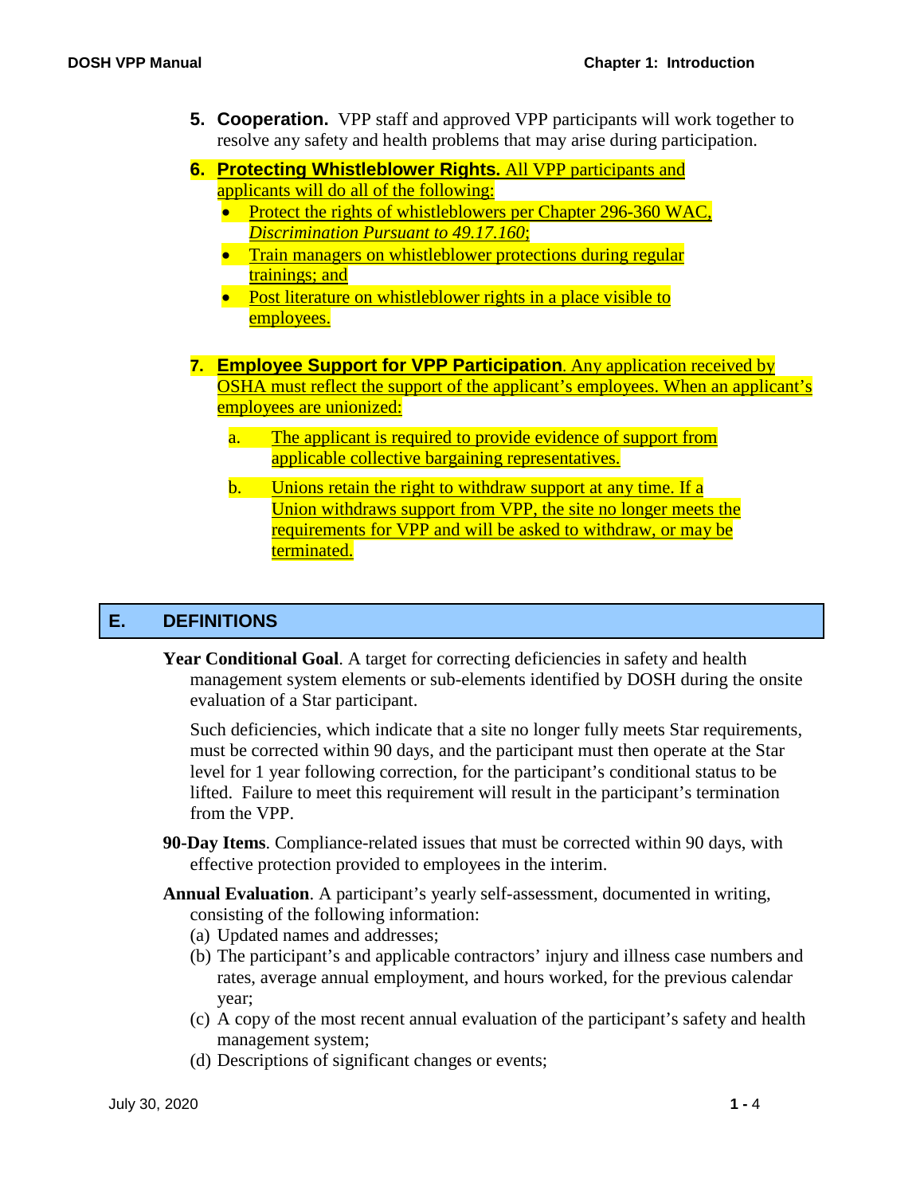5. **Cooperation.** VPP staff and approved VPP participants will work together to resolve any safety and health problems that may arise during participation.

6. **Protecting Whistleblower Rights.** All VPP participants and applicants will do all of the following:
   - Protect the rights of whistleblowers per Chapter 296-360 WAC, *Discrimination Pursuant to 49.17.160*;
   - Train managers on whistleblower protections during regular trainings; and
   - Post literature on whistleblower rights in a place visible to employees.

7. **Employee Support for VPP Participation**. Any application received by OSHA must reflect the support of the applicant's employees. When an applicant's employees are unionized:

   a. The applicant is required to provide evidence of support from applicable collective bargaining representatives.

   b. Unions retain the right to withdraw support at any time. If a Union withdraws support from VPP, the site no longer meets the requirements for VPP and will be asked to withdraw, or may be terminated.

## E. DEFINITIONS

**Year Conditional Goal**. A target for correcting deficiencies in safety and health management system elements or sub-elements identified by DOSH during the onsite evaluation of a Star participant.

Such deficiencies, which indicate that a site no longer fully meets Star requirements, must be corrected within 90 days, and the participant must then operate at the Star level for 1 year following correction, for the participant's conditional status to be lifted. Failure to meet this requirement will result in the participant's termination from the VPP.

**90-Day Items**. Compliance-related issues that must be corrected within 90 days, with effective protection provided to employees in the interim.

**Annual Evaluation**. A participant's yearly self-assessment, documented in writing, consisting of the following information:

(a) Updated names and addresses;
(b) The participant's and applicable contractors' injury and illness case numbers and rates, average annual employment, and hours worked, for the previous calendar year;
(c) A copy of the most recent annual evaluation of the participant's safety and health management system;
(d) Descriptions of significant changes or events;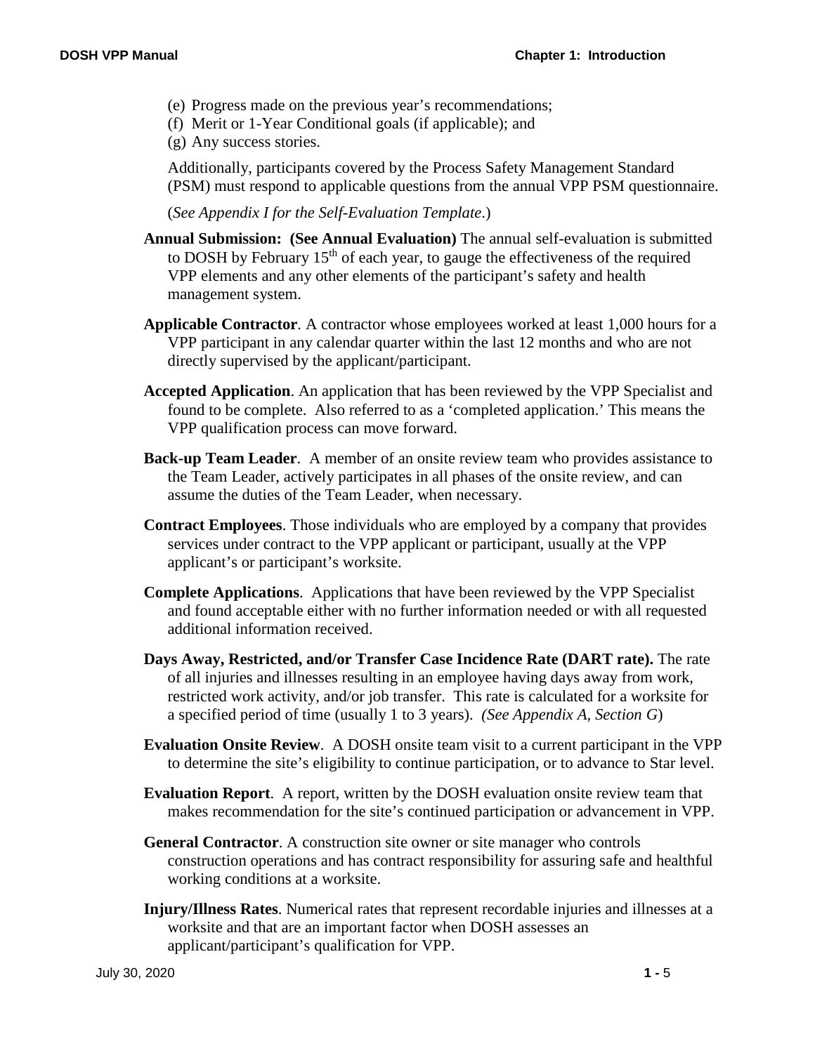(e) Progress made on the previous year's recommendations;
(f) Merit or 1-Year Conditional goals (if applicable); and
(g) Any success stories.

Additionally, participants covered by the Process Safety Management Standard (PSM) must respond to applicable questions from the annual VPP PSM questionnaire.

(*See Appendix I for the Self-Evaluation Template*.)

**Annual Submission: (See Annual Evaluation)** The annual self-evaluation is submitted to DOSH by February 15th of each year, to gauge the effectiveness of the required VPP elements and any other elements of the participant's safety and health management system.

**Applicable Contractor**. A contractor whose employees worked at least 1,000 hours for a VPP participant in any calendar quarter within the last 12 months and who are not directly supervised by the applicant/participant.

**Accepted Application**. An application that has been reviewed by the VPP Specialist and found to be complete. Also referred to as a 'completed application.' This means the VPP qualification process can move forward.

**Back-up Team Leader**. A member of an onsite review team who provides assistance to the Team Leader, actively participates in all phases of the onsite review, and can assume the duties of the Team Leader, when necessary.

**Contract Employees**. Those individuals who are employed by a company that provides services under contract to the VPP applicant or participant, usually at the VPP applicant's or participant's worksite.

**Complete Applications**. Applications that have been reviewed by the VPP Specialist and found acceptable either with no further information needed or with all requested additional information received.

**Days Away, Restricted, and/or Transfer Case Incidence Rate (DART rate).** The rate of all injuries and illnesses resulting in an employee having days away from work, restricted work activity, and/or job transfer. This rate is calculated for a worksite for a specified period of time (usually 1 to 3 years). *(See Appendix A, Section G*)

**Evaluation Onsite Review**. A DOSH onsite team visit to a current participant in the VPP to determine the site's eligibility to continue participation, or to advance to Star level.

**Evaluation Report**. A report, written by the DOSH evaluation onsite review team that makes recommendation for the site's continued participation or advancement in VPP.

**General Contractor**. A construction site owner or site manager who controls construction operations and has contract responsibility for assuring safe and healthful working conditions at a worksite.

**Injury/Illness Rates**. Numerical rates that represent recordable injuries and illnesses at a worksite and that are an important factor when DOSH assesses an applicant/participant's qualification for VPP.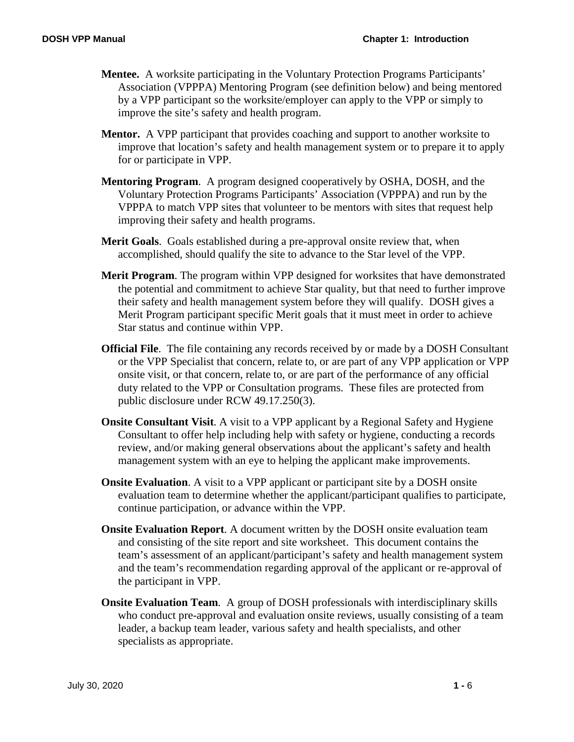**Mentee.** A worksite participating in the Voluntary Protection Programs Participants' Association (VPPPA) Mentoring Program (see definition below) and being mentored by a VPP participant so the worksite/employer can apply to the VPP or simply to improve the site's safety and health program.

**Mentor.** A VPP participant that provides coaching and support to another worksite to improve that location's safety and health management system or to prepare it to apply for or participate in VPP.

**Mentoring Program**. A program designed cooperatively by OSHA, DOSH, and the Voluntary Protection Programs Participants' Association (VPPPA) and run by the VPPPA to match VPP sites that volunteer to be mentors with sites that request help improving their safety and health programs.

**Merit Goals**. Goals established during a pre-approval onsite review that, when accomplished, should qualify the site to advance to the Star level of the VPP.

**Merit Program**. The program within VPP designed for worksites that have demonstrated the potential and commitment to achieve Star quality, but that need to further improve their safety and health management system before they will qualify. DOSH gives a Merit Program participant specific Merit goals that it must meet in order to achieve Star status and continue within VPP.

**Official File**. The file containing any records received by or made by a DOSH Consultant or the VPP Specialist that concern, relate to, or are part of any VPP application or VPP onsite visit, or that concern, relate to, or are part of the performance of any official duty related to the VPP or Consultation programs. These files are protected from public disclosure under RCW 49.17.250(3).

**Onsite Consultant Visit**. A visit to a VPP applicant by a Regional Safety and Hygiene Consultant to offer help including help with safety or hygiene, conducting a records review, and/or making general observations about the applicant's safety and health management system with an eye to helping the applicant make improvements.

**Onsite Evaluation**. A visit to a VPP applicant or participant site by a DOSH onsite evaluation team to determine whether the applicant/participant qualifies to participate, continue participation, or advance within the VPP.

**Onsite Evaluation Report**. A document written by the DOSH onsite evaluation team and consisting of the site report and site worksheet. This document contains the team's assessment of an applicant/participant's safety and health management system and the team's recommendation regarding approval of the applicant or re-approval of the participant in VPP.

**Onsite Evaluation Team**. A group of DOSH professionals with interdisciplinary skills who conduct pre-approval and evaluation onsite reviews, usually consisting of a team leader, a backup team leader, various safety and health specialists, and other specialists as appropriate.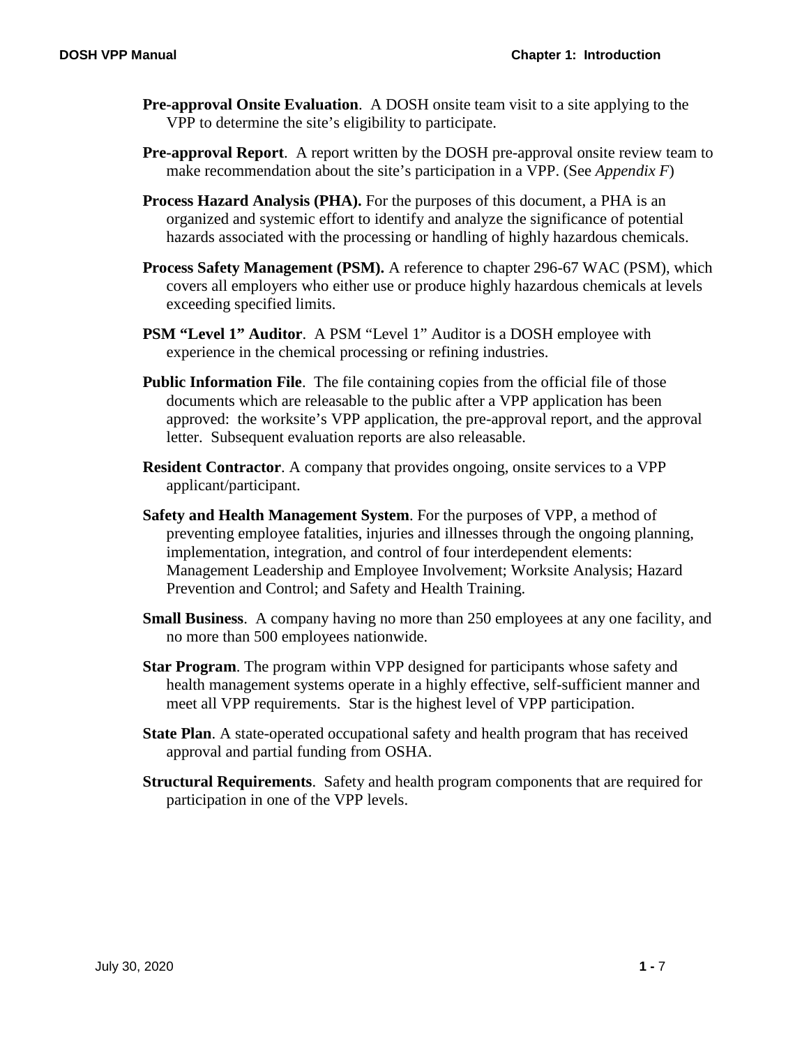**Pre-approval Onsite Evaluation**. A DOSH onsite team visit to a site applying to the VPP to determine the site's eligibility to participate.

**Pre-approval Report**. A report written by the DOSH pre-approval onsite review team to make recommendation about the site's participation in a VPP. (See *Appendix F*)

**Process Hazard Analysis (PHA).** For the purposes of this document, a PHA is an organized and systemic effort to identify and analyze the significance of potential hazards associated with the processing or handling of highly hazardous chemicals.

**Process Safety Management (PSM).** A reference to chapter 296-67 WAC (PSM), which covers all employers who either use or produce highly hazardous chemicals at levels exceeding specified limits.

**PSM "Level 1" Auditor**. A PSM "Level 1" Auditor is a DOSH employee with experience in the chemical processing or refining industries.

**Public Information File**. The file containing copies from the official file of those documents which are releasable to the public after a VPP application has been approved: the worksite's VPP application, the pre-approval report, and the approval letter. Subsequent evaluation reports are also releasable.

**Resident Contractor**. A company that provides ongoing, onsite services to a VPP applicant/participant.

**Safety and Health Management System**. For the purposes of VPP, a method of preventing employee fatalities, injuries and illnesses through the ongoing planning, implementation, integration, and control of four interdependent elements: Management Leadership and Employee Involvement; Worksite Analysis; Hazard Prevention and Control; and Safety and Health Training.

**Small Business**. A company having no more than 250 employees at any one facility, and no more than 500 employees nationwide.

**Star Program**. The program within VPP designed for participants whose safety and health management systems operate in a highly effective, self-sufficient manner and meet all VPP requirements. Star is the highest level of VPP participation.

**State Plan**. A state-operated occupational safety and health program that has received approval and partial funding from OSHA.

**Structural Requirements**. Safety and health program components that are required for participation in one of the VPP levels.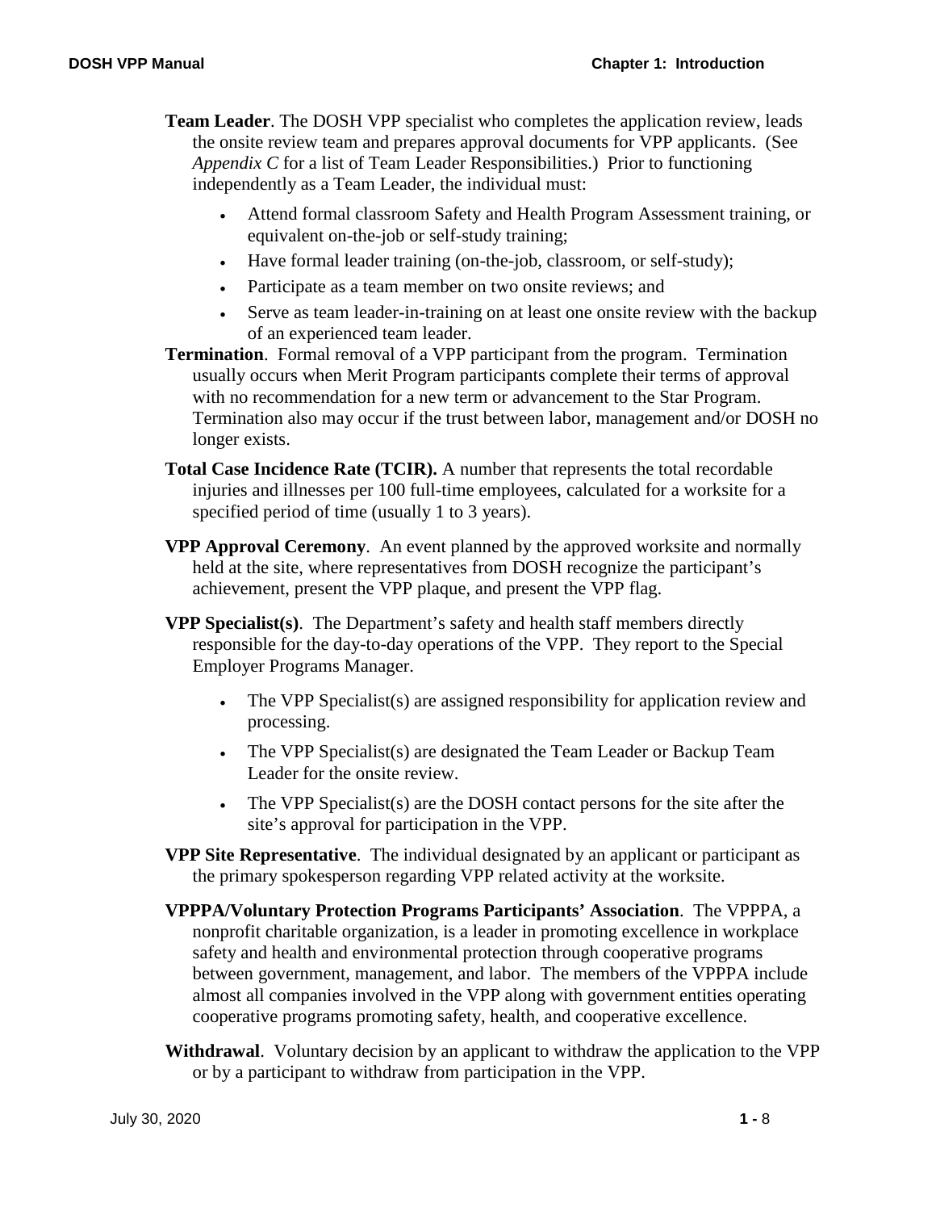**Team Leader**. The DOSH VPP specialist who completes the application review, leads the onsite review team and prepares approval documents for VPP applicants. (See *Appendix C* for a list of Team Leader Responsibilities.) Prior to functioning independently as a Team Leader, the individual must:

- Attend formal classroom Safety and Health Program Assessment training, or equivalent on-the-job or self-study training;
- Have formal leader training (on-the-job, classroom, or self-study);
- Participate as a team member on two onsite reviews; and
- Serve as team leader-in-training on at least one onsite review with the backup of an experienced team leader.

**Termination**. Formal removal of a VPP participant from the program. Termination usually occurs when Merit Program participants complete their terms of approval with no recommendation for a new term or advancement to the Star Program. Termination also may occur if the trust between labor, management and/or DOSH no longer exists.

**Total Case Incidence Rate (TCIR).** A number that represents the total recordable injuries and illnesses per 100 full-time employees, calculated for a worksite for a specified period of time (usually 1 to 3 years).

**VPP Approval Ceremony**. An event planned by the approved worksite and normally held at the site, where representatives from DOSH recognize the participant's achievement, present the VPP plaque, and present the VPP flag.

**VPP Specialist(s)**. The Department's safety and health staff members directly responsible for the day-to-day operations of the VPP. They report to the Special Employer Programs Manager.

- The VPP Specialist(s) are assigned responsibility for application review and processing.
- The VPP Specialist(s) are designated the Team Leader or Backup Team Leader for the onsite review.
- The VPP Specialist(s) are the DOSH contact persons for the site after the site's approval for participation in the VPP.

**VPP Site Representative**. The individual designated by an applicant or participant as the primary spokesperson regarding VPP related activity at the worksite.

**VPPPA/Voluntary Protection Programs Participants' Association**. The VPPPA, a nonprofit charitable organization, is a leader in promoting excellence in workplace safety and health and environmental protection through cooperative programs between government, management, and labor. The members of the VPPPA include almost all companies involved in the VPP along with government entities operating cooperative programs promoting safety, health, and cooperative excellence.

**Withdrawal**. Voluntary decision by an applicant to withdraw the application to the VPP or by a participant to withdraw from participation in the VPP.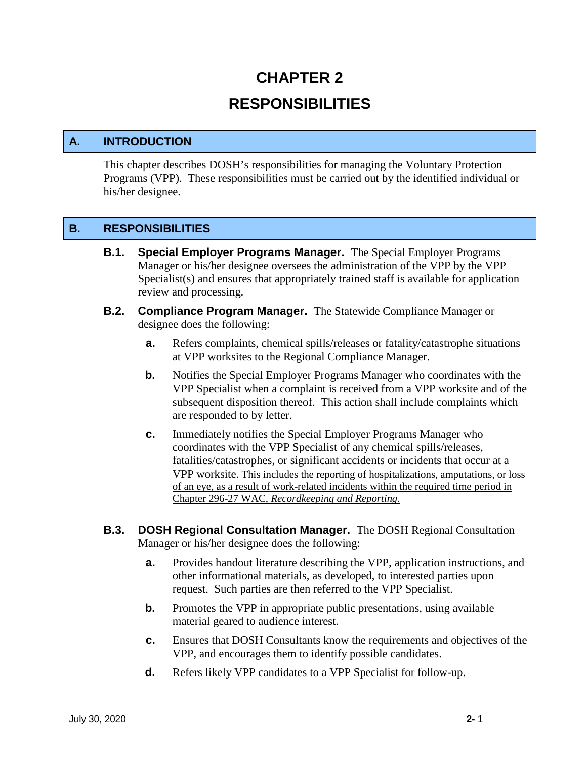# CHAPTER 2

# RESPONSIBILITIES

## A. INTRODUCTION

This chapter describes DOSH's responsibilities for managing the Voluntary Protection Programs (VPP). These responsibilities must be carried out by the identified individual or his/her designee.

## B. RESPONSIBILITIES

**B.1. Special Employer Programs Manager.** The Special Employer Programs Manager or his/her designee oversees the administration of the VPP by the VPP Specialist(s) and ensures that appropriately trained staff is available for application review and processing.

**B.2. Compliance Program Manager.** The Statewide Compliance Manager or designee does the following:

- **a.** Refers complaints, chemical spills/releases or fatality/catastrophe situations at VPP worksites to the Regional Compliance Manager.
- **b.** Notifies the Special Employer Programs Manager who coordinates with the VPP Specialist when a complaint is received from a VPP worksite and of the subsequent disposition thereof. This action shall include complaints which are responded to by letter.
- **c.** Immediately notifies the Special Employer Programs Manager who coordinates with the VPP Specialist of any chemical spills/releases, fatalities/catastrophes, or significant accidents or incidents that occur at a VPP worksite. <u>This includes the reporting of hospitalizations, amputations, or loss of an eye, as a result of work-related incidents within the required time period in Chapter 296-27 WAC, *Recordkeeping and Reporting*.</u>

**B.3. DOSH Regional Consultation Manager.** The DOSH Regional Consultation Manager or his/her designee does the following:

- **a.** Provides handout literature describing the VPP, application instructions, and other informational materials, as developed, to interested parties upon request. Such parties are then referred to the VPP Specialist.
- **b.** Promotes the VPP in appropriate public presentations, using available material geared to audience interest.
- **c.** Ensures that DOSH Consultants know the requirements and objectives of the VPP, and encourages them to identify possible candidates.
- **d.** Refers likely VPP candidates to a VPP Specialist for follow-up.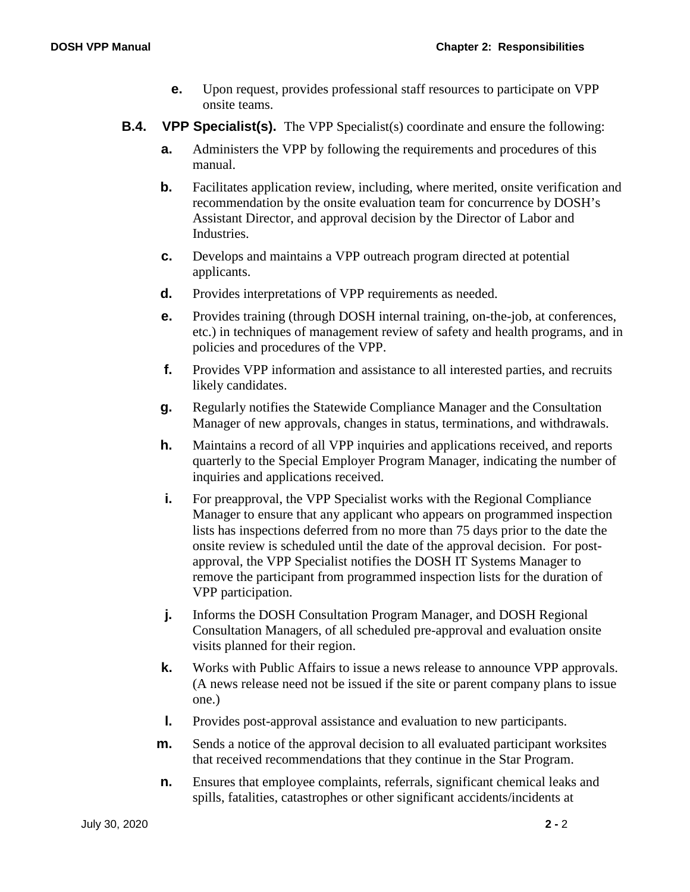**e.** Upon request, provides professional staff resources to participate on VPP onsite teams.

**B.4. VPP Specialist(s).** The VPP Specialist(s) coordinate and ensure the following:

**a.** Administers the VPP by following the requirements and procedures of this manual.

**b.** Facilitates application review, including, where merited, onsite verification and recommendation by the onsite evaluation team for concurrence by DOSH's Assistant Director, and approval decision by the Director of Labor and Industries.

**c.** Develops and maintains a VPP outreach program directed at potential applicants.

**d.** Provides interpretations of VPP requirements as needed.

**e.** Provides training (through DOSH internal training, on-the-job, at conferences, etc.) in techniques of management review of safety and health programs, and in policies and procedures of the VPP.

**f.** Provides VPP information and assistance to all interested parties, and recruits likely candidates.

**g.** Regularly notifies the Statewide Compliance Manager and the Consultation Manager of new approvals, changes in status, terminations, and withdrawals.

**h.** Maintains a record of all VPP inquiries and applications received, and reports quarterly to the Special Employer Program Manager, indicating the number of inquiries and applications received.

**i.** For preapproval, the VPP Specialist works with the Regional Compliance Manager to ensure that any applicant who appears on programmed inspection lists has inspections deferred from no more than 75 days prior to the date the onsite review is scheduled until the date of the approval decision. For post-approval, the VPP Specialist notifies the DOSH IT Systems Manager to remove the participant from programmed inspection lists for the duration of VPP participation.

**j.** Informs the DOSH Consultation Program Manager, and DOSH Regional Consultation Managers, of all scheduled pre-approval and evaluation onsite visits planned for their region.

**k.** Works with Public Affairs to issue a news release to announce VPP approvals. (A news release need not be issued if the site or parent company plans to issue one.)

**l.** Provides post-approval assistance and evaluation to new participants.

**m.** Sends a notice of the approval decision to all evaluated participant worksites that received recommendations that they continue in the Star Program.

**n.** Ensures that employee complaints, referrals, significant chemical leaks and spills, fatalities, catastrophes or other significant accidents/incidents at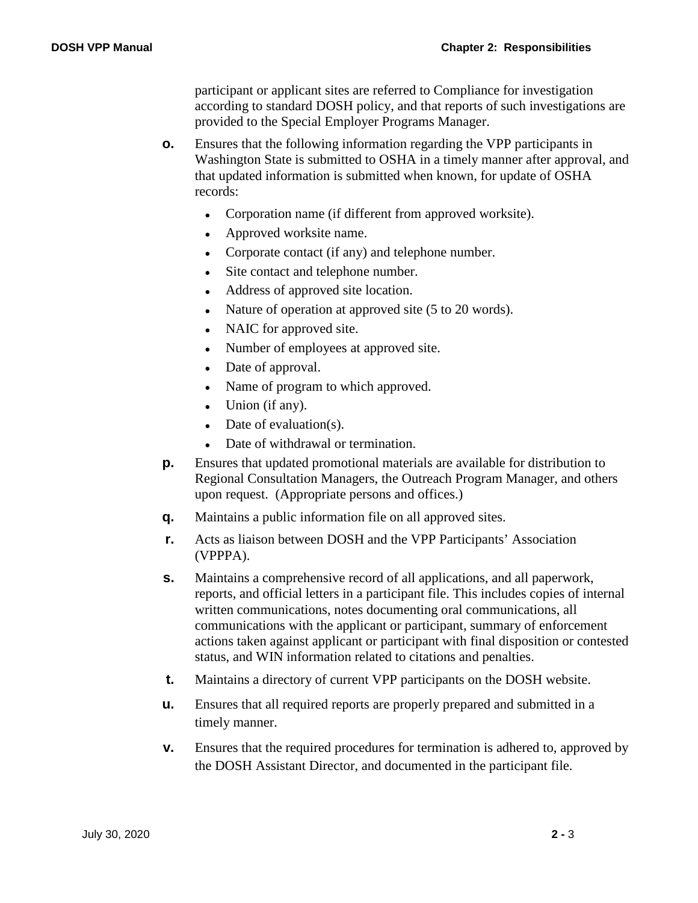participant or applicant sites are referred to Compliance for investigation according to standard DOSH policy, and that reports of such investigations are provided to the Special Employer Programs Manager.

**o.** Ensures that the following information regarding the VPP participants in Washington State is submitted to OSHA in a timely manner after approval, and that updated information is submitted when known, for update of OSHA records:

- Corporation name (if different from approved worksite).
- Approved worksite name.
- Corporate contact (if any) and telephone number.
- Site contact and telephone number.
- Address of approved site location.
- Nature of operation at approved site (5 to 20 words).
- NAIC for approved site.
- Number of employees at approved site.
- Date of approval.
- Name of program to which approved.
- Union (if any).
- Date of evaluation(s).
- Date of withdrawal or termination.

**p.** Ensures that updated promotional materials are available for distribution to Regional Consultation Managers, the Outreach Program Manager, and others upon request. (Appropriate persons and offices.)

**q.** Maintains a public information file on all approved sites.

**r.** Acts as liaison between DOSH and the VPP Participants' Association (VPPPA).

**s.** Maintains a comprehensive record of all applications, and all paperwork, reports, and official letters in a participant file. This includes copies of internal written communications, notes documenting oral communications, all communications with the applicant or participant, summary of enforcement actions taken against applicant or participant with final disposition or contested status, and WIN information related to citations and penalties.

**t.** Maintains a directory of current VPP participants on the DOSH website.

**u.** Ensures that all required reports are properly prepared and submitted in a timely manner.

**v.** Ensures that the required procedures for termination is adhered to, approved by the DOSH Assistant Director, and documented in the participant file.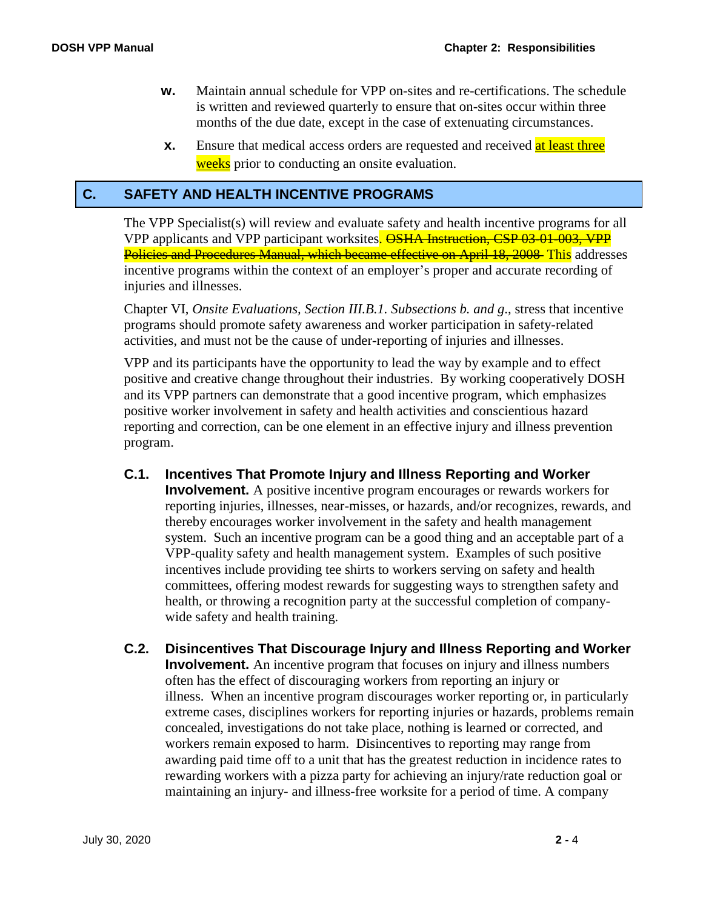**w.** Maintain annual schedule for VPP on-sites and re-certifications. The schedule is written and reviewed quarterly to ensure that on-sites occur within three months of the due date, except in the case of extenuating circumstances.

**x.** Ensure that medical access orders are requested and received at least three weeks prior to conducting an onsite evaluation.

## C. SAFETY AND HEALTH INCENTIVE PROGRAMS

The VPP Specialist(s) will review and evaluate safety and health incentive programs for all VPP applicants and VPP participant worksites. ~~OSHA Instruction, CSP 03-01-003, VPP Policies and Procedures Manual, which became effective on April 18, 2008~~ This addresses incentive programs within the context of an employer's proper and accurate recording of injuries and illnesses.

Chapter VI, *Onsite Evaluations, Section III.B.1. Subsections b. and g*., stress that incentive programs should promote safety awareness and worker participation in safety-related activities, and must not be the cause of under-reporting of injuries and illnesses.

VPP and its participants have the opportunity to lead the way by example and to effect positive and creative change throughout their industries. By working cooperatively DOSH and its VPP partners can demonstrate that a good incentive program, which emphasizes positive worker involvement in safety and health activities and conscientious hazard reporting and correction, can be one element in an effective injury and illness prevention program.

**C.1. Incentives That Promote Injury and Illness Reporting and Worker Involvement.** A positive incentive program encourages or rewards workers for reporting injuries, illnesses, near-misses, or hazards, and/or recognizes, rewards, and thereby encourages worker involvement in the safety and health management system. Such an incentive program can be a good thing and an acceptable part of a VPP-quality safety and health management system. Examples of such positive incentives include providing tee shirts to workers serving on safety and health committees, offering modest rewards for suggesting ways to strengthen safety and health, or throwing a recognition party at the successful completion of company-wide safety and health training.

**C.2. Disincentives That Discourage Injury and Illness Reporting and Worker Involvement.** An incentive program that focuses on injury and illness numbers often has the effect of discouraging workers from reporting an injury or illness. When an incentive program discourages worker reporting or, in particularly extreme cases, disciplines workers for reporting injuries or hazards, problems remain concealed, investigations do not take place, nothing is learned or corrected, and workers remain exposed to harm. Disincentives to reporting may range from awarding paid time off to a unit that has the greatest reduction in incidence rates to rewarding workers with a pizza party for achieving an injury/rate reduction goal or maintaining an injury- and illness-free worksite for a period of time. A company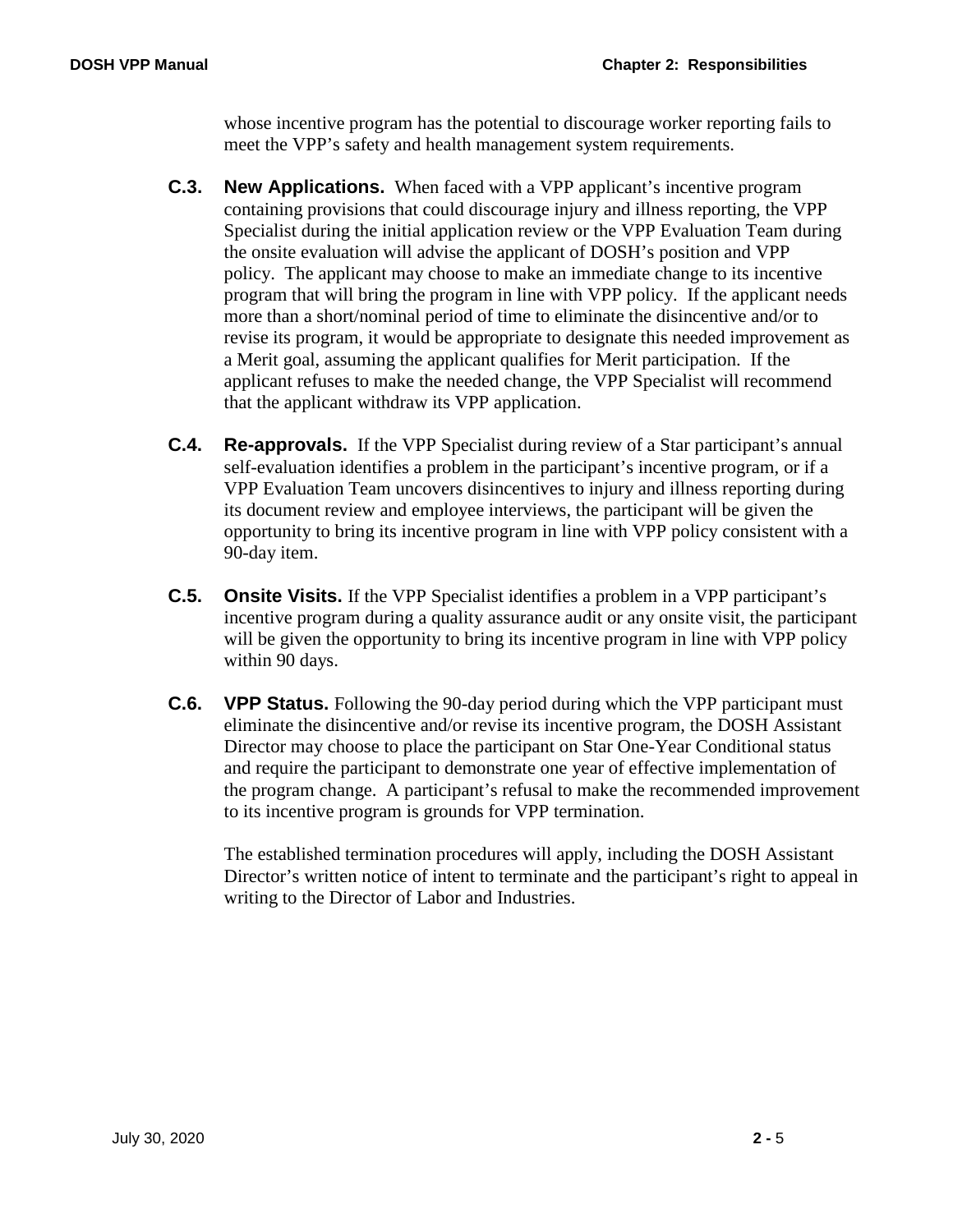whose incentive program has the potential to discourage worker reporting fails to meet the VPP's safety and health management system requirements.

**C.3. New Applications.** When faced with a VPP applicant's incentive program containing provisions that could discourage injury and illness reporting, the VPP Specialist during the initial application review or the VPP Evaluation Team during the onsite evaluation will advise the applicant of DOSH's position and VPP policy. The applicant may choose to make an immediate change to its incentive program that will bring the program in line with VPP policy. If the applicant needs more than a short/nominal period of time to eliminate the disincentive and/or to revise its program, it would be appropriate to designate this needed improvement as a Merit goal, assuming the applicant qualifies for Merit participation. If the applicant refuses to make the needed change, the VPP Specialist will recommend that the applicant withdraw its VPP application.

**C.4. Re-approvals.** If the VPP Specialist during review of a Star participant's annual self-evaluation identifies a problem in the participant's incentive program, or if a VPP Evaluation Team uncovers disincentives to injury and illness reporting during its document review and employee interviews, the participant will be given the opportunity to bring its incentive program in line with VPP policy consistent with a 90-day item.

**C.5. Onsite Visits.** If the VPP Specialist identifies a problem in a VPP participant's incentive program during a quality assurance audit or any onsite visit, the participant will be given the opportunity to bring its incentive program in line with VPP policy within 90 days.

**C.6. VPP Status.** Following the 90-day period during which the VPP participant must eliminate the disincentive and/or revise its incentive program, the DOSH Assistant Director may choose to place the participant on Star One-Year Conditional status and require the participant to demonstrate one year of effective implementation of the program change. A participant's refusal to make the recommended improvement to its incentive program is grounds for VPP termination.

The established termination procedures will apply, including the DOSH Assistant Director's written notice of intent to terminate and the participant's right to appeal in writing to the Director of Labor and Industries.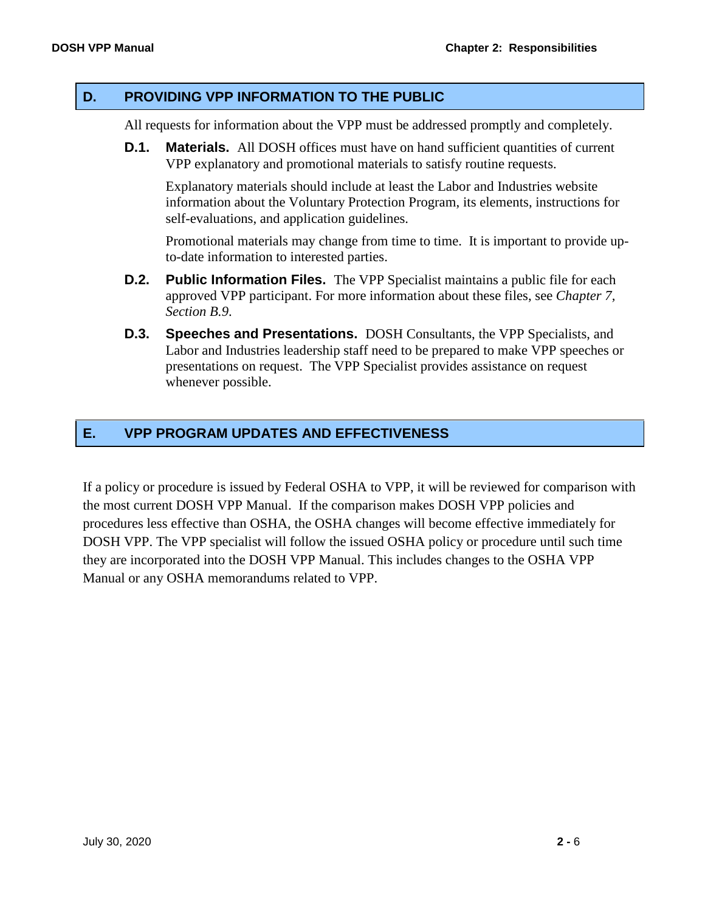## D. PROVIDING VPP INFORMATION TO THE PUBLIC

All requests for information about the VPP must be addressed promptly and completely.

**D.1. Materials.** All DOSH offices must have on hand sufficient quantities of current VPP explanatory and promotional materials to satisfy routine requests.

Explanatory materials should include at least the Labor and Industries website information about the Voluntary Protection Program, its elements, instructions for self-evaluations, and application guidelines.

Promotional materials may change from time to time. It is important to provide up-to-date information to interested parties.

**D.2. Public Information Files.** The VPP Specialist maintains a public file for each approved VPP participant. For more information about these files, see *Chapter 7, Section B.9.*

**D.3. Speeches and Presentations.** DOSH Consultants, the VPP Specialists, and Labor and Industries leadership staff need to be prepared to make VPP speeches or presentations on request. The VPP Specialist provides assistance on request whenever possible.

## E. VPP PROGRAM UPDATES AND EFFECTIVENESS

If a policy or procedure is issued by Federal OSHA to VPP, it will be reviewed for comparison with the most current DOSH VPP Manual. If the comparison makes DOSH VPP policies and procedures less effective than OSHA, the OSHA changes will become effective immediately for DOSH VPP. The VPP specialist will follow the issued OSHA policy or procedure until such time they are incorporated into the DOSH VPP Manual. This includes changes to the OSHA VPP Manual or any OSHA memorandums related to VPP.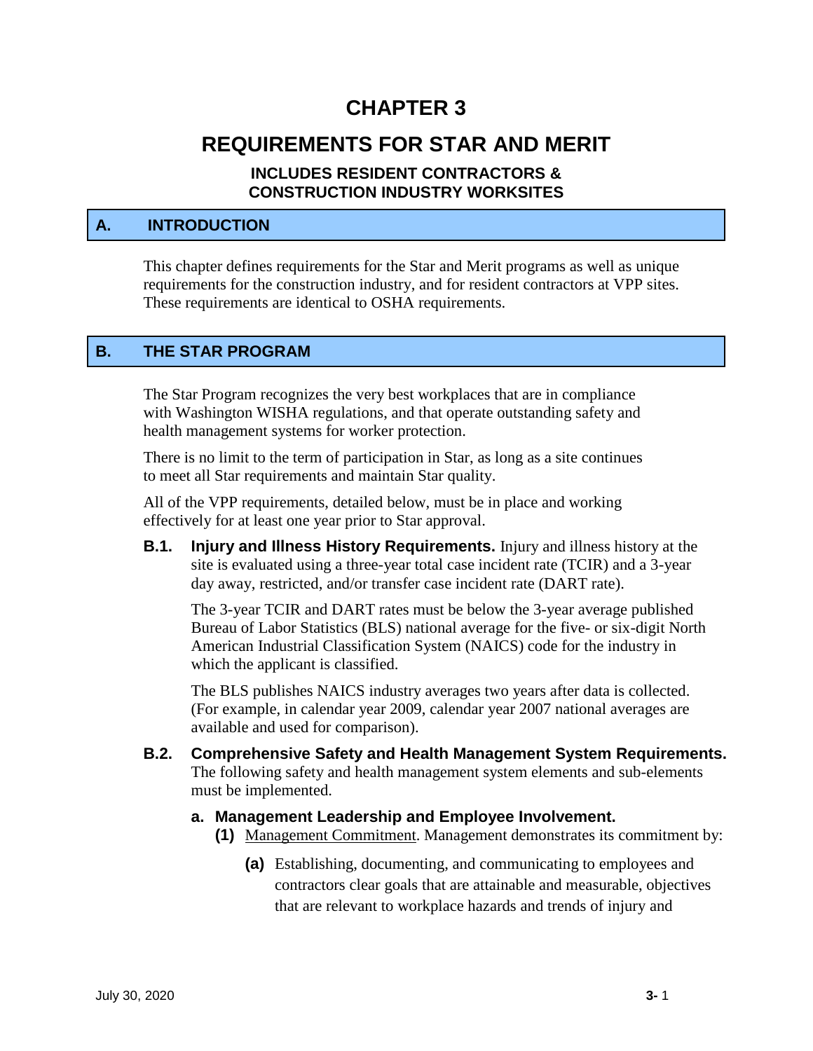# CHAPTER 3

# REQUIREMENTS FOR STAR AND MERIT

### INCLUDES RESIDENT CONTRACTORS & CONSTRUCTION INDUSTRY WORKSITES

## A. INTRODUCTION

This chapter defines requirements for the Star and Merit programs as well as unique requirements for the construction industry, and for resident contractors at VPP sites. These requirements are identical to OSHA requirements.

## B. THE STAR PROGRAM

The Star Program recognizes the very best workplaces that are in compliance with Washington WISHA regulations, and that operate outstanding safety and health management systems for worker protection.

There is no limit to the term of participation in Star, as long as a site continues to meet all Star requirements and maintain Star quality.

All of the VPP requirements, detailed below, must be in place and working effectively for at least one year prior to Star approval.

**B.1. Injury and Illness History Requirements.** Injury and illness history at the site is evaluated using a three-year total case incident rate (TCIR) and a 3-year day away, restricted, and/or transfer case incident rate (DART rate).

The 3-year TCIR and DART rates must be below the 3-year average published Bureau of Labor Statistics (BLS) national average for the five- or six-digit North American Industrial Classification System (NAICS) code for the industry in which the applicant is classified.

The BLS publishes NAICS industry averages two years after data is collected. (For example, in calendar year 2009, calendar year 2007 national averages are available and used for comparison).

**B.2. Comprehensive Safety and Health Management System Requirements.** The following safety and health management system elements and sub-elements must be implemented.

**a. Management Leadership and Employee Involvement.**

**(1)** Management Commitment. Management demonstrates its commitment by:

**(a)** Establishing, documenting, and communicating to employees and contractors clear goals that are attainable and measurable, objectives that are relevant to workplace hazards and trends of injury and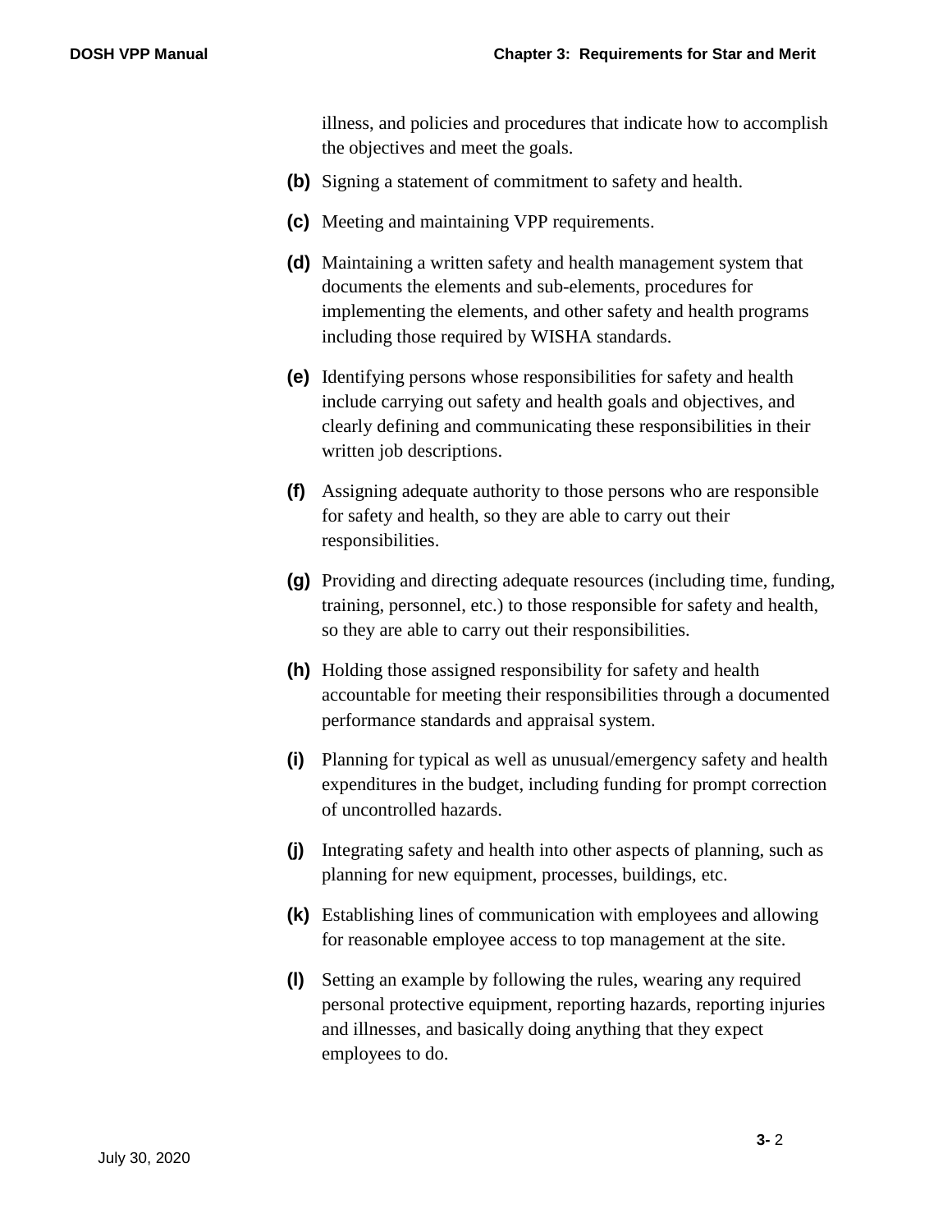illness, and policies and procedures that indicate how to accomplish the objectives and meet the goals.

**(b)** Signing a statement of commitment to safety and health.

**(c)** Meeting and maintaining VPP requirements.

**(d)** Maintaining a written safety and health management system that documents the elements and sub-elements, procedures for implementing the elements, and other safety and health programs including those required by WISHA standards.

**(e)** Identifying persons whose responsibilities for safety and health include carrying out safety and health goals and objectives, and clearly defining and communicating these responsibilities in their written job descriptions.

**(f)** Assigning adequate authority to those persons who are responsible for safety and health, so they are able to carry out their responsibilities.

**(g)** Providing and directing adequate resources (including time, funding, training, personnel, etc.) to those responsible for safety and health, so they are able to carry out their responsibilities.

**(h)** Holding those assigned responsibility for safety and health accountable for meeting their responsibilities through a documented performance standards and appraisal system.

**(i)** Planning for typical as well as unusual/emergency safety and health expenditures in the budget, including funding for prompt correction of uncontrolled hazards.

**(j)** Integrating safety and health into other aspects of planning, such as planning for new equipment, processes, buildings, etc.

**(k)** Establishing lines of communication with employees and allowing for reasonable employee access to top management at the site.

**(l)** Setting an example by following the rules, wearing any required personal protective equipment, reporting hazards, reporting injuries and illnesses, and basically doing anything that they expect employees to do.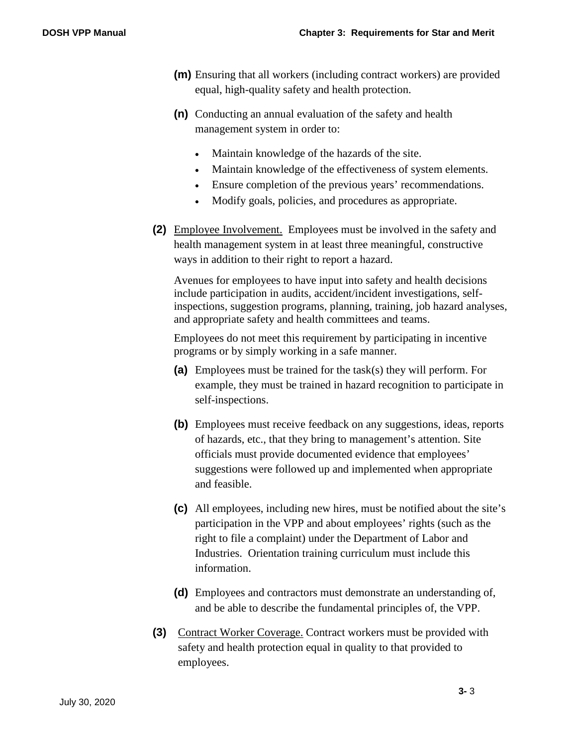**(m)** Ensuring that all workers (including contract workers) are provided equal, high-quality safety and health protection.

**(n)** Conducting an annual evaluation of the safety and health management system in order to:

- Maintain knowledge of the hazards of the site.
- Maintain knowledge of the effectiveness of system elements.
- Ensure completion of the previous years' recommendations.
- Modify goals, policies, and procedures as appropriate.

**(2)** Employee Involvement. Employees must be involved in the safety and health management system in at least three meaningful, constructive ways in addition to their right to report a hazard.

Avenues for employees to have input into safety and health decisions include participation in audits, accident/incident investigations, self-inspections, suggestion programs, planning, training, job hazard analyses, and appropriate safety and health committees and teams.

Employees do not meet this requirement by participating in incentive programs or by simply working in a safe manner.

**(a)** Employees must be trained for the task(s) they will perform. For example, they must be trained in hazard recognition to participate in self-inspections.

**(b)** Employees must receive feedback on any suggestions, ideas, reports of hazards, etc., that they bring to management's attention. Site officials must provide documented evidence that employees' suggestions were followed up and implemented when appropriate and feasible.

**(c)** All employees, including new hires, must be notified about the site's participation in the VPP and about employees' rights (such as the right to file a complaint) under the Department of Labor and Industries. Orientation training curriculum must include this information.

**(d)** Employees and contractors must demonstrate an understanding of, and be able to describe the fundamental principles of, the VPP.

**(3)** Contract Worker Coverage. Contract workers must be provided with safety and health protection equal in quality to that provided to employees.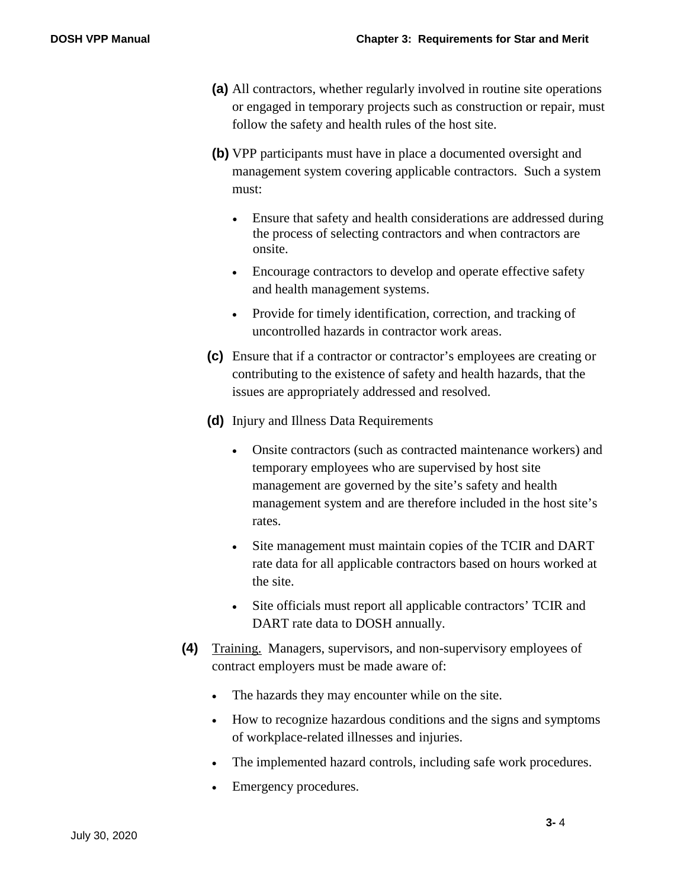**(a)** All contractors, whether regularly involved in routine site operations or engaged in temporary projects such as construction or repair, must follow the safety and health rules of the host site.

**(b)** VPP participants must have in place a documented oversight and management system covering applicable contractors. Such a system must:

- Ensure that safety and health considerations are addressed during the process of selecting contractors and when contractors are onsite.
- Encourage contractors to develop and operate effective safety and health management systems.
- Provide for timely identification, correction, and tracking of uncontrolled hazards in contractor work areas.

**(c)** Ensure that if a contractor or contractor's employees are creating or contributing to the existence of safety and health hazards, that the issues are appropriately addressed and resolved.

**(d)** Injury and Illness Data Requirements

- Onsite contractors (such as contracted maintenance workers) and temporary employees who are supervised by host site management are governed by the site's safety and health management system and are therefore included in the host site's rates.
- Site management must maintain copies of the TCIR and DART rate data for all applicable contractors based on hours worked at the site.
- Site officials must report all applicable contractors' TCIR and DART rate data to DOSH annually.

**(4)** Training. Managers, supervisors, and non-supervisory employees of contract employers must be made aware of:

- The hazards they may encounter while on the site.
- How to recognize hazardous conditions and the signs and symptoms of workplace-related illnesses and injuries.
- The implemented hazard controls, including safe work procedures.
- Emergency procedures.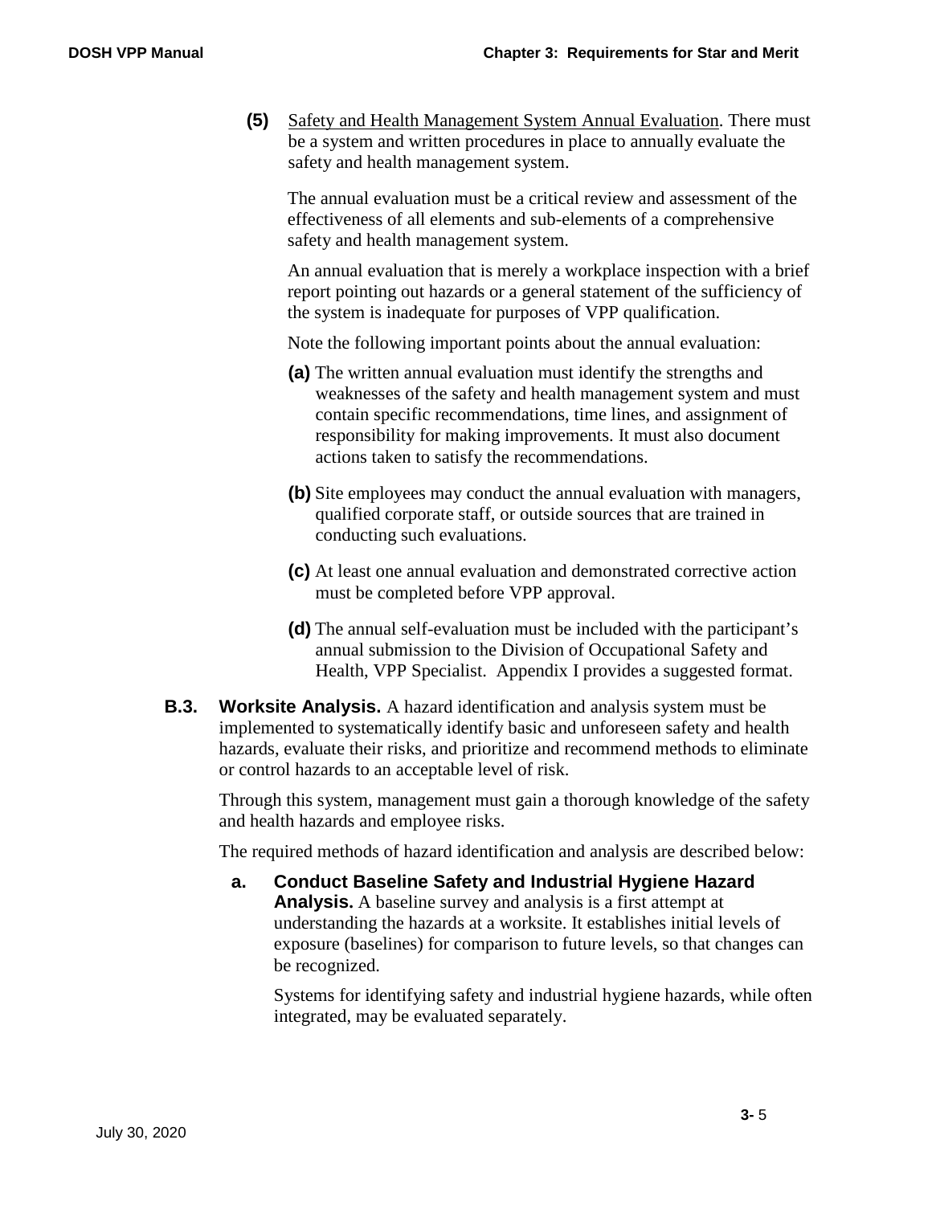**(5)** Safety and Health Management System Annual Evaluation. There must be a system and written procedures in place to annually evaluate the safety and health management system.

The annual evaluation must be a critical review and assessment of the effectiveness of all elements and sub-elements of a comprehensive safety and health management system.

An annual evaluation that is merely a workplace inspection with a brief report pointing out hazards or a general statement of the sufficiency of the system is inadequate for purposes of VPP qualification.

Note the following important points about the annual evaluation:

**(a)** The written annual evaluation must identify the strengths and weaknesses of the safety and health management system and must contain specific recommendations, time lines, and assignment of responsibility for making improvements. It must also document actions taken to satisfy the recommendations.

**(b)** Site employees may conduct the annual evaluation with managers, qualified corporate staff, or outside sources that are trained in conducting such evaluations.

**(c)** At least one annual evaluation and demonstrated corrective action must be completed before VPP approval.

**(d)** The annual self-evaluation must be included with the participant's annual submission to the Division of Occupational Safety and Health, VPP Specialist. Appendix I provides a suggested format.

**B.3. Worksite Analysis.** A hazard identification and analysis system must be implemented to systematically identify basic and unforeseen safety and health hazards, evaluate their risks, and prioritize and recommend methods to eliminate or control hazards to an acceptable level of risk.

Through this system, management must gain a thorough knowledge of the safety and health hazards and employee risks.

The required methods of hazard identification and analysis are described below:

**a. Conduct Baseline Safety and Industrial Hygiene Hazard Analysis.** A baseline survey and analysis is a first attempt at understanding the hazards at a worksite. It establishes initial levels of exposure (baselines) for comparison to future levels, so that changes can be recognized.

Systems for identifying safety and industrial hygiene hazards, while often integrated, may be evaluated separately.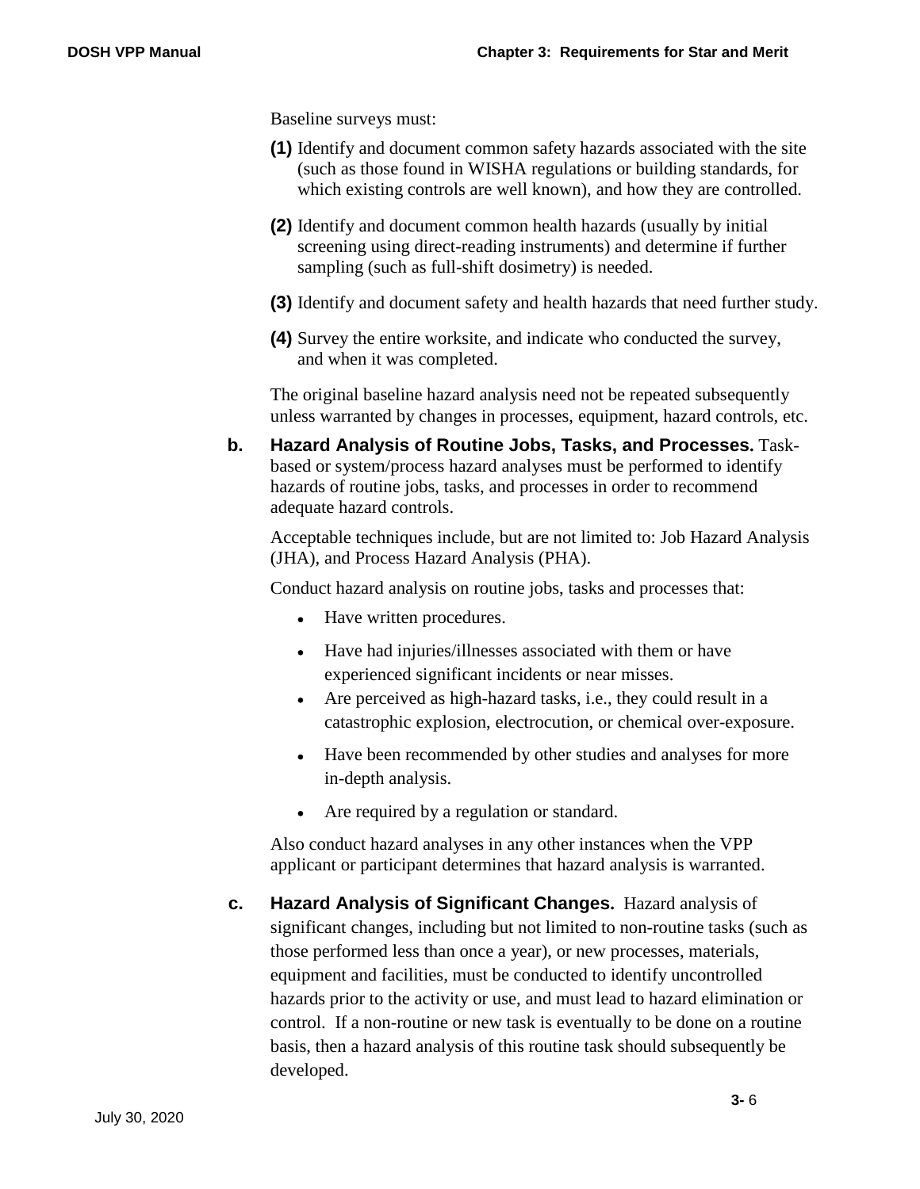Baseline surveys must:

**(1)** Identify and document common safety hazards associated with the site (such as those found in WISHA regulations or building standards, for which existing controls are well known), and how they are controlled.

**(2)** Identify and document common health hazards (usually by initial screening using direct-reading instruments) and determine if further sampling (such as full-shift dosimetry) is needed.

**(3)** Identify and document safety and health hazards that need further study.

**(4)** Survey the entire worksite, and indicate who conducted the survey, and when it was completed.

The original baseline hazard analysis need not be repeated subsequently unless warranted by changes in processes, equipment, hazard controls, etc.

**b. Hazard Analysis of Routine Jobs, Tasks, and Processes.** Task-based or system/process hazard analyses must be performed to identify hazards of routine jobs, tasks, and processes in order to recommend adequate hazard controls.

Acceptable techniques include, but are not limited to: Job Hazard Analysis (JHA), and Process Hazard Analysis (PHA).

Conduct hazard analysis on routine jobs, tasks and processes that:

- Have written procedures.
- Have had injuries/illnesses associated with them or have experienced significant incidents or near misses.
- Are perceived as high-hazard tasks, i.e., they could result in a catastrophic explosion, electrocution, or chemical over-exposure.
- Have been recommended by other studies and analyses for more in-depth analysis.
- Are required by a regulation or standard.

Also conduct hazard analyses in any other instances when the VPP applicant or participant determines that hazard analysis is warranted.

**c. Hazard Analysis of Significant Changes.** Hazard analysis of significant changes, including but not limited to non-routine tasks (such as those performed less than once a year), or new processes, materials, equipment and facilities, must be conducted to identify uncontrolled hazards prior to the activity or use, and must lead to hazard elimination or control. If a non-routine or new task is eventually to be done on a routine basis, then a hazard analysis of this routine task should subsequently be developed.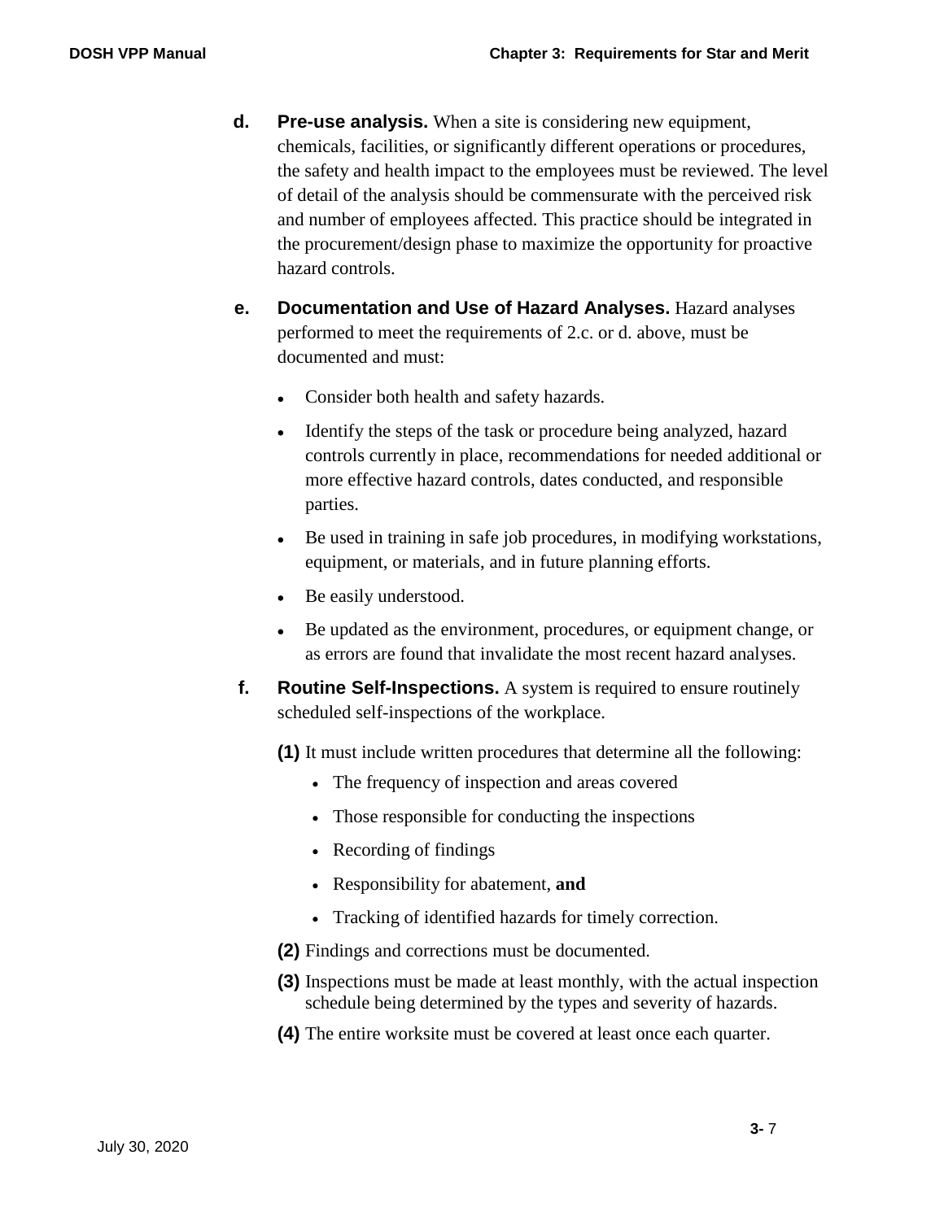**d. Pre-use analysis.** When a site is considering new equipment, chemicals, facilities, or significantly different operations or procedures, the safety and health impact to the employees must be reviewed. The level of detail of the analysis should be commensurate with the perceived risk and number of employees affected. This practice should be integrated in the procurement/design phase to maximize the opportunity for proactive hazard controls.

**e. Documentation and Use of Hazard Analyses.** Hazard analyses performed to meet the requirements of 2.c. or d. above, must be documented and must:

- Consider both health and safety hazards.
- Identify the steps of the task or procedure being analyzed, hazard controls currently in place, recommendations for needed additional or more effective hazard controls, dates conducted, and responsible parties.
- Be used in training in safe job procedures, in modifying workstations, equipment, or materials, and in future planning efforts.
- Be easily understood.
- Be updated as the environment, procedures, or equipment change, or as errors are found that invalidate the most recent hazard analyses.

**f. Routine Self-Inspections.** A system is required to ensure routinely scheduled self-inspections of the workplace.

**(1)** It must include written procedures that determine all the following:

- The frequency of inspection and areas covered
- Those responsible for conducting the inspections
- Recording of findings
- Responsibility for abatement, **and**
- Tracking of identified hazards for timely correction.

**(2)** Findings and corrections must be documented.

**(3)** Inspections must be made at least monthly, with the actual inspection schedule being determined by the types and severity of hazards.

**(4)** The entire worksite must be covered at least once each quarter.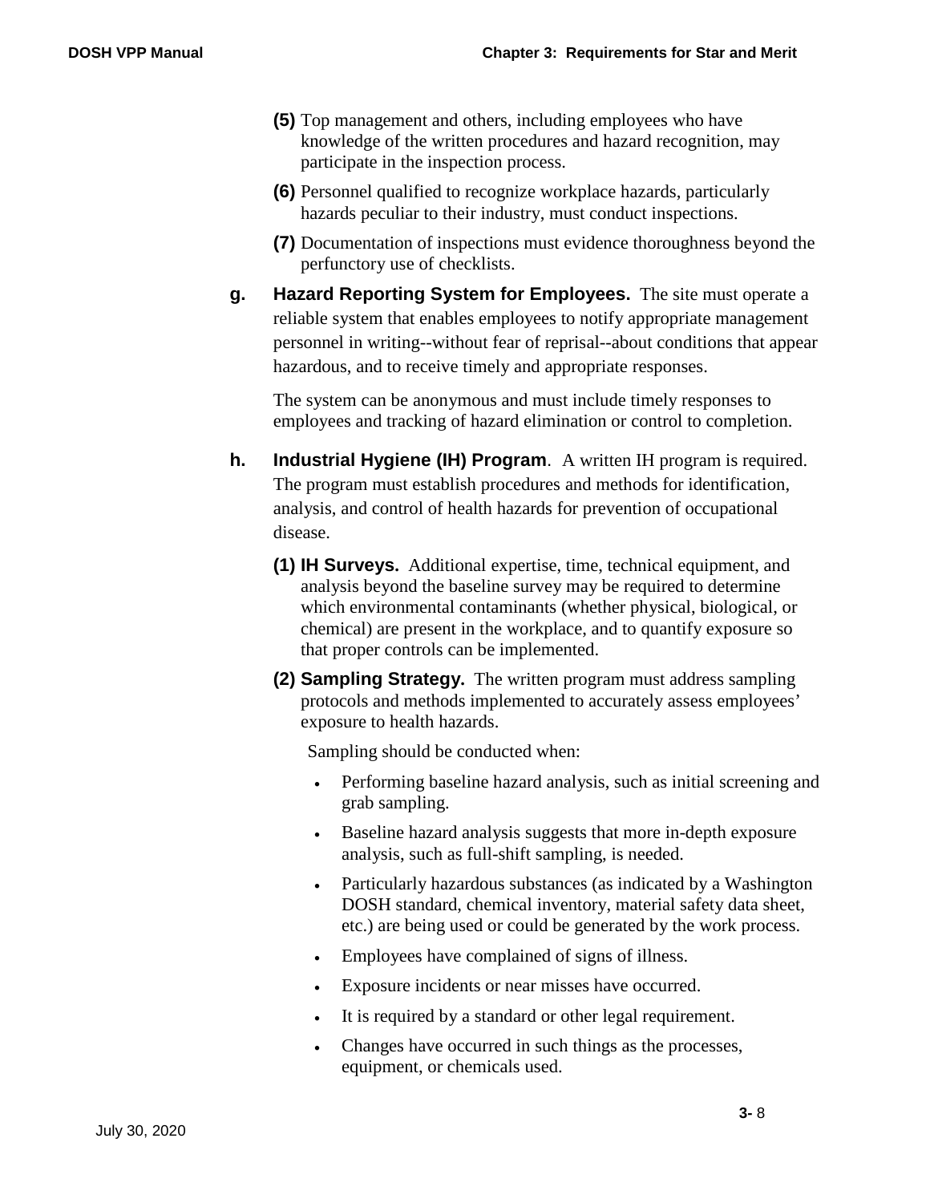**(5)** Top management and others, including employees who have knowledge of the written procedures and hazard recognition, may participate in the inspection process.

**(6)** Personnel qualified to recognize workplace hazards, particularly hazards peculiar to their industry, must conduct inspections.

**(7)** Documentation of inspections must evidence thoroughness beyond the perfunctory use of checklists.

**g. Hazard Reporting System for Employees.** The site must operate a reliable system that enables employees to notify appropriate management personnel in writing--without fear of reprisal--about conditions that appear hazardous, and to receive timely and appropriate responses.

The system can be anonymous and must include timely responses to employees and tracking of hazard elimination or control to completion.

**h. Industrial Hygiene (IH) Program**. A written IH program is required. The program must establish procedures and methods for identification, analysis, and control of health hazards for prevention of occupational disease.

**(1) IH Surveys.** Additional expertise, time, technical equipment, and analysis beyond the baseline survey may be required to determine which environmental contaminants (whether physical, biological, or chemical) are present in the workplace, and to quantify exposure so that proper controls can be implemented.

**(2) Sampling Strategy.** The written program must address sampling protocols and methods implemented to accurately assess employees' exposure to health hazards.

Sampling should be conducted when:

- Performing baseline hazard analysis, such as initial screening and grab sampling.
- Baseline hazard analysis suggests that more in-depth exposure analysis, such as full-shift sampling, is needed.
- Particularly hazardous substances (as indicated by a Washington DOSH standard, chemical inventory, material safety data sheet, etc.) are being used or could be generated by the work process.
- Employees have complained of signs of illness.
- Exposure incidents or near misses have occurred.
- It is required by a standard or other legal requirement.
- Changes have occurred in such things as the processes, equipment, or chemicals used.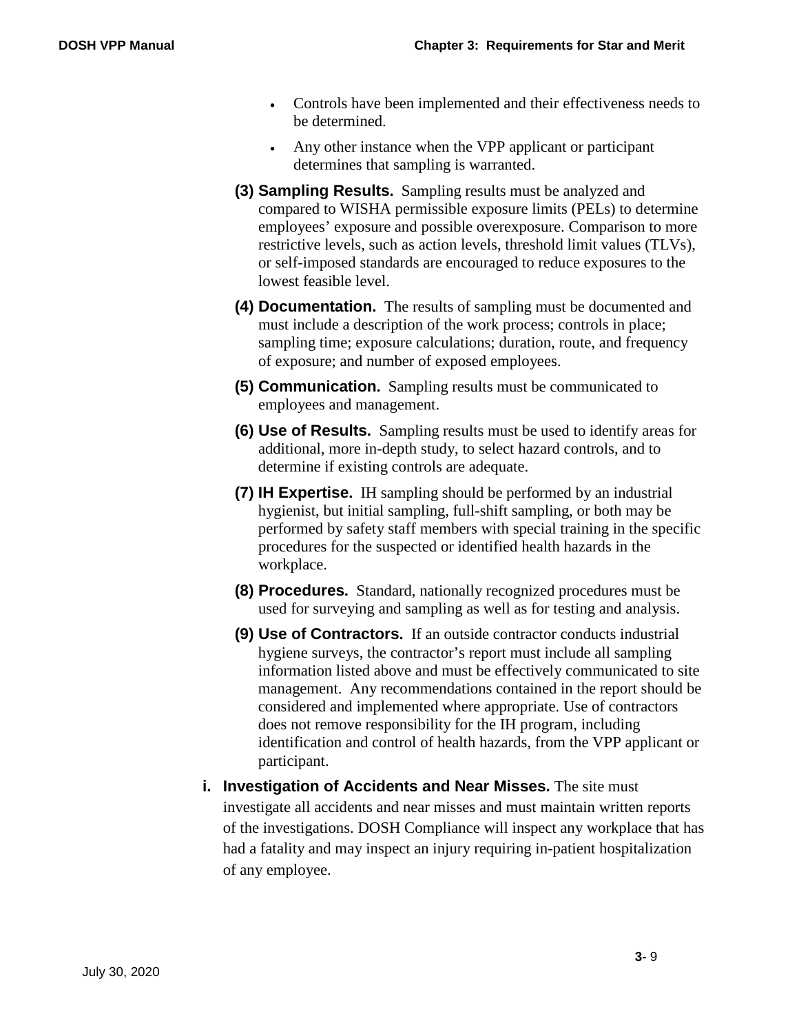- Controls have been implemented and their effectiveness needs to be determined.
- Any other instance when the VPP applicant or participant determines that sampling is warranted.

**(3) Sampling Results.** Sampling results must be analyzed and compared to WISHA permissible exposure limits (PELs) to determine employees' exposure and possible overexposure. Comparison to more restrictive levels, such as action levels, threshold limit values (TLVs), or self-imposed standards are encouraged to reduce exposures to the lowest feasible level.

**(4) Documentation.** The results of sampling must be documented and must include a description of the work process; controls in place; sampling time; exposure calculations; duration, route, and frequency of exposure; and number of exposed employees.

**(5) Communication.** Sampling results must be communicated to employees and management.

**(6) Use of Results.** Sampling results must be used to identify areas for additional, more in-depth study, to select hazard controls, and to determine if existing controls are adequate.

**(7) IH Expertise.** IH sampling should be performed by an industrial hygienist, but initial sampling, full-shift sampling, or both may be performed by safety staff members with special training in the specific procedures for the suspected or identified health hazards in the workplace.

**(8) Procedures.** Standard, nationally recognized procedures must be used for surveying and sampling as well as for testing and analysis.

**(9) Use of Contractors.** If an outside contractor conducts industrial hygiene surveys, the contractor's report must include all sampling information listed above and must be effectively communicated to site management. Any recommendations contained in the report should be considered and implemented where appropriate. Use of contractors does not remove responsibility for the IH program, including identification and control of health hazards, from the VPP applicant or participant.

**i. Investigation of Accidents and Near Misses.** The site must investigate all accidents and near misses and must maintain written reports of the investigations. DOSH Compliance will inspect any workplace that has had a fatality and may inspect an injury requiring in-patient hospitalization of any employee.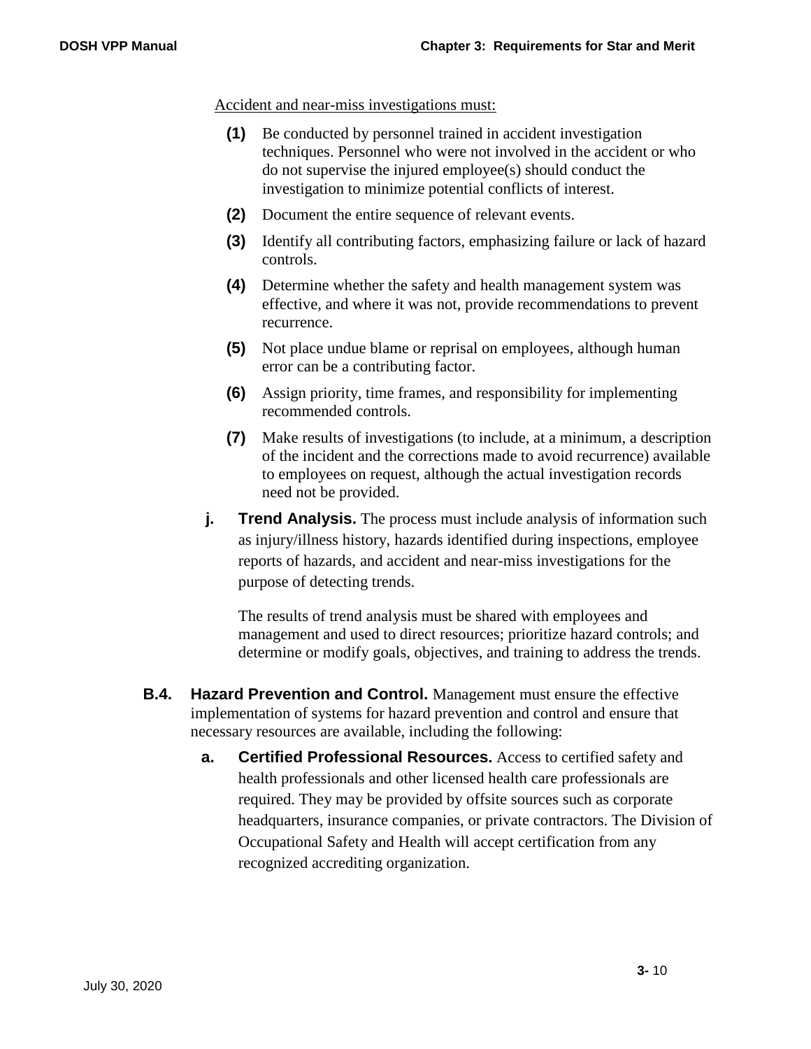Accident and near-miss investigations must:

**(1)** Be conducted by personnel trained in accident investigation techniques. Personnel who were not involved in the accident or who do not supervise the injured employee(s) should conduct the investigation to minimize potential conflicts of interest.

**(2)** Document the entire sequence of relevant events.

**(3)** Identify all contributing factors, emphasizing failure or lack of hazard controls.

**(4)** Determine whether the safety and health management system was effective, and where it was not, provide recommendations to prevent recurrence.

**(5)** Not place undue blame or reprisal on employees, although human error can be a contributing factor.

**(6)** Assign priority, time frames, and responsibility for implementing recommended controls.

**(7)** Make results of investigations (to include, at a minimum, a description of the incident and the corrections made to avoid recurrence) available to employees on request, although the actual investigation records need not be provided.

**j. Trend Analysis.** The process must include analysis of information such as injury/illness history, hazards identified during inspections, employee reports of hazards, and accident and near-miss investigations for the purpose of detecting trends.

The results of trend analysis must be shared with employees and management and used to direct resources; prioritize hazard controls; and determine or modify goals, objectives, and training to address the trends.

**B.4. Hazard Prevention and Control.** Management must ensure the effective implementation of systems for hazard prevention and control and ensure that necessary resources are available, including the following:

**a. Certified Professional Resources.** Access to certified safety and health professionals and other licensed health care professionals are required. They may be provided by offsite sources such as corporate headquarters, insurance companies, or private contractors. The Division of Occupational Safety and Health will accept certification from any recognized accrediting organization.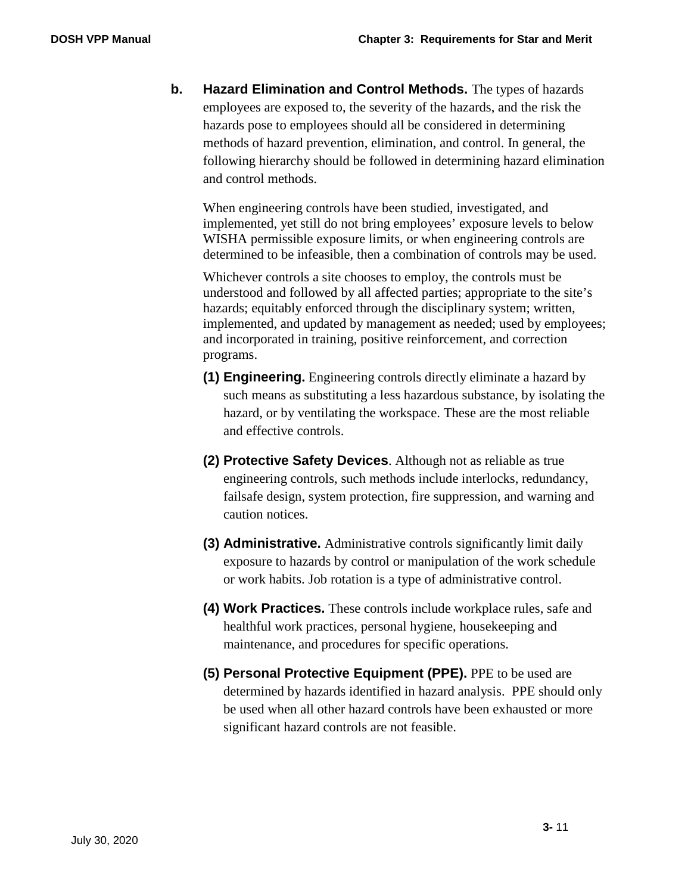**b. Hazard Elimination and Control Methods.** The types of hazards employees are exposed to, the severity of the hazards, and the risk the hazards pose to employees should all be considered in determining methods of hazard prevention, elimination, and control. In general, the following hierarchy should be followed in determining hazard elimination and control methods.

When engineering controls have been studied, investigated, and implemented, yet still do not bring employees' exposure levels to below WISHA permissible exposure limits, or when engineering controls are determined to be infeasible, then a combination of controls may be used.

Whichever controls a site chooses to employ, the controls must be understood and followed by all affected parties; appropriate to the site's hazards; equitably enforced through the disciplinary system; written, implemented, and updated by management as needed; used by employees; and incorporated in training, positive reinforcement, and correction programs.

**(1) Engineering.** Engineering controls directly eliminate a hazard by such means as substituting a less hazardous substance, by isolating the hazard, or by ventilating the workspace. These are the most reliable and effective controls.

**(2) Protective Safety Devices**. Although not as reliable as true engineering controls, such methods include interlocks, redundancy, failsafe design, system protection, fire suppression, and warning and caution notices.

**(3) Administrative.** Administrative controls significantly limit daily exposure to hazards by control or manipulation of the work schedule or work habits. Job rotation is a type of administrative control.

**(4) Work Practices.** These controls include workplace rules, safe and healthful work practices, personal hygiene, housekeeping and maintenance, and procedures for specific operations.

**(5) Personal Protective Equipment (PPE).** PPE to be used are determined by hazards identified in hazard analysis. PPE should only be used when all other hazard controls have been exhausted or more significant hazard controls are not feasible.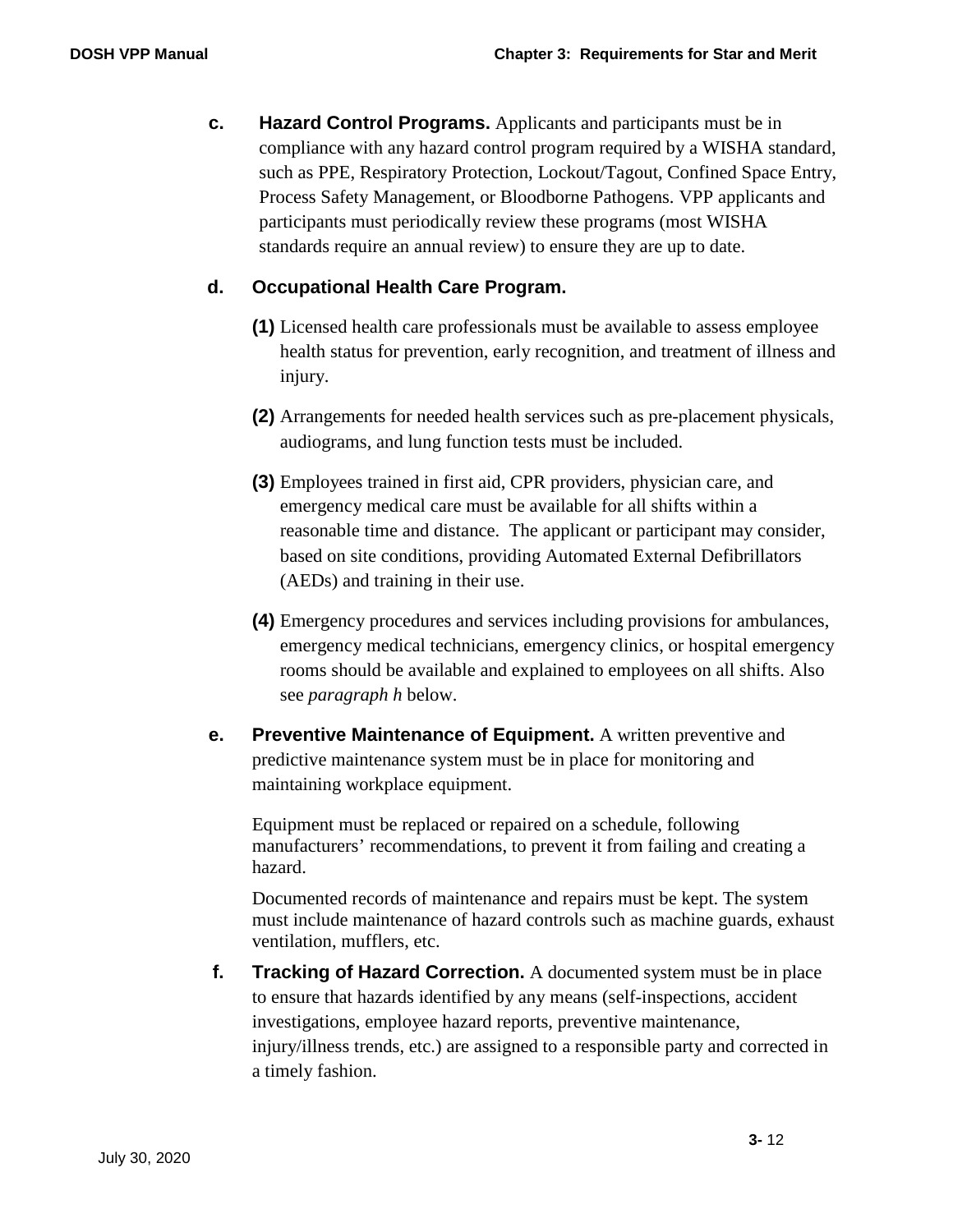**c. Hazard Control Programs.** Applicants and participants must be in compliance with any hazard control program required by a WISHA standard, such as PPE, Respiratory Protection, Lockout/Tagout, Confined Space Entry, Process Safety Management, or Bloodborne Pathogens. VPP applicants and participants must periodically review these programs (most WISHA standards require an annual review) to ensure they are up to date.

**d. Occupational Health Care Program.**

**(1)** Licensed health care professionals must be available to assess employee health status for prevention, early recognition, and treatment of illness and injury.

**(2)** Arrangements for needed health services such as pre-placement physicals, audiograms, and lung function tests must be included.

**(3)** Employees trained in first aid, CPR providers, physician care, and emergency medical care must be available for all shifts within a reasonable time and distance. The applicant or participant may consider, based on site conditions, providing Automated External Defibrillators (AEDs) and training in their use.

**(4)** Emergency procedures and services including provisions for ambulances, emergency medical technicians, emergency clinics, or hospital emergency rooms should be available and explained to employees on all shifts. Also see *paragraph h* below.

**e. Preventive Maintenance of Equipment.** A written preventive and predictive maintenance system must be in place for monitoring and maintaining workplace equipment.

Equipment must be replaced or repaired on a schedule, following manufacturers' recommendations, to prevent it from failing and creating a hazard.

Documented records of maintenance and repairs must be kept. The system must include maintenance of hazard controls such as machine guards, exhaust ventilation, mufflers, etc.

**f. Tracking of Hazard Correction.** A documented system must be in place to ensure that hazards identified by any means (self-inspections, accident investigations, employee hazard reports, preventive maintenance, injury/illness trends, etc.) are assigned to a responsible party and corrected in a timely fashion.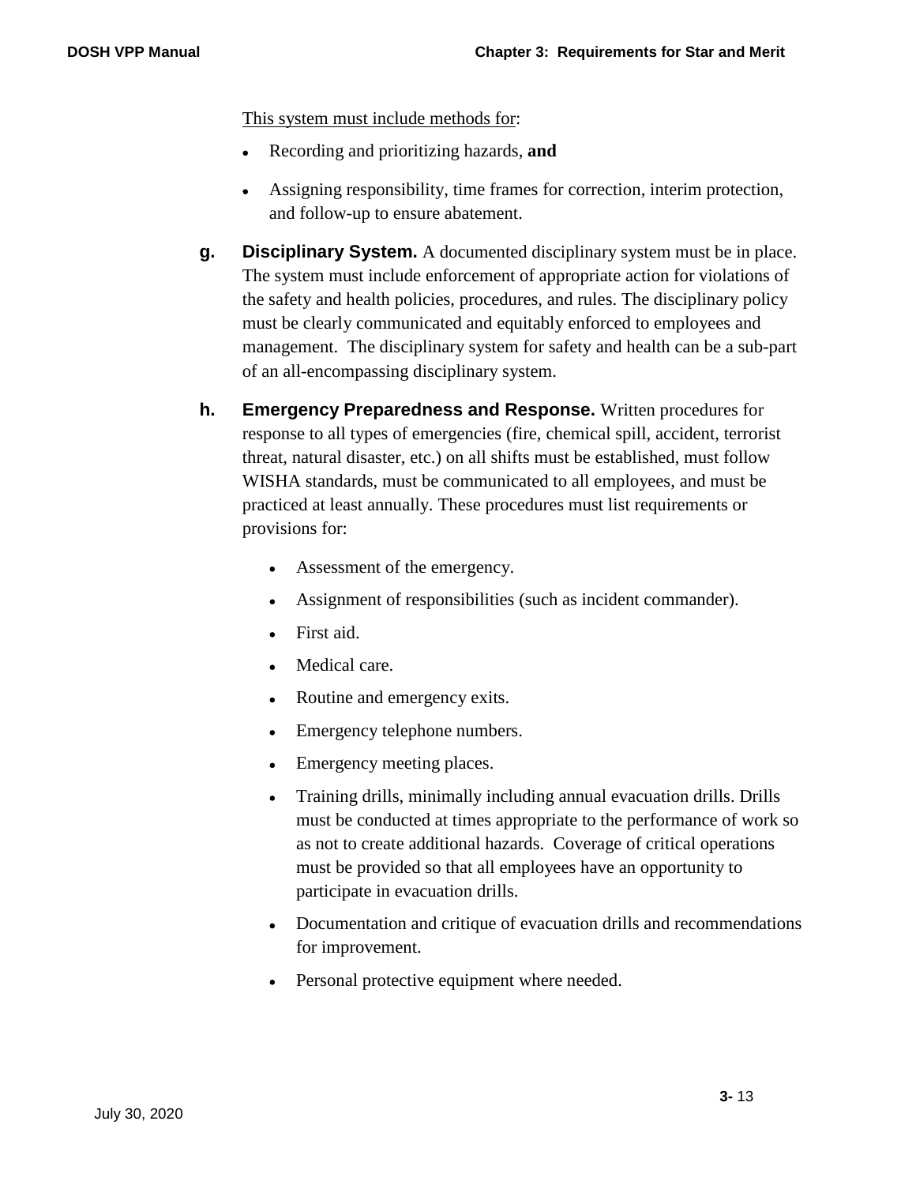This system must include methods for:

- Recording and prioritizing hazards, **and**
- Assigning responsibility, time frames for correction, interim protection, and follow-up to ensure abatement.

**g. Disciplinary System.** A documented disciplinary system must be in place. The system must include enforcement of appropriate action for violations of the safety and health policies, procedures, and rules. The disciplinary policy must be clearly communicated and equitably enforced to employees and management. The disciplinary system for safety and health can be a sub-part of an all-encompassing disciplinary system.

**h. Emergency Preparedness and Response.** Written procedures for response to all types of emergencies (fire, chemical spill, accident, terrorist threat, natural disaster, etc.) on all shifts must be established, must follow WISHA standards, must be communicated to all employees, and must be practiced at least annually. These procedures must list requirements or provisions for:

- Assessment of the emergency.
- Assignment of responsibilities (such as incident commander).
- First aid.
- Medical care.
- Routine and emergency exits.
- Emergency telephone numbers.
- Emergency meeting places.
- Training drills, minimally including annual evacuation drills. Drills must be conducted at times appropriate to the performance of work so as not to create additional hazards. Coverage of critical operations must be provided so that all employees have an opportunity to participate in evacuation drills.
- Documentation and critique of evacuation drills and recommendations for improvement.
- Personal protective equipment where needed.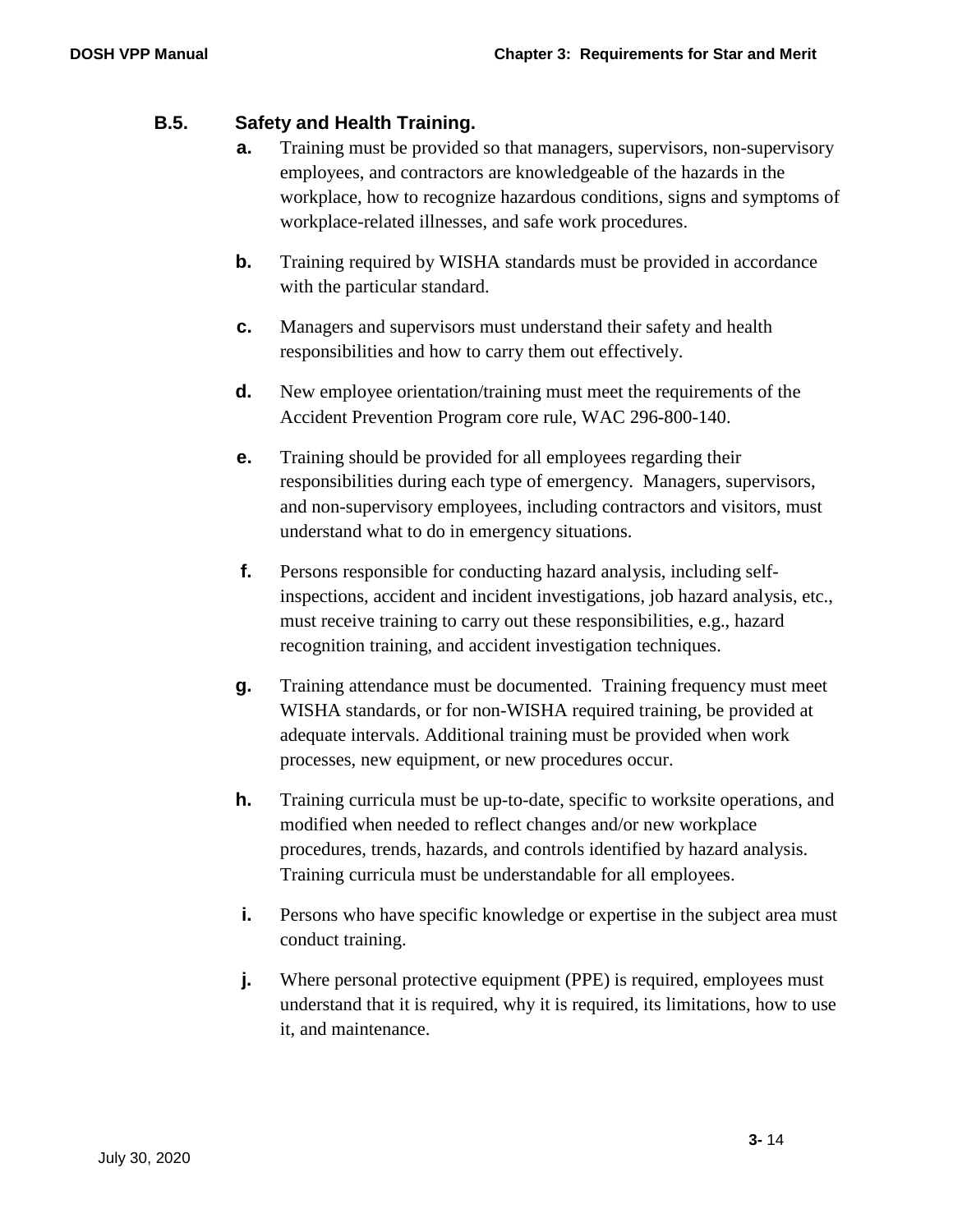### B.5. Safety and Health Training.

**a.** Training must be provided so that managers, supervisors, non-supervisory employees, and contractors are knowledgeable of the hazards in the workplace, how to recognize hazardous conditions, signs and symptoms of workplace-related illnesses, and safe work procedures.

**b.** Training required by WISHA standards must be provided in accordance with the particular standard.

**c.** Managers and supervisors must understand their safety and health responsibilities and how to carry them out effectively.

**d.** New employee orientation/training must meet the requirements of the Accident Prevention Program core rule, WAC 296-800-140.

**e.** Training should be provided for all employees regarding their responsibilities during each type of emergency. Managers, supervisors, and non-supervisory employees, including contractors and visitors, must understand what to do in emergency situations.

**f.** Persons responsible for conducting hazard analysis, including self-inspections, accident and incident investigations, job hazard analysis, etc., must receive training to carry out these responsibilities, e.g., hazard recognition training, and accident investigation techniques.

**g.** Training attendance must be documented. Training frequency must meet WISHA standards, or for non-WISHA required training, be provided at adequate intervals. Additional training must be provided when work processes, new equipment, or new procedures occur.

**h.** Training curricula must be up-to-date, specific to worksite operations, and modified when needed to reflect changes and/or new workplace procedures, trends, hazards, and controls identified by hazard analysis. Training curricula must be understandable for all employees.

**i.** Persons who have specific knowledge or expertise in the subject area must conduct training.

**j.** Where personal protective equipment (PPE) is required, employees must understand that it is required, why it is required, its limitations, how to use it, and maintenance.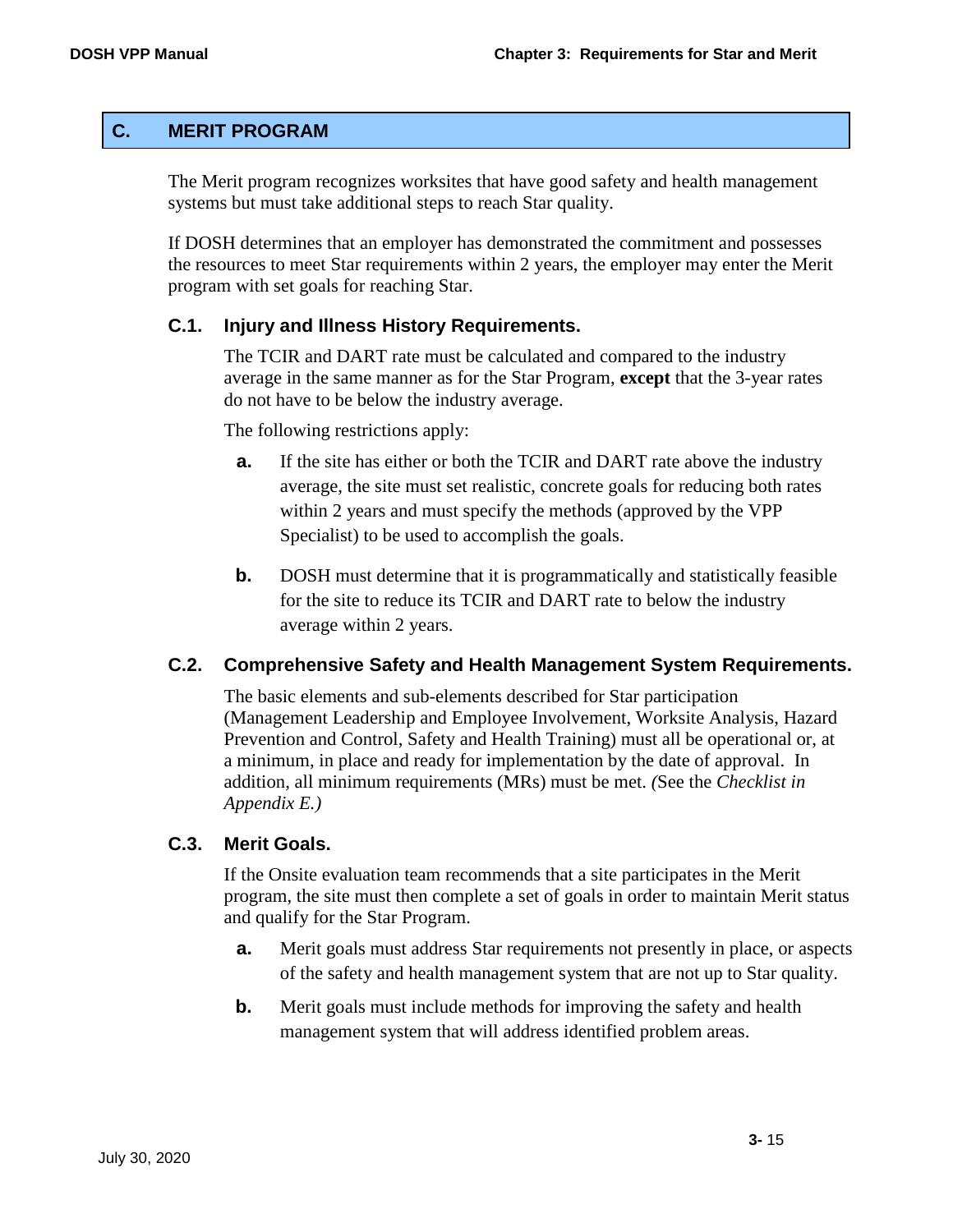## C. MERIT PROGRAM

The Merit program recognizes worksites that have good safety and health management systems but must take additional steps to reach Star quality.

If DOSH determines that an employer has demonstrated the commitment and possesses the resources to meet Star requirements within 2 years, the employer may enter the Merit program with set goals for reaching Star.

### C.1. Injury and Illness History Requirements.

The TCIR and DART rate must be calculated and compared to the industry average in the same manner as for the Star Program, **except** that the 3-year rates do not have to be below the industry average.

The following restrictions apply:

**a.** If the site has either or both the TCIR and DART rate above the industry average, the site must set realistic, concrete goals for reducing both rates within 2 years and must specify the methods (approved by the VPP Specialist) to be used to accomplish the goals.

**b.** DOSH must determine that it is programmatically and statistically feasible for the site to reduce its TCIR and DART rate to below the industry average within 2 years.

### C.2. Comprehensive Safety and Health Management System Requirements.

The basic elements and sub-elements described for Star participation (Management Leadership and Employee Involvement, Worksite Analysis, Hazard Prevention and Control, Safety and Health Training) must all be operational or, at a minimum, in place and ready for implementation by the date of approval. In addition, all minimum requirements (MRs) must be met. *(*See the *Checklist in Appendix E.)*

### C.3. Merit Goals.

If the Onsite evaluation team recommends that a site participates in the Merit program, the site must then complete a set of goals in order to maintain Merit status and qualify for the Star Program.

**a.** Merit goals must address Star requirements not presently in place, or aspects of the safety and health management system that are not up to Star quality.

**b.** Merit goals must include methods for improving the safety and health management system that will address identified problem areas.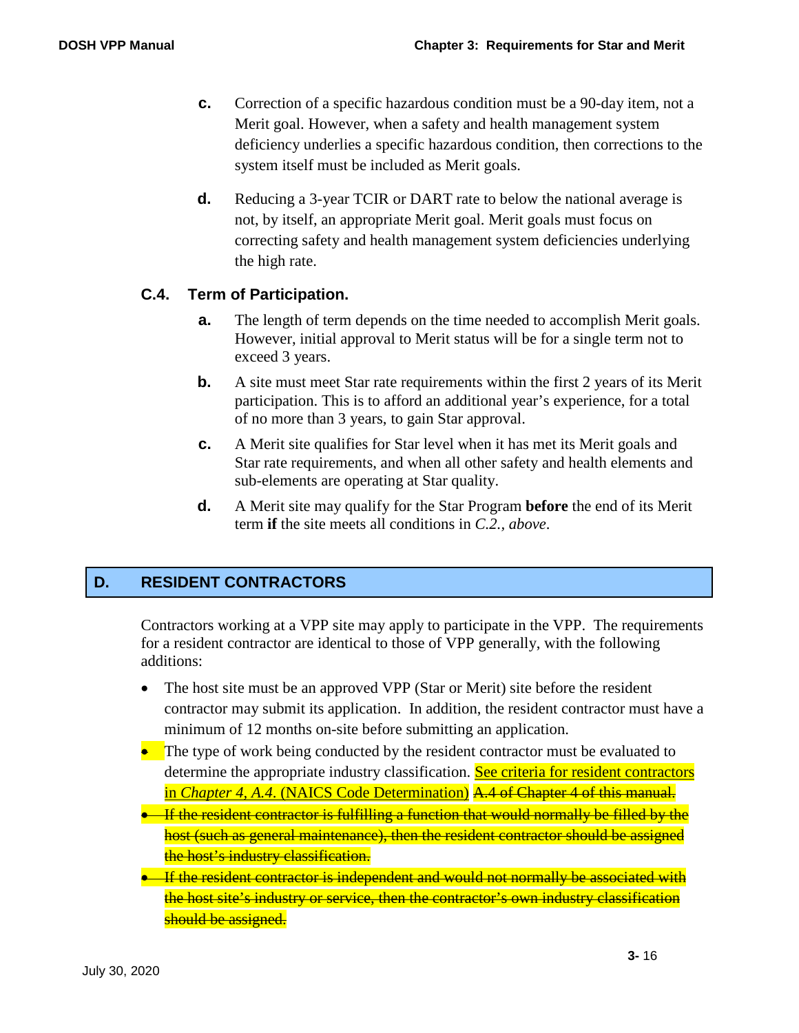**c.** Correction of a specific hazardous condition must be a 90-day item, not a Merit goal. However, when a safety and health management system deficiency underlies a specific hazardous condition, then corrections to the system itself must be included as Merit goals.

**d.** Reducing a 3-year TCIR or DART rate to below the national average is not, by itself, an appropriate Merit goal. Merit goals must focus on correcting safety and health management system deficiencies underlying the high rate.

### C.4. Term of Participation.

**a.** The length of term depends on the time needed to accomplish Merit goals. However, initial approval to Merit status will be for a single term not to exceed 3 years.

**b.** A site must meet Star rate requirements within the first 2 years of its Merit participation. This is to afford an additional year's experience, for a total of no more than 3 years, to gain Star approval.

**c.** A Merit site qualifies for Star level when it has met its Merit goals and Star rate requirements, and when all other safety and health elements and sub-elements are operating at Star quality.

**d.** A Merit site may qualify for the Star Program **before** the end of its Merit term **if** the site meets all conditions in *C.2., above*.

## D. RESIDENT CONTRACTORS

Contractors working at a VPP site may apply to participate in the VPP. The requirements for a resident contractor are identical to those of VPP generally, with the following additions:

- The host site must be an approved VPP (Star or Merit) site before the resident contractor may submit its application. In addition, the resident contractor must have a minimum of 12 months on-site before submitting an application.
- The type of work being conducted by the resident contractor must be evaluated to determine the appropriate industry classification. See criteria for resident contractors in *Chapter 4, A.4.* (NAICS Code Determination) ~~A.4 of Chapter 4 of this manual.~~
- ~~If the resident contractor is fulfilling a function that would normally be filled by the host (such as general maintenance), then the resident contractor should be assigned the host's industry classification.~~
- ~~If the resident contractor is independent and would not normally be associated with the host site's industry or service, then the contractor's own industry classification should be assigned.~~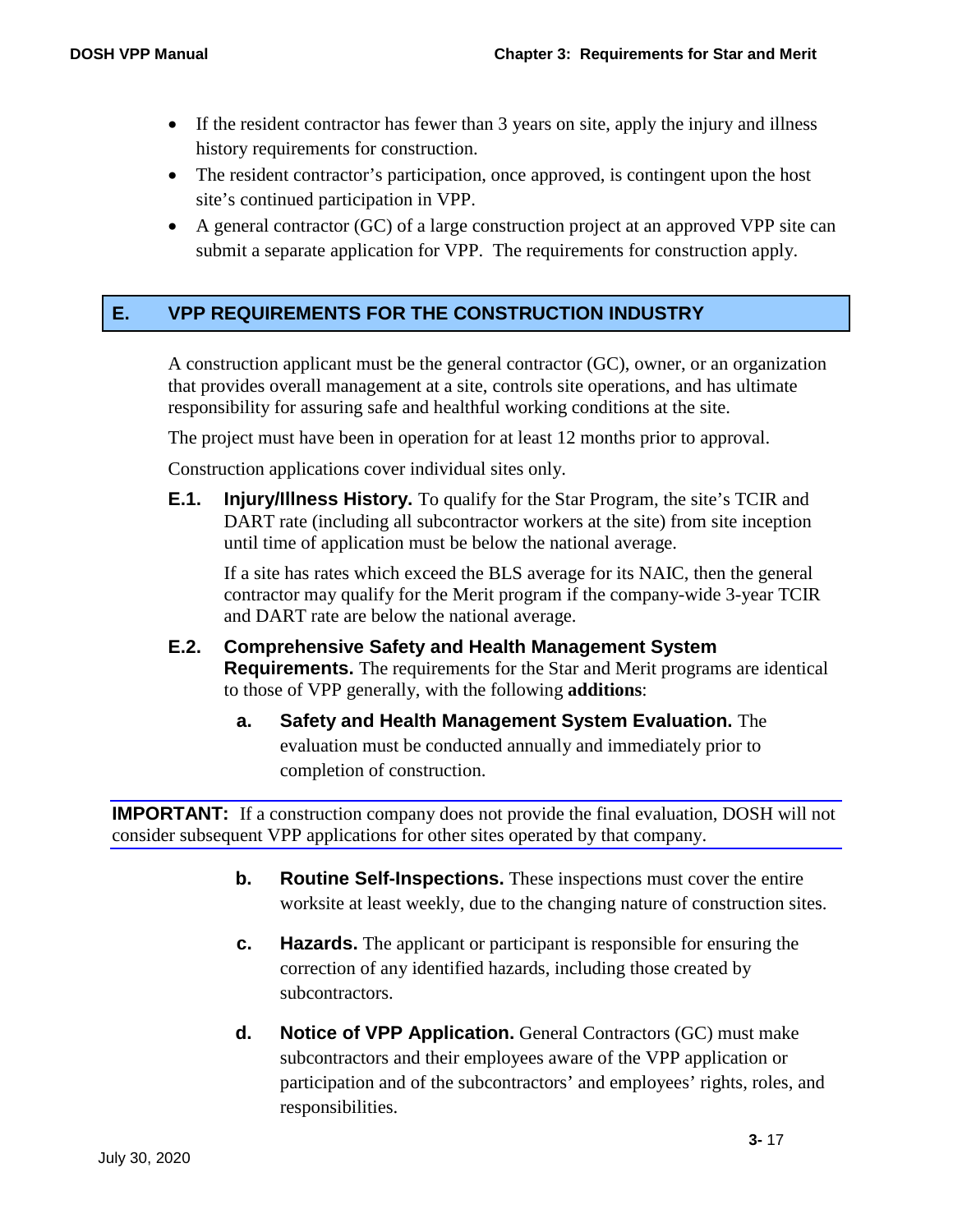- If the resident contractor has fewer than 3 years on site, apply the injury and illness history requirements for construction.
- The resident contractor's participation, once approved, is contingent upon the host site's continued participation in VPP.
- A general contractor (GC) of a large construction project at an approved VPP site can submit a separate application for VPP. The requirements for construction apply.

## E. VPP REQUIREMENTS FOR THE CONSTRUCTION INDUSTRY

A construction applicant must be the general contractor (GC), owner, or an organization that provides overall management at a site, controls site operations, and has ultimate responsibility for assuring safe and healthful working conditions at the site.

The project must have been in operation for at least 12 months prior to approval.

Construction applications cover individual sites only.

**E.1. Injury/Illness History.** To qualify for the Star Program, the site's TCIR and DART rate (including all subcontractor workers at the site) from site inception until time of application must be below the national average.

If a site has rates which exceed the BLS average for its NAIC, then the general contractor may qualify for the Merit program if the company-wide 3-year TCIR and DART rate are below the national average.

**E.2. Comprehensive Safety and Health Management System Requirements.** The requirements for the Star and Merit programs are identical to those of VPP generally, with the following **additions**:

**a. Safety and Health Management System Evaluation.** The evaluation must be conducted annually and immediately prior to completion of construction.

**IMPORTANT:** If a construction company does not provide the final evaluation, DOSH will not consider subsequent VPP applications for other sites operated by that company.

**b. Routine Self-Inspections.** These inspections must cover the entire worksite at least weekly, due to the changing nature of construction sites.

**c. Hazards.** The applicant or participant is responsible for ensuring the correction of any identified hazards, including those created by subcontractors.

**d. Notice of VPP Application.** General Contractors (GC) must make subcontractors and their employees aware of the VPP application or participation and of the subcontractors' and employees' rights, roles, and responsibilities.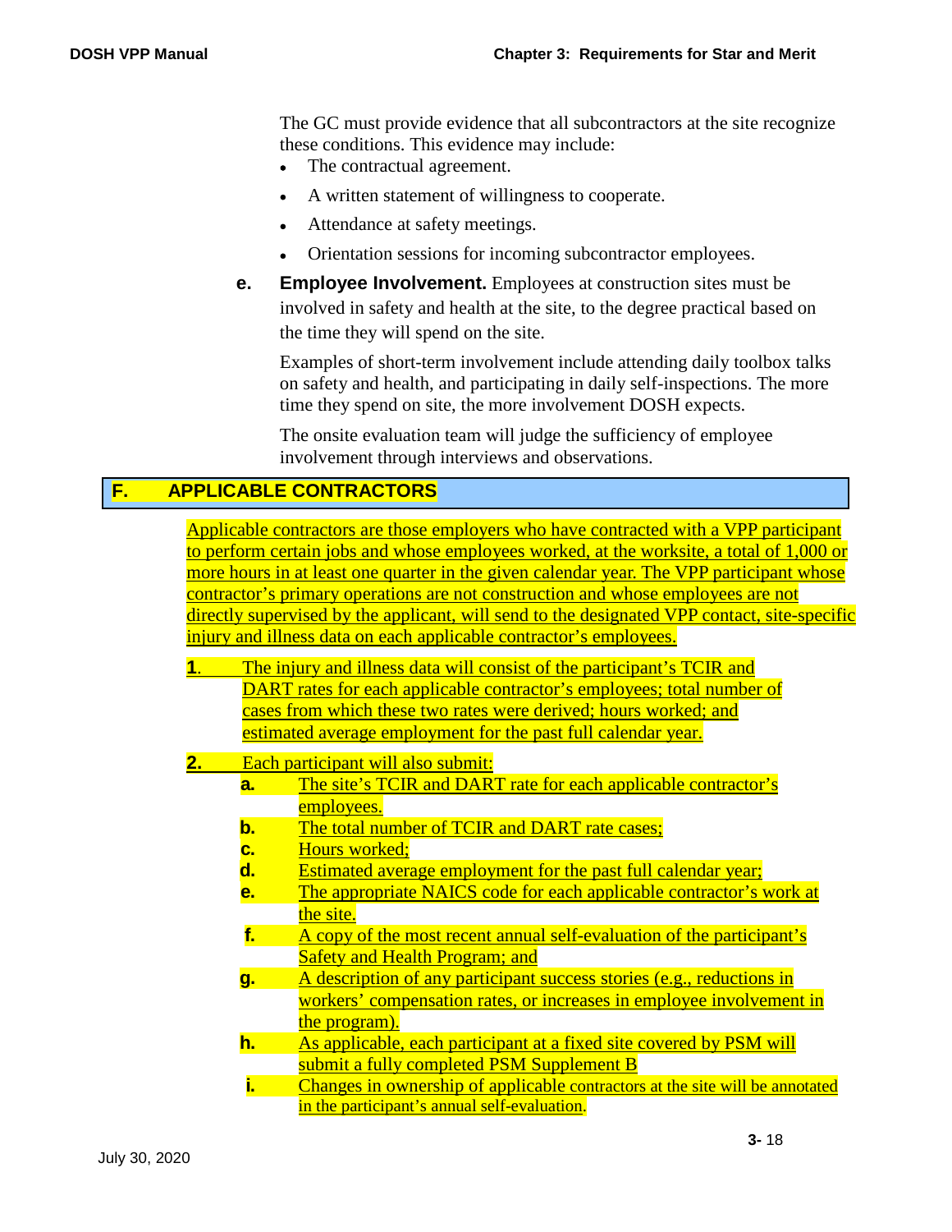The GC must provide evidence that all subcontractors at the site recognize these conditions. This evidence may include:

- The contractual agreement.
- A written statement of willingness to cooperate.
- Attendance at safety meetings.
- Orientation sessions for incoming subcontractor employees.

**e. Employee Involvement.** Employees at construction sites must be involved in safety and health at the site, to the degree practical based on the time they will spend on the site.

Examples of short-term involvement include attending daily toolbox talks on safety and health, and participating in daily self-inspections. The more time they spend on site, the more involvement DOSH expects.

The onsite evaluation team will judge the sufficiency of employee involvement through interviews and observations.

## F. APPLICABLE CONTRACTORS

Applicable contractors are those employers who have contracted with a VPP participant to perform certain jobs and whose employees worked, at the worksite, a total of 1,000 or more hours in at least one quarter in the given calendar year. The VPP participant whose contractor's primary operations are not construction and whose employees are not directly supervised by the applicant, will send to the designated VPP contact, site-specific injury and illness data on each applicable contractor's employees.

**1.** The injury and illness data will consist of the participant's TCIR and DART rates for each applicable contractor's employees; total number of cases from which these two rates were derived; hours worked; and estimated average employment for the past full calendar year.

**2.** Each participant will also submit:

- **a.** The site's TCIR and DART rate for each applicable contractor's employees.
- **b.** The total number of TCIR and DART rate cases;
- **c.** Hours worked;
- **d.** Estimated average employment for the past full calendar year;
- **e.** The appropriate NAICS code for each applicable contractor's work at the site.
- **f.** A copy of the most recent annual self-evaluation of the participant's Safety and Health Program; and
- **g.** A description of any participant success stories (e.g., reductions in workers' compensation rates, or increases in employee involvement in the program).
- **h.** As applicable, each participant at a fixed site covered by PSM will submit a fully completed PSM Supplement B
- **i.** Changes in ownership of applicable contractors at the site will be annotated in the participant's annual self-evaluation.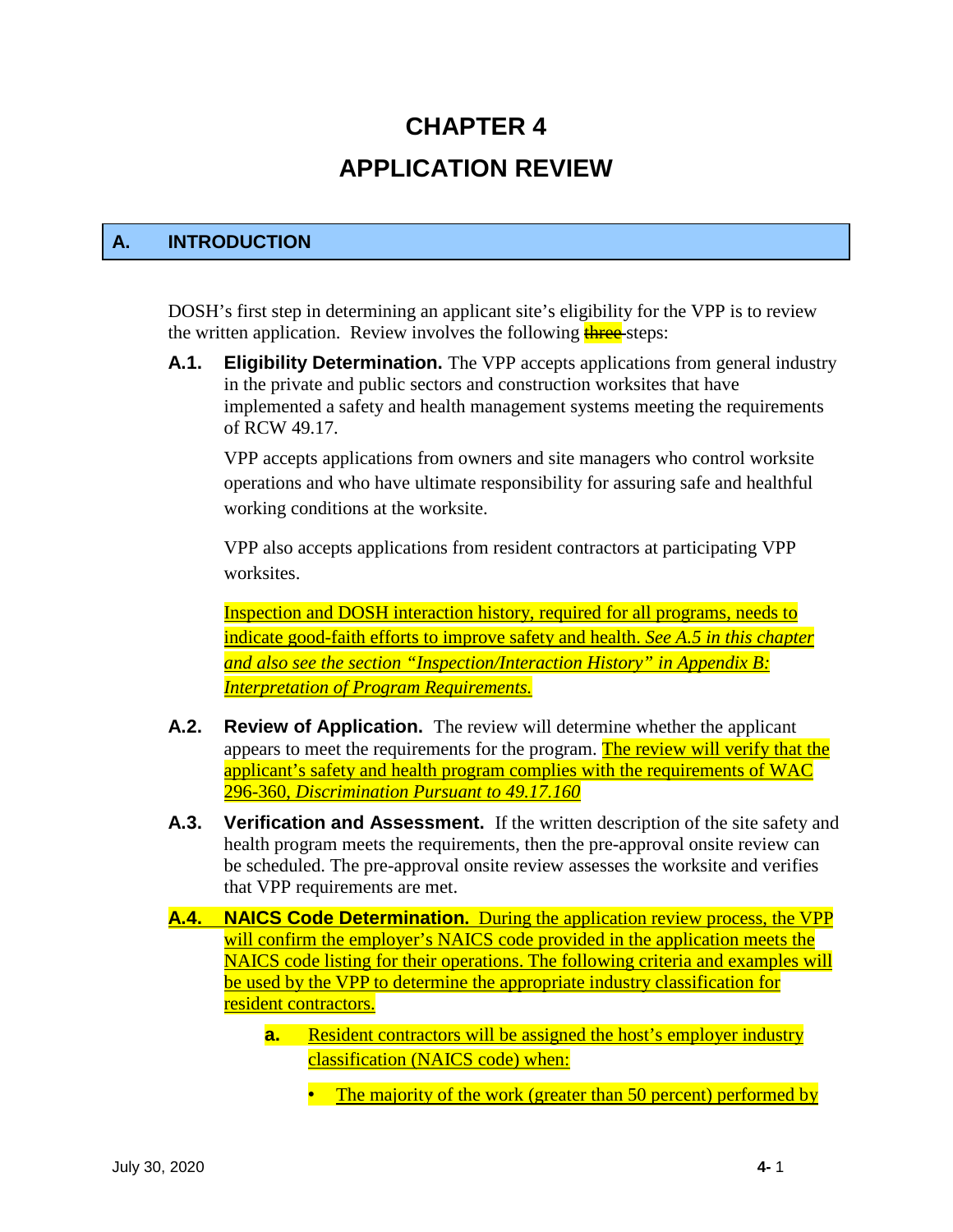// CHAPTER 4

# APPLICATION REVIEW

## A. INTRODUCTION

DOSH's first step in determining an applicant site's eligibility for the VPP is to review the written application. Review involves the following ~~three~~ steps:

**A.1. Eligibility Determination.** The VPP accepts applications from general industry in the private and public sectors and construction worksites that have implemented a safety and health management systems meeting the requirements of RCW 49.17.

VPP accepts applications from owners and site managers who control worksite operations and who have ultimate responsibility for assuring safe and healthful working conditions at the worksite.

VPP also accepts applications from resident contractors at participating VPP worksites.

Inspection and DOSH interaction history, required for all programs, needs to indicate good-faith efforts to improve safety and health. *See A.5 in this chapter and also see the section "Inspection/Interaction History" in Appendix B: Interpretation of Program Requirements.*

**A.2. Review of Application.** The review will determine whether the applicant appears to meet the requirements for the program. The review will verify that the applicant's safety and health program complies with the requirements of WAC 296-360, *Discrimination Pursuant to 49.17.160*

**A.3. Verification and Assessment.** If the written description of the site safety and health program meets the requirements, then the pre-approval onsite review can be scheduled. The pre-approval onsite review assesses the worksite and verifies that VPP requirements are met.

**A.4. NAICS Code Determination.** During the application review process, the VPP will confirm the employer's NAICS code provided in the application meets the NAICS code listing for their operations. The following criteria and examples will be used by the VPP to determine the appropriate industry classification for resident contractors.

**a.** Resident contractors will be assigned the host's employer industry classification (NAICS code) when:

- The majority of the work (greater than 50 percent) performed by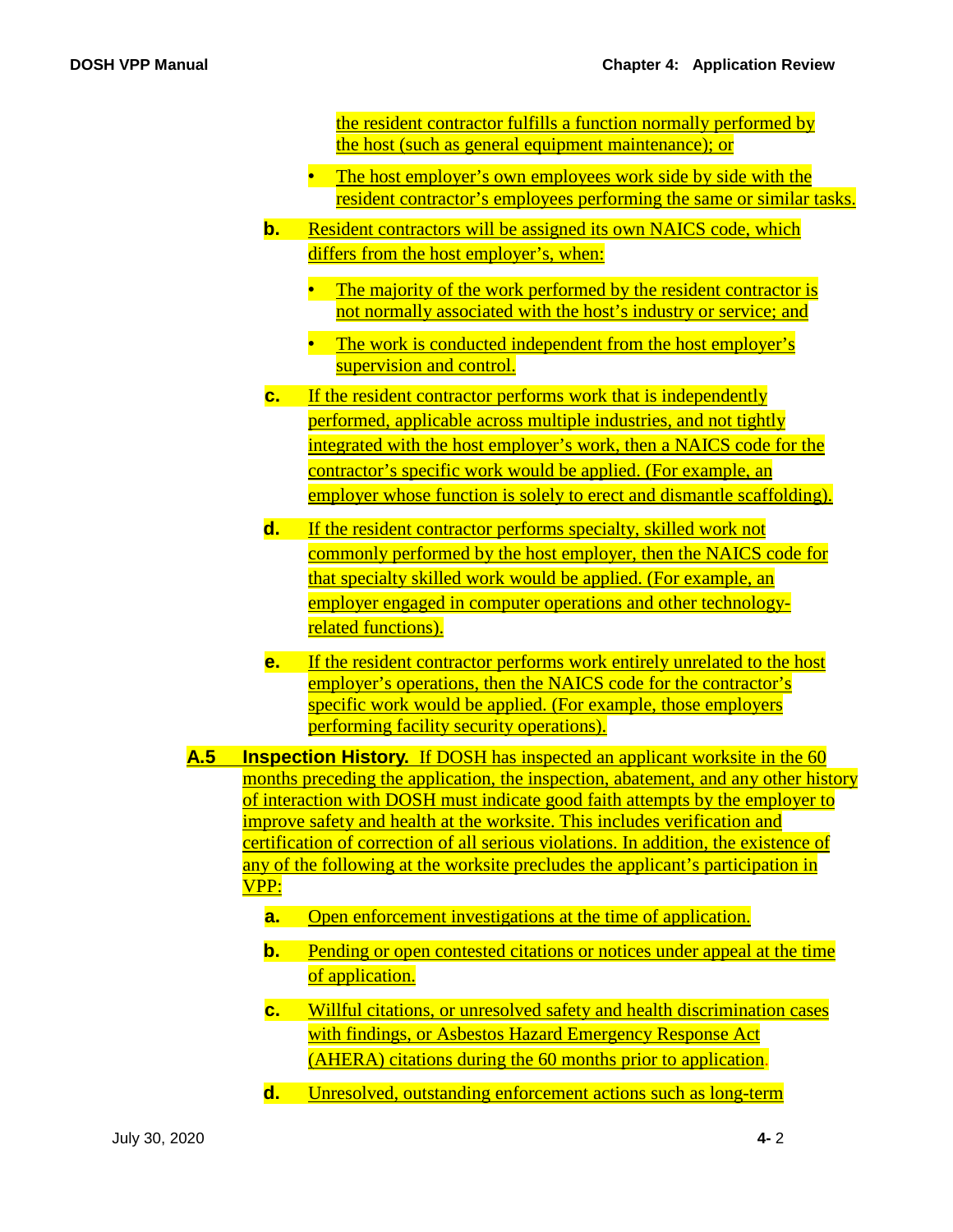the resident contractor fulfills a function normally performed by the host (such as general equipment maintenance); or

- The host employer's own employees work side by side with the resident contractor's employees performing the same or similar tasks.

**b.** Resident contractors will be assigned its own NAICS code, which differs from the host employer's, when:

- The majority of the work performed by the resident contractor is not normally associated with the host's industry or service; and
- The work is conducted independent from the host employer's supervision and control.

**c.** If the resident contractor performs work that is independently performed, applicable across multiple industries, and not tightly integrated with the host employer's work, then a NAICS code for the contractor's specific work would be applied. (For example, an employer whose function is solely to erect and dismantle scaffolding).

**d.** If the resident contractor performs specialty, skilled work not commonly performed by the host employer, then the NAICS code for that specialty skilled work would be applied. (For example, an employer engaged in computer operations and other technology-related functions).

**e.** If the resident contractor performs work entirely unrelated to the host employer's operations, then the NAICS code for the contractor's specific work would be applied. (For example, those employers performing facility security operations).

**A.5 Inspection History.** If DOSH has inspected an applicant worksite in the 60 months preceding the application, the inspection, abatement, and any other history of interaction with DOSH must indicate good faith attempts by the employer to improve safety and health at the worksite. This includes verification and certification of correction of all serious violations. In addition, the existence of any of the following at the worksite precludes the applicant's participation in VPP:

**a.** Open enforcement investigations at the time of application.

**b.** Pending or open contested citations or notices under appeal at the time of application.

**c.** Willful citations, or unresolved safety and health discrimination cases with findings, or Asbestos Hazard Emergency Response Act (AHERA) citations during the 60 months prior to application.

**d.** Unresolved, outstanding enforcement actions such as long-term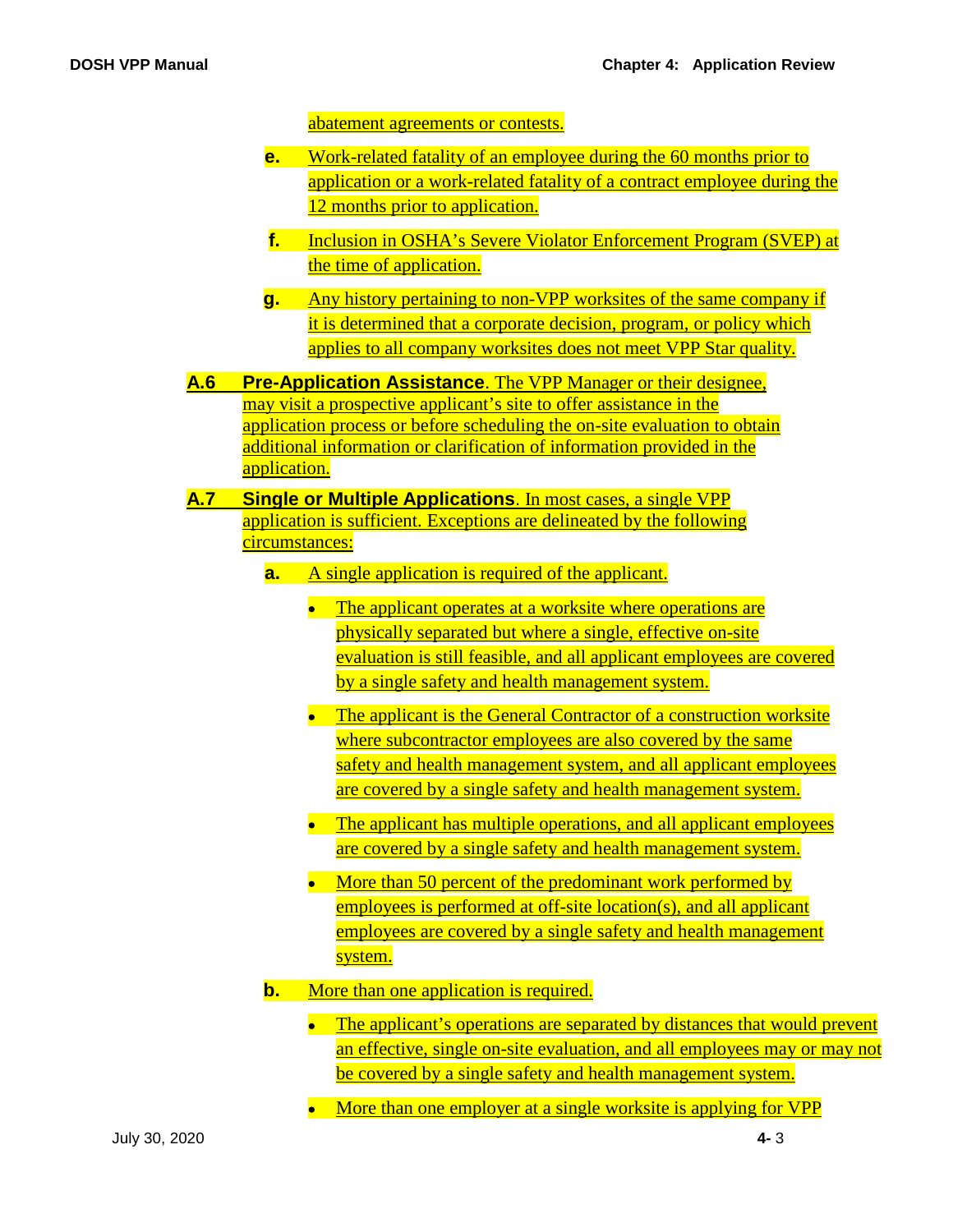abatement agreements or contests.

**e.** Work-related fatality of an employee during the 60 months prior to application or a work-related fatality of a contract employee during the 12 months prior to application.

**f.** Inclusion in OSHA's Severe Violator Enforcement Program (SVEP) at the time of application.

**g.** Any history pertaining to non-VPP worksites of the same company if it is determined that a corporate decision, program, or policy which applies to all company worksites does not meet VPP Star quality.

**A.6 Pre-Application Assistance**. The VPP Manager or their designee, may visit a prospective applicant's site to offer assistance in the application process or before scheduling the on-site evaluation to obtain additional information or clarification of information provided in the application.

**A.7 Single or Multiple Applications**. In most cases, a single VPP application is sufficient. Exceptions are delineated by the following circumstances:

**a.** A single application is required of the applicant.

- The applicant operates at a worksite where operations are physically separated but where a single, effective on-site evaluation is still feasible, and all applicant employees are covered by a single safety and health management system.
- The applicant is the General Contractor of a construction worksite where subcontractor employees are also covered by the same safety and health management system, and all applicant employees are covered by a single safety and health management system.
- The applicant has multiple operations, and all applicant employees are covered by a single safety and health management system.
- More than 50 percent of the predominant work performed by employees is performed at off-site location(s), and all applicant employees are covered by a single safety and health management system.

**b.** More than one application is required.

- The applicant's operations are separated by distances that would prevent an effective, single on-site evaluation, and all employees may or may not be covered by a single safety and health management system.
- More than one employer at a single worksite is applying for VPP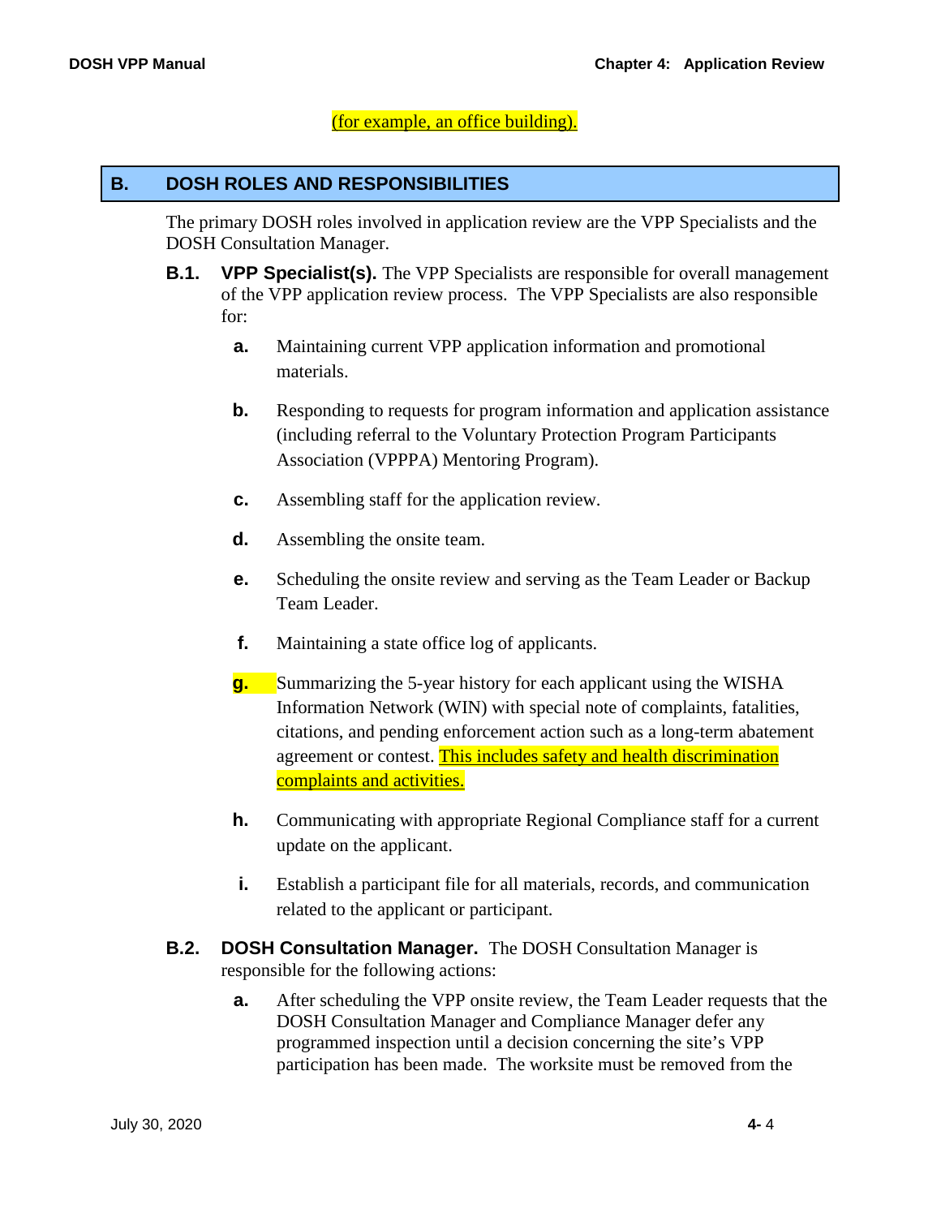(for example, an office building).

## B. DOSH ROLES AND RESPONSIBILITIES

The primary DOSH roles involved in application review are the VPP Specialists and the DOSH Consultation Manager.

**B.1. VPP Specialist(s).** The VPP Specialists are responsible for overall management of the VPP application review process. The VPP Specialists are also responsible for:

**a.** Maintaining current VPP application information and promotional materials.

**b.** Responding to requests for program information and application assistance (including referral to the Voluntary Protection Program Participants Association (VPPPA) Mentoring Program).

**c.** Assembling staff for the application review.

**d.** Assembling the onsite team.

**e.** Scheduling the onsite review and serving as the Team Leader or Backup Team Leader.

**f.** Maintaining a state office log of applicants.

**g.** Summarizing the 5-year history for each applicant using the WISHA Information Network (WIN) with special note of complaints, fatalities, citations, and pending enforcement action such as a long-term abatement agreement or contest. This includes safety and health discrimination complaints and activities.

**h.** Communicating with appropriate Regional Compliance staff for a current update on the applicant.

**i.** Establish a participant file for all materials, records, and communication related to the applicant or participant.

**B.2. DOSH Consultation Manager.** The DOSH Consultation Manager is responsible for the following actions:

**a.** After scheduling the VPP onsite review, the Team Leader requests that the DOSH Consultation Manager and Compliance Manager defer any programmed inspection until a decision concerning the site's VPP participation has been made. The worksite must be removed from the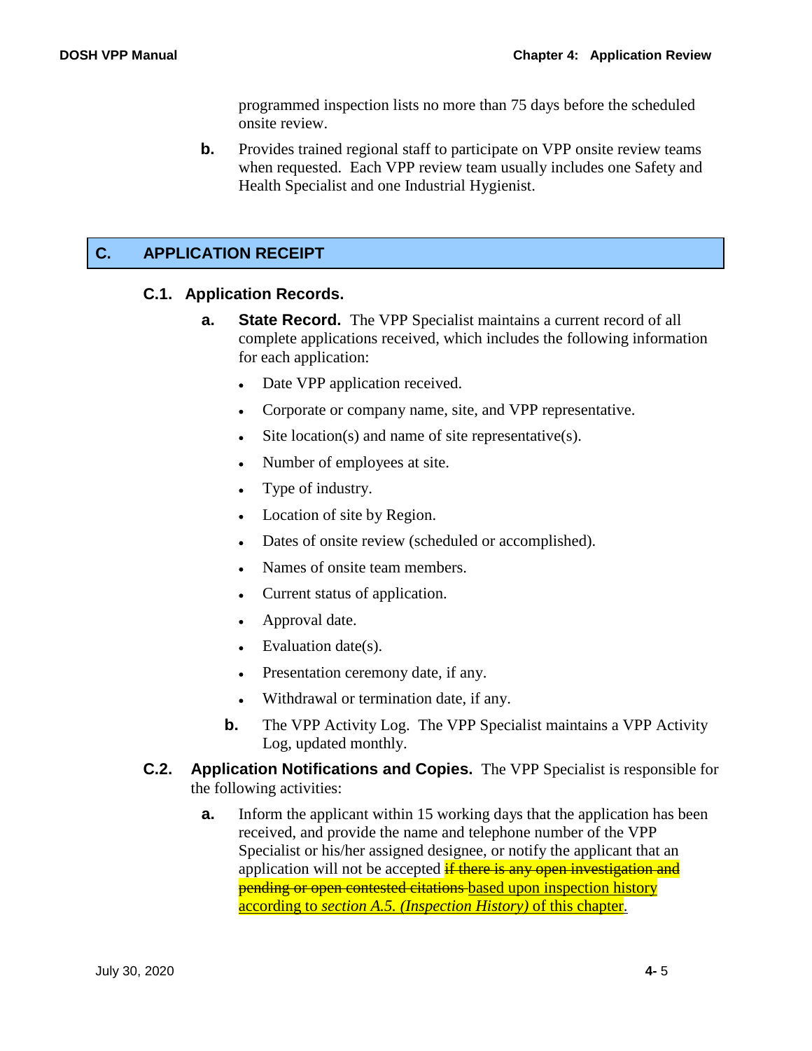programmed inspection lists no more than 75 days before the scheduled onsite review.

**b.** Provides trained regional staff to participate on VPP onsite review teams when requested. Each VPP review team usually includes one Safety and Health Specialist and one Industrial Hygienist.

## C. APPLICATION RECEIPT

### C.1. Application Records.

**a.** **State Record.** The VPP Specialist maintains a current record of all complete applications received, which includes the following information for each application:

- Date VPP application received.
- Corporate or company name, site, and VPP representative.
- Site location(s) and name of site representative(s).
- Number of employees at site.
- Type of industry.
- Location of site by Region.
- Dates of onsite review (scheduled or accomplished).
- Names of onsite team members.
- Current status of application.
- Approval date.
- Evaluation date(s).
- Presentation ceremony date, if any.
- Withdrawal or termination date, if any.

**b.** The VPP Activity Log. The VPP Specialist maintains a VPP Activity Log, updated monthly.

### C.2. Application Notifications and Copies.

The VPP Specialist is responsible for the following activities:

**a.** Inform the applicant within 15 working days that the application has been received, and provide the name and telephone number of the VPP Specialist or his/her assigned designee, or notify the applicant that an application will not be accepted ~~if there is any open investigation and pending or open contested citations~~ based upon inspection history according to *section A.5. (Inspection History)* of this chapter.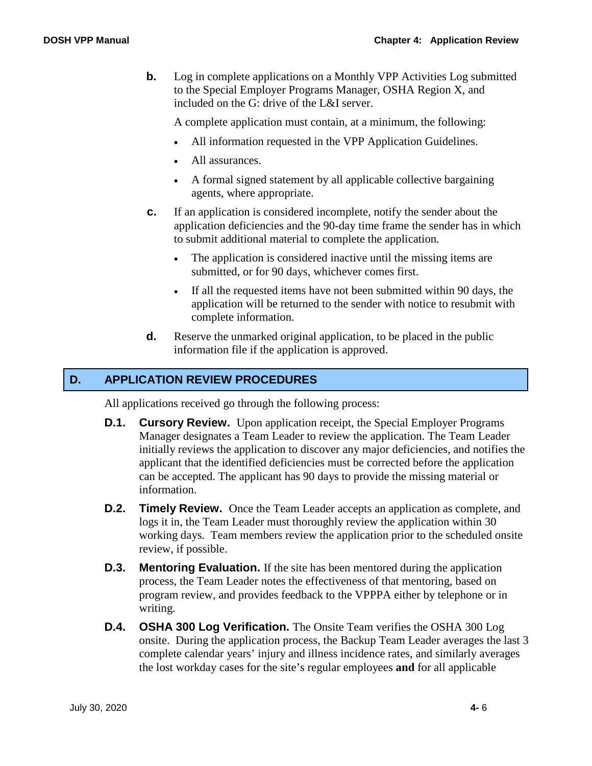**b.** Log in complete applications on a Monthly VPP Activities Log submitted to the Special Employer Programs Manager, OSHA Region X, and included on the G: drive of the L&I server.

A complete application must contain, at a minimum, the following:

- All information requested in the VPP Application Guidelines.
- All assurances.
- A formal signed statement by all applicable collective bargaining agents, where appropriate.

**c.** If an application is considered incomplete, notify the sender about the application deficiencies and the 90-day time frame the sender has in which to submit additional material to complete the application.

- The application is considered inactive until the missing items are submitted, or for 90 days, whichever comes first.
- If all the requested items have not been submitted within 90 days, the application will be returned to the sender with notice to resubmit with complete information.

**d.** Reserve the unmarked original application, to be placed in the public information file if the application is approved.

## D. APPLICATION REVIEW PROCEDURES

All applications received go through the following process:

**D.1. Cursory Review.** Upon application receipt, the Special Employer Programs Manager designates a Team Leader to review the application. The Team Leader initially reviews the application to discover any major deficiencies, and notifies the applicant that the identified deficiencies must be corrected before the application can be accepted. The applicant has 90 days to provide the missing material or information.

**D.2. Timely Review.** Once the Team Leader accepts an application as complete, and logs it in, the Team Leader must thoroughly review the application within 30 working days. Team members review the application prior to the scheduled onsite review, if possible.

**D.3. Mentoring Evaluation.** If the site has been mentored during the application process, the Team Leader notes the effectiveness of that mentoring, based on program review, and provides feedback to the VPPPA either by telephone or in writing.

**D.4. OSHA 300 Log Verification.** The Onsite Team verifies the OSHA 300 Log onsite. During the application process, the Backup Team Leader averages the last 3 complete calendar years' injury and illness incidence rates, and similarly averages the lost workday cases for the site's regular employees **and** for all applicable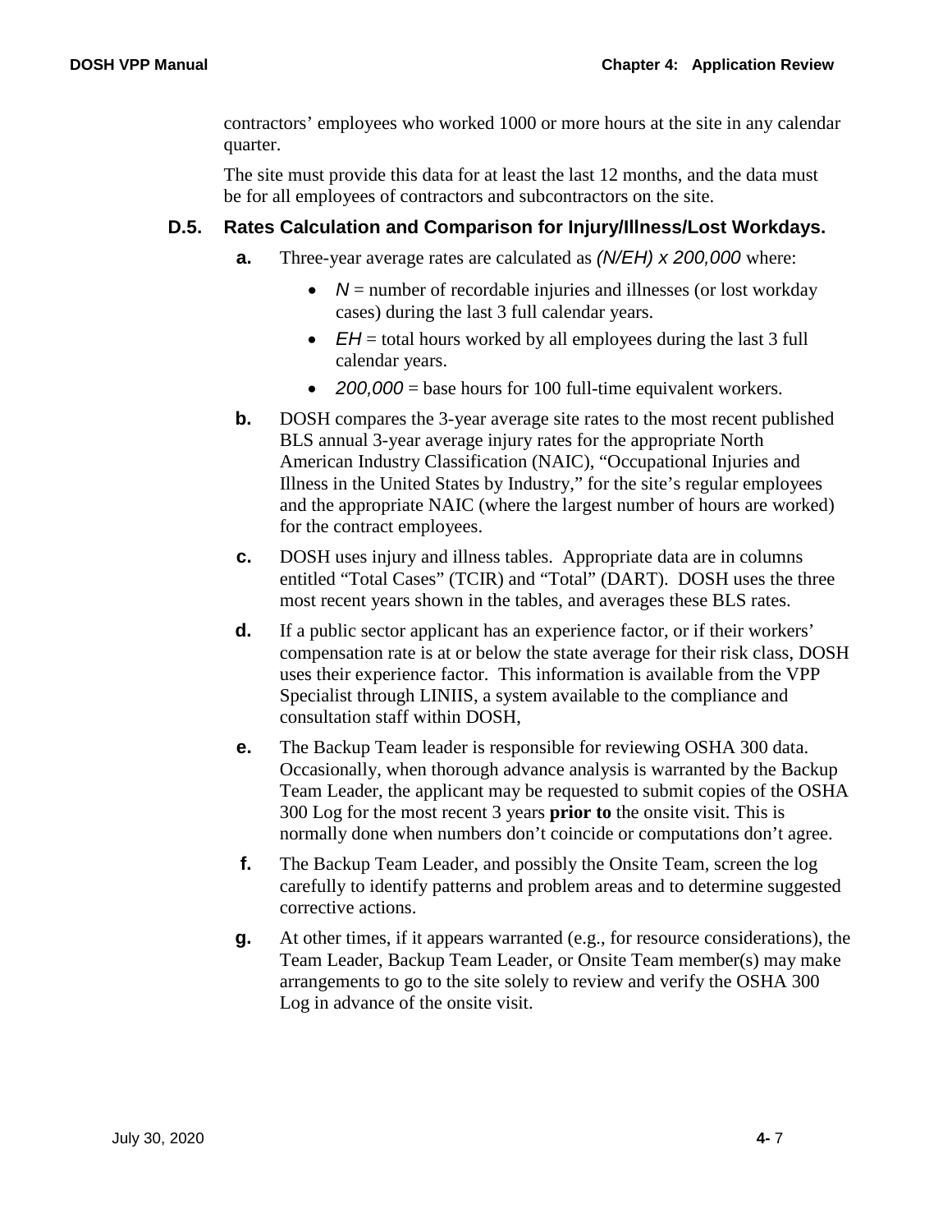contractors' employees who worked 1000 or more hours at the site in any calendar quarter.

The site must provide this data for at least the last 12 months, and the data must be for all employees of contractors and subcontractors on the site.

### D.5. Rates Calculation and Comparison for Injury/Illness/Lost Workdays.

**a.** Three-year average rates are calculated as $(N/EH) \times 200{,}000$ where:

- $N$ = number of recordable injuries and illnesses (or lost workday cases) during the last 3 full calendar years.
- $EH$ = total hours worked by all employees during the last 3 full calendar years.
- $200{,}000$ = base hours for 100 full-time equivalent workers.

**b.** DOSH compares the 3-year average site rates to the most recent published BLS annual 3-year average injury rates for the appropriate North American Industry Classification (NAIC), "Occupational Injuries and Illness in the United States by Industry," for the site's regular employees and the appropriate NAIC (where the largest number of hours are worked) for the contract employees.

**c.** DOSH uses injury and illness tables. Appropriate data are in columns entitled "Total Cases" (TCIR) and "Total" (DART). DOSH uses the three most recent years shown in the tables, and averages these BLS rates.

**d.** If a public sector applicant has an experience factor, or if their workers' compensation rate is at or below the state average for their risk class, DOSH uses their experience factor. This information is available from the VPP Specialist through LINIIS, a system available to the compliance and consultation staff within DOSH,

**e.** The Backup Team leader is responsible for reviewing OSHA 300 data. Occasionally, when thorough advance analysis is warranted by the Backup Team Leader, the applicant may be requested to submit copies of the OSHA 300 Log for the most recent 3 years **prior to** the onsite visit. This is normally done when numbers don't coincide or computations don't agree.

**f.** The Backup Team Leader, and possibly the Onsite Team, screen the log carefully to identify patterns and problem areas and to determine suggested corrective actions.

**g.** At other times, if it appears warranted (e.g., for resource considerations), the Team Leader, Backup Team Leader, or Onsite Team member(s) may make arrangements to go to the site solely to review and verify the OSHA 300 Log in advance of the onsite visit.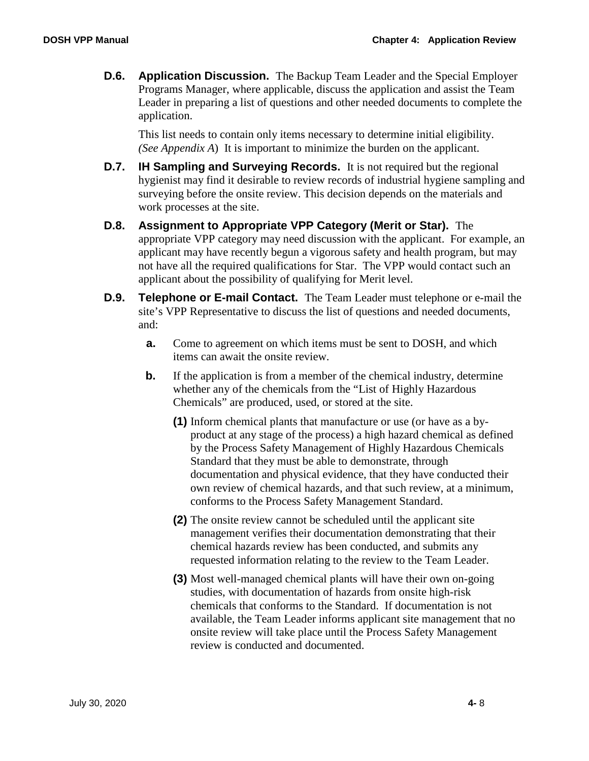**D.6. Application Discussion.** The Backup Team Leader and the Special Employer Programs Manager, where applicable, discuss the application and assist the Team Leader in preparing a list of questions and other needed documents to complete the application.

This list needs to contain only items necessary to determine initial eligibility. *(See Appendix A*) It is important to minimize the burden on the applicant.

**D.7. IH Sampling and Surveying Records.** It is not required but the regional hygienist may find it desirable to review records of industrial hygiene sampling and surveying before the onsite review. This decision depends on the materials and work processes at the site.

**D.8. Assignment to Appropriate VPP Category (Merit or Star).** The appropriate VPP category may need discussion with the applicant. For example, an applicant may have recently begun a vigorous safety and health program, but may not have all the required qualifications for Star. The VPP would contact such an applicant about the possibility of qualifying for Merit level.

**D.9. Telephone or E-mail Contact.** The Team Leader must telephone or e-mail the site's VPP Representative to discuss the list of questions and needed documents, and:

**a.** Come to agreement on which items must be sent to DOSH, and which items can await the onsite review.

**b.** If the application is from a member of the chemical industry, determine whether any of the chemicals from the "List of Highly Hazardous Chemicals" are produced, used, or stored at the site.

**(1)** Inform chemical plants that manufacture or use (or have as a by-product at any stage of the process) a high hazard chemical as defined by the Process Safety Management of Highly Hazardous Chemicals Standard that they must be able to demonstrate, through documentation and physical evidence, that they have conducted their own review of chemical hazards, and that such review, at a minimum, conforms to the Process Safety Management Standard.

**(2)** The onsite review cannot be scheduled until the applicant site management verifies their documentation demonstrating that their chemical hazards review has been conducted, and submits any requested information relating to the review to the Team Leader.

**(3)** Most well-managed chemical plants will have their own on-going studies, with documentation of hazards from onsite high-risk chemicals that conforms to the Standard. If documentation is not available, the Team Leader informs applicant site management that no onsite review will take place until the Process Safety Management review is conducted and documented.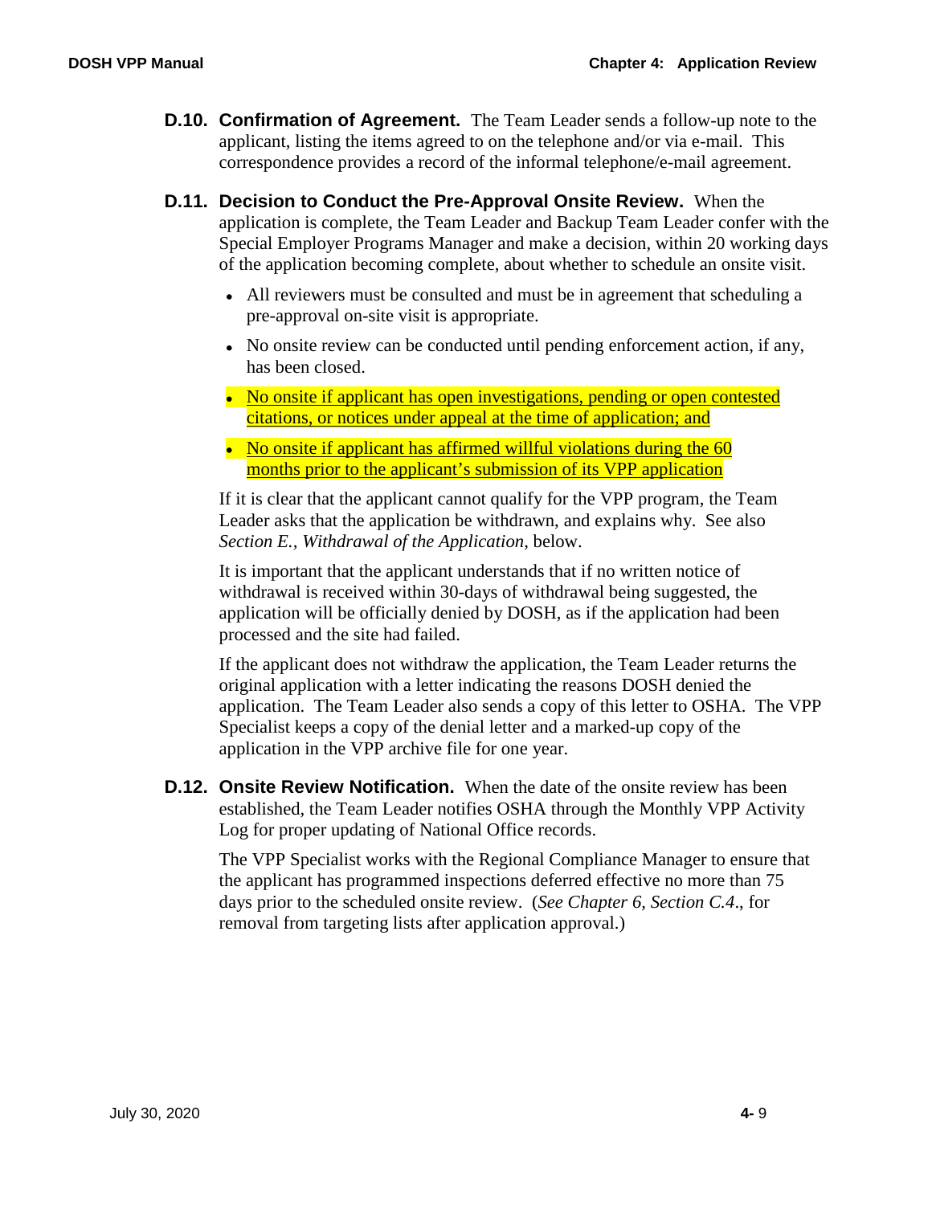**D.10. Confirmation of Agreement.** The Team Leader sends a follow-up note to the applicant, listing the items agreed to on the telephone and/or via e-mail. This correspondence provides a record of the informal telephone/e-mail agreement.

**D.11. Decision to Conduct the Pre-Approval Onsite Review.** When the application is complete, the Team Leader and Backup Team Leader confer with the Special Employer Programs Manager and make a decision, within 20 working days of the application becoming complete, about whether to schedule an onsite visit.

- All reviewers must be consulted and must be in agreement that scheduling a pre-approval on-site visit is appropriate.
- No onsite review can be conducted until pending enforcement action, if any, has been closed.
- No onsite if applicant has open investigations, pending or open contested citations, or notices under appeal at the time of application; and
- No onsite if applicant has affirmed willful violations during the 60 months prior to the applicant's submission of its VPP application

If it is clear that the applicant cannot qualify for the VPP program, the Team Leader asks that the application be withdrawn, and explains why. See also *Section E., Withdrawal of the Application*, below.

It is important that the applicant understands that if no written notice of withdrawal is received within 30-days of withdrawal being suggested, the application will be officially denied by DOSH, as if the application had been processed and the site had failed.

If the applicant does not withdraw the application, the Team Leader returns the original application with a letter indicating the reasons DOSH denied the application. The Team Leader also sends a copy of this letter to OSHA. The VPP Specialist keeps a copy of the denial letter and a marked-up copy of the application in the VPP archive file for one year.

**D.12. Onsite Review Notification.** When the date of the onsite review has been established, the Team Leader notifies OSHA through the Monthly VPP Activity Log for proper updating of National Office records.

The VPP Specialist works with the Regional Compliance Manager to ensure that the applicant has programmed inspections deferred effective no more than 75 days prior to the scheduled onsite review. (*See Chapter 6, Section C.4.*, for removal from targeting lists after application approval.)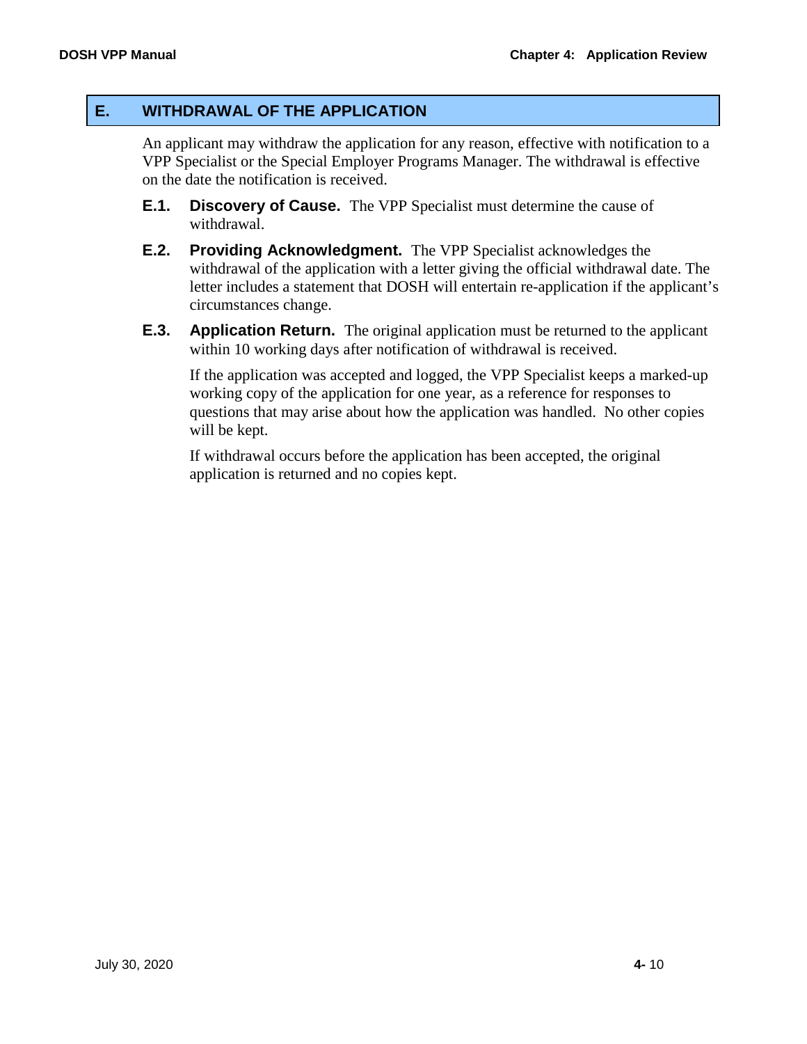## E. WITHDRAWAL OF THE APPLICATION

An applicant may withdraw the application for any reason, effective with notification to a VPP Specialist or the Special Employer Programs Manager. The withdrawal is effective on the date the notification is received.

**E.1. Discovery of Cause.** The VPP Specialist must determine the cause of withdrawal.

**E.2. Providing Acknowledgment.** The VPP Specialist acknowledges the withdrawal of the application with a letter giving the official withdrawal date. The letter includes a statement that DOSH will entertain re-application if the applicant's circumstances change.

**E.3. Application Return.** The original application must be returned to the applicant within 10 working days after notification of withdrawal is received.

If the application was accepted and logged, the VPP Specialist keeps a marked-up working copy of the application for one year, as a reference for responses to questions that may arise about how the application was handled. No other copies will be kept.

If withdrawal occurs before the application has been accepted, the original application is returned and no copies kept.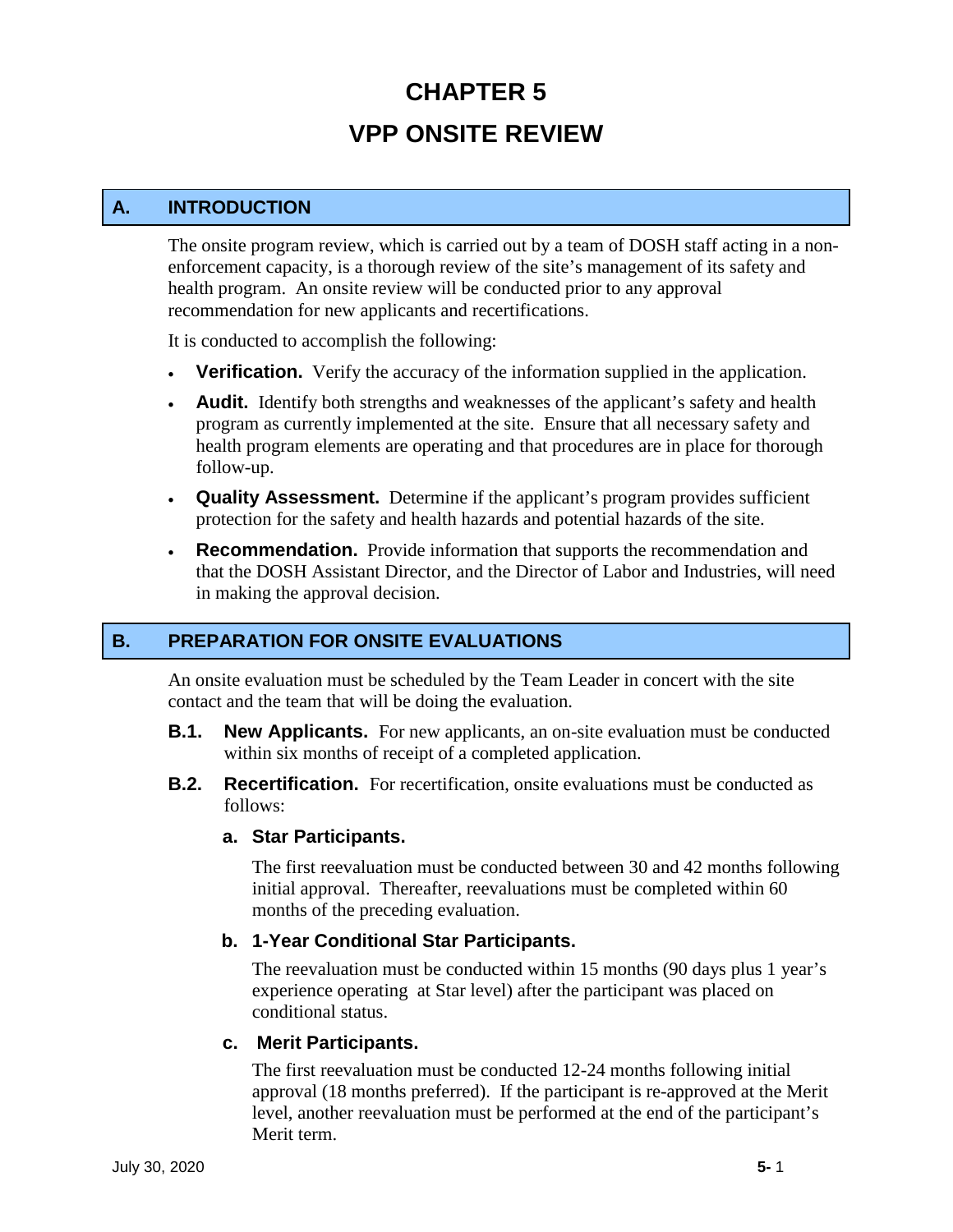# CHAPTER 5

# VPP ONSITE REVIEW

## A. INTRODUCTION

The onsite program review, which is carried out by a team of DOSH staff acting in a non-enforcement capacity, is a thorough review of the site's management of its safety and health program. An onsite review will be conducted prior to any approval recommendation for new applicants and recertifications.

It is conducted to accomplish the following:

- **Verification.** Verify the accuracy of the information supplied in the application.
- **Audit.** Identify both strengths and weaknesses of the applicant's safety and health program as currently implemented at the site. Ensure that all necessary safety and health program elements are operating and that procedures are in place for thorough follow-up.
- **Quality Assessment.** Determine if the applicant's program provides sufficient protection for the safety and health hazards and potential hazards of the site.
- **Recommendation.** Provide information that supports the recommendation and that the DOSH Assistant Director, and the Director of Labor and Industries, will need in making the approval decision.

## B. PREPARATION FOR ONSITE EVALUATIONS

An onsite evaluation must be scheduled by the Team Leader in concert with the site contact and the team that will be doing the evaluation.

**B.1. New Applicants.** For new applicants, an on-site evaluation must be conducted within six months of receipt of a completed application.

**B.2. Recertification.** For recertification, onsite evaluations must be conducted as follows:

**a. Star Participants.**

The first reevaluation must be conducted between 30 and 42 months following initial approval. Thereafter, reevaluations must be completed within 60 months of the preceding evaluation.

**b. 1-Year Conditional Star Participants.**

The reevaluation must be conducted within 15 months (90 days plus 1 year's experience operating at Star level) after the participant was placed on conditional status.

**c. Merit Participants.**

The first reevaluation must be conducted 12-24 months following initial approval (18 months preferred). If the participant is re-approved at the Merit level, another reevaluation must be performed at the end of the participant's Merit term.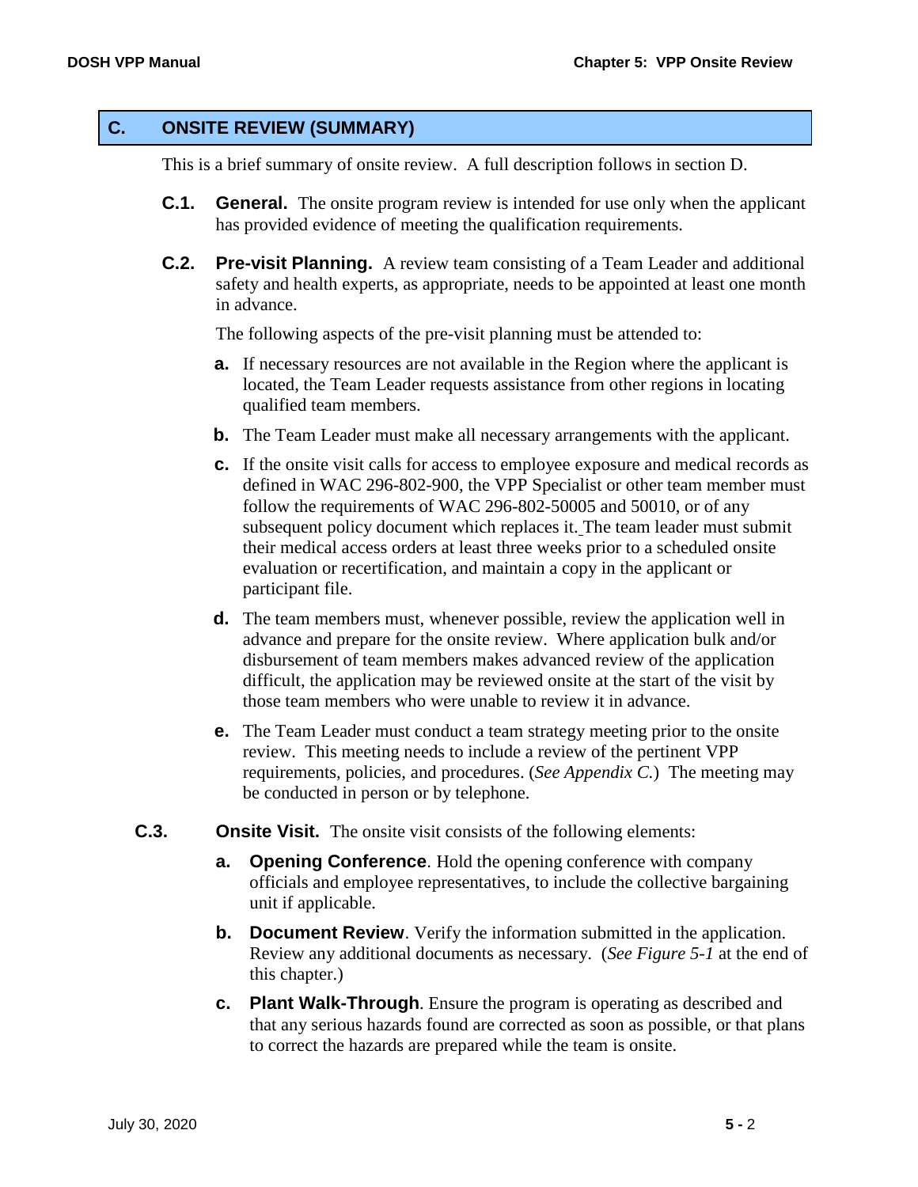## C. ONSITE REVIEW (SUMMARY)

This is a brief summary of onsite review. A full description follows in section D.

**C.1. General.** The onsite program review is intended for use only when the applicant has provided evidence of meeting the qualification requirements.

**C.2. Pre-visit Planning.** A review team consisting of a Team Leader and additional safety and health experts, as appropriate, needs to be appointed at least one month in advance.

The following aspects of the pre-visit planning must be attended to:

**a.** If necessary resources are not available in the Region where the applicant is located, the Team Leader requests assistance from other regions in locating qualified team members.

**b.** The Team Leader must make all necessary arrangements with the applicant.

**c.** If the onsite visit calls for access to employee exposure and medical records as defined in WAC 296-802-900, the VPP Specialist or other team member must follow the requirements of WAC 296-802-50005 and 50010, or of any subsequent policy document which replaces it. The team leader must submit their medical access orders at least three weeks prior to a scheduled onsite evaluation or recertification, and maintain a copy in the applicant or participant file.

**d.** The team members must, whenever possible, review the application well in advance and prepare for the onsite review. Where application bulk and/or disbursement of team members makes advanced review of the application difficult, the application may be reviewed onsite at the start of the visit by those team members who were unable to review it in advance.

**e.** The Team Leader must conduct a team strategy meeting prior to the onsite review. This meeting needs to include a review of the pertinent VPP requirements, policies, and procedures. (*See Appendix C.*) The meeting may be conducted in person or by telephone.

**C.3. Onsite Visit.** The onsite visit consists of the following elements:

**a. Opening Conference**. Hold the opening conference with company officials and employee representatives, to include the collective bargaining unit if applicable.

**b. Document Review**. Verify the information submitted in the application. Review any additional documents as necessary. (*See Figure 5-1* at the end of this chapter.)

**c. Plant Walk-Through**. Ensure the program is operating as described and that any serious hazards found are corrected as soon as possible, or that plans to correct the hazards are prepared while the team is onsite.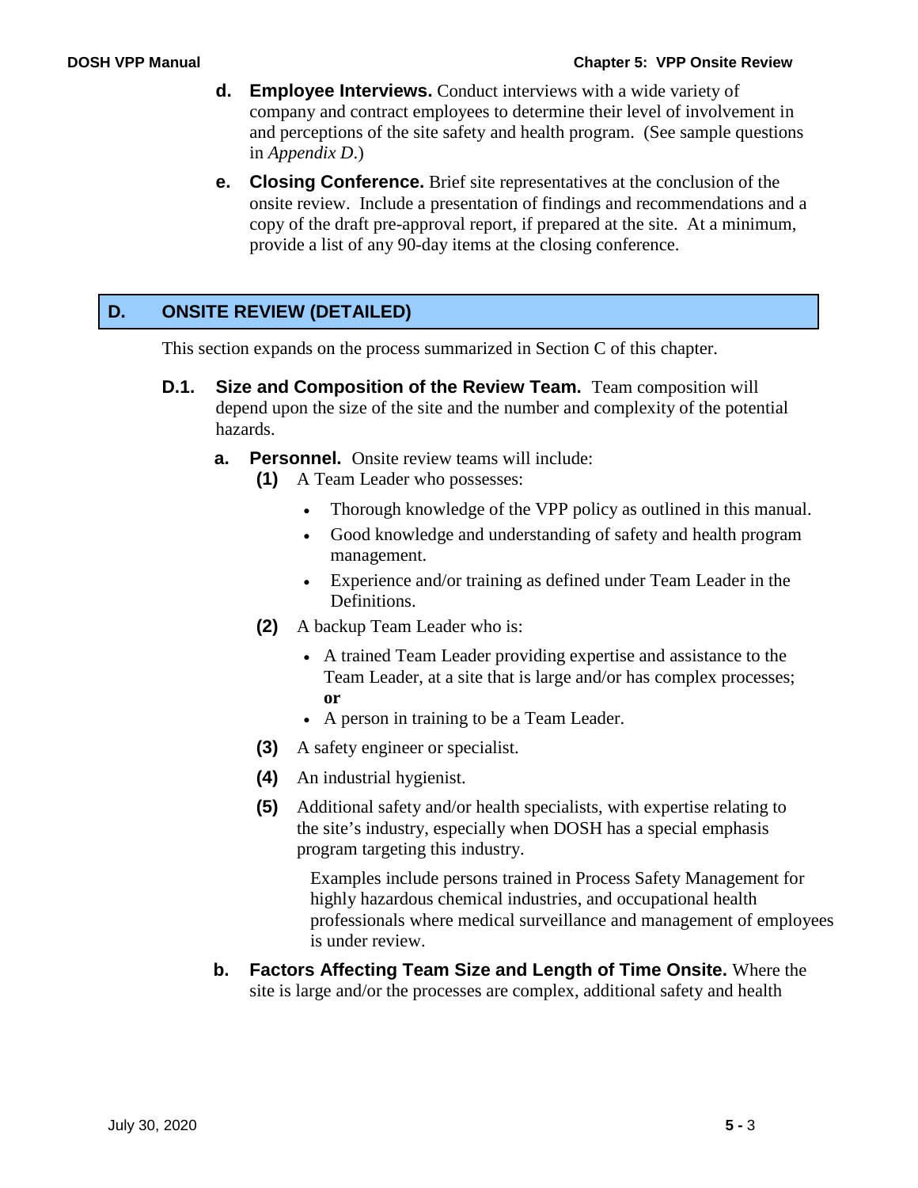**d. Employee Interviews.** Conduct interviews with a wide variety of company and contract employees to determine their level of involvement in and perceptions of the site safety and health program. (See sample questions in *Appendix D*.)

**e. Closing Conference.** Brief site representatives at the conclusion of the onsite review. Include a presentation of findings and recommendations and a copy of the draft pre-approval report, if prepared at the site. At a minimum, provide a list of any 90-day items at the closing conference.

## D. ONSITE REVIEW (DETAILED)

This section expands on the process summarized in Section C of this chapter.

### D.1. Size and Composition of the Review Team.

Team composition will depend upon the size of the site and the number and complexity of the potential hazards.

**a. Personnel.** Onsite review teams will include:

**(1)** A Team Leader who possesses:

- Thorough knowledge of the VPP policy as outlined in this manual.
- Good knowledge and understanding of safety and health program management.
- Experience and/or training as defined under Team Leader in the Definitions.

**(2)** A backup Team Leader who is:

- A trained Team Leader providing expertise and assistance to the Team Leader, at a site that is large and/or has complex processes; **or**
- A person in training to be a Team Leader.

**(3)** A safety engineer or specialist.

**(4)** An industrial hygienist.

**(5)** Additional safety and/or health specialists, with expertise relating to the site's industry, especially when DOSH has a special emphasis program targeting this industry.

Examples include persons trained in Process Safety Management for highly hazardous chemical industries, and occupational health professionals where medical surveillance and management of employees is under review.

**b. Factors Affecting Team Size and Length of Time Onsite.** Where the site is large and/or the processes are complex, additional safety and health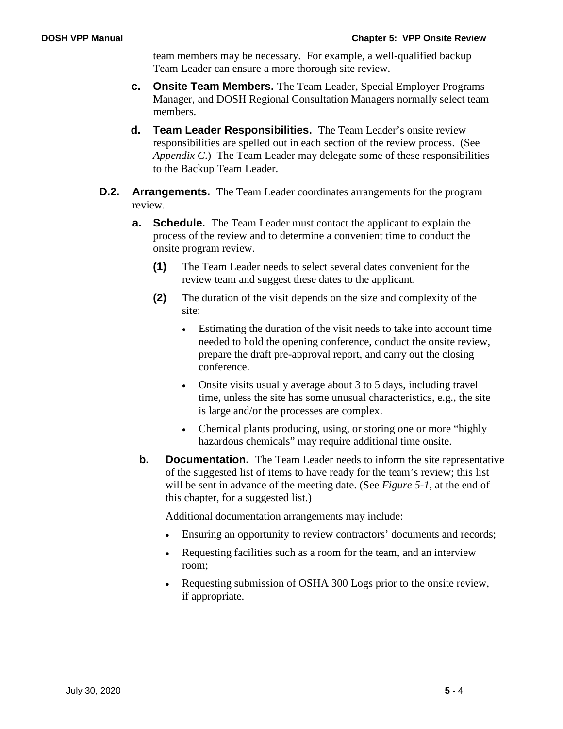team members may be necessary. For example, a well-qualified backup Team Leader can ensure a more thorough site review.

**c. Onsite Team Members.** The Team Leader, Special Employer Programs Manager, and DOSH Regional Consultation Managers normally select team members.

**d. Team Leader Responsibilities.** The Team Leader's onsite review responsibilities are spelled out in each section of the review process. (See *Appendix C*.) The Team Leader may delegate some of these responsibilities to the Backup Team Leader.

**D.2. Arrangements.** The Team Leader coordinates arrangements for the program review.

**a. Schedule.** The Team Leader must contact the applicant to explain the process of the review and to determine a convenient time to conduct the onsite program review.

**(1)** The Team Leader needs to select several dates convenient for the review team and suggest these dates to the applicant.

**(2)** The duration of the visit depends on the size and complexity of the site:

- Estimating the duration of the visit needs to take into account time needed to hold the opening conference, conduct the onsite review, prepare the draft pre-approval report, and carry out the closing conference.
- Onsite visits usually average about 3 to 5 days, including travel time, unless the site has some unusual characteristics, e.g., the site is large and/or the processes are complex.
- Chemical plants producing, using, or storing one or more "highly hazardous chemicals" may require additional time onsite.

**b. Documentation.** The Team Leader needs to inform the site representative of the suggested list of items to have ready for the team's review; this list will be sent in advance of the meeting date. (See *Figure 5-1*, at the end of this chapter, for a suggested list.)

Additional documentation arrangements may include:

- Ensuring an opportunity to review contractors' documents and records;
- Requesting facilities such as a room for the team, and an interview room;
- Requesting submission of OSHA 300 Logs prior to the onsite review, if appropriate.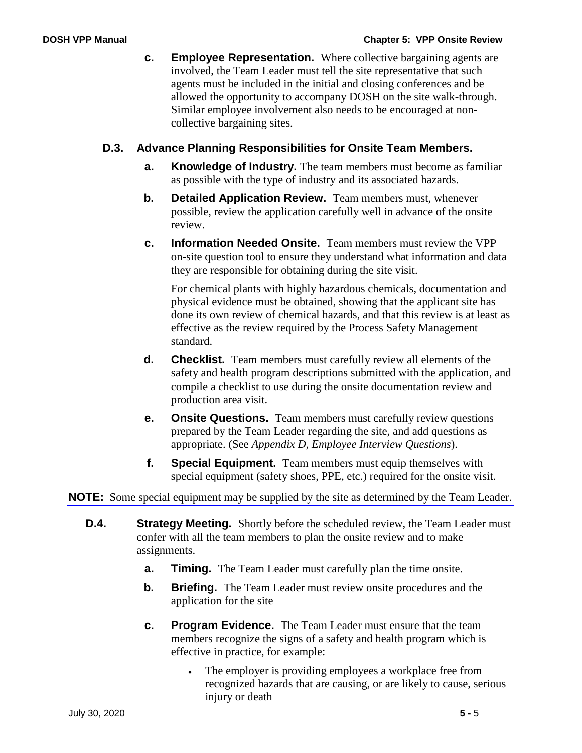**c. Employee Representation.** Where collective bargaining agents are involved, the Team Leader must tell the site representative that such agents must be included in the initial and closing conferences and be allowed the opportunity to accompany DOSH on the site walk-through. Similar employee involvement also needs to be encouraged at non-collective bargaining sites.

### D.3. Advance Planning Responsibilities for Onsite Team Members.

**a. Knowledge of Industry.** The team members must become as familiar as possible with the type of industry and its associated hazards.

**b. Detailed Application Review.** Team members must, whenever possible, review the application carefully well in advance of the onsite review.

**c. Information Needed Onsite.** Team members must review the VPP on-site question tool to ensure they understand what information and data they are responsible for obtaining during the site visit.

For chemical plants with highly hazardous chemicals, documentation and physical evidence must be obtained, showing that the applicant site has done its own review of chemical hazards, and that this review is at least as effective as the review required by the Process Safety Management standard.

**d. Checklist.** Team members must carefully review all elements of the safety and health program descriptions submitted with the application, and compile a checklist to use during the onsite documentation review and production area visit.

**e. Onsite Questions.** Team members must carefully review questions prepared by the Team Leader regarding the site, and add questions as appropriate. (See *Appendix D, Employee Interview Questions*).

**f. Special Equipment.** Team members must equip themselves with special equipment (safety shoes, PPE, etc.) required for the onsite visit.

**NOTE:** Some special equipment may be supplied by the site as determined by the Team Leader.

### D.4. Strategy Meeting.

Shortly before the scheduled review, the Team Leader must confer with all the team members to plan the onsite review and to make assignments.

**a. Timing.** The Team Leader must carefully plan the time onsite.

**b. Briefing.** The Team Leader must review onsite procedures and the application for the site

**c. Program Evidence.** The Team Leader must ensure that the team members recognize the signs of a safety and health program which is effective in practice, for example:

- The employer is providing employees a workplace free from recognized hazards that are causing, or are likely to cause, serious injury or death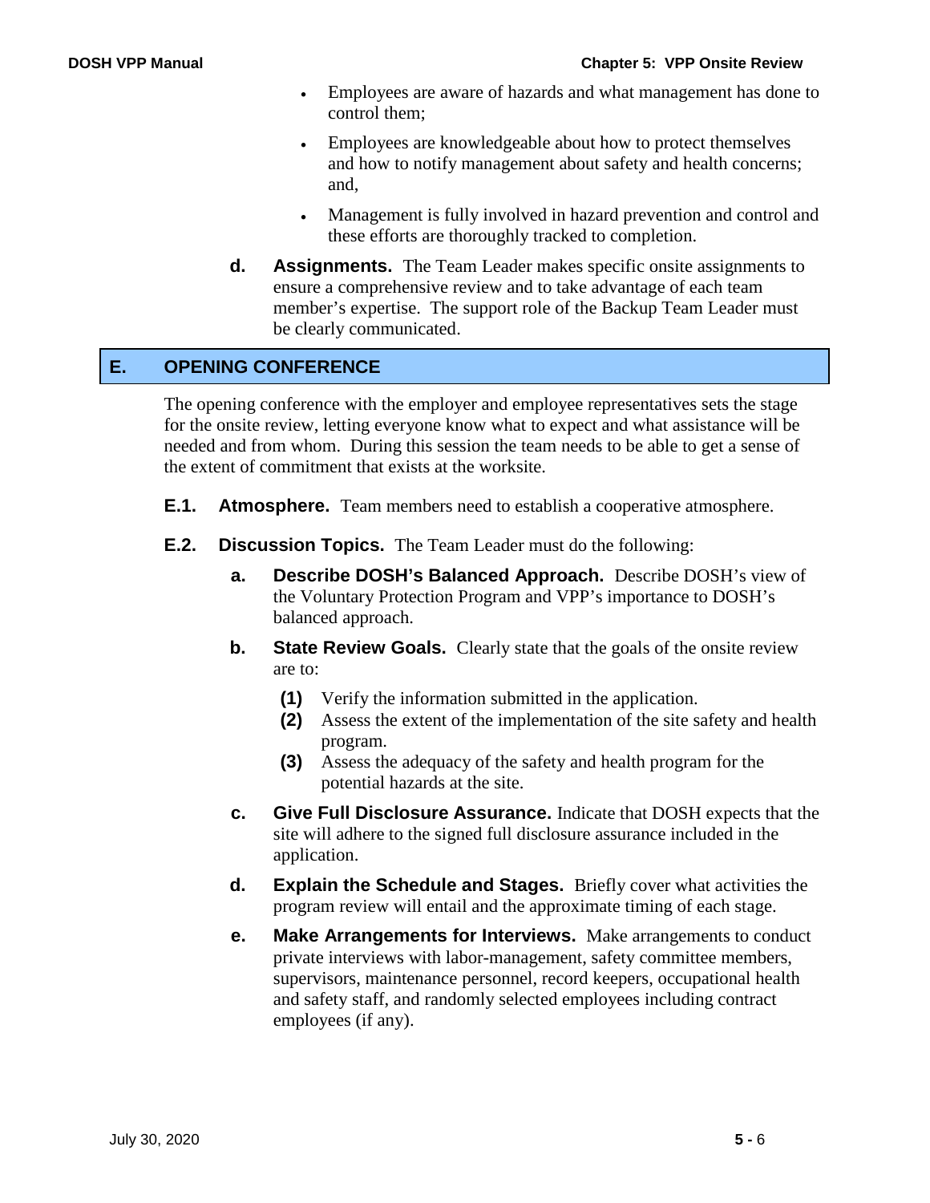- Employees are aware of hazards and what management has done to control them;
- Employees are knowledgeable about how to protect themselves and how to notify management about safety and health concerns; and,
- Management is fully involved in hazard prevention and control and these efforts are thoroughly tracked to completion.

**d. Assignments.** The Team Leader makes specific onsite assignments to ensure a comprehensive review and to take advantage of each team member's expertise. The support role of the Backup Team Leader must be clearly communicated.

## E. OPENING CONFERENCE

The opening conference with the employer and employee representatives sets the stage for the onsite review, letting everyone know what to expect and what assistance will be needed and from whom. During this session the team needs to be able to get a sense of the extent of commitment that exists at the worksite.

**E.1. Atmosphere.** Team members need to establish a cooperative atmosphere.

**E.2. Discussion Topics.** The Team Leader must do the following:

**a. Describe DOSH's Balanced Approach.** Describe DOSH's view of the Voluntary Protection Program and VPP's importance to DOSH's balanced approach.

**b. State Review Goals.** Clearly state that the goals of the onsite review are to:

**(1)** Verify the information submitted in the application.
**(2)** Assess the extent of the implementation of the site safety and health program.
**(3)** Assess the adequacy of the safety and health program for the potential hazards at the site.

**c. Give Full Disclosure Assurance.** Indicate that DOSH expects that the site will adhere to the signed full disclosure assurance included in the application.

**d. Explain the Schedule and Stages.** Briefly cover what activities the program review will entail and the approximate timing of each stage.

**e. Make Arrangements for Interviews.** Make arrangements to conduct private interviews with labor-management, safety committee members, supervisors, maintenance personnel, record keepers, occupational health and safety staff, and randomly selected employees including contract employees (if any).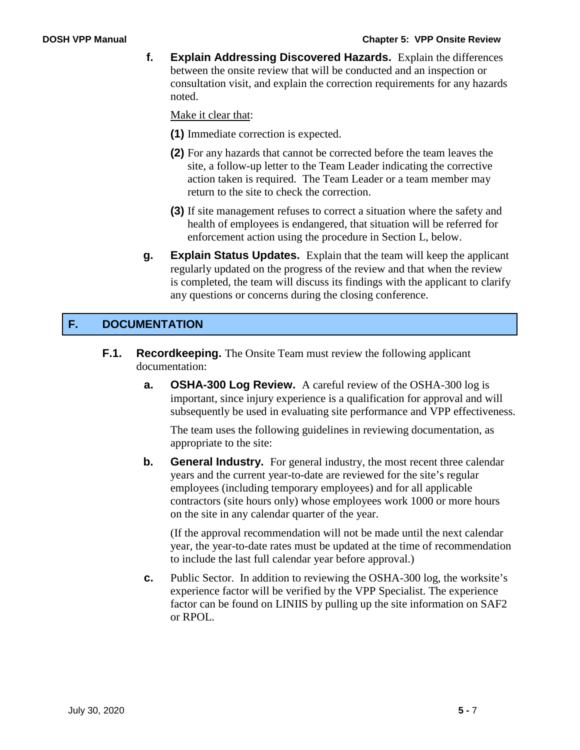**f. Explain Addressing Discovered Hazards.** Explain the differences between the onsite review that will be conducted and an inspection or consultation visit, and explain the correction requirements for any hazards noted.

Make it clear that:

**(1)** Immediate correction is expected.

**(2)** For any hazards that cannot be corrected before the team leaves the site, a follow-up letter to the Team Leader indicating the corrective action taken is required. The Team Leader or a team member may return to the site to check the correction.

**(3)** If site management refuses to correct a situation where the safety and health of employees is endangered, that situation will be referred for enforcement action using the procedure in Section L, below.

**g. Explain Status Updates.** Explain that the team will keep the applicant regularly updated on the progress of the review and that when the review is completed, the team will discuss its findings with the applicant to clarify any questions or concerns during the closing conference.

## F. DOCUMENTATION

**F.1. Recordkeeping.** The Onsite Team must review the following applicant documentation:

**a. OSHA-300 Log Review.** A careful review of the OSHA-300 log is important, since injury experience is a qualification for approval and will subsequently be used in evaluating site performance and VPP effectiveness.

The team uses the following guidelines in reviewing documentation, as appropriate to the site:

**b. General Industry.** For general industry, the most recent three calendar years and the current year-to-date are reviewed for the site's regular employees (including temporary employees) and for all applicable contractors (site hours only) whose employees work 1000 or more hours on the site in any calendar quarter of the year.

(If the approval recommendation will not be made until the next calendar year, the year-to-date rates must be updated at the time of recommendation to include the last full calendar year before approval.)

**c.** Public Sector. In addition to reviewing the OSHA-300 log, the worksite's experience factor will be verified by the VPP Specialist. The experience factor can be found on LINIIS by pulling up the site information on SAF2 or RPOL.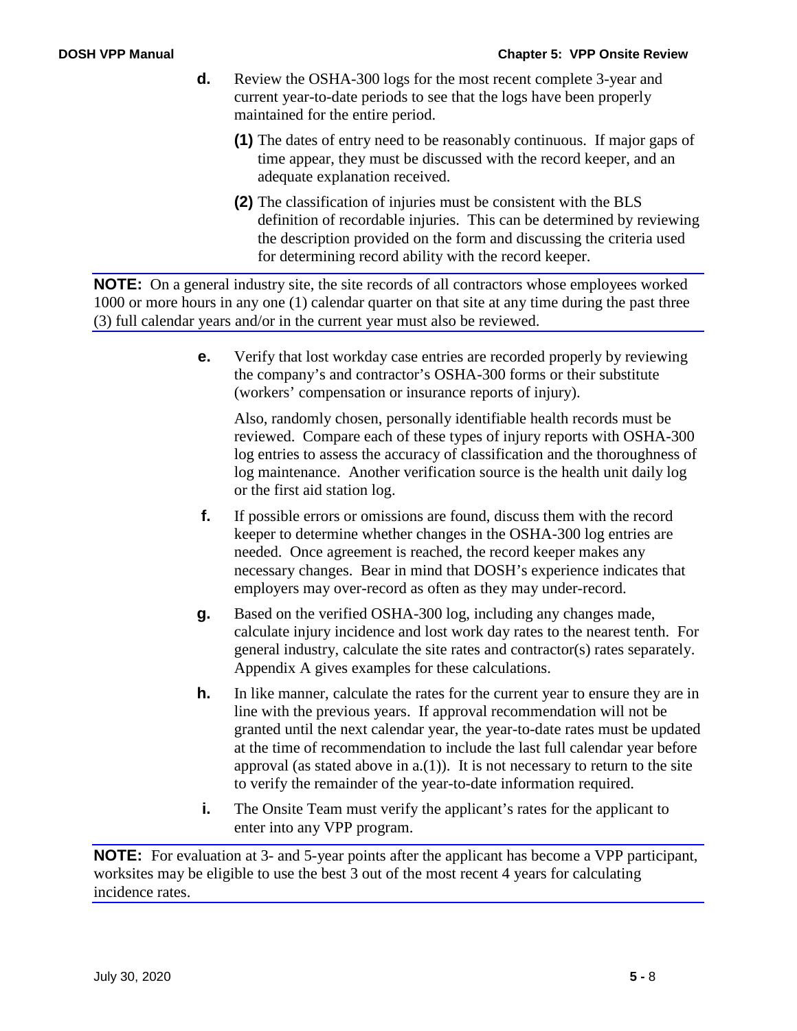**d.** Review the OSHA-300 logs for the most recent complete 3-year and current year-to-date periods to see that the logs have been properly maintained for the entire period.

**(1)** The dates of entry need to be reasonably continuous. If major gaps of time appear, they must be discussed with the record keeper, and an adequate explanation received.

**(2)** The classification of injuries must be consistent with the BLS definition of recordable injuries. This can be determined by reviewing the description provided on the form and discussing the criteria used for determining record ability with the record keeper.

**NOTE:** On a general industry site, the site records of all contractors whose employees worked 1000 or more hours in any one (1) calendar quarter on that site at any time during the past three (3) full calendar years and/or in the current year must also be reviewed.

**e.** Verify that lost workday case entries are recorded properly by reviewing the company's and contractor's OSHA-300 forms or their substitute (workers' compensation or insurance reports of injury).

Also, randomly chosen, personally identifiable health records must be reviewed. Compare each of these types of injury reports with OSHA-300 log entries to assess the accuracy of classification and the thoroughness of log maintenance. Another verification source is the health unit daily log or the first aid station log.

**f.** If possible errors or omissions are found, discuss them with the record keeper to determine whether changes in the OSHA-300 log entries are needed. Once agreement is reached, the record keeper makes any necessary changes. Bear in mind that DOSH's experience indicates that employers may over-record as often as they may under-record.

**g.** Based on the verified OSHA-300 log, including any changes made, calculate injury incidence and lost work day rates to the nearest tenth. For general industry, calculate the site rates and contractor(s) rates separately. Appendix A gives examples for these calculations.

**h.** In like manner, calculate the rates for the current year to ensure they are in line with the previous years. If approval recommendation will not be granted until the next calendar year, the year-to-date rates must be updated at the time of recommendation to include the last full calendar year before approval (as stated above in a.(1)). It is not necessary to return to the site to verify the remainder of the year-to-date information required.

**i.** The Onsite Team must verify the applicant's rates for the applicant to enter into any VPP program.

**NOTE:** For evaluation at 3- and 5-year points after the applicant has become a VPP participant, worksites may be eligible to use the best 3 out of the most recent 4 years for calculating incidence rates.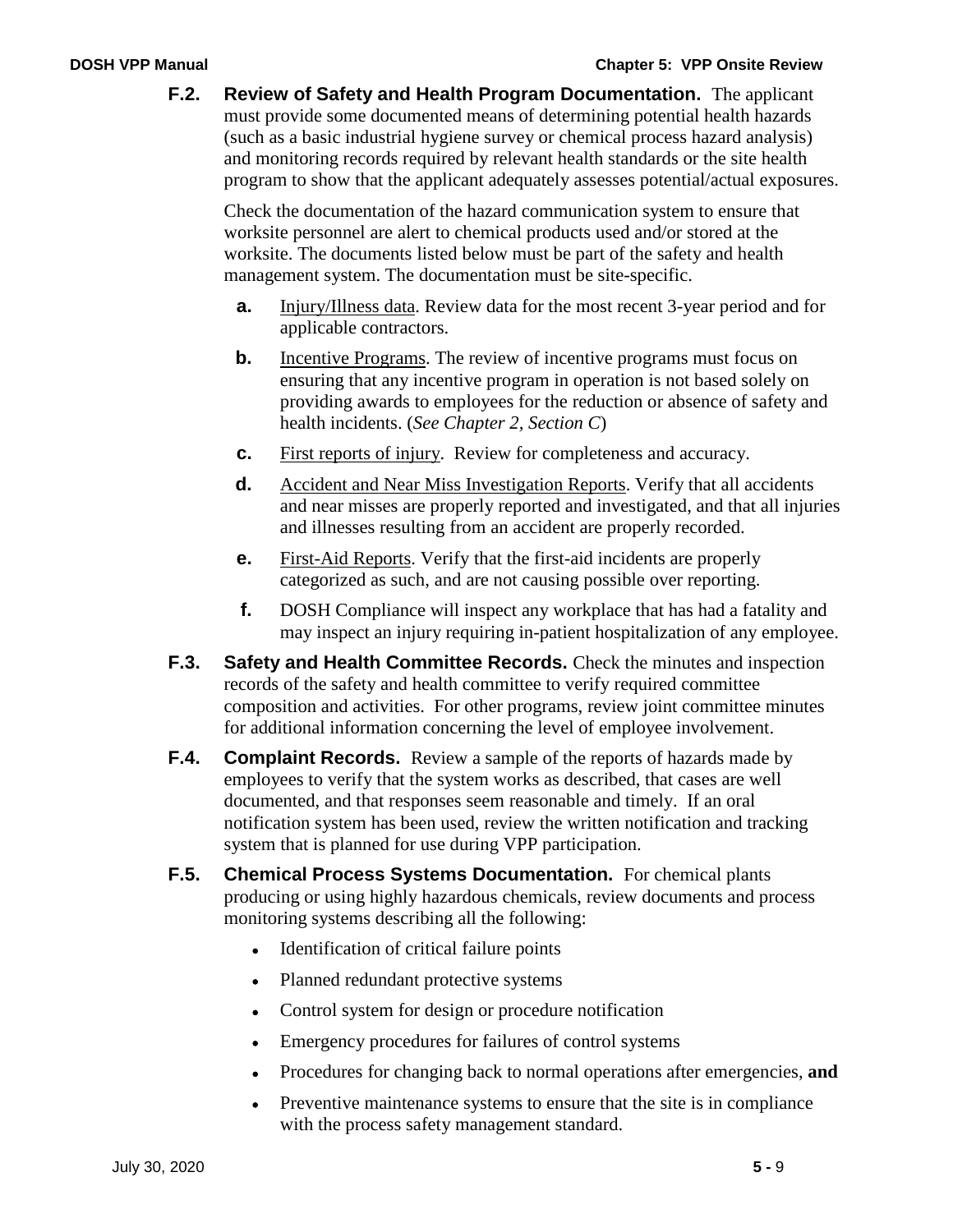**F.2. Review of Safety and Health Program Documentation.** The applicant must provide some documented means of determining potential health hazards (such as a basic industrial hygiene survey or chemical process hazard analysis) and monitoring records required by relevant health standards or the site health program to show that the applicant adequately assesses potential/actual exposures.

Check the documentation of the hazard communication system to ensure that worksite personnel are alert to chemical products used and/or stored at the worksite. The documents listed below must be part of the safety and health management system. The documentation must be site-specific.

- **a.** Injury/Illness data. Review data for the most recent 3-year period and for applicable contractors.
- **b.** Incentive Programs. The review of incentive programs must focus on ensuring that any incentive program in operation is not based solely on providing awards to employees for the reduction or absence of safety and health incidents. (*See Chapter 2, Section C*)
- **c.** First reports of injury. Review for completeness and accuracy.
- **d.** Accident and Near Miss Investigation Reports. Verify that all accidents and near misses are properly reported and investigated, and that all injuries and illnesses resulting from an accident are properly recorded.
- **e.** First-Aid Reports. Verify that the first-aid incidents are properly categorized as such, and are not causing possible over reporting.
- **f.** DOSH Compliance will inspect any workplace that has had a fatality and may inspect an injury requiring in-patient hospitalization of any employee.

**F.3. Safety and Health Committee Records.** Check the minutes and inspection records of the safety and health committee to verify required committee composition and activities. For other programs, review joint committee minutes for additional information concerning the level of employee involvement.

**F.4. Complaint Records.** Review a sample of the reports of hazards made by employees to verify that the system works as described, that cases are well documented, and that responses seem reasonable and timely. If an oral notification system has been used, review the written notification and tracking system that is planned for use during VPP participation.

**F.5. Chemical Process Systems Documentation.** For chemical plants producing or using highly hazardous chemicals, review documents and process monitoring systems describing all the following:

- Identification of critical failure points
- Planned redundant protective systems
- Control system for design or procedure notification
- Emergency procedures for failures of control systems
- Procedures for changing back to normal operations after emergencies, **and**
- Preventive maintenance systems to ensure that the site is in compliance with the process safety management standard.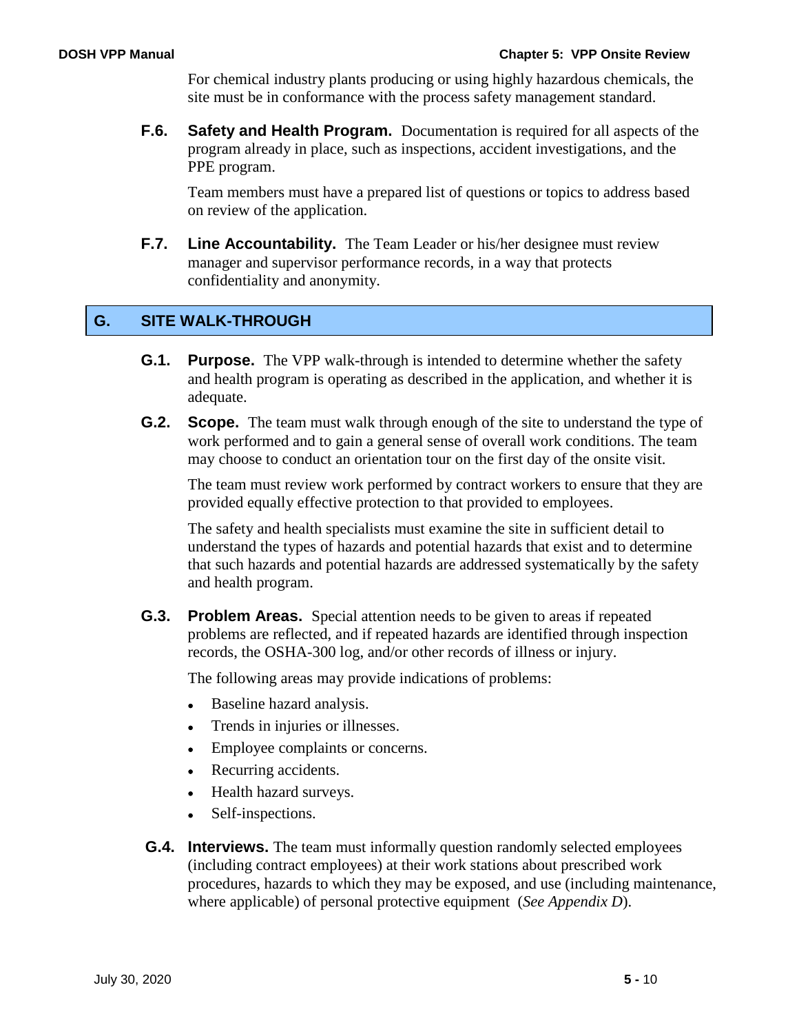For chemical industry plants producing or using highly hazardous chemicals, the site must be in conformance with the process safety management standard.

**F.6. Safety and Health Program.** Documentation is required for all aspects of the program already in place, such as inspections, accident investigations, and the PPE program.

Team members must have a prepared list of questions or topics to address based on review of the application.

**F.7. Line Accountability.** The Team Leader or his/her designee must review manager and supervisor performance records, in a way that protects confidentiality and anonymity.

## G. SITE WALK-THROUGH

**G.1. Purpose.** The VPP walk-through is intended to determine whether the safety and health program is operating as described in the application, and whether it is adequate.

**G.2. Scope.** The team must walk through enough of the site to understand the type of work performed and to gain a general sense of overall work conditions. The team may choose to conduct an orientation tour on the first day of the onsite visit.

The team must review work performed by contract workers to ensure that they are provided equally effective protection to that provided to employees.

The safety and health specialists must examine the site in sufficient detail to understand the types of hazards and potential hazards that exist and to determine that such hazards and potential hazards are addressed systematically by the safety and health program.

**G.3. Problem Areas.** Special attention needs to be given to areas if repeated problems are reflected, and if repeated hazards are identified through inspection records, the OSHA-300 log, and/or other records of illness or injury.

The following areas may provide indications of problems:

- Baseline hazard analysis.
- Trends in injuries or illnesses.
- Employee complaints or concerns.
- Recurring accidents.
- Health hazard surveys.
- Self-inspections.

**G.4. Interviews.** The team must informally question randomly selected employees (including contract employees) at their work stations about prescribed work procedures, hazards to which they may be exposed, and use (including maintenance, where applicable) of personal protective equipment (*See Appendix D*).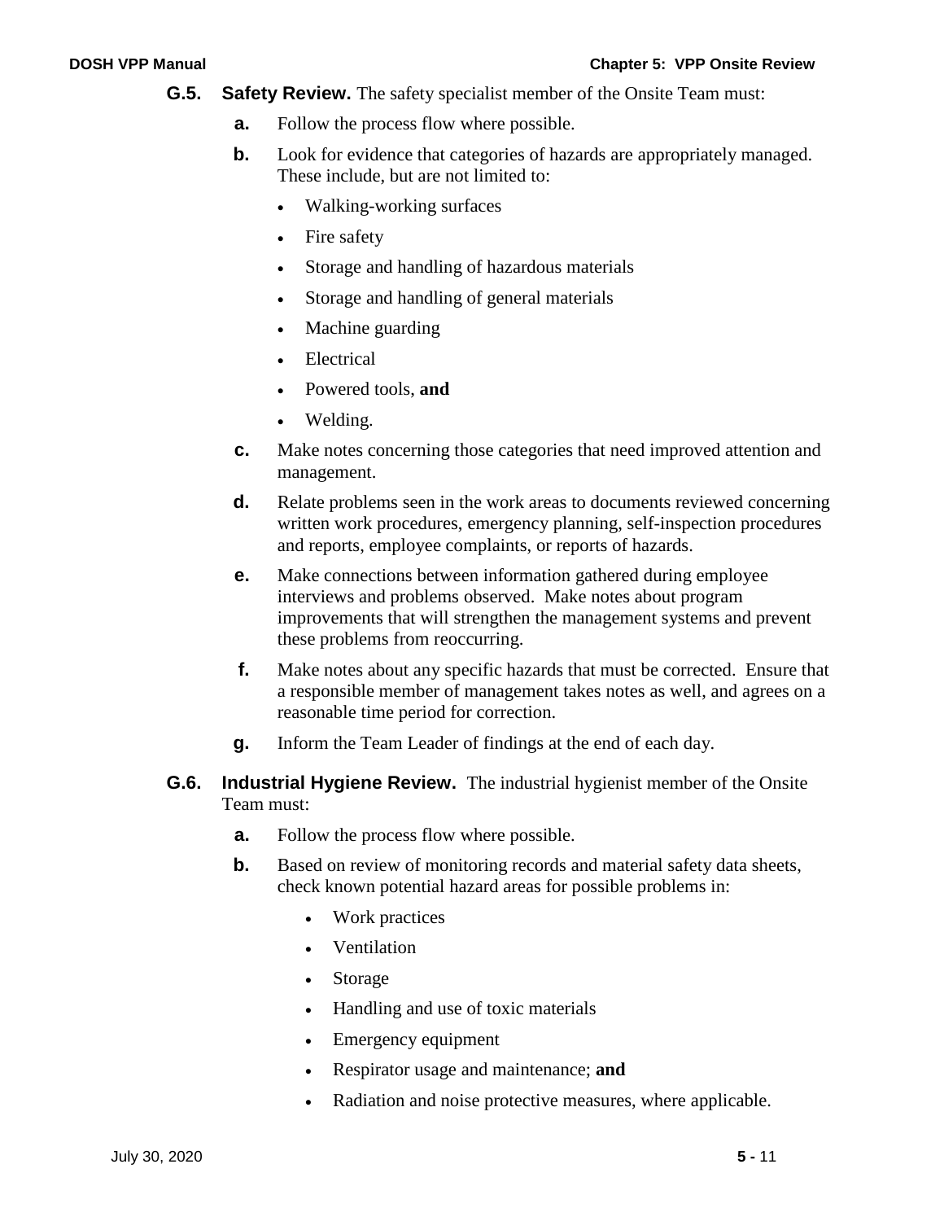**G.5. Safety Review.** The safety specialist member of the Onsite Team must:

**a.** Follow the process flow where possible.

**b.** Look for evidence that categories of hazards are appropriately managed. These include, but are not limited to:

- Walking-working surfaces
- Fire safety
- Storage and handling of hazardous materials
- Storage and handling of general materials
- Machine guarding
- Electrical
- Powered tools, **and**
- Welding.

**c.** Make notes concerning those categories that need improved attention and management.

**d.** Relate problems seen in the work areas to documents reviewed concerning written work procedures, emergency planning, self-inspection procedures and reports, employee complaints, or reports of hazards.

**e.** Make connections between information gathered during employee interviews and problems observed. Make notes about program improvements that will strengthen the management systems and prevent these problems from reoccurring.

**f.** Make notes about any specific hazards that must be corrected. Ensure that a responsible member of management takes notes as well, and agrees on a reasonable time period for correction.

**g.** Inform the Team Leader of findings at the end of each day.

**G.6. Industrial Hygiene Review.** The industrial hygienist member of the Onsite Team must:

**a.** Follow the process flow where possible.

**b.** Based on review of monitoring records and material safety data sheets, check known potential hazard areas for possible problems in:

- Work practices
- Ventilation
- Storage
- Handling and use of toxic materials
- Emergency equipment
- Respirator usage and maintenance; **and**
- Radiation and noise protective measures, where applicable.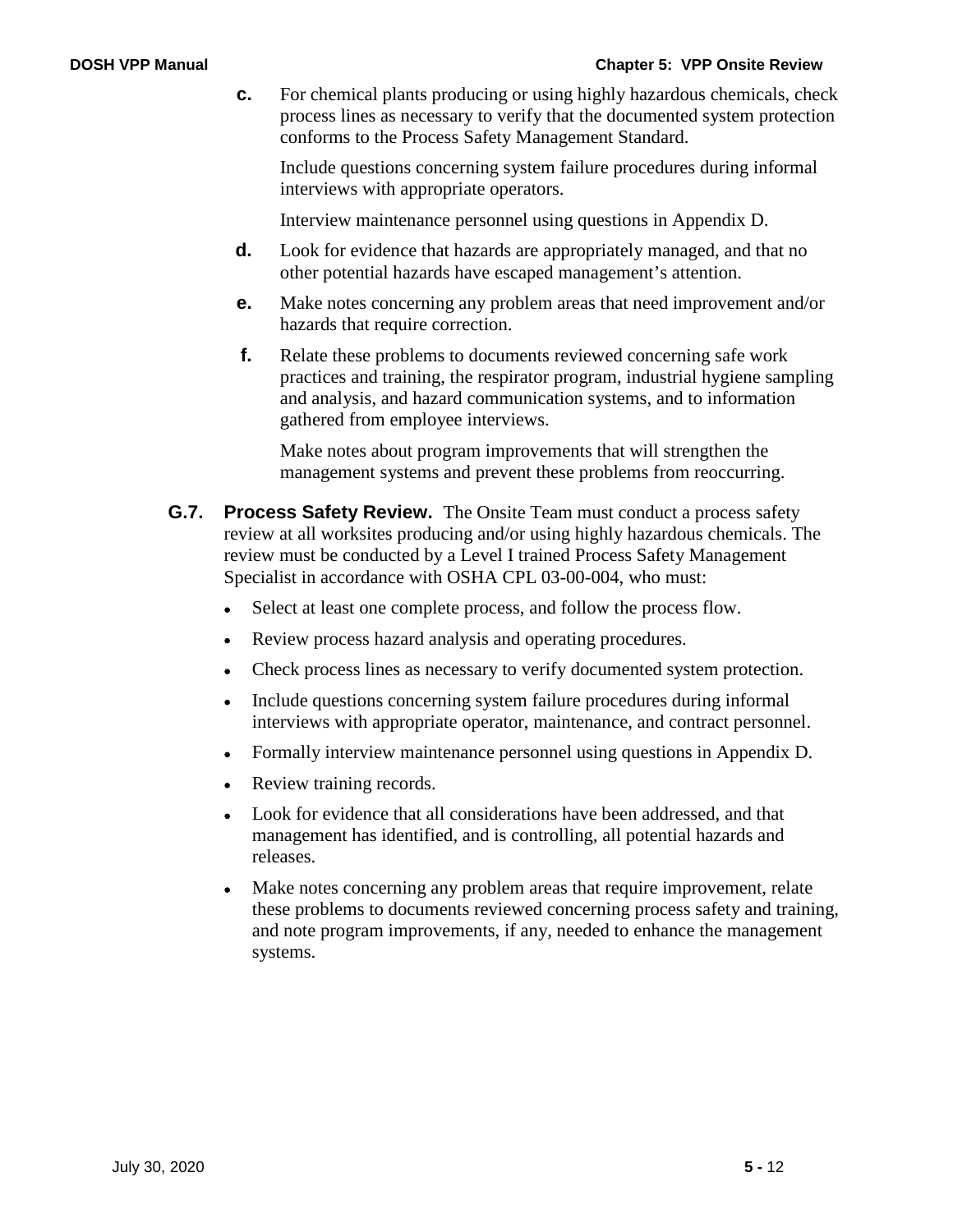**c.** For chemical plants producing or using highly hazardous chemicals, check process lines as necessary to verify that the documented system protection conforms to the Process Safety Management Standard.

Include questions concerning system failure procedures during informal interviews with appropriate operators.

Interview maintenance personnel using questions in Appendix D.

**d.** Look for evidence that hazards are appropriately managed, and that no other potential hazards have escaped management's attention.

**e.** Make notes concerning any problem areas that need improvement and/or hazards that require correction.

**f.** Relate these problems to documents reviewed concerning safe work practices and training, the respirator program, industrial hygiene sampling and analysis, and hazard communication systems, and to information gathered from employee interviews.

Make notes about program improvements that will strengthen the management systems and prevent these problems from reoccurring.

**G.7. Process Safety Review.** The Onsite Team must conduct a process safety review at all worksites producing and/or using highly hazardous chemicals. The review must be conducted by a Level I trained Process Safety Management Specialist in accordance with OSHA CPL 03-00-004, who must:

- Select at least one complete process, and follow the process flow.
- Review process hazard analysis and operating procedures.
- Check process lines as necessary to verify documented system protection.
- Include questions concerning system failure procedures during informal interviews with appropriate operator, maintenance, and contract personnel.
- Formally interview maintenance personnel using questions in Appendix D.
- Review training records.
- Look for evidence that all considerations have been addressed, and that management has identified, and is controlling, all potential hazards and releases.
- Make notes concerning any problem areas that require improvement, relate these problems to documents reviewed concerning process safety and training, and note program improvements, if any, needed to enhance the management systems.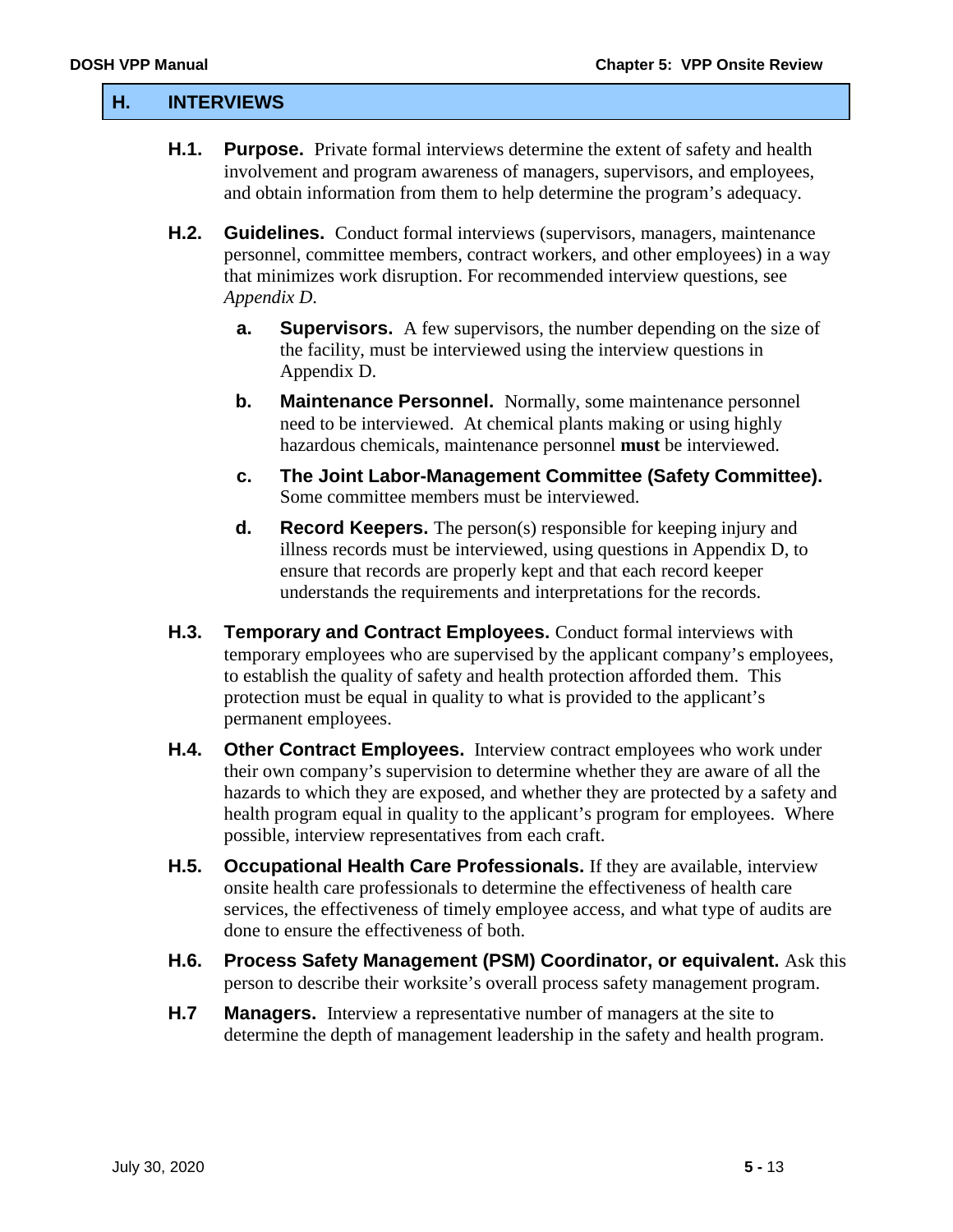## H. INTERVIEWS

**H.1. Purpose.** Private formal interviews determine the extent of safety and health involvement and program awareness of managers, supervisors, and employees, and obtain information from them to help determine the program's adequacy.

**H.2. Guidelines.** Conduct formal interviews (supervisors, managers, maintenance personnel, committee members, contract workers, and other employees) in a way that minimizes work disruption. For recommended interview questions, see *Appendix D.*

- **a. Supervisors.** A few supervisors, the number depending on the size of the facility, must be interviewed using the interview questions in Appendix D.
- **b. Maintenance Personnel.** Normally, some maintenance personnel need to be interviewed. At chemical plants making or using highly hazardous chemicals, maintenance personnel **must** be interviewed.
- **c. The Joint Labor-Management Committee (Safety Committee).** Some committee members must be interviewed.
- **d. Record Keepers.** The person(s) responsible for keeping injury and illness records must be interviewed, using questions in Appendix D, to ensure that records are properly kept and that each record keeper understands the requirements and interpretations for the records.

**H.3. Temporary and Contract Employees.** Conduct formal interviews with temporary employees who are supervised by the applicant company's employees, to establish the quality of safety and health protection afforded them. This protection must be equal in quality to what is provided to the applicant's permanent employees.

**H.4. Other Contract Employees.** Interview contract employees who work under their own company's supervision to determine whether they are aware of all the hazards to which they are exposed, and whether they are protected by a safety and health program equal in quality to the applicant's program for employees. Where possible, interview representatives from each craft.

**H.5. Occupational Health Care Professionals.** If they are available, interview onsite health care professionals to determine the effectiveness of health care services, the effectiveness of timely employee access, and what type of audits are done to ensure the effectiveness of both.

**H.6. Process Safety Management (PSM) Coordinator, or equivalent.** Ask this person to describe their worksite's overall process safety management program.

**H.7 Managers.** Interview a representative number of managers at the site to determine the depth of management leadership in the safety and health program.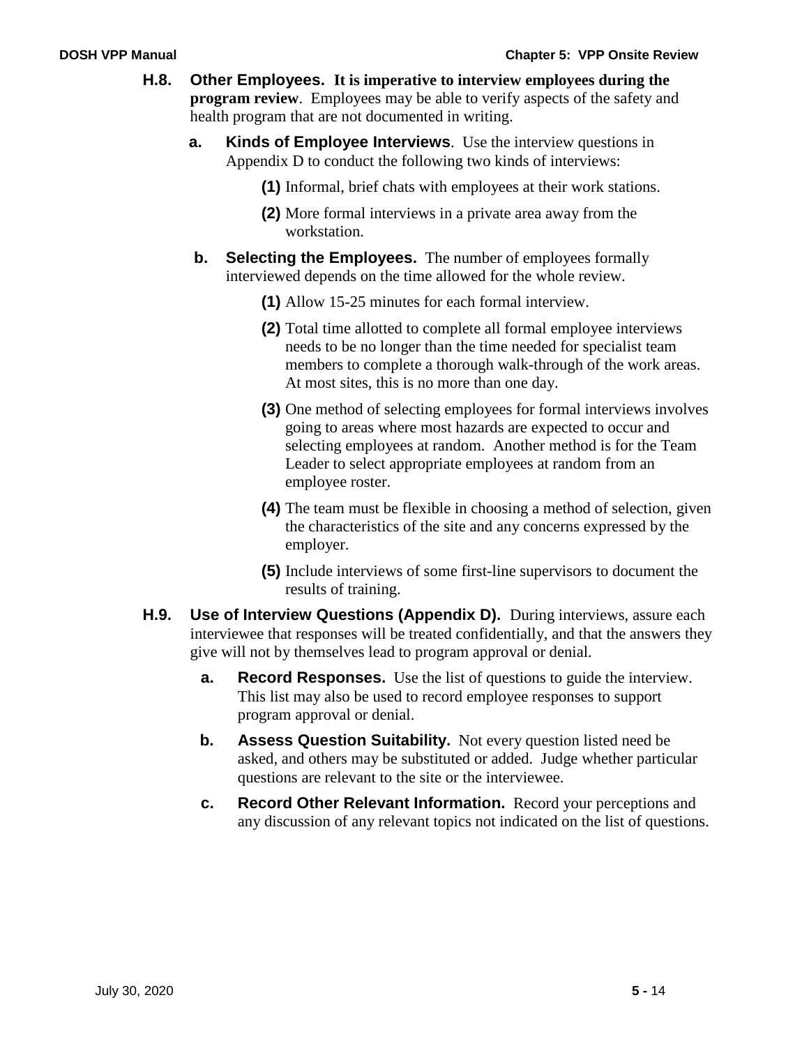**H.8. Other Employees.** **It is imperative to interview employees during the program review**. Employees may be able to verify aspects of the safety and health program that are not documented in writing.

**a. Kinds of Employee Interviews**. Use the interview questions in Appendix D to conduct the following two kinds of interviews:

**(1)** Informal, brief chats with employees at their work stations.

**(2)** More formal interviews in a private area away from the workstation.

**b. Selecting the Employees.** The number of employees formally interviewed depends on the time allowed for the whole review.

**(1)** Allow 15-25 minutes for each formal interview.

**(2)** Total time allotted to complete all formal employee interviews needs to be no longer than the time needed for specialist team members to complete a thorough walk-through of the work areas. At most sites, this is no more than one day.

**(3)** One method of selecting employees for formal interviews involves going to areas where most hazards are expected to occur and selecting employees at random. Another method is for the Team Leader to select appropriate employees at random from an employee roster.

**(4)** The team must be flexible in choosing a method of selection, given the characteristics of the site and any concerns expressed by the employer.

**(5)** Include interviews of some first-line supervisors to document the results of training.

**H.9. Use of Interview Questions (Appendix D).** During interviews, assure each interviewee that responses will be treated confidentially, and that the answers they give will not by themselves lead to program approval or denial.

**a. Record Responses.** Use the list of questions to guide the interview. This list may also be used to record employee responses to support program approval or denial.

**b. Assess Question Suitability.** Not every question listed need be asked, and others may be substituted or added. Judge whether particular questions are relevant to the site or the interviewee.

**c. Record Other Relevant Information.** Record your perceptions and any discussion of any relevant topics not indicated on the list of questions.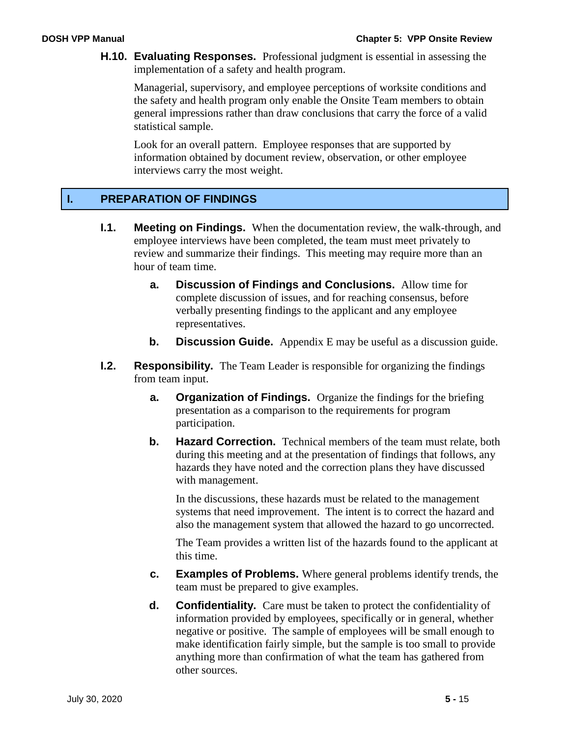**H.10. Evaluating Responses.** Professional judgment is essential in assessing the implementation of a safety and health program.

Managerial, supervisory, and employee perceptions of worksite conditions and the safety and health program only enable the Onsite Team members to obtain general impressions rather than draw conclusions that carry the force of a valid statistical sample.

Look for an overall pattern. Employee responses that are supported by information obtained by document review, observation, or other employee interviews carry the most weight.

## I. PREPARATION OF FINDINGS

**I.1. Meeting on Findings.** When the documentation review, the walk-through, and employee interviews have been completed, the team must meet privately to review and summarize their findings. This meeting may require more than an hour of team time.

- **a. Discussion of Findings and Conclusions.** Allow time for complete discussion of issues, and for reaching consensus, before verbally presenting findings to the applicant and any employee representatives.

- **b. Discussion Guide.** Appendix E may be useful as a discussion guide.

**I.2. Responsibility.** The Team Leader is responsible for organizing the findings from team input.

- **a. Organization of Findings.** Organize the findings for the briefing presentation as a comparison to the requirements for program participation.

- **b. Hazard Correction.** Technical members of the team must relate, both during this meeting and at the presentation of findings that follows, any hazards they have noted and the correction plans they have discussed with management.

  In the discussions, these hazards must be related to the management systems that need improvement. The intent is to correct the hazard and also the management system that allowed the hazard to go uncorrected.

  The Team provides a written list of the hazards found to the applicant at this time.

- **c. Examples of Problems.** Where general problems identify trends, the team must be prepared to give examples.

- **d. Confidentiality.** Care must be taken to protect the confidentiality of information provided by employees, specifically or in general, whether negative or positive. The sample of employees will be small enough to make identification fairly simple, but the sample is too small to provide anything more than confirmation of what the team has gathered from other sources.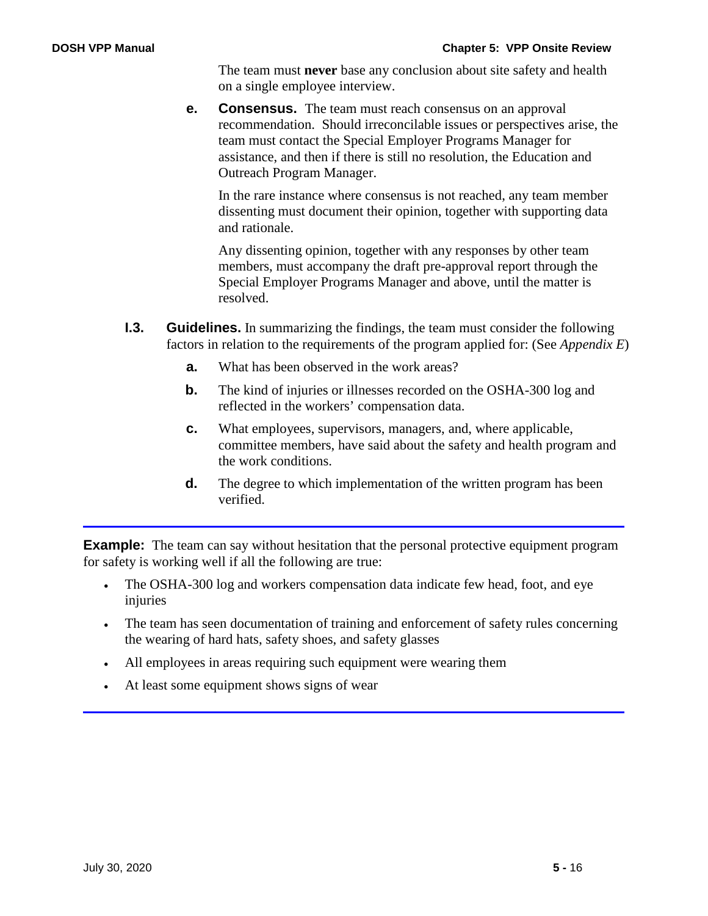The team must **never** base any conclusion about site safety and health on a single employee interview.

**e. Consensus.** The team must reach consensus on an approval recommendation. Should irreconcilable issues or perspectives arise, the team must contact the Special Employer Programs Manager for assistance, and then if there is still no resolution, the Education and Outreach Program Manager.

In the rare instance where consensus is not reached, any team member dissenting must document their opinion, together with supporting data and rationale.

Any dissenting opinion, together with any responses by other team members, must accompany the draft pre-approval report through the Special Employer Programs Manager and above, until the matter is resolved.

**I.3. Guidelines.** In summarizing the findings, the team must consider the following factors in relation to the requirements of the program applied for: (See *Appendix E*)

- **a.** What has been observed in the work areas?
- **b.** The kind of injuries or illnesses recorded on the OSHA-300 log and reflected in the workers' compensation data.
- **c.** What employees, supervisors, managers, and, where applicable, committee members, have said about the safety and health program and the work conditions.
- **d.** The degree to which implementation of the written program has been verified.

---

**Example:** The team can say without hesitation that the personal protective equipment program for safety is working well if all the following are true:

- The OSHA-300 log and workers compensation data indicate few head, foot, and eye injuries
- The team has seen documentation of training and enforcement of safety rules concerning the wearing of hard hats, safety shoes, and safety glasses
- All employees in areas requiring such equipment were wearing them
- At least some equipment shows signs of wear

---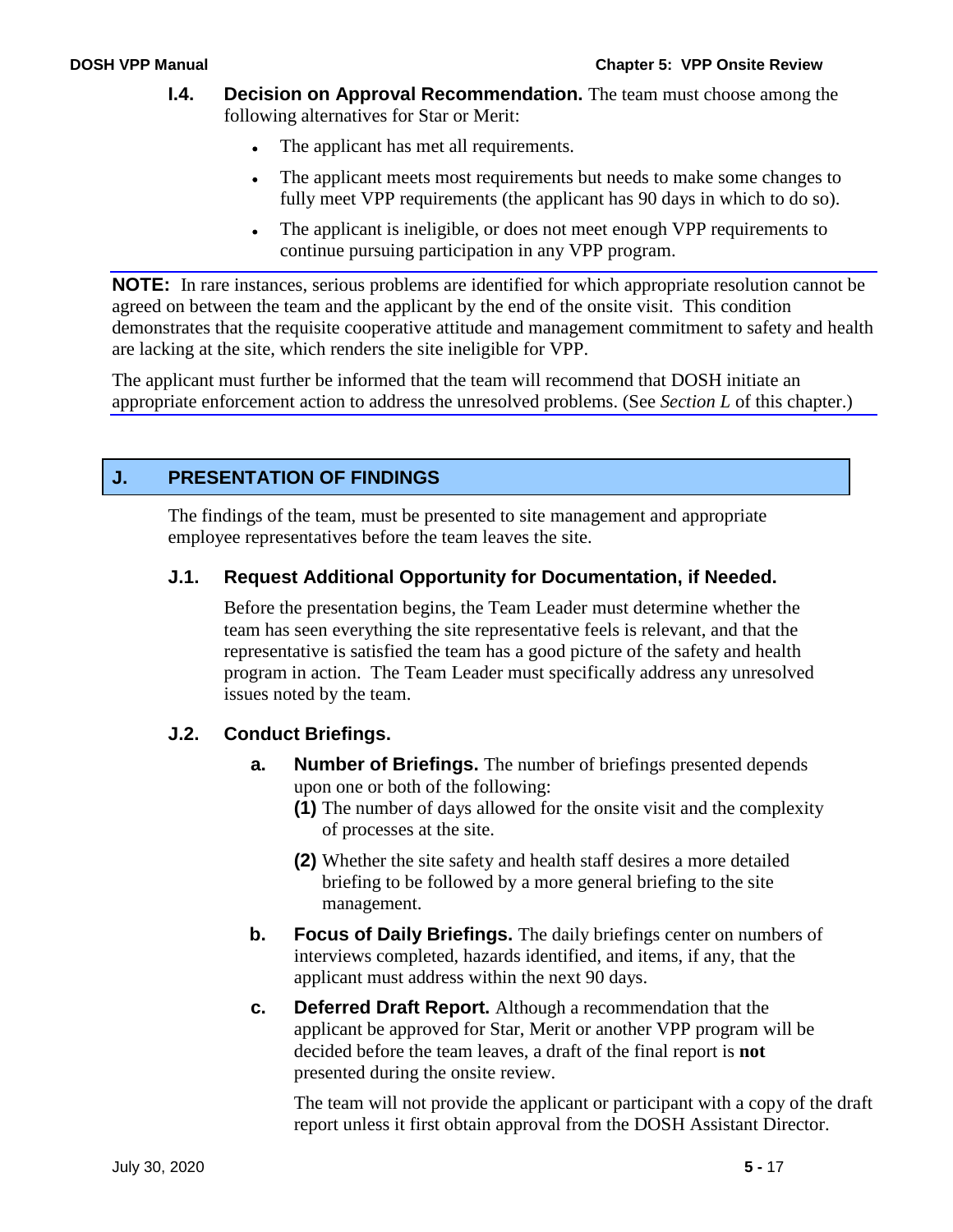**I.4. Decision on Approval Recommendation.** The team must choose among the following alternatives for Star or Merit:

- The applicant has met all requirements.
- The applicant meets most requirements but needs to make some changes to fully meet VPP requirements (the applicant has 90 days in which to do so).
- The applicant is ineligible, or does not meet enough VPP requirements to continue pursuing participation in any VPP program.

**NOTE:** In rare instances, serious problems are identified for which appropriate resolution cannot be agreed on between the team and the applicant by the end of the onsite visit. This condition demonstrates that the requisite cooperative attitude and management commitment to safety and health are lacking at the site, which renders the site ineligible for VPP.

The applicant must further be informed that the team will recommend that DOSH initiate an appropriate enforcement action to address the unresolved problems. (See *Section L* of this chapter.)

## J. PRESENTATION OF FINDINGS

The findings of the team, must be presented to site management and appropriate employee representatives before the team leaves the site.

### J.1. Request Additional Opportunity for Documentation, if Needed.

Before the presentation begins, the Team Leader must determine whether the team has seen everything the site representative feels is relevant, and that the representative is satisfied the team has a good picture of the safety and health program in action. The Team Leader must specifically address any unresolved issues noted by the team.

### J.2. Conduct Briefings.

**a. Number of Briefings.** The number of briefings presented depends upon one or both of the following:

**(1)** The number of days allowed for the onsite visit and the complexity of processes at the site.

**(2)** Whether the site safety and health staff desires a more detailed briefing to be followed by a more general briefing to the site management.

**b. Focus of Daily Briefings.** The daily briefings center on numbers of interviews completed, hazards identified, and items, if any, that the applicant must address within the next 90 days.

**c. Deferred Draft Report.** Although a recommendation that the applicant be approved for Star, Merit or another VPP program will be decided before the team leaves, a draft of the final report is **not** presented during the onsite review.

The team will not provide the applicant or participant with a copy of the draft report unless it first obtain approval from the DOSH Assistant Director.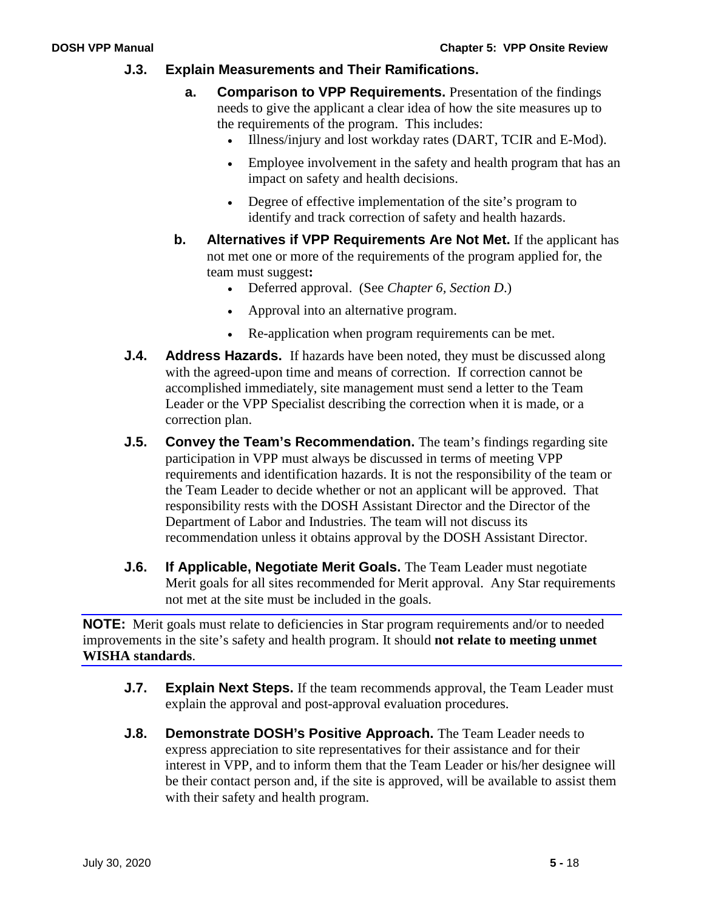### J.3. Explain Measurements and Their Ramifications.

**a. Comparison to VPP Requirements.** Presentation of the findings needs to give the applicant a clear idea of how the site measures up to the requirements of the program. This includes:

- Illness/injury and lost workday rates (DART, TCIR and E-Mod).
- Employee involvement in the safety and health program that has an impact on safety and health decisions.
- Degree of effective implementation of the site's program to identify and track correction of safety and health hazards.

**b. Alternatives if VPP Requirements Are Not Met.** If the applicant has not met one or more of the requirements of the program applied for, the team must suggest**:**

- Deferred approval. (See *Chapter 6, Section D*.)
- Approval into an alternative program.
- Re-application when program requirements can be met.

**J.4. Address Hazards.** If hazards have been noted, they must be discussed along with the agreed-upon time and means of correction. If correction cannot be accomplished immediately, site management must send a letter to the Team Leader or the VPP Specialist describing the correction when it is made, or a correction plan.

**J.5. Convey the Team's Recommendation.** The team's findings regarding site participation in VPP must always be discussed in terms of meeting VPP requirements and identification hazards. It is not the responsibility of the team or the Team Leader to decide whether or not an applicant will be approved. That responsibility rests with the DOSH Assistant Director and the Director of the Department of Labor and Industries. The team will not discuss its recommendation unless it obtains approval by the DOSH Assistant Director.

**J.6. If Applicable, Negotiate Merit Goals.** The Team Leader must negotiate Merit goals for all sites recommended for Merit approval. Any Star requirements not met at the site must be included in the goals.

**NOTE:** Merit goals must relate to deficiencies in Star program requirements and/or to needed improvements in the site's safety and health program. It should **not relate to meeting unmet WISHA standards**.

**J.7. Explain Next Steps.** If the team recommends approval, the Team Leader must explain the approval and post-approval evaluation procedures.

**J.8. Demonstrate DOSH's Positive Approach.** The Team Leader needs to express appreciation to site representatives for their assistance and for their interest in VPP, and to inform them that the Team Leader or his/her designee will be their contact person and, if the site is approved, will be available to assist them with their safety and health program.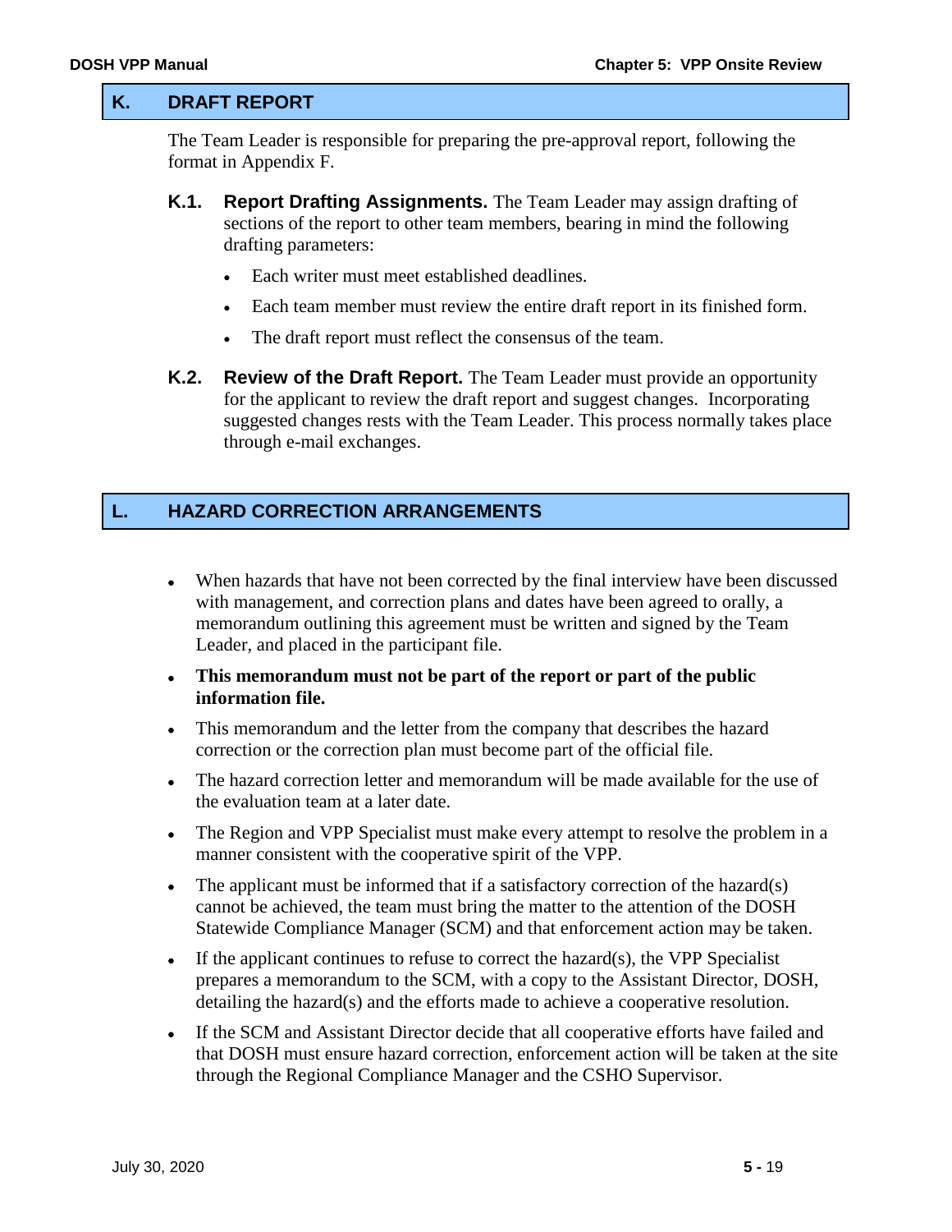## K. DRAFT REPORT

The Team Leader is responsible for preparing the pre-approval report, following the format in Appendix F.

### K.1. Report Drafting Assignments.

The Team Leader may assign drafting of sections of the report to other team members, bearing in mind the following drafting parameters:

- Each writer must meet established deadlines.
- Each team member must review the entire draft report in its finished form.
- The draft report must reflect the consensus of the team.

### K.2. Review of the Draft Report.

The Team Leader must provide an opportunity for the applicant to review the draft report and suggest changes. Incorporating suggested changes rests with the Team Leader. This process normally takes place through e-mail exchanges.

## L. HAZARD CORRECTION ARRANGEMENTS

- When hazards that have not been corrected by the final interview have been discussed with management, and correction plans and dates have been agreed to orally, a memorandum outlining this agreement must be written and signed by the Team Leader, and placed in the participant file.
- **This memorandum must not be part of the report or part of the public information file.**
- This memorandum and the letter from the company that describes the hazard correction or the correction plan must become part of the official file.
- The hazard correction letter and memorandum will be made available for the use of the evaluation team at a later date.
- The Region and VPP Specialist must make every attempt to resolve the problem in a manner consistent with the cooperative spirit of the VPP.
- The applicant must be informed that if a satisfactory correction of the hazard(s) cannot be achieved, the team must bring the matter to the attention of the DOSH Statewide Compliance Manager (SCM) and that enforcement action may be taken.
- If the applicant continues to refuse to correct the hazard(s), the VPP Specialist prepares a memorandum to the SCM, with a copy to the Assistant Director, DOSH, detailing the hazard(s) and the efforts made to achieve a cooperative resolution.
- If the SCM and Assistant Director decide that all cooperative efforts have failed and that DOSH must ensure hazard correction, enforcement action will be taken at the site through the Regional Compliance Manager and the CSHO Supervisor.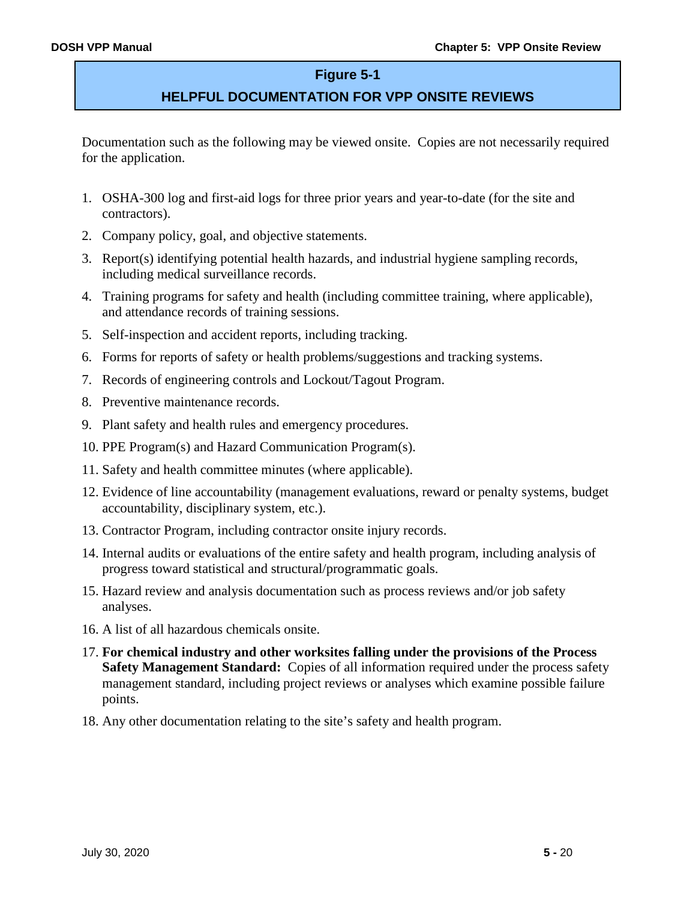## Figure 5-1

## HELPFUL DOCUMENTATION FOR VPP ONSITE REVIEWS

Documentation such as the following may be viewed onsite. Copies are not necessarily required for the application.

1. OSHA-300 log and first-aid logs for three prior years and year-to-date (for the site and contractors).
2. Company policy, goal, and objective statements.
3. Report(s) identifying potential health hazards, and industrial hygiene sampling records, including medical surveillance records.
4. Training programs for safety and health (including committee training, where applicable), and attendance records of training sessions.
5. Self-inspection and accident reports, including tracking.
6. Forms for reports of safety or health problems/suggestions and tracking systems.
7. Records of engineering controls and Lockout/Tagout Program.
8. Preventive maintenance records.
9. Plant safety and health rules and emergency procedures.
10. PPE Program(s) and Hazard Communication Program(s).
11. Safety and health committee minutes (where applicable).
12. Evidence of line accountability (management evaluations, reward or penalty systems, budget accountability, disciplinary system, etc.).
13. Contractor Program, including contractor onsite injury records.
14. Internal audits or evaluations of the entire safety and health program, including analysis of progress toward statistical and structural/programmatic goals.
15. Hazard review and analysis documentation such as process reviews and/or job safety analyses.
16. A list of all hazardous chemicals onsite.
17. **For chemical industry and other worksites falling under the provisions of the Process Safety Management Standard:** Copies of all information required under the process safety management standard, including project reviews or analyses which examine possible failure points.
18. Any other documentation relating to the site's safety and health program.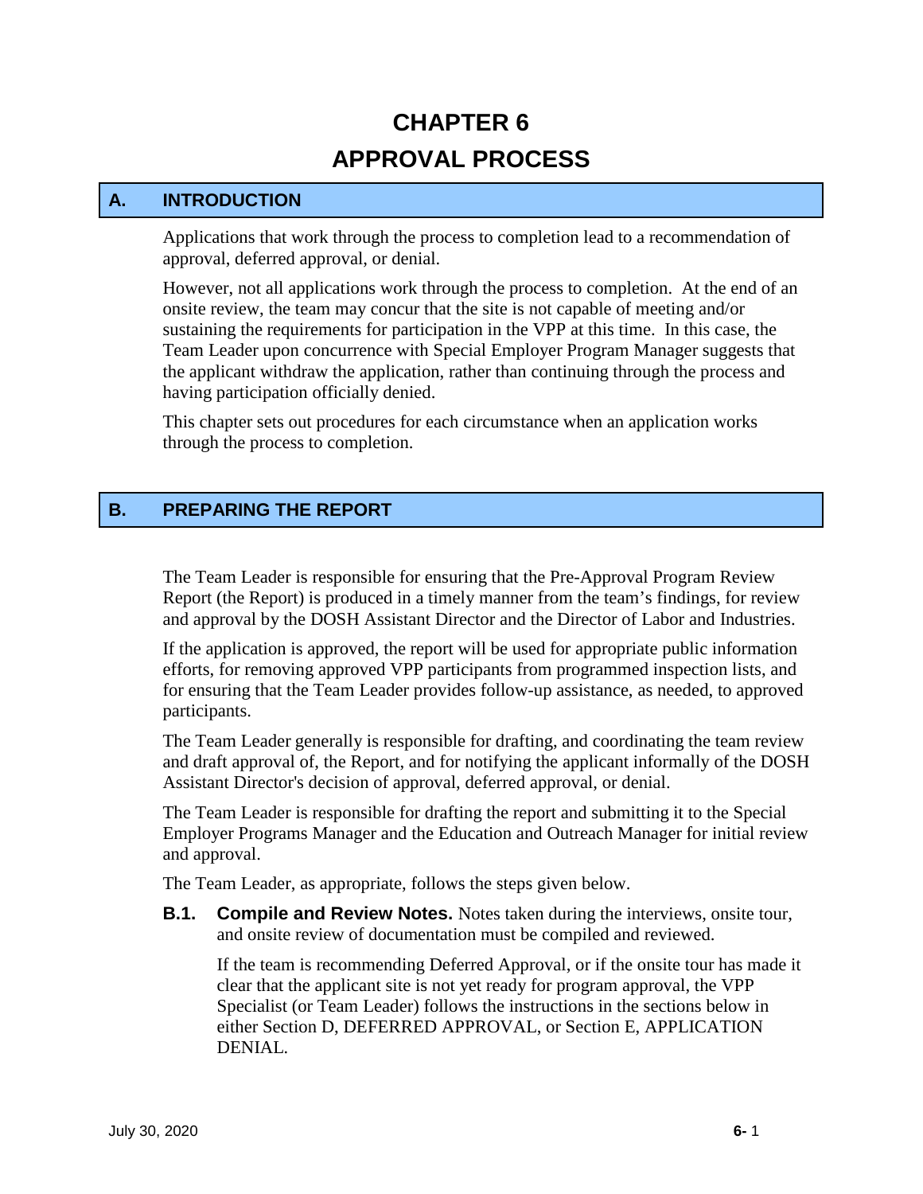# CHAPTER 6
# APPROVAL PROCESS

## A. INTRODUCTION

Applications that work through the process to completion lead to a recommendation of approval, deferred approval, or denial.

However, not all applications work through the process to completion. At the end of an onsite review, the team may concur that the site is not capable of meeting and/or sustaining the requirements for participation in the VPP at this time. In this case, the Team Leader upon concurrence with Special Employer Program Manager suggests that the applicant withdraw the application, rather than continuing through the process and having participation officially denied.

This chapter sets out procedures for each circumstance when an application works through the process to completion.

## B. PREPARING THE REPORT

The Team Leader is responsible for ensuring that the Pre-Approval Program Review Report (the Report) is produced in a timely manner from the team's findings, for review and approval by the DOSH Assistant Director and the Director of Labor and Industries.

If the application is approved, the report will be used for appropriate public information efforts, for removing approved VPP participants from programmed inspection lists, and for ensuring that the Team Leader provides follow-up assistance, as needed, to approved participants.

The Team Leader generally is responsible for drafting, and coordinating the team review and draft approval of, the Report, and for notifying the applicant informally of the DOSH Assistant Director's decision of approval, deferred approval, or denial.

The Team Leader is responsible for drafting the report and submitting it to the Special Employer Programs Manager and the Education and Outreach Manager for initial review and approval.

The Team Leader, as appropriate, follows the steps given below.

**B.1. Compile and Review Notes.** Notes taken during the interviews, onsite tour, and onsite review of documentation must be compiled and reviewed.

If the team is recommending Deferred Approval, or if the onsite tour has made it clear that the applicant site is not yet ready for program approval, the VPP Specialist (or Team Leader) follows the instructions in the sections below in either Section D, DEFERRED APPROVAL, or Section E, APPLICATION DENIAL.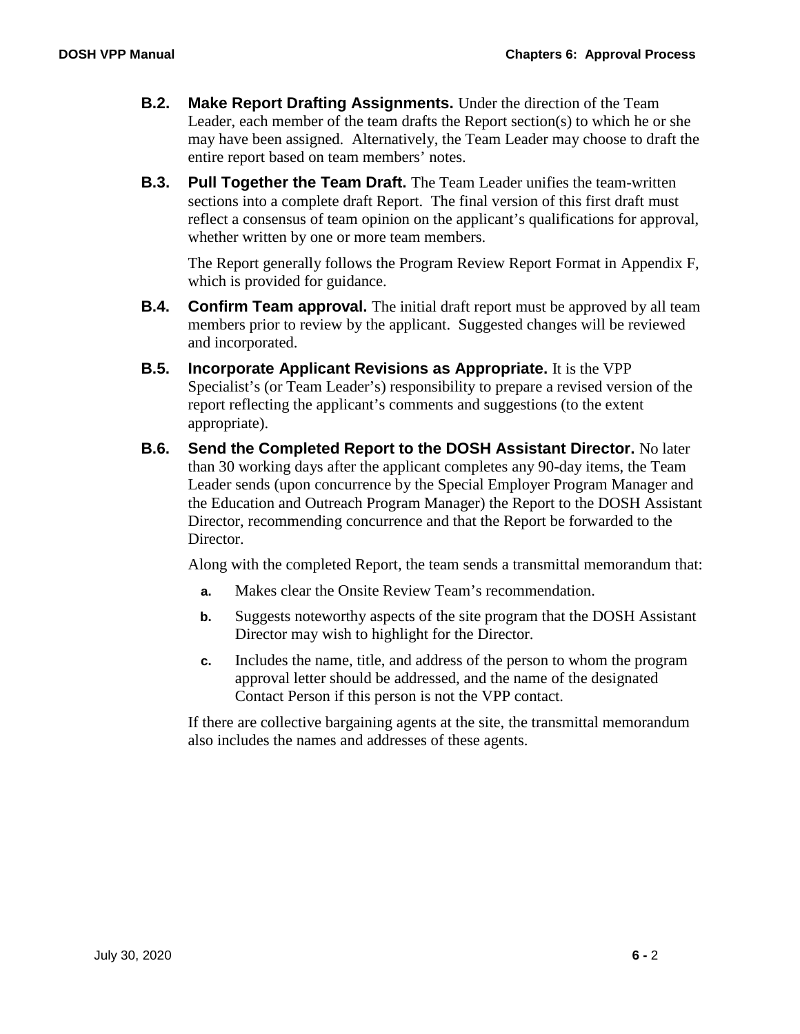**B.2. Make Report Drafting Assignments.** Under the direction of the Team Leader, each member of the team drafts the Report section(s) to which he or she may have been assigned. Alternatively, the Team Leader may choose to draft the entire report based on team members' notes.

**B.3. Pull Together the Team Draft.** The Team Leader unifies the team-written sections into a complete draft Report. The final version of this first draft must reflect a consensus of team opinion on the applicant's qualifications for approval, whether written by one or more team members.

The Report generally follows the Program Review Report Format in Appendix F, which is provided for guidance.

**B.4. Confirm Team approval.** The initial draft report must be approved by all team members prior to review by the applicant. Suggested changes will be reviewed and incorporated.

**B.5. Incorporate Applicant Revisions as Appropriate.** It is the VPP Specialist's (or Team Leader's) responsibility to prepare a revised version of the report reflecting the applicant's comments and suggestions (to the extent appropriate).

**B.6. Send the Completed Report to the DOSH Assistant Director.** No later than 30 working days after the applicant completes any 90-day items, the Team Leader sends (upon concurrence by the Special Employer Program Manager and the Education and Outreach Program Manager) the Report to the DOSH Assistant Director, recommending concurrence and that the Report be forwarded to the Director.

Along with the completed Report, the team sends a transmittal memorandum that:

**a.** Makes clear the Onsite Review Team's recommendation.

**b.** Suggests noteworthy aspects of the site program that the DOSH Assistant Director may wish to highlight for the Director.

**c.** Includes the name, title, and address of the person to whom the program approval letter should be addressed, and the name of the designated Contact Person if this person is not the VPP contact.

If there are collective bargaining agents at the site, the transmittal memorandum also includes the names and addresses of these agents.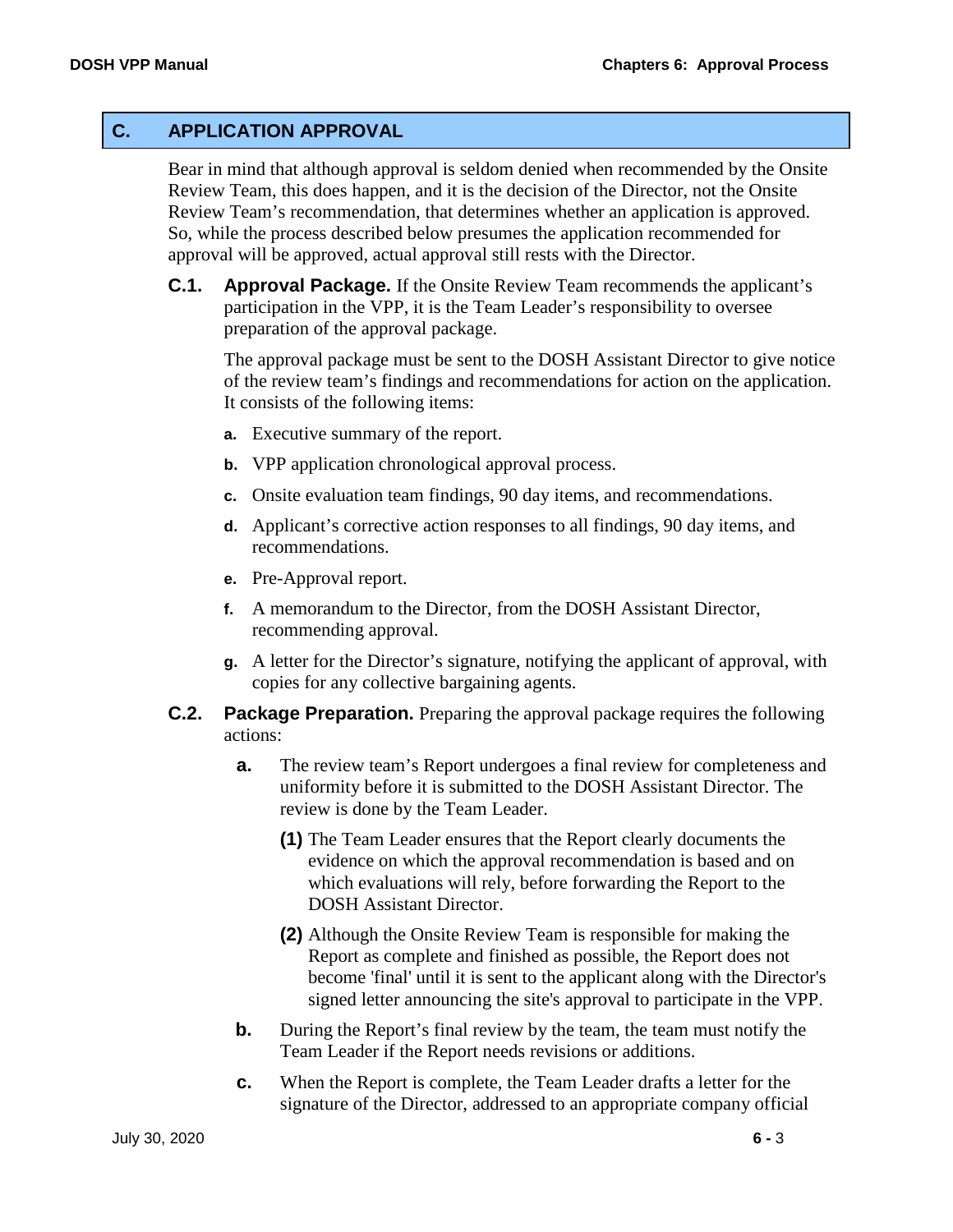## C. APPLICATION APPROVAL

Bear in mind that although approval is seldom denied when recommended by the Onsite Review Team, this does happen, and it is the decision of the Director, not the Onsite Review Team's recommendation, that determines whether an application is approved. So, while the process described below presumes the application recommended for approval will be approved, actual approval still rests with the Director.

**C.1. Approval Package.** If the Onsite Review Team recommends the applicant's participation in the VPP, it is the Team Leader's responsibility to oversee preparation of the approval package.

The approval package must be sent to the DOSH Assistant Director to give notice of the review team's findings and recommendations for action on the application. It consists of the following items:

**a.** Executive summary of the report.

**b.** VPP application chronological approval process.

**c.** Onsite evaluation team findings, 90 day items, and recommendations.

**d.** Applicant's corrective action responses to all findings, 90 day items, and recommendations.

**e.** Pre-Approval report.

**f.** A memorandum to the Director, from the DOSH Assistant Director, recommending approval.

**g.** A letter for the Director's signature, notifying the applicant of approval, with copies for any collective bargaining agents.

**C.2. Package Preparation.** Preparing the approval package requires the following actions:

**a.** The review team's Report undergoes a final review for completeness and uniformity before it is submitted to the DOSH Assistant Director. The review is done by the Team Leader.

**(1)** The Team Leader ensures that the Report clearly documents the evidence on which the approval recommendation is based and on which evaluations will rely, before forwarding the Report to the DOSH Assistant Director.

**(2)** Although the Onsite Review Team is responsible for making the Report as complete and finished as possible, the Report does not become 'final' until it is sent to the applicant along with the Director's signed letter announcing the site's approval to participate in the VPP.

**b.** During the Report's final review by the team, the team must notify the Team Leader if the Report needs revisions or additions.

**c.** When the Report is complete, the Team Leader drafts a letter for the signature of the Director, addressed to an appropriate company official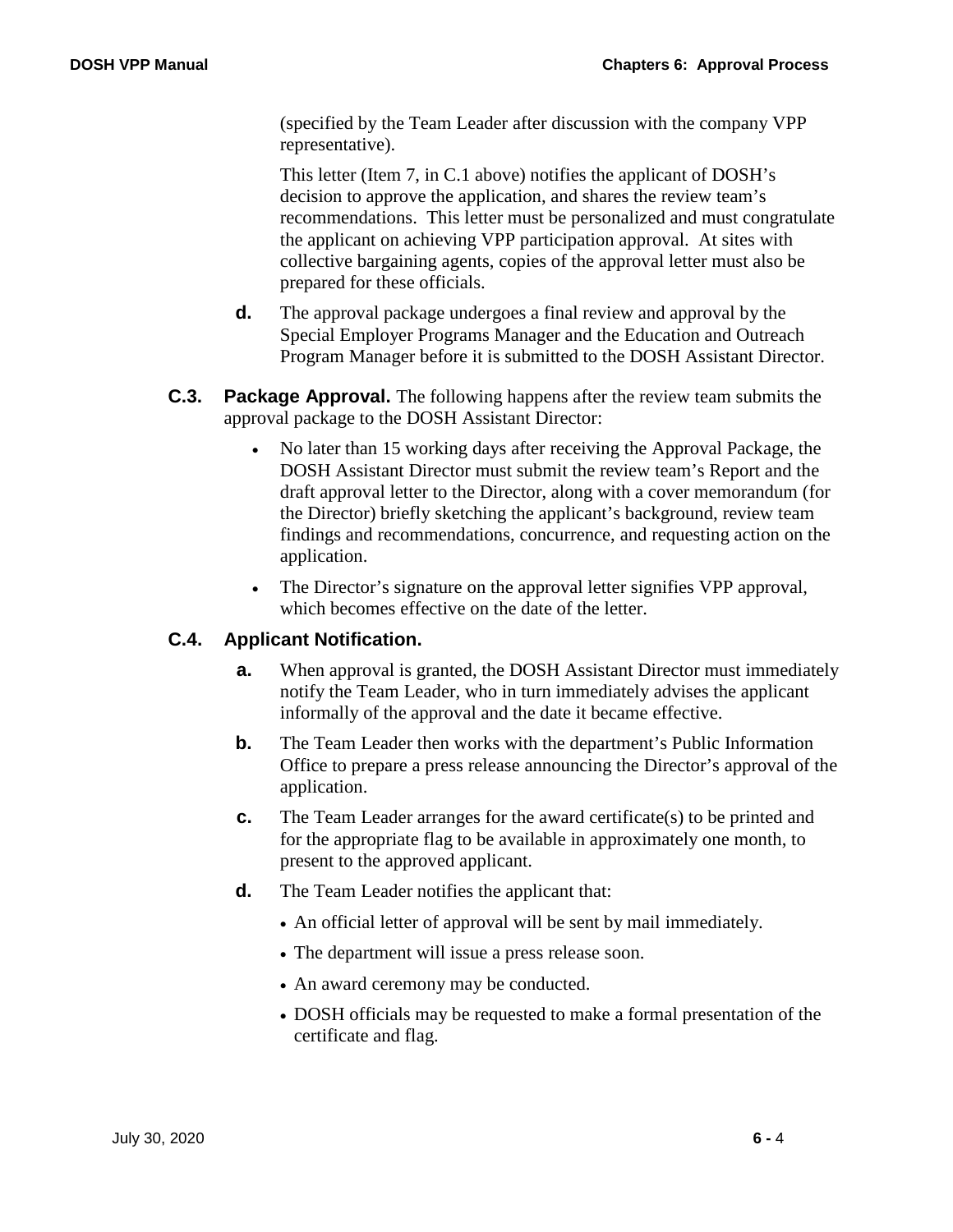(specified by the Team Leader after discussion with the company VPP representative).

This letter (Item 7, in C.1 above) notifies the applicant of DOSH's decision to approve the application, and shares the review team's recommendations. This letter must be personalized and must congratulate the applicant on achieving VPP participation approval. At sites with collective bargaining agents, copies of the approval letter must also be prepared for these officials.

**d.** The approval package undergoes a final review and approval by the Special Employer Programs Manager and the Education and Outreach Program Manager before it is submitted to the DOSH Assistant Director.

**C.3. Package Approval.** The following happens after the review team submits the approval package to the DOSH Assistant Director:

- No later than 15 working days after receiving the Approval Package, the DOSH Assistant Director must submit the review team's Report and the draft approval letter to the Director, along with a cover memorandum (for the Director) briefly sketching the applicant's background, review team findings and recommendations, concurrence, and requesting action on the application.
- The Director's signature on the approval letter signifies VPP approval, which becomes effective on the date of the letter.

**C.4. Applicant Notification.**

**a.** When approval is granted, the DOSH Assistant Director must immediately notify the Team Leader, who in turn immediately advises the applicant informally of the approval and the date it became effective.

**b.** The Team Leader then works with the department's Public Information Office to prepare a press release announcing the Director's approval of the application.

**c.** The Team Leader arranges for the award certificate(s) to be printed and for the appropriate flag to be available in approximately one month, to present to the approved applicant.

**d.** The Team Leader notifies the applicant that:

- An official letter of approval will be sent by mail immediately.
- The department will issue a press release soon.
- An award ceremony may be conducted.
- DOSH officials may be requested to make a formal presentation of the certificate and flag.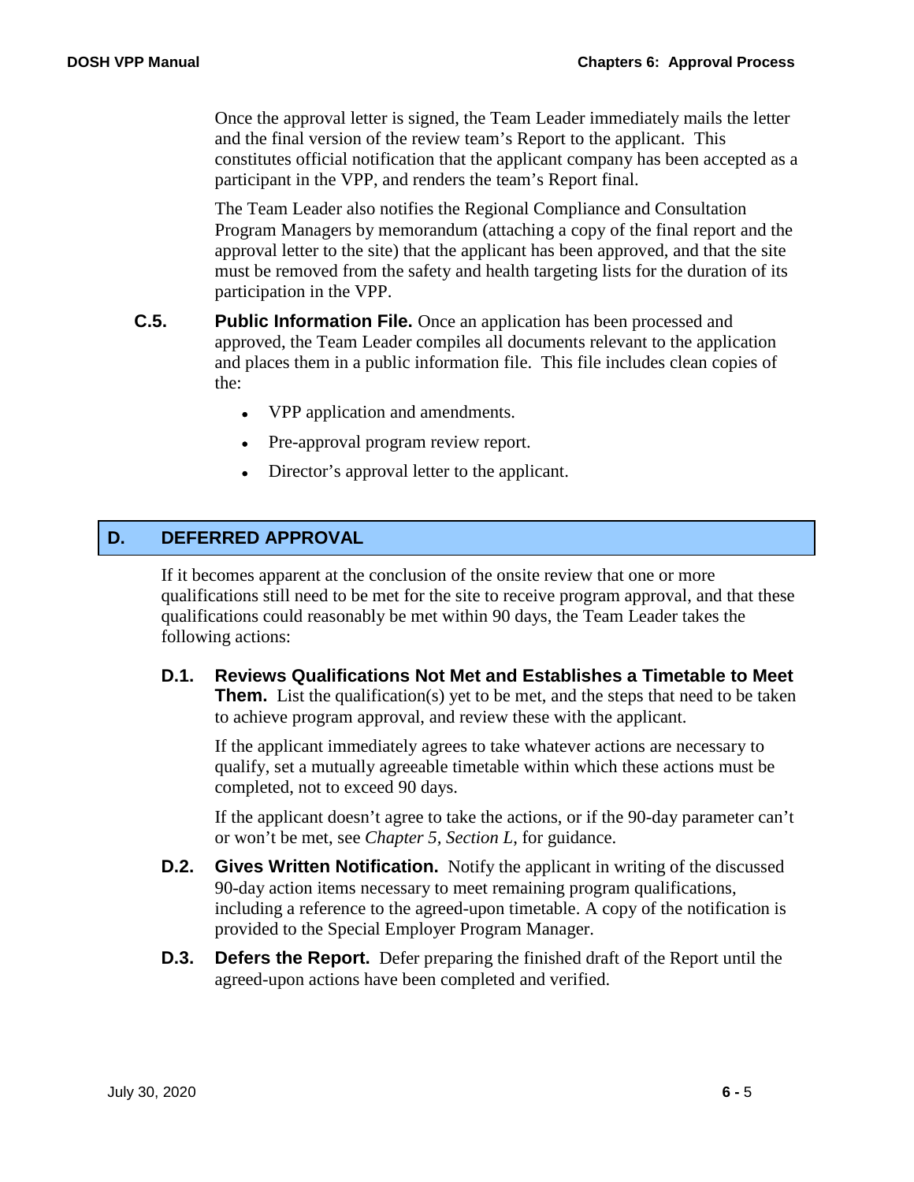Once the approval letter is signed, the Team Leader immediately mails the letter and the final version of the review team's Report to the applicant. This constitutes official notification that the applicant company has been accepted as a participant in the VPP, and renders the team's Report final.

The Team Leader also notifies the Regional Compliance and Consultation Program Managers by memorandum (attaching a copy of the final report and the approval letter to the site) that the applicant has been approved, and that the site must be removed from the safety and health targeting lists for the duration of its participation in the VPP.

**C.5. Public Information File.** Once an application has been processed and approved, the Team Leader compiles all documents relevant to the application and places them in a public information file. This file includes clean copies of the:

- VPP application and amendments.
- Pre-approval program review report.
- Director's approval letter to the applicant.

## D. DEFERRED APPROVAL

If it becomes apparent at the conclusion of the onsite review that one or more qualifications still need to be met for the site to receive program approval, and that these qualifications could reasonably be met within 90 days, the Team Leader takes the following actions:

**D.1. Reviews Qualifications Not Met and Establishes a Timetable to Meet Them.** List the qualification(s) yet to be met, and the steps that need to be taken to achieve program approval, and review these with the applicant.

If the applicant immediately agrees to take whatever actions are necessary to qualify, set a mutually agreeable timetable within which these actions must be completed, not to exceed 90 days.

If the applicant doesn't agree to take the actions, or if the 90-day parameter can't or won't be met, see *Chapter 5, Section L*, for guidance.

**D.2. Gives Written Notification.** Notify the applicant in writing of the discussed 90-day action items necessary to meet remaining program qualifications, including a reference to the agreed-upon timetable. A copy of the notification is provided to the Special Employer Program Manager.

**D.3. Defers the Report.** Defer preparing the finished draft of the Report until the agreed-upon actions have been completed and verified.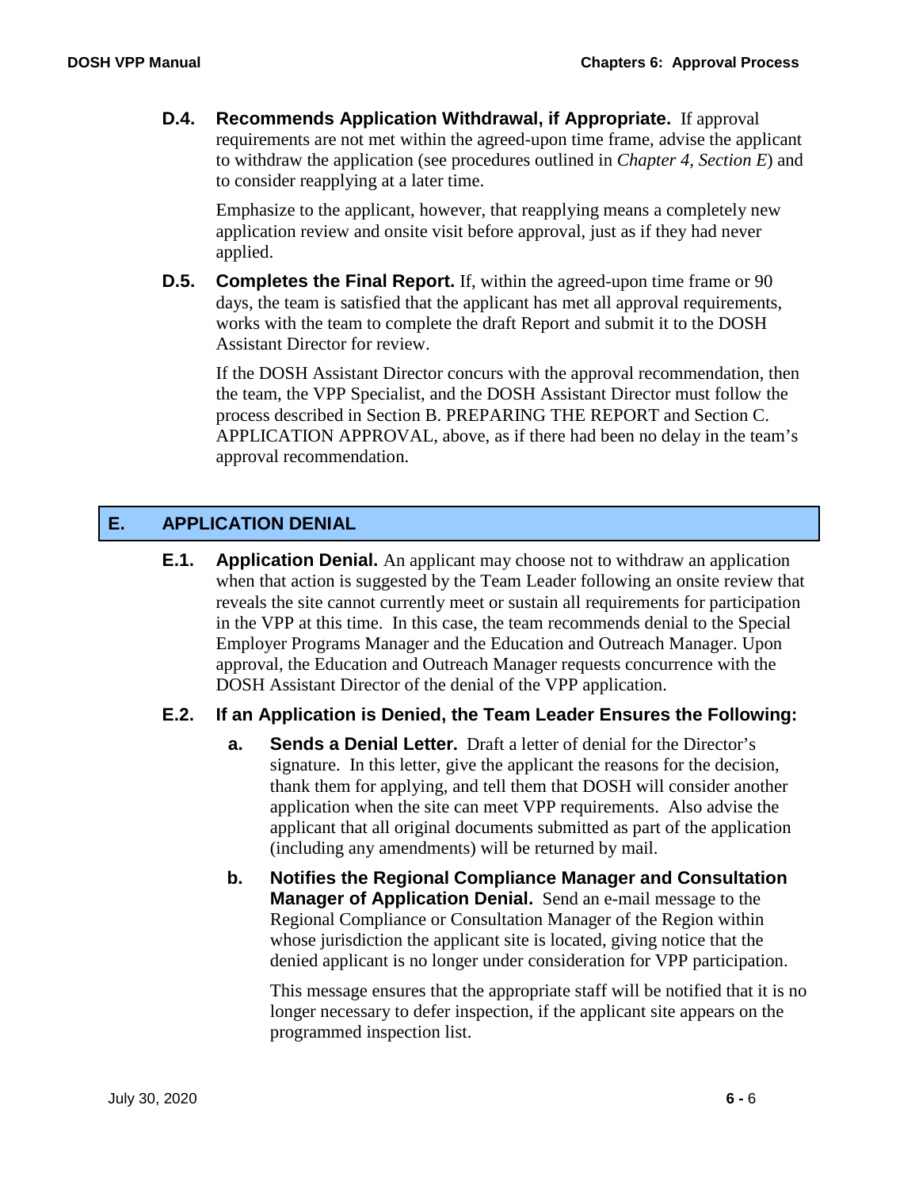**D.4. Recommends Application Withdrawal, if Appropriate.** If approval requirements are not met within the agreed-upon time frame, advise the applicant to withdraw the application (see procedures outlined in *Chapter 4, Section E*) and to consider reapplying at a later time.

Emphasize to the applicant, however, that reapplying means a completely new application review and onsite visit before approval, just as if they had never applied.

**D.5. Completes the Final Report.** If, within the agreed-upon time frame or 90 days, the team is satisfied that the applicant has met all approval requirements, works with the team to complete the draft Report and submit it to the DOSH Assistant Director for review.

If the DOSH Assistant Director concurs with the approval recommendation, then the team, the VPP Specialist, and the DOSH Assistant Director must follow the process described in Section B. PREPARING THE REPORT and Section C. APPLICATION APPROVAL, above, as if there had been no delay in the team's approval recommendation.

## E. APPLICATION DENIAL

**E.1. Application Denial.** An applicant may choose not to withdraw an application when that action is suggested by the Team Leader following an onsite review that reveals the site cannot currently meet or sustain all requirements for participation in the VPP at this time. In this case, the team recommends denial to the Special Employer Programs Manager and the Education and Outreach Manager. Upon approval, the Education and Outreach Manager requests concurrence with the DOSH Assistant Director of the denial of the VPP application.

**E.2. If an Application is Denied, the Team Leader Ensures the Following:**

**a. Sends a Denial Letter.** Draft a letter of denial for the Director's signature. In this letter, give the applicant the reasons for the decision, thank them for applying, and tell them that DOSH will consider another application when the site can meet VPP requirements. Also advise the applicant that all original documents submitted as part of the application (including any amendments) will be returned by mail.

**b. Notifies the Regional Compliance Manager and Consultation Manager of Application Denial.** Send an e-mail message to the Regional Compliance or Consultation Manager of the Region within whose jurisdiction the applicant site is located, giving notice that the denied applicant is no longer under consideration for VPP participation.

This message ensures that the appropriate staff will be notified that it is no longer necessary to defer inspection, if the applicant site appears on the programmed inspection list.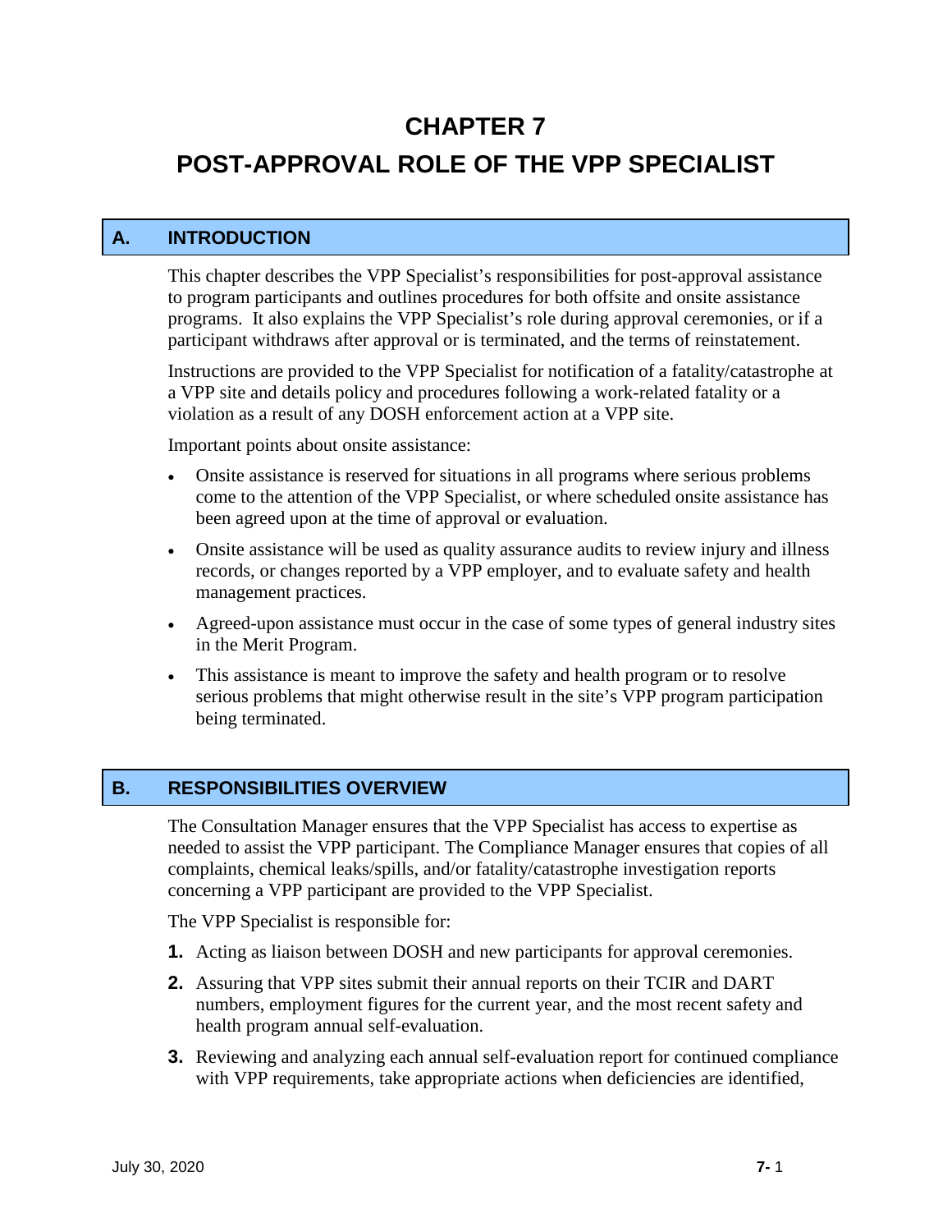# CHAPTER 7

# POST-APPROVAL ROLE OF THE VPP SPECIALIST

## A. INTRODUCTION

This chapter describes the VPP Specialist's responsibilities for post-approval assistance to program participants and outlines procedures for both offsite and onsite assistance programs. It also explains the VPP Specialist's role during approval ceremonies, or if a participant withdraws after approval or is terminated, and the terms of reinstatement.

Instructions are provided to the VPP Specialist for notification of a fatality/catastrophe at a VPP site and details policy and procedures following a work-related fatality or a violation as a result of any DOSH enforcement action at a VPP site.

Important points about onsite assistance:

- Onsite assistance is reserved for situations in all programs where serious problems come to the attention of the VPP Specialist, or where scheduled onsite assistance has been agreed upon at the time of approval or evaluation.
- Onsite assistance will be used as quality assurance audits to review injury and illness records, or changes reported by a VPP employer, and to evaluate safety and health management practices.
- Agreed-upon assistance must occur in the case of some types of general industry sites in the Merit Program.
- This assistance is meant to improve the safety and health program or to resolve serious problems that might otherwise result in the site's VPP program participation being terminated.

## B. RESPONSIBILITIES OVERVIEW

The Consultation Manager ensures that the VPP Specialist has access to expertise as needed to assist the VPP participant. The Compliance Manager ensures that copies of all complaints, chemical leaks/spills, and/or fatality/catastrophe investigation reports concerning a VPP participant are provided to the VPP Specialist.

The VPP Specialist is responsible for:

1. Acting as liaison between DOSH and new participants for approval ceremonies.
2. Assuring that VPP sites submit their annual reports on their TCIR and DART numbers, employment figures for the current year, and the most recent safety and health program annual self-evaluation.
3. Reviewing and analyzing each annual self-evaluation report for continued compliance with VPP requirements, take appropriate actions when deficiencies are identified,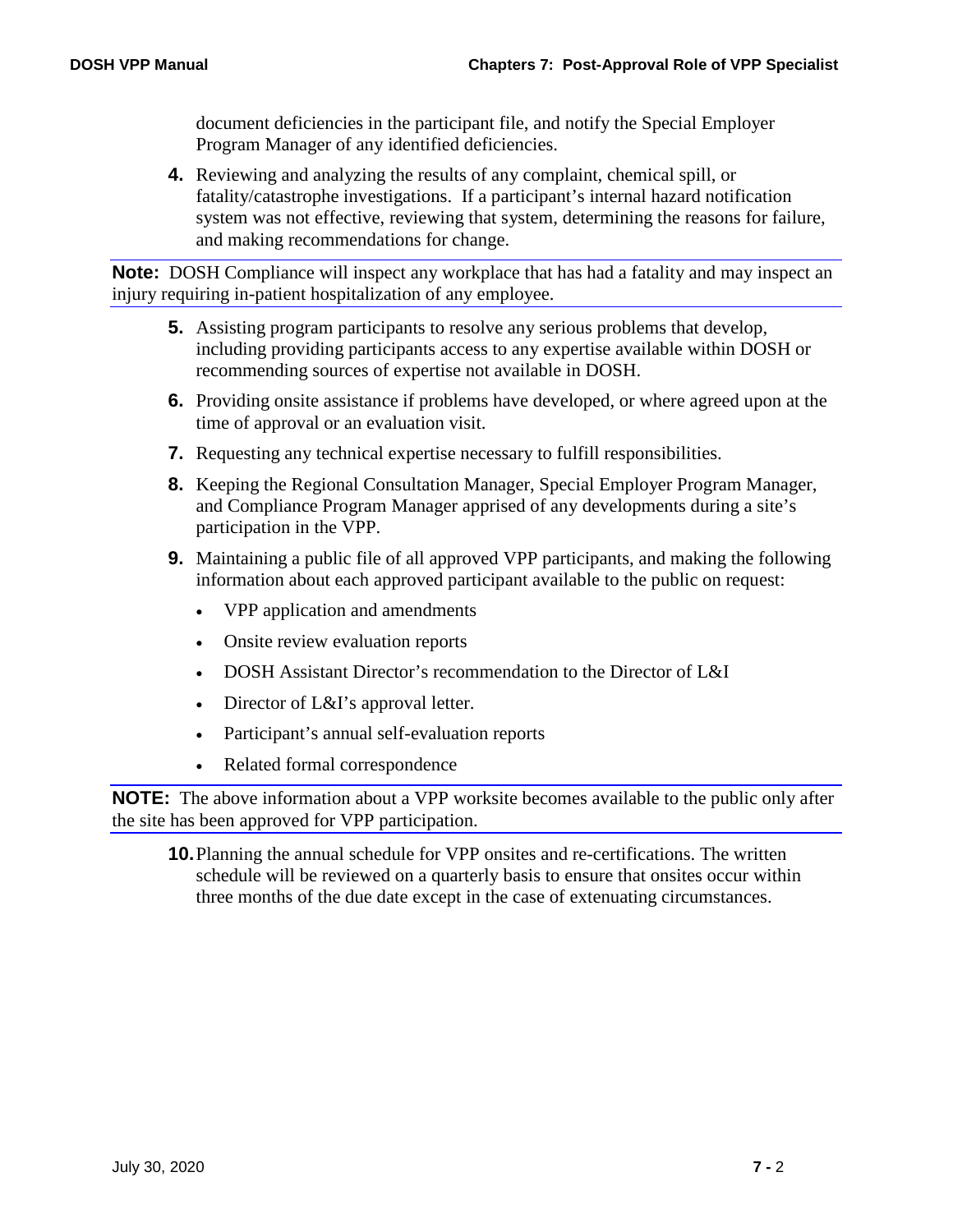document deficiencies in the participant file, and notify the Special Employer Program Manager of any identified deficiencies.

4. Reviewing and analyzing the results of any complaint, chemical spill, or fatality/catastrophe investigations. If a participant's internal hazard notification system was not effective, reviewing that system, determining the reasons for failure, and making recommendations for change.

**Note:** DOSH Compliance will inspect any workplace that has had a fatality and may inspect an injury requiring in-patient hospitalization of any employee.

5. Assisting program participants to resolve any serious problems that develop, including providing participants access to any expertise available within DOSH or recommending sources of expertise not available in DOSH.
6. Providing onsite assistance if problems have developed, or where agreed upon at the time of approval or an evaluation visit.
7. Requesting any technical expertise necessary to fulfill responsibilities.
8. Keeping the Regional Consultation Manager, Special Employer Program Manager, and Compliance Program Manager apprised of any developments during a site's participation in the VPP.
9. Maintaining a public file of all approved VPP participants, and making the following information about each approved participant available to the public on request:
   - VPP application and amendments
   - Onsite review evaluation reports
   - DOSH Assistant Director's recommendation to the Director of L&I
   - Director of L&I's approval letter.
   - Participant's annual self-evaluation reports
   - Related formal correspondence

**NOTE:** The above information about a VPP worksite becomes available to the public only after the site has been approved for VPP participation.

10. Planning the annual schedule for VPP onsites and re-certifications. The written schedule will be reviewed on a quarterly basis to ensure that onsites occur within three months of the due date except in the case of extenuating circumstances.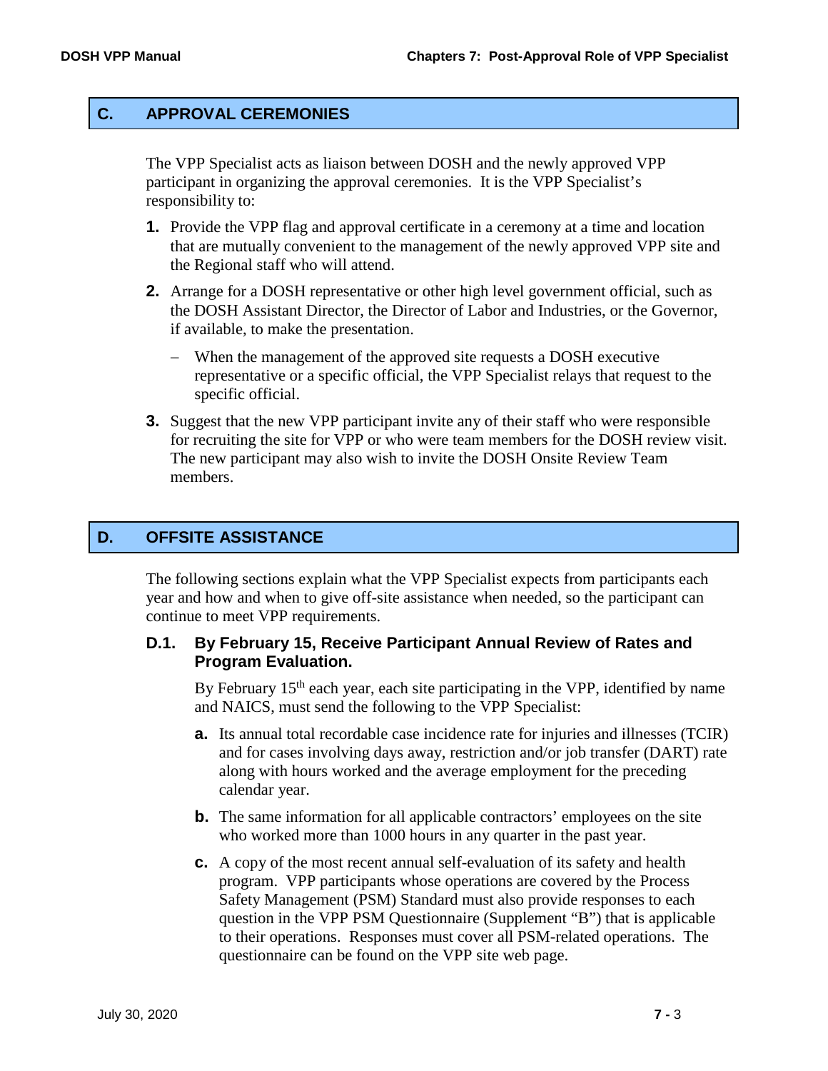## C. APPROVAL CEREMONIES

The VPP Specialist acts as liaison between DOSH and the newly approved VPP participant in organizing the approval ceremonies. It is the VPP Specialist's responsibility to:

1. Provide the VPP flag and approval certificate in a ceremony at a time and location that are mutually convenient to the management of the newly approved VPP site and the Regional staff who will attend.
2. Arrange for a DOSH representative or other high level government official, such as the DOSH Assistant Director, the Director of Labor and Industries, or the Governor, if available, to make the presentation.
   - When the management of the approved site requests a DOSH executive representative or a specific official, the VPP Specialist relays that request to the specific official.
3. Suggest that the new VPP participant invite any of their staff who were responsible for recruiting the site for VPP or who were team members for the DOSH review visit. The new participant may also wish to invite the DOSH Onsite Review Team members.

## D. OFFSITE ASSISTANCE

The following sections explain what the VPP Specialist expects from participants each year and how and when to give off-site assistance when needed, so the participant can continue to meet VPP requirements.

### D.1. By February 15, Receive Participant Annual Review of Rates and Program Evaluation.

By February 15th each year, each site participating in the VPP, identified by name and NAICS, must send the following to the VPP Specialist:

a. Its annual total recordable case incidence rate for injuries and illnesses (TCIR) and for cases involving days away, restriction and/or job transfer (DART) rate along with hours worked and the average employment for the preceding calendar year.

b. The same information for all applicable contractors' employees on the site who worked more than 1000 hours in any quarter in the past year.

c. A copy of the most recent annual self-evaluation of its safety and health program. VPP participants whose operations are covered by the Process Safety Management (PSM) Standard must also provide responses to each question in the VPP PSM Questionnaire (Supplement "B") that is applicable to their operations. Responses must cover all PSM-related operations. The questionnaire can be found on the VPP site web page.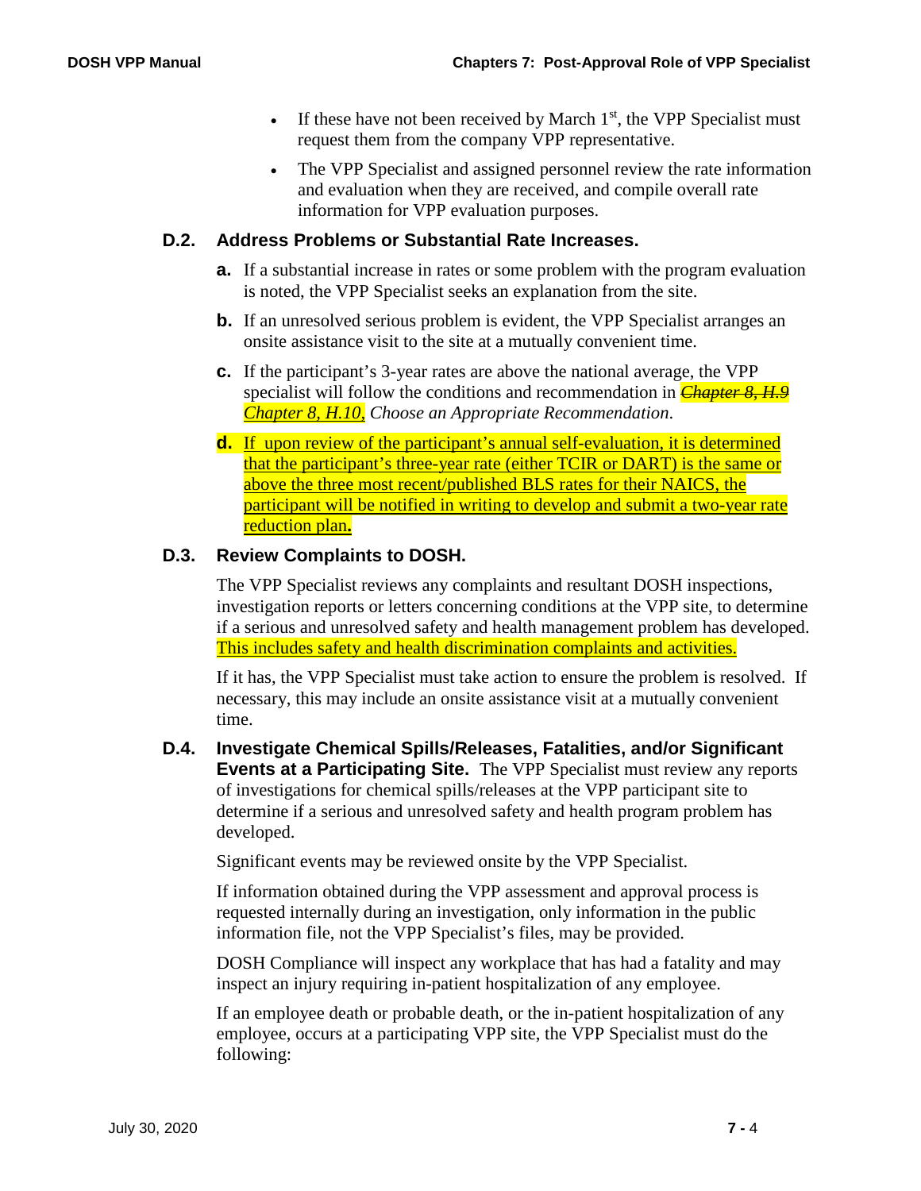- If these have not been received by March 1st, the VPP Specialist must request them from the company VPP representative.
- The VPP Specialist and assigned personnel review the rate information and evaluation when they are received, and compile overall rate information for VPP evaluation purposes.

### D.2. Address Problems or Substantial Rate Increases.

**a.** If a substantial increase in rates or some problem with the program evaluation is noted, the VPP Specialist seeks an explanation from the site.

**b.** If an unresolved serious problem is evident, the VPP Specialist arranges an onsite assistance visit to the site at a mutually convenient time.

**c.** If the participant's 3-year rates are above the national average, the VPP specialist will follow the conditions and recommendation in ~~*Chapter 8, H.9*~~ <u>*Chapter 8, H.10*</u>, *Choose an Appropriate Recommendation*.

**d.** <u>If upon review of the participant's annual self-evaluation, it is determined that the participant's three-year rate (either TCIR or DART) is the same or above the three most recent/published BLS rates for their NAICS, the participant will be notified in writing to develop and submit a two-year rate reduction plan</u>**.**

### D.3. Review Complaints to DOSH.

The VPP Specialist reviews any complaints and resultant DOSH inspections, investigation reports or letters concerning conditions at the VPP site, to determine if a serious and unresolved safety and health management problem has developed. <u>This includes safety and health discrimination complaints and activities.</u>

If it has, the VPP Specialist must take action to ensure the problem is resolved. If necessary, this may include an onsite assistance visit at a mutually convenient time.

### D.4. Investigate Chemical Spills/Releases, Fatalities, and/or Significant Events at a Participating Site.

The VPP Specialist must review any reports of investigations for chemical spills/releases at the VPP participant site to determine if a serious and unresolved safety and health program problem has developed.

Significant events may be reviewed onsite by the VPP Specialist.

If information obtained during the VPP assessment and approval process is requested internally during an investigation, only information in the public information file, not the VPP Specialist's files, may be provided.

DOSH Compliance will inspect any workplace that has had a fatality and may inspect an injury requiring in-patient hospitalization of any employee.

If an employee death or probable death, or the in-patient hospitalization of any employee, occurs at a participating VPP site, the VPP Specialist must do the following: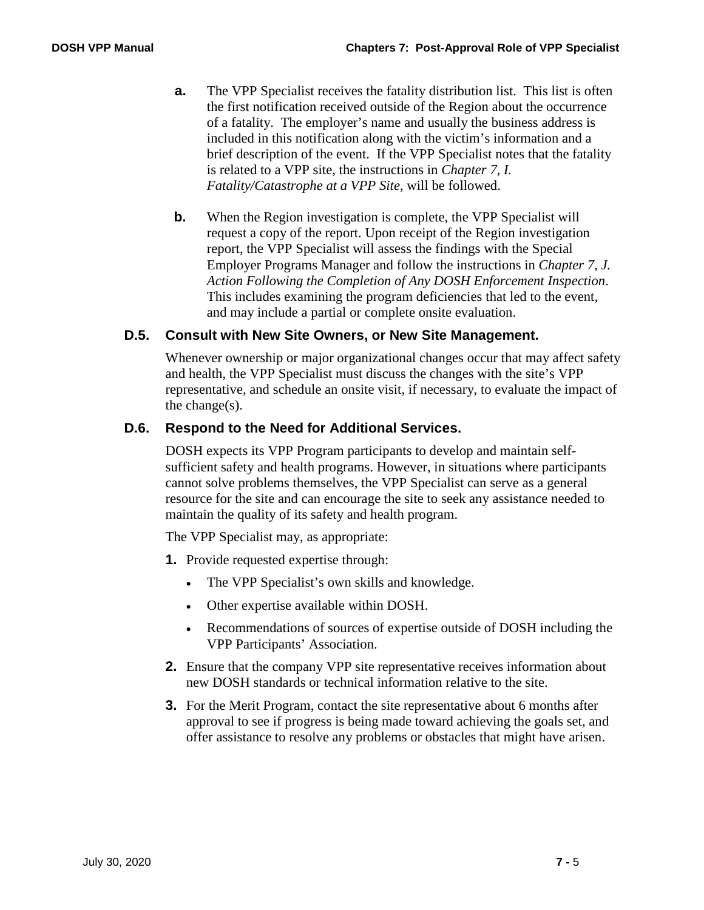**a.** The VPP Specialist receives the fatality distribution list. This list is often the first notification received outside of the Region about the occurrence of a fatality. The employer's name and usually the business address is included in this notification along with the victim's information and a brief description of the event. If the VPP Specialist notes that the fatality is related to a VPP site, the instructions in *Chapter 7, I. Fatality/Catastrophe at a VPP Site*, will be followed.

**b.** When the Region investigation is complete, the VPP Specialist will request a copy of the report. Upon receipt of the Region investigation report, the VPP Specialist will assess the findings with the Special Employer Programs Manager and follow the instructions in *Chapter 7, J. Action Following the Completion of Any DOSH Enforcement Inspection*. This includes examining the program deficiencies that led to the event, and may include a partial or complete onsite evaluation.

### D.5. Consult with New Site Owners, or New Site Management.

Whenever ownership or major organizational changes occur that may affect safety and health, the VPP Specialist must discuss the changes with the site's VPP representative, and schedule an onsite visit, if necessary, to evaluate the impact of the change(s).

### D.6. Respond to the Need for Additional Services.

DOSH expects its VPP Program participants to develop and maintain self-sufficient safety and health programs. However, in situations where participants cannot solve problems themselves, the VPP Specialist can serve as a general resource for the site and can encourage the site to seek any assistance needed to maintain the quality of its safety and health program.

The VPP Specialist may, as appropriate:

**1.** Provide requested expertise through:

- The VPP Specialist's own skills and knowledge.
- Other expertise available within DOSH.
- Recommendations of sources of expertise outside of DOSH including the VPP Participants' Association.

**2.** Ensure that the company VPP site representative receives information about new DOSH standards or technical information relative to the site.

**3.** For the Merit Program, contact the site representative about 6 months after approval to see if progress is being made toward achieving the goals set, and offer assistance to resolve any problems or obstacles that might have arisen.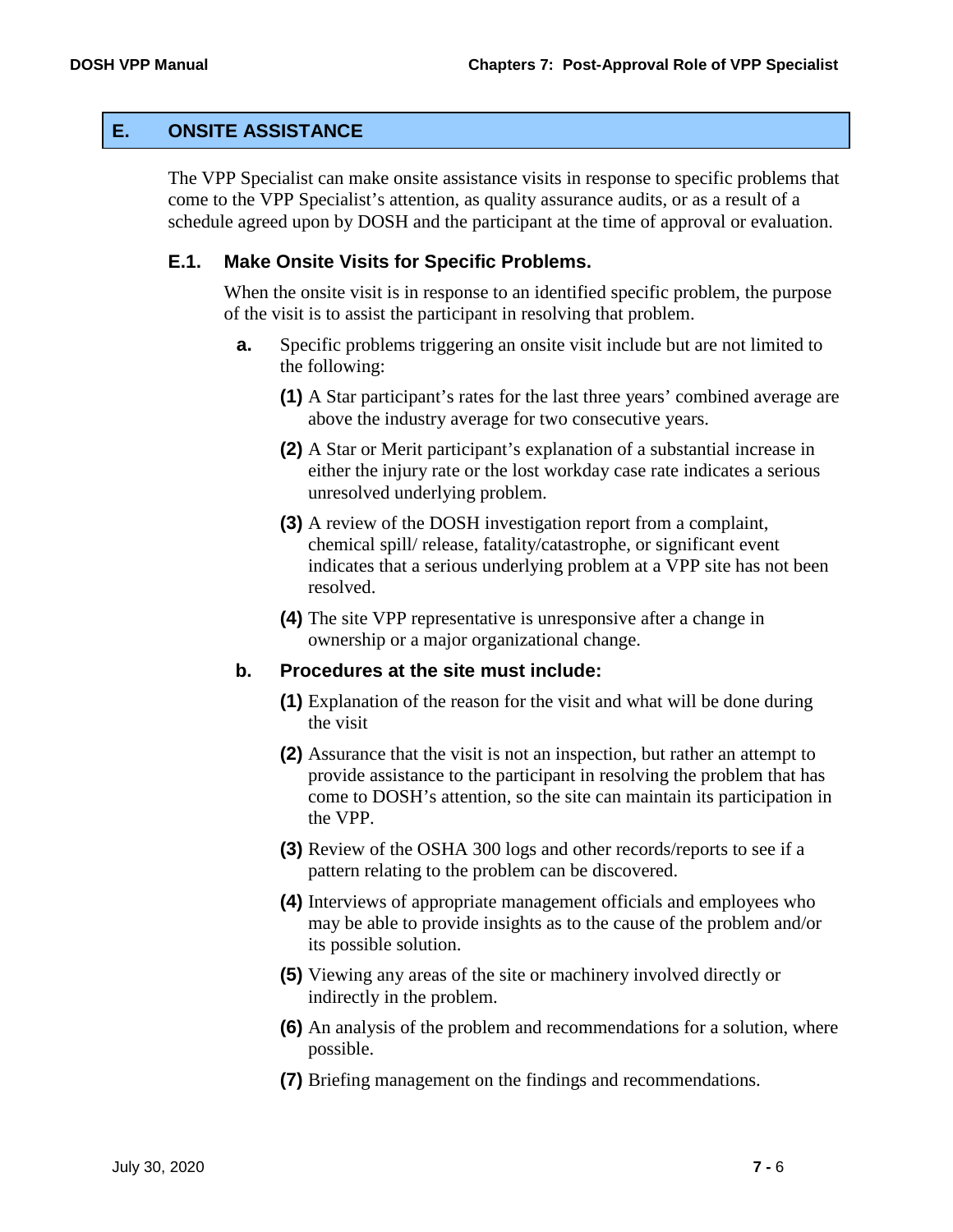## E. ONSITE ASSISTANCE

The VPP Specialist can make onsite assistance visits in response to specific problems that come to the VPP Specialist's attention, as quality assurance audits, or as a result of a schedule agreed upon by DOSH and the participant at the time of approval or evaluation.

### E.1. Make Onsite Visits for Specific Problems.

When the onsite visit is in response to an identified specific problem, the purpose of the visit is to assist the participant in resolving that problem.

**a.** Specific problems triggering an onsite visit include but are not limited to the following:

**(1)** A Star participant's rates for the last three years' combined average are above the industry average for two consecutive years.

**(2)** A Star or Merit participant's explanation of a substantial increase in either the injury rate or the lost workday case rate indicates a serious unresolved underlying problem.

**(3)** A review of the DOSH investigation report from a complaint, chemical spill/ release, fatality/catastrophe, or significant event indicates that a serious underlying problem at a VPP site has not been resolved.

**(4)** The site VPP representative is unresponsive after a change in ownership or a major organizational change.

**b. Procedures at the site must include:**

**(1)** Explanation of the reason for the visit and what will be done during the visit

**(2)** Assurance that the visit is not an inspection, but rather an attempt to provide assistance to the participant in resolving the problem that has come to DOSH's attention, so the site can maintain its participation in the VPP.

**(3)** Review of the OSHA 300 logs and other records/reports to see if a pattern relating to the problem can be discovered.

**(4)** Interviews of appropriate management officials and employees who may be able to provide insights as to the cause of the problem and/or its possible solution.

**(5)** Viewing any areas of the site or machinery involved directly or indirectly in the problem.

**(6)** An analysis of the problem and recommendations for a solution, where possible.

**(7)** Briefing management on the findings and recommendations.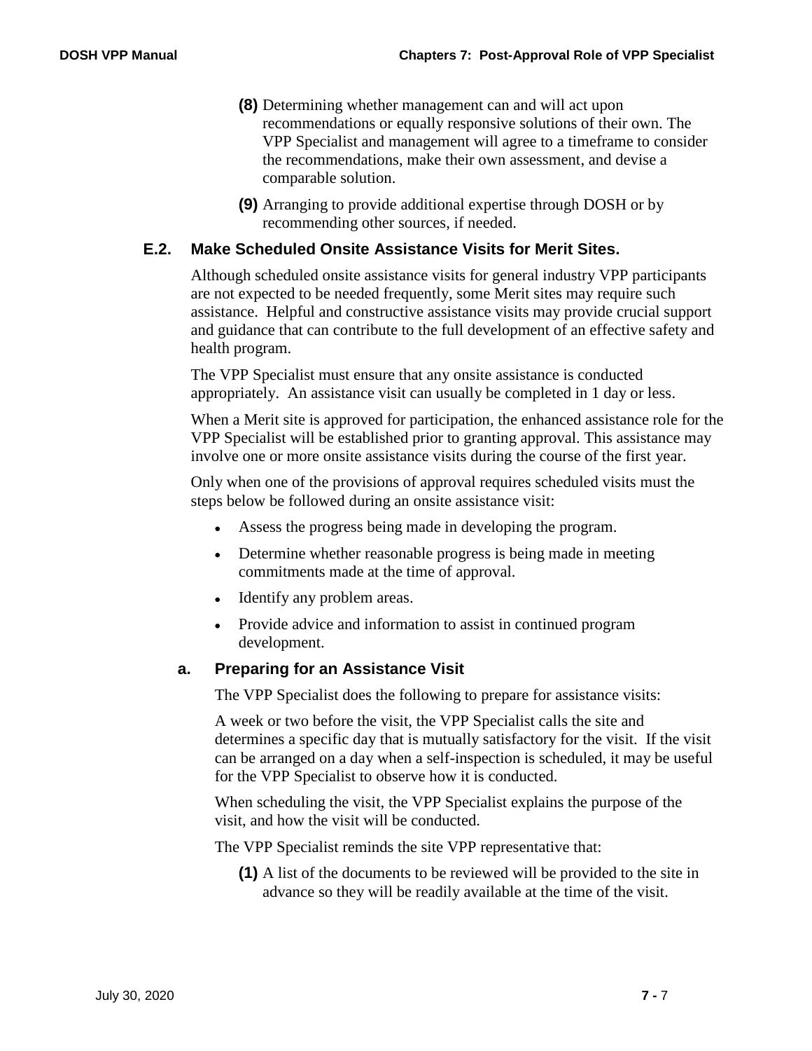**(8)** Determining whether management can and will act upon recommendations or equally responsive solutions of their own. The VPP Specialist and management will agree to a timeframe to consider the recommendations, make their own assessment, and devise a comparable solution.

**(9)** Arranging to provide additional expertise through DOSH or by recommending other sources, if needed.

### E.2. Make Scheduled Onsite Assistance Visits for Merit Sites.

Although scheduled onsite assistance visits for general industry VPP participants are not expected to be needed frequently, some Merit sites may require such assistance. Helpful and constructive assistance visits may provide crucial support and guidance that can contribute to the full development of an effective safety and health program.

The VPP Specialist must ensure that any onsite assistance is conducted appropriately. An assistance visit can usually be completed in 1 day or less.

When a Merit site is approved for participation, the enhanced assistance role for the VPP Specialist will be established prior to granting approval. This assistance may involve one or more onsite assistance visits during the course of the first year.

Only when one of the provisions of approval requires scheduled visits must the steps below be followed during an onsite assistance visit:

- Assess the progress being made in developing the program.
- Determine whether reasonable progress is being made in meeting commitments made at the time of approval.
- Identify any problem areas.
- Provide advice and information to assist in continued program development.

#### a. Preparing for an Assistance Visit

The VPP Specialist does the following to prepare for assistance visits:

A week or two before the visit, the VPP Specialist calls the site and determines a specific day that is mutually satisfactory for the visit. If the visit can be arranged on a day when a self-inspection is scheduled, it may be useful for the VPP Specialist to observe how it is conducted.

When scheduling the visit, the VPP Specialist explains the purpose of the visit, and how the visit will be conducted.

The VPP Specialist reminds the site VPP representative that:

**(1)** A list of the documents to be reviewed will be provided to the site in advance so they will be readily available at the time of the visit.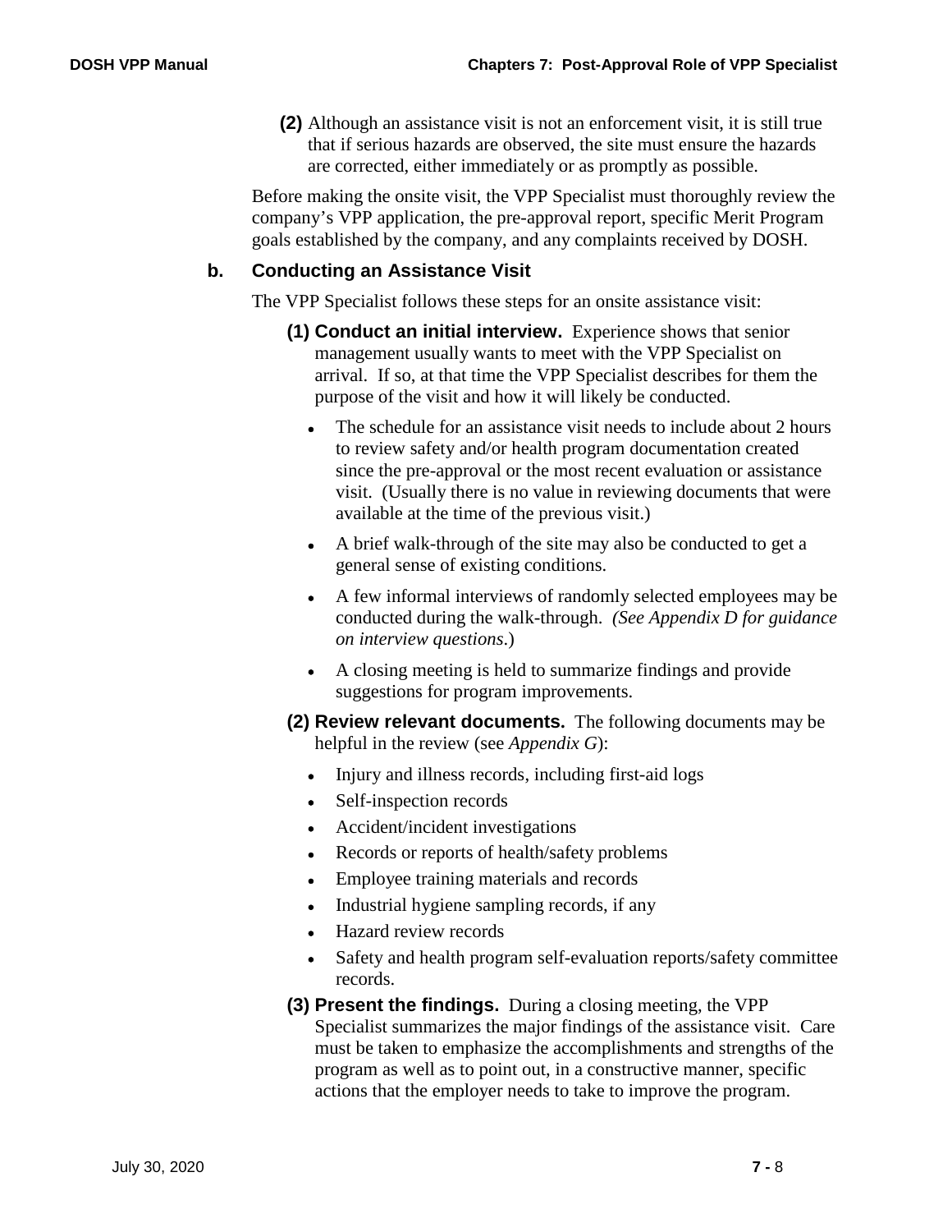**(2)** Although an assistance visit is not an enforcement visit, it is still true that if serious hazards are observed, the site must ensure the hazards are corrected, either immediately or as promptly as possible.

Before making the onsite visit, the VPP Specialist must thoroughly review the company's VPP application, the pre-approval report, specific Merit Program goals established by the company, and any complaints received by DOSH.

### b. Conducting an Assistance Visit

The VPP Specialist follows these steps for an onsite assistance visit:

**(1) Conduct an initial interview.** Experience shows that senior management usually wants to meet with the VPP Specialist on arrival. If so, at that time the VPP Specialist describes for them the purpose of the visit and how it will likely be conducted.

- The schedule for an assistance visit needs to include about 2 hours to review safety and/or health program documentation created since the pre-approval or the most recent evaluation or assistance visit. (Usually there is no value in reviewing documents that were available at the time of the previous visit.)
- A brief walk-through of the site may also be conducted to get a general sense of existing conditions.
- A few informal interviews of randomly selected employees may be conducted during the walk-through. *(See Appendix D for guidance on interview questions.)*
- A closing meeting is held to summarize findings and provide suggestions for program improvements.

**(2) Review relevant documents.** The following documents may be helpful in the review (see *Appendix G*):

- Injury and illness records, including first-aid logs
- Self-inspection records
- Accident/incident investigations
- Records or reports of health/safety problems
- Employee training materials and records
- Industrial hygiene sampling records, if any
- Hazard review records
- Safety and health program self-evaluation reports/safety committee records.

**(3) Present the findings.** During a closing meeting, the VPP Specialist summarizes the major findings of the assistance visit. Care must be taken to emphasize the accomplishments and strengths of the program as well as to point out, in a constructive manner, specific actions that the employer needs to take to improve the program.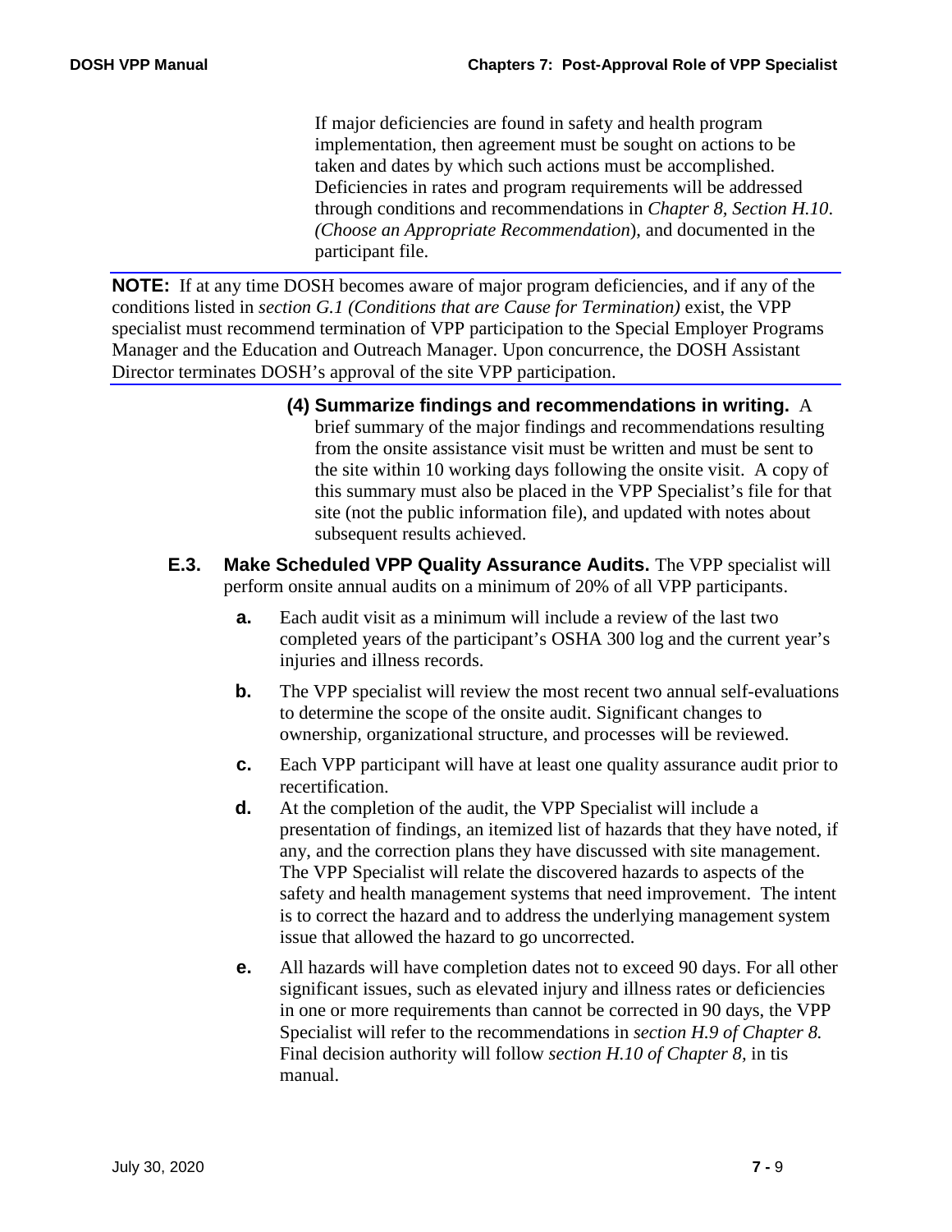If major deficiencies are found in safety and health program implementation, then agreement must be sought on actions to be taken and dates by which such actions must be accomplished. Deficiencies in rates and program requirements will be addressed through conditions and recommendations in *Chapter 8, Section H.10. (Choose an Appropriate Recommendation*), and documented in the participant file.

---

**NOTE:** If at any time DOSH becomes aware of major program deficiencies, and if any of the conditions listed in *section G.1 (Conditions that are Cause for Termination)* exist, the VPP specialist must recommend termination of VPP participation to the Special Employer Programs Manager and the Education and Outreach Manager. Upon concurrence, the DOSH Assistant Director terminates DOSH's approval of the site VPP participation.

---

**(4) Summarize findings and recommendations in writing.** A brief summary of the major findings and recommendations resulting from the onsite assistance visit must be written and must be sent to the site within 10 working days following the onsite visit. A copy of this summary must also be placed in the VPP Specialist's file for that site (not the public information file), and updated with notes about subsequent results achieved.

**E.3. Make Scheduled VPP Quality Assurance Audits.** The VPP specialist will perform onsite annual audits on a minimum of 20% of all VPP participants.

- **a.** Each audit visit as a minimum will include a review of the last two completed years of the participant's OSHA 300 log and the current year's injuries and illness records.
- **b.** The VPP specialist will review the most recent two annual self-evaluations to determine the scope of the onsite audit. Significant changes to ownership, organizational structure, and processes will be reviewed.
- **c.** Each VPP participant will have at least one quality assurance audit prior to recertification.
- **d.** At the completion of the audit, the VPP Specialist will include a presentation of findings, an itemized list of hazards that they have noted, if any, and the correction plans they have discussed with site management. The VPP Specialist will relate the discovered hazards to aspects of the safety and health management systems that need improvement. The intent is to correct the hazard and to address the underlying management system issue that allowed the hazard to go uncorrected.
- **e.** All hazards will have completion dates not to exceed 90 days. For all other significant issues, such as elevated injury and illness rates or deficiencies in one or more requirements than cannot be corrected in 90 days, the VPP Specialist will refer to the recommendations in *section H.9 of Chapter 8.* Final decision authority will follow *section H.10 of Chapter 8*, in tis manual.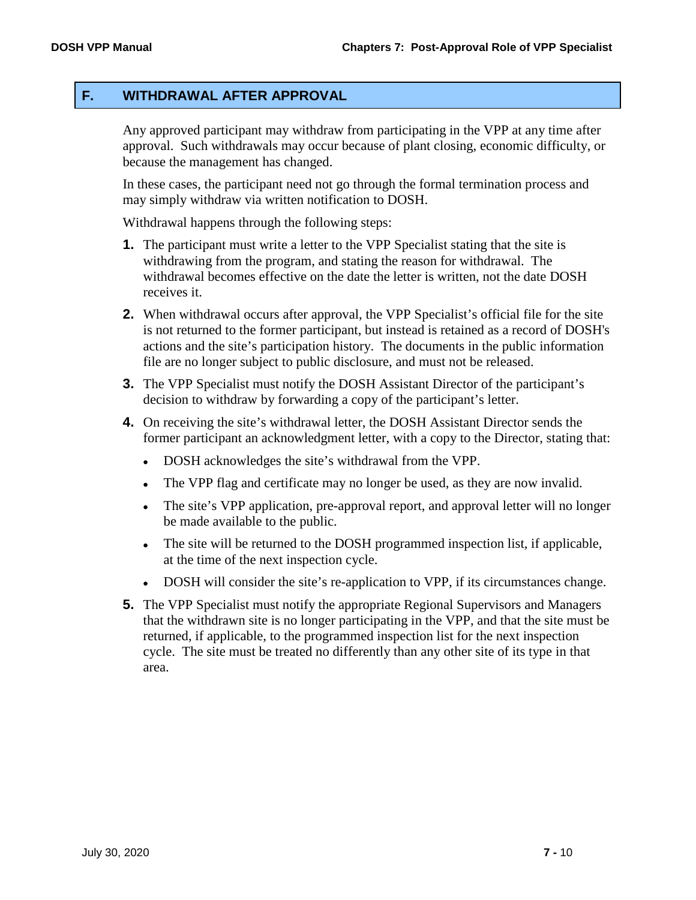## F. WITHDRAWAL AFTER APPROVAL

Any approved participant may withdraw from participating in the VPP at any time after approval. Such withdrawals may occur because of plant closing, economic difficulty, or because the management has changed.

In these cases, the participant need not go through the formal termination process and may simply withdraw via written notification to DOSH.

Withdrawal happens through the following steps:

1. The participant must write a letter to the VPP Specialist stating that the site is withdrawing from the program, and stating the reason for withdrawal. The withdrawal becomes effective on the date the letter is written, not the date DOSH receives it.

2. When withdrawal occurs after approval, the VPP Specialist's official file for the site is not returned to the former participant, but instead is retained as a record of DOSH's actions and the site's participation history. The documents in the public information file are no longer subject to public disclosure, and must not be released.

3. The VPP Specialist must notify the DOSH Assistant Director of the participant's decision to withdraw by forwarding a copy of the participant's letter.

4. On receiving the site's withdrawal letter, the DOSH Assistant Director sends the former participant an acknowledgment letter, with a copy to the Director, stating that:

   - DOSH acknowledges the site's withdrawal from the VPP.
   - The VPP flag and certificate may no longer be used, as they are now invalid.
   - The site's VPP application, pre-approval report, and approval letter will no longer be made available to the public.
   - The site will be returned to the DOSH programmed inspection list, if applicable, at the time of the next inspection cycle.
   - DOSH will consider the site's re-application to VPP, if its circumstances change.

5. The VPP Specialist must notify the appropriate Regional Supervisors and Managers that the withdrawn site is no longer participating in the VPP, and that the site must be returned, if applicable, to the programmed inspection list for the next inspection cycle. The site must be treated no differently than any other site of its type in that area.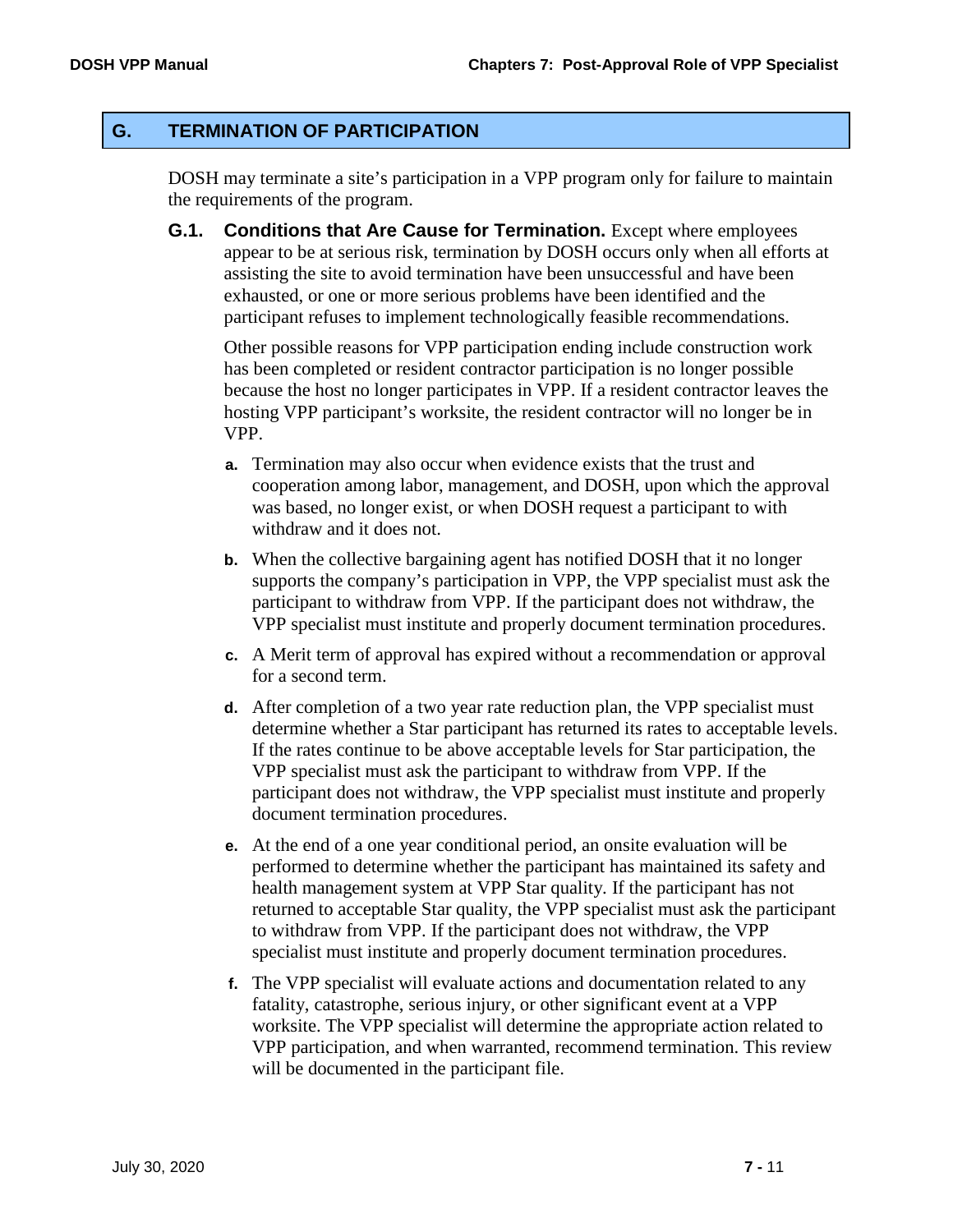## G. TERMINATION OF PARTICIPATION

DOSH may terminate a site's participation in a VPP program only for failure to maintain the requirements of the program.

**G.1. Conditions that Are Cause for Termination.** Except where employees appear to be at serious risk, termination by DOSH occurs only when all efforts at assisting the site to avoid termination have been unsuccessful and have been exhausted, or one or more serious problems have been identified and the participant refuses to implement technologically feasible recommendations.

Other possible reasons for VPP participation ending include construction work has been completed or resident contractor participation is no longer possible because the host no longer participates in VPP. If a resident contractor leaves the hosting VPP participant's worksite, the resident contractor will no longer be in VPP.

- **a.** Termination may also occur when evidence exists that the trust and cooperation among labor, management, and DOSH, upon which the approval was based, no longer exist, or when DOSH request a participant to with withdraw and it does not.
- **b.** When the collective bargaining agent has notified DOSH that it no longer supports the company's participation in VPP, the VPP specialist must ask the participant to withdraw from VPP. If the participant does not withdraw, the VPP specialist must institute and properly document termination procedures.
- **c.** A Merit term of approval has expired without a recommendation or approval for a second term.
- **d.** After completion of a two year rate reduction plan, the VPP specialist must determine whether a Star participant has returned its rates to acceptable levels. If the rates continue to be above acceptable levels for Star participation, the VPP specialist must ask the participant to withdraw from VPP. If the participant does not withdraw, the VPP specialist must institute and properly document termination procedures.
- **e.** At the end of a one year conditional period, an onsite evaluation will be performed to determine whether the participant has maintained its safety and health management system at VPP Star quality. If the participant has not returned to acceptable Star quality, the VPP specialist must ask the participant to withdraw from VPP. If the participant does not withdraw, the VPP specialist must institute and properly document termination procedures.
- **f.** The VPP specialist will evaluate actions and documentation related to any fatality, catastrophe, serious injury, or other significant event at a VPP worksite. The VPP specialist will determine the appropriate action related to VPP participation, and when warranted, recommend termination. This review will be documented in the participant file.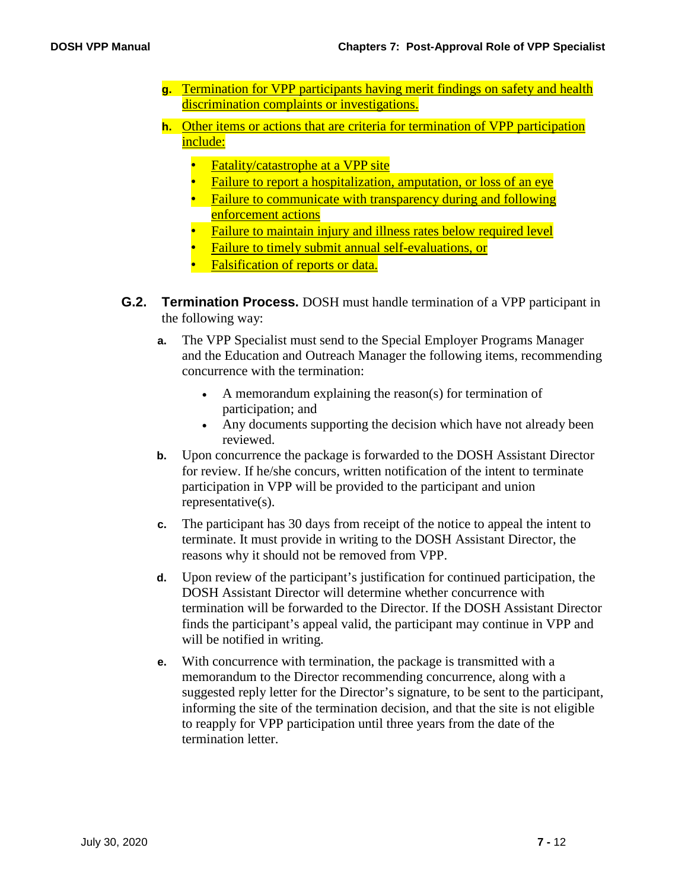**g.** Termination for VPP participants having merit findings on safety and health discrimination complaints or investigations.

**h.** Other items or actions that are criteria for termination of VPP participation include:

- Fatality/catastrophe at a VPP site
- Failure to report a hospitalization, amputation, or loss of an eye
- Failure to communicate with transparency during and following enforcement actions
- Failure to maintain injury and illness rates below required level
- Failure to timely submit annual self-evaluations, or
- Falsification of reports or data.

**G.2. Termination Process.** DOSH must handle termination of a VPP participant in the following way:

**a.** The VPP Specialist must send to the Special Employer Programs Manager and the Education and Outreach Manager the following items, recommending concurrence with the termination:

- A memorandum explaining the reason(s) for termination of participation; and
- Any documents supporting the decision which have not already been reviewed.

**b.** Upon concurrence the package is forwarded to the DOSH Assistant Director for review. If he/she concurs, written notification of the intent to terminate participation in VPP will be provided to the participant and union representative(s).

**c.** The participant has 30 days from receipt of the notice to appeal the intent to terminate. It must provide in writing to the DOSH Assistant Director, the reasons why it should not be removed from VPP.

**d.** Upon review of the participant's justification for continued participation, the DOSH Assistant Director will determine whether concurrence with termination will be forwarded to the Director. If the DOSH Assistant Director finds the participant's appeal valid, the participant may continue in VPP and will be notified in writing.

**e.** With concurrence with termination, the package is transmitted with a memorandum to the Director recommending concurrence, along with a suggested reply letter for the Director's signature, to be sent to the participant, informing the site of the termination decision, and that the site is not eligible to reapply for VPP participation until three years from the date of the termination letter.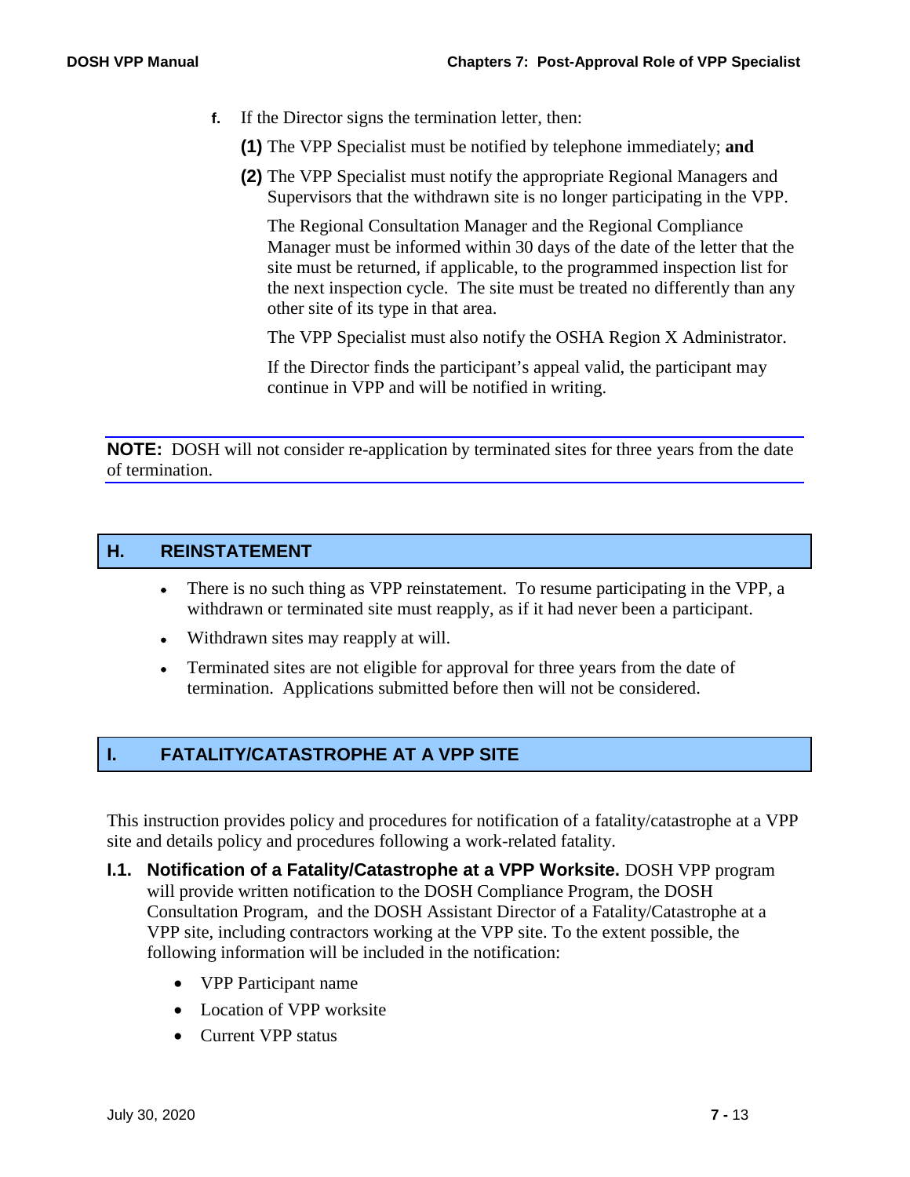f. If the Director signs the termination letter, then:

**(1)** The VPP Specialist must be notified by telephone immediately; **and**

**(2)** The VPP Specialist must notify the appropriate Regional Managers and Supervisors that the withdrawn site is no longer participating in the VPP.

The Regional Consultation Manager and the Regional Compliance Manager must be informed within 30 days of the date of the letter that the site must be returned, if applicable, to the programmed inspection list for the next inspection cycle. The site must be treated no differently than any other site of its type in that area.

The VPP Specialist must also notify the OSHA Region X Administrator.

If the Director finds the participant's appeal valid, the participant may continue in VPP and will be notified in writing.

---

**NOTE:** DOSH will not consider re-application by terminated sites for three years from the date of termination.

---

## H. REINSTATEMENT

- There is no such thing as VPP reinstatement. To resume participating in the VPP, a withdrawn or terminated site must reapply, as if it had never been a participant.
- Withdrawn sites may reapply at will.
- Terminated sites are not eligible for approval for three years from the date of termination. Applications submitted before then will not be considered.

## I. FATALITY/CATASTROPHE AT A VPP SITE

This instruction provides policy and procedures for notification of a fatality/catastrophe at a VPP site and details policy and procedures following a work-related fatality.

**I.1. Notification of a Fatality/Catastrophe at a VPP Worksite.** DOSH VPP program will provide written notification to the DOSH Compliance Program, the DOSH Consultation Program, and the DOSH Assistant Director of a Fatality/Catastrophe at a VPP site, including contractors working at the VPP site. To the extent possible, the following information will be included in the notification:

- VPP Participant name
- Location of VPP worksite
- Current VPP status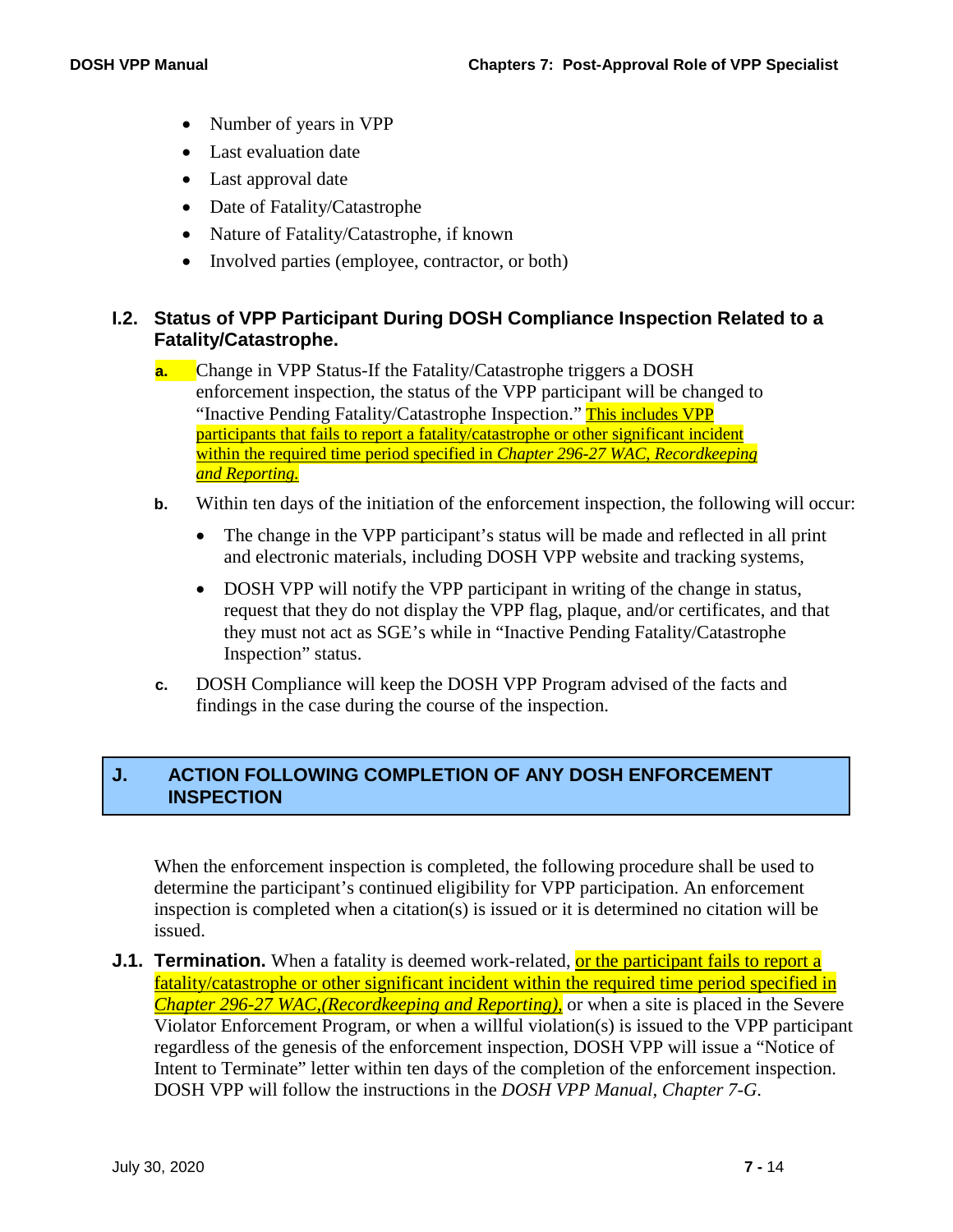- Number of years in VPP
- Last evaluation date
- Last approval date
- Date of Fatality/Catastrophe
- Nature of Fatality/Catastrophe, if known
- Involved parties (employee, contractor, or both)

### I.2. Status of VPP Participant During DOSH Compliance Inspection Related to a Fatality/Catastrophe.

**a.** Change in VPP Status-If the Fatality/Catastrophe triggers a DOSH enforcement inspection, the status of the VPP participant will be changed to "Inactive Pending Fatality/Catastrophe Inspection." This includes VPP participants that fails to report a fatality/catastrophe or other significant incident within the required time period specified in *Chapter 296-27 WAC, Recordkeeping and Reporting.*

**b.** Within ten days of the initiation of the enforcement inspection, the following will occur:

- The change in the VPP participant's status will be made and reflected in all print and electronic materials, including DOSH VPP website and tracking systems,
- DOSH VPP will notify the VPP participant in writing of the change in status, request that they do not display the VPP flag, plaque, and/or certificates, and that they must not act as SGE's while in "Inactive Pending Fatality/Catastrophe Inspection" status.

**c.** DOSH Compliance will keep the DOSH VPP Program advised of the facts and findings in the case during the course of the inspection.

## J. ACTION FOLLOWING COMPLETION OF ANY DOSH ENFORCEMENT INSPECTION

When the enforcement inspection is completed, the following procedure shall be used to determine the participant's continued eligibility for VPP participation. An enforcement inspection is completed when a citation(s) is issued or it is determined no citation will be issued.

**J.1. Termination.** When a fatality is deemed work-related, or the participant fails to report a fatality/catastrophe or other significant incident within the required time period specified in *Chapter 296-27 WAC,(Recordkeeping and Reporting),* or when a site is placed in the Severe Violator Enforcement Program, or when a willful violation(s) is issued to the VPP participant regardless of the genesis of the enforcement inspection, DOSH VPP will issue a "Notice of Intent to Terminate" letter within ten days of the completion of the enforcement inspection. DOSH VPP will follow the instructions in the *DOSH VPP Manual, Chapter 7-G*.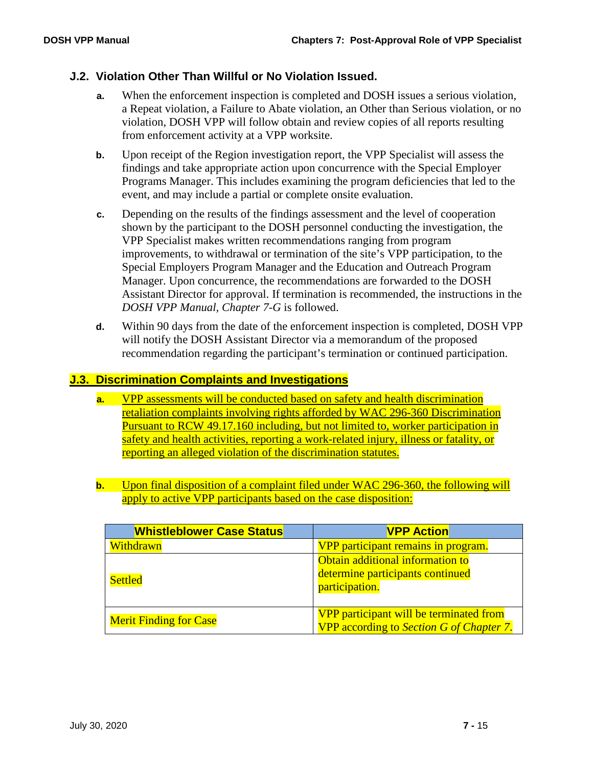### J.2. Violation Other Than Willful or No Violation Issued.

**a.** When the enforcement inspection is completed and DOSH issues a serious violation, a Repeat violation, a Failure to Abate violation, an Other than Serious violation, or no violation, DOSH VPP will follow obtain and review copies of all reports resulting from enforcement activity at a VPP worksite.

**b.** Upon receipt of the Region investigation report, the VPP Specialist will assess the findings and take appropriate action upon concurrence with the Special Employer Programs Manager. This includes examining the program deficiencies that led to the event, and may include a partial or complete onsite evaluation.

**c.** Depending on the results of the findings assessment and the level of cooperation shown by the participant to the DOSH personnel conducting the investigation, the VPP Specialist makes written recommendations ranging from program improvements, to withdrawal or termination of the site's VPP participation, to the Special Employers Program Manager and the Education and Outreach Program Manager. Upon concurrence, the recommendations are forwarded to the DOSH Assistant Director for approval. If termination is recommended, the instructions in the *DOSH VPP Manual, Chapter 7-G* is followed.

**d.** Within 90 days from the date of the enforcement inspection is completed, DOSH VPP will notify the DOSH Assistant Director via a memorandum of the proposed recommendation regarding the participant's termination or continued participation.

### J.3. Discrimination Complaints and Investigations

**a.** VPP assessments will be conducted based on safety and health discrimination retaliation complaints involving rights afforded by WAC 296-360 Discrimination Pursuant to RCW 49.17.160 including, but not limited to, worker participation in safety and health activities, reporting a work-related injury, illness or fatality, or reporting an alleged violation of the discrimination statutes.

**b.** Upon final disposition of a complaint filed under WAC 296-360, the following will apply to active VPP participants based on the case disposition:

| Whistleblower Case Status | VPP Action |
|---|---|
| Withdrawn | VPP participant remains in program. |
| Settled | Obtain additional information to determine participants continued participation. |
| Merit Finding for Case | VPP participant will be terminated from VPP according to *Section G of Chapter 7*. |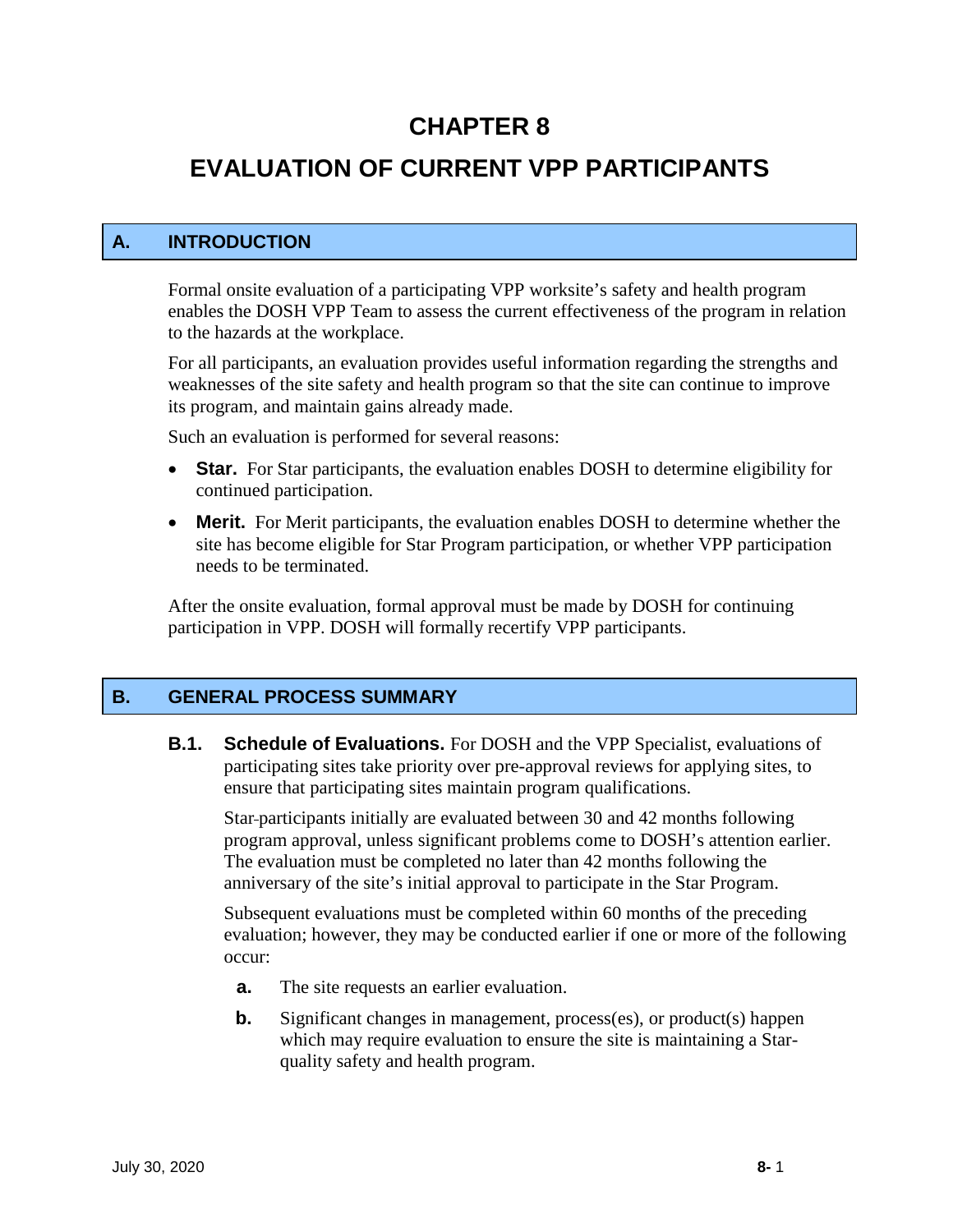# CHAPTER 8

# EVALUATION OF CURRENT VPP PARTICIPANTS

## A. INTRODUCTION

Formal onsite evaluation of a participating VPP worksite's safety and health program enables the DOSH VPP Team to assess the current effectiveness of the program in relation to the hazards at the workplace.

For all participants, an evaluation provides useful information regarding the strengths and weaknesses of the site safety and health program so that the site can continue to improve its program, and maintain gains already made.

Such an evaluation is performed for several reasons:

- **Star.** For Star participants, the evaluation enables DOSH to determine eligibility for continued participation.
- **Merit.** For Merit participants, the evaluation enables DOSH to determine whether the site has become eligible for Star Program participation, or whether VPP participation needs to be terminated.

After the onsite evaluation, formal approval must be made by DOSH for continuing participation in VPP. DOSH will formally recertify VPP participants.

## B. GENERAL PROCESS SUMMARY

**B.1. Schedule of Evaluations.** For DOSH and the VPP Specialist, evaluations of participating sites take priority over pre-approval reviews for applying sites, to ensure that participating sites maintain program qualifications.

Star-participants initially are evaluated between 30 and 42 months following program approval, unless significant problems come to DOSH's attention earlier. The evaluation must be completed no later than 42 months following the anniversary of the site's initial approval to participate in the Star Program.

Subsequent evaluations must be completed within 60 months of the preceding evaluation; however, they may be conducted earlier if one or more of the following occur:

**a.** The site requests an earlier evaluation.

**b.** Significant changes in management, process(es), or product(s) happen which may require evaluation to ensure the site is maintaining a Star-quality safety and health program.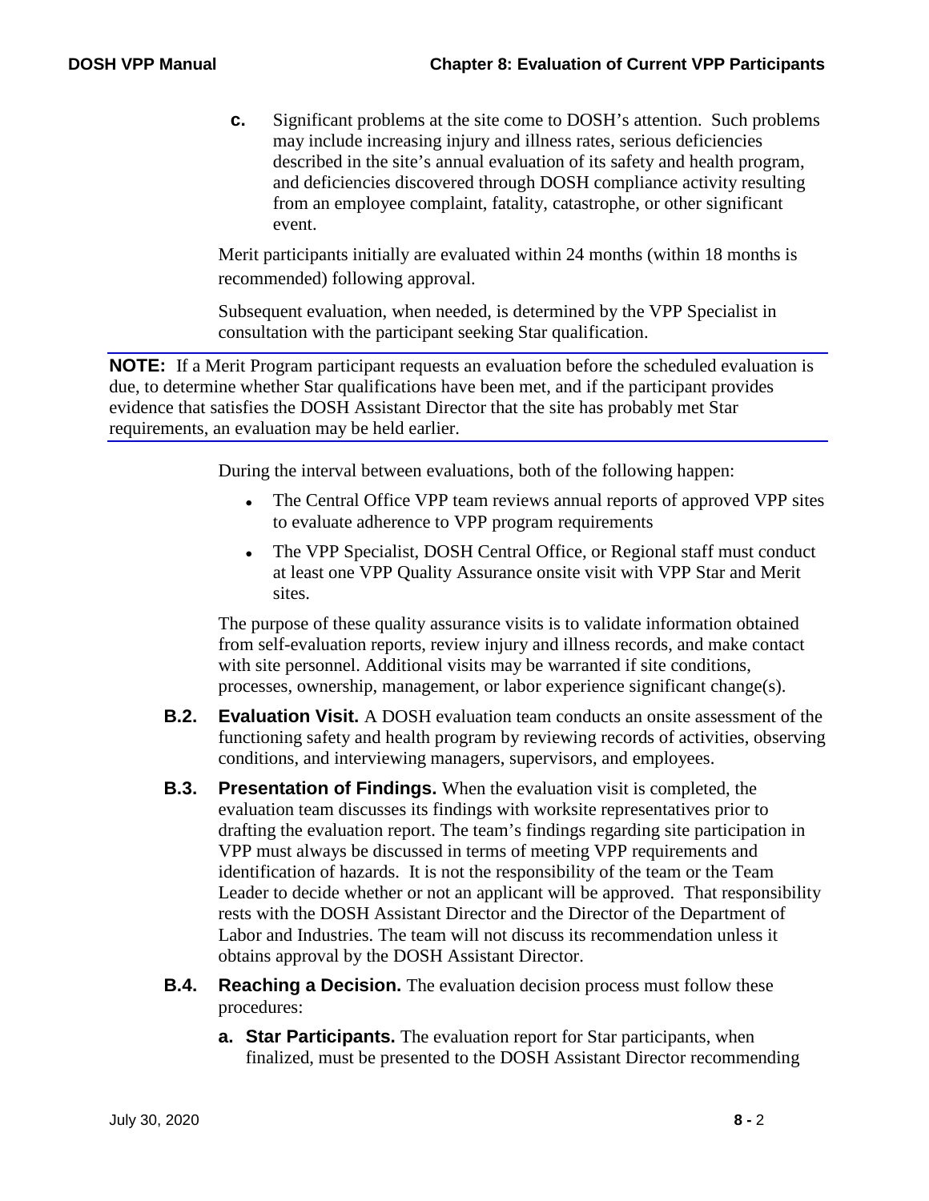**c.** Significant problems at the site come to DOSH's attention. Such problems may include increasing injury and illness rates, serious deficiencies described in the site's annual evaluation of its safety and health program, and deficiencies discovered through DOSH compliance activity resulting from an employee complaint, fatality, catastrophe, or other significant event.

Merit participants initially are evaluated within 24 months (within 18 months is recommended) following approval.

Subsequent evaluation, when needed, is determined by the VPP Specialist in consultation with the participant seeking Star qualification.

---

**NOTE:** If a Merit Program participant requests an evaluation before the scheduled evaluation is due, to determine whether Star qualifications have been met, and if the participant provides evidence that satisfies the DOSH Assistant Director that the site has probably met Star requirements, an evaluation may be held earlier.

---

During the interval between evaluations, both of the following happen:

- The Central Office VPP team reviews annual reports of approved VPP sites to evaluate adherence to VPP program requirements
- The VPP Specialist, DOSH Central Office, or Regional staff must conduct at least one VPP Quality Assurance onsite visit with VPP Star and Merit sites.

The purpose of these quality assurance visits is to validate information obtained from self-evaluation reports, review injury and illness records, and make contact with site personnel. Additional visits may be warranted if site conditions, processes, ownership, management, or labor experience significant change(s).

**B.2. Evaluation Visit.** A DOSH evaluation team conducts an onsite assessment of the functioning safety and health program by reviewing records of activities, observing conditions, and interviewing managers, supervisors, and employees.

**B.3. Presentation of Findings.** When the evaluation visit is completed, the evaluation team discusses its findings with worksite representatives prior to drafting the evaluation report. The team's findings regarding site participation in VPP must always be discussed in terms of meeting VPP requirements and identification of hazards. It is not the responsibility of the team or the Team Leader to decide whether or not an applicant will be approved. That responsibility rests with the DOSH Assistant Director and the Director of the Department of Labor and Industries. The team will not discuss its recommendation unless it obtains approval by the DOSH Assistant Director.

**B.4. Reaching a Decision.** The evaluation decision process must follow these procedures:

**a. Star Participants.** The evaluation report for Star participants, when finalized, must be presented to the DOSH Assistant Director recommending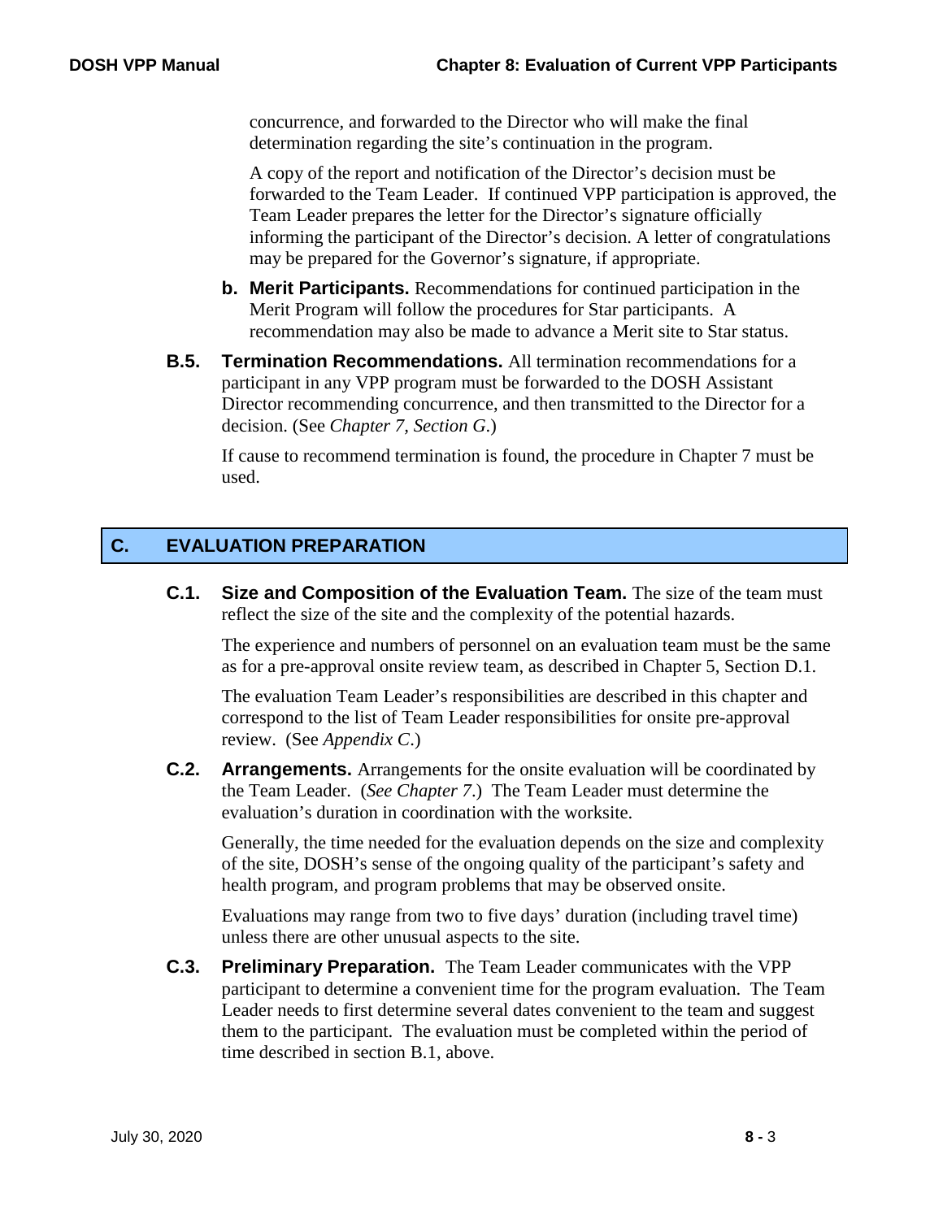concurrence, and forwarded to the Director who will make the final determination regarding the site's continuation in the program.

A copy of the report and notification of the Director's decision must be forwarded to the Team Leader. If continued VPP participation is approved, the Team Leader prepares the letter for the Director's signature officially informing the participant of the Director's decision. A letter of congratulations may be prepared for the Governor's signature, if appropriate.

**b. Merit Participants.** Recommendations for continued participation in the Merit Program will follow the procedures for Star participants. A recommendation may also be made to advance a Merit site to Star status.

**B.5. Termination Recommendations.** All termination recommendations for a participant in any VPP program must be forwarded to the DOSH Assistant Director recommending concurrence, and then transmitted to the Director for a decision. (See *Chapter 7, Section G*.)

If cause to recommend termination is found, the procedure in Chapter 7 must be used.

## C. EVALUATION PREPARATION

**C.1. Size and Composition of the Evaluation Team.** The size of the team must reflect the size of the site and the complexity of the potential hazards.

The experience and numbers of personnel on an evaluation team must be the same as for a pre-approval onsite review team, as described in Chapter 5, Section D.1.

The evaluation Team Leader's responsibilities are described in this chapter and correspond to the list of Team Leader responsibilities for onsite pre-approval review. (See *Appendix C*.)

**C.2. Arrangements.** Arrangements for the onsite evaluation will be coordinated by the Team Leader. (*See Chapter 7*.) The Team Leader must determine the evaluation's duration in coordination with the worksite.

Generally, the time needed for the evaluation depends on the size and complexity of the site, DOSH's sense of the ongoing quality of the participant's safety and health program, and program problems that may be observed onsite.

Evaluations may range from two to five days' duration (including travel time) unless there are other unusual aspects to the site.

**C.3. Preliminary Preparation.** The Team Leader communicates with the VPP participant to determine a convenient time for the program evaluation. The Team Leader needs to first determine several dates convenient to the team and suggest them to the participant. The evaluation must be completed within the period of time described in section B.1, above.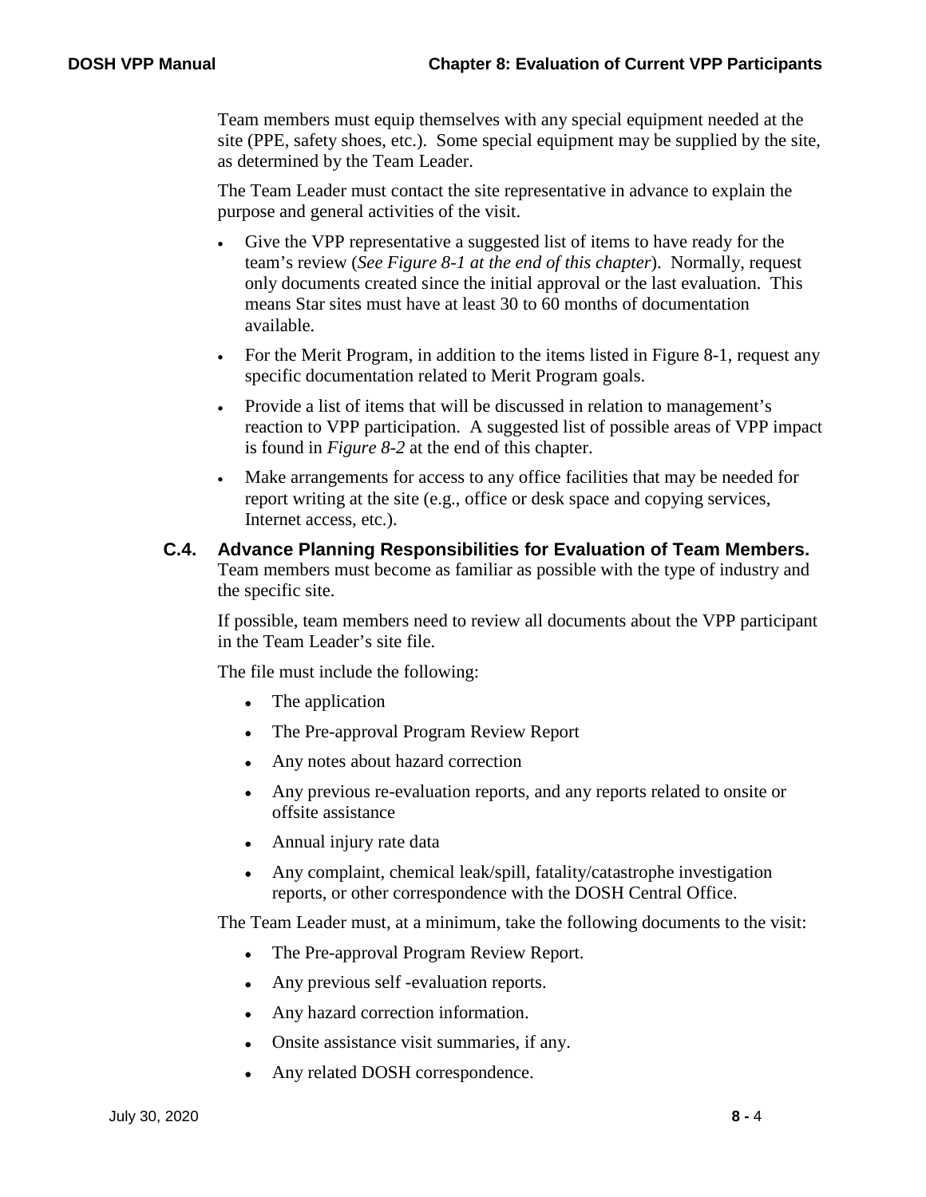Team members must equip themselves with any special equipment needed at the site (PPE, safety shoes, etc.). Some special equipment may be supplied by the site, as determined by the Team Leader.

The Team Leader must contact the site representative in advance to explain the purpose and general activities of the visit.

- Give the VPP representative a suggested list of items to have ready for the team's review (*See Figure 8-1 at the end of this chapter*). Normally, request only documents created since the initial approval or the last evaluation. This means Star sites must have at least 30 to 60 months of documentation available.
- For the Merit Program, in addition to the items listed in Figure 8-1, request any specific documentation related to Merit Program goals.
- Provide a list of items that will be discussed in relation to management's reaction to VPP participation. A suggested list of possible areas of VPP impact is found in *Figure 8-2* at the end of this chapter.
- Make arrangements for access to any office facilities that may be needed for report writing at the site (e.g., office or desk space and copying services, Internet access, etc.).

### C.4. Advance Planning Responsibilities for Evaluation of Team Members.

Team members must become as familiar as possible with the type of industry and the specific site.

If possible, team members need to review all documents about the VPP participant in the Team Leader's site file.

The file must include the following:

- The application
- The Pre-approval Program Review Report
- Any notes about hazard correction
- Any previous re-evaluation reports, and any reports related to onsite or offsite assistance
- Annual injury rate data
- Any complaint, chemical leak/spill, fatality/catastrophe investigation reports, or other correspondence with the DOSH Central Office.

The Team Leader must, at a minimum, take the following documents to the visit:

- The Pre-approval Program Review Report.
- Any previous self -evaluation reports.
- Any hazard correction information.
- Onsite assistance visit summaries, if any.
- Any related DOSH correspondence.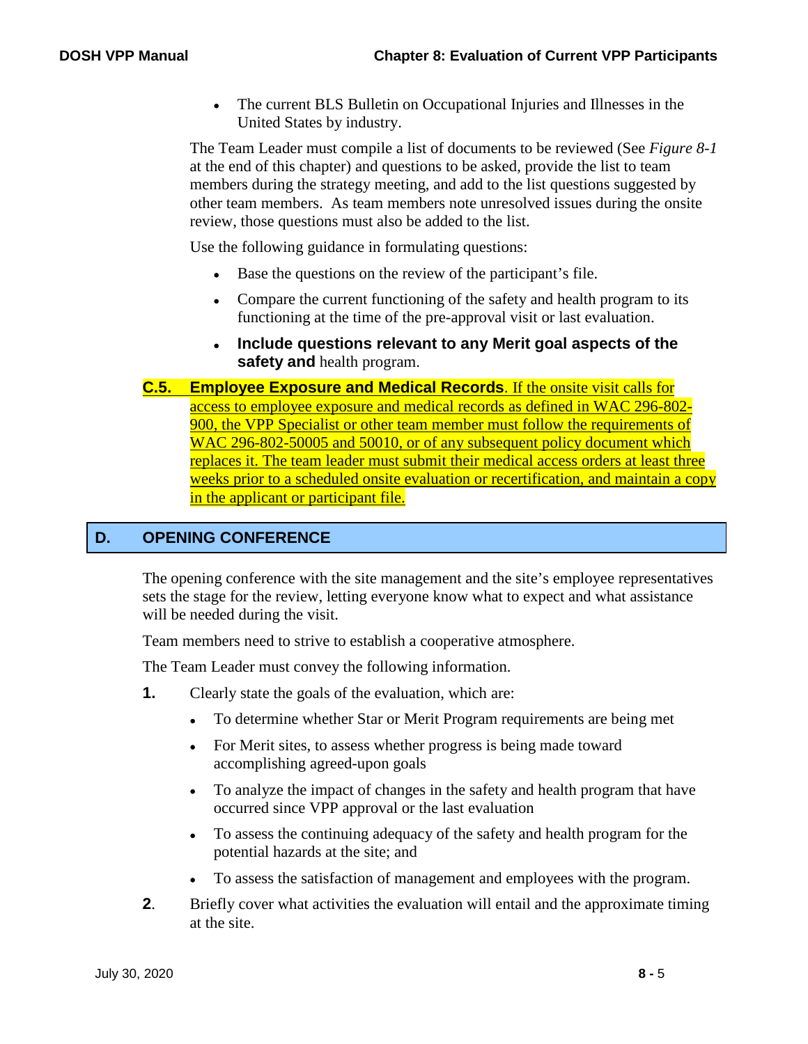- The current BLS Bulletin on Occupational Injuries and Illnesses in the United States by industry.

The Team Leader must compile a list of documents to be reviewed (See *Figure 8-1* at the end of this chapter) and questions to be asked, provide the list to team members during the strategy meeting, and add to the list questions suggested by other team members. As team members note unresolved issues during the onsite review, those questions must also be added to the list.

Use the following guidance in formulating questions:

- Base the questions on the review of the participant's file.
- Compare the current functioning of the safety and health program to its functioning at the time of the pre-approval visit or last evaluation.
- **Include questions relevant to any Merit goal aspects of the safety and** health program.

**C.5. Employee Exposure and Medical Records**. If the onsite visit calls for access to employee exposure and medical records as defined in WAC 296-802-900, the VPP Specialist or other team member must follow the requirements of WAC 296-802-50005 and 50010, or of any subsequent policy document which replaces it. The team leader must submit their medical access orders at least three weeks prior to a scheduled onsite evaluation or recertification, and maintain a copy in the applicant or participant file.

## D. OPENING CONFERENCE

The opening conference with the site management and the site's employee representatives sets the stage for the review, letting everyone know what to expect and what assistance will be needed during the visit.

Team members need to strive to establish a cooperative atmosphere.

The Team Leader must convey the following information.

**1.** Clearly state the goals of the evaluation, which are:

- To determine whether Star or Merit Program requirements are being met
- For Merit sites, to assess whether progress is being made toward accomplishing agreed-upon goals
- To analyze the impact of changes in the safety and health program that have occurred since VPP approval or the last evaluation
- To assess the continuing adequacy of the safety and health program for the potential hazards at the site; and
- To assess the satisfaction of management and employees with the program.

**2**. Briefly cover what activities the evaluation will entail and the approximate timing at the site.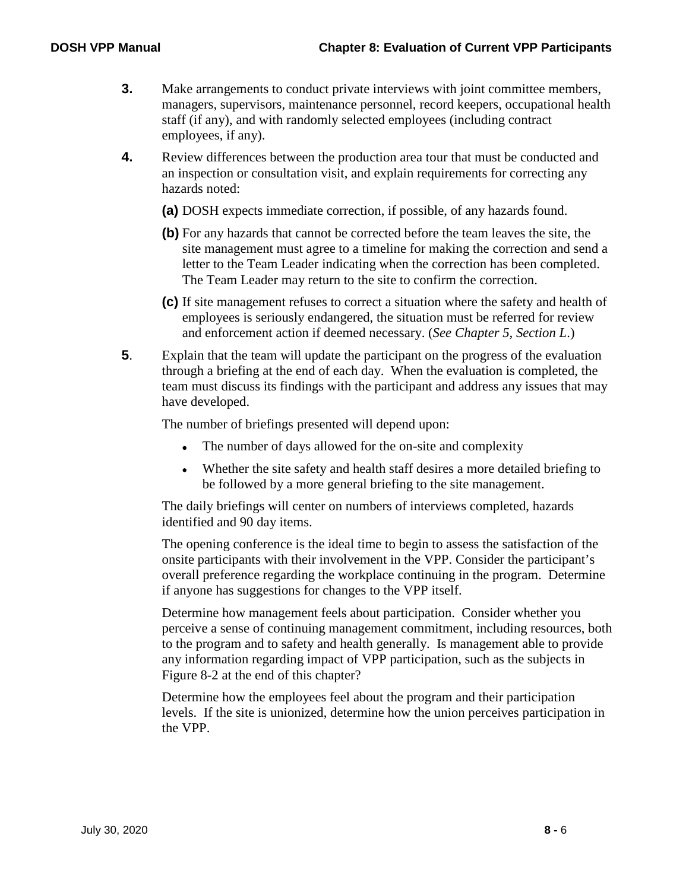**3.** Make arrangements to conduct private interviews with joint committee members, managers, supervisors, maintenance personnel, record keepers, occupational health staff (if any), and with randomly selected employees (including contract employees, if any).

**4.** Review differences between the production area tour that must be conducted and an inspection or consultation visit, and explain requirements for correcting any hazards noted:

**(a)** DOSH expects immediate correction, if possible, of any hazards found.

**(b)** For any hazards that cannot be corrected before the team leaves the site, the site management must agree to a timeline for making the correction and send a letter to the Team Leader indicating when the correction has been completed. The Team Leader may return to the site to confirm the correction.

**(c)** If site management refuses to correct a situation where the safety and health of employees is seriously endangered, the situation must be referred for review and enforcement action if deemed necessary. (*See Chapter 5, Section L*.)

**5**. Explain that the team will update the participant on the progress of the evaluation through a briefing at the end of each day. When the evaluation is completed, the team must discuss its findings with the participant and address any issues that may have developed.

The number of briefings presented will depend upon:

- The number of days allowed for the on-site and complexity
- Whether the site safety and health staff desires a more detailed briefing to be followed by a more general briefing to the site management.

The daily briefings will center on numbers of interviews completed, hazards identified and 90 day items.

The opening conference is the ideal time to begin to assess the satisfaction of the onsite participants with their involvement in the VPP. Consider the participant's overall preference regarding the workplace continuing in the program. Determine if anyone has suggestions for changes to the VPP itself.

Determine how management feels about participation. Consider whether you perceive a sense of continuing management commitment, including resources, both to the program and to safety and health generally. Is management able to provide any information regarding impact of VPP participation, such as the subjects in Figure 8-2 at the end of this chapter?

Determine how the employees feel about the program and their participation levels. If the site is unionized, determine how the union perceives participation in the VPP.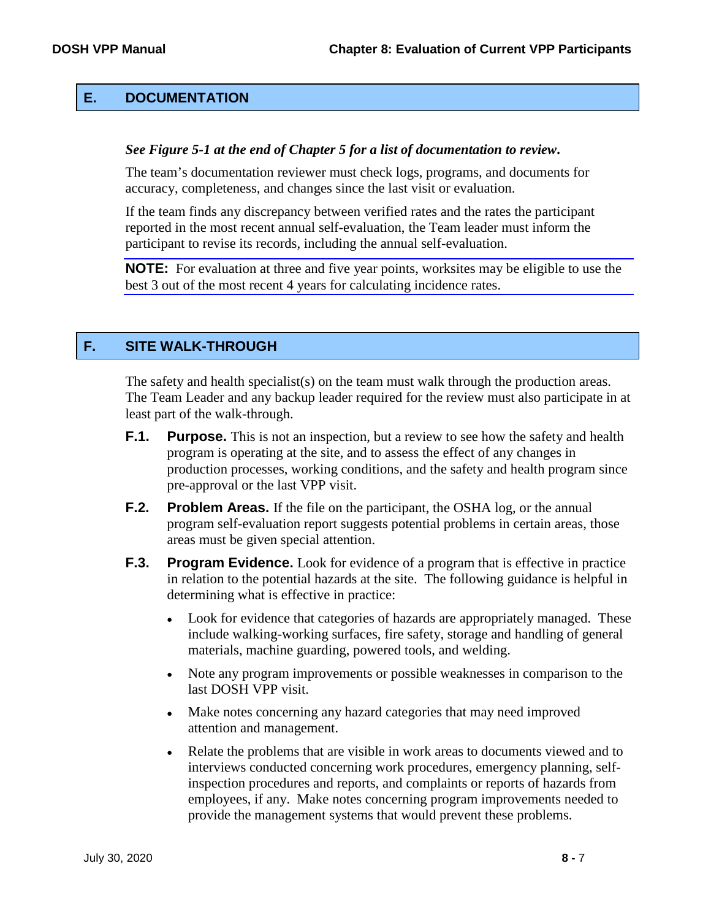## E. DOCUMENTATION

***See Figure 5-1 at the end of Chapter 5 for a list of documentation to review.***

The team's documentation reviewer must check logs, programs, and documents for accuracy, completeness, and changes since the last visit or evaluation.

If the team finds any discrepancy between verified rates and the rates the participant reported in the most recent annual self-evaluation, the Team leader must inform the participant to revise its records, including the annual self-evaluation.

**NOTE:** For evaluation at three and five year points, worksites may be eligible to use the best 3 out of the most recent 4 years for calculating incidence rates.

## F. SITE WALK-THROUGH

The safety and health specialist(s) on the team must walk through the production areas. The Team Leader and any backup leader required for the review must also participate in at least part of the walk-through.

**F.1. Purpose.** This is not an inspection, but a review to see how the safety and health program is operating at the site, and to assess the effect of any changes in production processes, working conditions, and the safety and health program since pre-approval or the last VPP visit.

**F.2. Problem Areas.** If the file on the participant, the OSHA log, or the annual program self-evaluation report suggests potential problems in certain areas, those areas must be given special attention.

**F.3. Program Evidence.** Look for evidence of a program that is effective in practice in relation to the potential hazards at the site. The following guidance is helpful in determining what is effective in practice:

- Look for evidence that categories of hazards are appropriately managed. These include walking-working surfaces, fire safety, storage and handling of general materials, machine guarding, powered tools, and welding.
- Note any program improvements or possible weaknesses in comparison to the last DOSH VPP visit.
- Make notes concerning any hazard categories that may need improved attention and management.
- Relate the problems that are visible in work areas to documents viewed and to interviews conducted concerning work procedures, emergency planning, self-inspection procedures and reports, and complaints or reports of hazards from employees, if any. Make notes concerning program improvements needed to provide the management systems that would prevent these problems.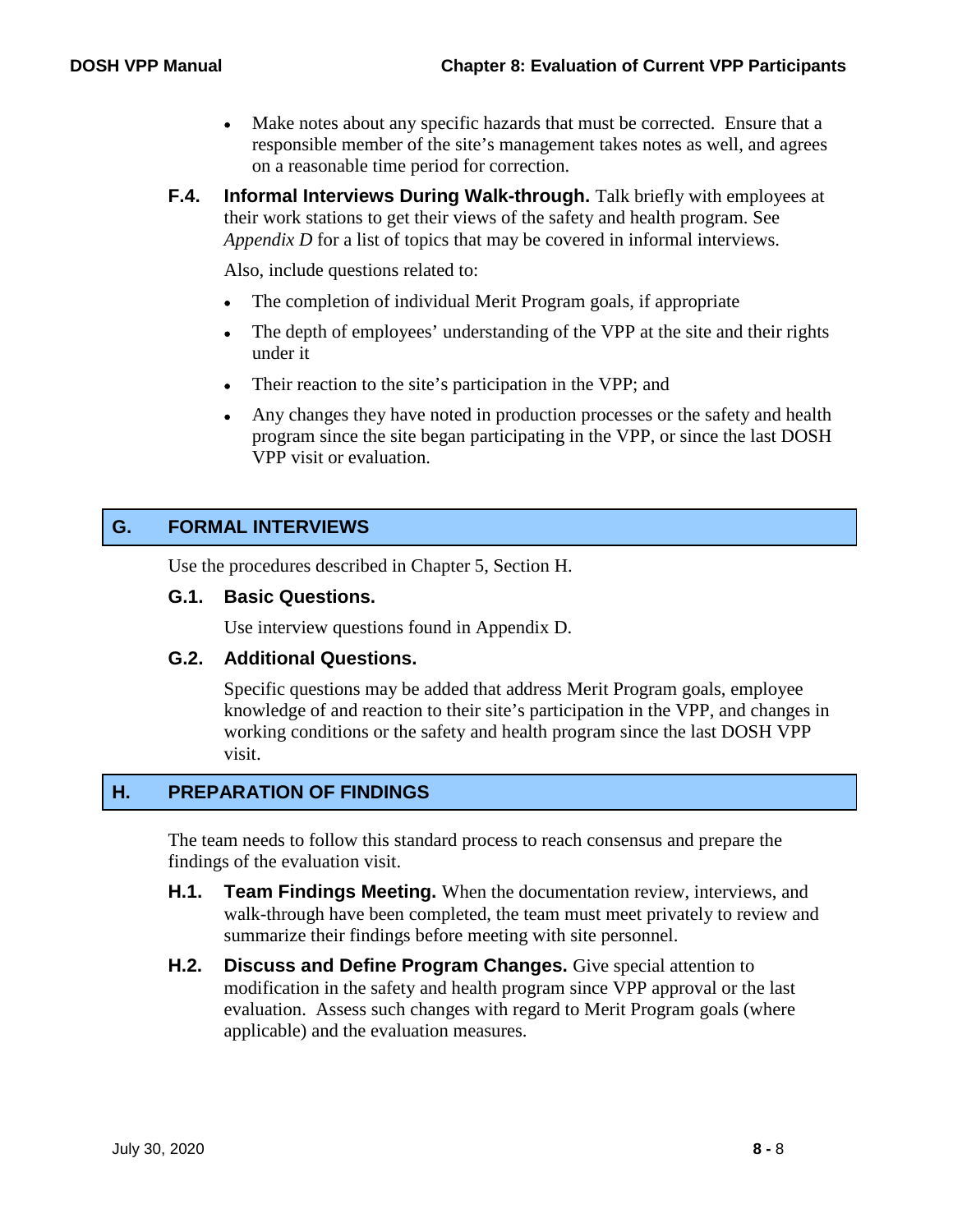- Make notes about any specific hazards that must be corrected. Ensure that a responsible member of the site's management takes notes as well, and agrees on a reasonable time period for correction.

**F.4. Informal Interviews During Walk-through.** Talk briefly with employees at their work stations to get their views of the safety and health program. See *Appendix D* for a list of topics that may be covered in informal interviews.

Also, include questions related to:

- The completion of individual Merit Program goals, if appropriate
- The depth of employees' understanding of the VPP at the site and their rights under it
- Their reaction to the site's participation in the VPP; and
- Any changes they have noted in production processes or the safety and health program since the site began participating in the VPP, or since the last DOSH VPP visit or evaluation.

## G. FORMAL INTERVIEWS

Use the procedures described in Chapter 5, Section H.

### G.1. Basic Questions.

Use interview questions found in Appendix D.

### G.2. Additional Questions.

Specific questions may be added that address Merit Program goals, employee knowledge of and reaction to their site's participation in the VPP, and changes in working conditions or the safety and health program since the last DOSH VPP visit.

## H. PREPARATION OF FINDINGS

The team needs to follow this standard process to reach consensus and prepare the findings of the evaluation visit.

**H.1. Team Findings Meeting.** When the documentation review, interviews, and walk-through have been completed, the team must meet privately to review and summarize their findings before meeting with site personnel.

**H.2. Discuss and Define Program Changes.** Give special attention to modification in the safety and health program since VPP approval or the last evaluation. Assess such changes with regard to Merit Program goals (where applicable) and the evaluation measures.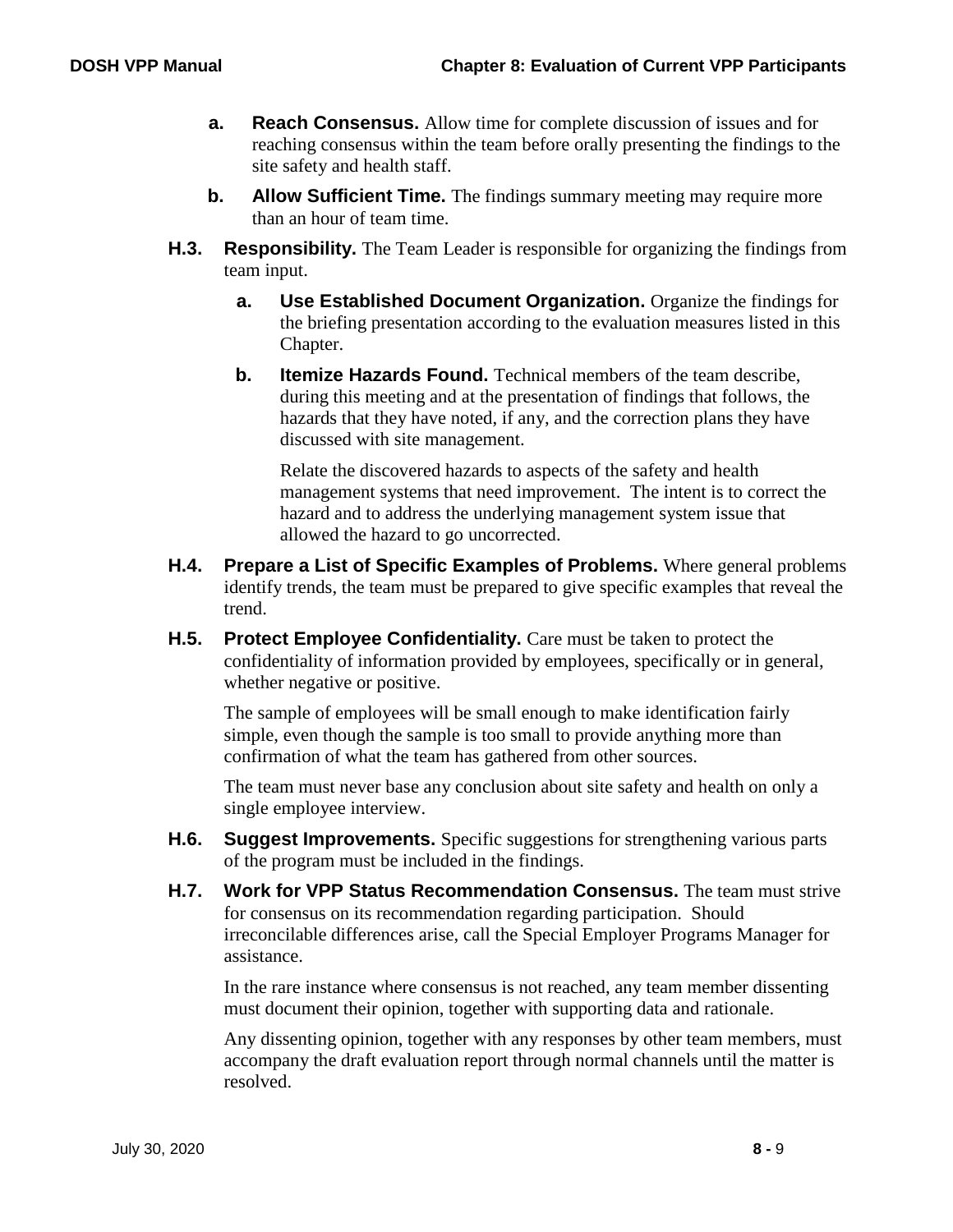**a. Reach Consensus.** Allow time for complete discussion of issues and for reaching consensus within the team before orally presenting the findings to the site safety and health staff.

**b. Allow Sufficient Time.** The findings summary meeting may require more than an hour of team time.

**H.3. Responsibility.** The Team Leader is responsible for organizing the findings from team input.

**a. Use Established Document Organization.** Organize the findings for the briefing presentation according to the evaluation measures listed in this Chapter.

**b. Itemize Hazards Found.** Technical members of the team describe, during this meeting and at the presentation of findings that follows, the hazards that they have noted, if any, and the correction plans they have discussed with site management.

Relate the discovered hazards to aspects of the safety and health management systems that need improvement. The intent is to correct the hazard and to address the underlying management system issue that allowed the hazard to go uncorrected.

**H.4. Prepare a List of Specific Examples of Problems.** Where general problems identify trends, the team must be prepared to give specific examples that reveal the trend.

**H.5. Protect Employee Confidentiality.** Care must be taken to protect the confidentiality of information provided by employees, specifically or in general, whether negative or positive.

The sample of employees will be small enough to make identification fairly simple, even though the sample is too small to provide anything more than confirmation of what the team has gathered from other sources.

The team must never base any conclusion about site safety and health on only a single employee interview.

**H.6. Suggest Improvements.** Specific suggestions for strengthening various parts of the program must be included in the findings.

**H.7. Work for VPP Status Recommendation Consensus.** The team must strive for consensus on its recommendation regarding participation. Should irreconcilable differences arise, call the Special Employer Programs Manager for assistance.

In the rare instance where consensus is not reached, any team member dissenting must document their opinion, together with supporting data and rationale.

Any dissenting opinion, together with any responses by other team members, must accompany the draft evaluation report through normal channels until the matter is resolved.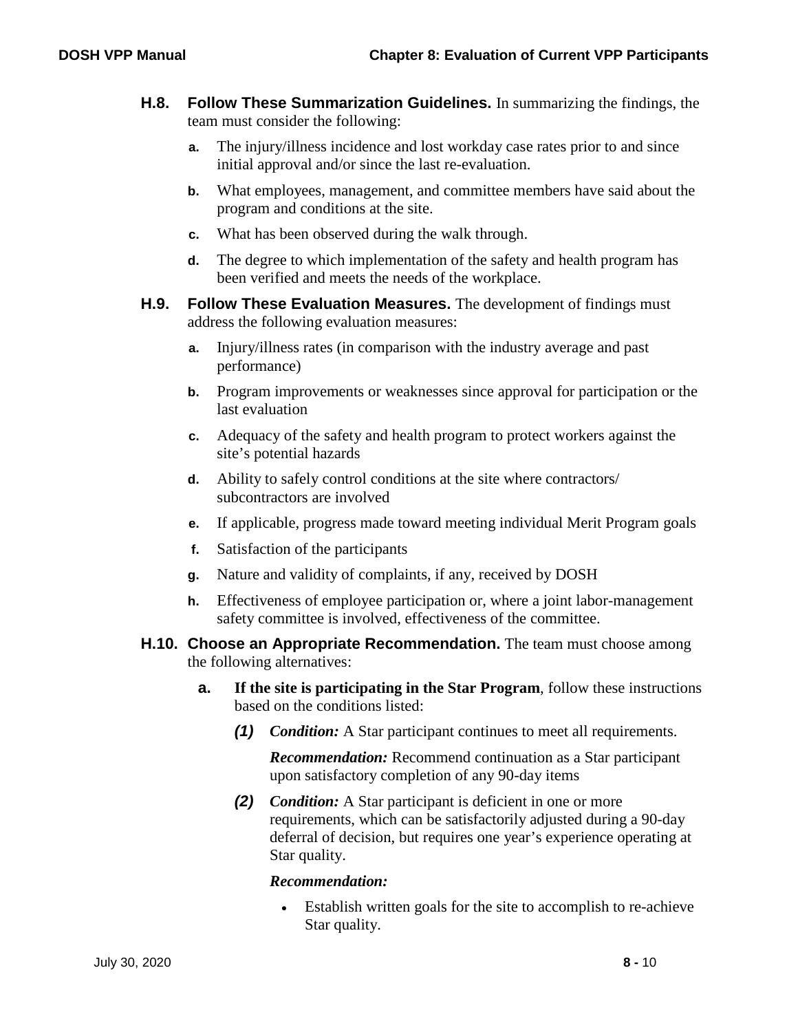**H.8. Follow These Summarization Guidelines.** In summarizing the findings, the team must consider the following:

- **a.** The injury/illness incidence and lost workday case rates prior to and since initial approval and/or since the last re-evaluation.
- **b.** What employees, management, and committee members have said about the program and conditions at the site.
- **c.** What has been observed during the walk through.
- **d.** The degree to which implementation of the safety and health program has been verified and meets the needs of the workplace.

**H.9. Follow These Evaluation Measures.** The development of findings must address the following evaluation measures:

- **a.** Injury/illness rates (in comparison with the industry average and past performance)
- **b.** Program improvements or weaknesses since approval for participation or the last evaluation
- **c.** Adequacy of the safety and health program to protect workers against the site's potential hazards
- **d.** Ability to safely control conditions at the site where contractors/ subcontractors are involved
- **e.** If applicable, progress made toward meeting individual Merit Program goals
- **f.** Satisfaction of the participants
- **g.** Nature and validity of complaints, if any, received by DOSH
- **h.** Effectiveness of employee participation or, where a joint labor-management safety committee is involved, effectiveness of the committee.

**H.10. Choose an Appropriate Recommendation.** The team must choose among the following alternatives:

- **a. If the site is participating in the Star Program**, follow these instructions based on the conditions listed:

  - ***(1)*** ***Condition:*** A Star participant continues to meet all requirements.

    ***Recommendation:*** Recommend continuation as a Star participant upon satisfactory completion of any 90-day items

  - ***(2)*** ***Condition:*** A Star participant is deficient in one or more requirements, which can be satisfactorily adjusted during a 90-day deferral of decision, but requires one year's experience operating at Star quality.

    ***Recommendation:***

    - Establish written goals for the site to accomplish to re-achieve Star quality.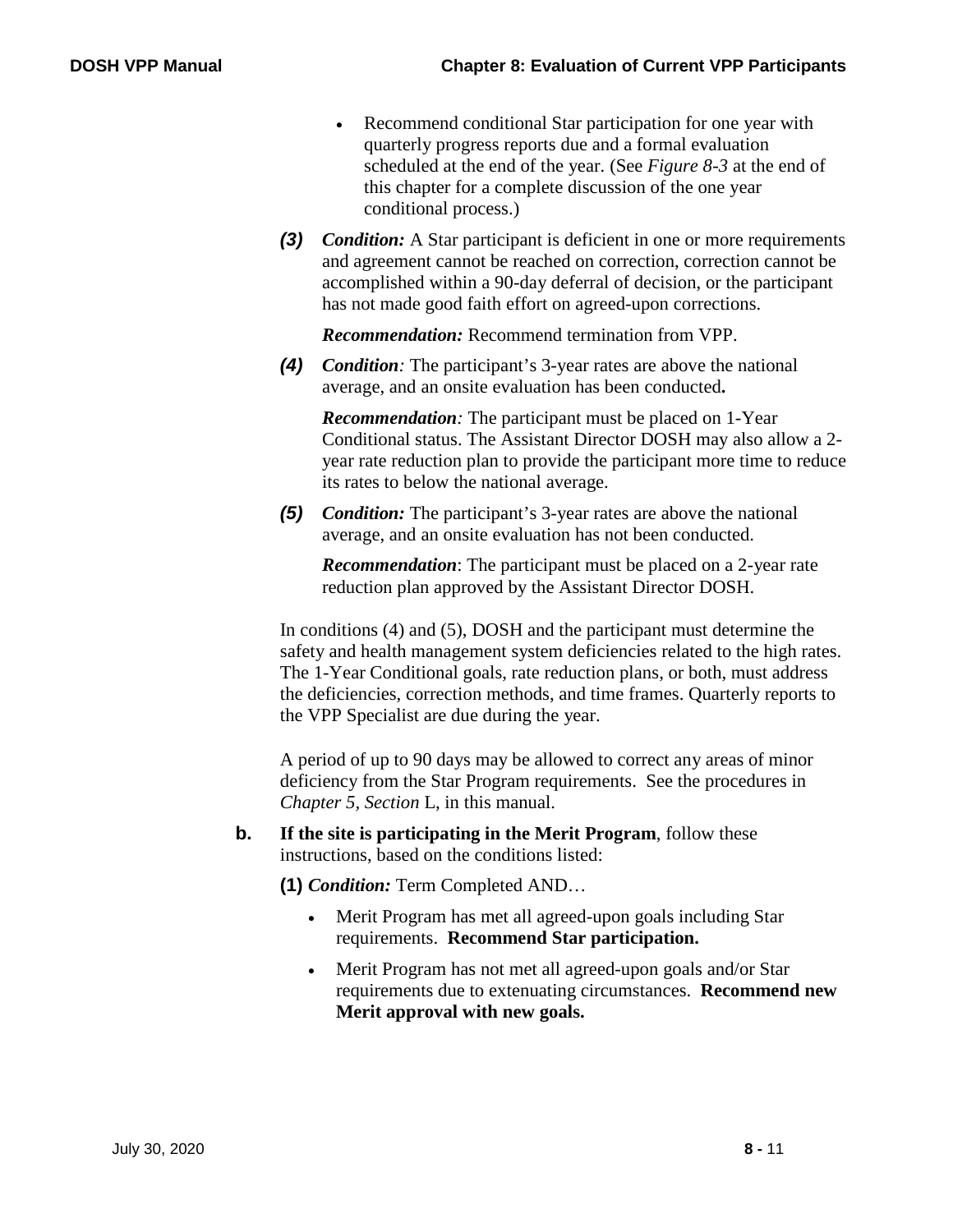- Recommend conditional Star participation for one year with quarterly progress reports due and a formal evaluation scheduled at the end of the year. (See *Figure 8-3* at the end of this chapter for a complete discussion of the one year conditional process.)

***(3)*** ***Condition:*** A Star participant is deficient in one or more requirements and agreement cannot be reached on correction, correction cannot be accomplished within a 90-day deferral of decision, or the participant has not made good faith effort on agreed-upon corrections.

***Recommendation:*** Recommend termination from VPP.

***(4)*** ***Condition**:* The participant's 3-year rates are above the national average, and an onsite evaluation has been conducted**.**

***Recommendation**:* The participant must be placed on 1-Year Conditional status. The Assistant Director DOSH may also allow a 2-year rate reduction plan to provide the participant more time to reduce its rates to below the national average.

***(5)*** ***Condition:*** The participant's 3-year rates are above the national average, and an onsite evaluation has not been conducted.

***Recommendation***: The participant must be placed on a 2-year rate reduction plan approved by the Assistant Director DOSH.

In conditions (4) and (5), DOSH and the participant must determine the safety and health management system deficiencies related to the high rates. The 1-Year Conditional goals, rate reduction plans, or both, must address the deficiencies, correction methods, and time frames. Quarterly reports to the VPP Specialist are due during the year.

A period of up to 90 days may be allowed to correct any areas of minor deficiency from the Star Program requirements. See the procedures in *Chapter 5, Section* L, in this manual.

**b.** **If the site is participating in the Merit Program**, follow these instructions, based on the conditions listed:

**(1)** ***Condition:*** Term Completed AND…

- Merit Program has met all agreed-upon goals including Star requirements. **Recommend Star participation.**
- Merit Program has not met all agreed-upon goals and/or Star requirements due to extenuating circumstances. **Recommend new Merit approval with new goals.**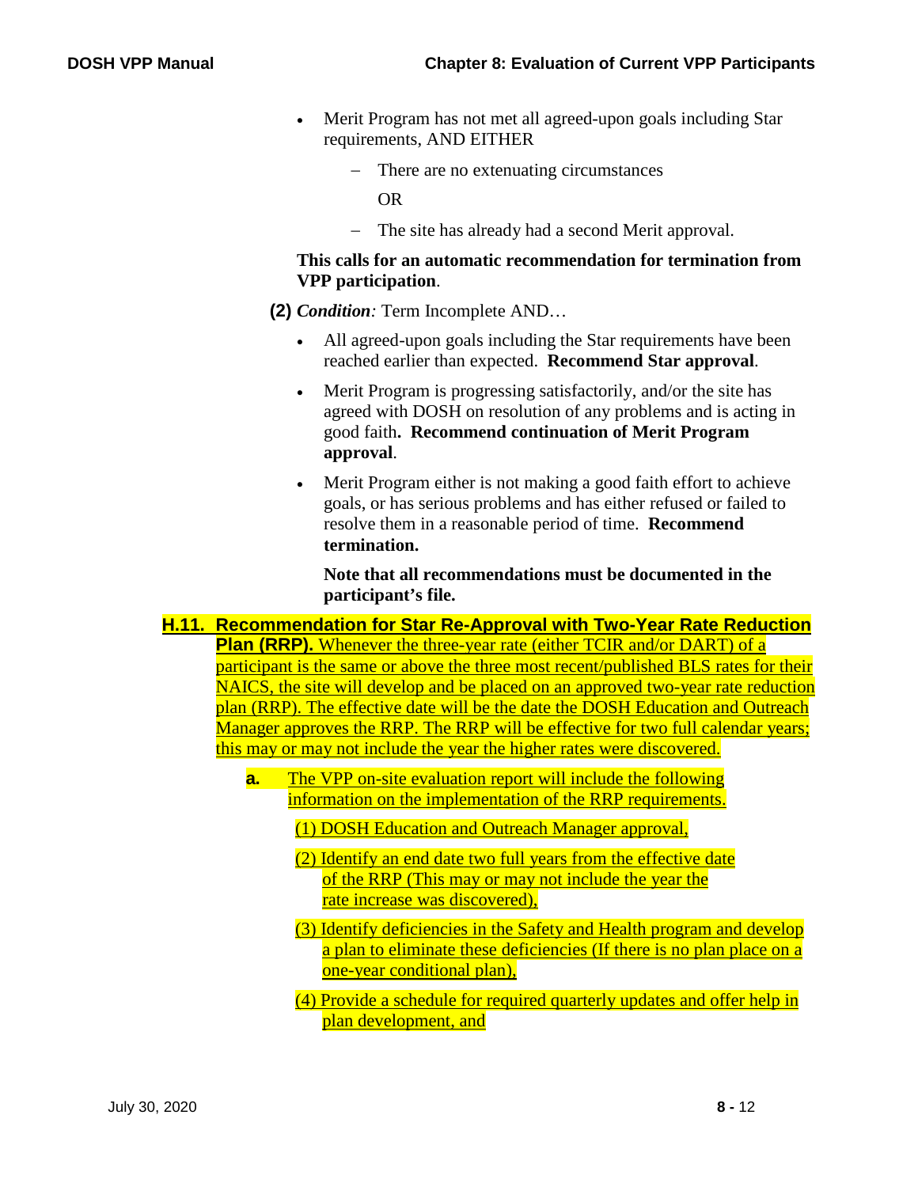- Merit Program has not met all agreed-upon goals including Star requirements, AND EITHER
  - There are no extenuating circumstances

    OR

  - The site has already had a second Merit approval.

  **This calls for an automatic recommendation for termination from VPP participation**.

**(2)** *Condition:* Term Incomplete AND…

- All agreed-upon goals including the Star requirements have been reached earlier than expected. **Recommend Star approval**.
- Merit Program is progressing satisfactorily, and/or the site has agreed with DOSH on resolution of any problems and is acting in good faith**. Recommend continuation of Merit Program approval**.
- Merit Program either is not making a good faith effort to achieve goals, or has serious problems and has either refused or failed to resolve them in a reasonable period of time. **Recommend termination.**

  **Note that all recommendations must be documented in the participant's file.**

**H.11. Recommendation for Star Re-Approval with Two-Year Rate Reduction Plan (RRP).** Whenever the three-year rate (either TCIR and/or DART) of a participant is the same or above the three most recent/published BLS rates for their NAICS, the site will develop and be placed on an approved two-year rate reduction plan (RRP). The effective date will be the date the DOSH Education and Outreach Manager approves the RRP. The RRP will be effective for two full calendar years; this may or may not include the year the higher rates were discovered.

**a.** The VPP on-site evaluation report will include the following information on the implementation of the RRP requirements.

(1) DOSH Education and Outreach Manager approval,

(2) Identify an end date two full years from the effective date of the RRP (This may or may not include the year the rate increase was discovered),

(3) Identify deficiencies in the Safety and Health program and develop a plan to eliminate these deficiencies (If there is no plan place on a one-year conditional plan),

(4) Provide a schedule for required quarterly updates and offer help in plan development, and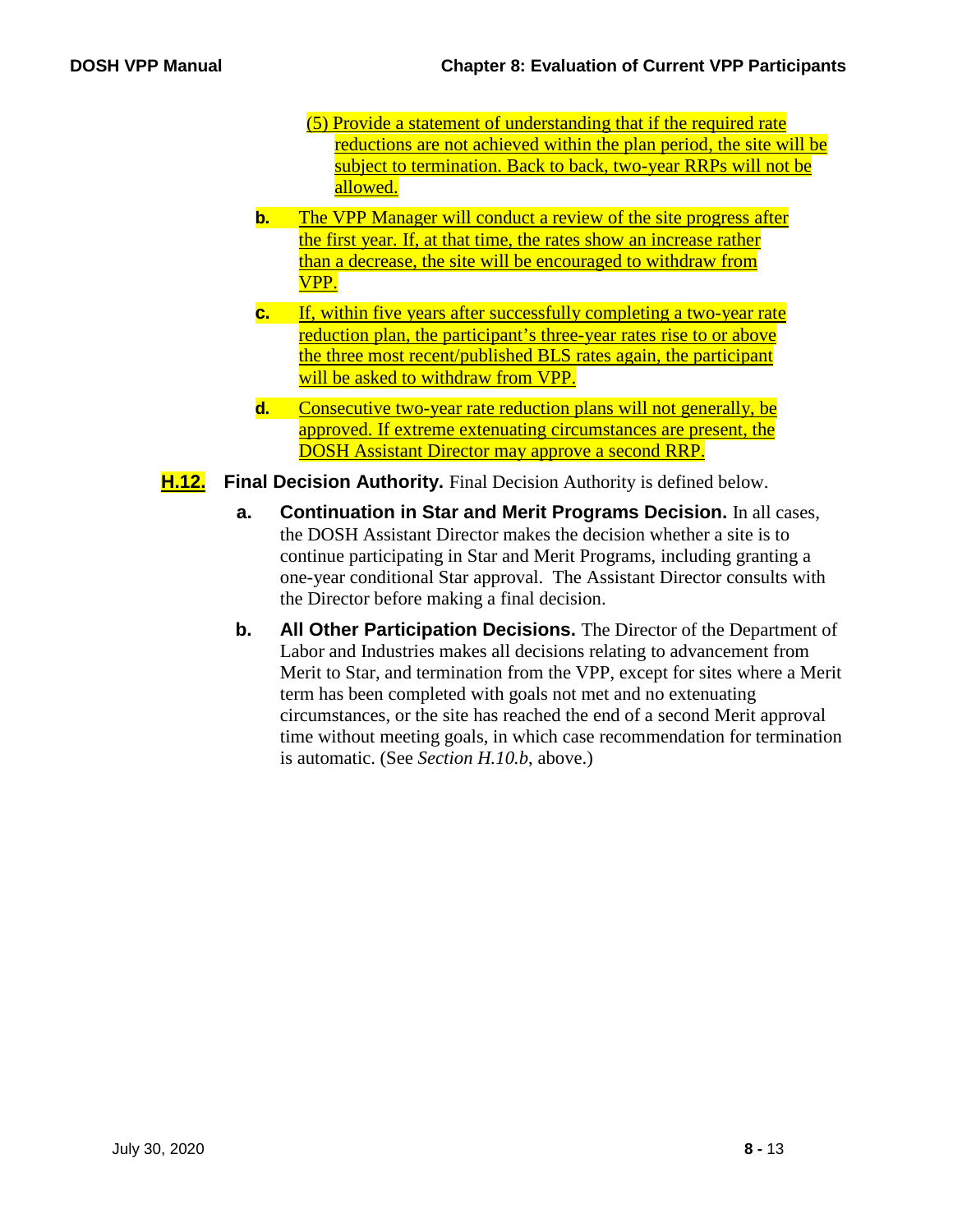(5) Provide a statement of understanding that if the required rate reductions are not achieved within the plan period, the site will be subject to termination. Back to back, two-year RRPs will not be allowed.

**b.** The VPP Manager will conduct a review of the site progress after the first year. If, at that time, the rates show an increase rather than a decrease, the site will be encouraged to withdraw from VPP.

**c.** If, within five years after successfully completing a two-year rate reduction plan, the participant's three-year rates rise to or above the three most recent/published BLS rates again, the participant will be asked to withdraw from VPP.

**d.** Consecutive two-year rate reduction plans will not generally, be approved. If extreme extenuating circumstances are present, the DOSH Assistant Director may approve a second RRP.

**H.12. Final Decision Authority.** Final Decision Authority is defined below.

**a. Continuation in Star and Merit Programs Decision.** In all cases, the DOSH Assistant Director makes the decision whether a site is to continue participating in Star and Merit Programs, including granting a one-year conditional Star approval. The Assistant Director consults with the Director before making a final decision.

**b. All Other Participation Decisions.** The Director of the Department of Labor and Industries makes all decisions relating to advancement from Merit to Star, and termination from the VPP, except for sites where a Merit term has been completed with goals not met and no extenuating circumstances, or the site has reached the end of a second Merit approval time without meeting goals, in which case recommendation for termination is automatic. (See *Section H.10.b*, above.)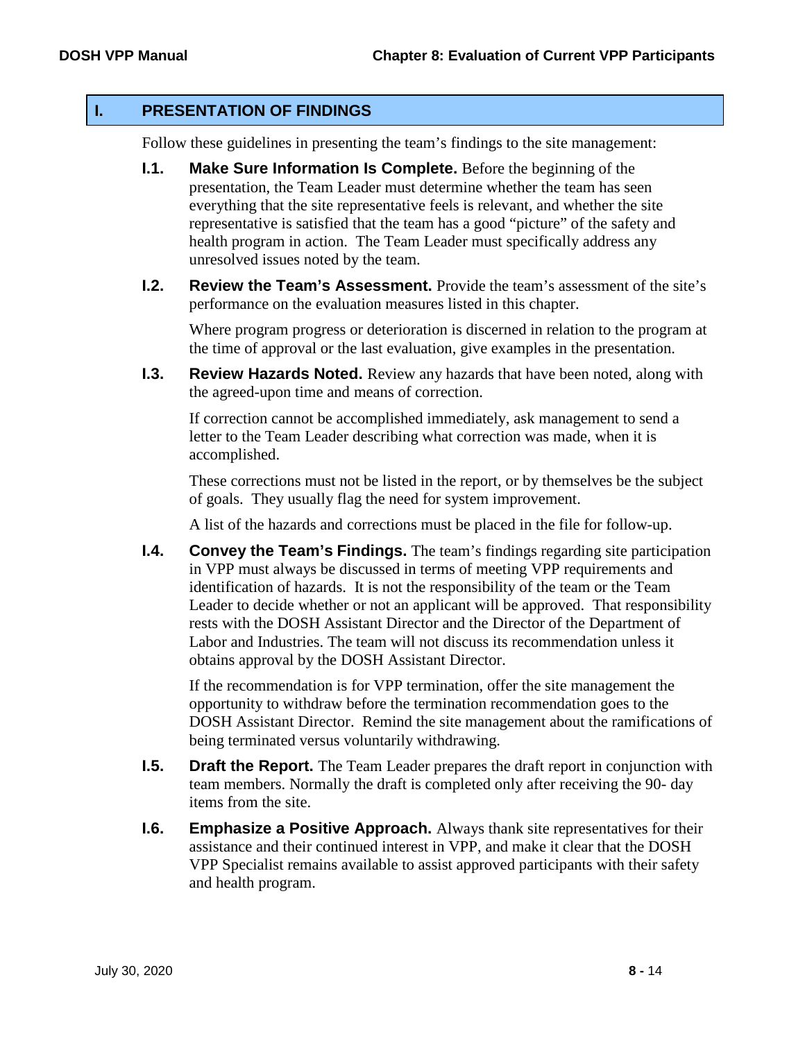## I. PRESENTATION OF FINDINGS

Follow these guidelines in presenting the team's findings to the site management:

**I.1. Make Sure Information Is Complete.** Before the beginning of the presentation, the Team Leader must determine whether the team has seen everything that the site representative feels is relevant, and whether the site representative is satisfied that the team has a good "picture" of the safety and health program in action. The Team Leader must specifically address any unresolved issues noted by the team.

**I.2. Review the Team's Assessment.** Provide the team's assessment of the site's performance on the evaluation measures listed in this chapter.

Where program progress or deterioration is discerned in relation to the program at the time of approval or the last evaluation, give examples in the presentation.

**I.3. Review Hazards Noted.** Review any hazards that have been noted, along with the agreed-upon time and means of correction.

If correction cannot be accomplished immediately, ask management to send a letter to the Team Leader describing what correction was made, when it is accomplished.

These corrections must not be listed in the report, or by themselves be the subject of goals. They usually flag the need for system improvement.

A list of the hazards and corrections must be placed in the file for follow-up.

**I.4. Convey the Team's Findings.** The team's findings regarding site participation in VPP must always be discussed in terms of meeting VPP requirements and identification of hazards. It is not the responsibility of the team or the Team Leader to decide whether or not an applicant will be approved. That responsibility rests with the DOSH Assistant Director and the Director of the Department of Labor and Industries. The team will not discuss its recommendation unless it obtains approval by the DOSH Assistant Director.

If the recommendation is for VPP termination, offer the site management the opportunity to withdraw before the termination recommendation goes to the DOSH Assistant Director. Remind the site management about the ramifications of being terminated versus voluntarily withdrawing.

**I.5. Draft the Report.** The Team Leader prepares the draft report in conjunction with team members. Normally the draft is completed only after receiving the 90- day items from the site.

**I.6. Emphasize a Positive Approach.** Always thank site representatives for their assistance and their continued interest in VPP, and make it clear that the DOSH VPP Specialist remains available to assist approved participants with their safety and health program.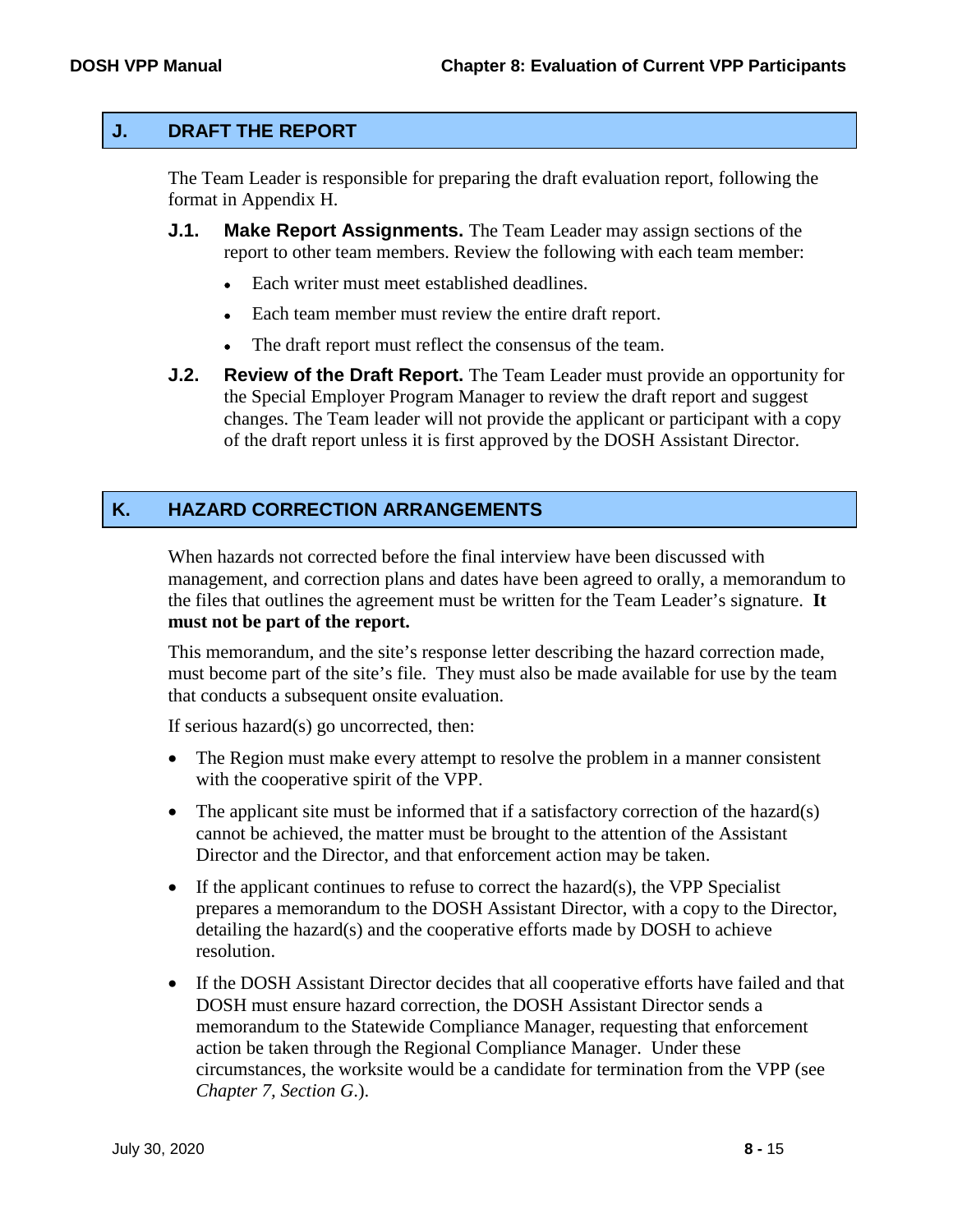## J. DRAFT THE REPORT

The Team Leader is responsible for preparing the draft evaluation report, following the format in Appendix H.

**J.1. Make Report Assignments.** The Team Leader may assign sections of the report to other team members. Review the following with each team member:

- Each writer must meet established deadlines.
- Each team member must review the entire draft report.
- The draft report must reflect the consensus of the team.

**J.2. Review of the Draft Report.** The Team Leader must provide an opportunity for the Special Employer Program Manager to review the draft report and suggest changes. The Team leader will not provide the applicant or participant with a copy of the draft report unless it is first approved by the DOSH Assistant Director.

## K. HAZARD CORRECTION ARRANGEMENTS

When hazards not corrected before the final interview have been discussed with management, and correction plans and dates have been agreed to orally, a memorandum to the files that outlines the agreement must be written for the Team Leader's signature. **It must not be part of the report.**

This memorandum, and the site's response letter describing the hazard correction made, must become part of the site's file. They must also be made available for use by the team that conducts a subsequent onsite evaluation.

If serious hazard(s) go uncorrected, then:

- The Region must make every attempt to resolve the problem in a manner consistent with the cooperative spirit of the VPP.
- The applicant site must be informed that if a satisfactory correction of the hazard(s) cannot be achieved, the matter must be brought to the attention of the Assistant Director and the Director, and that enforcement action may be taken.
- If the applicant continues to refuse to correct the hazard(s), the VPP Specialist prepares a memorandum to the DOSH Assistant Director, with a copy to the Director, detailing the hazard(s) and the cooperative efforts made by DOSH to achieve resolution.
- If the DOSH Assistant Director decides that all cooperative efforts have failed and that DOSH must ensure hazard correction, the DOSH Assistant Director sends a memorandum to the Statewide Compliance Manager, requesting that enforcement action be taken through the Regional Compliance Manager. Under these circumstances, the worksite would be a candidate for termination from the VPP (see *Chapter 7, Section G*.).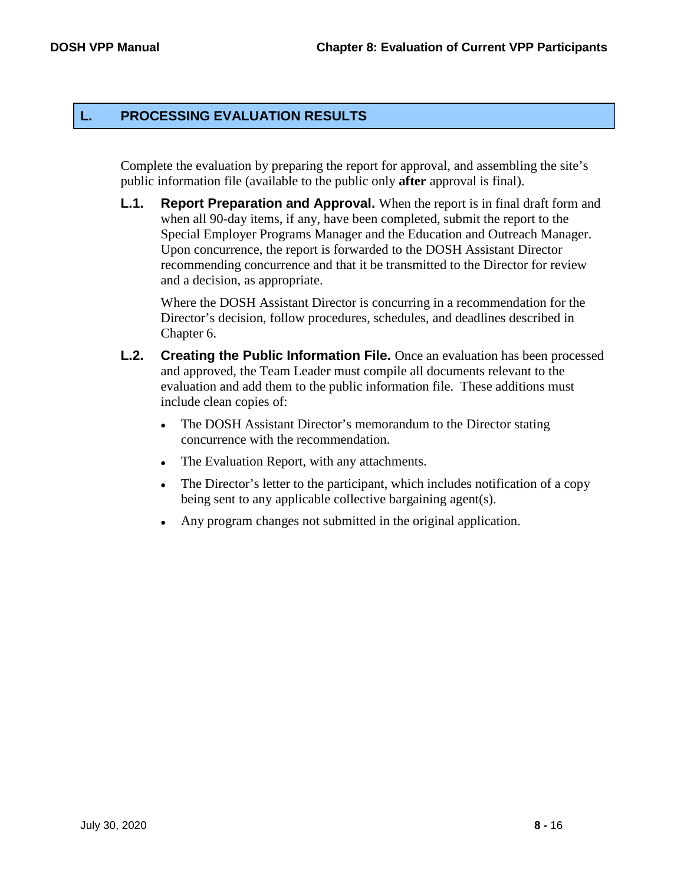## L. PROCESSING EVALUATION RESULTS

Complete the evaluation by preparing the report for approval, and assembling the site's public information file (available to the public only **after** approval is final).

**L.1. Report Preparation and Approval.** When the report is in final draft form and when all 90-day items, if any, have been completed, submit the report to the Special Employer Programs Manager and the Education and Outreach Manager. Upon concurrence, the report is forwarded to the DOSH Assistant Director recommending concurrence and that it be transmitted to the Director for review and a decision, as appropriate.

Where the DOSH Assistant Director is concurring in a recommendation for the Director's decision, follow procedures, schedules, and deadlines described in Chapter 6.

**L.2. Creating the Public Information File.** Once an evaluation has been processed and approved, the Team Leader must compile all documents relevant to the evaluation and add them to the public information file. These additions must include clean copies of:

- The DOSH Assistant Director's memorandum to the Director stating concurrence with the recommendation.
- The Evaluation Report, with any attachments.
- The Director's letter to the participant, which includes notification of a copy being sent to any applicable collective bargaining agent(s).
- Any program changes not submitted in the original application.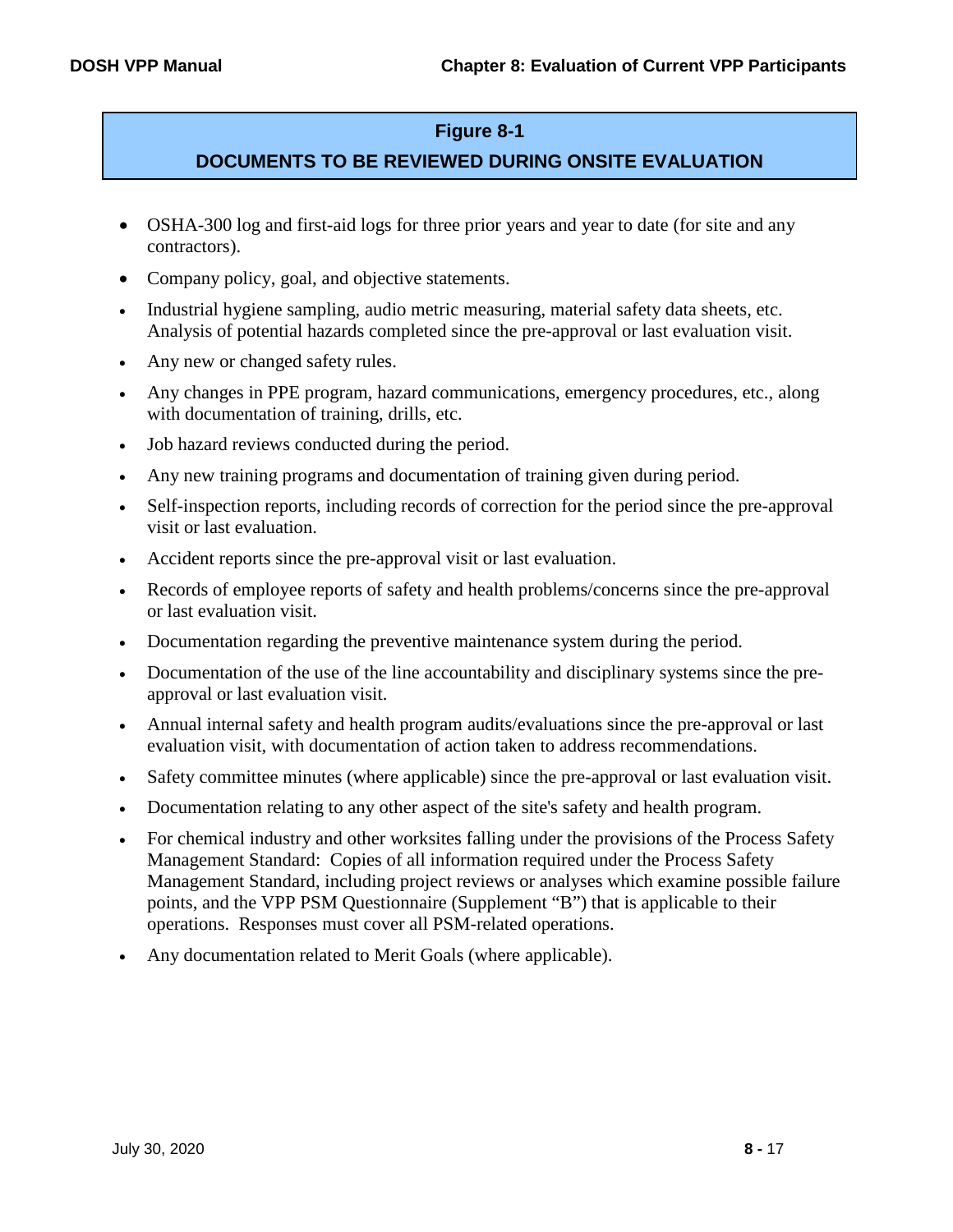## Figure 8-1

## DOCUMENTS TO BE REVIEWED DURING ONSITE EVALUATION

- OSHA-300 log and first-aid logs for three prior years and year to date (for site and any contractors).
- Company policy, goal, and objective statements.
- Industrial hygiene sampling, audio metric measuring, material safety data sheets, etc. Analysis of potential hazards completed since the pre-approval or last evaluation visit.
- Any new or changed safety rules.
- Any changes in PPE program, hazard communications, emergency procedures, etc., along with documentation of training, drills, etc.
- Job hazard reviews conducted during the period.
- Any new training programs and documentation of training given during period.
- Self-inspection reports, including records of correction for the period since the pre-approval visit or last evaluation.
- Accident reports since the pre-approval visit or last evaluation.
- Records of employee reports of safety and health problems/concerns since the pre-approval or last evaluation visit.
- Documentation regarding the preventive maintenance system during the period.
- Documentation of the use of the line accountability and disciplinary systems since the pre-approval or last evaluation visit.
- Annual internal safety and health program audits/evaluations since the pre-approval or last evaluation visit, with documentation of action taken to address recommendations.
- Safety committee minutes (where applicable) since the pre-approval or last evaluation visit.
- Documentation relating to any other aspect of the site's safety and health program.
- For chemical industry and other worksites falling under the provisions of the Process Safety Management Standard: Copies of all information required under the Process Safety Management Standard, including project reviews or analyses which examine possible failure points, and the VPP PSM Questionnaire (Supplement "B") that is applicable to their operations. Responses must cover all PSM-related operations.
- Any documentation related to Merit Goals (where applicable).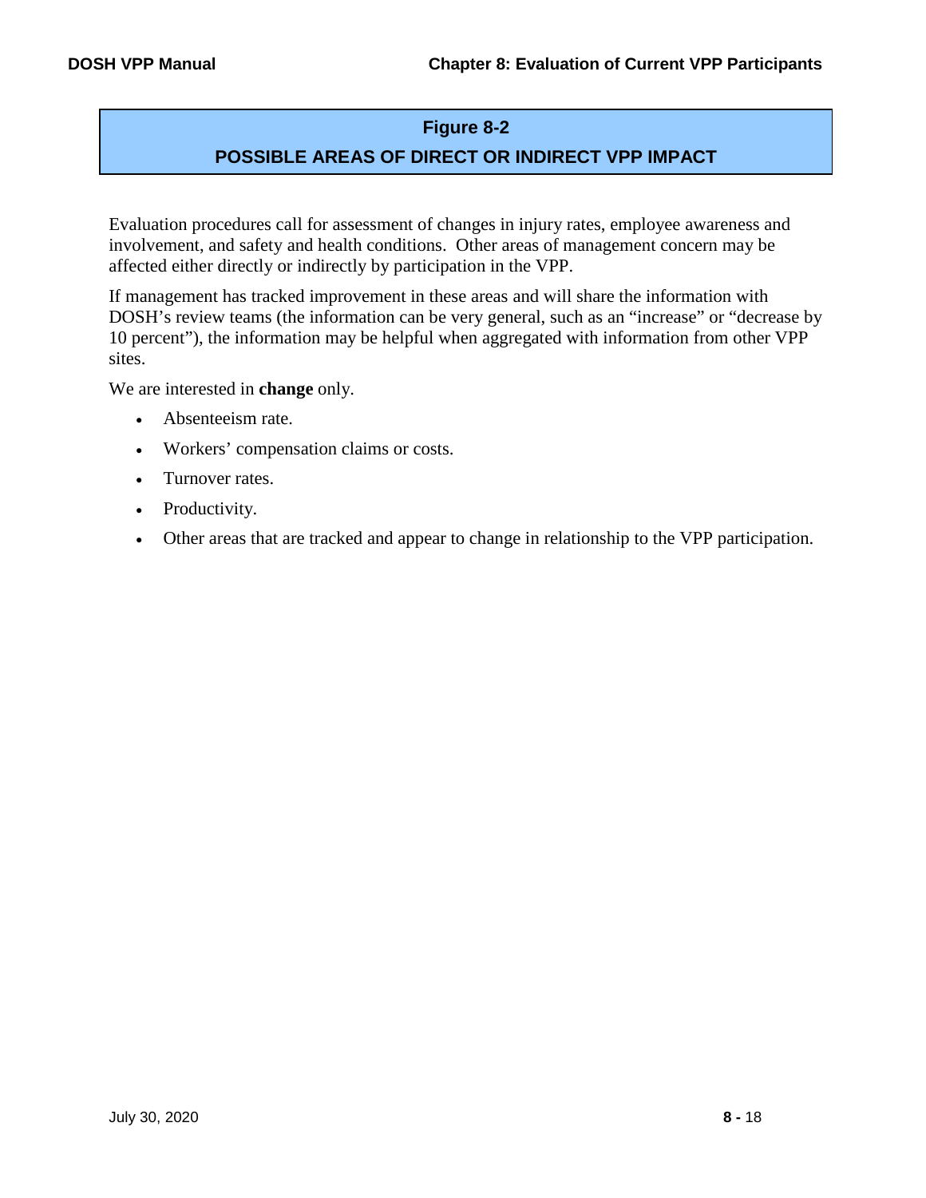## Figure 8-2

## POSSIBLE AREAS OF DIRECT OR INDIRECT VPP IMPACT

Evaluation procedures call for assessment of changes in injury rates, employee awareness and involvement, and safety and health conditions. Other areas of management concern may be affected either directly or indirectly by participation in the VPP.

If management has tracked improvement in these areas and will share the information with DOSH's review teams (the information can be very general, such as an "increase" or "decrease by 10 percent"), the information may be helpful when aggregated with information from other VPP sites.

We are interested in **change** only.

- Absenteeism rate.
- Workers' compensation claims or costs.
- Turnover rates.
- Productivity.
- Other areas that are tracked and appear to change in relationship to the VPP participation.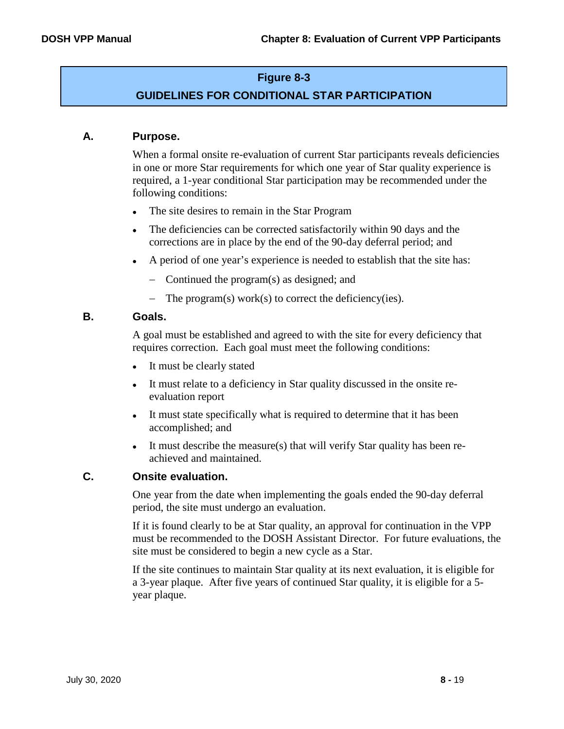## Figure 8-3

## GUIDELINES FOR CONDITIONAL STAR PARTICIPATION

### A. Purpose.

When a formal onsite re-evaluation of current Star participants reveals deficiencies in one or more Star requirements for which one year of Star quality experience is required, a 1-year conditional Star participation may be recommended under the following conditions:

- The site desires to remain in the Star Program
- The deficiencies can be corrected satisfactorily within 90 days and the corrections are in place by the end of the 90-day deferral period; and
- A period of one year's experience is needed to establish that the site has:
  - Continued the program(s) as designed; and
  - The program(s) work(s) to correct the deficiency(ies).

### B. Goals.

A goal must be established and agreed to with the site for every deficiency that requires correction. Each goal must meet the following conditions:

- It must be clearly stated
- It must relate to a deficiency in Star quality discussed in the onsite re-evaluation report
- It must state specifically what is required to determine that it has been accomplished; and
- It must describe the measure(s) that will verify Star quality has been re-achieved and maintained.

### C. Onsite evaluation.

One year from the date when implementing the goals ended the 90-day deferral period, the site must undergo an evaluation.

If it is found clearly to be at Star quality, an approval for continuation in the VPP must be recommended to the DOSH Assistant Director. For future evaluations, the site must be considered to begin a new cycle as a Star.

If the site continues to maintain Star quality at its next evaluation, it is eligible for a 3-year plaque. After five years of continued Star quality, it is eligible for a 5-year plaque.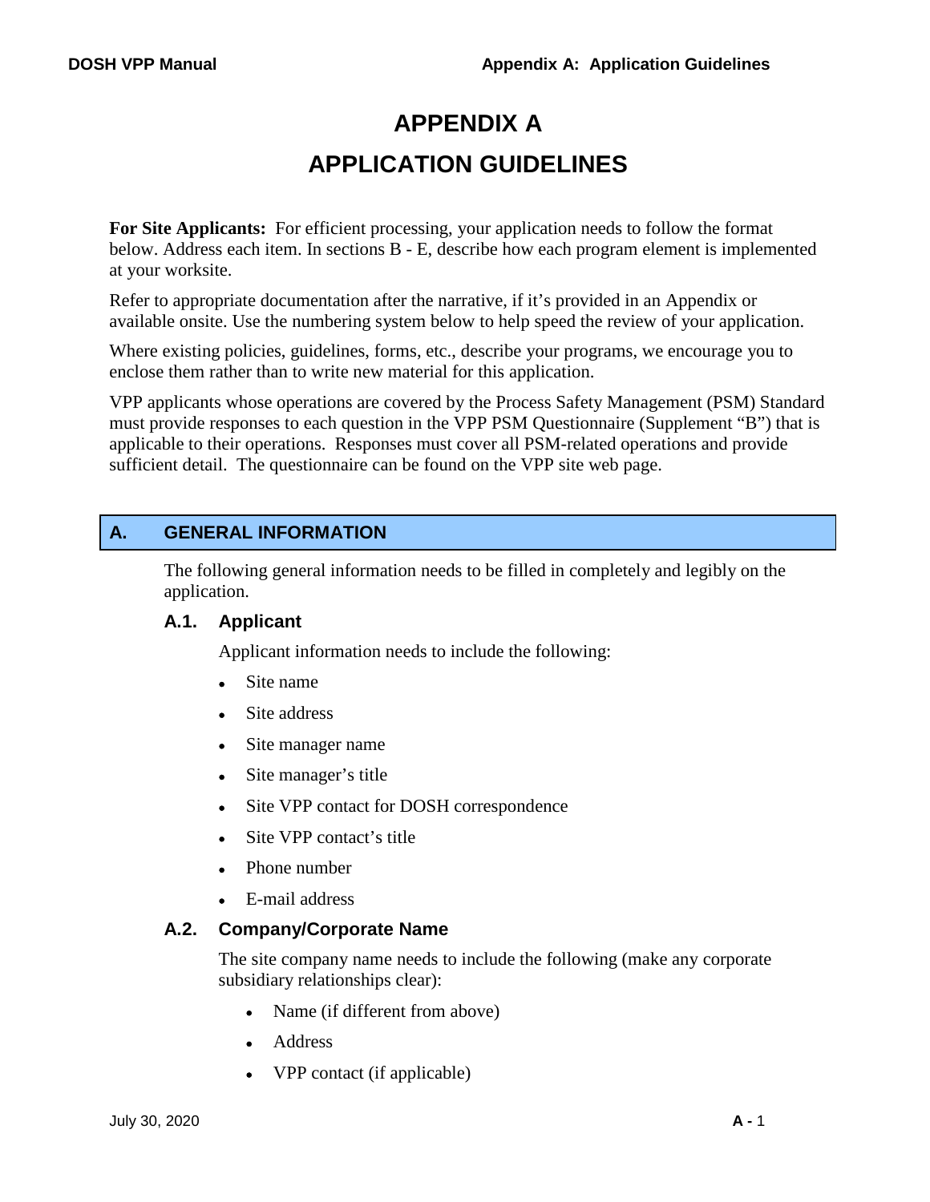# APPENDIX A

# APPLICATION GUIDELINES

**For Site Applicants:** For efficient processing, your application needs to follow the format below. Address each item. In sections B - E, describe how each program element is implemented at your worksite.

Refer to appropriate documentation after the narrative, if it's provided in an Appendix or available onsite. Use the numbering system below to help speed the review of your application.

Where existing policies, guidelines, forms, etc., describe your programs, we encourage you to enclose them rather than to write new material for this application.

VPP applicants whose operations are covered by the Process Safety Management (PSM) Standard must provide responses to each question in the VPP PSM Questionnaire (Supplement "B") that is applicable to their operations. Responses must cover all PSM-related operations and provide sufficient detail. The questionnaire can be found on the VPP site web page.

## A. GENERAL INFORMATION

The following general information needs to be filled in completely and legibly on the application.

### A.1. Applicant

Applicant information needs to include the following:

- Site name
- Site address
- Site manager name
- Site manager's title
- Site VPP contact for DOSH correspondence
- Site VPP contact's title
- Phone number
- E-mail address

### A.2. Company/Corporate Name

The site company name needs to include the following (make any corporate subsidiary relationships clear):

- Name (if different from above)
- Address
- VPP contact (if applicable)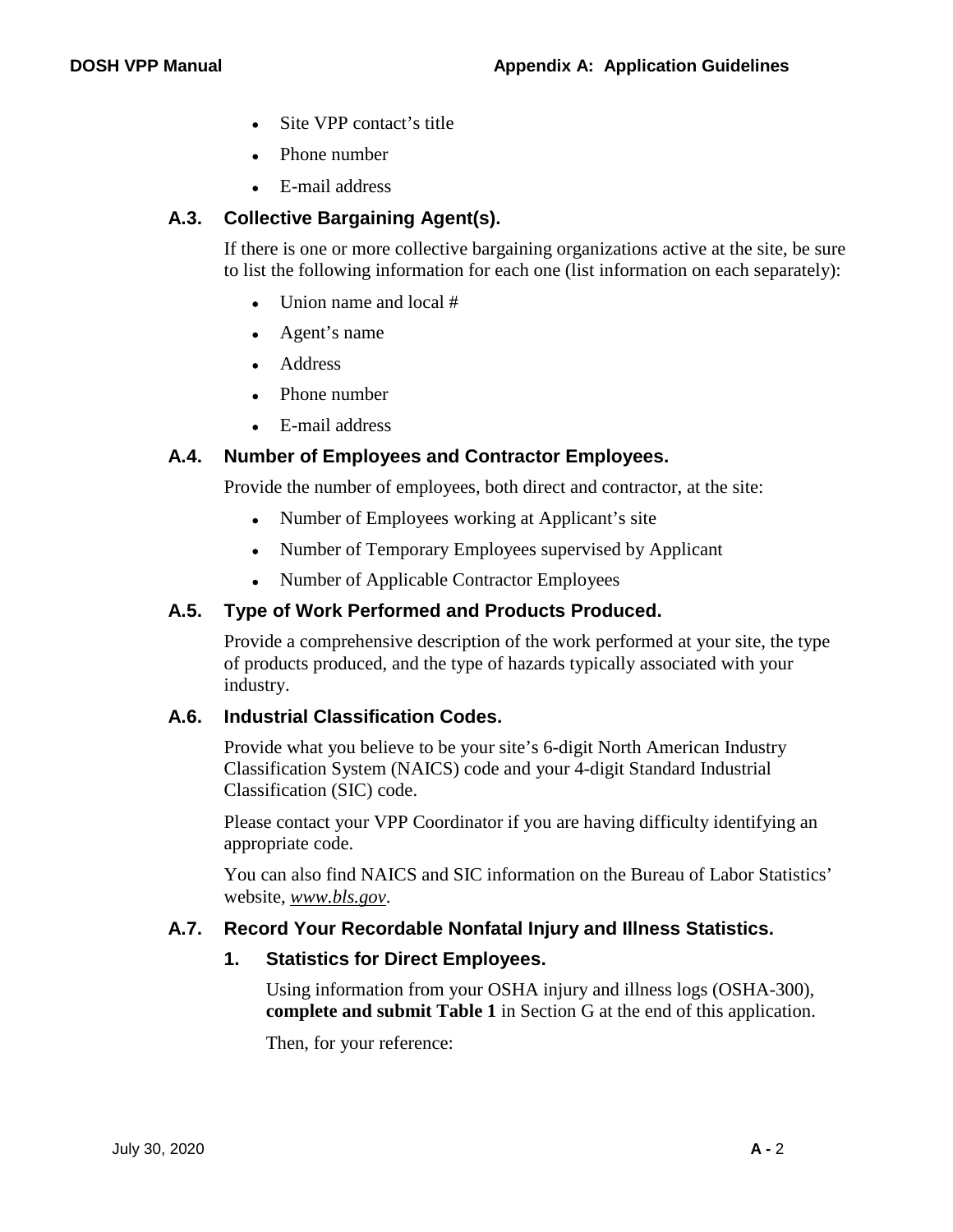- Site VPP contact's title
- Phone number
- E-mail address

### A.3. Collective Bargaining Agent(s).

If there is one or more collective bargaining organizations active at the site, be sure to list the following information for each one (list information on each separately):

- Union name and local #
- Agent's name
- Address
- Phone number
- E-mail address

### A.4. Number of Employees and Contractor Employees.

Provide the number of employees, both direct and contractor, at the site:

- Number of Employees working at Applicant's site
- Number of Temporary Employees supervised by Applicant
- Number of Applicable Contractor Employees

### A.5. Type of Work Performed and Products Produced.

Provide a comprehensive description of the work performed at your site, the type of products produced, and the type of hazards typically associated with your industry.

### A.6. Industrial Classification Codes.

Provide what you believe to be your site's 6-digit North American Industry Classification System (NAICS) code and your 4-digit Standard Industrial Classification (SIC) code.

Please contact your VPP Coordinator if you are having difficulty identifying an appropriate code.

You can also find NAICS and SIC information on the Bureau of Labor Statistics' website, *www.bls.gov*.

### A.7. Record Your Recordable Nonfatal Injury and Illness Statistics.

#### 1. Statistics for Direct Employees.

Using information from your OSHA injury and illness logs (OSHA-300), **complete and submit Table 1** in Section G at the end of this application.

Then, for your reference: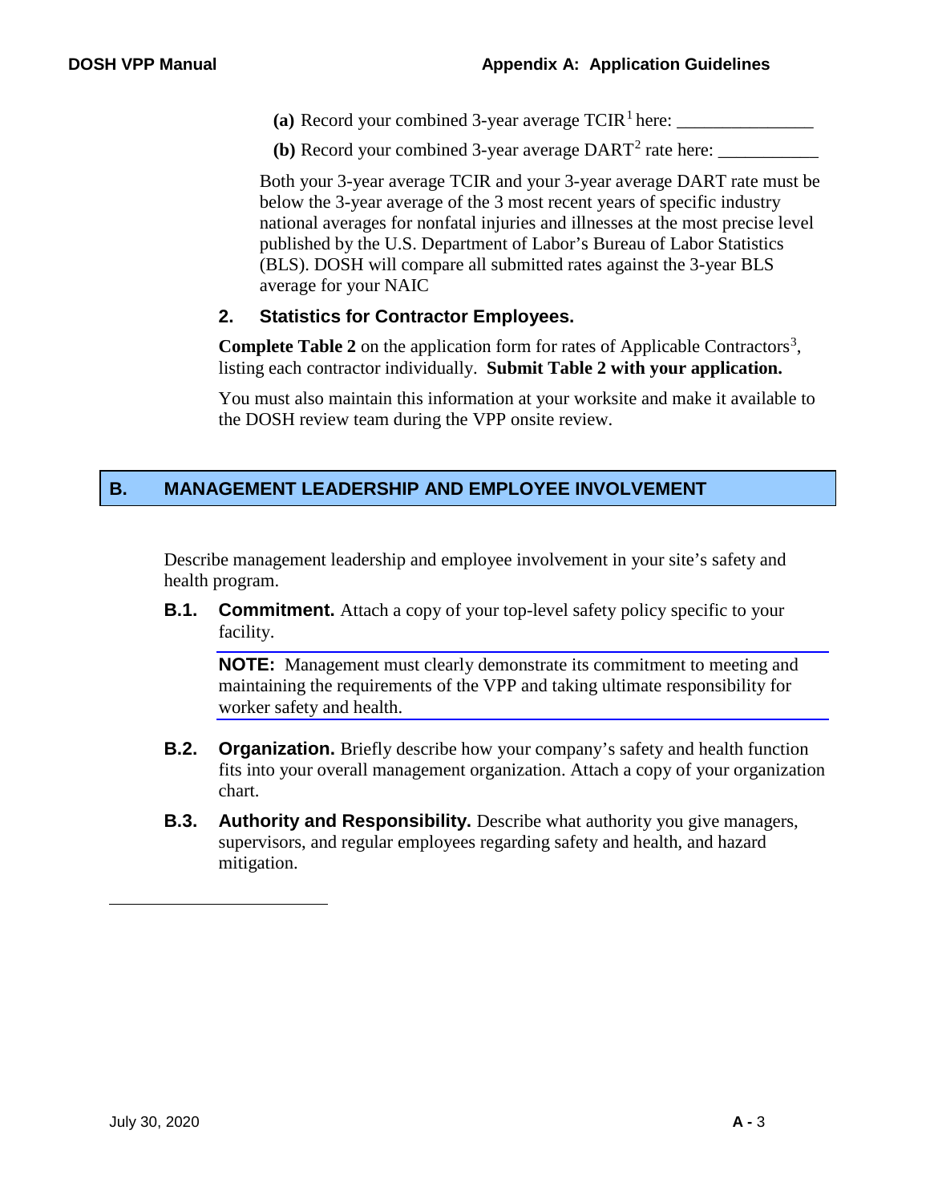**(a)** Record your combined 3-year average TCIR[1] here: _______________

**(b)** Record your combined 3-year average DART[2] rate here: ___________

Both your 3-year average TCIR and your 3-year average DART rate must be below the 3-year average of the 3 most recent years of specific industry national averages for nonfatal injuries and illnesses at the most precise level published by the U.S. Department of Labor's Bureau of Labor Statistics (BLS). DOSH will compare all submitted rates against the 3-year BLS average for your NAIC

### 2. Statistics for Contractor Employees.

**Complete Table 2** on the application form for rates of Applicable Contractors[3], listing each contractor individually. **Submit Table 2 with your application.**

You must also maintain this information at your worksite and make it available to the DOSH review team during the VPP onsite review.

## B. MANAGEMENT LEADERSHIP AND EMPLOYEE INVOLVEMENT

Describe management leadership and employee involvement in your site's safety and health program.

**B.1. Commitment.** Attach a copy of your top-level safety policy specific to your facility.

**NOTE:** Management must clearly demonstrate its commitment to meeting and maintaining the requirements of the VPP and taking ultimate responsibility for worker safety and health.

**B.2. Organization.** Briefly describe how your company's safety and health function fits into your overall management organization. Attach a copy of your organization chart.

**B.3. Authority and Responsibility.** Describe what authority you give managers, supervisors, and regular employees regarding safety and health, and hazard mitigation.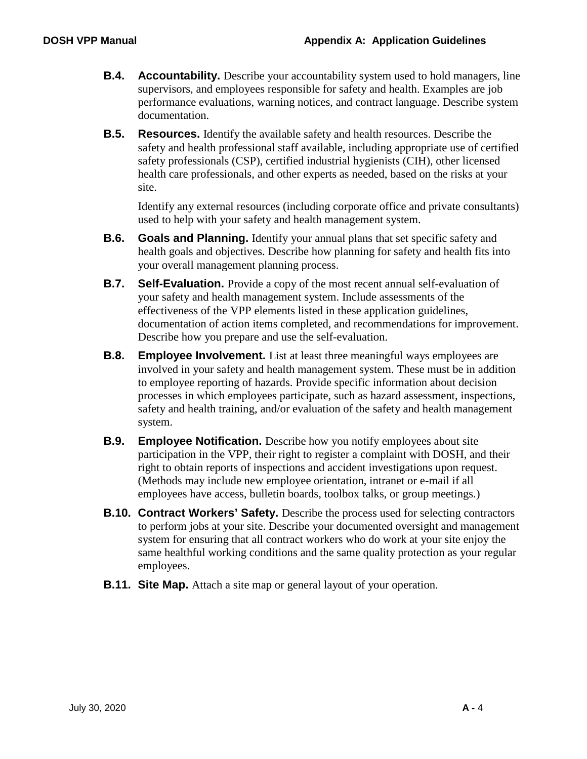**B.4. Accountability.** Describe your accountability system used to hold managers, line supervisors, and employees responsible for safety and health. Examples are job performance evaluations, warning notices, and contract language. Describe system documentation.

**B.5. Resources.** Identify the available safety and health resources. Describe the safety and health professional staff available, including appropriate use of certified safety professionals (CSP), certified industrial hygienists (CIH), other licensed health care professionals, and other experts as needed, based on the risks at your site.

Identify any external resources (including corporate office and private consultants) used to help with your safety and health management system.

**B.6. Goals and Planning.** Identify your annual plans that set specific safety and health goals and objectives. Describe how planning for safety and health fits into your overall management planning process.

**B.7. Self-Evaluation.** Provide a copy of the most recent annual self-evaluation of your safety and health management system. Include assessments of the effectiveness of the VPP elements listed in these application guidelines, documentation of action items completed, and recommendations for improvement. Describe how you prepare and use the self-evaluation.

**B.8. Employee Involvement.** List at least three meaningful ways employees are involved in your safety and health management system. These must be in addition to employee reporting of hazards. Provide specific information about decision processes in which employees participate, such as hazard assessment, inspections, safety and health training, and/or evaluation of the safety and health management system.

**B.9. Employee Notification.** Describe how you notify employees about site participation in the VPP, their right to register a complaint with DOSH, and their right to obtain reports of inspections and accident investigations upon request. (Methods may include new employee orientation, intranet or e-mail if all employees have access, bulletin boards, toolbox talks, or group meetings.)

**B.10. Contract Workers' Safety.** Describe the process used for selecting contractors to perform jobs at your site. Describe your documented oversight and management system for ensuring that all contract workers who do work at your site enjoy the same healthful working conditions and the same quality protection as your regular employees.

**B.11. Site Map.** Attach a site map or general layout of your operation.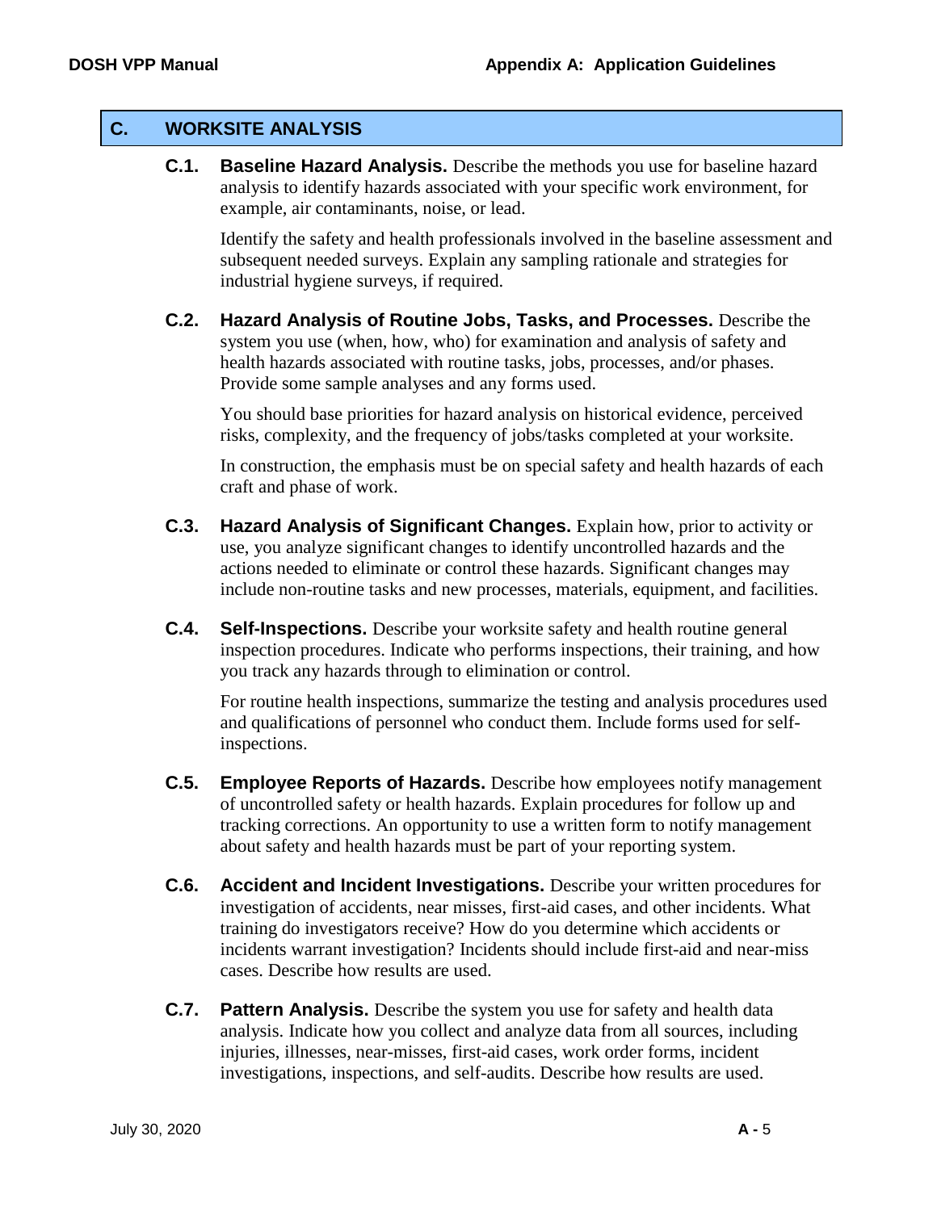## C. WORKSITE ANALYSIS

**C.1. Baseline Hazard Analysis.** Describe the methods you use for baseline hazard analysis to identify hazards associated with your specific work environment, for example, air contaminants, noise, or lead.

Identify the safety and health professionals involved in the baseline assessment and subsequent needed surveys. Explain any sampling rationale and strategies for industrial hygiene surveys, if required.

**C.2. Hazard Analysis of Routine Jobs, Tasks, and Processes.** Describe the system you use (when, how, who) for examination and analysis of safety and health hazards associated with routine tasks, jobs, processes, and/or phases. Provide some sample analyses and any forms used.

You should base priorities for hazard analysis on historical evidence, perceived risks, complexity, and the frequency of jobs/tasks completed at your worksite.

In construction, the emphasis must be on special safety and health hazards of each craft and phase of work.

**C.3. Hazard Analysis of Significant Changes.** Explain how, prior to activity or use, you analyze significant changes to identify uncontrolled hazards and the actions needed to eliminate or control these hazards. Significant changes may include non-routine tasks and new processes, materials, equipment, and facilities.

**C.4. Self-Inspections.** Describe your worksite safety and health routine general inspection procedures. Indicate who performs inspections, their training, and how you track any hazards through to elimination or control.

For routine health inspections, summarize the testing and analysis procedures used and qualifications of personnel who conduct them. Include forms used for self-inspections.

**C.5. Employee Reports of Hazards.** Describe how employees notify management of uncontrolled safety or health hazards. Explain procedures for follow up and tracking corrections. An opportunity to use a written form to notify management about safety and health hazards must be part of your reporting system.

**C.6. Accident and Incident Investigations.** Describe your written procedures for investigation of accidents, near misses, first-aid cases, and other incidents. What training do investigators receive? How do you determine which accidents or incidents warrant investigation? Incidents should include first-aid and near-miss cases. Describe how results are used.

**C.7. Pattern Analysis.** Describe the system you use for safety and health data analysis. Indicate how you collect and analyze data from all sources, including injuries, illnesses, near-misses, first-aid cases, work order forms, incident investigations, inspections, and self-audits. Describe how results are used.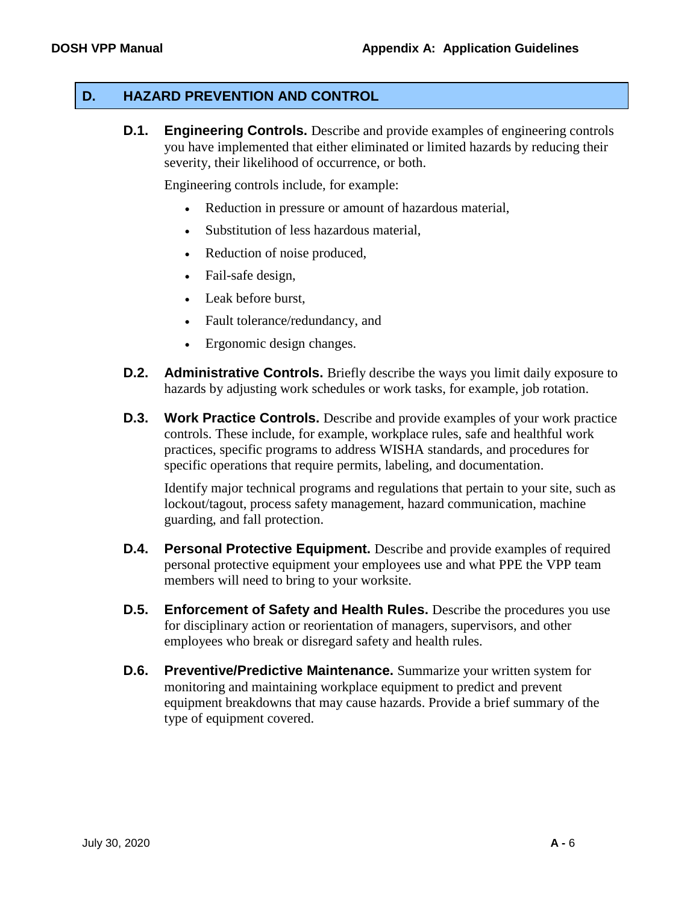## D. HAZARD PREVENTION AND CONTROL

**D.1. Engineering Controls.** Describe and provide examples of engineering controls you have implemented that either eliminated or limited hazards by reducing their severity, their likelihood of occurrence, or both.

Engineering controls include, for example:

- Reduction in pressure or amount of hazardous material,
- Substitution of less hazardous material,
- Reduction of noise produced,
- Fail-safe design,
- Leak before burst,
- Fault tolerance/redundancy, and
- Ergonomic design changes.

**D.2. Administrative Controls.** Briefly describe the ways you limit daily exposure to hazards by adjusting work schedules or work tasks, for example, job rotation.

**D.3. Work Practice Controls.** Describe and provide examples of your work practice controls. These include, for example, workplace rules, safe and healthful work practices, specific programs to address WISHA standards, and procedures for specific operations that require permits, labeling, and documentation.

Identify major technical programs and regulations that pertain to your site, such as lockout/tagout, process safety management, hazard communication, machine guarding, and fall protection.

**D.4. Personal Protective Equipment.** Describe and provide examples of required personal protective equipment your employees use and what PPE the VPP team members will need to bring to your worksite.

**D.5. Enforcement of Safety and Health Rules.** Describe the procedures you use for disciplinary action or reorientation of managers, supervisors, and other employees who break or disregard safety and health rules.

**D.6. Preventive/Predictive Maintenance.** Summarize your written system for monitoring and maintaining workplace equipment to predict and prevent equipment breakdowns that may cause hazards. Provide a brief summary of the type of equipment covered.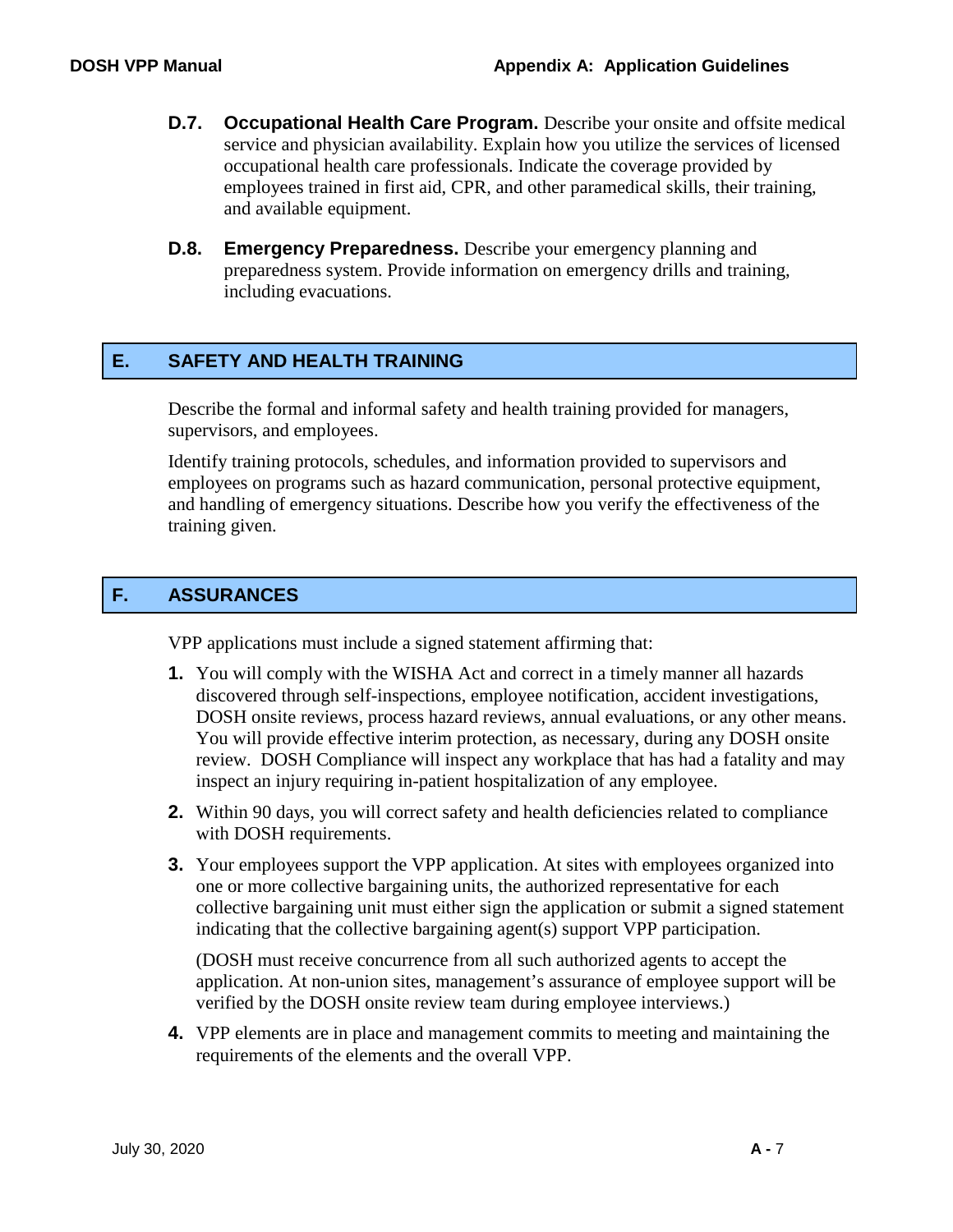**D.7. Occupational Health Care Program.** Describe your onsite and offsite medical service and physician availability. Explain how you utilize the services of licensed occupational health care professionals. Indicate the coverage provided by employees trained in first aid, CPR, and other paramedical skills, their training, and available equipment.

**D.8. Emergency Preparedness.** Describe your emergency planning and preparedness system. Provide information on emergency drills and training, including evacuations.

## E. SAFETY AND HEALTH TRAINING

Describe the formal and informal safety and health training provided for managers, supervisors, and employees.

Identify training protocols, schedules, and information provided to supervisors and employees on programs such as hazard communication, personal protective equipment, and handling of emergency situations. Describe how you verify the effectiveness of the training given.

## F. ASSURANCES

VPP applications must include a signed statement affirming that:

1. You will comply with the WISHA Act and correct in a timely manner all hazards discovered through self-inspections, employee notification, accident investigations, DOSH onsite reviews, process hazard reviews, annual evaluations, or any other means. You will provide effective interim protection, as necessary, during any DOSH onsite review. DOSH Compliance will inspect any workplace that has had a fatality and may inspect an injury requiring in-patient hospitalization of any employee.
2. Within 90 days, you will correct safety and health deficiencies related to compliance with DOSH requirements.
3. Your employees support the VPP application. At sites with employees organized into one or more collective bargaining units, the authorized representative for each collective bargaining unit must either sign the application or submit a signed statement indicating that the collective bargaining agent(s) support VPP participation.

   (DOSH must receive concurrence from all such authorized agents to accept the application. At non-union sites, management's assurance of employee support will be verified by the DOSH onsite review team during employee interviews.)
4. VPP elements are in place and management commits to meeting and maintaining the requirements of the elements and the overall VPP.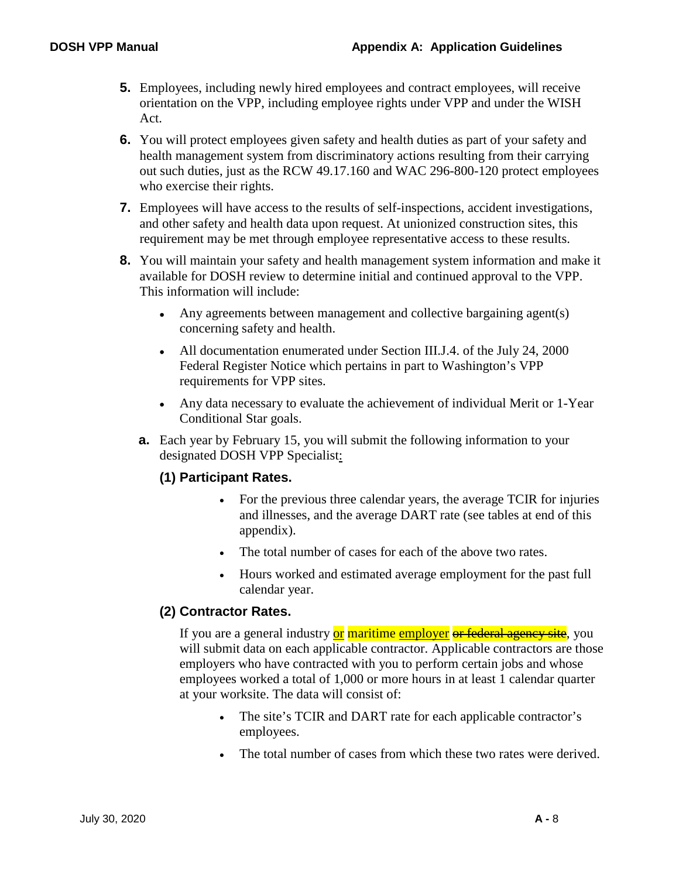5. Employees, including newly hired employees and contract employees, will receive orientation on the VPP, including employee rights under VPP and under the WISH Act.

6. You will protect employees given safety and health duties as part of your safety and health management system from discriminatory actions resulting from their carrying out such duties, just as the RCW 49.17.160 and WAC 296-800-120 protect employees who exercise their rights.

7. Employees will have access to the results of self-inspections, accident investigations, and other safety and health data upon request. At unionized construction sites, this requirement may be met through employee representative access to these results.

8. You will maintain your safety and health management system information and make it available for DOSH review to determine initial and continued approval to the VPP. This information will include:

   - Any agreements between management and collective bargaining agent(s) concerning safety and health.
   - All documentation enumerated under Section III.J.4. of the July 24, 2000 Federal Register Notice which pertains in part to Washington's VPP requirements for VPP sites.
   - Any data necessary to evaluate the achievement of individual Merit or 1-Year Conditional Star goals.

   **a.** Each year by February 15, you will submit the following information to your designated DOSH VPP Specialist:

   **(1) Participant Rates.**

   - For the previous three calendar years, the average TCIR for injuries and illnesses, and the average DART rate (see tables at end of this appendix).
   - The total number of cases for each of the above two rates.
   - Hours worked and estimated average employment for the past full calendar year.

   **(2) Contractor Rates.**

   If you are a general industry or maritime employer ~~or federal agency site~~, you will submit data on each applicable contractor. Applicable contractors are those employers who have contracted with you to perform certain jobs and whose employees worked a total of 1,000 or more hours in at least 1 calendar quarter at your worksite. The data will consist of:

   - The site's TCIR and DART rate for each applicable contractor's employees.
   - The total number of cases from which these two rates were derived.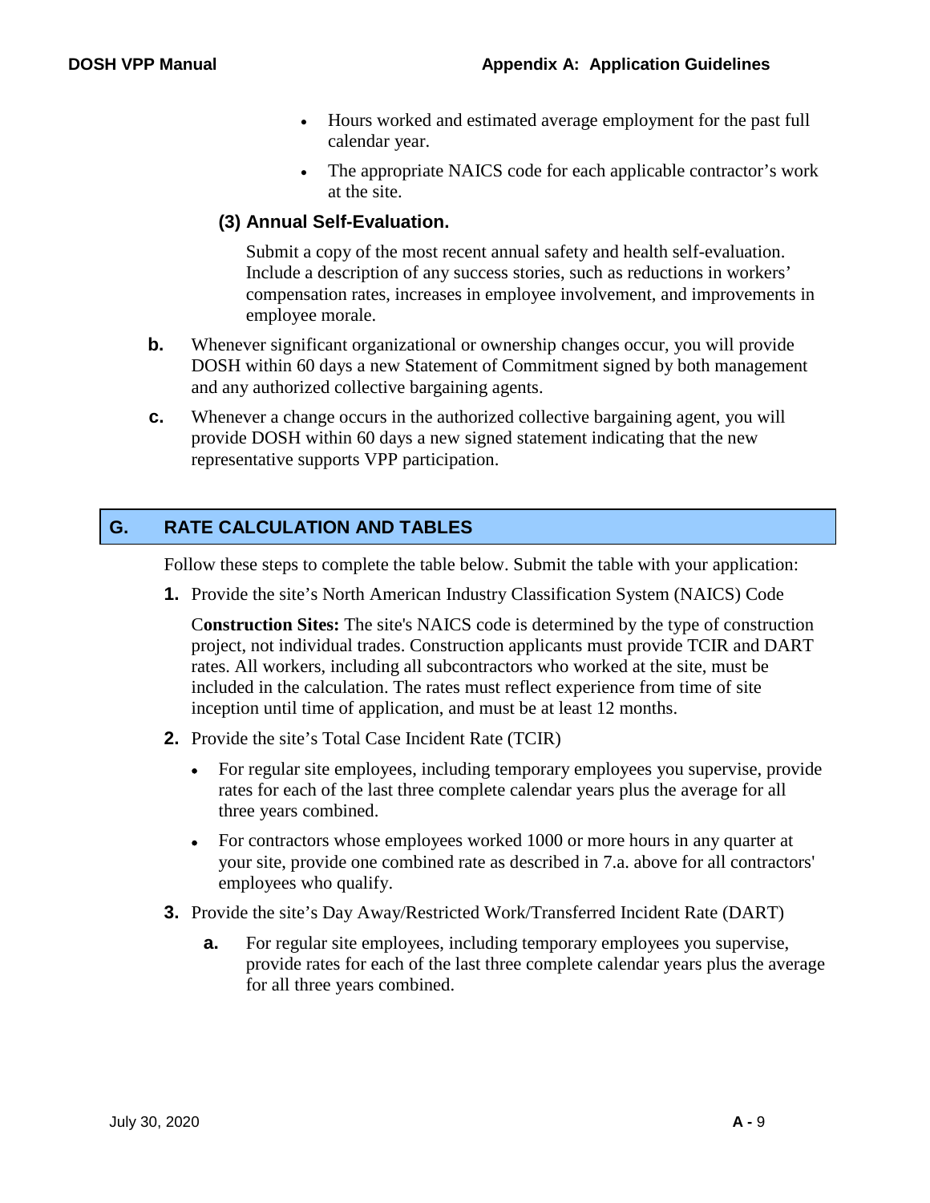- Hours worked and estimated average employment for the past full calendar year.
- The appropriate NAICS code for each applicable contractor's work at the site.

**(3) Annual Self-Evaluation.**

Submit a copy of the most recent annual safety and health self-evaluation. Include a description of any success stories, such as reductions in workers' compensation rates, increases in employee involvement, and improvements in employee morale.

**b.** Whenever significant organizational or ownership changes occur, you will provide DOSH within 60 days a new Statement of Commitment signed by both management and any authorized collective bargaining agents.

**c.** Whenever a change occurs in the authorized collective bargaining agent, you will provide DOSH within 60 days a new signed statement indicating that the new representative supports VPP participation.

## G. RATE CALCULATION AND TABLES

Follow these steps to complete the table below. Submit the table with your application:

**1.** Provide the site's North American Industry Classification System (NAICS) Code

C**onstruction Sites:** The site's NAICS code is determined by the type of construction project, not individual trades. Construction applicants must provide TCIR and DART rates. All workers, including all subcontractors who worked at the site, must be included in the calculation. The rates must reflect experience from time of site inception until time of application, and must be at least 12 months.

**2.** Provide the site's Total Case Incident Rate (TCIR)

- For regular site employees, including temporary employees you supervise, provide rates for each of the last three complete calendar years plus the average for all three years combined.
- For contractors whose employees worked 1000 or more hours in any quarter at your site, provide one combined rate as described in 7.a. above for all contractors' employees who qualify.

**3.** Provide the site's Day Away/Restricted Work/Transferred Incident Rate (DART)

**a.** For regular site employees, including temporary employees you supervise, provide rates for each of the last three complete calendar years plus the average for all three years combined.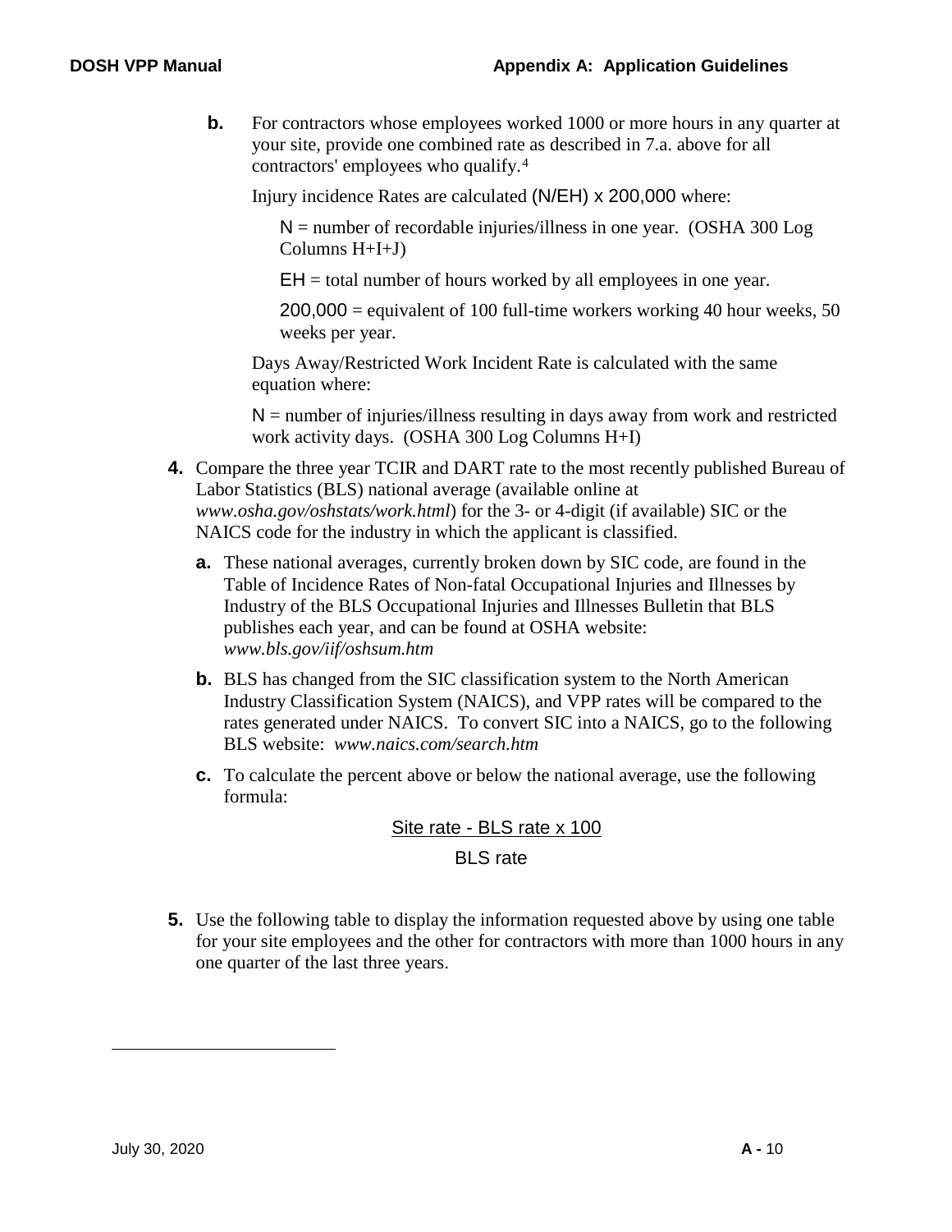**b.** For contractors whose employees worked 1000 or more hours in any quarter at your site, provide one combined rate as described in 7.a. above for all contractors' employees who qualify.[4]

Injury incidence Rates are calculated $(N/EH) \times 200{,}000$ where:

N = number of recordable injuries/illness in one year. (OSHA 300 Log Columns H+I+J)

EH = total number of hours worked by all employees in one year.

200,000 = equivalent of 100 full-time workers working 40 hour weeks, 50 weeks per year.

Days Away/Restricted Work Incident Rate is calculated with the same equation where:

N = number of injuries/illness resulting in days away from work and restricted work activity days. (OSHA 300 Log Columns H+I)

**4.** Compare the three year TCIR and DART rate to the most recently published Bureau of Labor Statistics (BLS) national average (available online at *www.osha.gov/oshstats/work.html*) for the 3- or 4-digit (if available) SIC or the NAICS code for the industry in which the applicant is classified.

**a.** These national averages, currently broken down by SIC code, are found in the Table of Incidence Rates of Non-fatal Occupational Injuries and Illnesses by Industry of the BLS Occupational Injuries and Illnesses Bulletin that BLS publishes each year, and can be found at OSHA website: *www.bls.gov/iif/oshsum.htm*

**b.** BLS has changed from the SIC classification system to the North American Industry Classification System (NAICS), and VPP rates will be compared to the rates generated under NAICS. To convert SIC into a NAICS, go to the following BLS website: *www.naics.com/search.htm*

**c.** To calculate the percent above or below the national average, use the following formula:

$$\frac{\text{Site rate - BLS rate} \times 100}{\text{BLS rate}}$$

**5.** Use the following table to display the information requested above by using one table for your site employees and the other for contractors with more than 1000 hours in any one quarter of the last three years.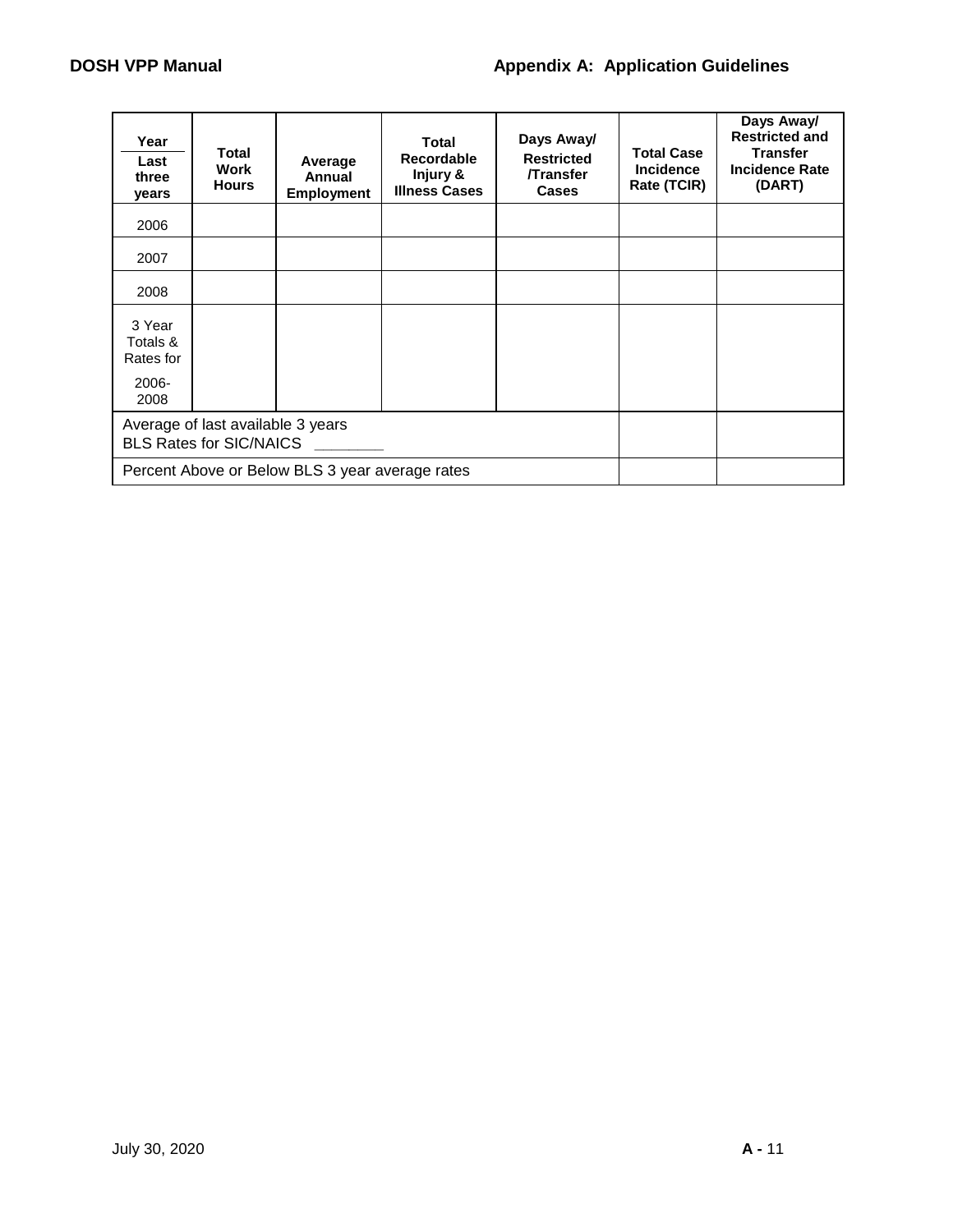| Year<br>Last three years | Total Work Hours | Average Annual Employment | Total Recordable Injury & Illness Cases | Days Away/ Restricted /Transfer Cases | Total Case Incidence Rate (TCIR) | Days Away/ Restricted and Transfer Incidence Rate (DART) |
|---|---|---|---|---|---|---|
| 2006 | | | | | | |
| 2007 | | | | | | |
| 2008 | | | | | | |
| 3 Year Totals & Rates for 2006-2008 | | | | | | |
| Average of last available 3 years BLS Rates for SIC/NAICS ________ | | | | | | |
| Percent Above or Below BLS 3 year average rates | | | | | | |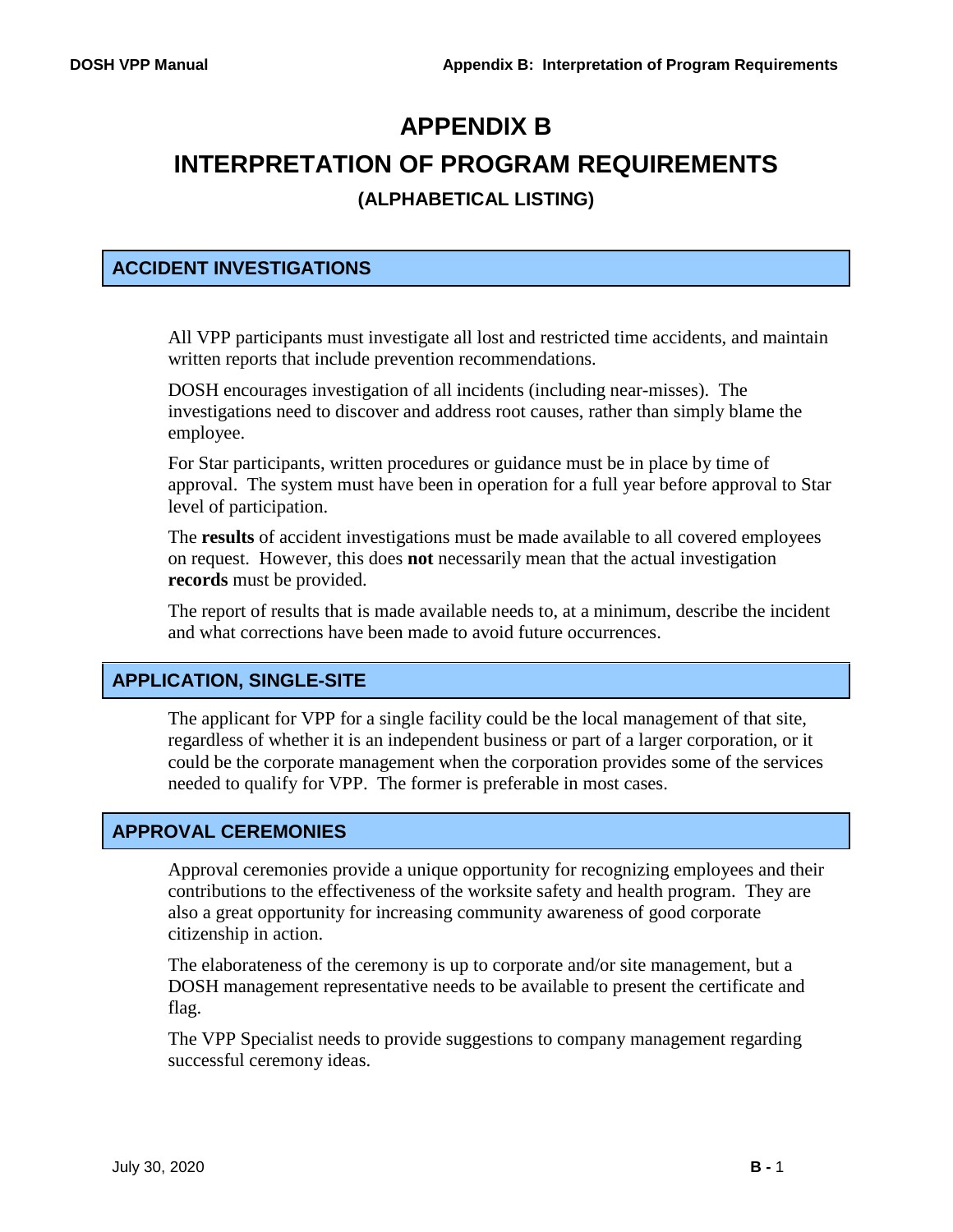# APPENDIX B

# INTERPRETATION OF PROGRAM REQUIREMENTS

### (ALPHABETICAL LISTING)

## ACCIDENT INVESTIGATIONS

All VPP participants must investigate all lost and restricted time accidents, and maintain written reports that include prevention recommendations.

DOSH encourages investigation of all incidents (including near-misses). The investigations need to discover and address root causes, rather than simply blame the employee.

For Star participants, written procedures or guidance must be in place by time of approval. The system must have been in operation for a full year before approval to Star level of participation.

The **results** of accident investigations must be made available to all covered employees on request. However, this does **not** necessarily mean that the actual investigation **records** must be provided.

The report of results that is made available needs to, at a minimum, describe the incident and what corrections have been made to avoid future occurrences.

## APPLICATION, SINGLE-SITE

The applicant for VPP for a single facility could be the local management of that site, regardless of whether it is an independent business or part of a larger corporation, or it could be the corporate management when the corporation provides some of the services needed to qualify for VPP. The former is preferable in most cases.

## APPROVAL CEREMONIES

Approval ceremonies provide a unique opportunity for recognizing employees and their contributions to the effectiveness of the worksite safety and health program. They are also a great opportunity for increasing community awareness of good corporate citizenship in action.

The elaborateness of the ceremony is up to corporate and/or site management, but a DOSH management representative needs to be available to present the certificate and flag.

The VPP Specialist needs to provide suggestions to company management regarding successful ceremony ideas.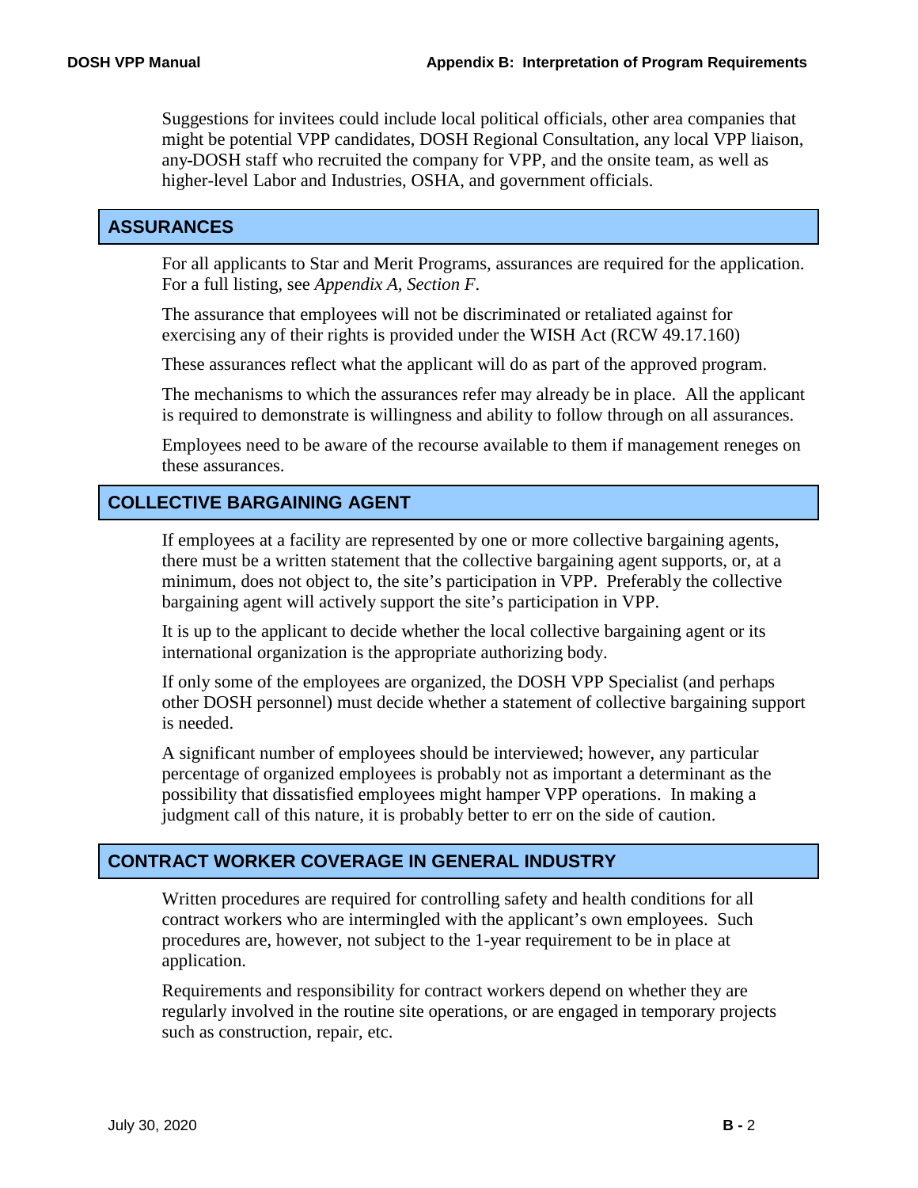Suggestions for invitees could include local political officials, other area companies that might be potential VPP candidates, DOSH Regional Consultation, any local VPP liaison, any-DOSH staff who recruited the company for VPP, and the onsite team, as well as higher-level Labor and Industries, OSHA, and government officials.

## ASSURANCES

For all applicants to Star and Merit Programs, assurances are required for the application. For a full listing, see *Appendix A, Section F*.

The assurance that employees will not be discriminated or retaliated against for exercising any of their rights is provided under the WISH Act (RCW 49.17.160)

These assurances reflect what the applicant will do as part of the approved program.

The mechanisms to which the assurances refer may already be in place. All the applicant is required to demonstrate is willingness and ability to follow through on all assurances.

Employees need to be aware of the recourse available to them if management reneges on these assurances.

## COLLECTIVE BARGAINING AGENT

If employees at a facility are represented by one or more collective bargaining agents, there must be a written statement that the collective bargaining agent supports, or, at a minimum, does not object to, the site's participation in VPP. Preferably the collective bargaining agent will actively support the site's participation in VPP.

It is up to the applicant to decide whether the local collective bargaining agent or its international organization is the appropriate authorizing body.

If only some of the employees are organized, the DOSH VPP Specialist (and perhaps other DOSH personnel) must decide whether a statement of collective bargaining support is needed.

A significant number of employees should be interviewed; however, any particular percentage of organized employees is probably not as important a determinant as the possibility that dissatisfied employees might hamper VPP operations. In making a judgment call of this nature, it is probably better to err on the side of caution.

## CONTRACT WORKER COVERAGE IN GENERAL INDUSTRY

Written procedures are required for controlling safety and health conditions for all contract workers who are intermingled with the applicant's own employees. Such procedures are, however, not subject to the 1-year requirement to be in place at application.

Requirements and responsibility for contract workers depend on whether they are regularly involved in the routine site operations, or are engaged in temporary projects such as construction, repair, etc.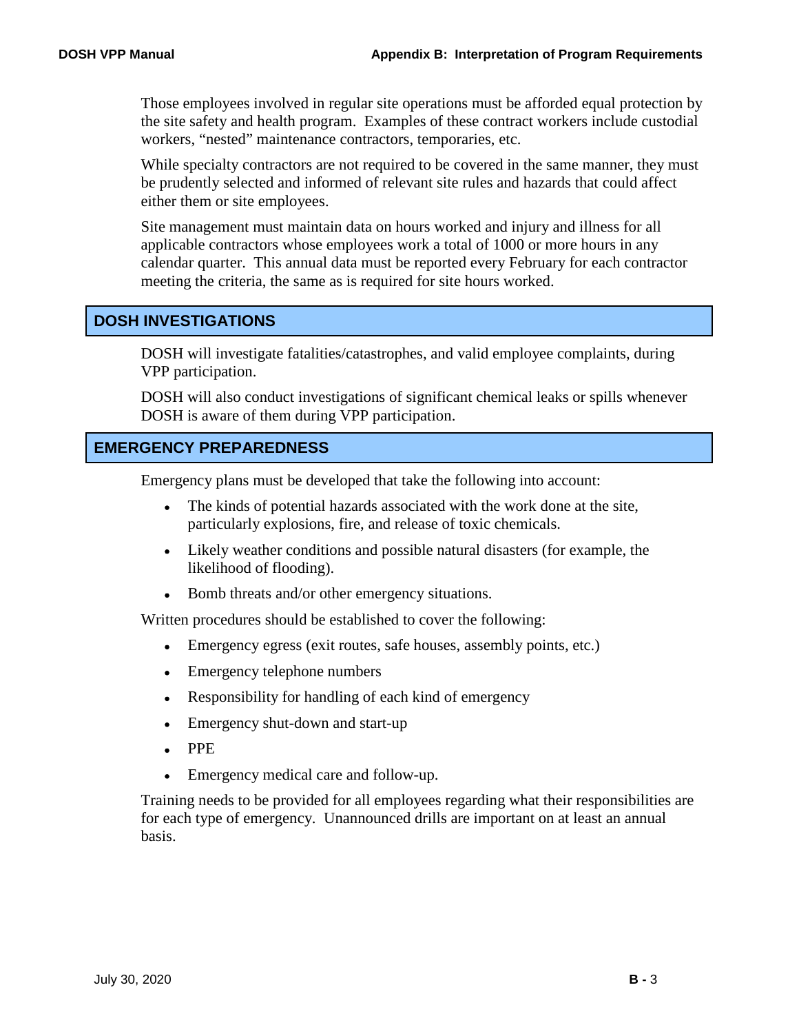Those employees involved in regular site operations must be afforded equal protection by the site safety and health program. Examples of these contract workers include custodial workers, "nested" maintenance contractors, temporaries, etc.

While specialty contractors are not required to be covered in the same manner, they must be prudently selected and informed of relevant site rules and hazards that could affect either them or site employees.

Site management must maintain data on hours worked and injury and illness for all applicable contractors whose employees work a total of 1000 or more hours in any calendar quarter. This annual data must be reported every February for each contractor meeting the criteria, the same as is required for site hours worked.

## DOSH INVESTIGATIONS

DOSH will investigate fatalities/catastrophes, and valid employee complaints, during VPP participation.

DOSH will also conduct investigations of significant chemical leaks or spills whenever DOSH is aware of them during VPP participation.

## EMERGENCY PREPAREDNESS

Emergency plans must be developed that take the following into account:

- The kinds of potential hazards associated with the work done at the site, particularly explosions, fire, and release of toxic chemicals.
- Likely weather conditions and possible natural disasters (for example, the likelihood of flooding).
- Bomb threats and/or other emergency situations.

Written procedures should be established to cover the following:

- Emergency egress (exit routes, safe houses, assembly points, etc.)
- Emergency telephone numbers
- Responsibility for handling of each kind of emergency
- Emergency shut-down and start-up
- PPE
- Emergency medical care and follow-up.

Training needs to be provided for all employees regarding what their responsibilities are for each type of emergency. Unannounced drills are important on at least an annual basis.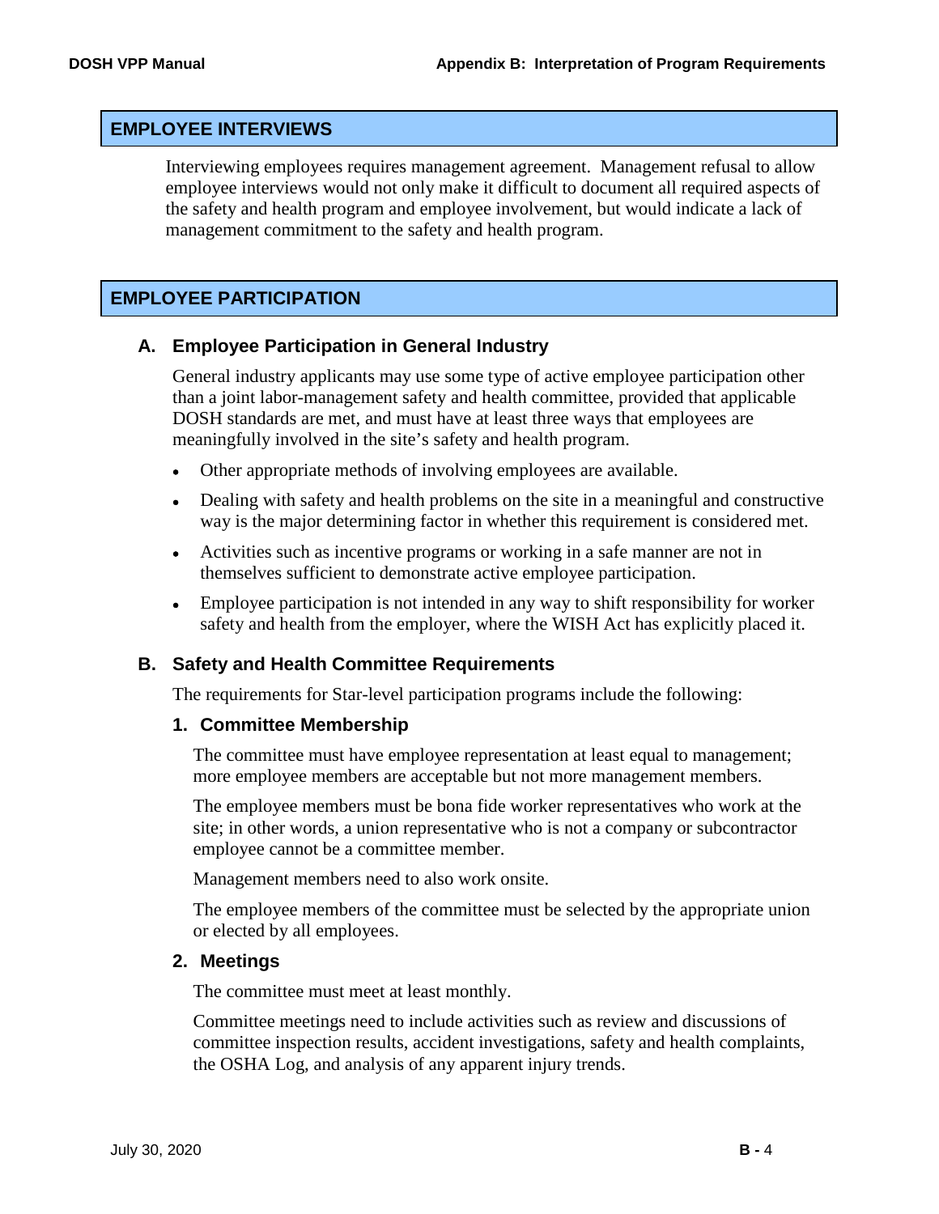## EMPLOYEE INTERVIEWS

Interviewing employees requires management agreement. Management refusal to allow employee interviews would not only make it difficult to document all required aspects of the safety and health program and employee involvement, but would indicate a lack of management commitment to the safety and health program.

## EMPLOYEE PARTICIPATION

### A. Employee Participation in General Industry

General industry applicants may use some type of active employee participation other than a joint labor-management safety and health committee, provided that applicable DOSH standards are met, and must have at least three ways that employees are meaningfully involved in the site's safety and health program.

- Other appropriate methods of involving employees are available.
- Dealing with safety and health problems on the site in a meaningful and constructive way is the major determining factor in whether this requirement is considered met.
- Activities such as incentive programs or working in a safe manner are not in themselves sufficient to demonstrate active employee participation.
- Employee participation is not intended in any way to shift responsibility for worker safety and health from the employer, where the WISH Act has explicitly placed it.

### B. Safety and Health Committee Requirements

The requirements for Star-level participation programs include the following:

#### 1. Committee Membership

The committee must have employee representation at least equal to management; more employee members are acceptable but not more management members.

The employee members must be bona fide worker representatives who work at the site; in other words, a union representative who is not a company or subcontractor employee cannot be a committee member.

Management members need to also work onsite.

The employee members of the committee must be selected by the appropriate union or elected by all employees.

#### 2. Meetings

The committee must meet at least monthly.

Committee meetings need to include activities such as review and discussions of committee inspection results, accident investigations, safety and health complaints, the OSHA Log, and analysis of any apparent injury trends.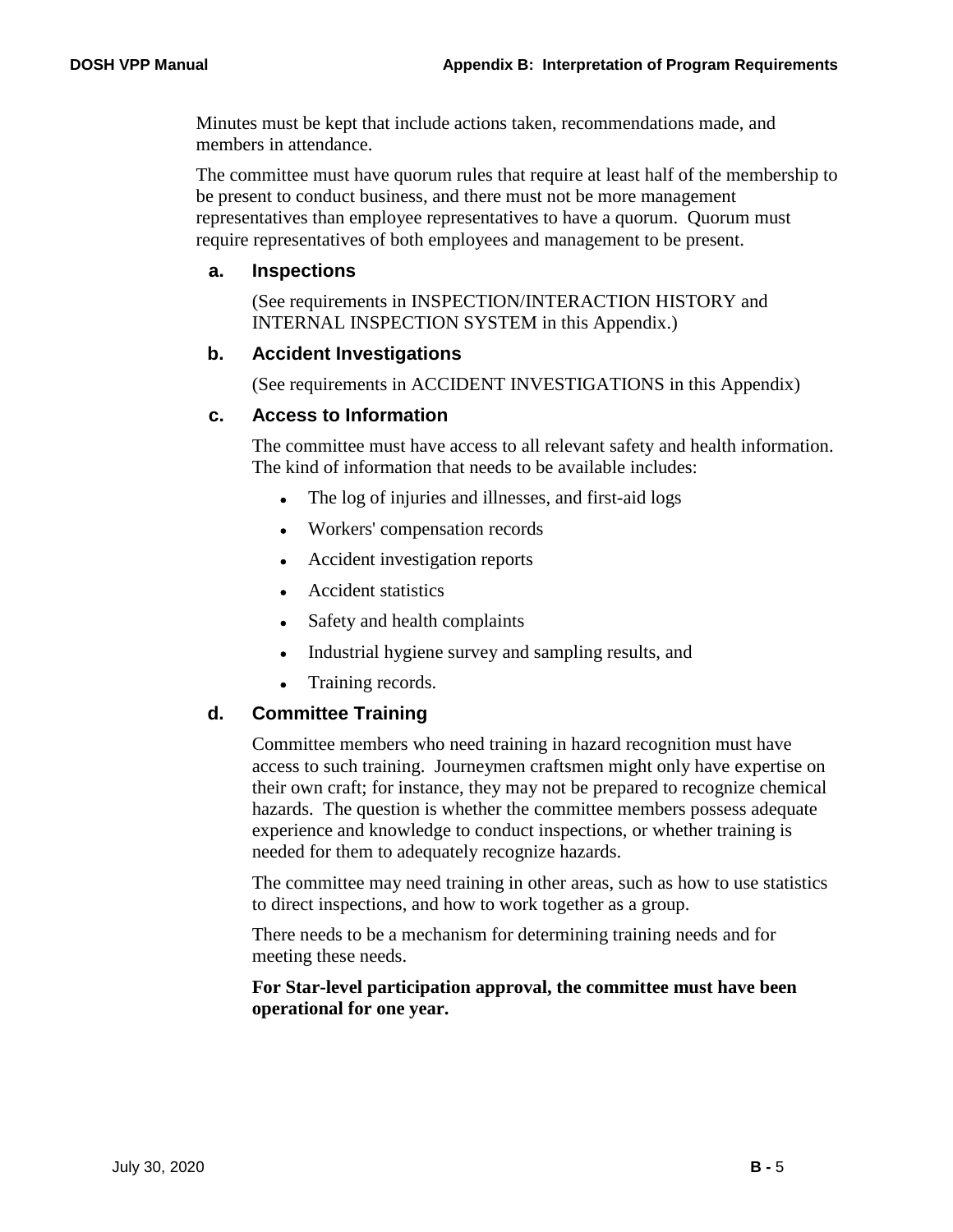Minutes must be kept that include actions taken, recommendations made, and members in attendance.

The committee must have quorum rules that require at least half of the membership to be present to conduct business, and there must not be more management representatives than employee representatives to have a quorum. Quorum must require representatives of both employees and management to be present.

### a. Inspections

(See requirements in INSPECTION/INTERACTION HISTORY and INTERNAL INSPECTION SYSTEM in this Appendix.)

### b. Accident Investigations

(See requirements in ACCIDENT INVESTIGATIONS in this Appendix)

### c. Access to Information

The committee must have access to all relevant safety and health information. The kind of information that needs to be available includes:

- The log of injuries and illnesses, and first-aid logs
- Workers' compensation records
- Accident investigation reports
- Accident statistics
- Safety and health complaints
- Industrial hygiene survey and sampling results, and
- Training records.

### d. Committee Training

Committee members who need training in hazard recognition must have access to such training. Journeymen craftsmen might only have expertise on their own craft; for instance, they may not be prepared to recognize chemical hazards. The question is whether the committee members possess adequate experience and knowledge to conduct inspections, or whether training is needed for them to adequately recognize hazards.

The committee may need training in other areas, such as how to use statistics to direct inspections, and how to work together as a group.

There needs to be a mechanism for determining training needs and for meeting these needs.

**For Star-level participation approval, the committee must have been operational for one year.**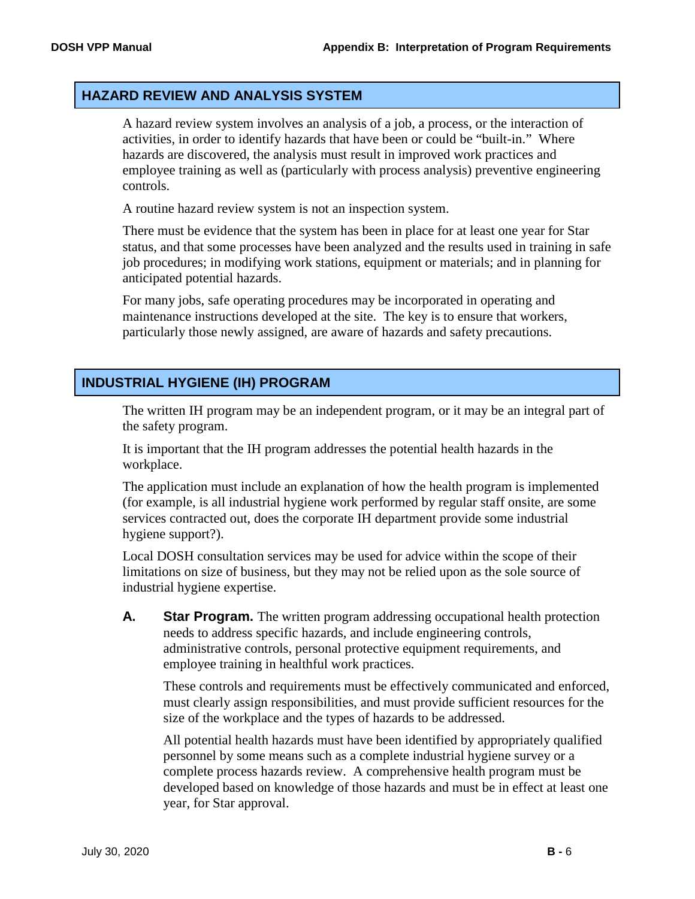## HAZARD REVIEW AND ANALYSIS SYSTEM

A hazard review system involves an analysis of a job, a process, or the interaction of activities, in order to identify hazards that have been or could be "built-in." Where hazards are discovered, the analysis must result in improved work practices and employee training as well as (particularly with process analysis) preventive engineering controls.

A routine hazard review system is not an inspection system.

There must be evidence that the system has been in place for at least one year for Star status, and that some processes have been analyzed and the results used in training in safe job procedures; in modifying work stations, equipment or materials; and in planning for anticipated potential hazards.

For many jobs, safe operating procedures may be incorporated in operating and maintenance instructions developed at the site. The key is to ensure that workers, particularly those newly assigned, are aware of hazards and safety precautions.

## INDUSTRIAL HYGIENE (IH) PROGRAM

The written IH program may be an independent program, or it may be an integral part of the safety program.

It is important that the IH program addresses the potential health hazards in the workplace.

The application must include an explanation of how the health program is implemented (for example, is all industrial hygiene work performed by regular staff onsite, are some services contracted out, does the corporate IH department provide some industrial hygiene support?).

Local DOSH consultation services may be used for advice within the scope of their limitations on size of business, but they may not be relied upon as the sole source of industrial hygiene expertise.

**A. Star Program.** The written program addressing occupational health protection needs to address specific hazards, and include engineering controls, administrative controls, personal protective equipment requirements, and employee training in healthful work practices.

These controls and requirements must be effectively communicated and enforced, must clearly assign responsibilities, and must provide sufficient resources for the size of the workplace and the types of hazards to be addressed.

All potential health hazards must have been identified by appropriately qualified personnel by some means such as a complete industrial hygiene survey or a complete process hazards review. A comprehensive health program must be developed based on knowledge of those hazards and must be in effect at least one year, for Star approval.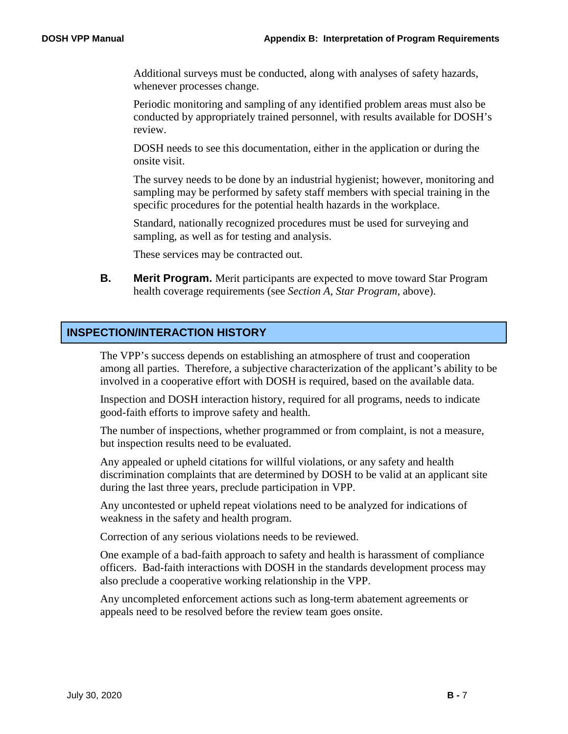Additional surveys must be conducted, along with analyses of safety hazards, whenever processes change.

Periodic monitoring and sampling of any identified problem areas must also be conducted by appropriately trained personnel, with results available for DOSH's review.

DOSH needs to see this documentation, either in the application or during the onsite visit.

The survey needs to be done by an industrial hygienist; however, monitoring and sampling may be performed by safety staff members with special training in the specific procedures for the potential health hazards in the workplace.

Standard, nationally recognized procedures must be used for surveying and sampling, as well as for testing and analysis.

These services may be contracted out.

**B. Merit Program.** Merit participants are expected to move toward Star Program health coverage requirements (see *Section A, Star Program*, above).

## INSPECTION/INTERACTION HISTORY

The VPP's success depends on establishing an atmosphere of trust and cooperation among all parties. Therefore, a subjective characterization of the applicant's ability to be involved in a cooperative effort with DOSH is required, based on the available data.

Inspection and DOSH interaction history, required for all programs, needs to indicate good-faith efforts to improve safety and health.

The number of inspections, whether programmed or from complaint, is not a measure, but inspection results need to be evaluated.

Any appealed or upheld citations for willful violations, or any safety and health discrimination complaints that are determined by DOSH to be valid at an applicant site during the last three years, preclude participation in VPP.

Any uncontested or upheld repeat violations need to be analyzed for indications of weakness in the safety and health program.

Correction of any serious violations needs to be reviewed.

One example of a bad-faith approach to safety and health is harassment of compliance officers. Bad-faith interactions with DOSH in the standards development process may also preclude a cooperative working relationship in the VPP.

Any uncompleted enforcement actions such as long-term abatement agreements or appeals need to be resolved before the review team goes onsite.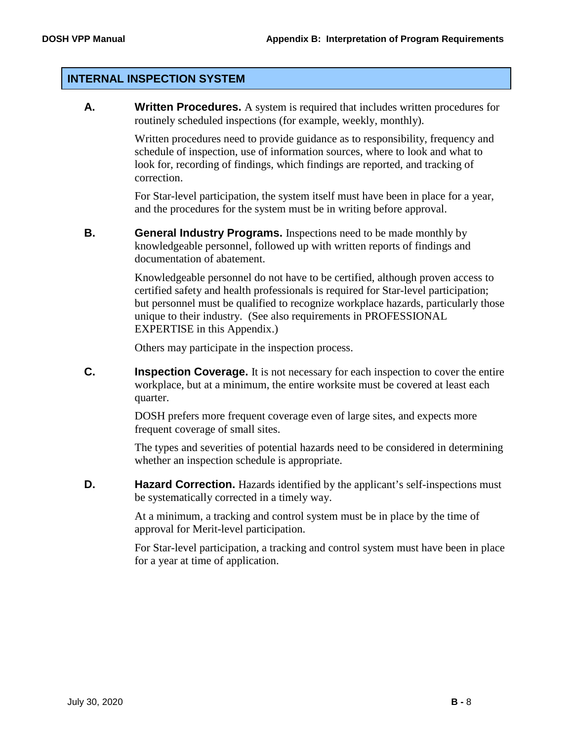## INTERNAL INSPECTION SYSTEM

**A.** **Written Procedures.** A system is required that includes written procedures for routinely scheduled inspections (for example, weekly, monthly).

Written procedures need to provide guidance as to responsibility, frequency and schedule of inspection, use of information sources, where to look and what to look for, recording of findings, which findings are reported, and tracking of correction.

For Star-level participation, the system itself must have been in place for a year, and the procedures for the system must be in writing before approval.

**B.** **General Industry Programs.** Inspections need to be made monthly by knowledgeable personnel, followed up with written reports of findings and documentation of abatement.

Knowledgeable personnel do not have to be certified, although proven access to certified safety and health professionals is required for Star-level participation; but personnel must be qualified to recognize workplace hazards, particularly those unique to their industry. (See also requirements in PROFESSIONAL EXPERTISE in this Appendix.)

Others may participate in the inspection process.

**C.** **Inspection Coverage.** It is not necessary for each inspection to cover the entire workplace, but at a minimum, the entire worksite must be covered at least each quarter.

DOSH prefers more frequent coverage even of large sites, and expects more frequent coverage of small sites.

The types and severities of potential hazards need to be considered in determining whether an inspection schedule is appropriate.

**D.** **Hazard Correction.** Hazards identified by the applicant's self-inspections must be systematically corrected in a timely way.

At a minimum, a tracking and control system must be in place by the time of approval for Merit-level participation.

For Star-level participation, a tracking and control system must have been in place for a year at time of application.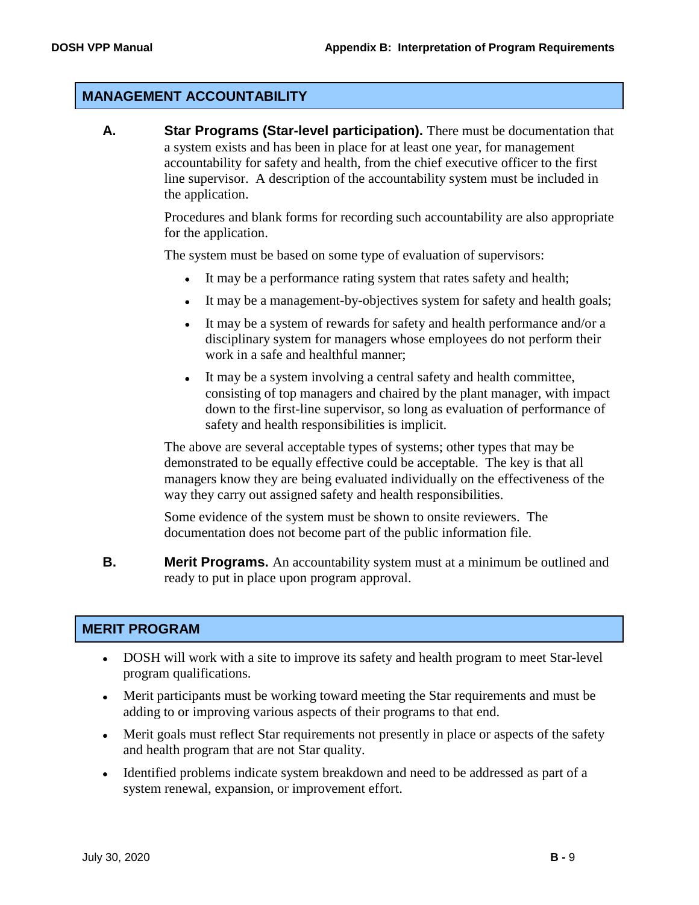## MANAGEMENT ACCOUNTABILITY

**A.** **Star Programs (Star-level participation).** There must be documentation that a system exists and has been in place for at least one year, for management accountability for safety and health, from the chief executive officer to the first line supervisor. A description of the accountability system must be included in the application.

Procedures and blank forms for recording such accountability are also appropriate for the application.

The system must be based on some type of evaluation of supervisors:

- It may be a performance rating system that rates safety and health;
- It may be a management-by-objectives system for safety and health goals;
- It may be a system of rewards for safety and health performance and/or a disciplinary system for managers whose employees do not perform their work in a safe and healthful manner;
- It may be a system involving a central safety and health committee, consisting of top managers and chaired by the plant manager, with impact down to the first-line supervisor, so long as evaluation of performance of safety and health responsibilities is implicit.

The above are several acceptable types of systems; other types that may be demonstrated to be equally effective could be acceptable. The key is that all managers know they are being evaluated individually on the effectiveness of the way they carry out assigned safety and health responsibilities.

Some evidence of the system must be shown to onsite reviewers. The documentation does not become part of the public information file.

**B.** **Merit Programs.** An accountability system must at a minimum be outlined and ready to put in place upon program approval.

## MERIT PROGRAM

- DOSH will work with a site to improve its safety and health program to meet Star-level program qualifications.
- Merit participants must be working toward meeting the Star requirements and must be adding to or improving various aspects of their programs to that end.
- Merit goals must reflect Star requirements not presently in place or aspects of the safety and health program that are not Star quality.
- Identified problems indicate system breakdown and need to be addressed as part of a system renewal, expansion, or improvement effort.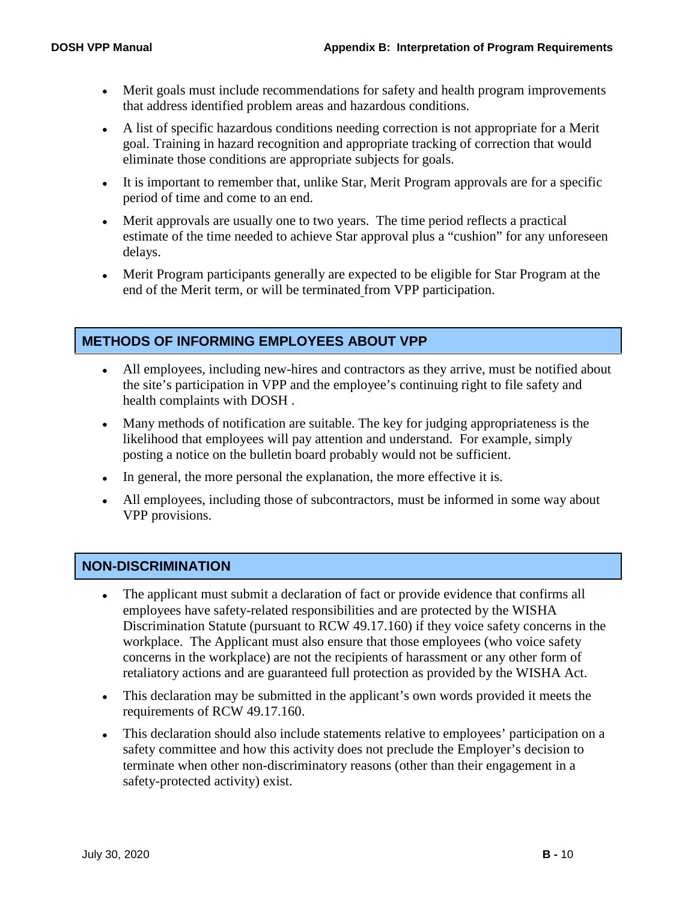- Merit goals must include recommendations for safety and health program improvements that address identified problem areas and hazardous conditions.
- A list of specific hazardous conditions needing correction is not appropriate for a Merit goal. Training in hazard recognition and appropriate tracking of correction that would eliminate those conditions are appropriate subjects for goals.
- It is important to remember that, unlike Star, Merit Program approvals are for a specific period of time and come to an end.
- Merit approvals are usually one to two years. The time period reflects a practical estimate of the time needed to achieve Star approval plus a "cushion" for any unforeseen delays.
- Merit Program participants generally are expected to be eligible for Star Program at the end of the Merit term, or will be terminated from VPP participation.

## METHODS OF INFORMING EMPLOYEES ABOUT VPP

- All employees, including new-hires and contractors as they arrive, must be notified about the site's participation in VPP and the employee's continuing right to file safety and health complaints with DOSH .
- Many methods of notification are suitable. The key for judging appropriateness is the likelihood that employees will pay attention and understand. For example, simply posting a notice on the bulletin board probably would not be sufficient.
- In general, the more personal the explanation, the more effective it is.
- All employees, including those of subcontractors, must be informed in some way about VPP provisions.

## NON-DISCRIMINATION

- The applicant must submit a declaration of fact or provide evidence that confirms all employees have safety-related responsibilities and are protected by the WISHA Discrimination Statute (pursuant to RCW 49.17.160) if they voice safety concerns in the workplace. The Applicant must also ensure that those employees (who voice safety concerns in the workplace) are not the recipients of harassment or any other form of retaliatory actions and are guaranteed full protection as provided by the WISHA Act.
- This declaration may be submitted in the applicant's own words provided it meets the requirements of RCW 49.17.160.
- This declaration should also include statements relative to employees' participation on a safety committee and how this activity does not preclude the Employer's decision to terminate when other non-discriminatory reasons (other than their engagement in a safety-protected activity) exist.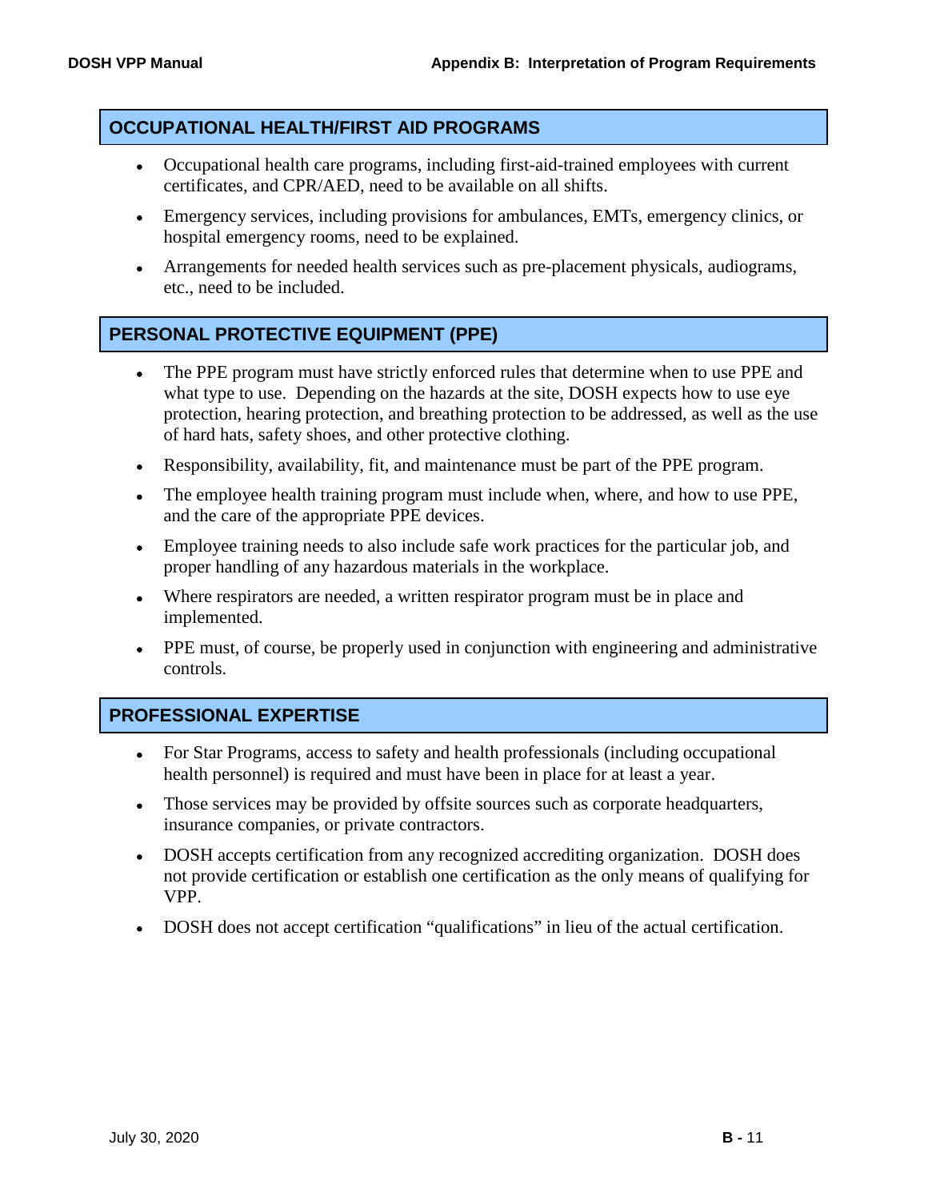## OCCUPATIONAL HEALTH/FIRST AID PROGRAMS

- Occupational health care programs, including first-aid-trained employees with current certificates, and CPR/AED, need to be available on all shifts.
- Emergency services, including provisions for ambulances, EMTs, emergency clinics, or hospital emergency rooms, need to be explained.
- Arrangements for needed health services such as pre-placement physicals, audiograms, etc., need to be included.

## PERSONAL PROTECTIVE EQUIPMENT (PPE)

- The PPE program must have strictly enforced rules that determine when to use PPE and what type to use. Depending on the hazards at the site, DOSH expects how to use eye protection, hearing protection, and breathing protection to be addressed, as well as the use of hard hats, safety shoes, and other protective clothing.
- Responsibility, availability, fit, and maintenance must be part of the PPE program.
- The employee health training program must include when, where, and how to use PPE, and the care of the appropriate PPE devices.
- Employee training needs to also include safe work practices for the particular job, and proper handling of any hazardous materials in the workplace.
- Where respirators are needed, a written respirator program must be in place and implemented.
- PPE must, of course, be properly used in conjunction with engineering and administrative controls.

## PROFESSIONAL EXPERTISE

- For Star Programs, access to safety and health professionals (including occupational health personnel) is required and must have been in place for at least a year.
- Those services may be provided by offsite sources such as corporate headquarters, insurance companies, or private contractors.
- DOSH accepts certification from any recognized accrediting organization. DOSH does not provide certification or establish one certification as the only means of qualifying for VPP.
- DOSH does not accept certification "qualifications" in lieu of the actual certification.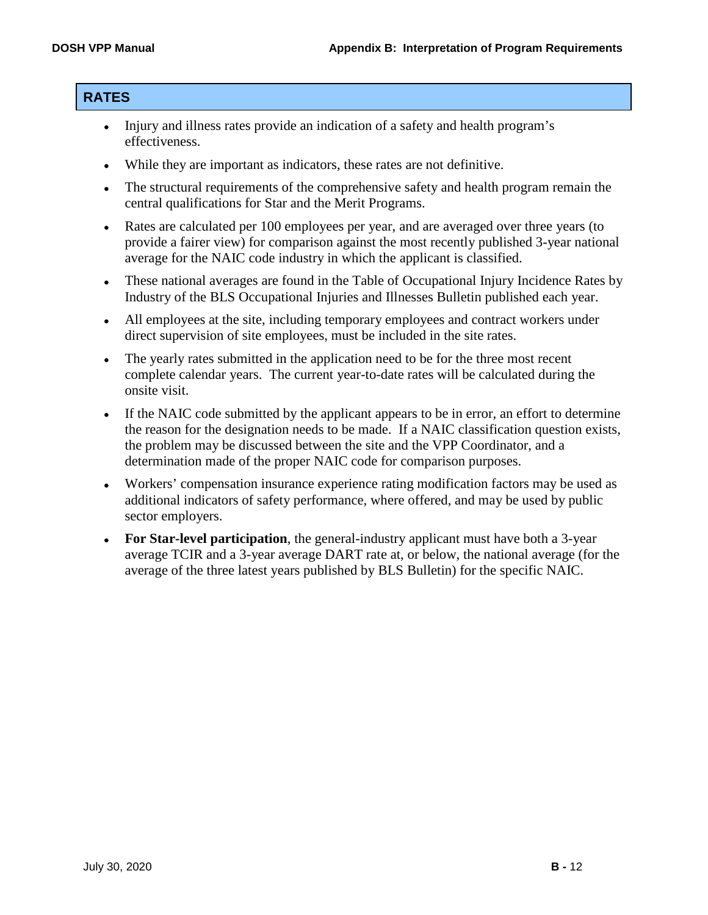## RATES

- Injury and illness rates provide an indication of a safety and health program's effectiveness.
- While they are important as indicators, these rates are not definitive.
- The structural requirements of the comprehensive safety and health program remain the central qualifications for Star and the Merit Programs.
- Rates are calculated per 100 employees per year, and are averaged over three years (to provide a fairer view) for comparison against the most recently published 3-year national average for the NAIC code industry in which the applicant is classified.
- These national averages are found in the Table of Occupational Injury Incidence Rates by Industry of the BLS Occupational Injuries and Illnesses Bulletin published each year.
- All employees at the site, including temporary employees and contract workers under direct supervision of site employees, must be included in the site rates.
- The yearly rates submitted in the application need to be for the three most recent complete calendar years. The current year-to-date rates will be calculated during the onsite visit.
- If the NAIC code submitted by the applicant appears to be in error, an effort to determine the reason for the designation needs to be made. If a NAIC classification question exists, the problem may be discussed between the site and the VPP Coordinator, and a determination made of the proper NAIC code for comparison purposes.
- Workers' compensation insurance experience rating modification factors may be used as additional indicators of safety performance, where offered, and may be used by public sector employers.
- **For Star-level participation**, the general-industry applicant must have both a 3-year average TCIR and a 3-year average DART rate at, or below, the national average (for the average of the three latest years published by BLS Bulletin) for the specific NAIC.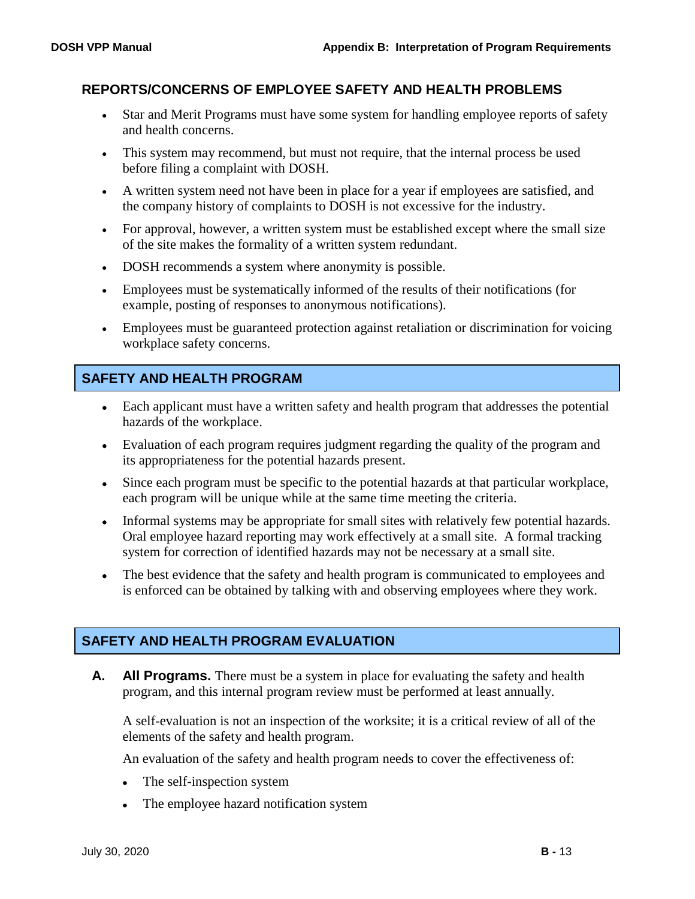## REPORTS/CONCERNS OF EMPLOYEE SAFETY AND HEALTH PROBLEMS

- Star and Merit Programs must have some system for handling employee reports of safety and health concerns.
- This system may recommend, but must not require, that the internal process be used before filing a complaint with DOSH.
- A written system need not have been in place for a year if employees are satisfied, and the company history of complaints to DOSH is not excessive for the industry.
- For approval, however, a written system must be established except where the small size of the site makes the formality of a written system redundant.
- DOSH recommends a system where anonymity is possible.
- Employees must be systematically informed of the results of their notifications (for example, posting of responses to anonymous notifications).
- Employees must be guaranteed protection against retaliation or discrimination for voicing workplace safety concerns.

## SAFETY AND HEALTH PROGRAM

- Each applicant must have a written safety and health program that addresses the potential hazards of the workplace.
- Evaluation of each program requires judgment regarding the quality of the program and its appropriateness for the potential hazards present.
- Since each program must be specific to the potential hazards at that particular workplace, each program will be unique while at the same time meeting the criteria.
- Informal systems may be appropriate for small sites with relatively few potential hazards. Oral employee hazard reporting may work effectively at a small site. A formal tracking system for correction of identified hazards may not be necessary at a small site.
- The best evidence that the safety and health program is communicated to employees and is enforced can be obtained by talking with and observing employees where they work.

## SAFETY AND HEALTH PROGRAM EVALUATION

**A. All Programs.** There must be a system in place for evaluating the safety and health program, and this internal program review must be performed at least annually.

A self-evaluation is not an inspection of the worksite; it is a critical review of all of the elements of the safety and health program.

An evaluation of the safety and health program needs to cover the effectiveness of:

- The self-inspection system
- The employee hazard notification system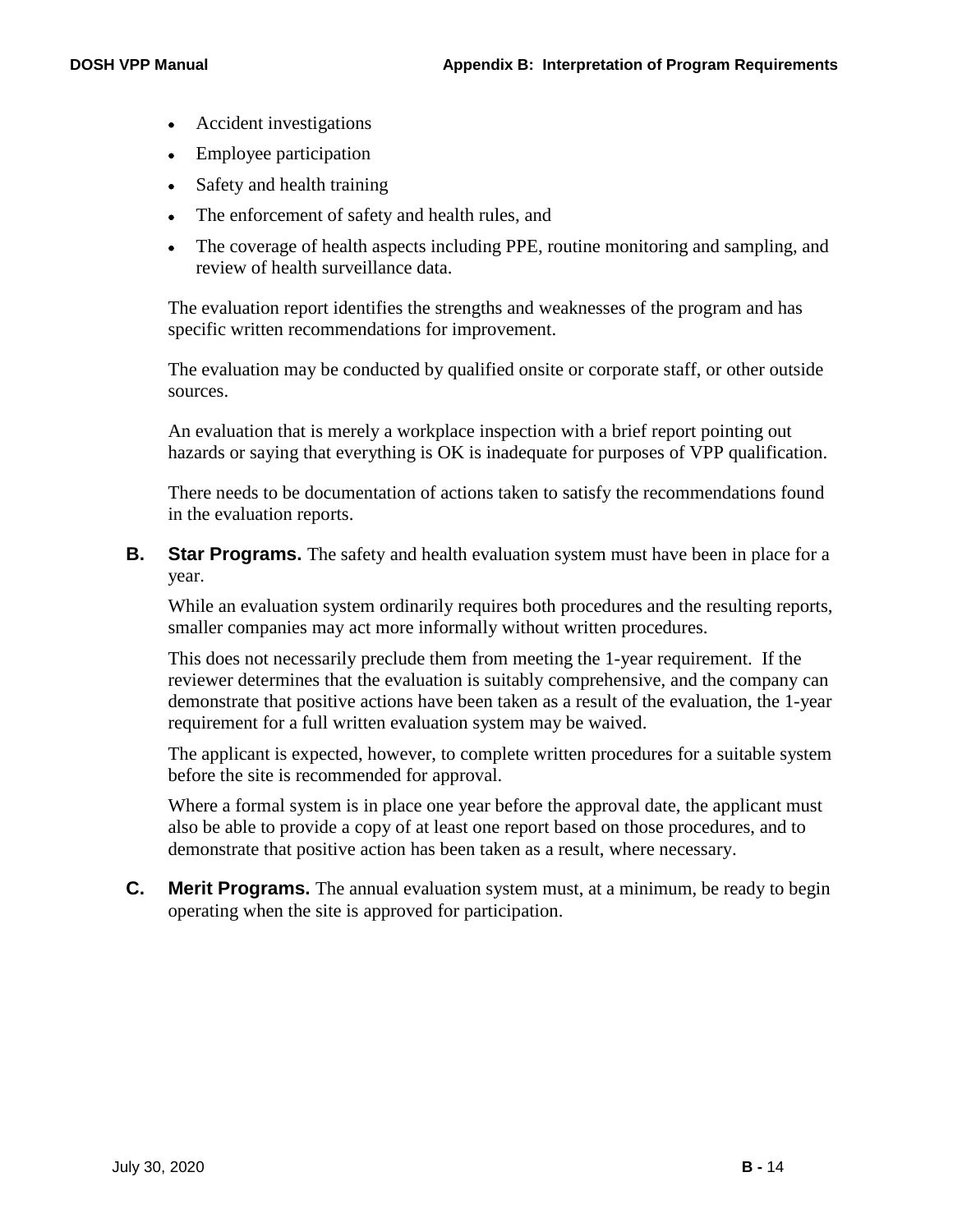- Accident investigations
- Employee participation
- Safety and health training
- The enforcement of safety and health rules, and
- The coverage of health aspects including PPE, routine monitoring and sampling, and review of health surveillance data.

The evaluation report identifies the strengths and weaknesses of the program and has specific written recommendations for improvement.

The evaluation may be conducted by qualified onsite or corporate staff, or other outside sources.

An evaluation that is merely a workplace inspection with a brief report pointing out hazards or saying that everything is OK is inadequate for purposes of VPP qualification.

There needs to be documentation of actions taken to satisfy the recommendations found in the evaluation reports.

**B. Star Programs.** The safety and health evaluation system must have been in place for a year.

While an evaluation system ordinarily requires both procedures and the resulting reports, smaller companies may act more informally without written procedures.

This does not necessarily preclude them from meeting the 1-year requirement. If the reviewer determines that the evaluation is suitably comprehensive, and the company can demonstrate that positive actions have been taken as a result of the evaluation, the 1-year requirement for a full written evaluation system may be waived.

The applicant is expected, however, to complete written procedures for a suitable system before the site is recommended for approval.

Where a formal system is in place one year before the approval date, the applicant must also be able to provide a copy of at least one report based on those procedures, and to demonstrate that positive action has been taken as a result, where necessary.

**C. Merit Programs.** The annual evaluation system must, at a minimum, be ready to begin operating when the site is approved for participation.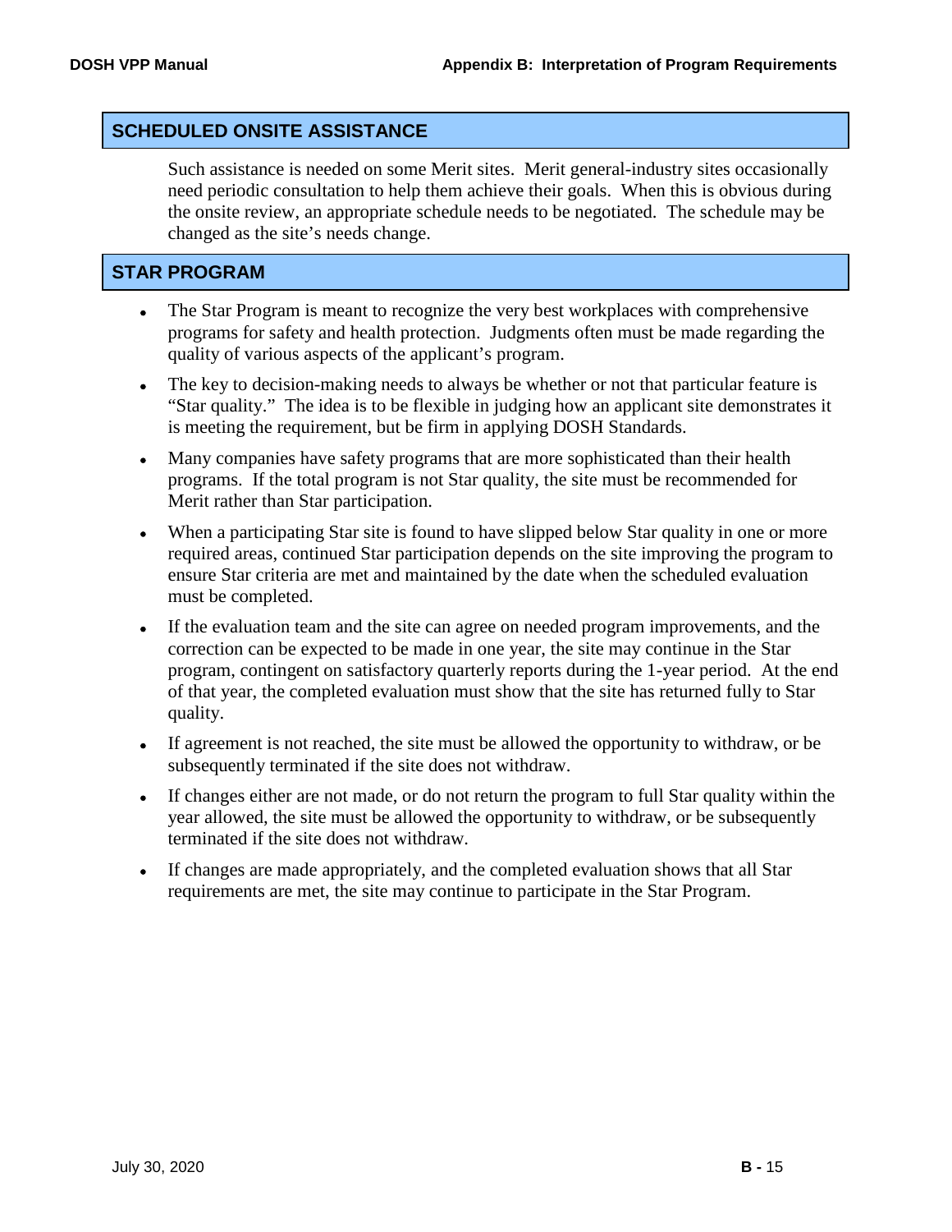## SCHEDULED ONSITE ASSISTANCE

Such assistance is needed on some Merit sites. Merit general-industry sites occasionally need periodic consultation to help them achieve their goals. When this is obvious during the onsite review, an appropriate schedule needs to be negotiated. The schedule may be changed as the site's needs change.

## STAR PROGRAM

- The Star Program is meant to recognize the very best workplaces with comprehensive programs for safety and health protection. Judgments often must be made regarding the quality of various aspects of the applicant's program.
- The key to decision-making needs to always be whether or not that particular feature is "Star quality." The idea is to be flexible in judging how an applicant site demonstrates it is meeting the requirement, but be firm in applying DOSH Standards.
- Many companies have safety programs that are more sophisticated than their health programs. If the total program is not Star quality, the site must be recommended for Merit rather than Star participation.
- When a participating Star site is found to have slipped below Star quality in one or more required areas, continued Star participation depends on the site improving the program to ensure Star criteria are met and maintained by the date when the scheduled evaluation must be completed.
- If the evaluation team and the site can agree on needed program improvements, and the correction can be expected to be made in one year, the site may continue in the Star program, contingent on satisfactory quarterly reports during the 1-year period. At the end of that year, the completed evaluation must show that the site has returned fully to Star quality.
- If agreement is not reached, the site must be allowed the opportunity to withdraw, or be subsequently terminated if the site does not withdraw.
- If changes either are not made, or do not return the program to full Star quality within the year allowed, the site must be allowed the opportunity to withdraw, or be subsequently terminated if the site does not withdraw.
- If changes are made appropriately, and the completed evaluation shows that all Star requirements are met, the site may continue to participate in the Star Program.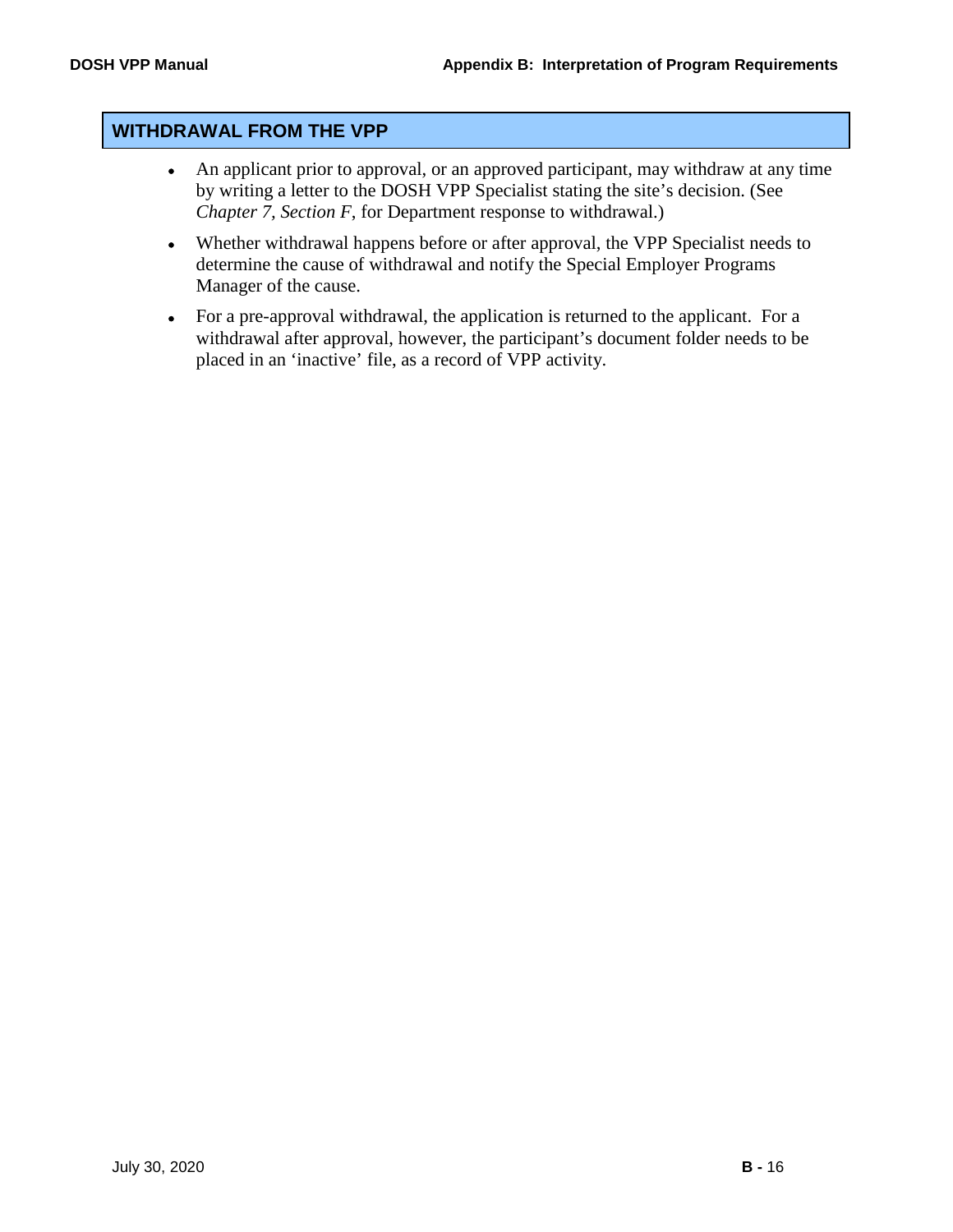## WITHDRAWAL FROM THE VPP

- An applicant prior to approval, or an approved participant, may withdraw at any time by writing a letter to the DOSH VPP Specialist stating the site's decision. (See *Chapter 7, Section F*, for Department response to withdrawal.)
- Whether withdrawal happens before or after approval, the VPP Specialist needs to determine the cause of withdrawal and notify the Special Employer Programs Manager of the cause.
- For a pre-approval withdrawal, the application is returned to the applicant. For a withdrawal after approval, however, the participant's document folder needs to be placed in an 'inactive' file, as a record of VPP activity.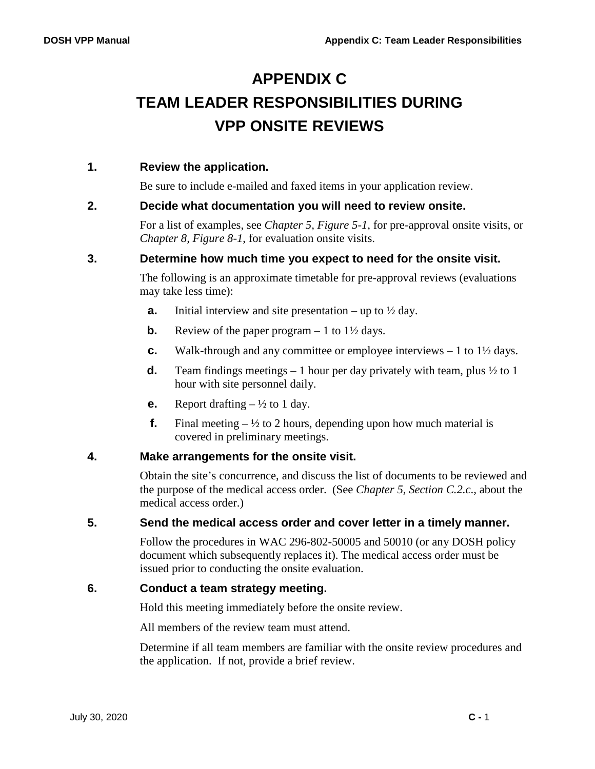# APPENDIX C
# TEAM LEADER RESPONSIBILITIES DURING VPP ONSITE REVIEWS

### 1. Review the application.

Be sure to include e-mailed and faxed items in your application review.

### 2. Decide what documentation you will need to review onsite.

For a list of examples, see *Chapter 5, Figure 5-1*, for pre-approval onsite visits, or *Chapter 8, Figure 8-1,* for evaluation onsite visits.

### 3. Determine how much time you expect to need for the onsite visit.

The following is an approximate timetable for pre-approval reviews (evaluations may take less time):

- **a.** Initial interview and site presentation – up to ½ day.
- **b.** Review of the paper program – 1 to 1½ days.
- **c.** Walk-through and any committee or employee interviews – 1 to 1½ days.
- **d.** Team findings meetings – 1 hour per day privately with team, plus ½ to 1 hour with site personnel daily.
- **e.** Report drafting – ½ to 1 day.
- **f.** Final meeting – ½ to 2 hours, depending upon how much material is covered in preliminary meetings.

### 4. Make arrangements for the onsite visit.

Obtain the site's concurrence, and discuss the list of documents to be reviewed and the purpose of the medical access order. (See *Chapter 5, Section C.2.c*., about the medical access order.)

### 5. Send the medical access order and cover letter in a timely manner.

Follow the procedures in WAC 296-802-50005 and 50010 (or any DOSH policy document which subsequently replaces it). The medical access order must be issued prior to conducting the onsite evaluation.

### 6. Conduct a team strategy meeting.

Hold this meeting immediately before the onsite review.

All members of the review team must attend.

Determine if all team members are familiar with the onsite review procedures and the application. If not, provide a brief review.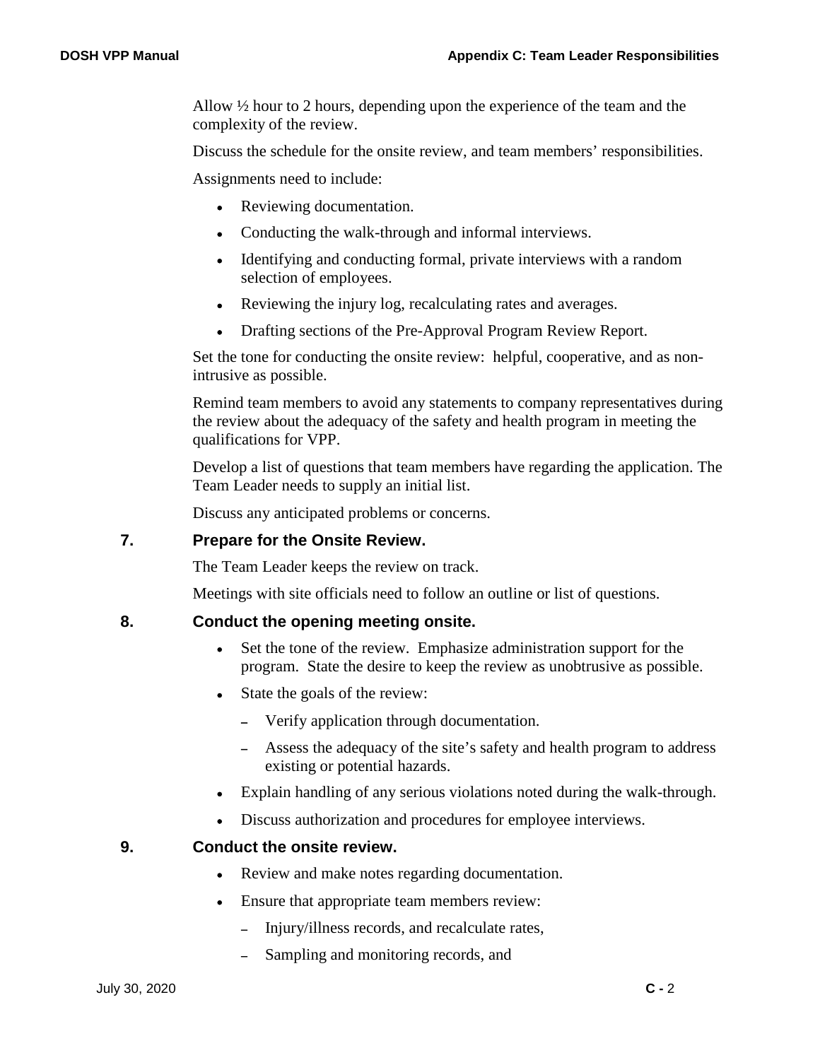Allow ½ hour to 2 hours, depending upon the experience of the team and the complexity of the review.

Discuss the schedule for the onsite review, and team members' responsibilities.

Assignments need to include:

- Reviewing documentation.
- Conducting the walk-through and informal interviews.
- Identifying and conducting formal, private interviews with a random selection of employees.
- Reviewing the injury log, recalculating rates and averages.
- Drafting sections of the Pre-Approval Program Review Report.

Set the tone for conducting the onsite review: helpful, cooperative, and as non-intrusive as possible.

Remind team members to avoid any statements to company representatives during the review about the adequacy of the safety and health program in meeting the qualifications for VPP.

Develop a list of questions that team members have regarding the application. The Team Leader needs to supply an initial list.

Discuss any anticipated problems or concerns.

### 7. Prepare for the Onsite Review.

The Team Leader keeps the review on track.

Meetings with site officials need to follow an outline or list of questions.

### 8. Conduct the opening meeting onsite.

- Set the tone of the review. Emphasize administration support for the program. State the desire to keep the review as unobtrusive as possible.
- State the goals of the review:
  - Verify application through documentation.
  - Assess the adequacy of the site's safety and health program to address existing or potential hazards.
- Explain handling of any serious violations noted during the walk-through.
- Discuss authorization and procedures for employee interviews.

### 9. Conduct the onsite review.

- Review and make notes regarding documentation.
- Ensure that appropriate team members review:
  - Injury/illness records, and recalculate rates,
  - Sampling and monitoring records, and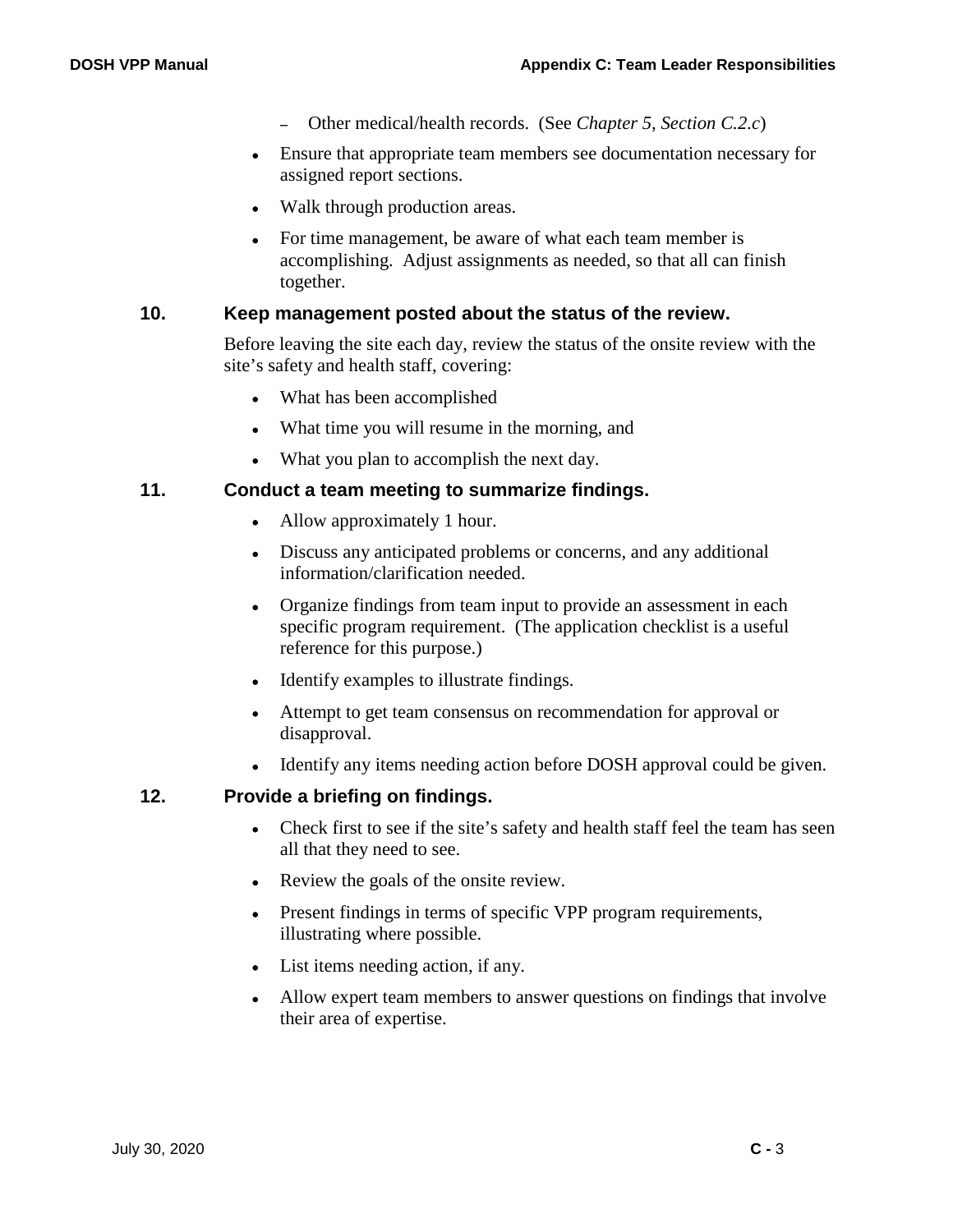- Other medical/health records. (See *Chapter 5, Section C.2.c*)

- Ensure that appropriate team members see documentation necessary for assigned report sections.
- Walk through production areas.
- For time management, be aware of what each team member is accomplishing. Adjust assignments as needed, so that all can finish together.

**10. Keep management posted about the status of the review.**

Before leaving the site each day, review the status of the onsite review with the site's safety and health staff, covering:

- What has been accomplished
- What time you will resume in the morning, and
- What you plan to accomplish the next day.

**11. Conduct a team meeting to summarize findings.**

- Allow approximately 1 hour.
- Discuss any anticipated problems or concerns, and any additional information/clarification needed.
- Organize findings from team input to provide an assessment in each specific program requirement. (The application checklist is a useful reference for this purpose.)
- Identify examples to illustrate findings.
- Attempt to get team consensus on recommendation for approval or disapproval.
- Identify any items needing action before DOSH approval could be given.

**12. Provide a briefing on findings.**

- Check first to see if the site's safety and health staff feel the team has seen all that they need to see.
- Review the goals of the onsite review.
- Present findings in terms of specific VPP program requirements, illustrating where possible.
- List items needing action, if any.
- Allow expert team members to answer questions on findings that involve their area of expertise.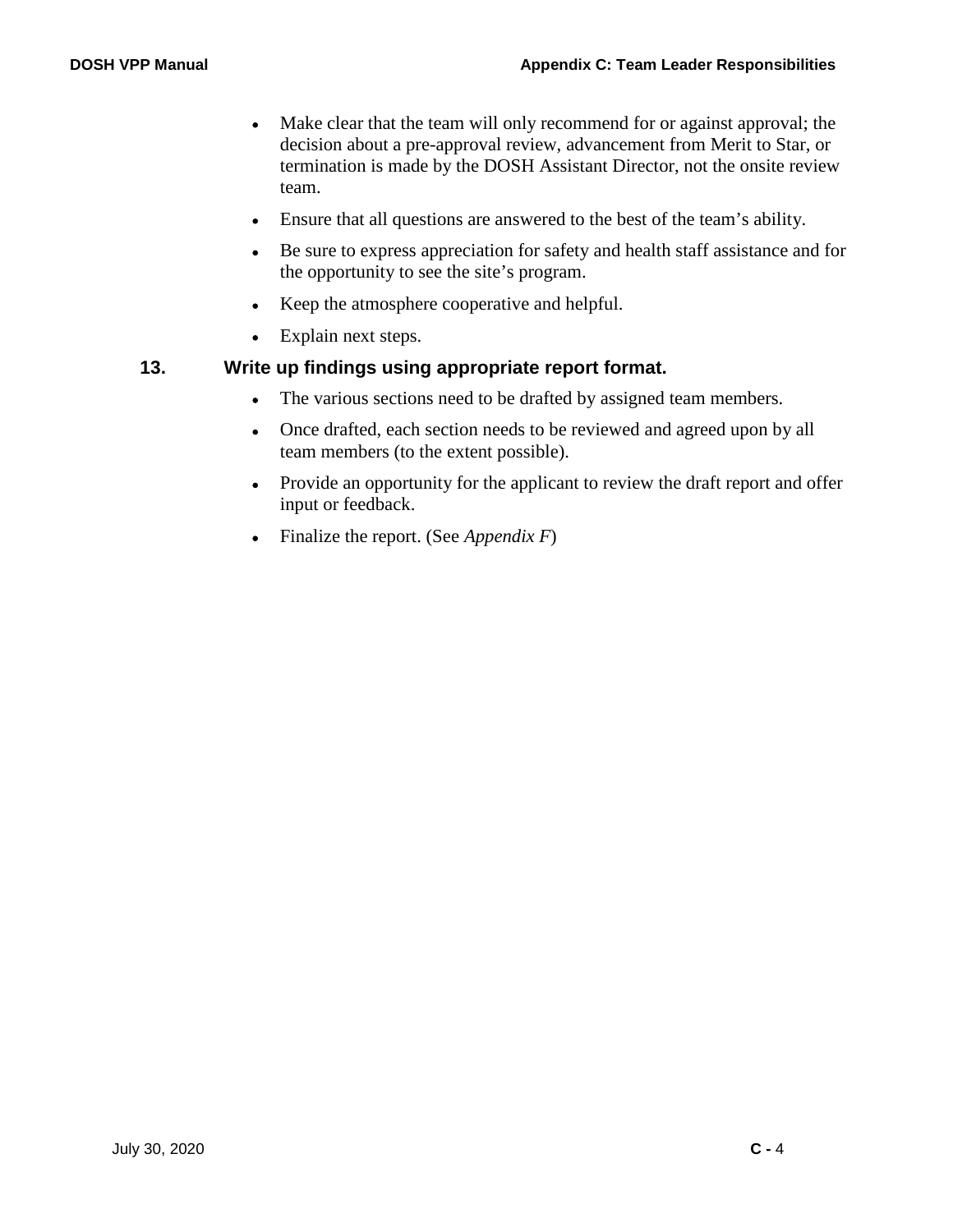- Make clear that the team will only recommend for or against approval; the decision about a pre-approval review, advancement from Merit to Star, or termination is made by the DOSH Assistant Director, not the onsite review team.
- Ensure that all questions are answered to the best of the team's ability.
- Be sure to express appreciation for safety and health staff assistance and for the opportunity to see the site's program.
- Keep the atmosphere cooperative and helpful.
- Explain next steps.

### 13. Write up findings using appropriate report format.

- The various sections need to be drafted by assigned team members.
- Once drafted, each section needs to be reviewed and agreed upon by all team members (to the extent possible).
- Provide an opportunity for the applicant to review the draft report and offer input or feedback.
- Finalize the report. (See *Appendix F*)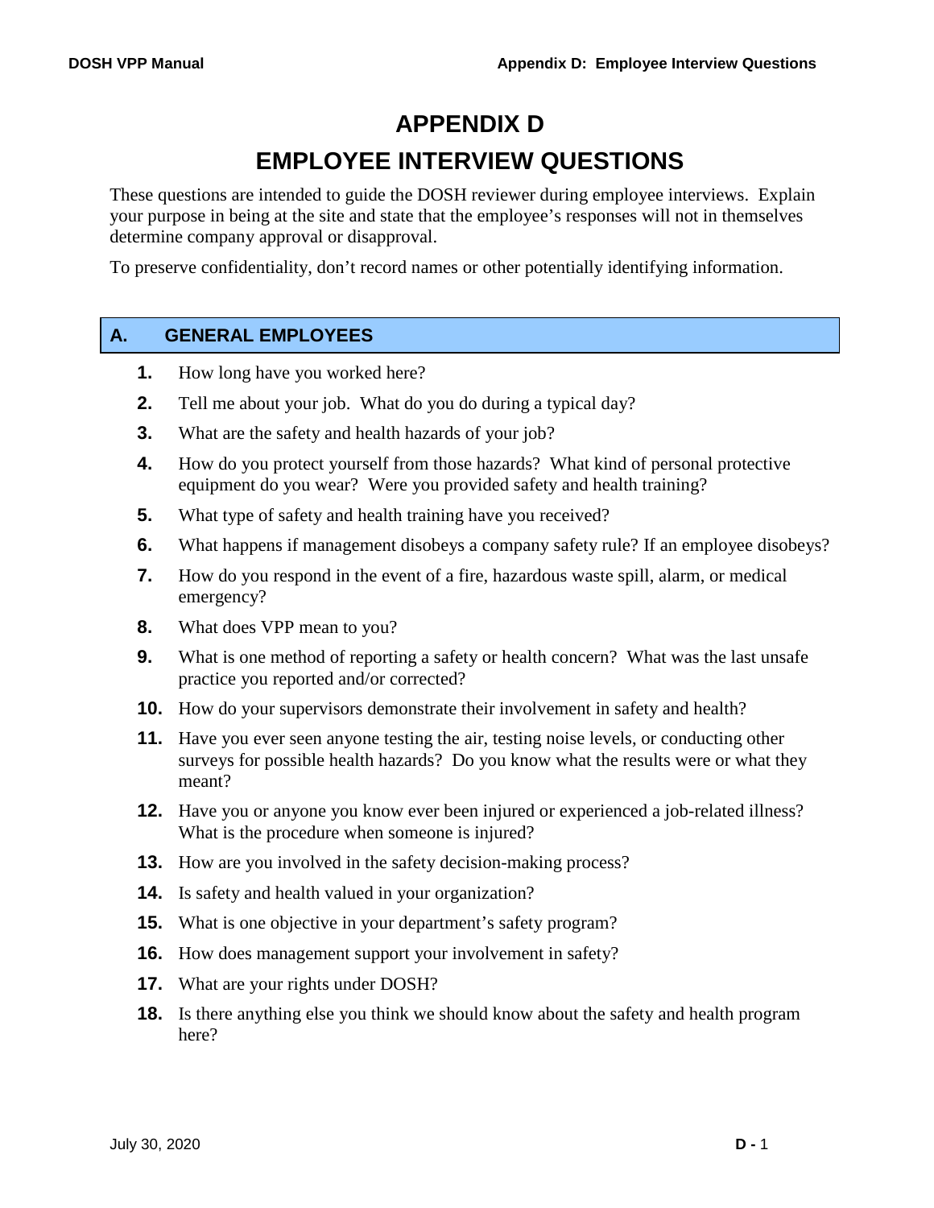# APPENDIX D

# EMPLOYEE INTERVIEW QUESTIONS

These questions are intended to guide the DOSH reviewer during employee interviews. Explain your purpose in being at the site and state that the employee's responses will not in themselves determine company approval or disapproval.

To preserve confidentiality, don't record names or other potentially identifying information.

## A. GENERAL EMPLOYEES

1. How long have you worked here?
2. Tell me about your job. What do you do during a typical day?
3. What are the safety and health hazards of your job?
4. How do you protect yourself from those hazards? What kind of personal protective equipment do you wear? Were you provided safety and health training?
5. What type of safety and health training have you received?
6. What happens if management disobeys a company safety rule? If an employee disobeys?
7. How do you respond in the event of a fire, hazardous waste spill, alarm, or medical emergency?
8. What does VPP mean to you?
9. What is one method of reporting a safety or health concern? What was the last unsafe practice you reported and/or corrected?
10. How do your supervisors demonstrate their involvement in safety and health?
11. Have you ever seen anyone testing the air, testing noise levels, or conducting other surveys for possible health hazards? Do you know what the results were or what they meant?
12. Have you or anyone you know ever been injured or experienced a job-related illness? What is the procedure when someone is injured?
13. How are you involved in the safety decision-making process?
14. Is safety and health valued in your organization?
15. What is one objective in your department's safety program?
16. How does management support your involvement in safety?
17. What are your rights under DOSH?
18. Is there anything else you think we should know about the safety and health program here?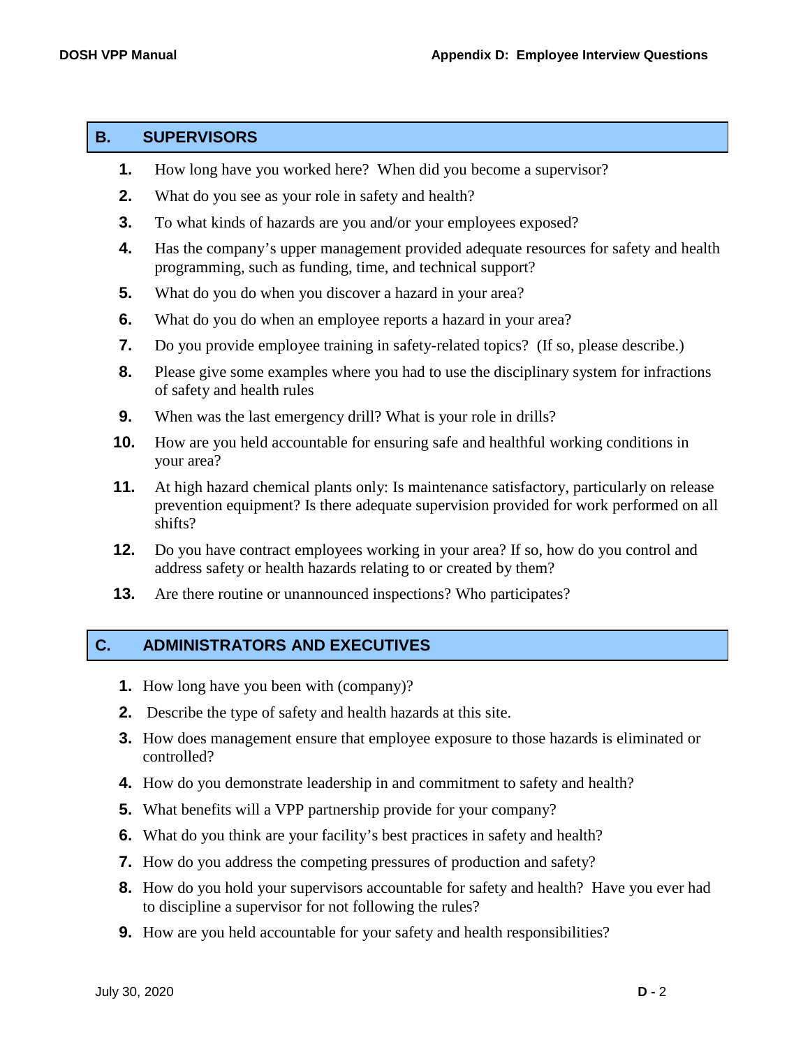## B. SUPERVISORS

1. How long have you worked here? When did you become a supervisor?
2. What do you see as your role in safety and health?
3. To what kinds of hazards are you and/or your employees exposed?
4. Has the company's upper management provided adequate resources for safety and health programming, such as funding, time, and technical support?
5. What do you do when you discover a hazard in your area?
6. What do you do when an employee reports a hazard in your area?
7. Do you provide employee training in safety-related topics? (If so, please describe.)
8. Please give some examples where you had to use the disciplinary system for infractions of safety and health rules
9. When was the last emergency drill? What is your role in drills?
10. How are you held accountable for ensuring safe and healthful working conditions in your area?
11. At high hazard chemical plants only: Is maintenance satisfactory, particularly on release prevention equipment? Is there adequate supervision provided for work performed on all shifts?
12. Do you have contract employees working in your area? If so, how do you control and address safety or health hazards relating to or created by them?
13. Are there routine or unannounced inspections? Who participates?

## C. ADMINISTRATORS AND EXECUTIVES

1. How long have you been with (company)?
2. Describe the type of safety and health hazards at this site.
3. How does management ensure that employee exposure to those hazards is eliminated or controlled?
4. How do you demonstrate leadership in and commitment to safety and health?
5. What benefits will a VPP partnership provide for your company?
6. What do you think are your facility's best practices in safety and health?
7. How do you address the competing pressures of production and safety?
8. How do you hold your supervisors accountable for safety and health? Have you ever had to discipline a supervisor for not following the rules?
9. How are you held accountable for your safety and health responsibilities?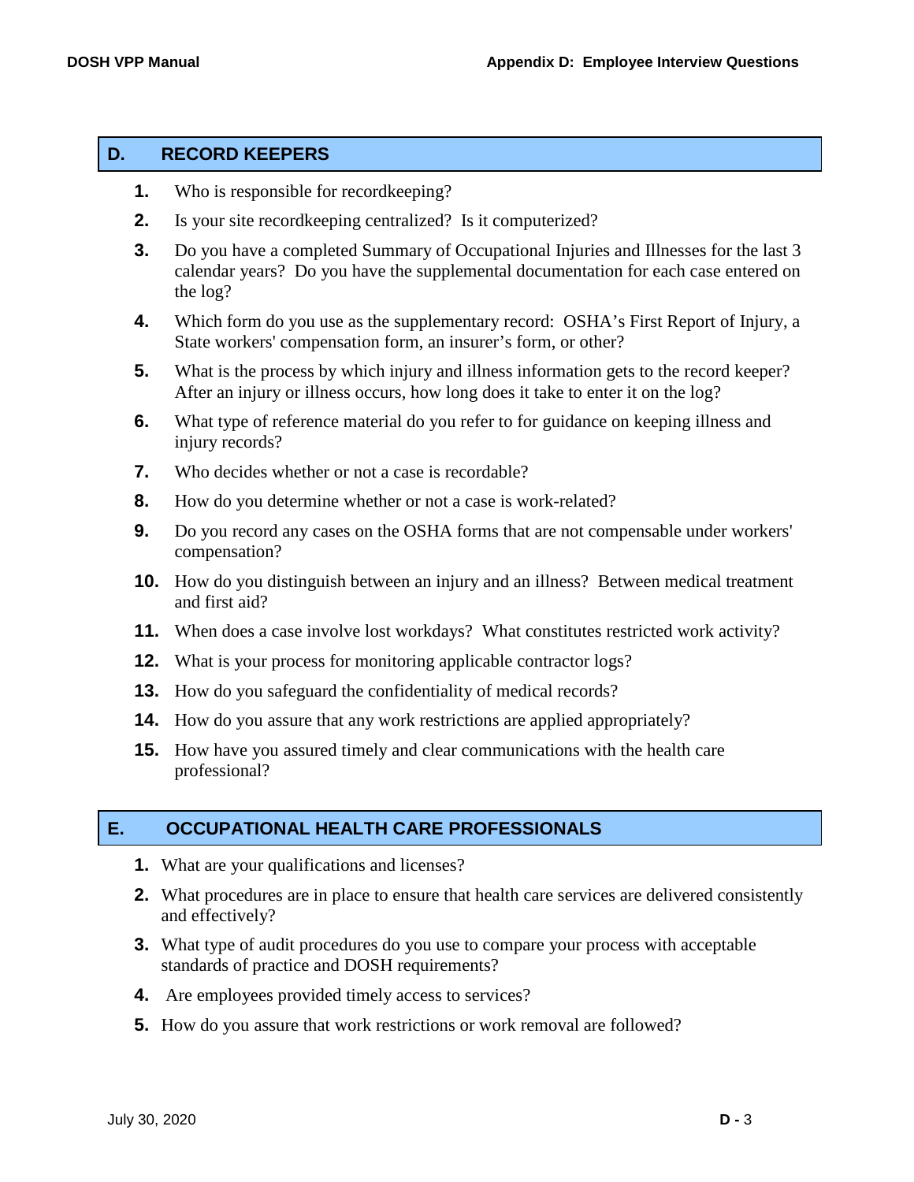## D. RECORD KEEPERS

1. Who is responsible for recordkeeping?
2. Is your site recordkeeping centralized? Is it computerized?
3. Do you have a completed Summary of Occupational Injuries and Illnesses for the last 3 calendar years? Do you have the supplemental documentation for each case entered on the log?
4. Which form do you use as the supplementary record: OSHA's First Report of Injury, a State workers' compensation form, an insurer's form, or other?
5. What is the process by which injury and illness information gets to the record keeper? After an injury or illness occurs, how long does it take to enter it on the log?
6. What type of reference material do you refer to for guidance on keeping illness and injury records?
7. Who decides whether or not a case is recordable?
8. How do you determine whether or not a case is work-related?
9. Do you record any cases on the OSHA forms that are not compensable under workers' compensation?
10. How do you distinguish between an injury and an illness? Between medical treatment and first aid?
11. When does a case involve lost workdays? What constitutes restricted work activity?
12. What is your process for monitoring applicable contractor logs?
13. How do you safeguard the confidentiality of medical records?
14. How do you assure that any work restrictions are applied appropriately?
15. How have you assured timely and clear communications with the health care professional?

## E. OCCUPATIONAL HEALTH CARE PROFESSIONALS

1. What are your qualifications and licenses?
2. What procedures are in place to ensure that health care services are delivered consistently and effectively?
3. What type of audit procedures do you use to compare your process with acceptable standards of practice and DOSH requirements?
4. Are employees provided timely access to services?
5. How do you assure that work restrictions or work removal are followed?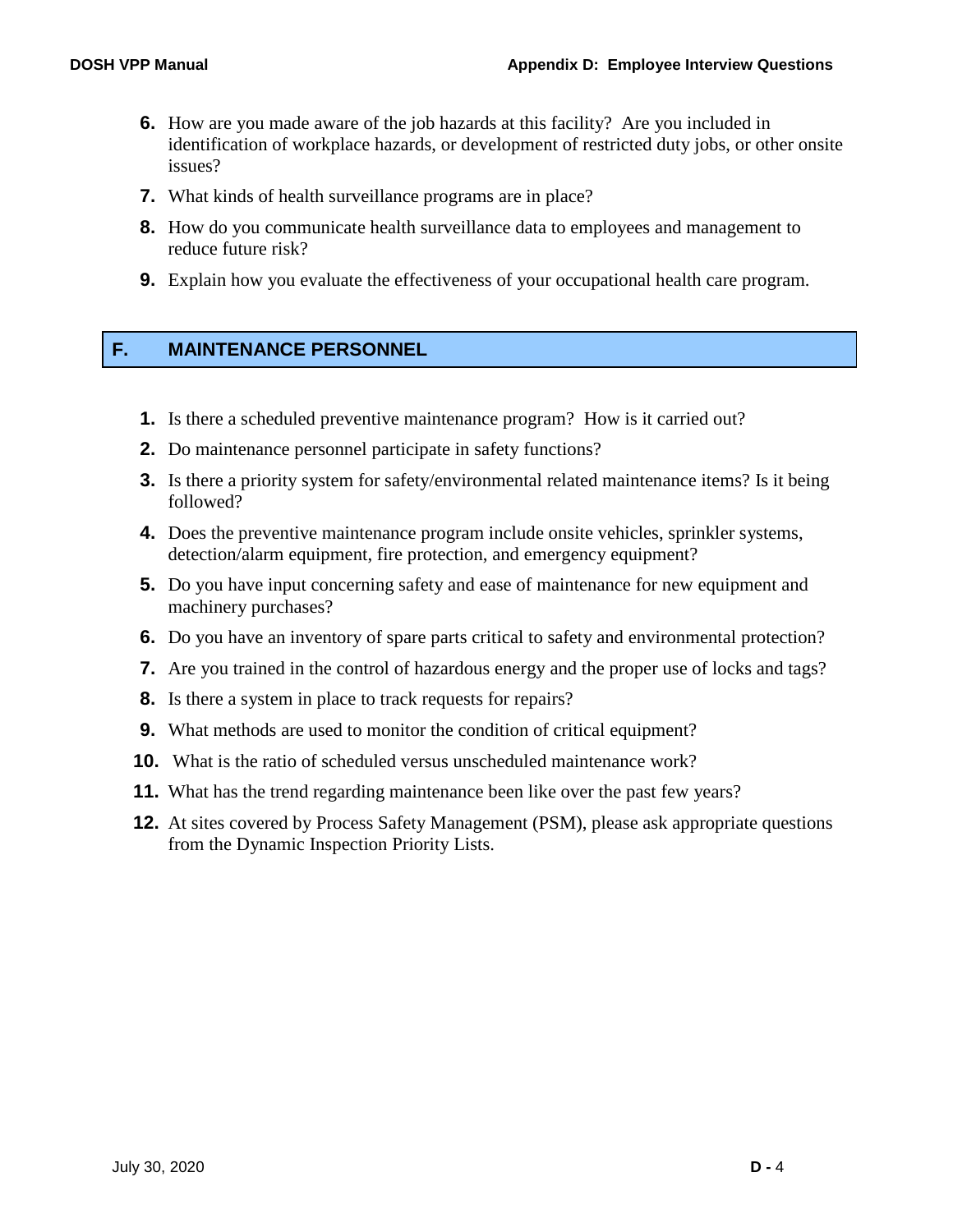6. How are you made aware of the job hazards at this facility? Are you included in identification of workplace hazards, or development of restricted duty jobs, or other onsite issues?
7. What kinds of health surveillance programs are in place?
8. How do you communicate health surveillance data to employees and management to reduce future risk?
9. Explain how you evaluate the effectiveness of your occupational health care program.

## F. MAINTENANCE PERSONNEL

1. Is there a scheduled preventive maintenance program? How is it carried out?
2. Do maintenance personnel participate in safety functions?
3. Is there a priority system for safety/environmental related maintenance items? Is it being followed?
4. Does the preventive maintenance program include onsite vehicles, sprinkler systems, detection/alarm equipment, fire protection, and emergency equipment?
5. Do you have input concerning safety and ease of maintenance for new equipment and machinery purchases?
6. Do you have an inventory of spare parts critical to safety and environmental protection?
7. Are you trained in the control of hazardous energy and the proper use of locks and tags?
8. Is there a system in place to track requests for repairs?
9. What methods are used to monitor the condition of critical equipment?
10. What is the ratio of scheduled versus unscheduled maintenance work?
11. What has the trend regarding maintenance been like over the past few years?
12. At sites covered by Process Safety Management (PSM), please ask appropriate questions from the Dynamic Inspection Priority Lists.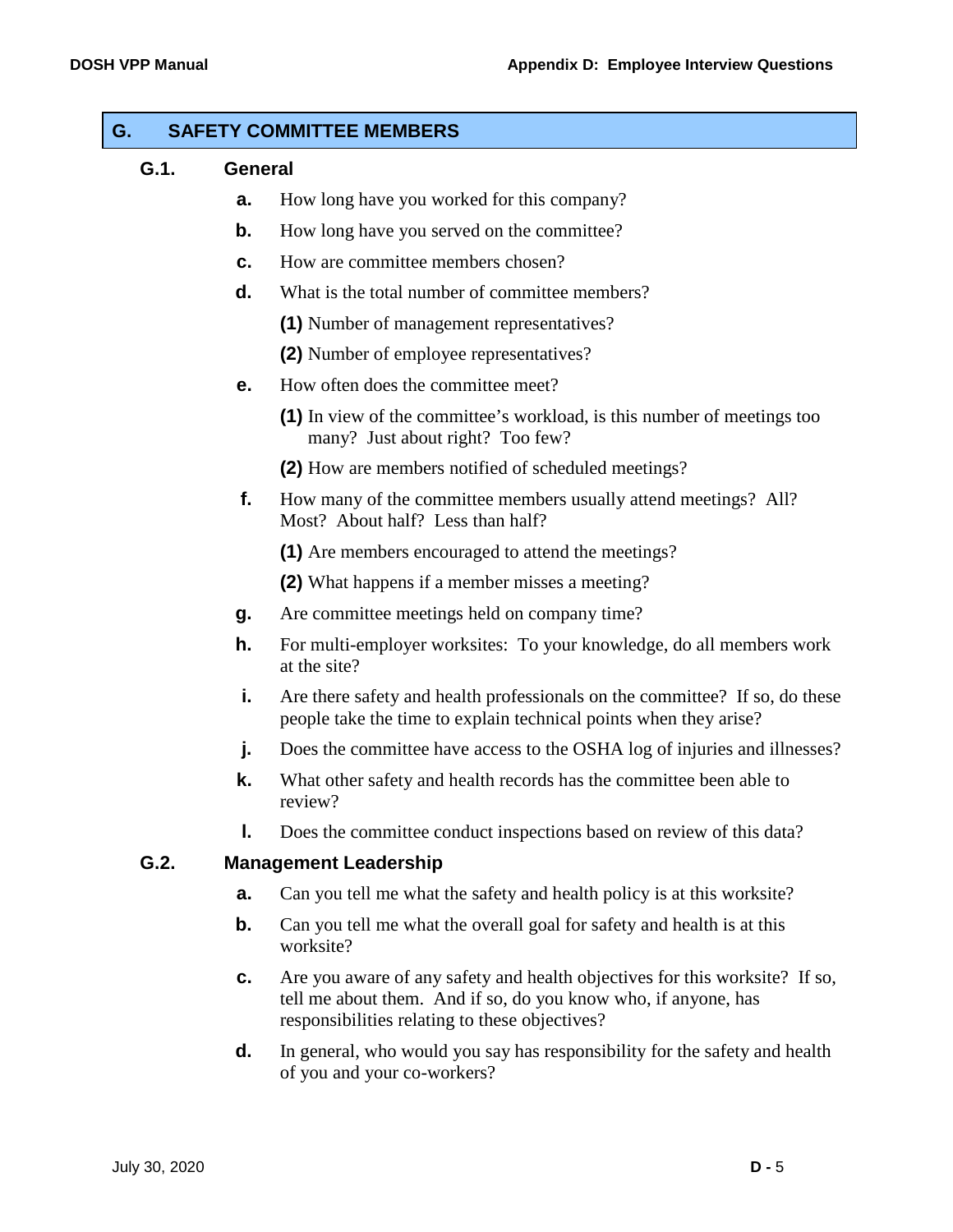## G. SAFETY COMMITTEE MEMBERS

### G.1. General

**a.** How long have you worked for this company?

**b.** How long have you served on the committee?

**c.** How are committee members chosen?

**d.** What is the total number of committee members?

- **(1)** Number of management representatives?
- **(2)** Number of employee representatives?

**e.** How often does the committee meet?

- **(1)** In view of the committee's workload, is this number of meetings too many? Just about right? Too few?
- **(2)** How are members notified of scheduled meetings?

**f.** How many of the committee members usually attend meetings? All? Most? About half? Less than half?

- **(1)** Are members encouraged to attend the meetings?
- **(2)** What happens if a member misses a meeting?

**g.** Are committee meetings held on company time?

**h.** For multi-employer worksites: To your knowledge, do all members work at the site?

**i.** Are there safety and health professionals on the committee? If so, do these people take the time to explain technical points when they arise?

**j.** Does the committee have access to the OSHA log of injuries and illnesses?

**k.** What other safety and health records has the committee been able to review?

**l.** Does the committee conduct inspections based on review of this data?

### G.2. Management Leadership

**a.** Can you tell me what the safety and health policy is at this worksite?

**b.** Can you tell me what the overall goal for safety and health is at this worksite?

**c.** Are you aware of any safety and health objectives for this worksite? If so, tell me about them. And if so, do you know who, if anyone, has responsibilities relating to these objectives?

**d.** In general, who would you say has responsibility for the safety and health of you and your co-workers?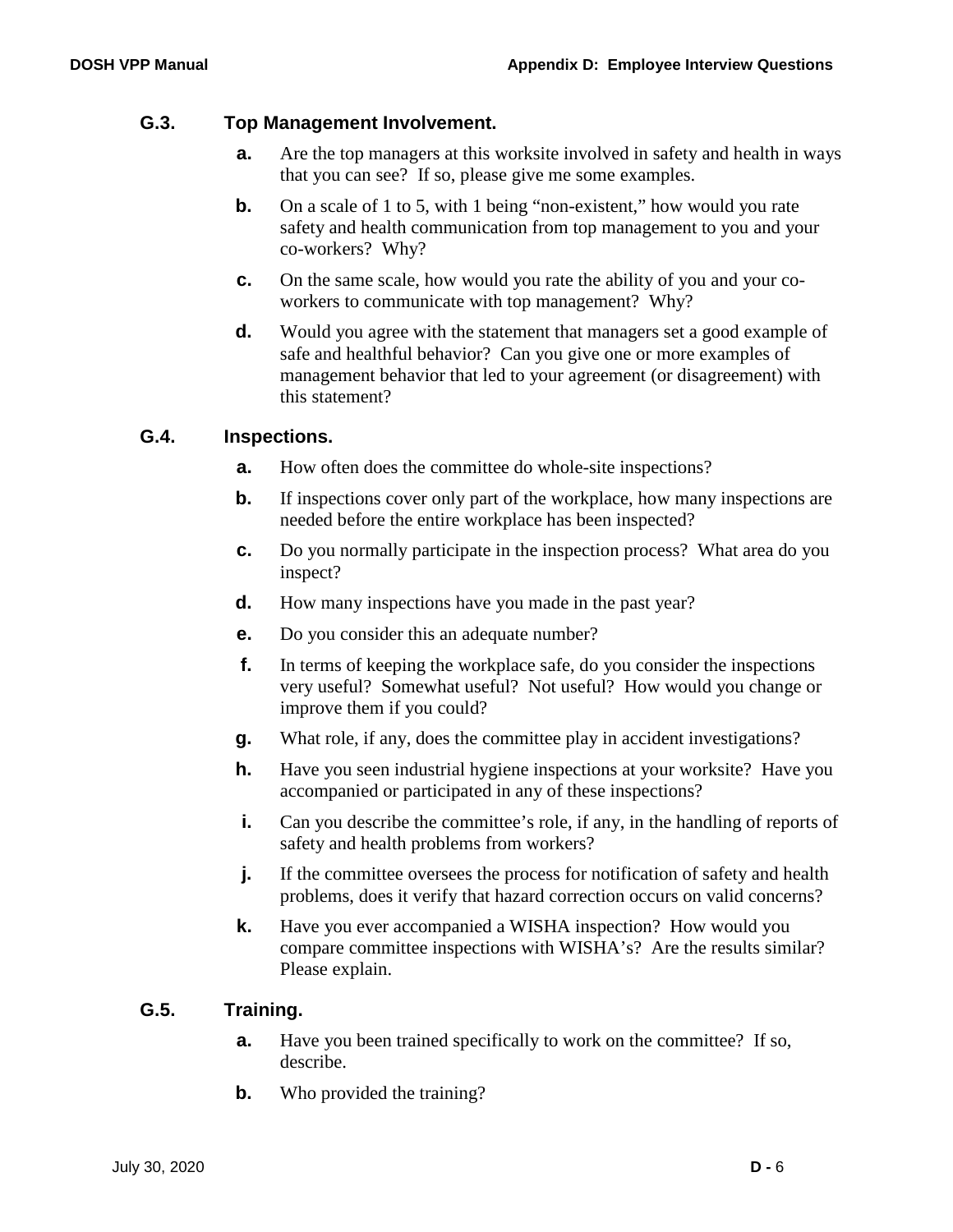### G.3. Top Management Involvement.

**a.** Are the top managers at this worksite involved in safety and health in ways that you can see? If so, please give me some examples.

**b.** On a scale of 1 to 5, with 1 being "non-existent," how would you rate safety and health communication from top management to you and your co-workers? Why?

**c.** On the same scale, how would you rate the ability of you and your co-workers to communicate with top management? Why?

**d.** Would you agree with the statement that managers set a good example of safe and healthful behavior? Can you give one or more examples of management behavior that led to your agreement (or disagreement) with this statement?

### G.4. Inspections.

**a.** How often does the committee do whole-site inspections?

**b.** If inspections cover only part of the workplace, how many inspections are needed before the entire workplace has been inspected?

**c.** Do you normally participate in the inspection process? What area do you inspect?

**d.** How many inspections have you made in the past year?

**e.** Do you consider this an adequate number?

**f.** In terms of keeping the workplace safe, do you consider the inspections very useful? Somewhat useful? Not useful? How would you change or improve them if you could?

**g.** What role, if any, does the committee play in accident investigations?

**h.** Have you seen industrial hygiene inspections at your worksite? Have you accompanied or participated in any of these inspections?

**i.** Can you describe the committee's role, if any, in the handling of reports of safety and health problems from workers?

**j.** If the committee oversees the process for notification of safety and health problems, does it verify that hazard correction occurs on valid concerns?

**k.** Have you ever accompanied a WISHA inspection? How would you compare committee inspections with WISHA's? Are the results similar? Please explain.

### G.5. Training.

**a.** Have you been trained specifically to work on the committee? If so, describe.

**b.** Who provided the training?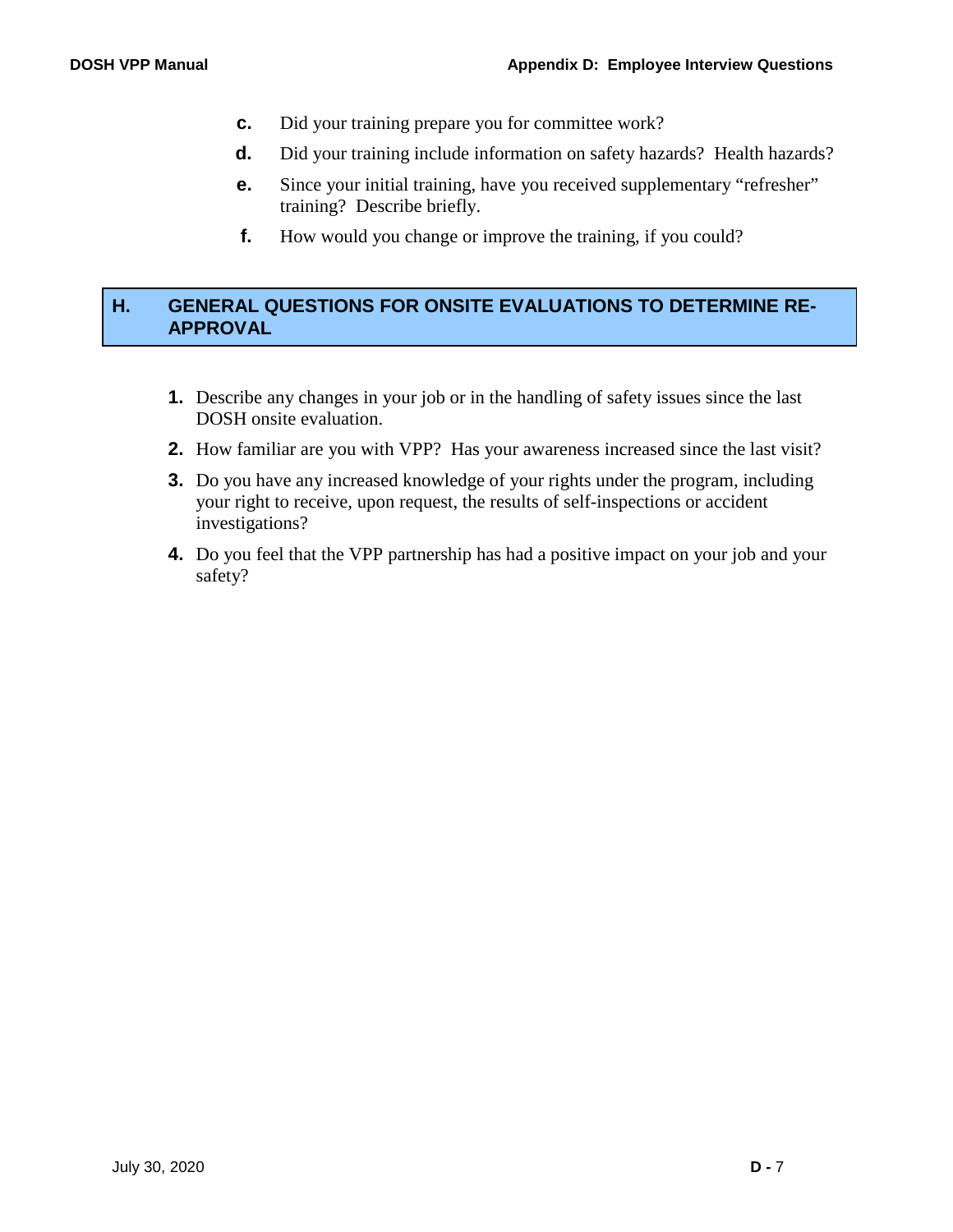c. Did your training prepare you for committee work?

d. Did your training include information on safety hazards? Health hazards?

e. Since your initial training, have you received supplementary "refresher" training? Describe briefly.

f. How would you change or improve the training, if you could?

## H. GENERAL QUESTIONS FOR ONSITE EVALUATIONS TO DETERMINE RE-APPROVAL

1. Describe any changes in your job or in the handling of safety issues since the last DOSH onsite evaluation.
2. How familiar are you with VPP? Has your awareness increased since the last visit?
3. Do you have any increased knowledge of your rights under the program, including your right to receive, upon request, the results of self-inspections or accident investigations?
4. Do you feel that the VPP partnership has had a positive impact on your job and your safety?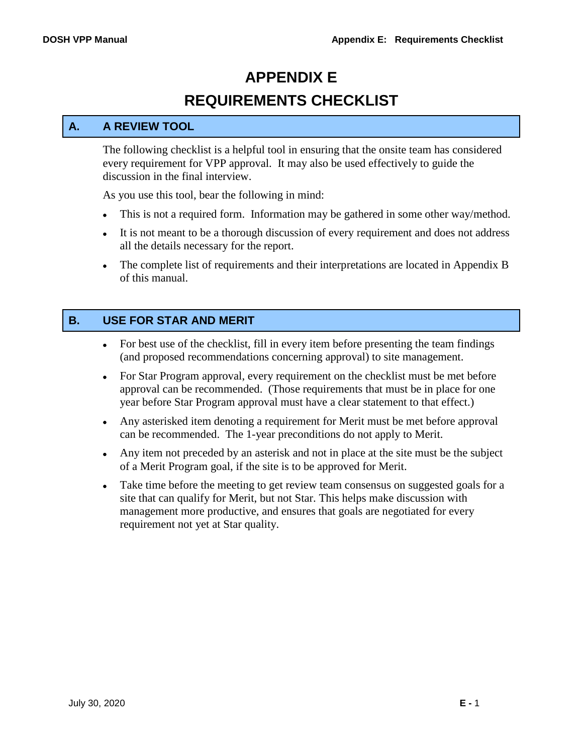# APPENDIX E

# REQUIREMENTS CHECKLIST

## A. A REVIEW TOOL

The following checklist is a helpful tool in ensuring that the onsite team has considered every requirement for VPP approval. It may also be used effectively to guide the discussion in the final interview.

As you use this tool, bear the following in mind:

- This is not a required form. Information may be gathered in some other way/method.
- It is not meant to be a thorough discussion of every requirement and does not address all the details necessary for the report.
- The complete list of requirements and their interpretations are located in Appendix B of this manual.

## B. USE FOR STAR AND MERIT

- For best use of the checklist, fill in every item before presenting the team findings (and proposed recommendations concerning approval) to site management.
- For Star Program approval, every requirement on the checklist must be met before approval can be recommended. (Those requirements that must be in place for one year before Star Program approval must have a clear statement to that effect.)
- Any asterisked item denoting a requirement for Merit must be met before approval can be recommended. The 1-year preconditions do not apply to Merit.
- Any item not preceded by an asterisk and not in place at the site must be the subject of a Merit Program goal, if the site is to be approved for Merit.
- Take time before the meeting to get review team consensus on suggested goals for a site that can qualify for Merit, but not Star. This helps make discussion with management more productive, and ensures that goals are negotiated for every requirement not yet at Star quality.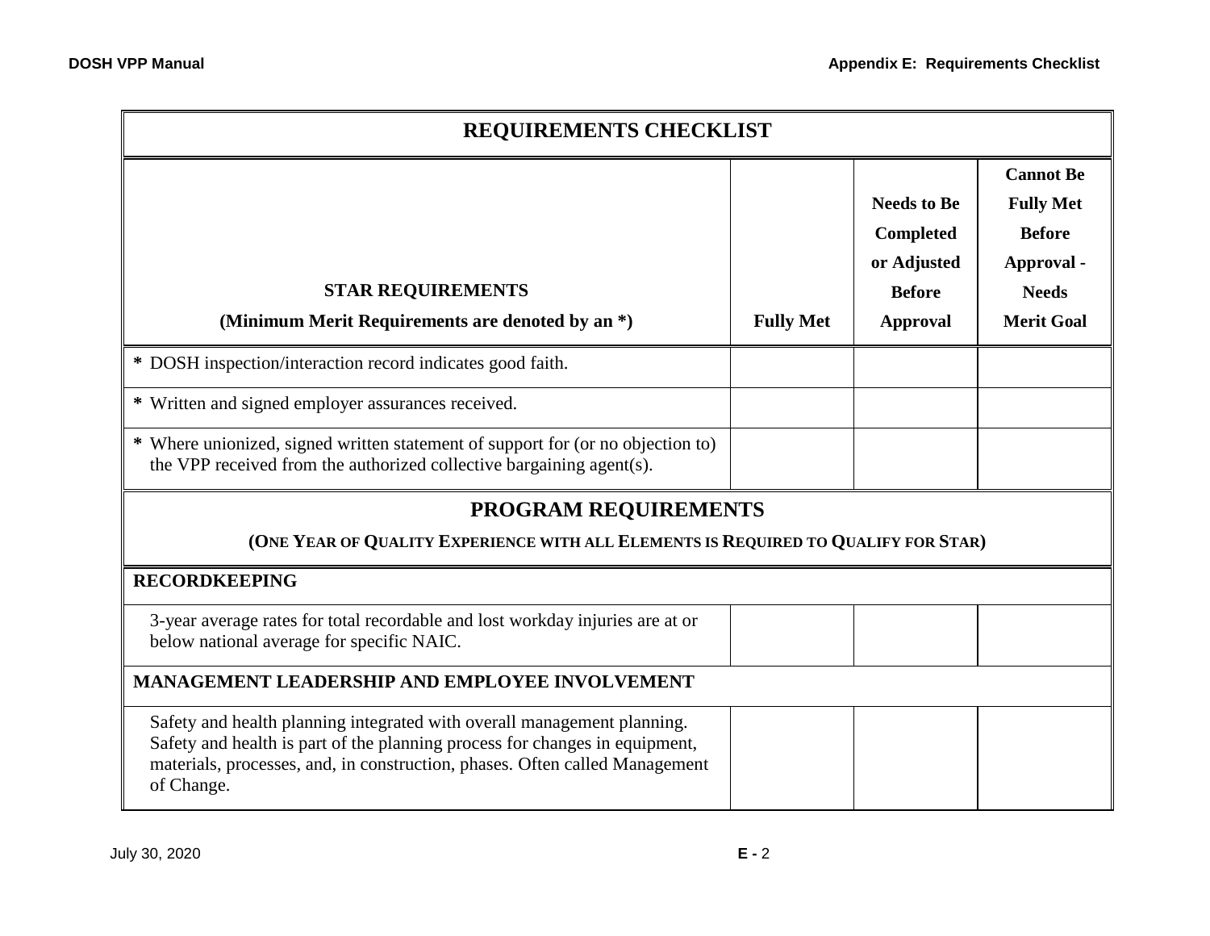| REQUIREMENTS CHECKLIST | | | |
|---|---|---|---|
| **STAR REQUIREMENTS** **(Minimum Merit Requirements are denoted by an *)** | **Fully Met** | **Needs to Be Completed or Adjusted Before Approval** | **Cannot Be Fully Met Before Approval - Needs Merit Goal** |
| **\*** DOSH inspection/interaction record indicates good faith. | | | |
| **\*** Written and signed employer assurances received. | | | |
| **\*** Where unionized, signed written statement of support for (or no objection to) the VPP received from the authorized collective bargaining agent(s). | | | |
| **PROGRAM REQUIREMENTS** **(ONE YEAR OF QUALITY EXPERIENCE WITH ALL ELEMENTS IS REQUIRED TO QUALIFY FOR STAR)** | | | |
| **RECORDKEEPING** | | | |
| 3-year average rates for total recordable and lost workday injuries are at or below national average for specific NAIC. | | | |
| **MANAGEMENT LEADERSHIP AND EMPLOYEE INVOLVEMENT** | | | |
| Safety and health planning integrated with overall management planning. Safety and health is part of the planning process for changes in equipment, materials, processes, and, in construction, phases. Often called Management of Change. | | | |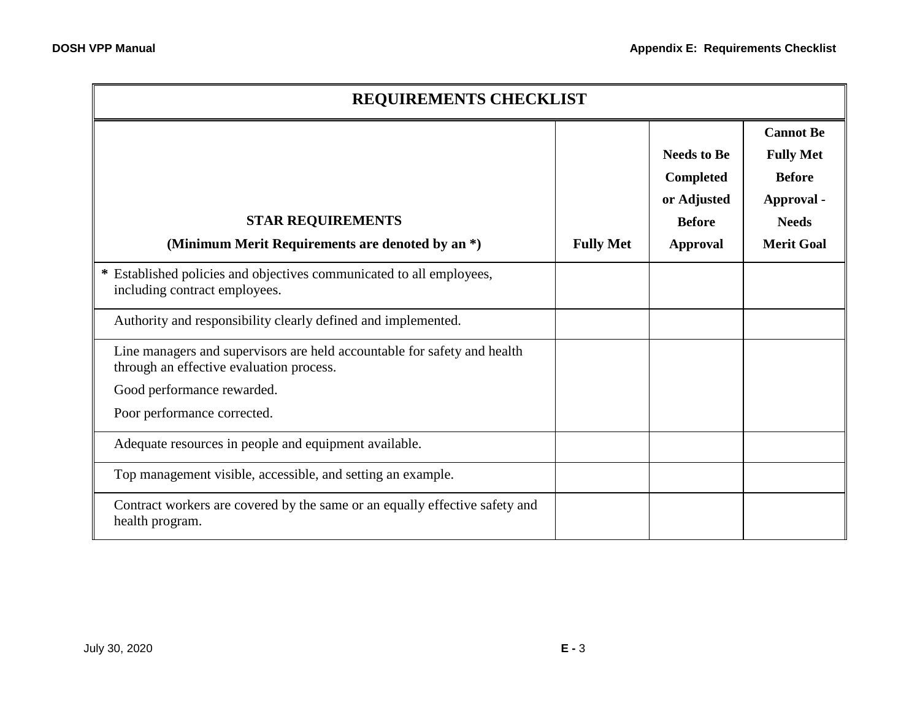| REQUIREMENTS CHECKLIST | | | |
|---|---|---|---|
| **STAR REQUIREMENTS**<br>**(Minimum Merit Requirements are denoted by an *)** | **Fully Met** | **Needs to Be Completed or Adjusted Before Approval** | **Cannot Be Fully Met Before Approval - Needs Merit Goal** |
| * Established policies and objectives communicated to all employees, including contract employees. | | | |
| Authority and responsibility clearly defined and implemented. | | | |
| Line managers and supervisors are held accountable for safety and health through an effective evaluation process.<br>Good performance rewarded.<br>Poor performance corrected. | | | |
| Adequate resources in people and equipment available. | | | |
| Top management visible, accessible, and setting an example. | | | |
| Contract workers are covered by the same or an equally effective safety and health program. | | | |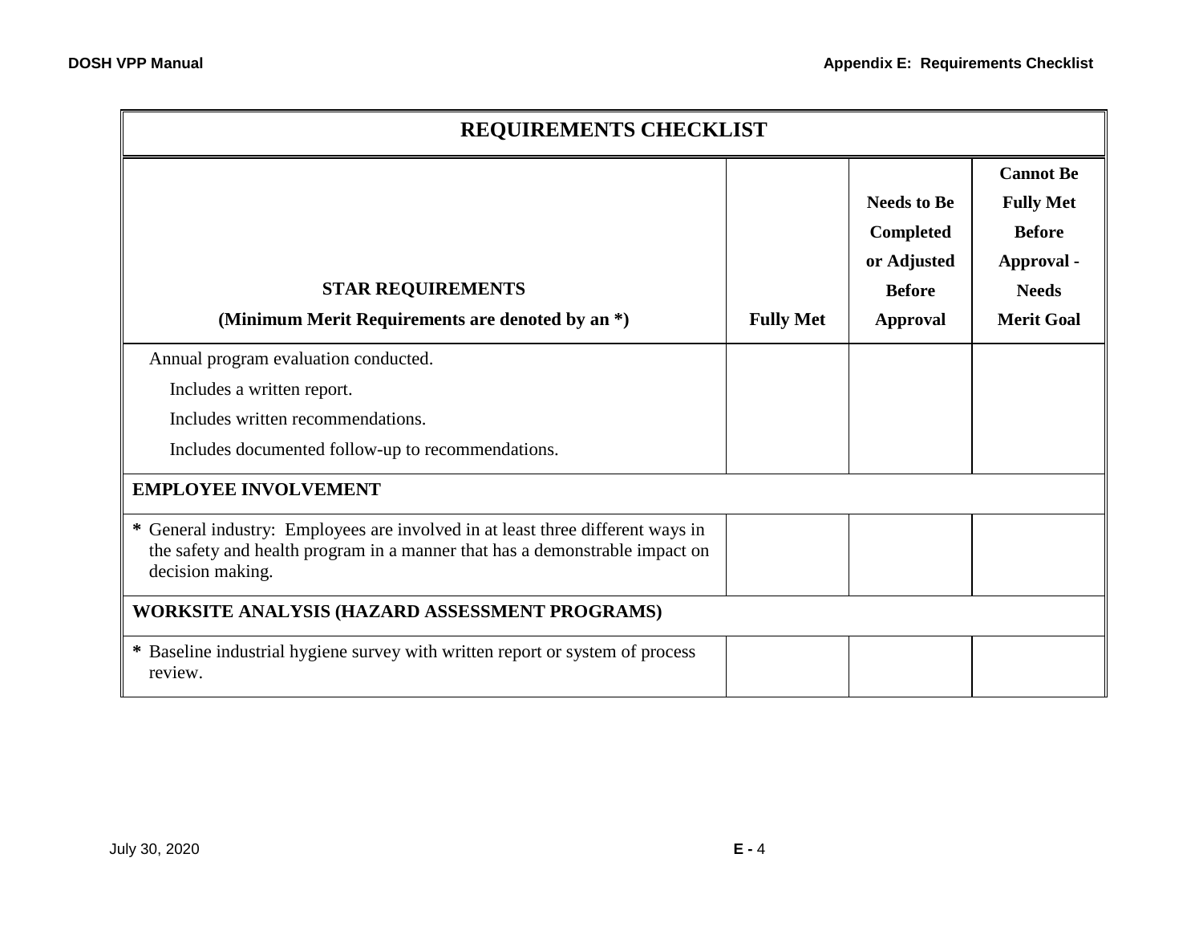| REQUIREMENTS CHECKLIST | | | |
|---|---|---|---|
| **STAR REQUIREMENTS** <br> **(Minimum Merit Requirements are denoted by an *)** | **Fully Met** | **Needs to Be Completed or Adjusted Before Approval** | **Cannot Be Fully Met Before Approval - Needs Merit Goal** |
| Annual program evaluation conducted. <br> Includes a written report. <br> Includes written recommendations. <br> Includes documented follow-up to recommendations. | | | |
| **EMPLOYEE INVOLVEMENT** | | | |
| * General industry: Employees are involved in at least three different ways in the safety and health program in a manner that has a demonstrable impact on decision making. | | | |
| **WORKSITE ANALYSIS (HAZARD ASSESSMENT PROGRAMS)** | | | |
| * Baseline industrial hygiene survey with written report or system of process review. | | | |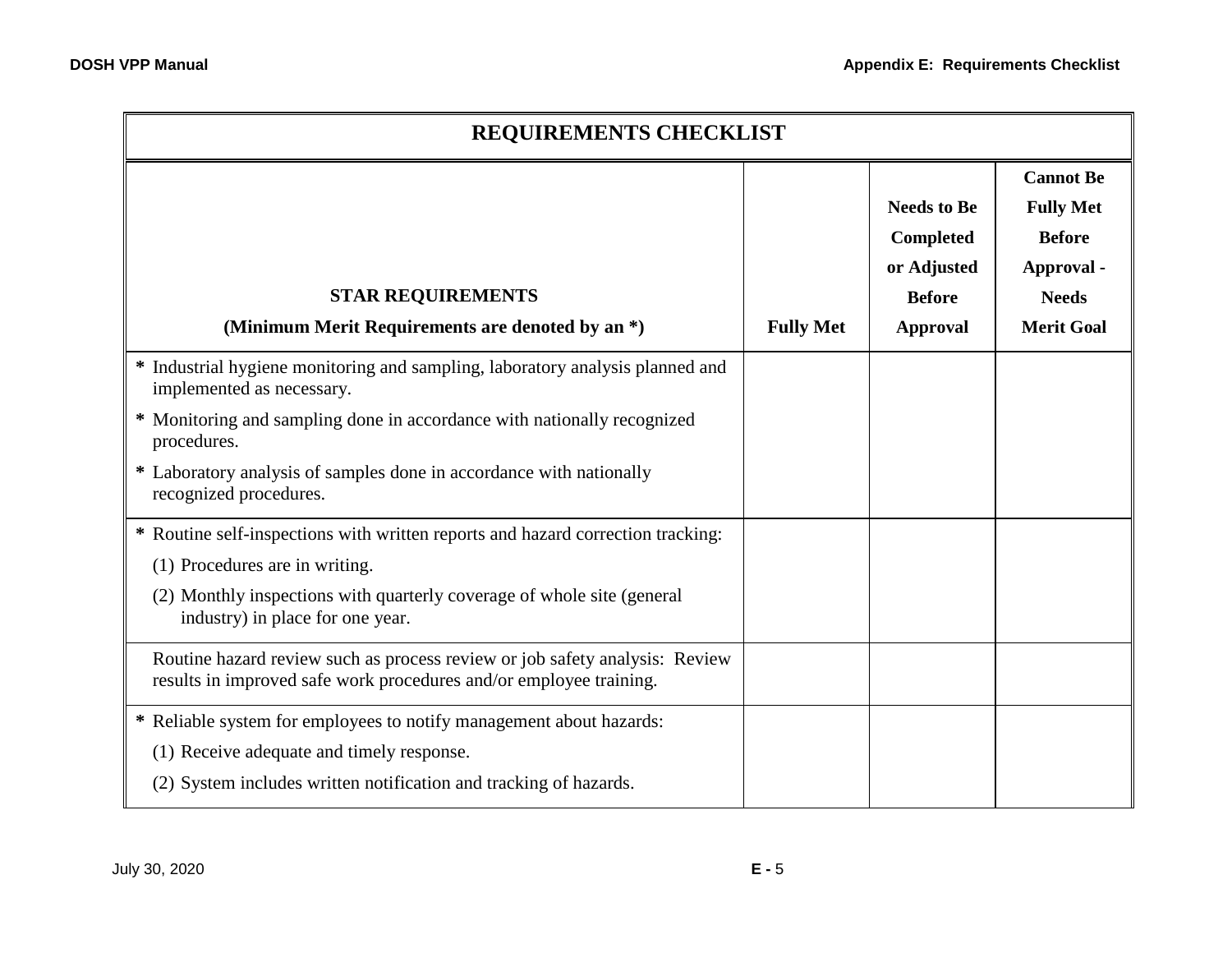| REQUIREMENTS CHECKLIST | | | |
|---|---|---|---|
| **STAR REQUIREMENTS**<br>**(Minimum Merit Requirements are denoted by an *)** | **Fully Met** | **Needs to Be Completed or Adjusted Before Approval** | **Cannot Be Fully Met Before Approval - Needs Merit Goal** |
| * Industrial hygiene monitoring and sampling, laboratory analysis planned and implemented as necessary.<br>* Monitoring and sampling done in accordance with nationally recognized procedures.<br>* Laboratory analysis of samples done in accordance with nationally recognized procedures. | | | |
| * Routine self-inspections with written reports and hazard correction tracking:<br>(1) Procedures are in writing.<br>(2) Monthly inspections with quarterly coverage of whole site (general industry) in place for one year. | | | |
| Routine hazard review such as process review or job safety analysis: Review results in improved safe work procedures and/or employee training. | | | |
| * Reliable system for employees to notify management about hazards:<br>(1) Receive adequate and timely response.<br>(2) System includes written notification and tracking of hazards. | | | |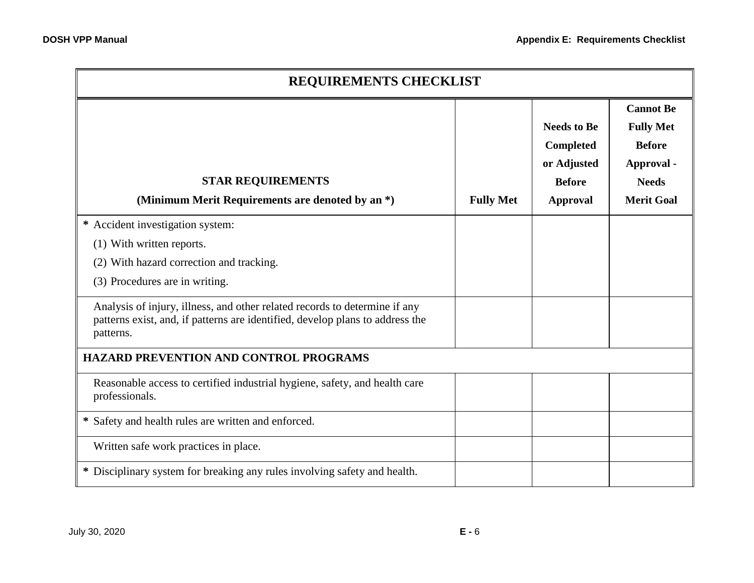| REQUIREMENTS CHECKLIST | | | |
|---|---|---|---|
| **STAR REQUIREMENTS (Minimum Merit Requirements are denoted by an *)** | **Fully Met** | **Needs to Be Completed or Adjusted Before Approval** | **Cannot Be Fully Met Before Approval - Needs Merit Goal** |
| * Accident investigation system:<br>(1) With written reports.<br>(2) With hazard correction and tracking.<br>(3) Procedures are in writing. | | | |
| Analysis of injury, illness, and other related records to determine if any patterns exist, and, if patterns are identified, develop plans to address the patterns. | | | |
| **HAZARD PREVENTION AND CONTROL PROGRAMS** | | | |
| Reasonable access to certified industrial hygiene, safety, and health care professionals. | | | |
| * Safety and health rules are written and enforced. | | | |
| Written safe work practices in place. | | | |
| * Disciplinary system for breaking any rules involving safety and health. | | | |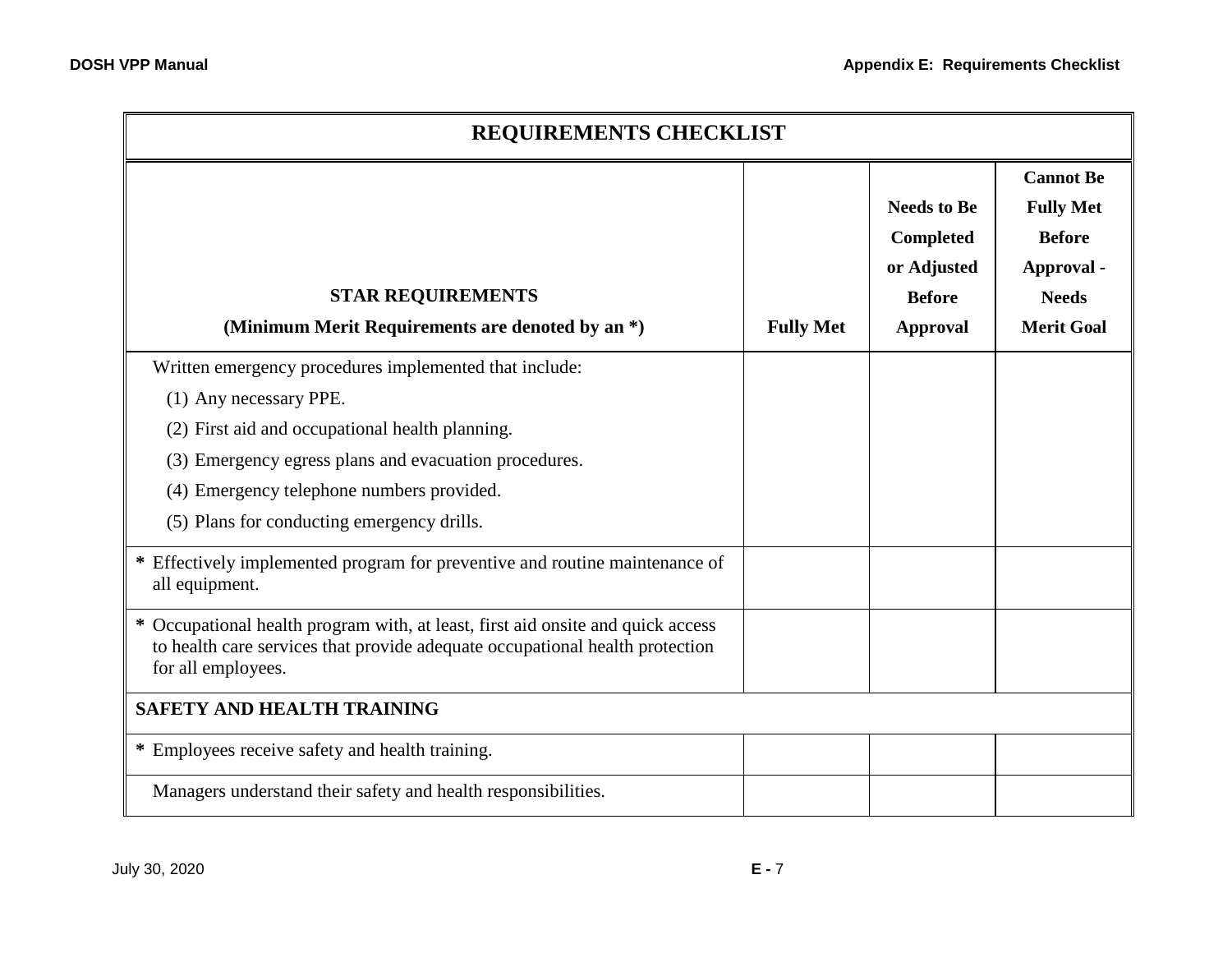| REQUIREMENTS CHECKLIST | | | |
|---|---|---|---|
| **STAR REQUIREMENTS (Minimum Merit Requirements are denoted by an *)** | **Fully Met** | **Needs to Be Completed or Adjusted Before Approval** | **Cannot Be Fully Met Before Approval - Needs Merit Goal** |
| Written emergency procedures implemented that include:<br>(1) Any necessary PPE.<br>(2) First aid and occupational health planning.<br>(3) Emergency egress plans and evacuation procedures.<br>(4) Emergency telephone numbers provided.<br>(5) Plans for conducting emergency drills. | | | |
| * Effectively implemented program for preventive and routine maintenance of all equipment. | | | |
| * Occupational health program with, at least, first aid onsite and quick access to health care services that provide adequate occupational health protection for all employees. | | | |
| **SAFETY AND HEALTH TRAINING** | | | |
| * Employees receive safety and health training. | | | |
| Managers understand their safety and health responsibilities. | | | |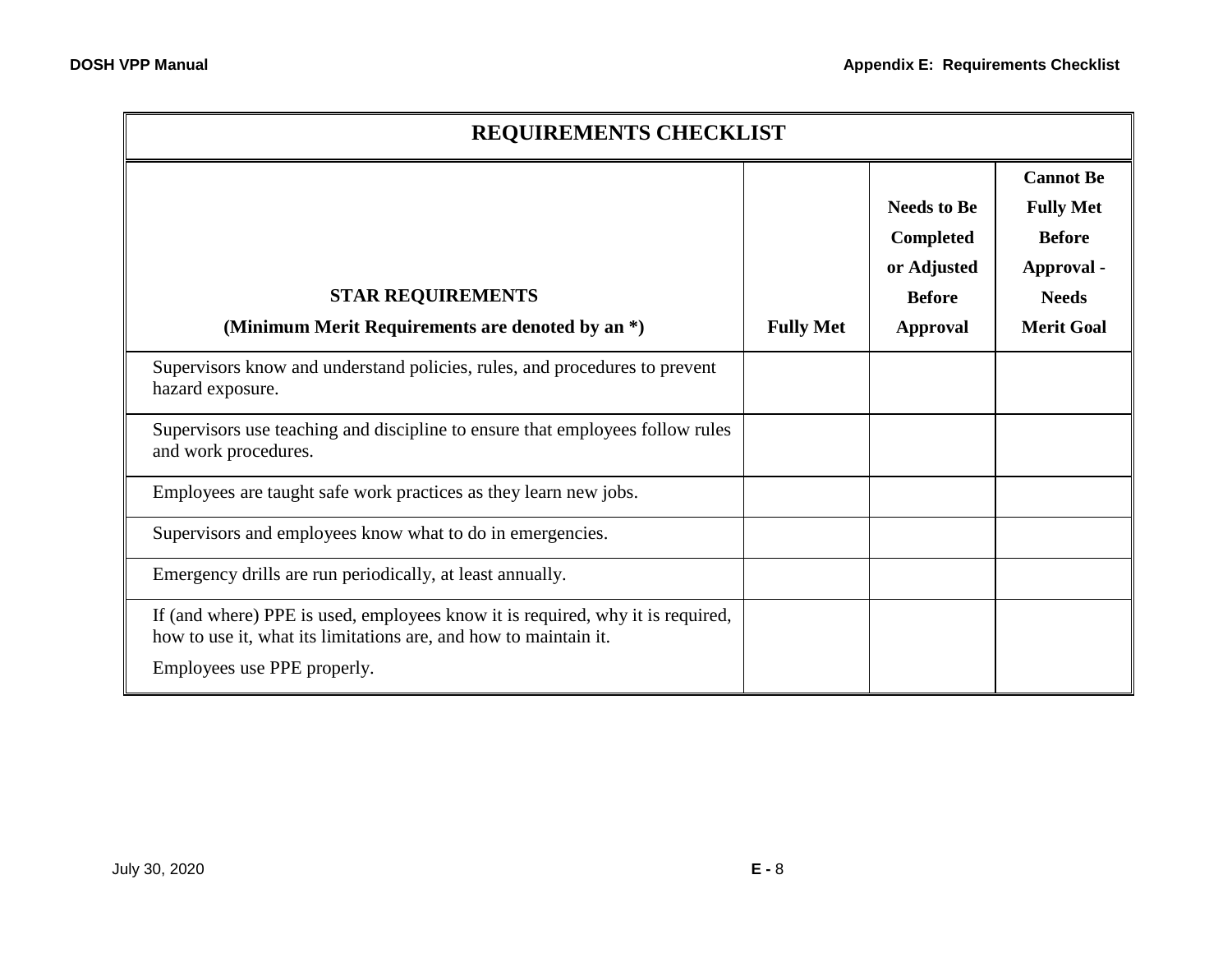| REQUIREMENTS CHECKLIST | | | |
|---|---|---|---|
| **STAR REQUIREMENTS** **(Minimum Merit Requirements are denoted by an *)** | **Fully Met** | **Needs to Be Completed or Adjusted Before Approval** | **Cannot Be Fully Met Before Approval - Needs Merit Goal** |
| Supervisors know and understand policies, rules, and procedures to prevent hazard exposure. | | | |
| Supervisors use teaching and discipline to ensure that employees follow rules and work procedures. | | | |
| Employees are taught safe work practices as they learn new jobs. | | | |
| Supervisors and employees know what to do in emergencies. | | | |
| Emergency drills are run periodically, at least annually. | | | |
| If (and where) PPE is used, employees know it is required, why it is required, how to use it, what its limitations are, and how to maintain it. Employees use PPE properly. | | | |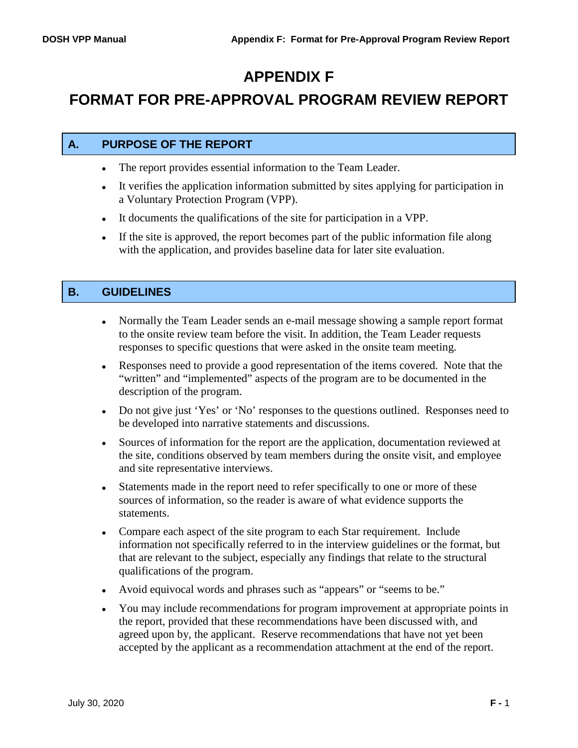# APPENDIX F

# FORMAT FOR PRE-APPROVAL PROGRAM REVIEW REPORT

## A. PURPOSE OF THE REPORT

- The report provides essential information to the Team Leader.
- It verifies the application information submitted by sites applying for participation in a Voluntary Protection Program (VPP).
- It documents the qualifications of the site for participation in a VPP.
- If the site is approved, the report becomes part of the public information file along with the application, and provides baseline data for later site evaluation.

## B. GUIDELINES

- Normally the Team Leader sends an e-mail message showing a sample report format to the onsite review team before the visit. In addition, the Team Leader requests responses to specific questions that were asked in the onsite team meeting.
- Responses need to provide a good representation of the items covered. Note that the "written" and "implemented" aspects of the program are to be documented in the description of the program.
- Do not give just 'Yes' or 'No' responses to the questions outlined. Responses need to be developed into narrative statements and discussions.
- Sources of information for the report are the application, documentation reviewed at the site, conditions observed by team members during the onsite visit, and employee and site representative interviews.
- Statements made in the report need to refer specifically to one or more of these sources of information, so the reader is aware of what evidence supports the statements.
- Compare each aspect of the site program to each Star requirement. Include information not specifically referred to in the interview guidelines or the format, but that are relevant to the subject, especially any findings that relate to the structural qualifications of the program.
- Avoid equivocal words and phrases such as "appears" or "seems to be."
- You may include recommendations for program improvement at appropriate points in the report, provided that these recommendations have been discussed with, and agreed upon by, the applicant. Reserve recommendations that have not yet been accepted by the applicant as a recommendation attachment at the end of the report.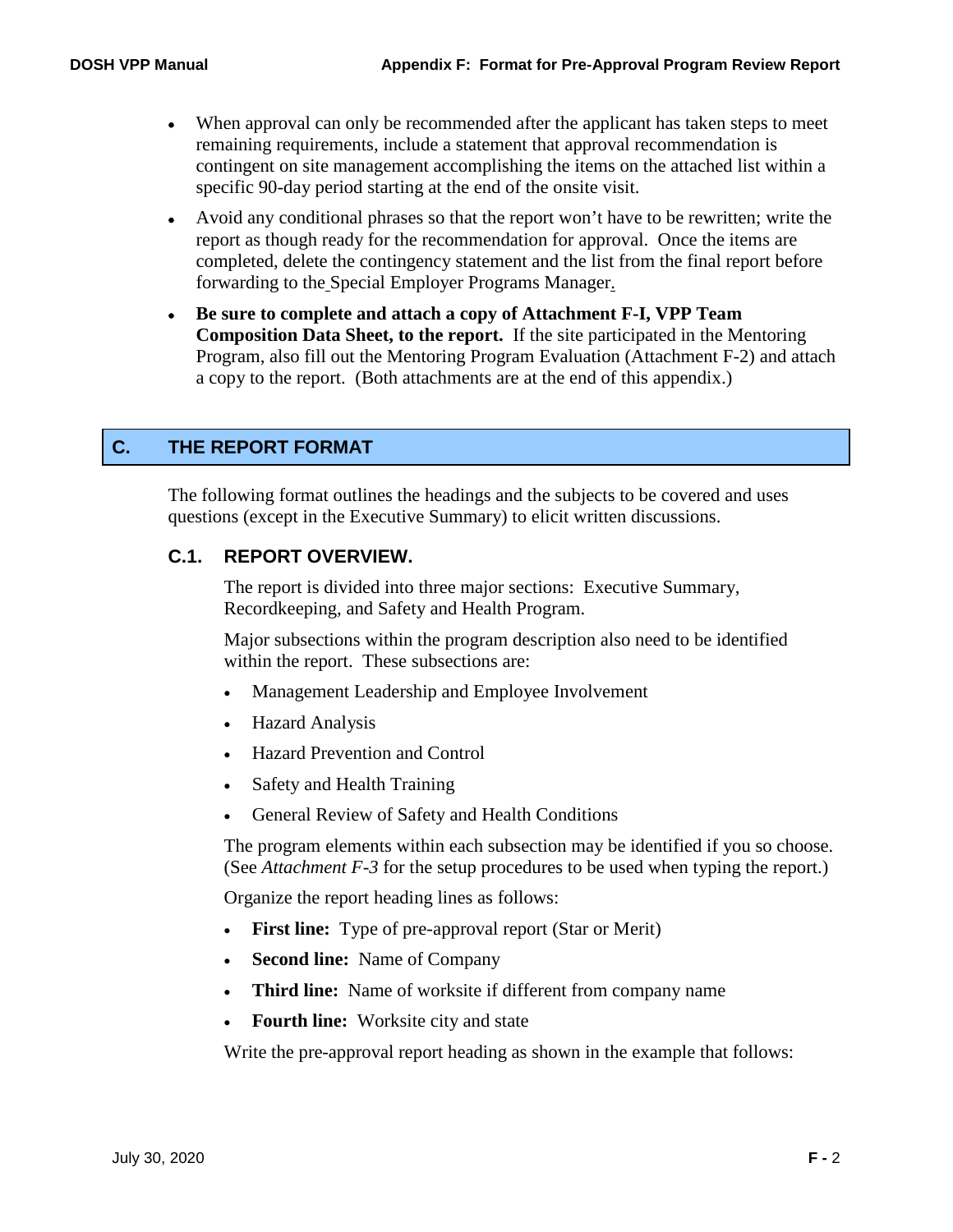- When approval can only be recommended after the applicant has taken steps to meet remaining requirements, include a statement that approval recommendation is contingent on site management accomplishing the items on the attached list within a specific 90-day period starting at the end of the onsite visit.
- Avoid any conditional phrases so that the report won't have to be rewritten; write the report as though ready for the recommendation for approval. Once the items are completed, delete the contingency statement and the list from the final report before forwarding to the Special Employer Programs Manager.
- **Be sure to complete and attach a copy of Attachment F-I, VPP Team Composition Data Sheet, to the report.** If the site participated in the Mentoring Program, also fill out the Mentoring Program Evaluation (Attachment F-2) and attach a copy to the report. (Both attachments are at the end of this appendix.)

## C. THE REPORT FORMAT

The following format outlines the headings and the subjects to be covered and uses questions (except in the Executive Summary) to elicit written discussions.

### C.1. REPORT OVERVIEW.

The report is divided into three major sections: Executive Summary, Recordkeeping, and Safety and Health Program.

Major subsections within the program description also need to be identified within the report. These subsections are:

- Management Leadership and Employee Involvement
- Hazard Analysis
- Hazard Prevention and Control
- Safety and Health Training
- General Review of Safety and Health Conditions

The program elements within each subsection may be identified if you so choose. (See *Attachment F-3* for the setup procedures to be used when typing the report.)

Organize the report heading lines as follows:

- **First line:** Type of pre-approval report (Star or Merit)
- **Second line:** Name of Company
- **Third line:** Name of worksite if different from company name
- **Fourth line:** Worksite city and state

Write the pre-approval report heading as shown in the example that follows: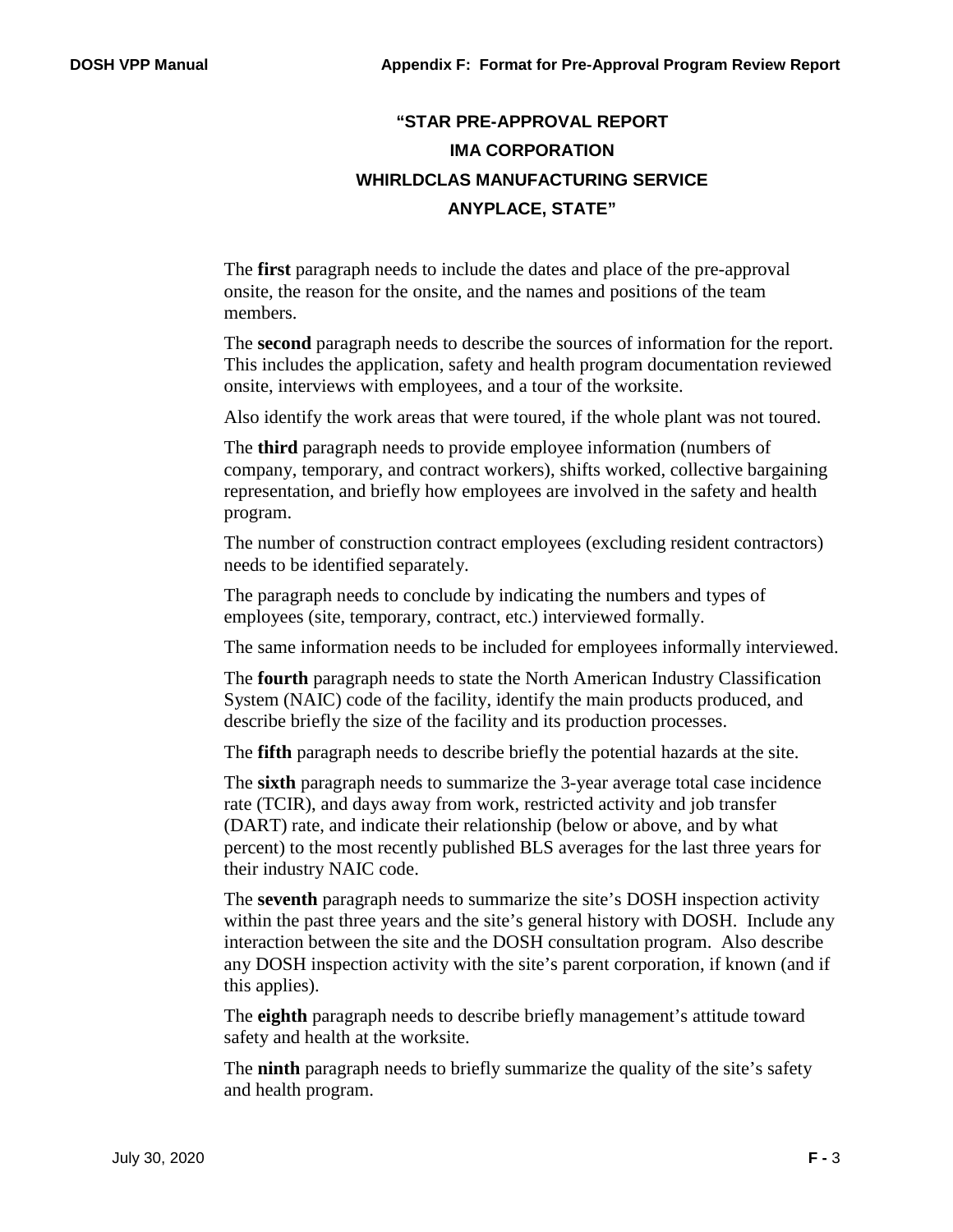**"STAR PRE-APPROVAL REPORT**

**IMA CORPORATION**

**WHIRLDCLAS MANUFACTURING SERVICE**

**ANYPLACE, STATE"**

The **first** paragraph needs to include the dates and place of the pre-approval onsite, the reason for the onsite, and the names and positions of the team members.

The **second** paragraph needs to describe the sources of information for the report. This includes the application, safety and health program documentation reviewed onsite, interviews with employees, and a tour of the worksite.

Also identify the work areas that were toured, if the whole plant was not toured.

The **third** paragraph needs to provide employee information (numbers of company, temporary, and contract workers), shifts worked, collective bargaining representation, and briefly how employees are involved in the safety and health program.

The number of construction contract employees (excluding resident contractors) needs to be identified separately.

The paragraph needs to conclude by indicating the numbers and types of employees (site, temporary, contract, etc.) interviewed formally.

The same information needs to be included for employees informally interviewed.

The **fourth** paragraph needs to state the North American Industry Classification System (NAIC) code of the facility, identify the main products produced, and describe briefly the size of the facility and its production processes.

The **fifth** paragraph needs to describe briefly the potential hazards at the site.

The **sixth** paragraph needs to summarize the 3-year average total case incidence rate (TCIR), and days away from work, restricted activity and job transfer (DART) rate, and indicate their relationship (below or above, and by what percent) to the most recently published BLS averages for the last three years for their industry NAIC code.

The **seventh** paragraph needs to summarize the site's DOSH inspection activity within the past three years and the site's general history with DOSH. Include any interaction between the site and the DOSH consultation program. Also describe any DOSH inspection activity with the site's parent corporation, if known (and if this applies).

The **eighth** paragraph needs to describe briefly management's attitude toward safety and health at the worksite.

The **ninth** paragraph needs to briefly summarize the quality of the site's safety and health program.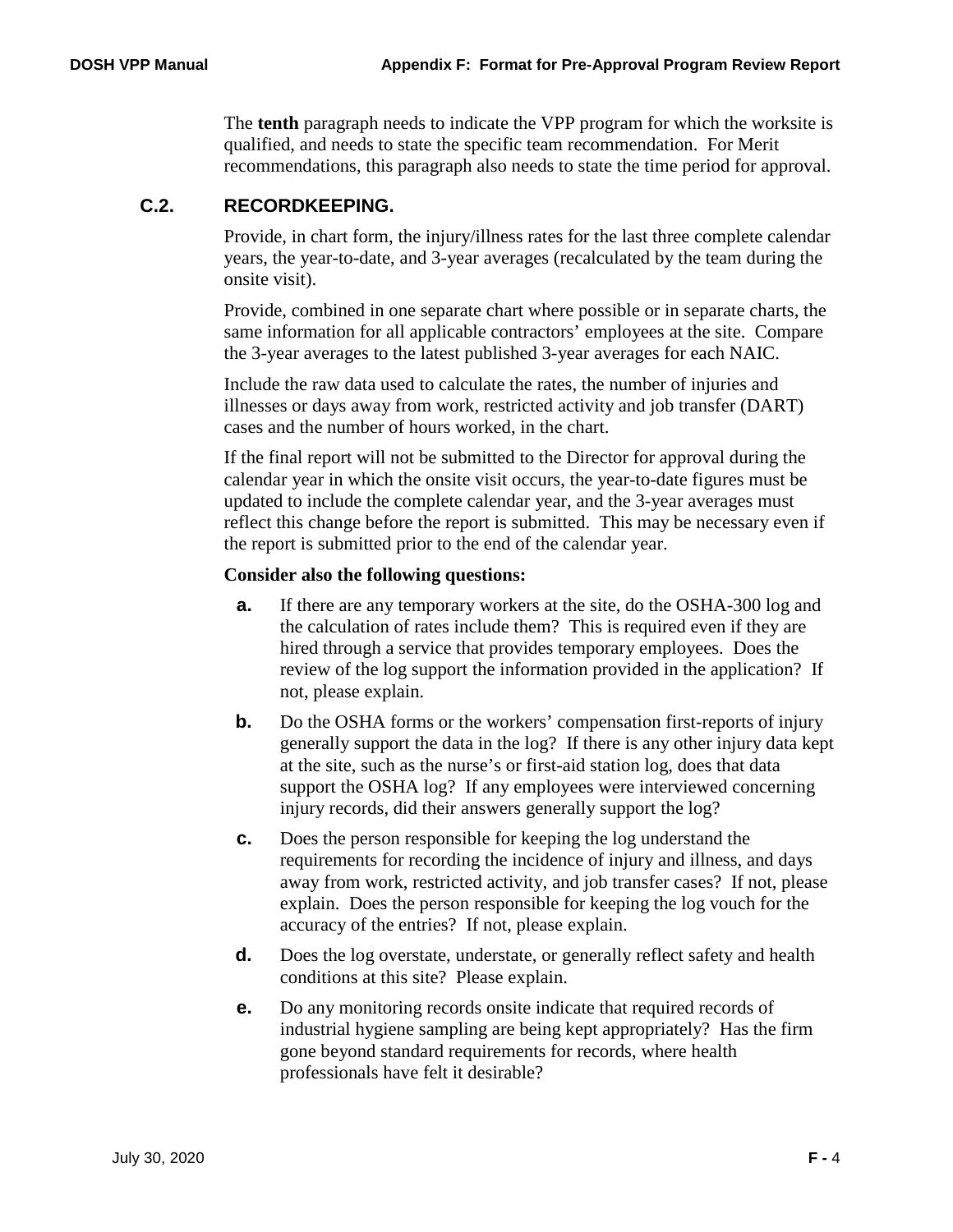The **tenth** paragraph needs to indicate the VPP program for which the worksite is qualified, and needs to state the specific team recommendation. For Merit recommendations, this paragraph also needs to state the time period for approval.

## C.2. RECORDKEEPING.

Provide, in chart form, the injury/illness rates for the last three complete calendar years, the year-to-date, and 3-year averages (recalculated by the team during the onsite visit).

Provide, combined in one separate chart where possible or in separate charts, the same information for all applicable contractors' employees at the site. Compare the 3-year averages to the latest published 3-year averages for each NAIC.

Include the raw data used to calculate the rates, the number of injuries and illnesses or days away from work, restricted activity and job transfer (DART) cases and the number of hours worked, in the chart.

If the final report will not be submitted to the Director for approval during the calendar year in which the onsite visit occurs, the year-to-date figures must be updated to include the complete calendar year, and the 3-year averages must reflect this change before the report is submitted. This may be necessary even if the report is submitted prior to the end of the calendar year.

**Consider also the following questions:**

- **a.** If there are any temporary workers at the site, do the OSHA-300 log and the calculation of rates include them? This is required even if they are hired through a service that provides temporary employees. Does the review of the log support the information provided in the application? If not, please explain.
- **b.** Do the OSHA forms or the workers' compensation first-reports of injury generally support the data in the log? If there is any other injury data kept at the site, such as the nurse's or first-aid station log, does that data support the OSHA log? If any employees were interviewed concerning injury records, did their answers generally support the log?
- **c.** Does the person responsible for keeping the log understand the requirements for recording the incidence of injury and illness, and days away from work, restricted activity, and job transfer cases? If not, please explain. Does the person responsible for keeping the log vouch for the accuracy of the entries? If not, please explain.
- **d.** Does the log overstate, understate, or generally reflect safety and health conditions at this site? Please explain.
- **e.** Do any monitoring records onsite indicate that required records of industrial hygiene sampling are being kept appropriately? Has the firm gone beyond standard requirements for records, where health professionals have felt it desirable?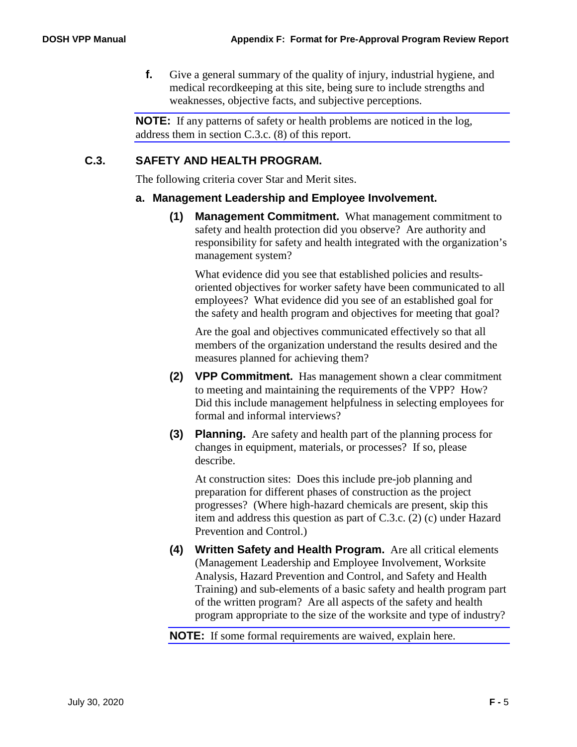**f.** Give a general summary of the quality of injury, industrial hygiene, and medical recordkeeping at this site, being sure to include strengths and weaknesses, objective facts, and subjective perceptions.

**NOTE:** If any patterns of safety or health problems are noticed in the log, address them in section C.3.c. (8) of this report.

## C.3. SAFETY AND HEALTH PROGRAM.

The following criteria cover Star and Merit sites.

### a. Management Leadership and Employee Involvement.

**(1) Management Commitment.** What management commitment to safety and health protection did you observe? Are authority and responsibility for safety and health integrated with the organization's management system?

What evidence did you see that established policies and results-oriented objectives for worker safety have been communicated to all employees? What evidence did you see of an established goal for the safety and health program and objectives for meeting that goal?

Are the goal and objectives communicated effectively so that all members of the organization understand the results desired and the measures planned for achieving them?

**(2) VPP Commitment.** Has management shown a clear commitment to meeting and maintaining the requirements of the VPP? How? Did this include management helpfulness in selecting employees for formal and informal interviews?

**(3) Planning.** Are safety and health part of the planning process for changes in equipment, materials, or processes? If so, please describe.

At construction sites: Does this include pre-job planning and preparation for different phases of construction as the project progresses? (Where high-hazard chemicals are present, skip this item and address this question as part of C.3.c. (2) (c) under Hazard Prevention and Control.)

**(4) Written Safety and Health Program.** Are all critical elements (Management Leadership and Employee Involvement, Worksite Analysis, Hazard Prevention and Control, and Safety and Health Training) and sub-elements of a basic safety and health program part of the written program? Are all aspects of the safety and health program appropriate to the size of the worksite and type of industry?

**NOTE:** If some formal requirements are waived, explain here.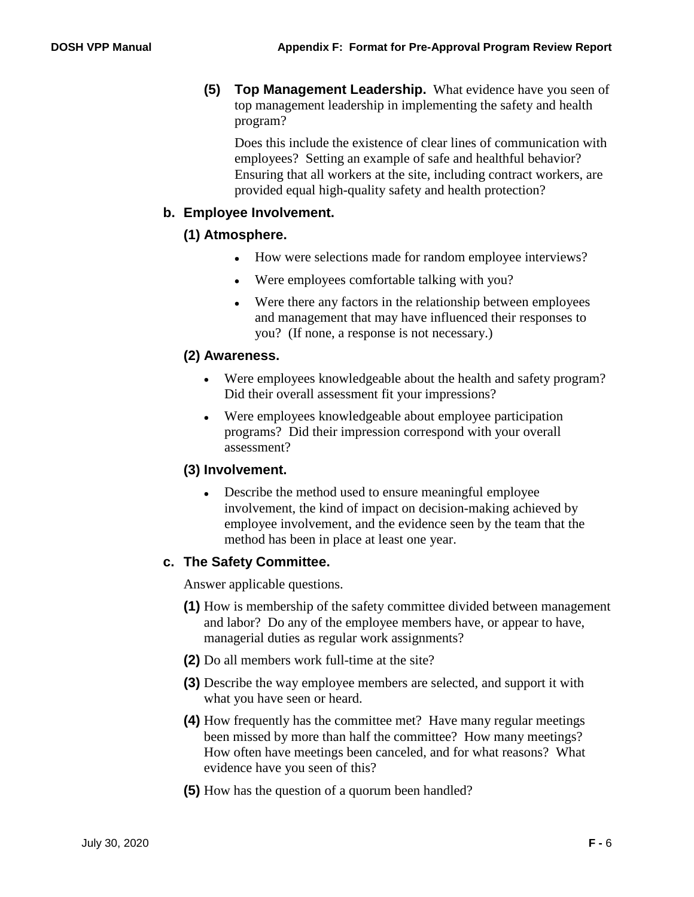**(5) Top Management Leadership.** What evidence have you seen of top management leadership in implementing the safety and health program?

Does this include the existence of clear lines of communication with employees? Setting an example of safe and healthful behavior? Ensuring that all workers at the site, including contract workers, are provided equal high-quality safety and health protection?

## b. Employee Involvement.

### (1) Atmosphere.

- How were selections made for random employee interviews?
- Were employees comfortable talking with you?
- Were there any factors in the relationship between employees and management that may have influenced their responses to you? (If none, a response is not necessary.)

### (2) Awareness.

- Were employees knowledgeable about the health and safety program? Did their overall assessment fit your impressions?
- Were employees knowledgeable about employee participation programs? Did their impression correspond with your overall assessment?

### (3) Involvement.

- Describe the method used to ensure meaningful employee involvement, the kind of impact on decision-making achieved by employee involvement, and the evidence seen by the team that the method has been in place at least one year.

## c. The Safety Committee.

Answer applicable questions.

**(1)** How is membership of the safety committee divided between management and labor? Do any of the employee members have, or appear to have, managerial duties as regular work assignments?

**(2)** Do all members work full-time at the site?

**(3)** Describe the way employee members are selected, and support it with what you have seen or heard.

**(4)** How frequently has the committee met? Have many regular meetings been missed by more than half the committee? How many meetings? How often have meetings been canceled, and for what reasons? What evidence have you seen of this?

**(5)** How has the question of a quorum been handled?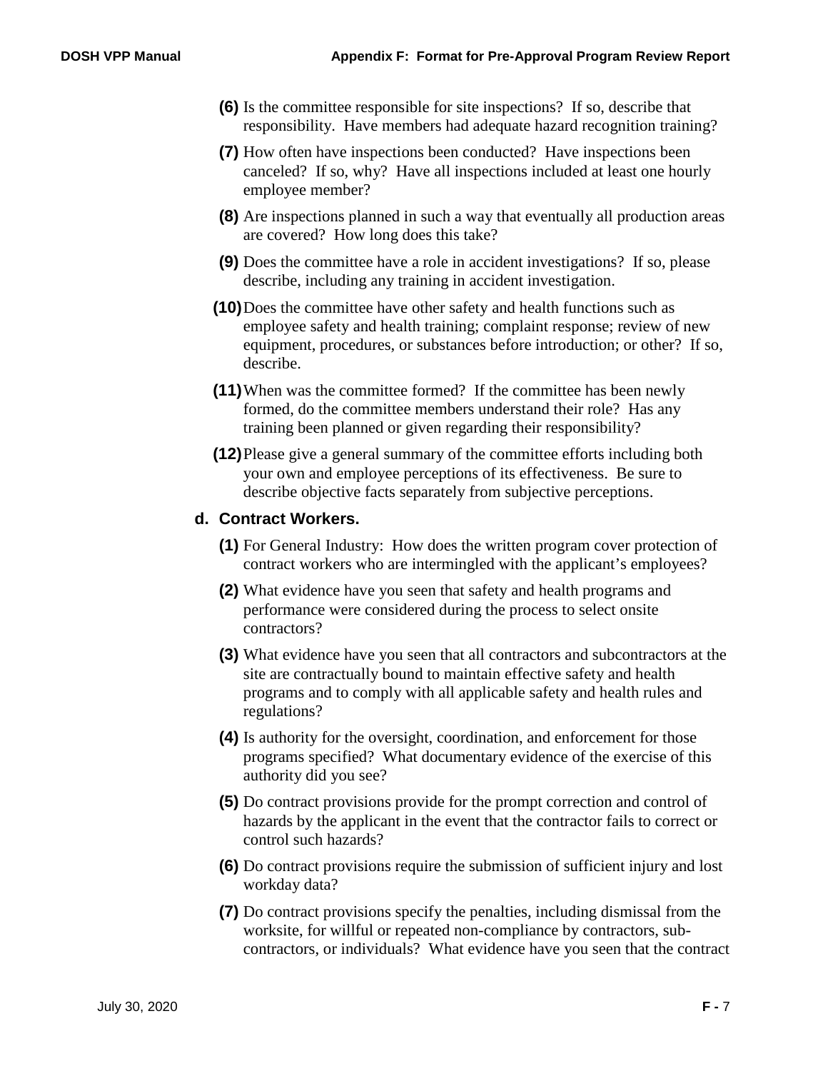**(6)** Is the committee responsible for site inspections? If so, describe that responsibility. Have members had adequate hazard recognition training?

**(7)** How often have inspections been conducted? Have inspections been canceled? If so, why? Have all inspections included at least one hourly employee member?

**(8)** Are inspections planned in such a way that eventually all production areas are covered? How long does this take?

**(9)** Does the committee have a role in accident investigations? If so, please describe, including any training in accident investigation.

**(10)** Does the committee have other safety and health functions such as employee safety and health training; complaint response; review of new equipment, procedures, or substances before introduction; or other? If so, describe.

**(11)** When was the committee formed? If the committee has been newly formed, do the committee members understand their role? Has any training been planned or given regarding their responsibility?

**(12)** Please give a general summary of the committee efforts including both your own and employee perceptions of its effectiveness. Be sure to describe objective facts separately from subjective perceptions.

**d. Contract Workers.**

**(1)** For General Industry: How does the written program cover protection of contract workers who are intermingled with the applicant's employees?

**(2)** What evidence have you seen that safety and health programs and performance were considered during the process to select onsite contractors?

**(3)** What evidence have you seen that all contractors and subcontractors at the site are contractually bound to maintain effective safety and health programs and to comply with all applicable safety and health rules and regulations?

**(4)** Is authority for the oversight, coordination, and enforcement for those programs specified? What documentary evidence of the exercise of this authority did you see?

**(5)** Do contract provisions provide for the prompt correction and control of hazards by the applicant in the event that the contractor fails to correct or control such hazards?

**(6)** Do contract provisions require the submission of sufficient injury and lost workday data?

**(7)** Do contract provisions specify the penalties, including dismissal from the worksite, for willful or repeated non-compliance by contractors, sub-contractors, or individuals? What evidence have you seen that the contract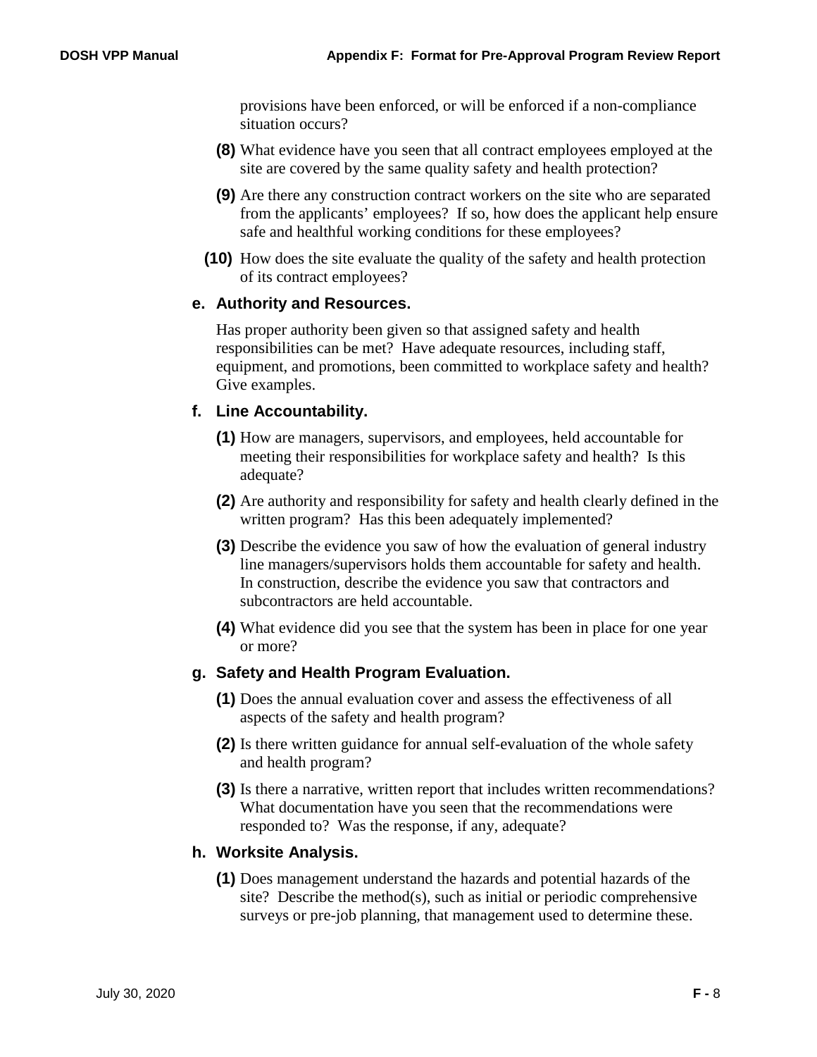provisions have been enforced, or will be enforced if a non-compliance situation occurs?

**(8)** What evidence have you seen that all contract employees employed at the site are covered by the same quality safety and health protection?

**(9)** Are there any construction contract workers on the site who are separated from the applicants' employees? If so, how does the applicant help ensure safe and healthful working conditions for these employees?

**(10)** How does the site evaluate the quality of the safety and health protection of its contract employees?

### e. Authority and Resources.

Has proper authority been given so that assigned safety and health responsibilities can be met? Have adequate resources, including staff, equipment, and promotions, been committed to workplace safety and health? Give examples.

### f. Line Accountability.

**(1)** How are managers, supervisors, and employees, held accountable for meeting their responsibilities for workplace safety and health? Is this adequate?

**(2)** Are authority and responsibility for safety and health clearly defined in the written program? Has this been adequately implemented?

**(3)** Describe the evidence you saw of how the evaluation of general industry line managers/supervisors holds them accountable for safety and health. In construction, describe the evidence you saw that contractors and subcontractors are held accountable.

**(4)** What evidence did you see that the system has been in place for one year or more?

### g. Safety and Health Program Evaluation.

**(1)** Does the annual evaluation cover and assess the effectiveness of all aspects of the safety and health program?

**(2)** Is there written guidance for annual self-evaluation of the whole safety and health program?

**(3)** Is there a narrative, written report that includes written recommendations? What documentation have you seen that the recommendations were responded to? Was the response, if any, adequate?

### h. Worksite Analysis.

**(1)** Does management understand the hazards and potential hazards of the site? Describe the method(s), such as initial or periodic comprehensive surveys or pre-job planning, that management used to determine these.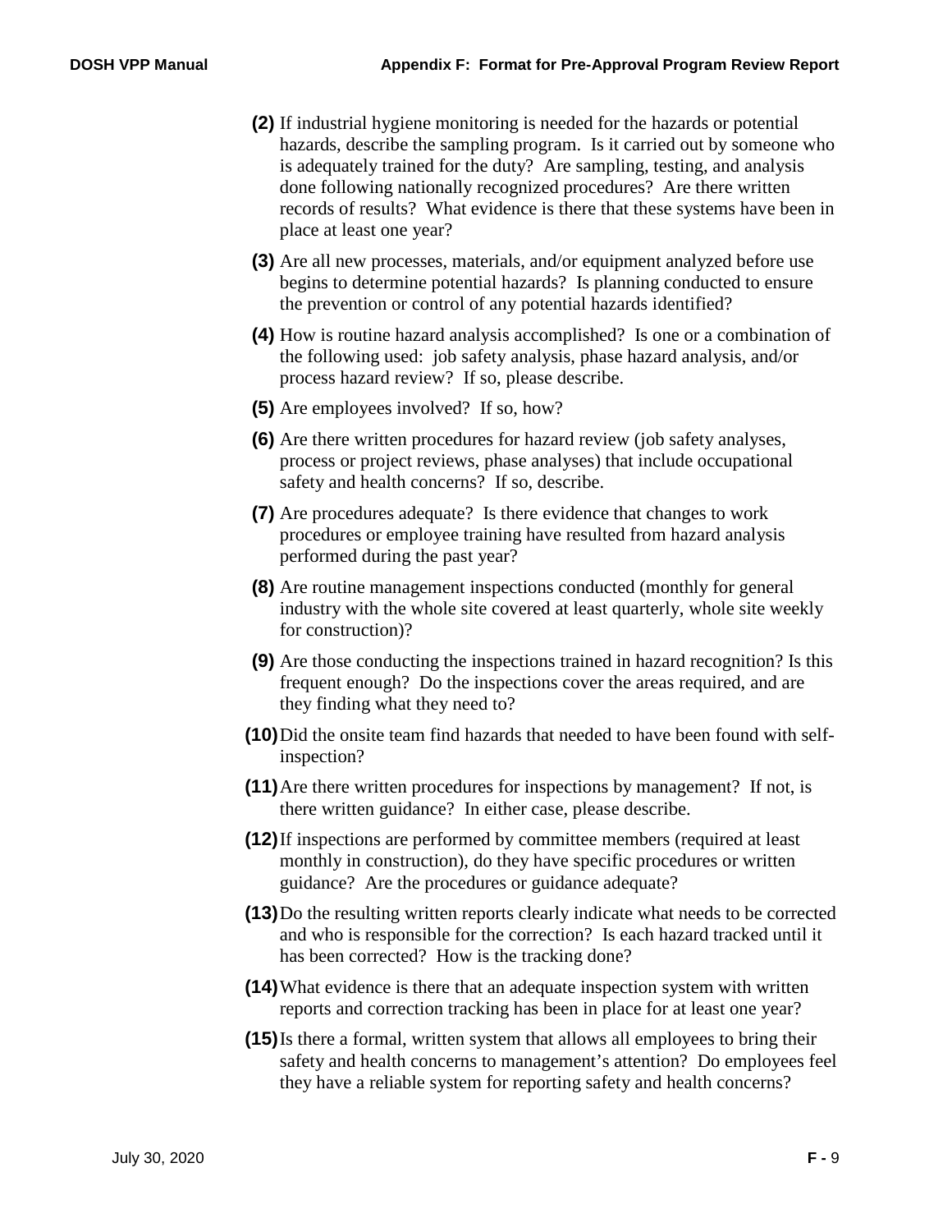**(2)** If industrial hygiene monitoring is needed for the hazards or potential hazards, describe the sampling program. Is it carried out by someone who is adequately trained for the duty? Are sampling, testing, and analysis done following nationally recognized procedures? Are there written records of results? What evidence is there that these systems have been in place at least one year?

**(3)** Are all new processes, materials, and/or equipment analyzed before use begins to determine potential hazards? Is planning conducted to ensure the prevention or control of any potential hazards identified?

**(4)** How is routine hazard analysis accomplished? Is one or a combination of the following used: job safety analysis, phase hazard analysis, and/or process hazard review? If so, please describe.

**(5)** Are employees involved? If so, how?

**(6)** Are there written procedures for hazard review (job safety analyses, process or project reviews, phase analyses) that include occupational safety and health concerns? If so, describe.

**(7)** Are procedures adequate? Is there evidence that changes to work procedures or employee training have resulted from hazard analysis performed during the past year?

**(8)** Are routine management inspections conducted (monthly for general industry with the whole site covered at least quarterly, whole site weekly for construction)?

**(9)** Are those conducting the inspections trained in hazard recognition? Is this frequent enough? Do the inspections cover the areas required, and are they finding what they need to?

**(10)** Did the onsite team find hazards that needed to have been found with self-inspection?

**(11)** Are there written procedures for inspections by management? If not, is there written guidance? In either case, please describe.

**(12)** If inspections are performed by committee members (required at least monthly in construction), do they have specific procedures or written guidance? Are the procedures or guidance adequate?

**(13)** Do the resulting written reports clearly indicate what needs to be corrected and who is responsible for the correction? Is each hazard tracked until it has been corrected? How is the tracking done?

**(14)** What evidence is there that an adequate inspection system with written reports and correction tracking has been in place for at least one year?

**(15)** Is there a formal, written system that allows all employees to bring their safety and health concerns to management's attention? Do employees feel they have a reliable system for reporting safety and health concerns?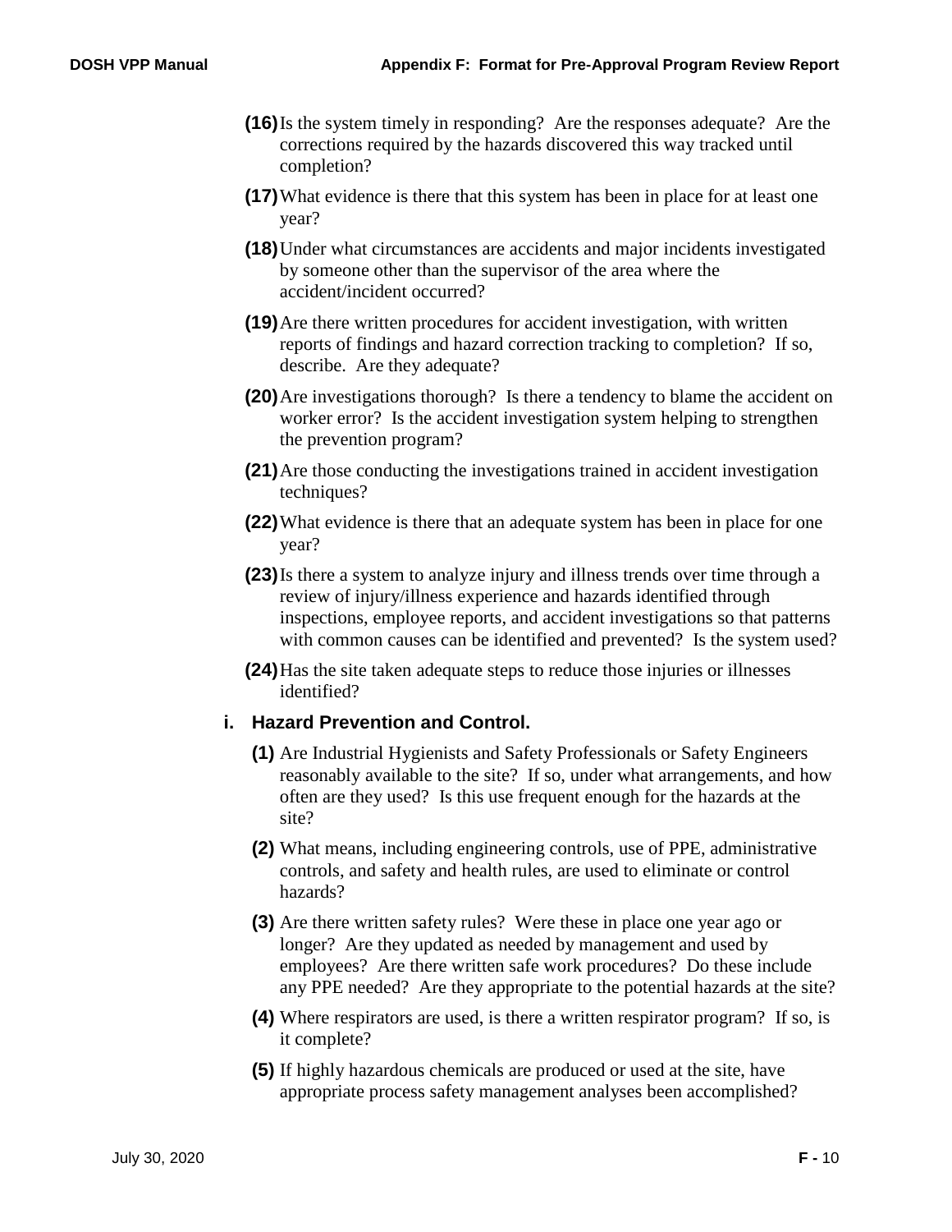**(16)** Is the system timely in responding? Are the responses adequate? Are the corrections required by the hazards discovered this way tracked until completion?

**(17)** What evidence is there that this system has been in place for at least one year?

**(18)** Under what circumstances are accidents and major incidents investigated by someone other than the supervisor of the area where the accident/incident occurred?

**(19)** Are there written procedures for accident investigation, with written reports of findings and hazard correction tracking to completion? If so, describe. Are they adequate?

**(20)** Are investigations thorough? Is there a tendency to blame the accident on worker error? Is the accident investigation system helping to strengthen the prevention program?

**(21)** Are those conducting the investigations trained in accident investigation techniques?

**(22)** What evidence is there that an adequate system has been in place for one year?

**(23)** Is there a system to analyze injury and illness trends over time through a review of injury/illness experience and hazards identified through inspections, employee reports, and accident investigations so that patterns with common causes can be identified and prevented? Is the system used?

**(24)** Has the site taken adequate steps to reduce those injuries or illnesses identified?

### i. Hazard Prevention and Control.

**(1)** Are Industrial Hygienists and Safety Professionals or Safety Engineers reasonably available to the site? If so, under what arrangements, and how often are they used? Is this use frequent enough for the hazards at the site?

**(2)** What means, including engineering controls, use of PPE, administrative controls, and safety and health rules, are used to eliminate or control hazards?

**(3)** Are there written safety rules? Were these in place one year ago or longer? Are they updated as needed by management and used by employees? Are there written safe work procedures? Do these include any PPE needed? Are they appropriate to the potential hazards at the site?

**(4)** Where respirators are used, is there a written respirator program? If so, is it complete?

**(5)** If highly hazardous chemicals are produced or used at the site, have appropriate process safety management analyses been accomplished?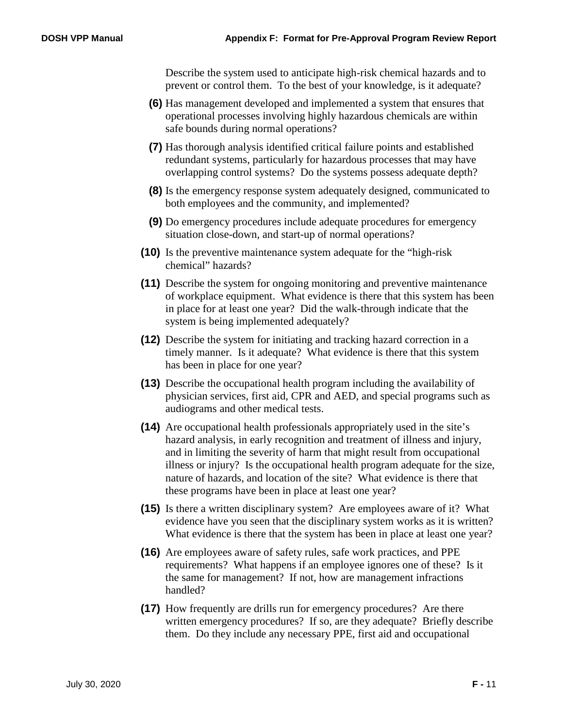Describe the system used to anticipate high-risk chemical hazards and to prevent or control them. To the best of your knowledge, is it adequate?

**(6)** Has management developed and implemented a system that ensures that operational processes involving highly hazardous chemicals are within safe bounds during normal operations?

**(7)** Has thorough analysis identified critical failure points and established redundant systems, particularly for hazardous processes that may have overlapping control systems? Do the systems possess adequate depth?

**(8)** Is the emergency response system adequately designed, communicated to both employees and the community, and implemented?

**(9)** Do emergency procedures include adequate procedures for emergency situation close-down, and start-up of normal operations?

**(10)** Is the preventive maintenance system adequate for the "high-risk chemical" hazards?

**(11)** Describe the system for ongoing monitoring and preventive maintenance of workplace equipment. What evidence is there that this system has been in place for at least one year? Did the walk-through indicate that the system is being implemented adequately?

**(12)** Describe the system for initiating and tracking hazard correction in a timely manner. Is it adequate? What evidence is there that this system has been in place for one year?

**(13)** Describe the occupational health program including the availability of physician services, first aid, CPR and AED, and special programs such as audiograms and other medical tests.

**(14)** Are occupational health professionals appropriately used in the site's hazard analysis, in early recognition and treatment of illness and injury, and in limiting the severity of harm that might result from occupational illness or injury? Is the occupational health program adequate for the size, nature of hazards, and location of the site? What evidence is there that these programs have been in place at least one year?

**(15)** Is there a written disciplinary system? Are employees aware of it? What evidence have you seen that the disciplinary system works as it is written? What evidence is there that the system has been in place at least one year?

**(16)** Are employees aware of safety rules, safe work practices, and PPE requirements? What happens if an employee ignores one of these? Is it the same for management? If not, how are management infractions handled?

**(17)** How frequently are drills run for emergency procedures? Are there written emergency procedures? If so, are they adequate? Briefly describe them. Do they include any necessary PPE, first aid and occupational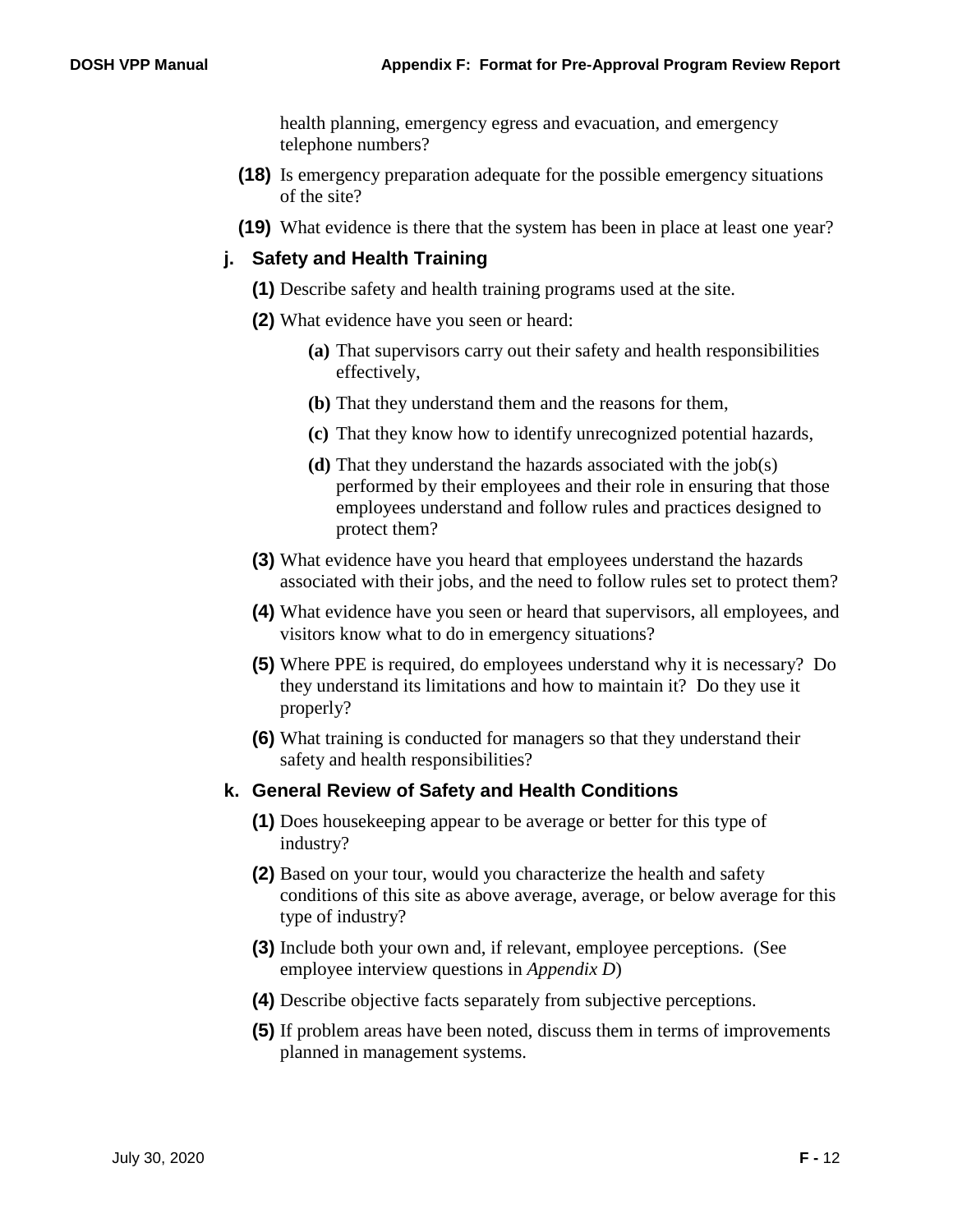health planning, emergency egress and evacuation, and emergency telephone numbers?

**(18)** Is emergency preparation adequate for the possible emergency situations of the site?

**(19)** What evidence is there that the system has been in place at least one year?

### j. Safety and Health Training

**(1)** Describe safety and health training programs used at the site.

**(2)** What evidence have you seen or heard:

- **(a)** That supervisors carry out their safety and health responsibilities effectively,
- **(b)** That they understand them and the reasons for them,
- **(c)** That they know how to identify unrecognized potential hazards,
- **(d)** That they understand the hazards associated with the job(s) performed by their employees and their role in ensuring that those employees understand and follow rules and practices designed to protect them?

**(3)** What evidence have you heard that employees understand the hazards associated with their jobs, and the need to follow rules set to protect them?

**(4)** What evidence have you seen or heard that supervisors, all employees, and visitors know what to do in emergency situations?

**(5)** Where PPE is required, do employees understand why it is necessary? Do they understand its limitations and how to maintain it? Do they use it properly?

**(6)** What training is conducted for managers so that they understand their safety and health responsibilities?

### k. General Review of Safety and Health Conditions

**(1)** Does housekeeping appear to be average or better for this type of industry?

**(2)** Based on your tour, would you characterize the health and safety conditions of this site as above average, average, or below average for this type of industry?

**(3)** Include both your own and, if relevant, employee perceptions. (See employee interview questions in *Appendix D*)

**(4)** Describe objective facts separately from subjective perceptions.

**(5)** If problem areas have been noted, discuss them in terms of improvements planned in management systems.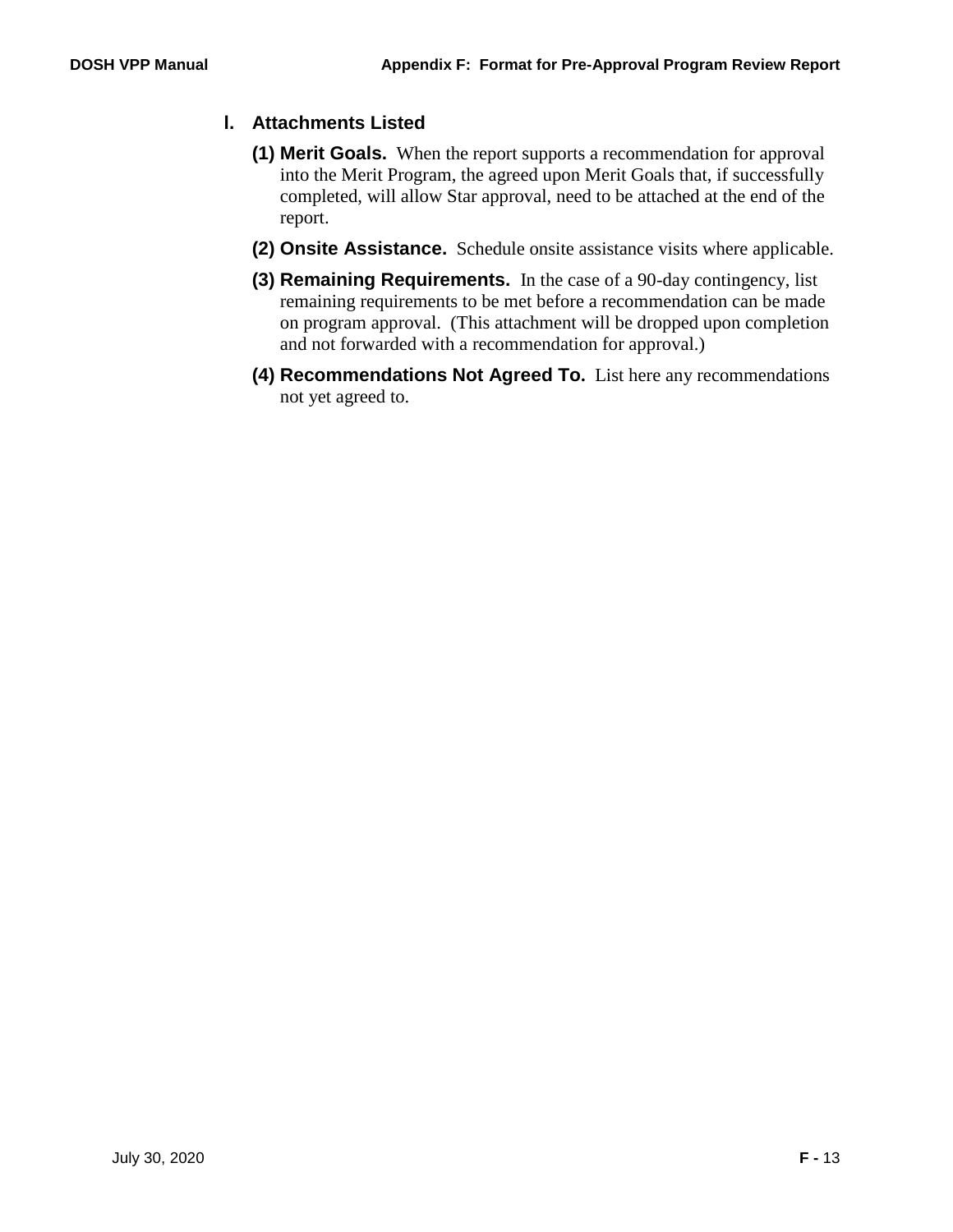## I. Attachments Listed

**(1) Merit Goals.** When the report supports a recommendation for approval into the Merit Program, the agreed upon Merit Goals that, if successfully completed, will allow Star approval, need to be attached at the end of the report.

**(2) Onsite Assistance.** Schedule onsite assistance visits where applicable.

**(3) Remaining Requirements.** In the case of a 90-day contingency, list remaining requirements to be met before a recommendation can be made on program approval. (This attachment will be dropped upon completion and not forwarded with a recommendation for approval.)

**(4) Recommendations Not Agreed To.** List here any recommendations not yet agreed to.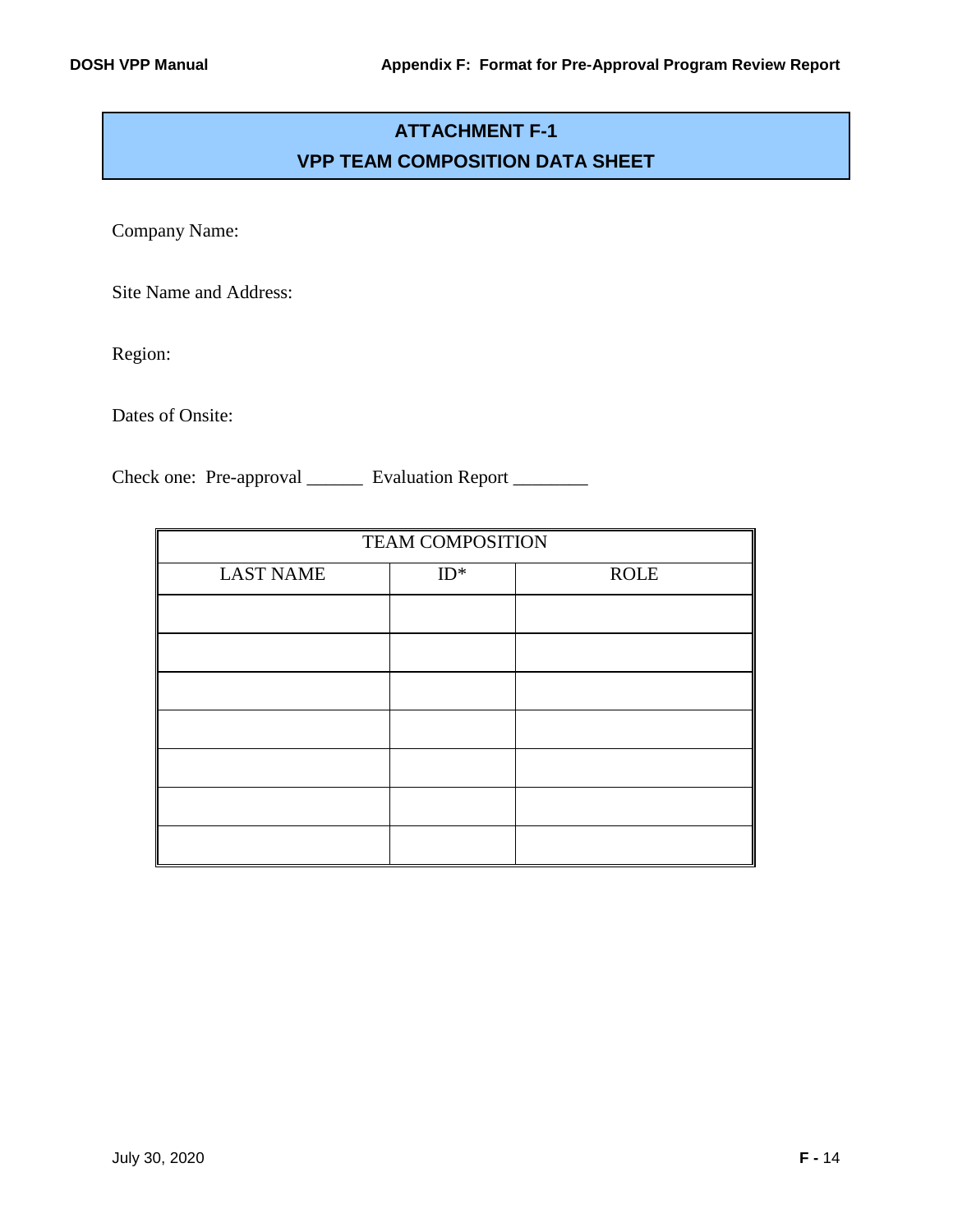# ATTACHMENT F-1
## VPP TEAM COMPOSITION DATA SHEET

Company Name:

Site Name and Address:

Region:

Dates of Onsite:

Check one: Pre-approval ______ Evaluation Report ________

| TEAM COMPOSITION | | |
|---|---|---|
| LAST NAME | ID* | ROLE |
| | | |
| | | |
| | | |
| | | |
| | | |
| | | |
| | | |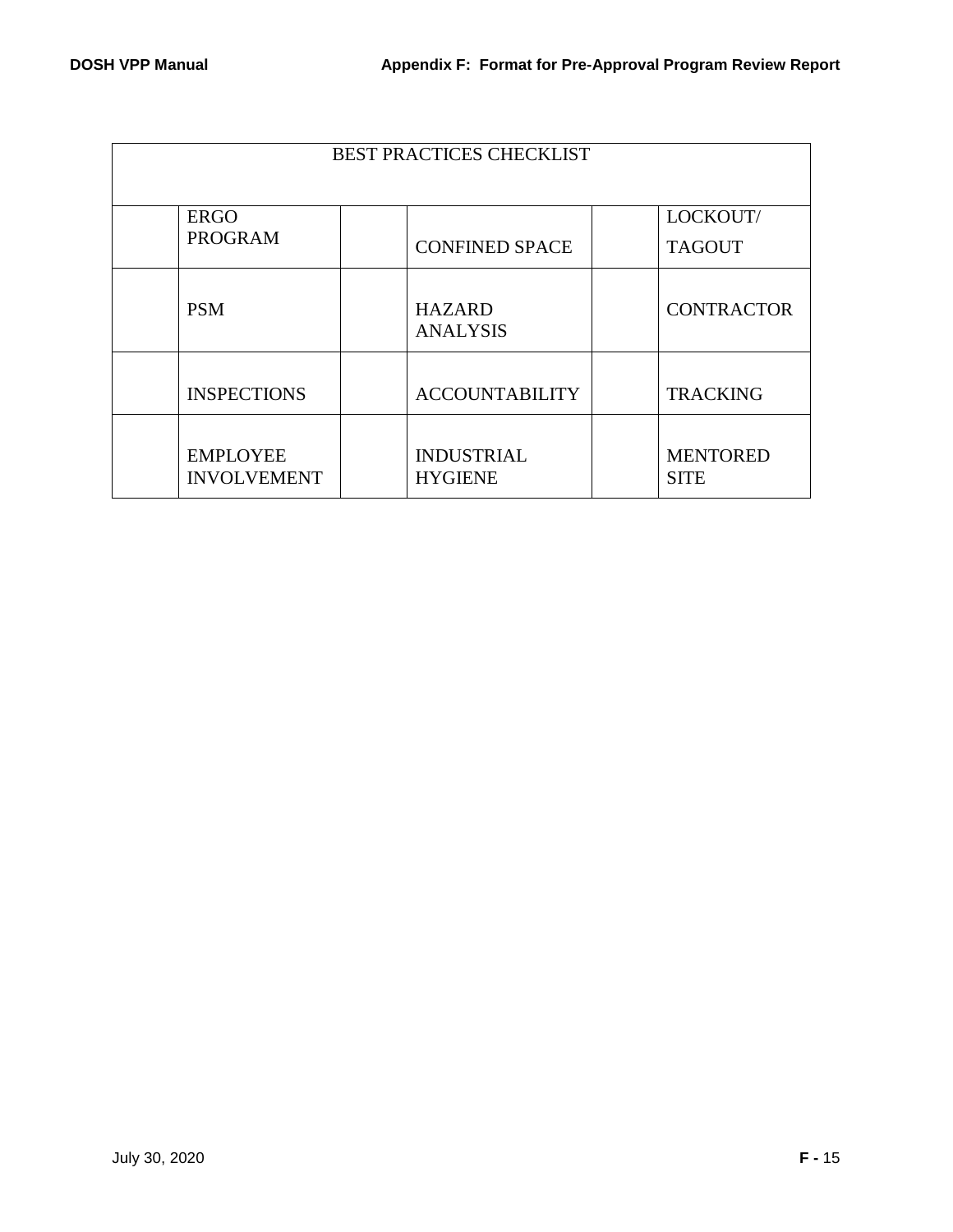| BEST PRACTICES CHECKLIST | | | | | |
|---|---|---|---|---|---|
| | ERGO PROGRAM | | CONFINED SPACE | | LOCKOUT/ TAGOUT |
| | PSM | | HAZARD ANALYSIS | | CONTRACTOR |
| | INSPECTIONS | | ACCOUNTABILITY | | TRACKING |
| | EMPLOYEE INVOLVEMENT | | INDUSTRIAL HYGIENE | | MENTORED SITE |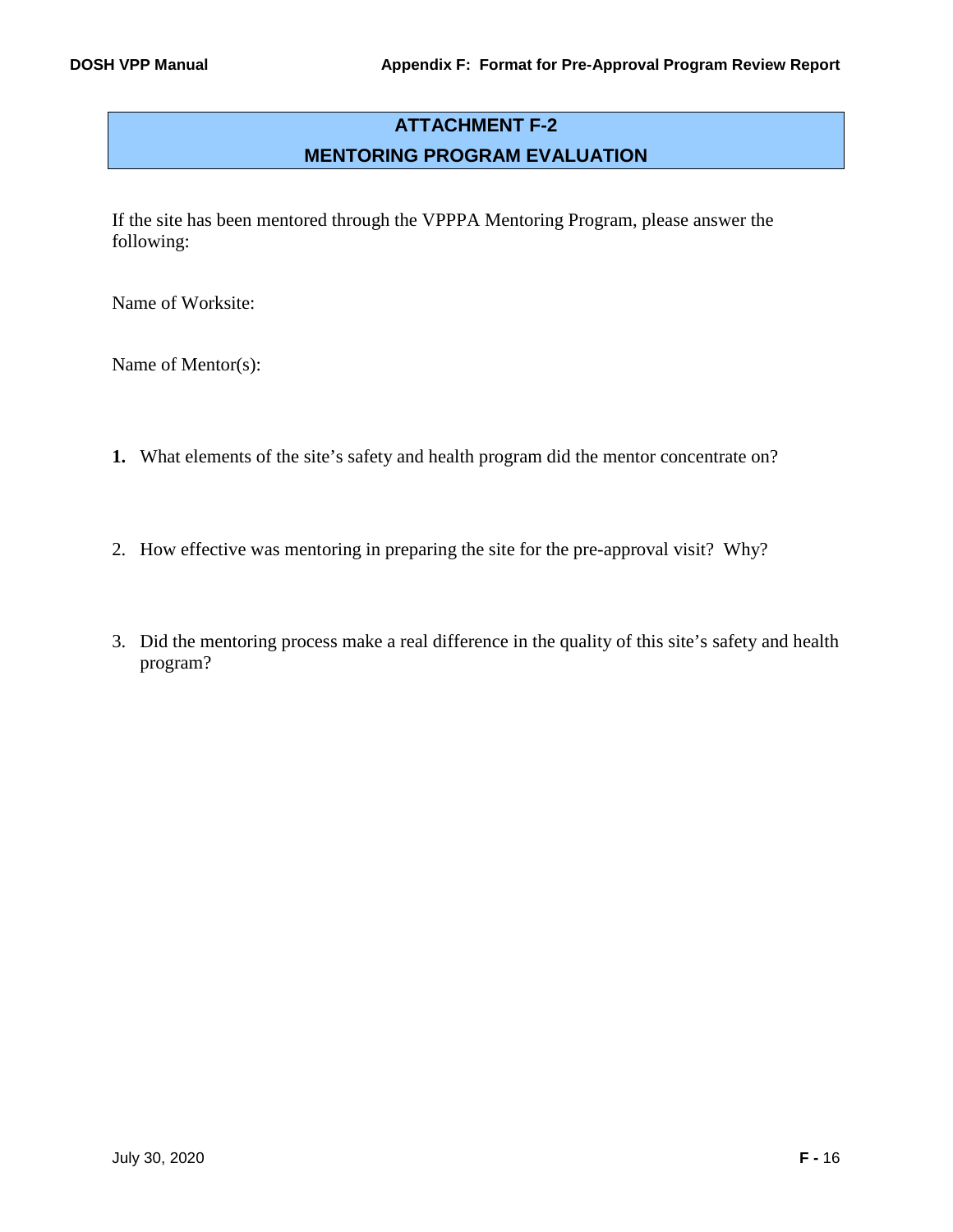# ATTACHMENT F-2
# MENTORING PROGRAM EVALUATION

If the site has been mentored through the VPPPA Mentoring Program, please answer the following:

Name of Worksite:

Name of Mentor(s):

**1.** What elements of the site's safety and health program did the mentor concentrate on?

2. How effective was mentoring in preparing the site for the pre-approval visit? Why?

3. Did the mentoring process make a real difference in the quality of this site's safety and health program?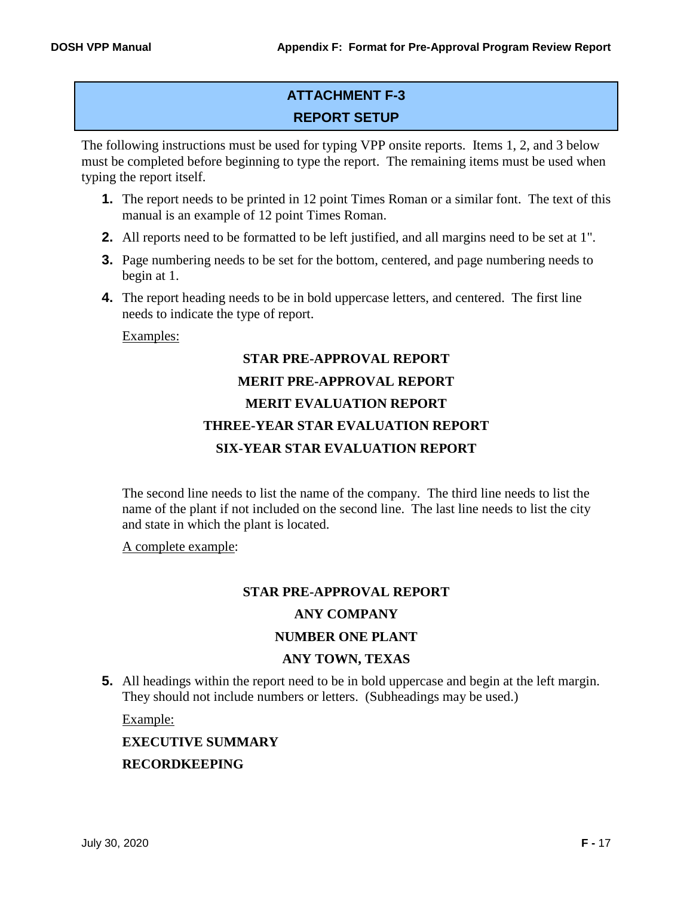## ATTACHMENT F-3
## REPORT SETUP

The following instructions must be used for typing VPP onsite reports. Items 1, 2, and 3 below must be completed before beginning to type the report. The remaining items must be used when typing the report itself.

1. The report needs to be printed in 12 point Times Roman or a similar font. The text of this manual is an example of 12 point Times Roman.
2. All reports need to be formatted to be left justified, and all margins need to be set at 1".
3. Page numbering needs to be set for the bottom, centered, and page numbering needs to begin at 1.
4. The report heading needs to be in bold uppercase letters, and centered. The first line needs to indicate the type of report.

   Examples:

   **STAR PRE-APPROVAL REPORT**

   **MERIT PRE-APPROVAL REPORT**

   **MERIT EVALUATION REPORT**

   **THREE-YEAR STAR EVALUATION REPORT**

   **SIX-YEAR STAR EVALUATION REPORT**

   The second line needs to list the name of the company. The third line needs to list the name of the plant if not included on the second line. The last line needs to list the city and state in which the plant is located.

   A complete example:

   **STAR PRE-APPROVAL REPORT**

   **ANY COMPANY**

   **NUMBER ONE PLANT**

   **ANY TOWN, TEXAS**

5. All headings within the report need to be in bold uppercase and begin at the left margin. They should not include numbers or letters. (Subheadings may be used.)

   Example:

   **EXECUTIVE SUMMARY**

   **RECORDKEEPING**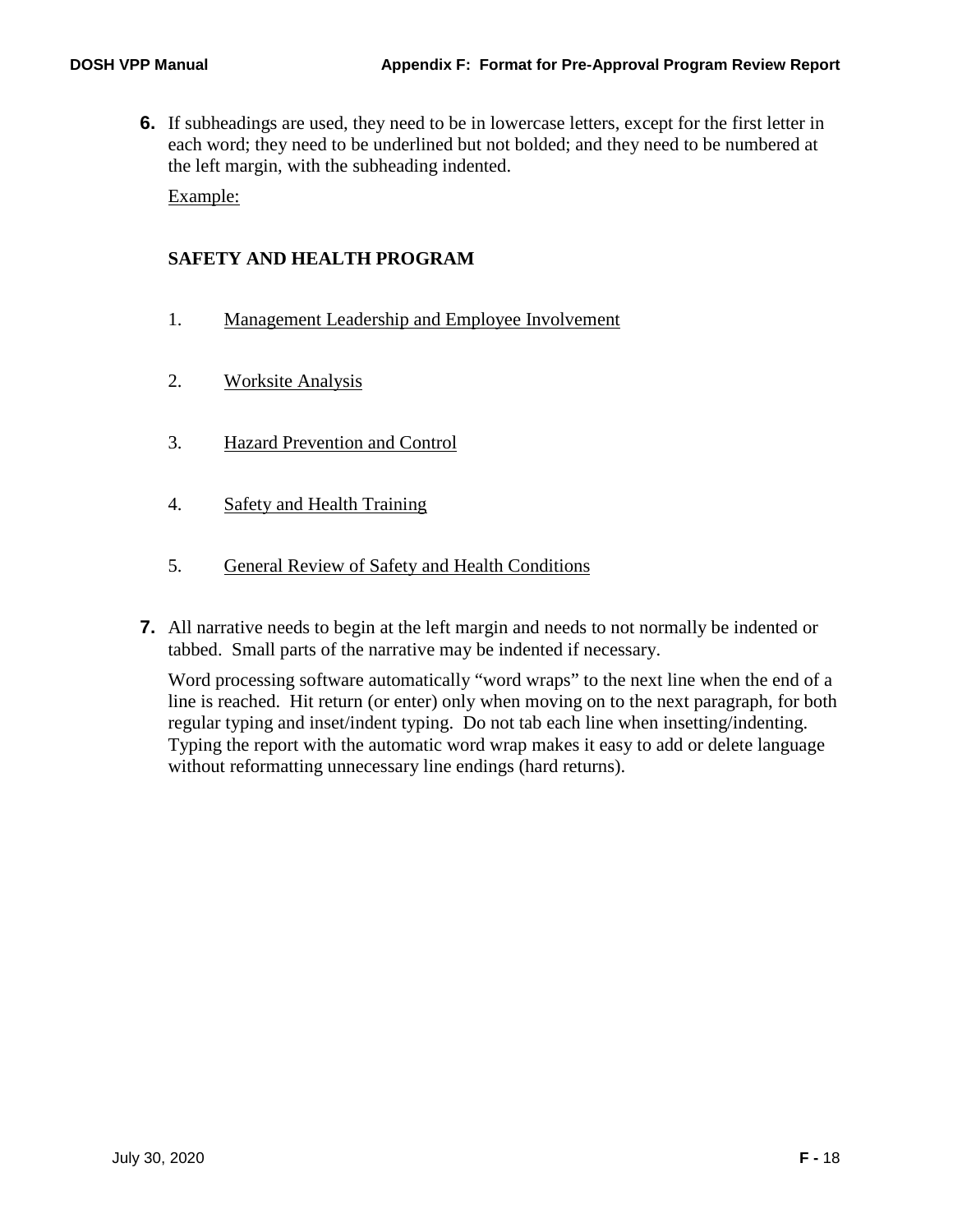**6.** If subheadings are used, they need to be in lowercase letters, except for the first letter in each word; they need to be underlined but not bolded; and they need to be numbered at the left margin, with the subheading indented.

<u>Example:</u>

**SAFETY AND HEALTH PROGRAM**

1. <u>Management Leadership and Employee Involvement</u>

2. <u>Worksite Analysis</u>

3. <u>Hazard Prevention and Control</u>

4. <u>Safety and Health Training</u>

5. <u>General Review of Safety and Health Conditions</u>

**7.** All narrative needs to begin at the left margin and needs to not normally be indented or tabbed. Small parts of the narrative may be indented if necessary.

Word processing software automatically "word wraps" to the next line when the end of a line is reached. Hit return (or enter) only when moving on to the next paragraph, for both regular typing and inset/indent typing. Do not tab each line when insetting/indenting. Typing the report with the automatic word wrap makes it easy to add or delete language without reformatting unnecessary line endings (hard returns).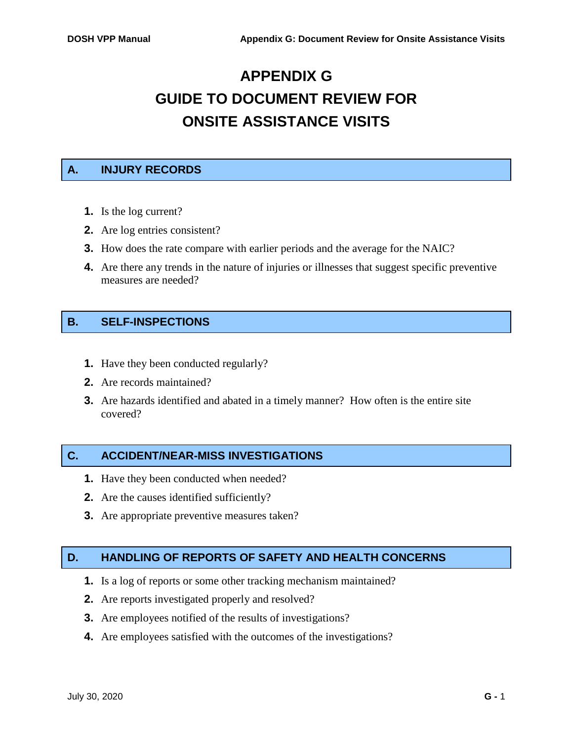# APPENDIX G
# GUIDE TO DOCUMENT REVIEW FOR ONSITE ASSISTANCE VISITS

## A. INJURY RECORDS

1. Is the log current?
2. Are log entries consistent?
3. How does the rate compare with earlier periods and the average for the NAIC?
4. Are there any trends in the nature of injuries or illnesses that suggest specific preventive measures are needed?

## B. SELF-INSPECTIONS

1. Have they been conducted regularly?
2. Are records maintained?
3. Are hazards identified and abated in a timely manner? How often is the entire site covered?

## C. ACCIDENT/NEAR-MISS INVESTIGATIONS

1. Have they been conducted when needed?
2. Are the causes identified sufficiently?
3. Are appropriate preventive measures taken?

## D. HANDLING OF REPORTS OF SAFETY AND HEALTH CONCERNS

1. Is a log of reports or some other tracking mechanism maintained?
2. Are reports investigated properly and resolved?
3. Are employees notified of the results of investigations?
4. Are employees satisfied with the outcomes of the investigations?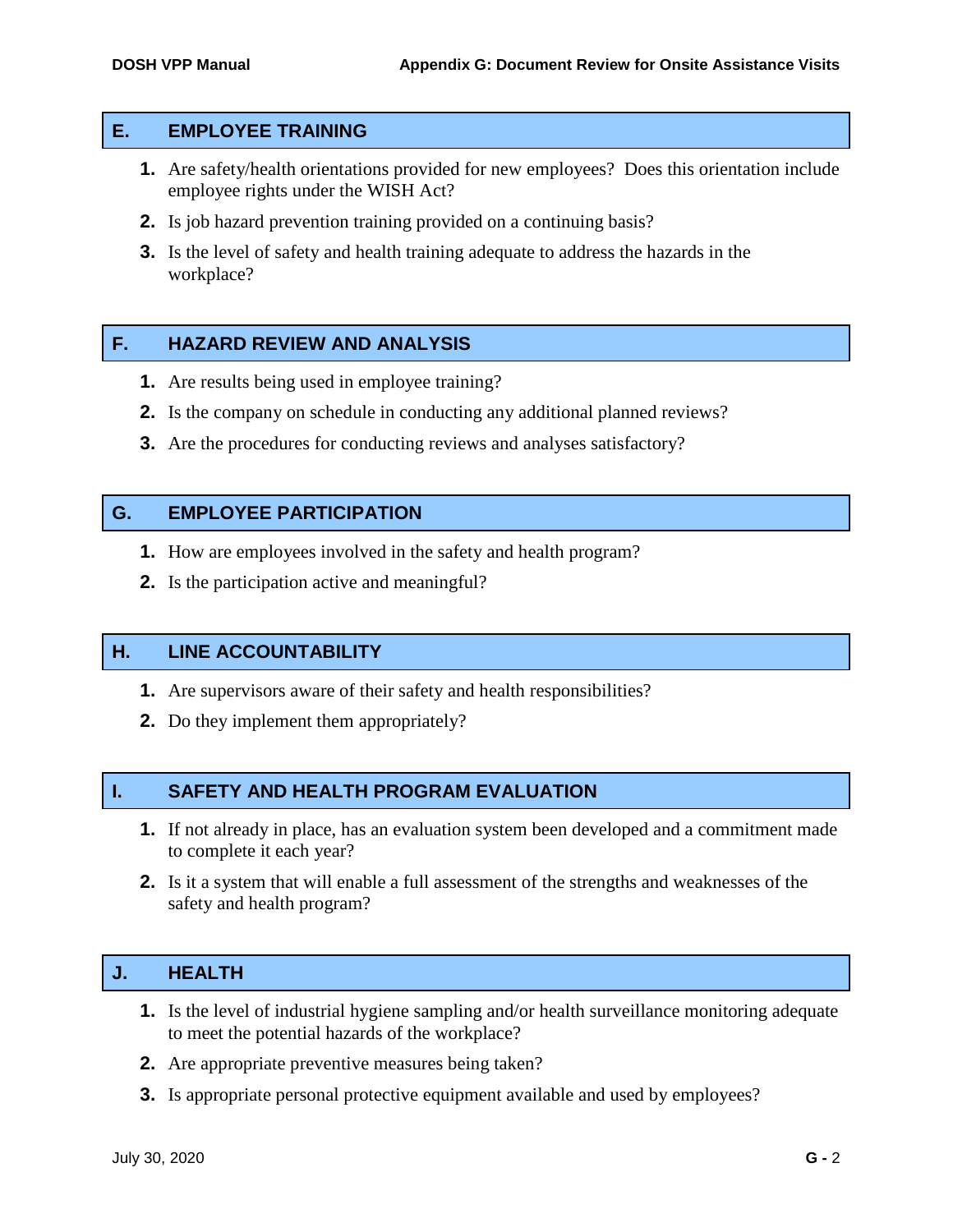## E. EMPLOYEE TRAINING

1. Are safety/health orientations provided for new employees? Does this orientation include employee rights under the WISH Act?
2. Is job hazard prevention training provided on a continuing basis?
3. Is the level of safety and health training adequate to address the hazards in the workplace?

## F. HAZARD REVIEW AND ANALYSIS

1. Are results being used in employee training?
2. Is the company on schedule in conducting any additional planned reviews?
3. Are the procedures for conducting reviews and analyses satisfactory?

## G. EMPLOYEE PARTICIPATION

1. How are employees involved in the safety and health program?
2. Is the participation active and meaningful?

## H. LINE ACCOUNTABILITY

1. Are supervisors aware of their safety and health responsibilities?
2. Do they implement them appropriately?

## I. SAFETY AND HEALTH PROGRAM EVALUATION

1. If not already in place, has an evaluation system been developed and a commitment made to complete it each year?
2. Is it a system that will enable a full assessment of the strengths and weaknesses of the safety and health program?

## J. HEALTH

1. Is the level of industrial hygiene sampling and/or health surveillance monitoring adequate to meet the potential hazards of the workplace?
2. Are appropriate preventive measures being taken?
3. Is appropriate personal protective equipment available and used by employees?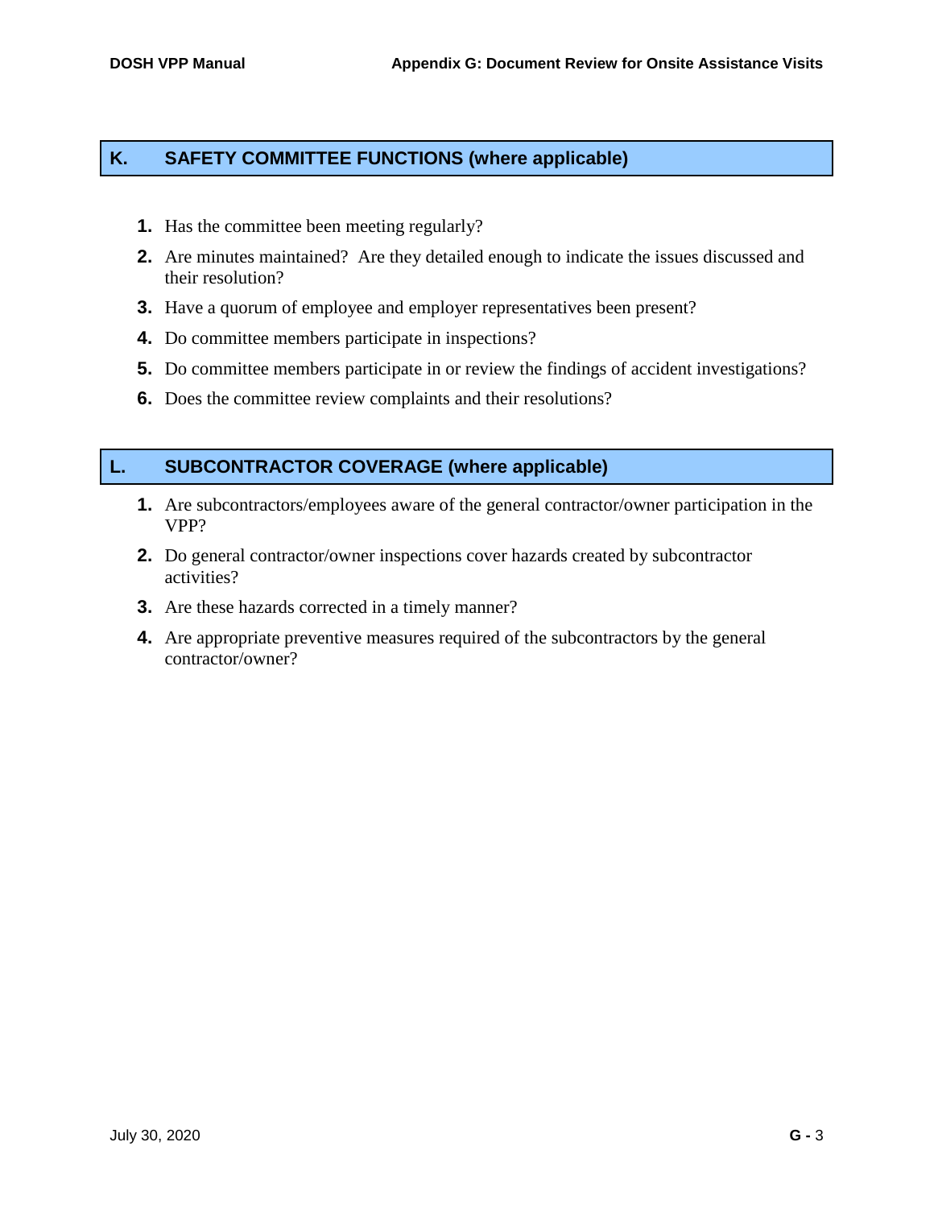## K. SAFETY COMMITTEE FUNCTIONS (where applicable)

1. Has the committee been meeting regularly?
2. Are minutes maintained? Are they detailed enough to indicate the issues discussed and their resolution?
3. Have a quorum of employee and employer representatives been present?
4. Do committee members participate in inspections?
5. Do committee members participate in or review the findings of accident investigations?
6. Does the committee review complaints and their resolutions?

## L. SUBCONTRACTOR COVERAGE (where applicable)

1. Are subcontractors/employees aware of the general contractor/owner participation in the VPP?
2. Do general contractor/owner inspections cover hazards created by subcontractor activities?
3. Are these hazards corrected in a timely manner?
4. Are appropriate preventive measures required of the subcontractors by the general contractor/owner?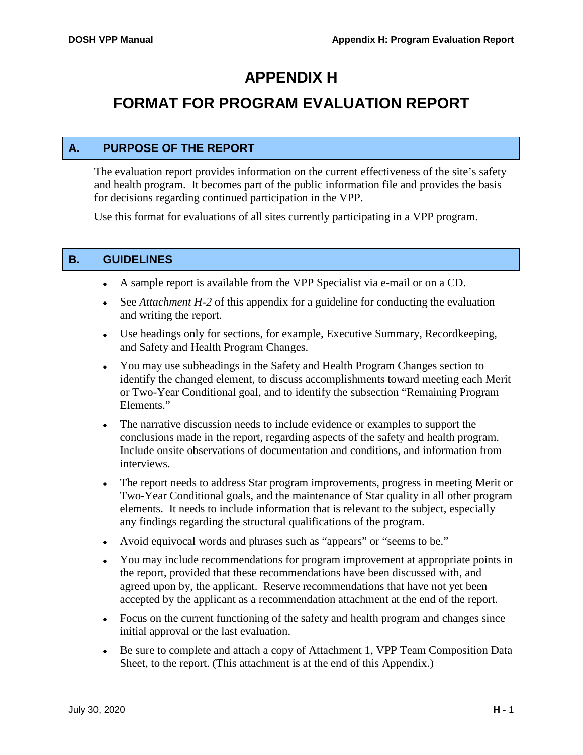# APPENDIX H

# FORMAT FOR PROGRAM EVALUATION REPORT

## A. PURPOSE OF THE REPORT

The evaluation report provides information on the current effectiveness of the site's safety and health program. It becomes part of the public information file and provides the basis for decisions regarding continued participation in the VPP.

Use this format for evaluations of all sites currently participating in a VPP program.

## B. GUIDELINES

- A sample report is available from the VPP Specialist via e-mail or on a CD.
- See *Attachment H-2* of this appendix for a guideline for conducting the evaluation and writing the report.
- Use headings only for sections, for example, Executive Summary, Recordkeeping, and Safety and Health Program Changes.
- You may use subheadings in the Safety and Health Program Changes section to identify the changed element, to discuss accomplishments toward meeting each Merit or Two-Year Conditional goal, and to identify the subsection "Remaining Program Elements."
- The narrative discussion needs to include evidence or examples to support the conclusions made in the report, regarding aspects of the safety and health program. Include onsite observations of documentation and conditions, and information from interviews.
- The report needs to address Star program improvements, progress in meeting Merit or Two-Year Conditional goals, and the maintenance of Star quality in all other program elements. It needs to include information that is relevant to the subject, especially any findings regarding the structural qualifications of the program.
- Avoid equivocal words and phrases such as "appears" or "seems to be."
- You may include recommendations for program improvement at appropriate points in the report, provided that these recommendations have been discussed with, and agreed upon by, the applicant. Reserve recommendations that have not yet been accepted by the applicant as a recommendation attachment at the end of the report.
- Focus on the current functioning of the safety and health program and changes since initial approval or the last evaluation.
- Be sure to complete and attach a copy of Attachment 1, VPP Team Composition Data Sheet, to the report. (This attachment is at the end of this Appendix.)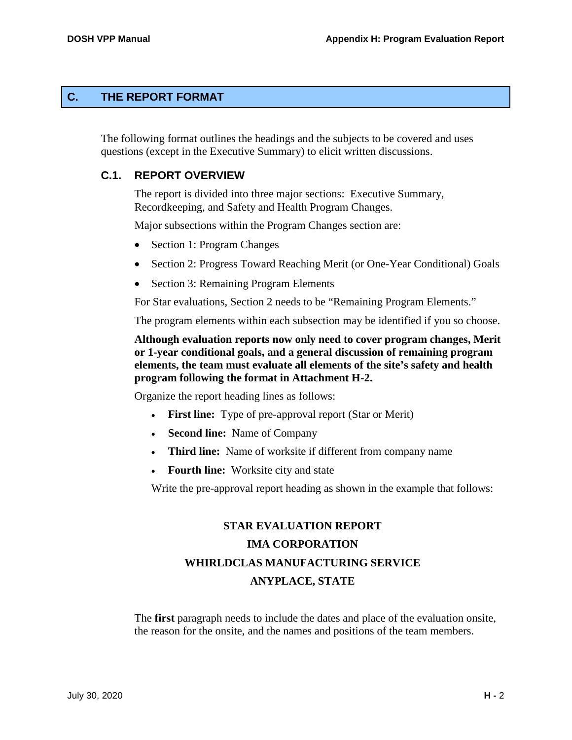## C. THE REPORT FORMAT

The following format outlines the headings and the subjects to be covered and uses questions (except in the Executive Summary) to elicit written discussions.

### C.1. REPORT OVERVIEW

The report is divided into three major sections: Executive Summary, Recordkeeping, and Safety and Health Program Changes.

Major subsections within the Program Changes section are:

- Section 1: Program Changes
- Section 2: Progress Toward Reaching Merit (or One-Year Conditional) Goals
- Section 3: Remaining Program Elements

For Star evaluations, Section 2 needs to be "Remaining Program Elements."

The program elements within each subsection may be identified if you so choose.

**Although evaluation reports now only need to cover program changes, Merit or 1-year conditional goals, and a general discussion of remaining program elements, the team must evaluate all elements of the site's safety and health program following the format in Attachment H-2.**

Organize the report heading lines as follows:

- **First line:** Type of pre-approval report (Star or Merit)
- **Second line:** Name of Company
- **Third line:** Name of worksite if different from company name
- **Fourth line:** Worksite city and state

Write the pre-approval report heading as shown in the example that follows:

**STAR EVALUATION REPORT**

**IMA CORPORATION**

**WHIRLDCLAS MANUFACTURING SERVICE**

**ANYPLACE, STATE**

The **first** paragraph needs to include the dates and place of the evaluation onsite, the reason for the onsite, and the names and positions of the team members.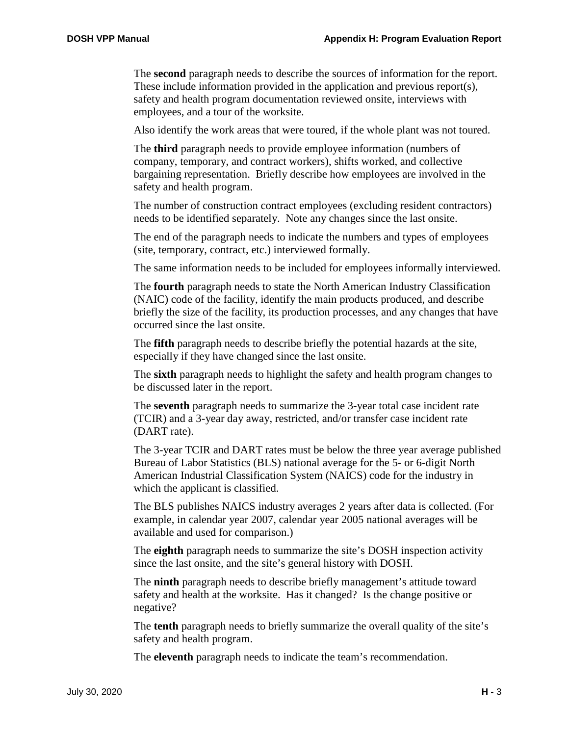The **second** paragraph needs to describe the sources of information for the report. These include information provided in the application and previous report(s), safety and health program documentation reviewed onsite, interviews with employees, and a tour of the worksite.

Also identify the work areas that were toured, if the whole plant was not toured.

The **third** paragraph needs to provide employee information (numbers of company, temporary, and contract workers), shifts worked, and collective bargaining representation. Briefly describe how employees are involved in the safety and health program.

The number of construction contract employees (excluding resident contractors) needs to be identified separately. Note any changes since the last onsite.

The end of the paragraph needs to indicate the numbers and types of employees (site, temporary, contract, etc.) interviewed formally.

The same information needs to be included for employees informally interviewed.

The **fourth** paragraph needs to state the North American Industry Classification (NAIC) code of the facility, identify the main products produced, and describe briefly the size of the facility, its production processes, and any changes that have occurred since the last onsite.

The **fifth** paragraph needs to describe briefly the potential hazards at the site, especially if they have changed since the last onsite.

The **sixth** paragraph needs to highlight the safety and health program changes to be discussed later in the report.

The **seventh** paragraph needs to summarize the 3-year total case incident rate (TCIR) and a 3-year day away, restricted, and/or transfer case incident rate (DART rate).

The 3-year TCIR and DART rates must be below the three year average published Bureau of Labor Statistics (BLS) national average for the 5- or 6-digit North American Industrial Classification System (NAICS) code for the industry in which the applicant is classified.

The BLS publishes NAICS industry averages 2 years after data is collected. (For example, in calendar year 2007, calendar year 2005 national averages will be available and used for comparison.)

The **eighth** paragraph needs to summarize the site's DOSH inspection activity since the last onsite, and the site's general history with DOSH.

The **ninth** paragraph needs to describe briefly management's attitude toward safety and health at the worksite. Has it changed? Is the change positive or negative?

The **tenth** paragraph needs to briefly summarize the overall quality of the site's safety and health program.

The **eleventh** paragraph needs to indicate the team's recommendation.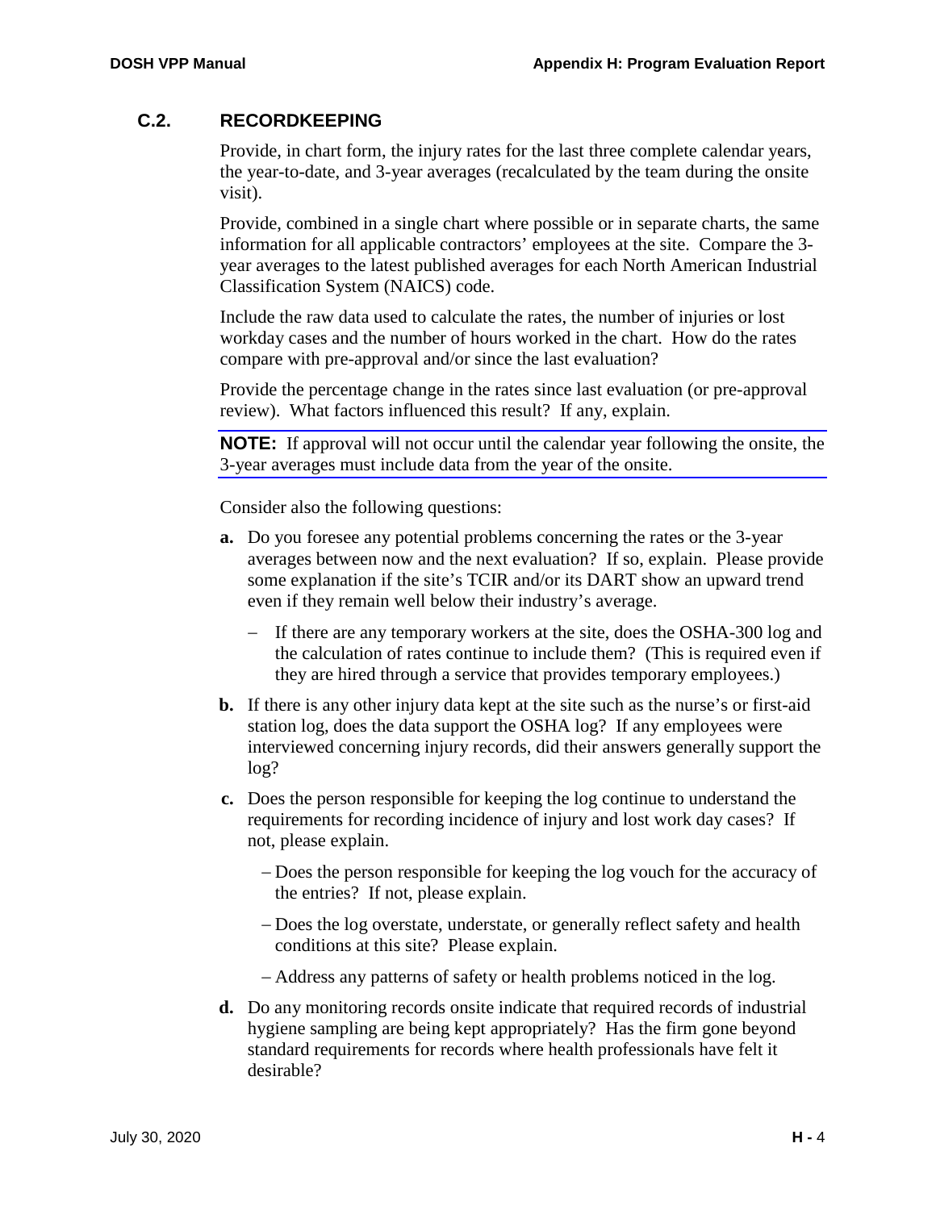## C.2. RECORDKEEPING

Provide, in chart form, the injury rates for the last three complete calendar years, the year-to-date, and 3-year averages (recalculated by the team during the onsite visit).

Provide, combined in a single chart where possible or in separate charts, the same information for all applicable contractors' employees at the site. Compare the 3-year averages to the latest published averages for each North American Industrial Classification System (NAICS) code.

Include the raw data used to calculate the rates, the number of injuries or lost workday cases and the number of hours worked in the chart. How do the rates compare with pre-approval and/or since the last evaluation?

Provide the percentage change in the rates since last evaluation (or pre-approval review). What factors influenced this result? If any, explain.

**NOTE:** If approval will not occur until the calendar year following the onsite, the 3-year averages must include data from the year of the onsite.

Consider also the following questions:

**a.** Do you foresee any potential problems concerning the rates or the 3-year averages between now and the next evaluation? If so, explain. Please provide some explanation if the site's TCIR and/or its DART show an upward trend even if they remain well below their industry's average.

- If there are any temporary workers at the site, does the OSHA-300 log and the calculation of rates continue to include them? (This is required even if they are hired through a service that provides temporary employees.)

**b.** If there is any other injury data kept at the site such as the nurse's or first-aid station log, does the data support the OSHA log? If any employees were interviewed concerning injury records, did their answers generally support the log?

**c.** Does the person responsible for keeping the log continue to understand the requirements for recording incidence of injury and lost work day cases? If not, please explain.

- Does the person responsible for keeping the log vouch for the accuracy of the entries? If not, please explain.
- Does the log overstate, understate, or generally reflect safety and health conditions at this site? Please explain.
- Address any patterns of safety or health problems noticed in the log.

**d.** Do any monitoring records onsite indicate that required records of industrial hygiene sampling are being kept appropriately? Has the firm gone beyond standard requirements for records where health professionals have felt it desirable?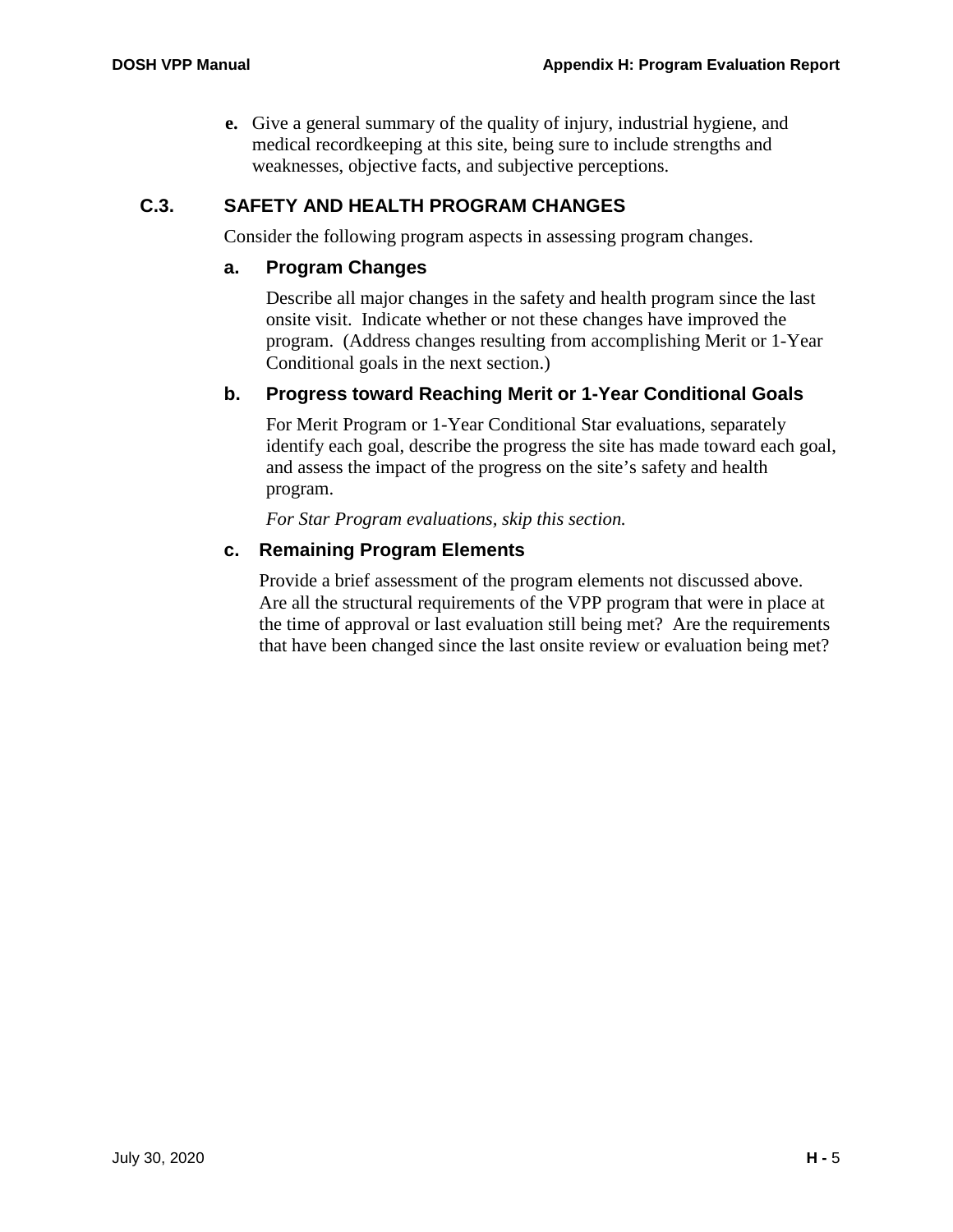**e.** Give a general summary of the quality of injury, industrial hygiene, and medical recordkeeping at this site, being sure to include strengths and weaknesses, objective facts, and subjective perceptions.

## C.3. SAFETY AND HEALTH PROGRAM CHANGES

Consider the following program aspects in assessing program changes.

### a. Program Changes

Describe all major changes in the safety and health program since the last onsite visit. Indicate whether or not these changes have improved the program. (Address changes resulting from accomplishing Merit or 1-Year Conditional goals in the next section.)

### b. Progress toward Reaching Merit or 1-Year Conditional Goals

For Merit Program or 1-Year Conditional Star evaluations, separately identify each goal, describe the progress the site has made toward each goal, and assess the impact of the progress on the site's safety and health program.

*For Star Program evaluations, skip this section.*

### c. Remaining Program Elements

Provide a brief assessment of the program elements not discussed above. Are all the structural requirements of the VPP program that were in place at the time of approval or last evaluation still being met? Are the requirements that have been changed since the last onsite review or evaluation being met?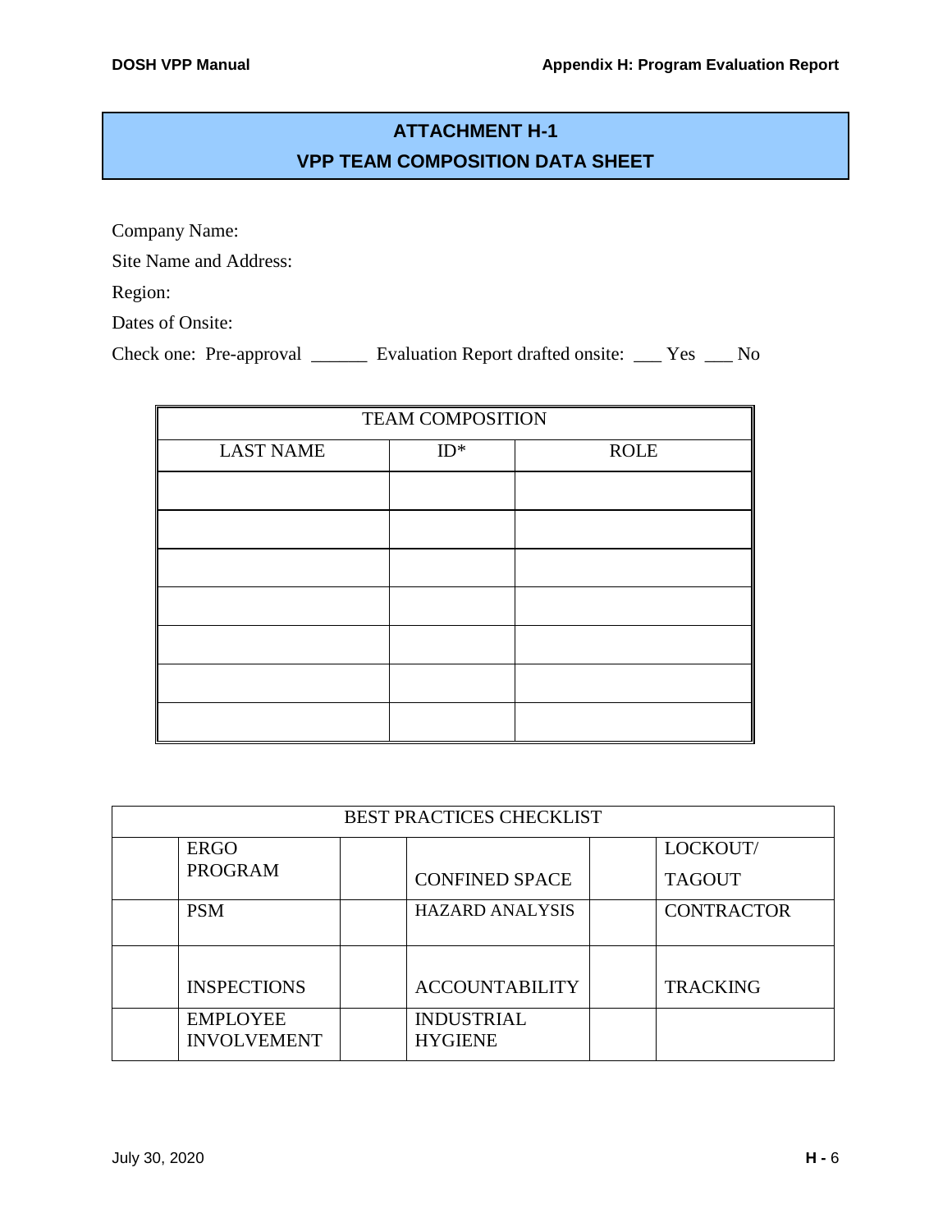## ATTACHMENT H-1
## VPP TEAM COMPOSITION DATA SHEET

Company Name:

Site Name and Address:

Region:

Dates of Onsite:

Check one: Pre-approval ______ Evaluation Report drafted onsite: ___ Yes ___ No

| TEAM COMPOSITION | | |
|---|---|---|
| LAST NAME | ID* | ROLE |
| | | |
| | | |
| | | |
| | | |
| | | |
| | | |
| | | |

| BEST PRACTICES CHECKLIST | | | | | |
|---|---|---|---|---|---|
| | ERGO PROGRAM | | CONFINED SPACE | | LOCKOUT/ TAGOUT |
| | PSM | | HAZARD ANALYSIS | | CONTRACTOR |
| | INSPECTIONS | | ACCOUNTABILITY | | TRACKING |
| | EMPLOYEE INVOLVEMENT | | INDUSTRIAL HYGIENE | | |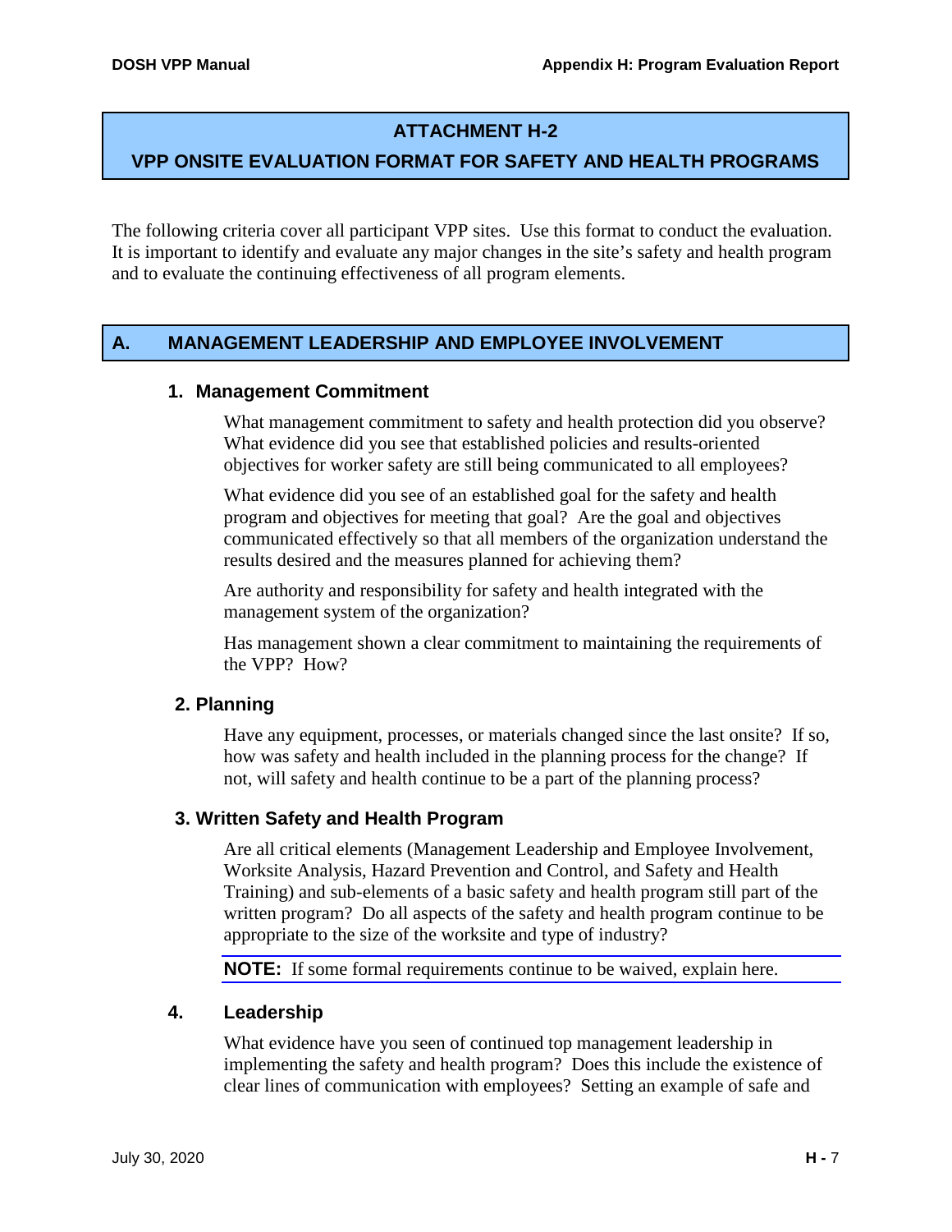## ATTACHMENT H-2

## VPP ONSITE EVALUATION FORMAT FOR SAFETY AND HEALTH PROGRAMS

The following criteria cover all participant VPP sites. Use this format to conduct the evaluation. It is important to identify and evaluate any major changes in the site's safety and health program and to evaluate the continuing effectiveness of all program elements.

## A. MANAGEMENT LEADERSHIP AND EMPLOYEE INVOLVEMENT

### 1. Management Commitment

What management commitment to safety and health protection did you observe? What evidence did you see that established policies and results-oriented objectives for worker safety are still being communicated to all employees?

What evidence did you see of an established goal for the safety and health program and objectives for meeting that goal? Are the goal and objectives communicated effectively so that all members of the organization understand the results desired and the measures planned for achieving them?

Are authority and responsibility for safety and health integrated with the management system of the organization?

Has management shown a clear commitment to maintaining the requirements of the VPP? How?

### 2. Planning

Have any equipment, processes, or materials changed since the last onsite? If so, how was safety and health included in the planning process for the change? If not, will safety and health continue to be a part of the planning process?

### 3. Written Safety and Health Program

Are all critical elements (Management Leadership and Employee Involvement, Worksite Analysis, Hazard Prevention and Control, and Safety and Health Training) and sub-elements of a basic safety and health program still part of the written program? Do all aspects of the safety and health program continue to be appropriate to the size of the worksite and type of industry?

**NOTE:** If some formal requirements continue to be waived, explain here.

### 4. Leadership

What evidence have you seen of continued top management leadership in implementing the safety and health program? Does this include the existence of clear lines of communication with employees? Setting an example of safe and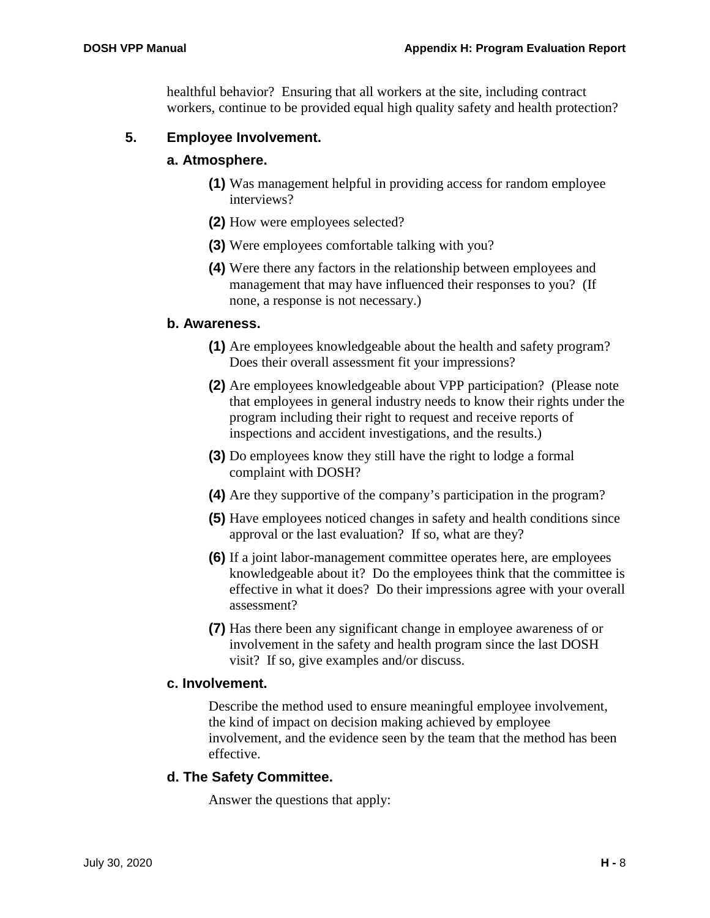healthful behavior? Ensuring that all workers at the site, including contract workers, continue to be provided equal high quality safety and health protection?

### 5. Employee Involvement.

#### a. Atmosphere.

**(1)** Was management helpful in providing access for random employee interviews?

**(2)** How were employees selected?

**(3)** Were employees comfortable talking with you?

**(4)** Were there any factors in the relationship between employees and management that may have influenced their responses to you? (If none, a response is not necessary.)

#### b. Awareness.

**(1)** Are employees knowledgeable about the health and safety program? Does their overall assessment fit your impressions?

**(2)** Are employees knowledgeable about VPP participation? (Please note that employees in general industry needs to know their rights under the program including their right to request and receive reports of inspections and accident investigations, and the results.)

**(3)** Do employees know they still have the right to lodge a formal complaint with DOSH?

**(4)** Are they supportive of the company's participation in the program?

**(5)** Have employees noticed changes in safety and health conditions since approval or the last evaluation? If so, what are they?

**(6)** If a joint labor-management committee operates here, are employees knowledgeable about it? Do the employees think that the committee is effective in what it does? Do their impressions agree with your overall assessment?

**(7)** Has there been any significant change in employee awareness of or involvement in the safety and health program since the last DOSH visit? If so, give examples and/or discuss.

#### c. Involvement.

Describe the method used to ensure meaningful employee involvement, the kind of impact on decision making achieved by employee involvement, and the evidence seen by the team that the method has been effective.

#### d. The Safety Committee.

Answer the questions that apply: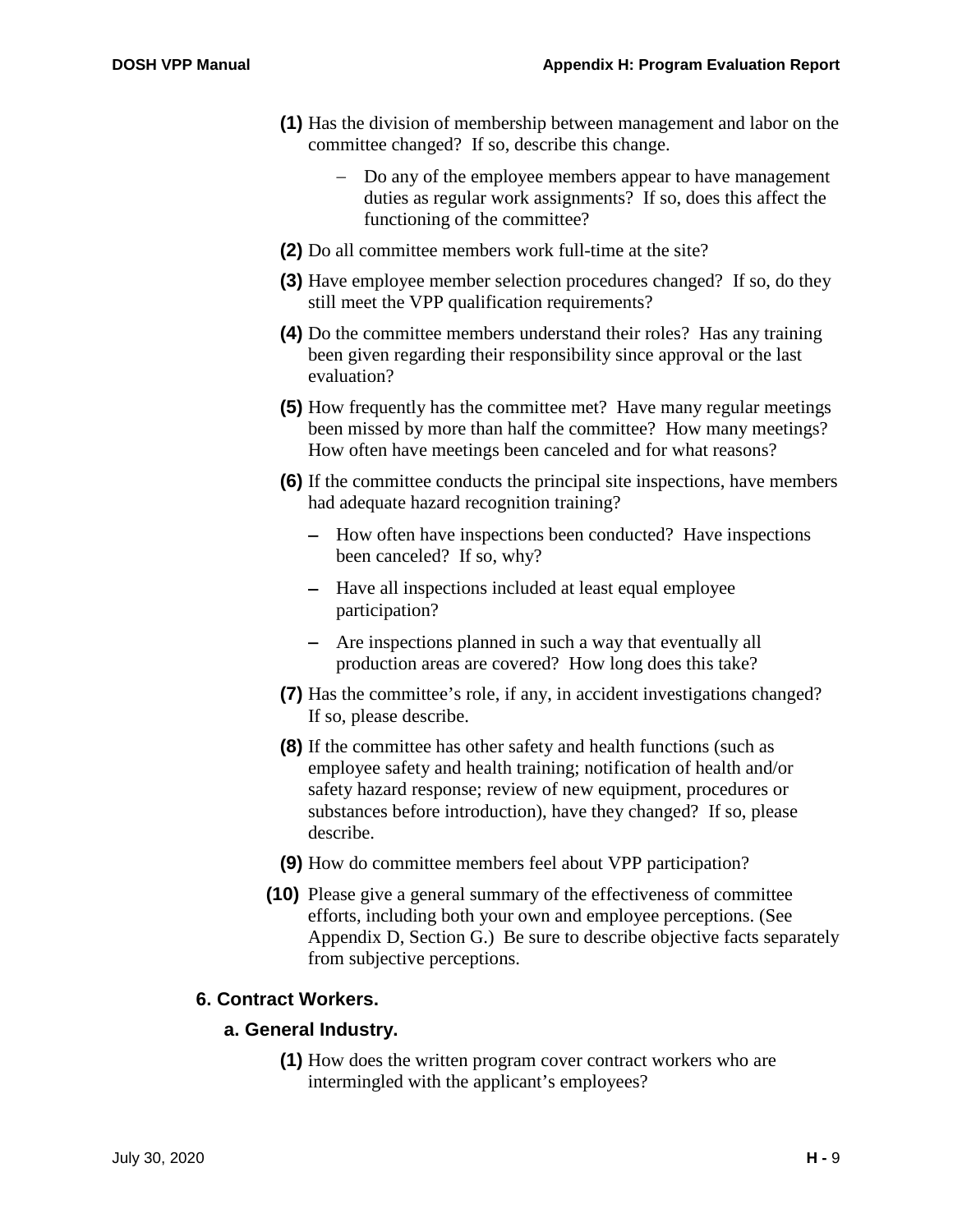**(1)** Has the division of membership between management and labor on the committee changed? If so, describe this change.

- Do any of the employee members appear to have management duties as regular work assignments? If so, does this affect the functioning of the committee?

**(2)** Do all committee members work full-time at the site?

**(3)** Have employee member selection procedures changed? If so, do they still meet the VPP qualification requirements?

**(4)** Do the committee members understand their roles? Has any training been given regarding their responsibility since approval or the last evaluation?

**(5)** How frequently has the committee met? Have many regular meetings been missed by more than half the committee? How many meetings? How often have meetings been canceled and for what reasons?

**(6)** If the committee conducts the principal site inspections, have members had adequate hazard recognition training?

- How often have inspections been conducted? Have inspections been canceled? If so, why?
- Have all inspections included at least equal employee participation?
- Are inspections planned in such a way that eventually all production areas are covered? How long does this take?

**(7)** Has the committee's role, if any, in accident investigations changed? If so, please describe.

**(8)** If the committee has other safety and health functions (such as employee safety and health training; notification of health and/or safety hazard response; review of new equipment, procedures or substances before introduction), have they changed? If so, please describe.

**(9)** How do committee members feel about VPP participation?

**(10)** Please give a general summary of the effectiveness of committee efforts, including both your own and employee perceptions. (See Appendix D, Section G.) Be sure to describe objective facts separately from subjective perceptions.

## 6. Contract Workers.

### a. General Industry.

**(1)** How does the written program cover contract workers who are intermingled with the applicant's employees?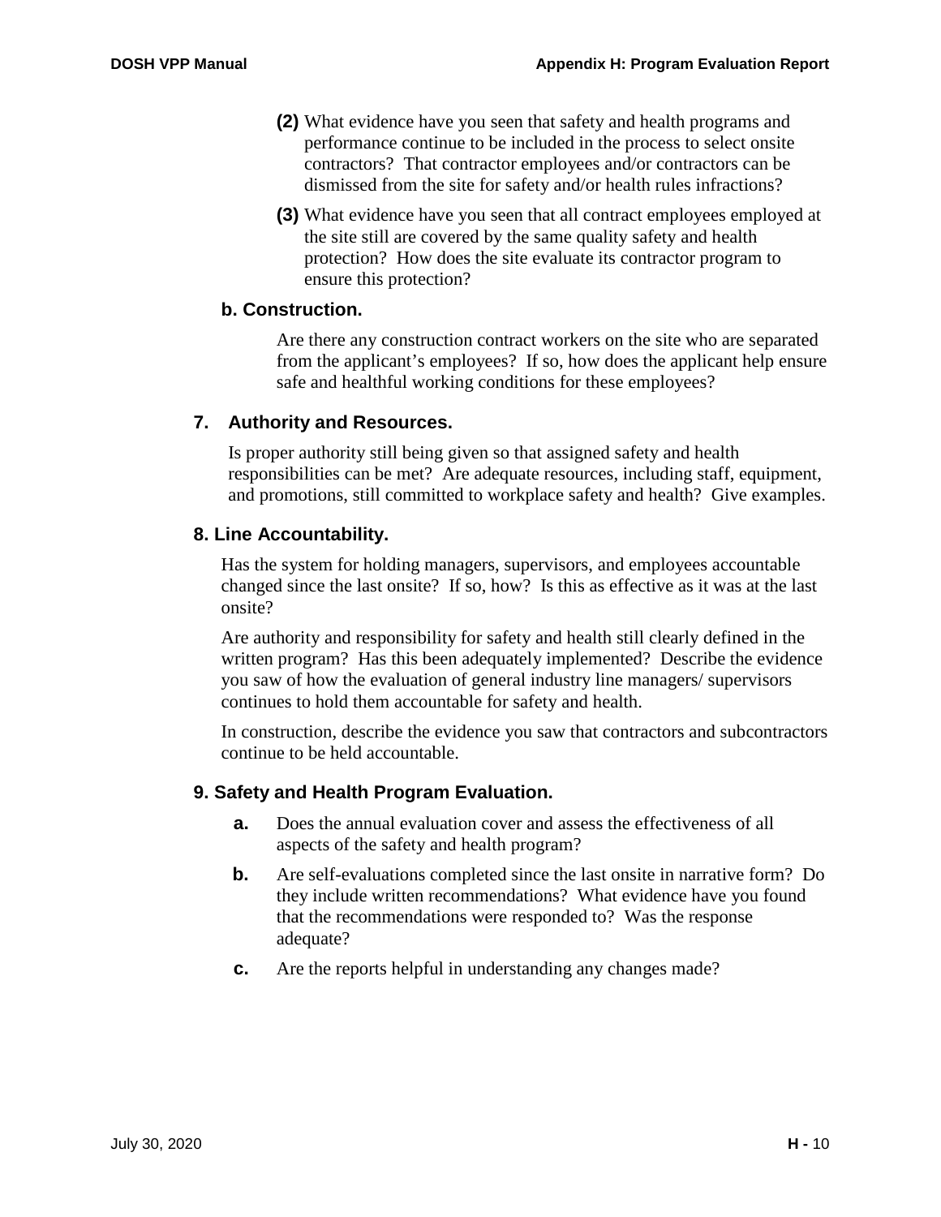**(2)** What evidence have you seen that safety and health programs and performance continue to be included in the process to select onsite contractors? That contractor employees and/or contractors can be dismissed from the site for safety and/or health rules infractions?

**(3)** What evidence have you seen that all contract employees employed at the site still are covered by the same quality safety and health protection? How does the site evaluate its contractor program to ensure this protection?

### b. Construction.

Are there any construction contract workers on the site who are separated from the applicant's employees? If so, how does the applicant help ensure safe and healthful working conditions for these employees?

## 7. Authority and Resources.

Is proper authority still being given so that assigned safety and health responsibilities can be met? Are adequate resources, including staff, equipment, and promotions, still committed to workplace safety and health? Give examples.

## 8. Line Accountability.

Has the system for holding managers, supervisors, and employees accountable changed since the last onsite? If so, how? Is this as effective as it was at the last onsite?

Are authority and responsibility for safety and health still clearly defined in the written program? Has this been adequately implemented? Describe the evidence you saw of how the evaluation of general industry line managers/ supervisors continues to hold them accountable for safety and health.

In construction, describe the evidence you saw that contractors and subcontractors continue to be held accountable.

## 9. Safety and Health Program Evaluation.

**a.** Does the annual evaluation cover and assess the effectiveness of all aspects of the safety and health program?

**b.** Are self-evaluations completed since the last onsite in narrative form? Do they include written recommendations? What evidence have you found that the recommendations were responded to? Was the response adequate?

**c.** Are the reports helpful in understanding any changes made?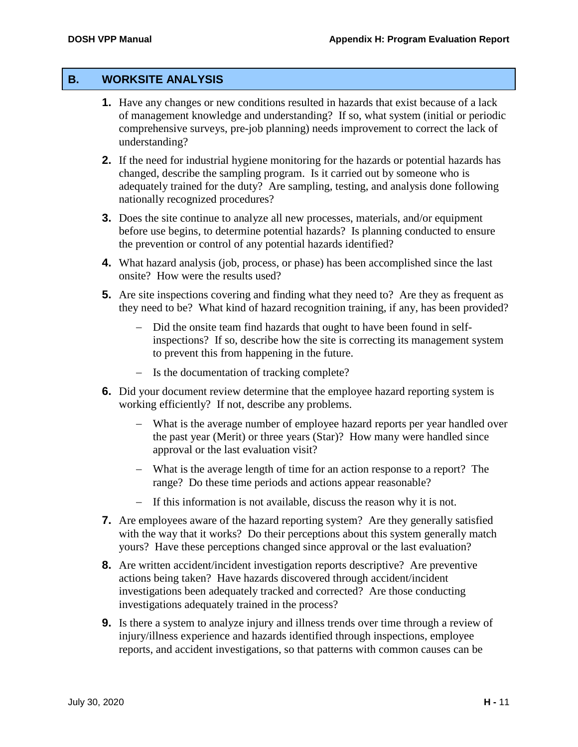## B. WORKSITE ANALYSIS

1. Have any changes or new conditions resulted in hazards that exist because of a lack of management knowledge and understanding? If so, what system (initial or periodic comprehensive surveys, pre-job planning) needs improvement to correct the lack of understanding?

2. If the need for industrial hygiene monitoring for the hazards or potential hazards has changed, describe the sampling program. Is it carried out by someone who is adequately trained for the duty? Are sampling, testing, and analysis done following nationally recognized procedures?

3. Does the site continue to analyze all new processes, materials, and/or equipment before use begins, to determine potential hazards? Is planning conducted to ensure the prevention or control of any potential hazards identified?

4. What hazard analysis (job, process, or phase) has been accomplished since the last onsite? How were the results used?

5. Are site inspections covering and finding what they need to? Are they as frequent as they need to be? What kind of hazard recognition training, if any, has been provided?
   - Did the onsite team find hazards that ought to have been found in self-inspections? If so, describe how the site is correcting its management system to prevent this from happening in the future.
   - Is the documentation of tracking complete?

6. Did your document review determine that the employee hazard reporting system is working efficiently? If not, describe any problems.
   - What is the average number of employee hazard reports per year handled over the past year (Merit) or three years (Star)? How many were handled since approval or the last evaluation visit?
   - What is the average length of time for an action response to a report? The range? Do these time periods and actions appear reasonable?
   - If this information is not available, discuss the reason why it is not.

7. Are employees aware of the hazard reporting system? Are they generally satisfied with the way that it works? Do their perceptions about this system generally match yours? Have these perceptions changed since approval or the last evaluation?

8. Are written accident/incident investigation reports descriptive? Are preventive actions being taken? Have hazards discovered through accident/incident investigations been adequately tracked and corrected? Are those conducting investigations adequately trained in the process?

9. Is there a system to analyze injury and illness trends over time through a review of injury/illness experience and hazards identified through inspections, employee reports, and accident investigations, so that patterns with common causes can be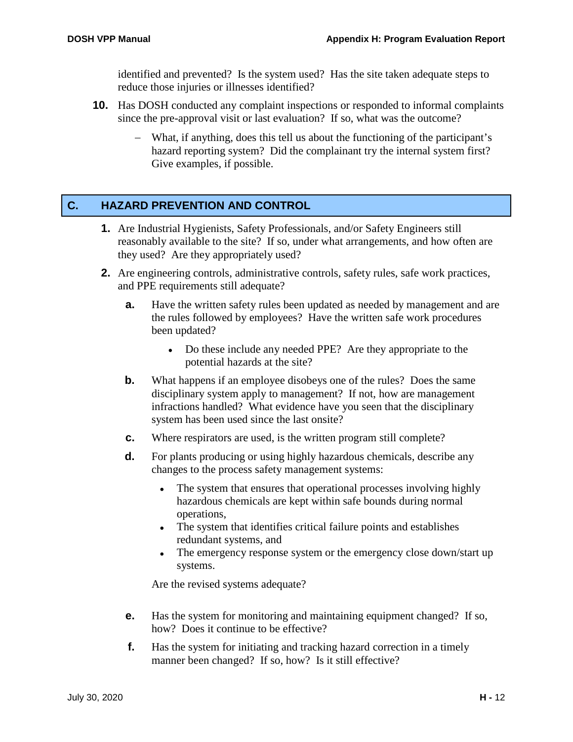identified and prevented? Is the system used? Has the site taken adequate steps to reduce those injuries or illnesses identified?

**10.** Has DOSH conducted any complaint inspections or responded to informal complaints since the pre-approval visit or last evaluation? If so, what was the outcome?

- What, if anything, does this tell us about the functioning of the participant's hazard reporting system? Did the complainant try the internal system first? Give examples, if possible.

## C. HAZARD PREVENTION AND CONTROL

**1.** Are Industrial Hygienists, Safety Professionals, and/or Safety Engineers still reasonably available to the site? If so, under what arrangements, and how often are they used? Are they appropriately used?

**2.** Are engineering controls, administrative controls, safety rules, safe work practices, and PPE requirements still adequate?

**a.** Have the written safety rules been updated as needed by management and are the rules followed by employees? Have the written safe work procedures been updated?

- Do these include any needed PPE? Are they appropriate to the potential hazards at the site?

**b.** What happens if an employee disobeys one of the rules? Does the same disciplinary system apply to management? If not, how are management infractions handled? What evidence have you seen that the disciplinary system has been used since the last onsite?

**c.** Where respirators are used, is the written program still complete?

**d.** For plants producing or using highly hazardous chemicals, describe any changes to the process safety management systems:

- The system that ensures that operational processes involving highly hazardous chemicals are kept within safe bounds during normal operations,
- The system that identifies critical failure points and establishes redundant systems, and
- The emergency response system or the emergency close down/start up systems.

Are the revised systems adequate?

**e.** Has the system for monitoring and maintaining equipment changed? If so, how? Does it continue to be effective?

**f.** Has the system for initiating and tracking hazard correction in a timely manner been changed? If so, how? Is it still effective?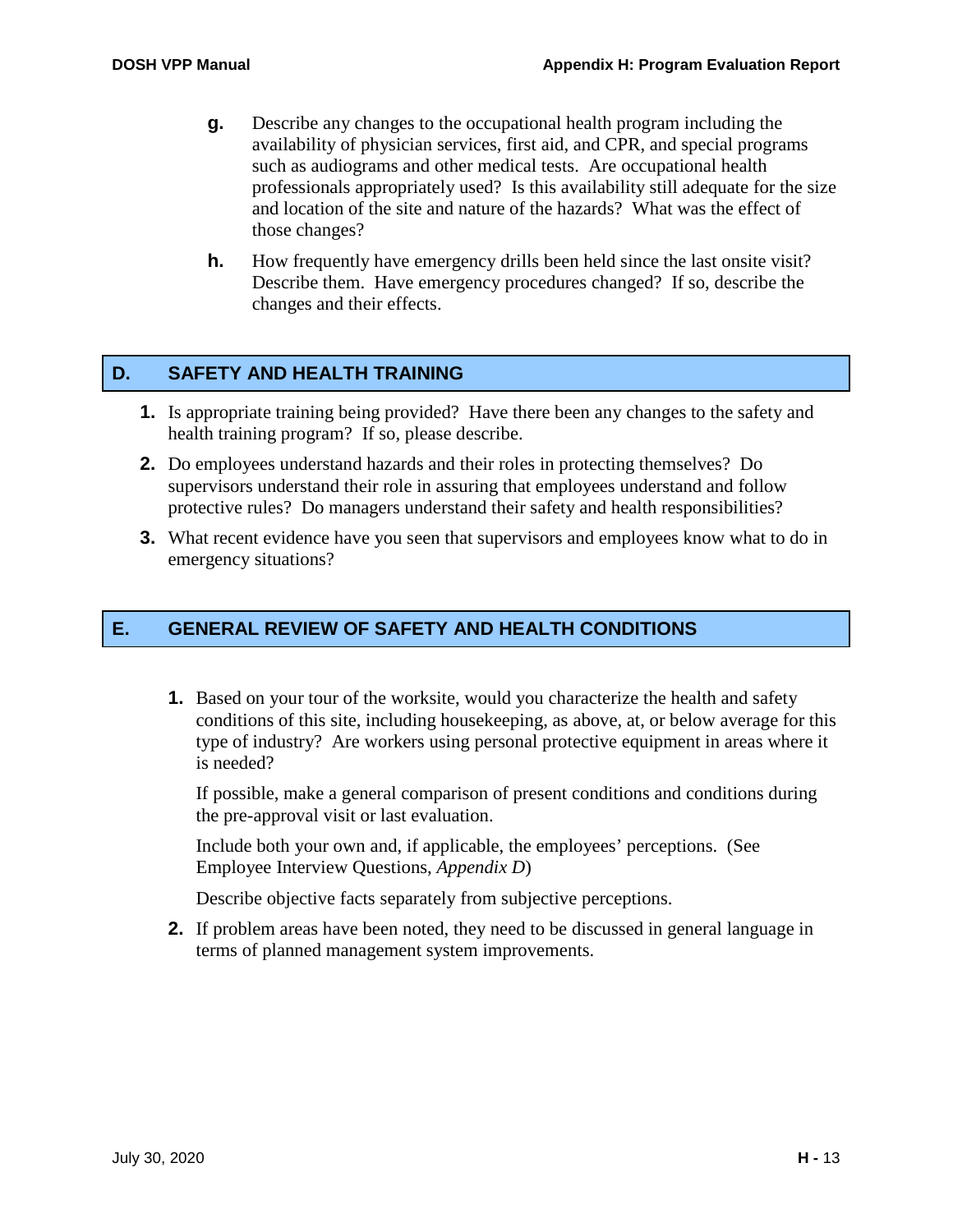**g.** Describe any changes to the occupational health program including the availability of physician services, first aid, and CPR, and special programs such as audiograms and other medical tests. Are occupational health professionals appropriately used? Is this availability still adequate for the size and location of the site and nature of the hazards? What was the effect of those changes?

**h.** How frequently have emergency drills been held since the last onsite visit? Describe them. Have emergency procedures changed? If so, describe the changes and their effects.

## D. SAFETY AND HEALTH TRAINING

1. Is appropriate training being provided? Have there been any changes to the safety and health training program? If so, please describe.
2. Do employees understand hazards and their roles in protecting themselves? Do supervisors understand their role in assuring that employees understand and follow protective rules? Do managers understand their safety and health responsibilities?
3. What recent evidence have you seen that supervisors and employees know what to do in emergency situations?

## E. GENERAL REVIEW OF SAFETY AND HEALTH CONDITIONS

1. Based on your tour of the worksite, would you characterize the health and safety conditions of this site, including housekeeping, as above, at, or below average for this type of industry? Are workers using personal protective equipment in areas where it is needed?

   If possible, make a general comparison of present conditions and conditions during the pre-approval visit or last evaluation.

   Include both your own and, if applicable, the employees' perceptions. (See Employee Interview Questions, *Appendix D*)

   Describe objective facts separately from subjective perceptions.

2. If problem areas have been noted, they need to be discussed in general language in terms of planned management system improvements.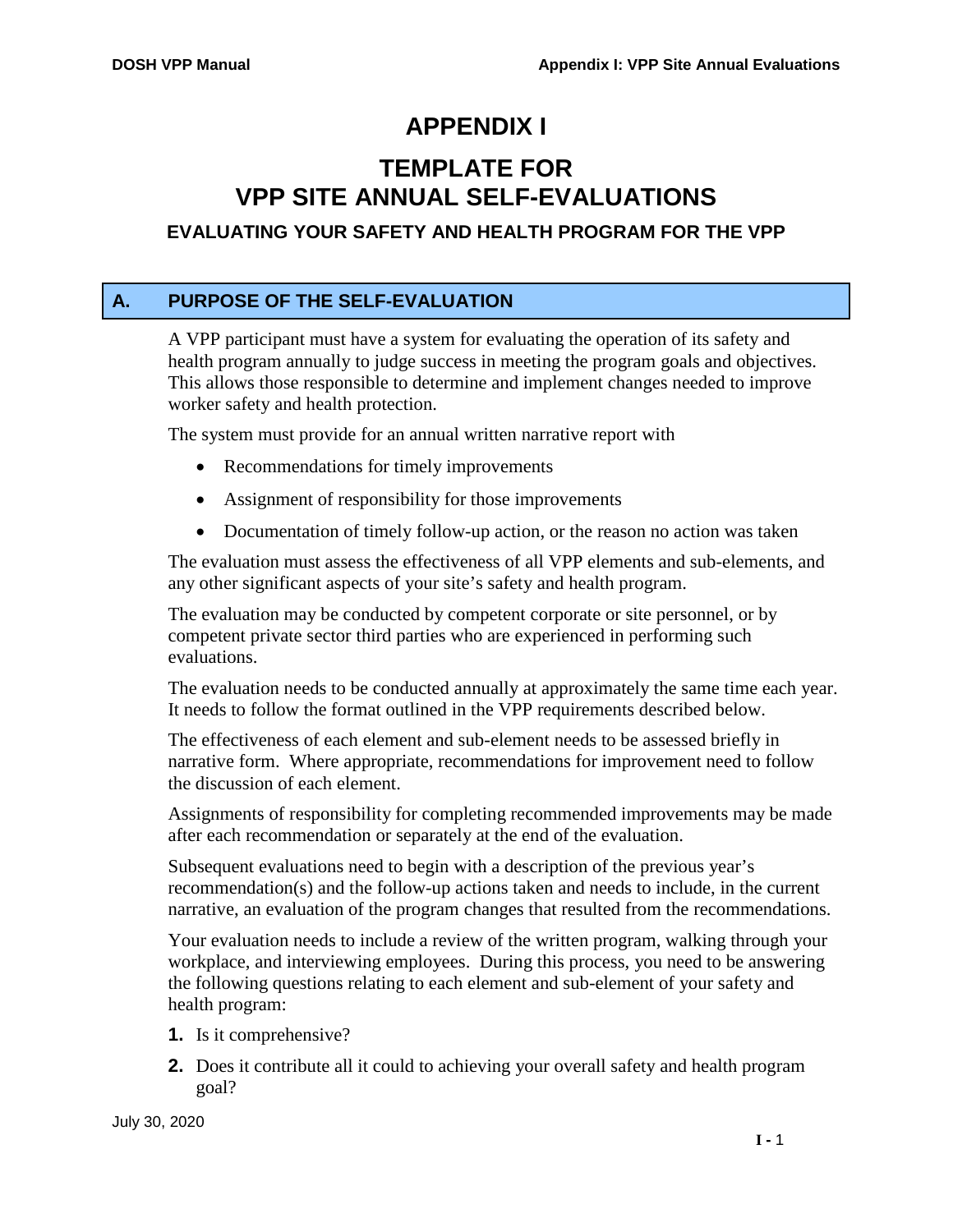# APPENDIX I

# TEMPLATE FOR VPP SITE ANNUAL SELF-EVALUATIONS

### EVALUATING YOUR SAFETY AND HEALTH PROGRAM FOR THE VPP

## A. PURPOSE OF THE SELF-EVALUATION

A VPP participant must have a system for evaluating the operation of its safety and health program annually to judge success in meeting the program goals and objectives. This allows those responsible to determine and implement changes needed to improve worker safety and health protection.

The system must provide for an annual written narrative report with

- Recommendations for timely improvements
- Assignment of responsibility for those improvements
- Documentation of timely follow-up action, or the reason no action was taken

The evaluation must assess the effectiveness of all VPP elements and sub-elements, and any other significant aspects of your site's safety and health program.

The evaluation may be conducted by competent corporate or site personnel, or by competent private sector third parties who are experienced in performing such evaluations.

The evaluation needs to be conducted annually at approximately the same time each year. It needs to follow the format outlined in the VPP requirements described below.

The effectiveness of each element and sub-element needs to be assessed briefly in narrative form. Where appropriate, recommendations for improvement need to follow the discussion of each element.

Assignments of responsibility for completing recommended improvements may be made after each recommendation or separately at the end of the evaluation.

Subsequent evaluations need to begin with a description of the previous year's recommendation(s) and the follow-up actions taken and needs to include, in the current narrative, an evaluation of the program changes that resulted from the recommendations.

Your evaluation needs to include a review of the written program, walking through your workplace, and interviewing employees. During this process, you need to be answering the following questions relating to each element and sub-element of your safety and health program:

1. Is it comprehensive?
2. Does it contribute all it could to achieving your overall safety and health program goal?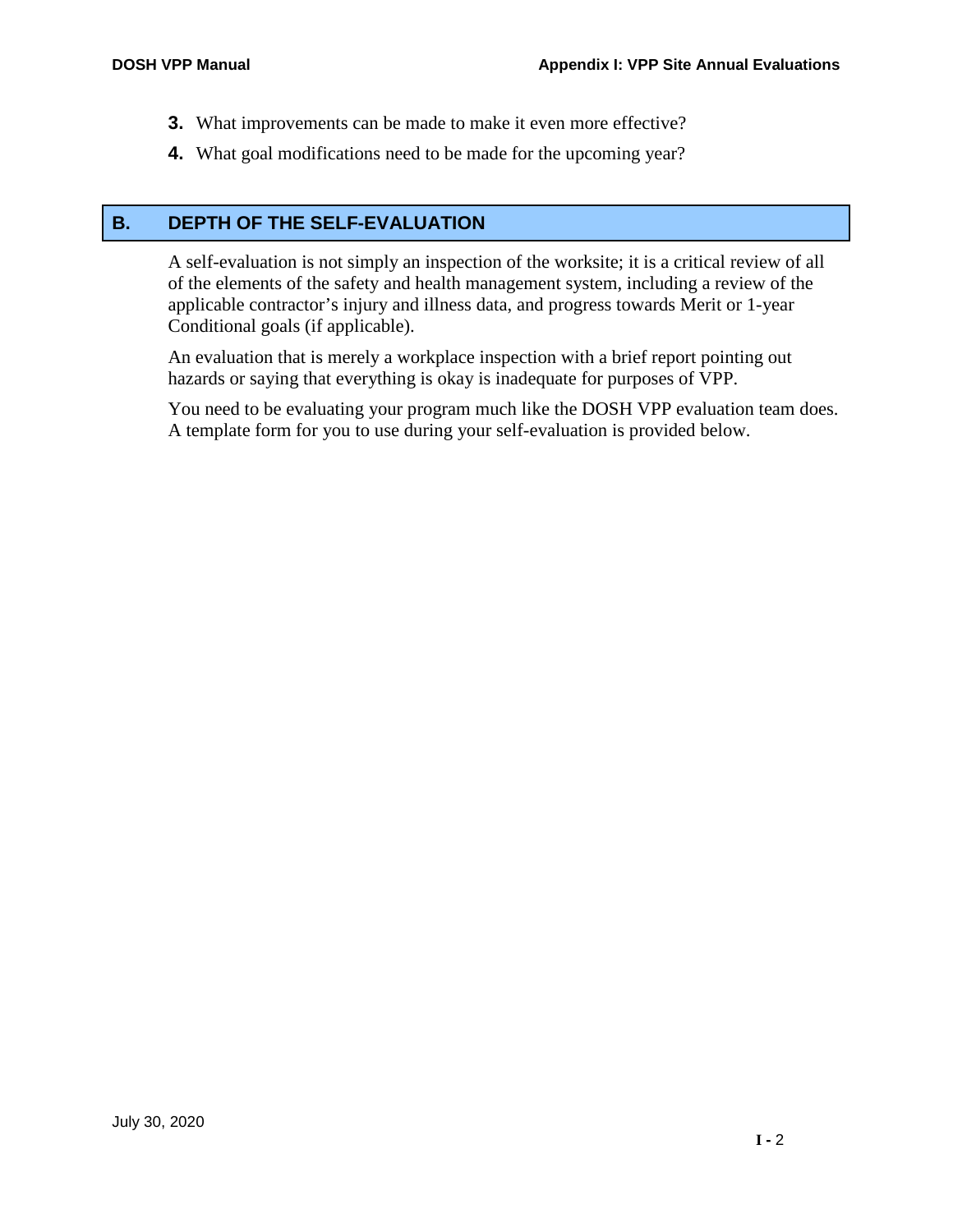3. What improvements can be made to make it even more effective?
4. What goal modifications need to be made for the upcoming year?

## B. DEPTH OF THE SELF-EVALUATION

A self-evaluation is not simply an inspection of the worksite; it is a critical review of all of the elements of the safety and health management system, including a review of the applicable contractor's injury and illness data, and progress towards Merit or 1-year Conditional goals (if applicable).

An evaluation that is merely a workplace inspection with a brief report pointing out hazards or saying that everything is okay is inadequate for purposes of VPP.

You need to be evaluating your program much like the DOSH VPP evaluation team does. A template form for you to use during your self-evaluation is provided below.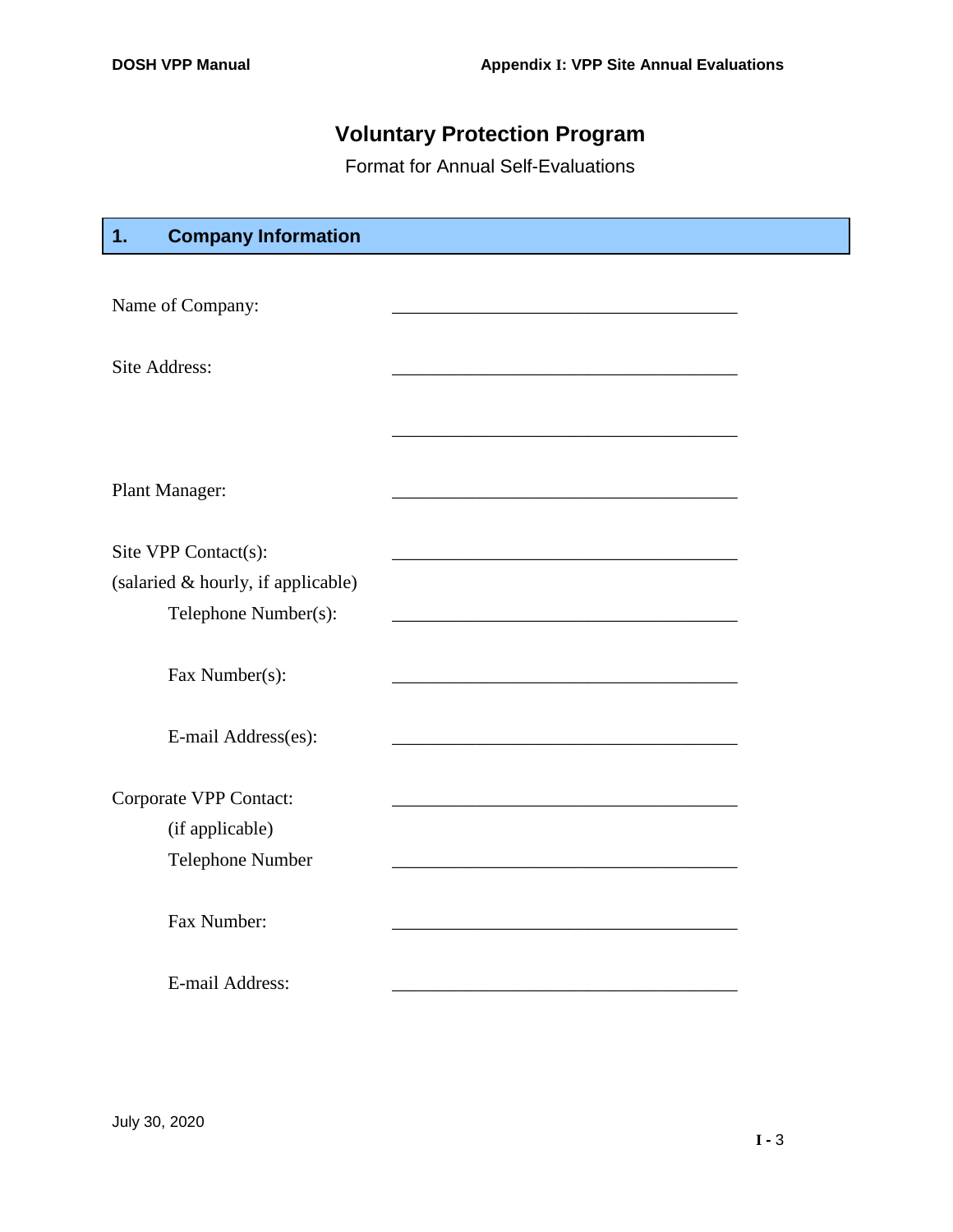# Voluntary Protection Program

Format for Annual Self-Evaluations

## 1. Company Information

Name of Company: ______________________________________

Site Address: ______________________________________

______________________________________

Plant Manager: ______________________________________

Site VPP Contact(s): ______________________________________

(salaried & hourly, if applicable)

Telephone Number(s): ______________________________________

Fax Number(s): ______________________________________

E-mail Address(es): ______________________________________

Corporate VPP Contact: ______________________________________

(if applicable)

Telephone Number ______________________________________

Fax Number: ______________________________________

E-mail Address: ______________________________________

July 30, 2020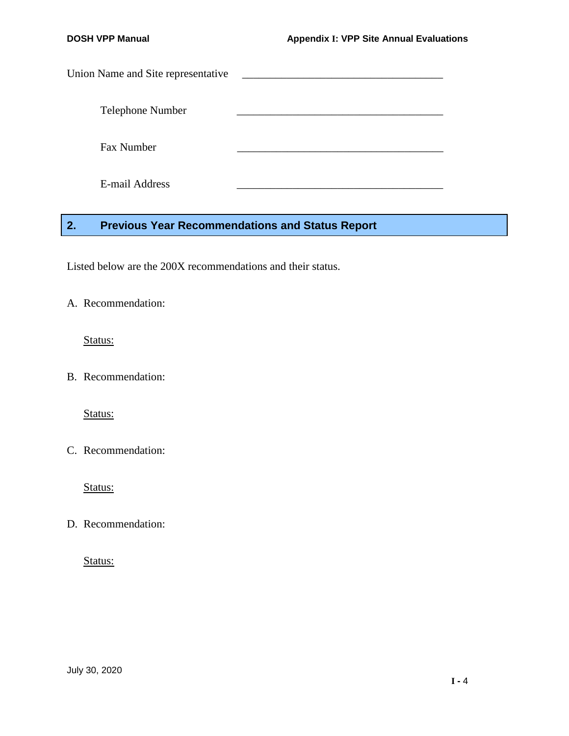Union Name and Site representative ____________________________________

Telephone Number ____________________________________

Fax Number ____________________________________

E-mail Address ____________________________________

## 2. Previous Year Recommendations and Status Report

Listed below are the 200X recommendations and their status.

A. Recommendation:

Status:

B. Recommendation:

Status:

C. Recommendation:

Status:

D. Recommendation:

Status: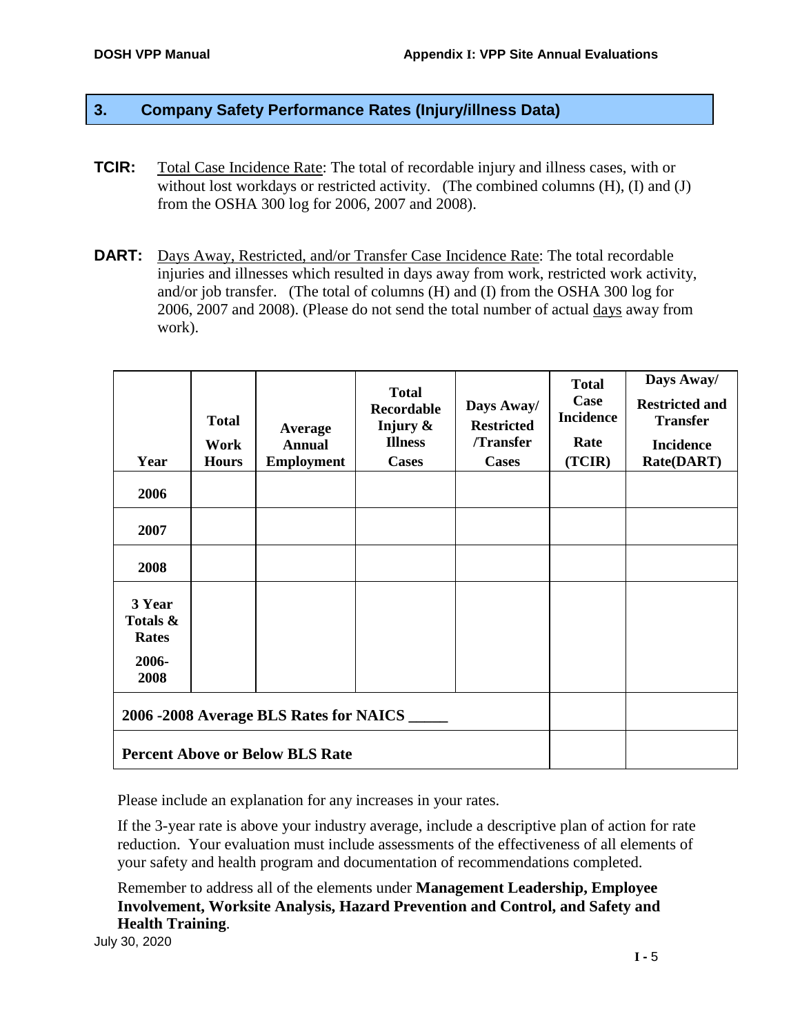## 3. Company Safety Performance Rates (Injury/illness Data)

**TCIR:** Total Case Incidence Rate: The total of recordable injury and illness cases, with or without lost workdays or restricted activity. (The combined columns (H), (I) and (J) from the OSHA 300 log for 2006, 2007 and 2008).

**DART:** Days Away, Restricted, and/or Transfer Case Incidence Rate: The total recordable injuries and illnesses which resulted in days away from work, restricted work activity, and/or job transfer. (The total of columns (H) and (I) from the OSHA 300 log for 2006, 2007 and 2008). (Please do not send the total number of actual days away from work).

| Year | Total Work Hours | Average Annual Employment | Total Recordable Injury & Illness Cases | Days Away/ Restricted /Transfer Cases | Total Case Incidence Rate (TCIR) | Days Away/ Restricted and Transfer Incidence Rate(DART) |
|---|---|---|---|---|---|---|
| 2006 | | | | | | |
| 2007 | | | | | | |
| 2008 | | | | | | |
| 3 Year Totals & Rates 2006-2008 | | | | | | |
| 2006 -2008 Average BLS Rates for NAICS _____ | | | | | | |
| Percent Above or Below BLS Rate | | | | | | |

Please include an explanation for any increases in your rates.

If the 3-year rate is above your industry average, include a descriptive plan of action for rate reduction. Your evaluation must include assessments of the effectiveness of all elements of your safety and health program and documentation of recommendations completed.

Remember to address all of the elements under **Management Leadership, Employee Involvement, Worksite Analysis, Hazard Prevention and Control, and Safety and Health Training**.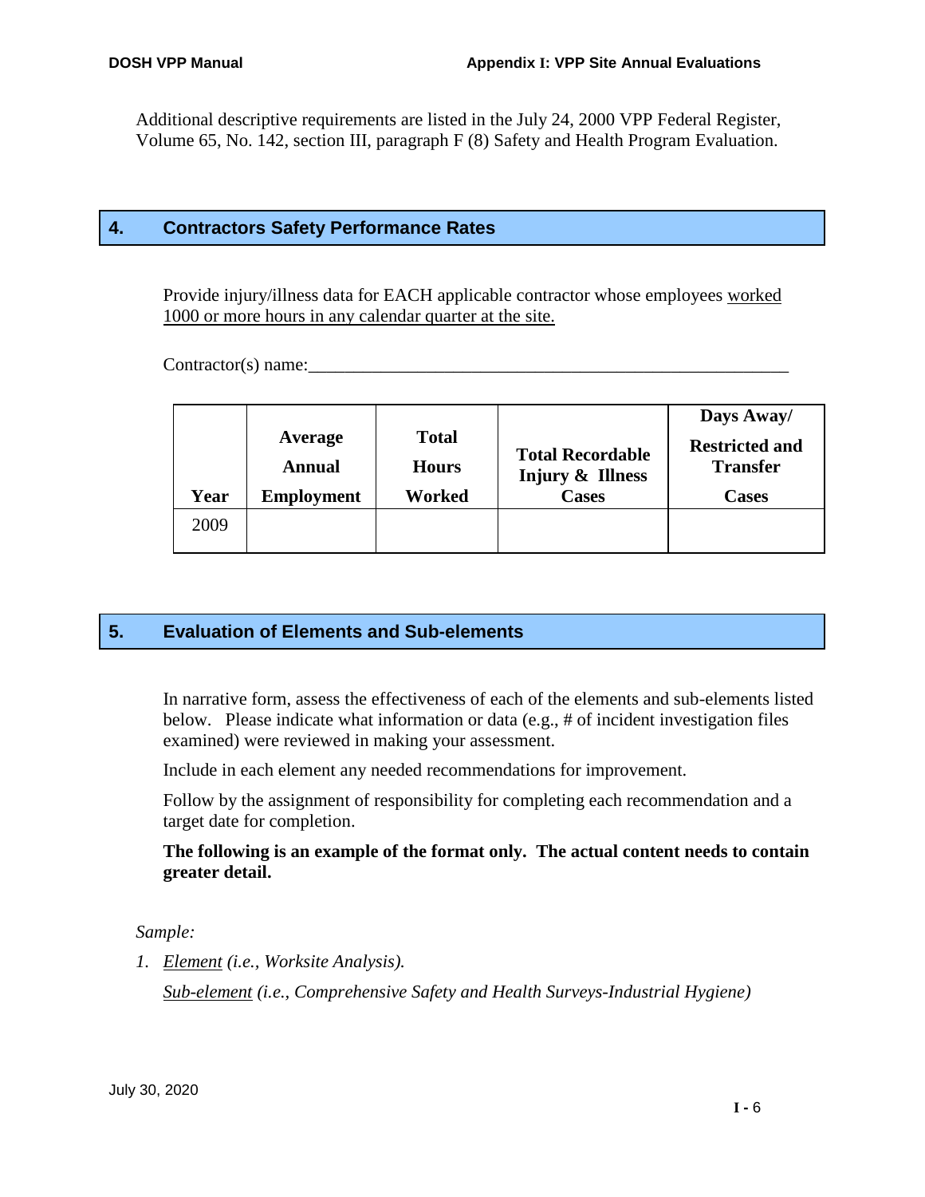Additional descriptive requirements are listed in the July 24, 2000 VPP Federal Register, Volume 65, No. 142, section III, paragraph F (8) Safety and Health Program Evaluation.

## 4. Contractors Safety Performance Rates

Provide injury/illness data for EACH applicable contractor whose employees worked 1000 or more hours in any calendar quarter at the site.

Contractor(s) name:_______________________________________________________

| Year | Average Annual Employment | Total Hours Worked | Total Recordable Injury & Illness Cases | Days Away/ Restricted and Transfer Cases |
|---|---|---|---|---|
| 2009 | | | | |

## 5. Evaluation of Elements and Sub-elements

In narrative form, assess the effectiveness of each of the elements and sub-elements listed below. Please indicate what information or data (e.g., # of incident investigation files examined) were reviewed in making your assessment.

Include in each element any needed recommendations for improvement.

Follow by the assignment of responsibility for completing each recommendation and a target date for completion.

**The following is an example of the format only. The actual content needs to contain greater detail.**

*Sample:*

1. Element *(i.e., Worksite Analysis).*

   Sub-element *(i.e., Comprehensive Safety and Health Surveys-Industrial Hygiene)*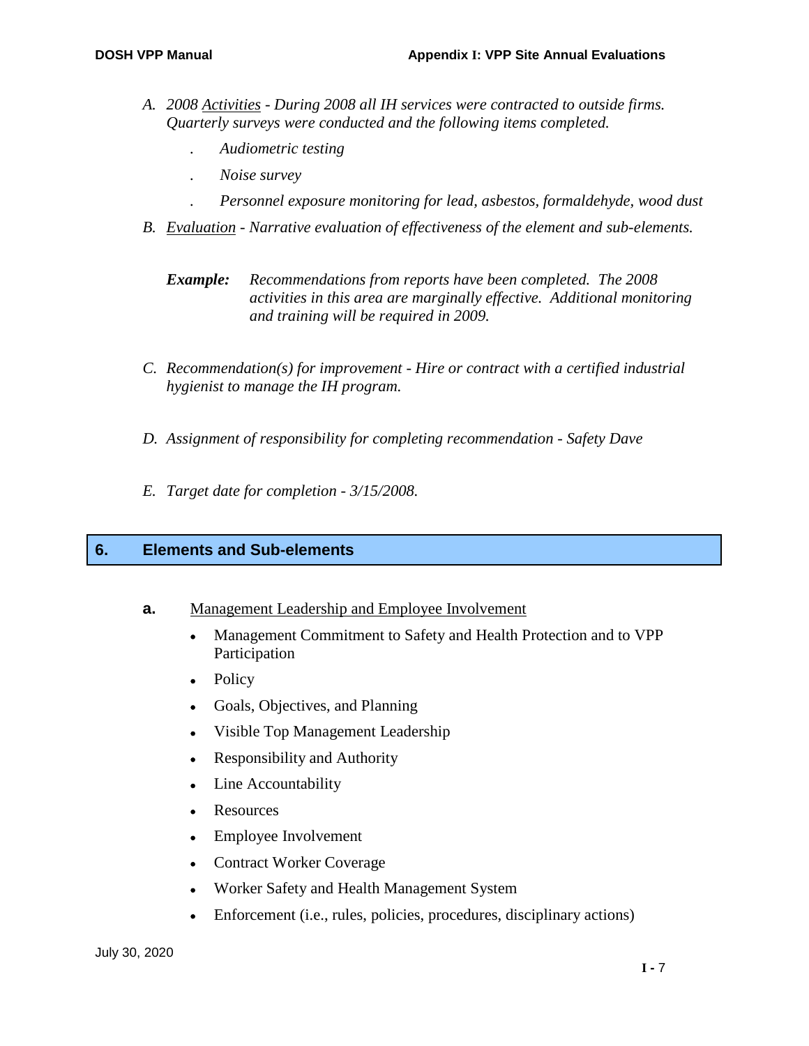A. *2008 Activities - During 2008 all IH services were contracted to outside firms. Quarterly surveys were conducted and the following items completed.*

   . *Audiometric testing*

   . *Noise survey*

   . *Personnel exposure monitoring for lead, asbestos, formaldehyde, wood dust*

B. *Evaluation - Narrative evaluation of effectiveness of the element and sub-elements.*

   ***Example:*** *Recommendations from reports have been completed. The 2008 activities in this area are marginally effective. Additional monitoring and training will be required in 2009.*

C. *Recommendation(s) for improvement - Hire or contract with a certified industrial hygienist to manage the IH program.*

D. *Assignment of responsibility for completing recommendation - Safety Dave*

E. *Target date for completion - 3/15/2008.*

## 6. Elements and Sub-elements

**a.** Management Leadership and Employee Involvement

- Management Commitment to Safety and Health Protection and to VPP Participation
- Policy
- Goals, Objectives, and Planning
- Visible Top Management Leadership
- Responsibility and Authority
- Line Accountability
- Resources
- Employee Involvement
- Contract Worker Coverage
- Worker Safety and Health Management System
- Enforcement (i.e., rules, policies, procedures, disciplinary actions)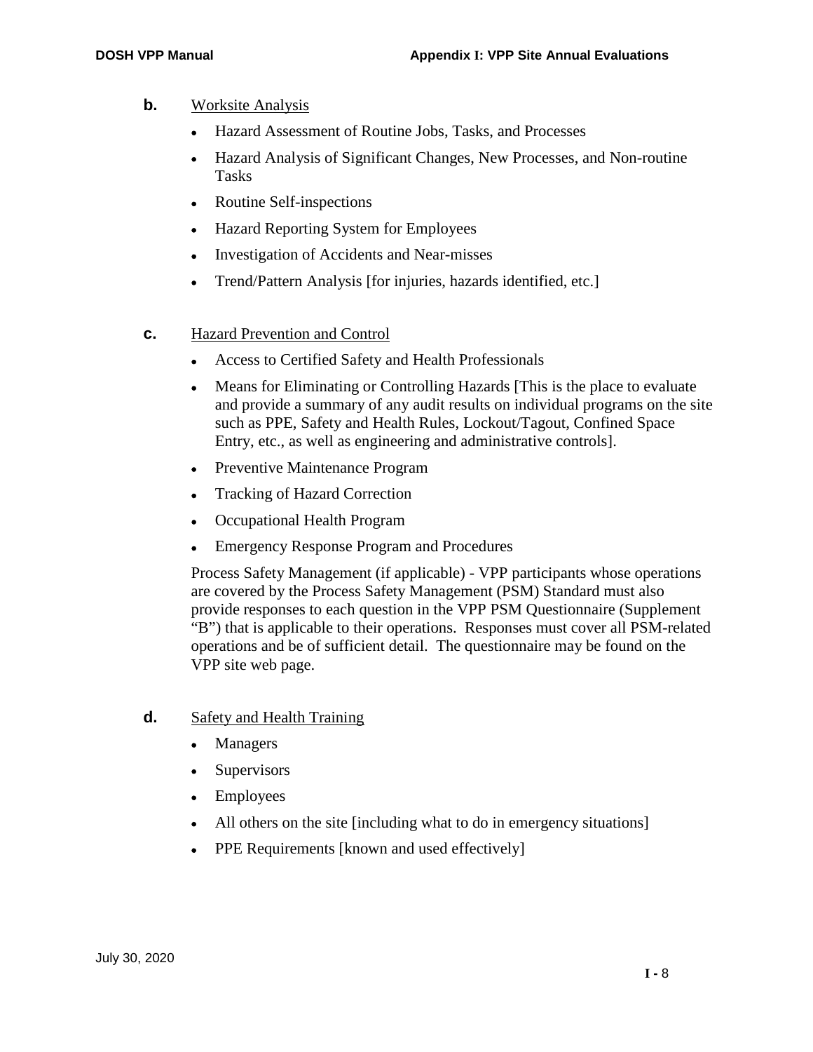**b.** Worksite Analysis

- Hazard Assessment of Routine Jobs, Tasks, and Processes
- Hazard Analysis of Significant Changes, New Processes, and Non-routine Tasks
- Routine Self-inspections
- Hazard Reporting System for Employees
- Investigation of Accidents and Near-misses
- Trend/Pattern Analysis [for injuries, hazards identified, etc.]

**c.** Hazard Prevention and Control

- Access to Certified Safety and Health Professionals
- Means for Eliminating or Controlling Hazards [This is the place to evaluate and provide a summary of any audit results on individual programs on the site such as PPE, Safety and Health Rules, Lockout/Tagout, Confined Space Entry, etc., as well as engineering and administrative controls].
- Preventive Maintenance Program
- Tracking of Hazard Correction
- Occupational Health Program
- Emergency Response Program and Procedures

Process Safety Management (if applicable) - VPP participants whose operations are covered by the Process Safety Management (PSM) Standard must also provide responses to each question in the VPP PSM Questionnaire (Supplement "B") that is applicable to their operations. Responses must cover all PSM-related operations and be of sufficient detail. The questionnaire may be found on the VPP site web page.

**d.** Safety and Health Training

- Managers
- Supervisors
- Employees
- All others on the site [including what to do in emergency situations]
- PPE Requirements [known and used effectively]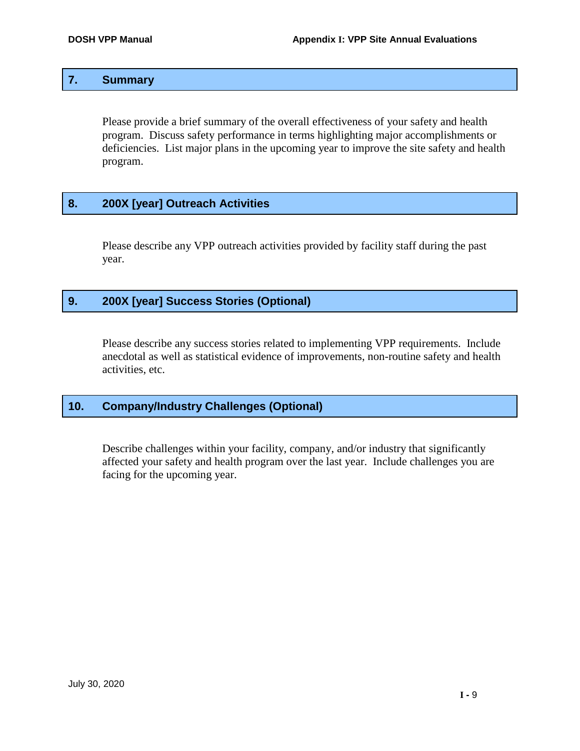## 7. Summary

Please provide a brief summary of the overall effectiveness of your safety and health program. Discuss safety performance in terms highlighting major accomplishments or deficiencies. List major plans in the upcoming year to improve the site safety and health program.

## 8. 200X [year] Outreach Activities

Please describe any VPP outreach activities provided by facility staff during the past year.

## 9. 200X [year] Success Stories (Optional)

Please describe any success stories related to implementing VPP requirements. Include anecdotal as well as statistical evidence of improvements, non-routine safety and health activities, etc.

## 10. Company/Industry Challenges (Optional)

Describe challenges within your facility, company, and/or industry that significantly affected your safety and health program over the last year. Include challenges you are facing for the upcoming year.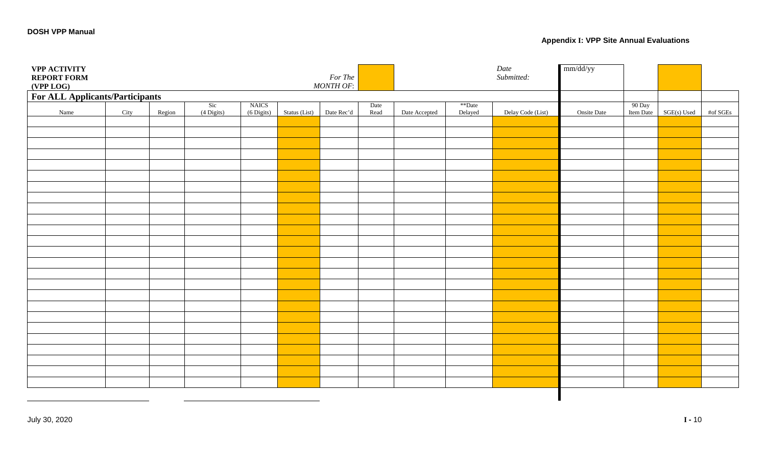**VPP ACTIVITY REPORT FORM (VPP LOG)**

*For The MONTH OF:*

*Date Submitted:* mm/dd/yy

**For ALL Applicants/Participants**

| Name | City | Region | Sic (4 Digits) | NAICS (6 Digits) | Status (List) | Date Rec'd | Date Read | Date Accepted | **Date Delayed | Delay Code (List) | Onsite Date | 90 Day Item Date | SGE(s) Used | #of SGEs |
|---|---|---|---|---|---|---|---|---|---|---|---|---|---|---|
| | | | | | | | | | | | | | | |
| | | | | | | | | | | | | | | |
| | | | | | | | | | | | | | | |
| | | | | | | | | | | | | | | |
| | | | | | | | | | | | | | | |
| | | | | | | | | | | | | | | |
| | | | | | | | | | | | | | | |
| | | | | | | | | | | | | | | |
| | | | | | | | | | | | | | | |
| | | | | | | | | | | | | | | |
| | | | | | | | | | | | | | | |
| | | | | | | | | | | | | | | |
| | | | | | | | | | | | | | | |
| | | | | | | | | | | | | | | |
| | | | | | | | | | | | | | | |
| | | | | | | | | | | | | | | |
| | | | | | | | | | | | | | | |
| | | | | | | | | | | | | | | |
| | | | | | | | | | | | | | | |
| | | | | | | | | | | | | | | |
| | | | | | | | | | | | | | | |
| | | | | | | | | | | | | | | |
| | | | | | | | | | | | | | | |
| | | | | | | | | | | | | | | |
| | | | | | | | | | | | | | | |